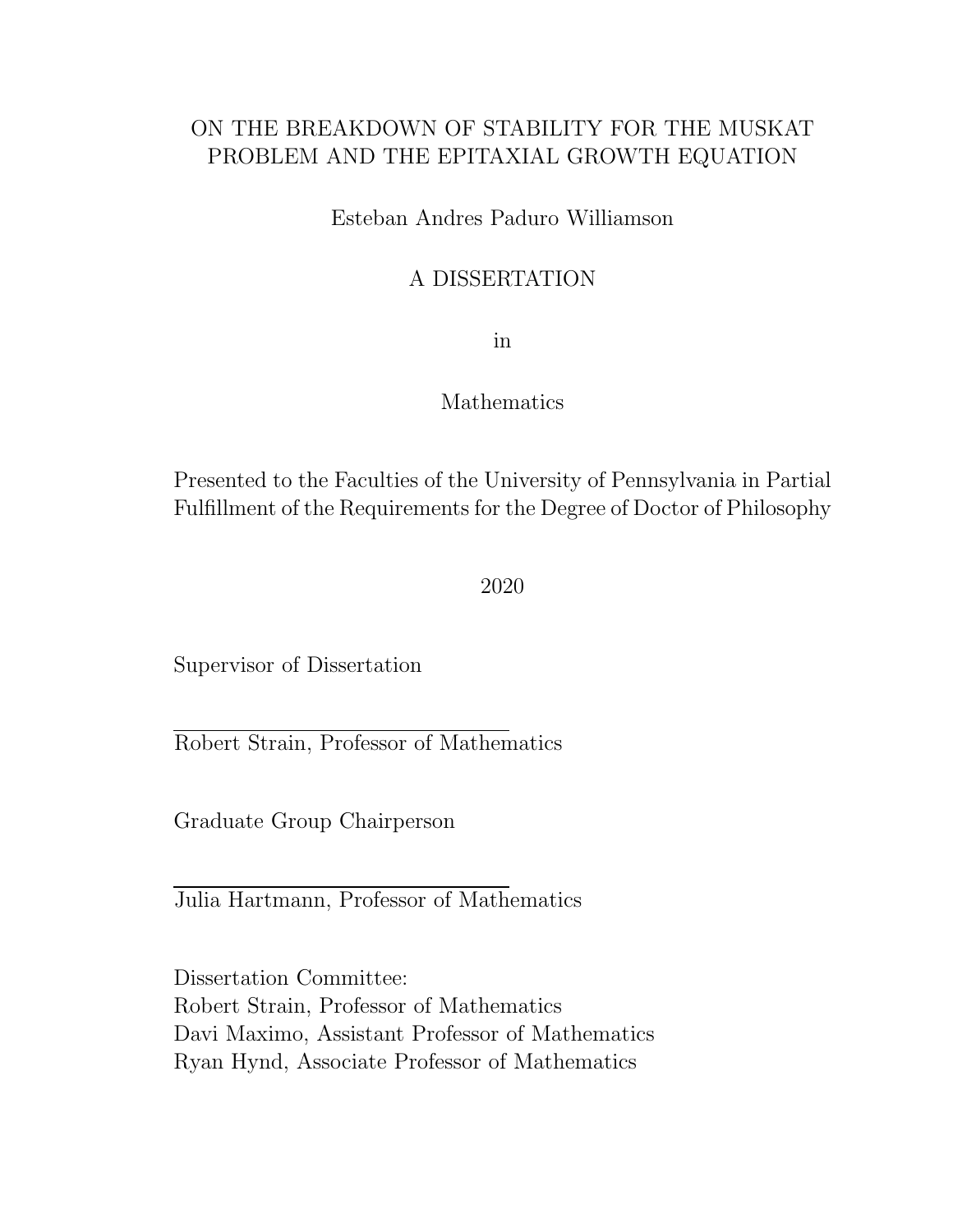# ON THE BREAKDOWN OF STABILITY FOR THE MUSKAT PROBLEM AND THE EPITAXIAL GROWTH EQUATION

Esteban Andres Paduro Williamson

A DISSERTATION

in

Mathematics

Presented to the Faculties of the University of Pennsylvania in Partial Fulfillment of the Requirements for the Degree of Doctor of Philosophy

2020

Supervisor of Dissertation

Robert Strain, Professor of Mathematics

Graduate Group Chairperson

Julia Hartmann, Professor of Mathematics

Dissertation Committee:
Robert Strain, Professor of Mathematics
Davi Maximo, Assistant Professor of Mathematics
Ryan Hynd, Associate Professor of Mathematics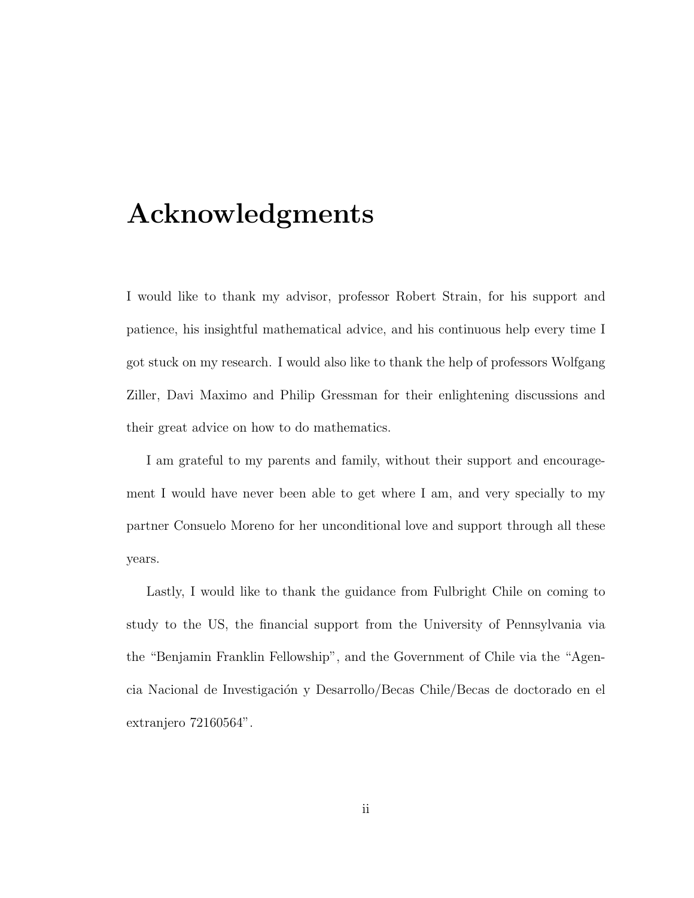# Acknowledgments

I would like to thank my advisor, professor Robert Strain, for his support and patience, his insightful mathematical advice, and his continuous help every time I got stuck on my research. I would also like to thank the help of professors Wolfgang Ziller, Davi Maximo and Philip Gressman for their enlightening discussions and their great advice on how to do mathematics.

I am grateful to my parents and family, without their support and encouragement I would have never been able to get where I am, and very specially to my partner Consuelo Moreno for her unconditional love and support through all these years.

Lastly, I would like to thank the guidance from Fulbright Chile on coming to study to the US, the financial support from the University of Pennsylvania via the "Benjamin Franklin Fellowship", and the Government of Chile via the "Agencia Nacional de Investigación y Desarrollo/Becas Chile/Becas de doctorado en el extranjero 72160564".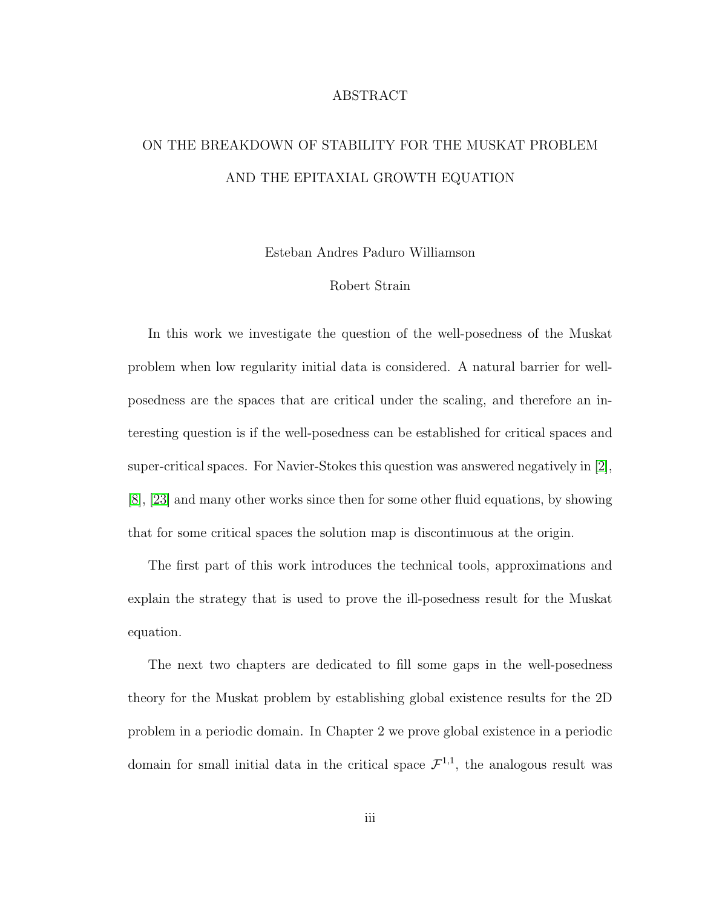# ABSTRACT

## ON THE BREAKDOWN OF STABILITY FOR THE MUSKAT PROBLEM AND THE EPITAXIAL GROWTH EQUATION

Esteban Andres Paduro Williamson

Robert Strain

In this work we investigate the question of the well-posedness of the Muskat problem when low regularity initial data is considered. A natural barrier for well-posedness are the spaces that are critical under the scaling, and therefore an interesting question is if the well-posedness can be established for critical spaces and super-critical spaces. For Navier-Stokes this question was answered negatively in [2], [8], [23] and many other works since then for some other fluid equations, by showing that for some critical spaces the solution map is discontinuous at the origin.

The first part of this work introduces the technical tools, approximations and explain the strategy that is used to prove the ill-posedness result for the Muskat equation.

The next two chapters are dedicated to fill some gaps in the well-posedness theory for the Muskat problem by establishing global existence results for the 2D problem in a periodic domain. In Chapter 2 we prove global existence in a periodic domain for small initial data in the critical space $\mathcal{F}^{1,1}$, the analogous result was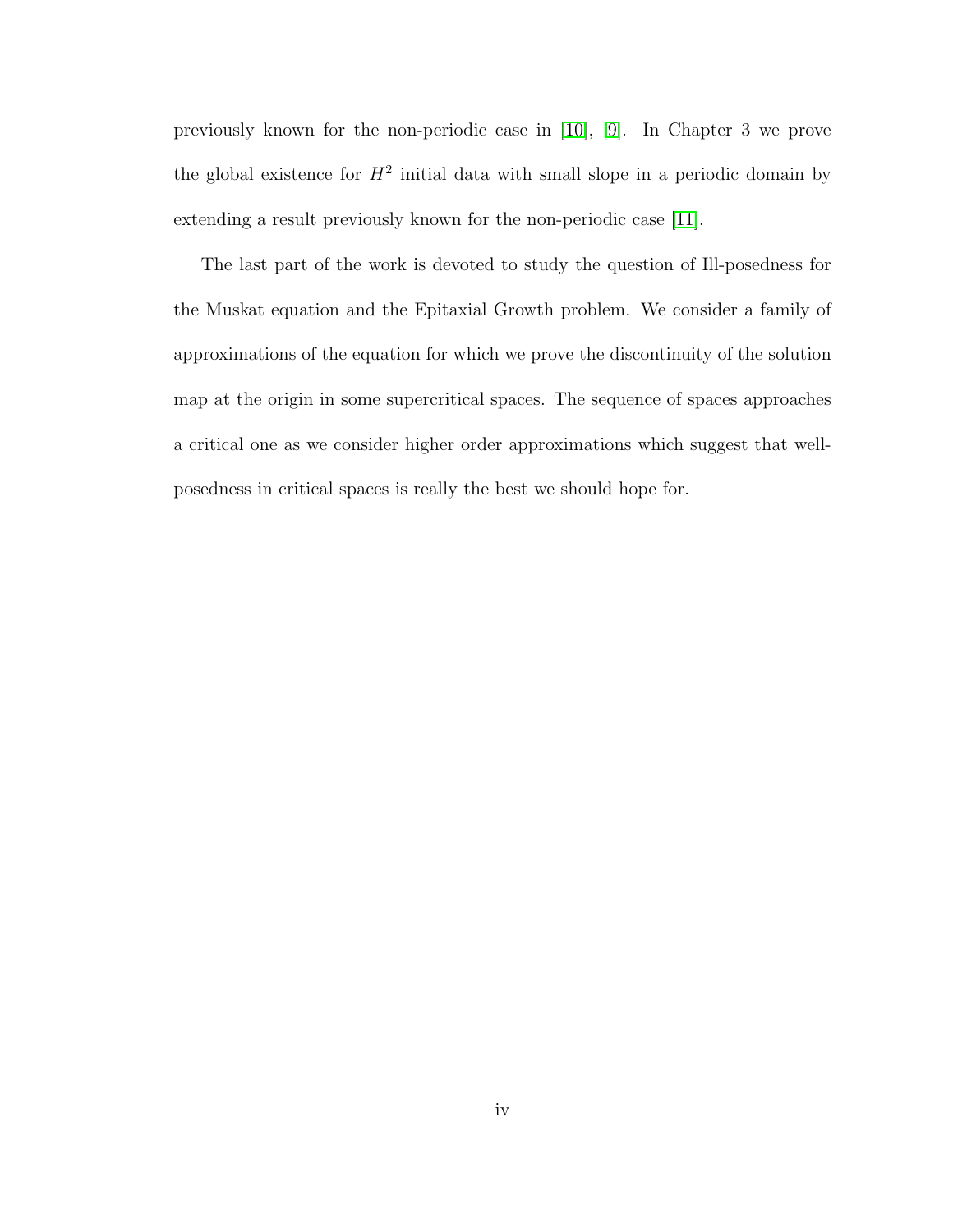previously known for the non-periodic case in [10], [9]. In Chapter 3 we prove the global existence for $H^2$ initial data with small slope in a periodic domain by extending a result previously known for the non-periodic case [11].

The last part of the work is devoted to study the question of Ill-posedness for the Muskat equation and the Epitaxial Growth problem. We consider a family of approximations of the equation for which we prove the discontinuity of the solution map at the origin in some supercritical spaces. The sequence of spaces approaches a critical one as we consider higher order approximations which suggest that well-posedness in critical spaces is really the best we should hope for.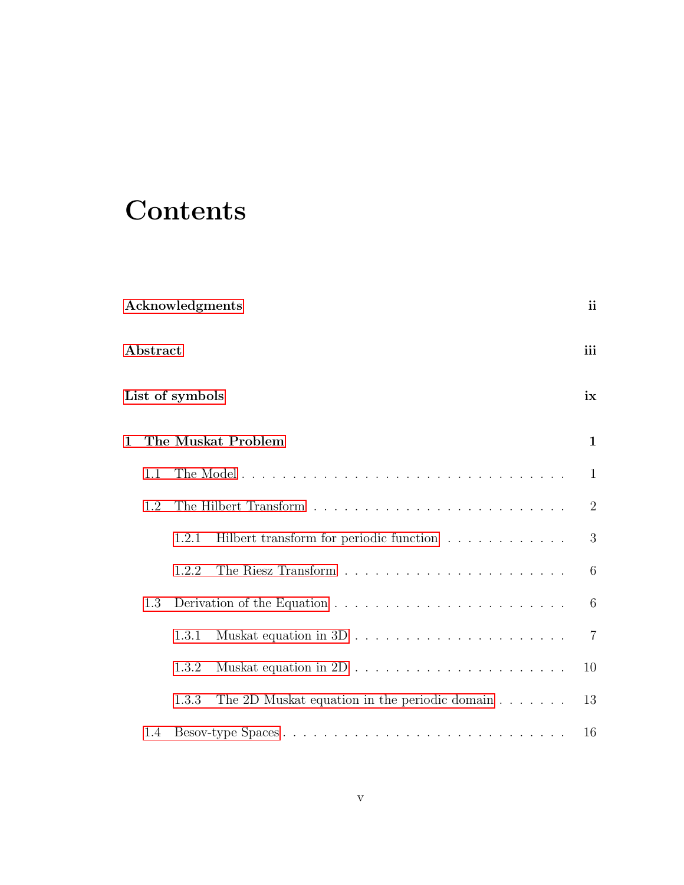# Contents

**Acknowledgments** **ii**

**Abstract** **iii**

**List of symbols** **ix**

**1 The Muskat Problem** **1**

1.1 The Model . . . . . . . . . . . . . . . . . . . . . . . . . . . . . . . 1

1.2 The Hilbert Transform . . . . . . . . . . . . . . . . . . . . . . . . . 2

1.2.1 Hilbert transform for periodic function . . . . . . . . . . . . 3

1.2.2 The Riesz Transform . . . . . . . . . . . . . . . . . . . . . . 6

1.3 Derivation of the Equation . . . . . . . . . . . . . . . . . . . . . . . 6

1.3.1 Muskat equation in 3D . . . . . . . . . . . . . . . . . . . . . 7

1.3.2 Muskat equation in 2D . . . . . . . . . . . . . . . . . . . . . 10

1.3.3 The 2D Muskat equation in the periodic domain . . . . . . . 13

1.4 Besov-type Spaces . . . . . . . . . . . . . . . . . . . . . . . . . . . . 16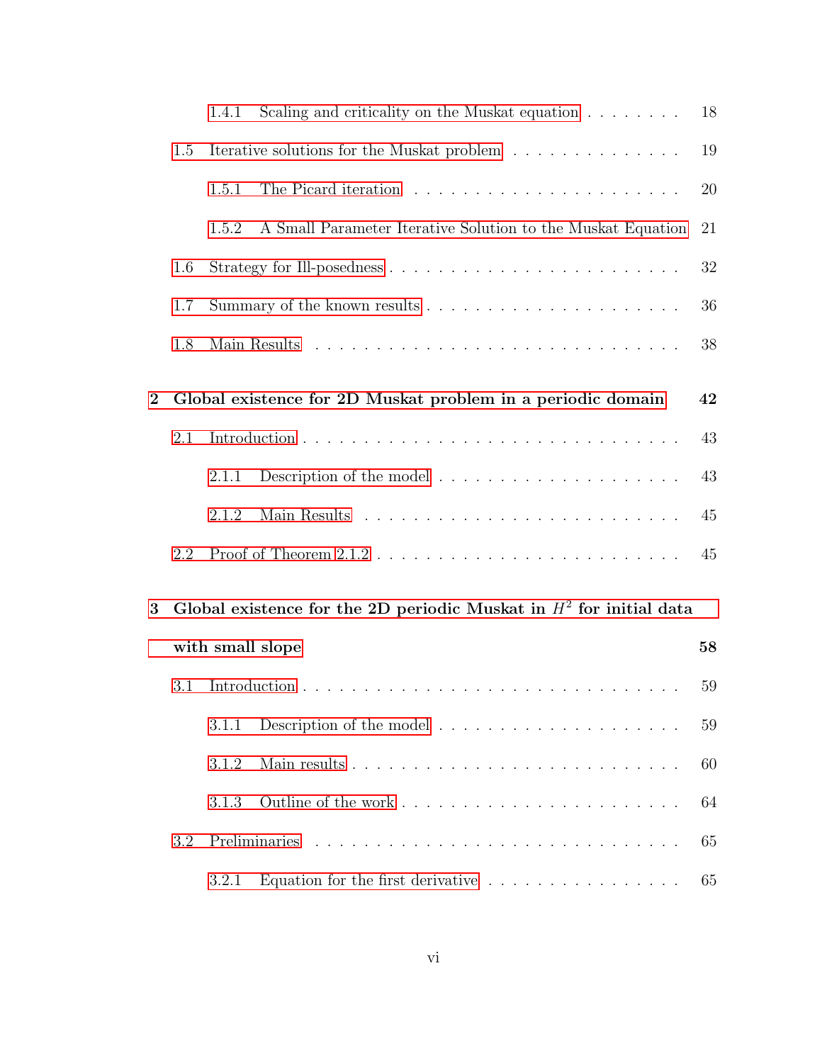- 1.4.1 Scaling and criticality on the Muskat equation . . . . . . . . 18
- 1.5 Iterative solutions for the Muskat problem . . . . . . . . . . . . . . 19
  - 1.5.1 The Picard iteration . . . . . . . . . . . . . . . . . . . . . . 20
  - 1.5.2 A Small Parameter Iterative Solution to the Muskat Equation 21
- 1.6 Strategy for Ill-posedness . . . . . . . . . . . . . . . . . . . . . . . 32
- 1.7 Summary of the known results . . . . . . . . . . . . . . . . . . . . 36
- 1.8 Main Results . . . . . . . . . . . . . . . . . . . . . . . . . . . . . 38

**2 Global existence for 2D Muskat problem in a periodic domain 42**

- 2.1 Introduction . . . . . . . . . . . . . . . . . . . . . . . . . . . . . 43
  - 2.1.1 Description of the model . . . . . . . . . . . . . . . . . . . . 43
  - 2.1.2 Main Results . . . . . . . . . . . . . . . . . . . . . . . . . . 45
- 2.2 Proof of Theorem 2.1.2 . . . . . . . . . . . . . . . . . . . . . . . . 45

**3 Global existence for the 2D periodic Muskat in $H^2$ for initial data with small slope 58**

- 3.1 Introduction . . . . . . . . . . . . . . . . . . . . . . . . . . . . . 59
  - 3.1.1 Description of the model . . . . . . . . . . . . . . . . . . . . 59
  - 3.1.2 Main results . . . . . . . . . . . . . . . . . . . . . . . . . . . 60
  - 3.1.3 Outline of the work . . . . . . . . . . . . . . . . . . . . . . . 64
- 3.2 Preliminaries . . . . . . . . . . . . . . . . . . . . . . . . . . . . . 65
  - 3.2.1 Equation for the first derivative . . . . . . . . . . . . . . . . 65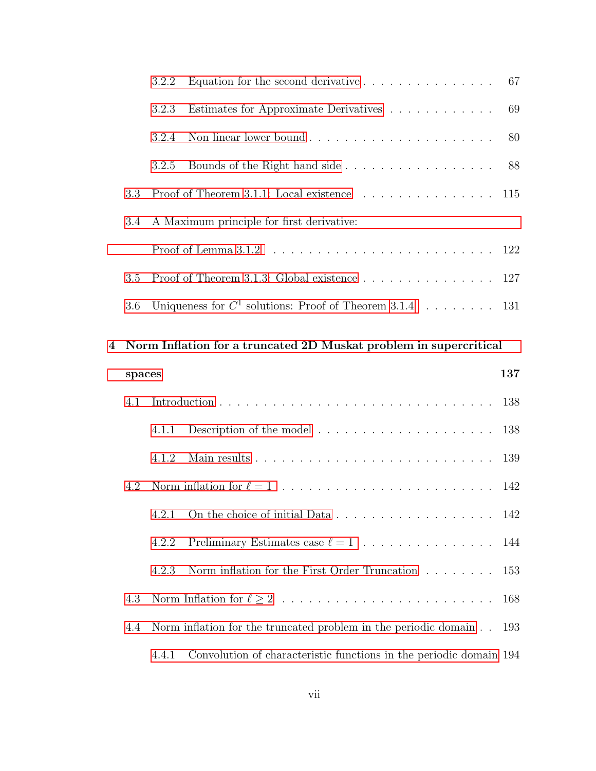3.2.2 Equation for the second derivative . . . . . . . . . . . . . . . . 67

3.2.3 Estimates for Approximate Derivatives . . . . . . . . . . . . 69

3.2.4 Non linear lower bound . . . . . . . . . . . . . . . . . . . . . 80

3.2.5 Bounds of the Right hand side . . . . . . . . . . . . . . . . . 88

3.3 Proof of Theorem 3.1.1: Local existence . . . . . . . . . . . . . . . . 115

3.4 A Maximum principle for first derivative:
Proof of Lemma 3.1.2 . . . . . . . . . . . . . . . . . . . . . . . . . . 122

3.5 Proof of Theorem 3.1.3: Global existence . . . . . . . . . . . . . . . . 127

3.6 Uniqueness for $C^1$ solutions: Proof of Theorem 3.1.4 . . . . . . . . . 131

**4 Norm Inflation for a truncated 2D Muskat problem in supercritical spaces** **137**

4.1 Introduction . . . . . . . . . . . . . . . . . . . . . . . . . . . . . . . 138

4.1.1 Description of the model . . . . . . . . . . . . . . . . . . . . 138

4.1.2 Main results . . . . . . . . . . . . . . . . . . . . . . . . . . . 139

4.2 Norm inflation for $\ell = 1$ . . . . . . . . . . . . . . . . . . . . . . . . . 142

4.2.1 On the choice of initial Data . . . . . . . . . . . . . . . . . . 142

4.2.2 Preliminary Estimates case $\ell = 1$ . . . . . . . . . . . . . . . . 144

4.2.3 Norm inflation for the First Order Truncation . . . . . . . . 153

4.3 Norm Inflation for $\ell \geq 2$ . . . . . . . . . . . . . . . . . . . . . . . . 168

4.4 Norm inflation for the truncated problem in the periodic domain . . 193

4.4.1 Convolution of characteristic functions in the periodic domain 194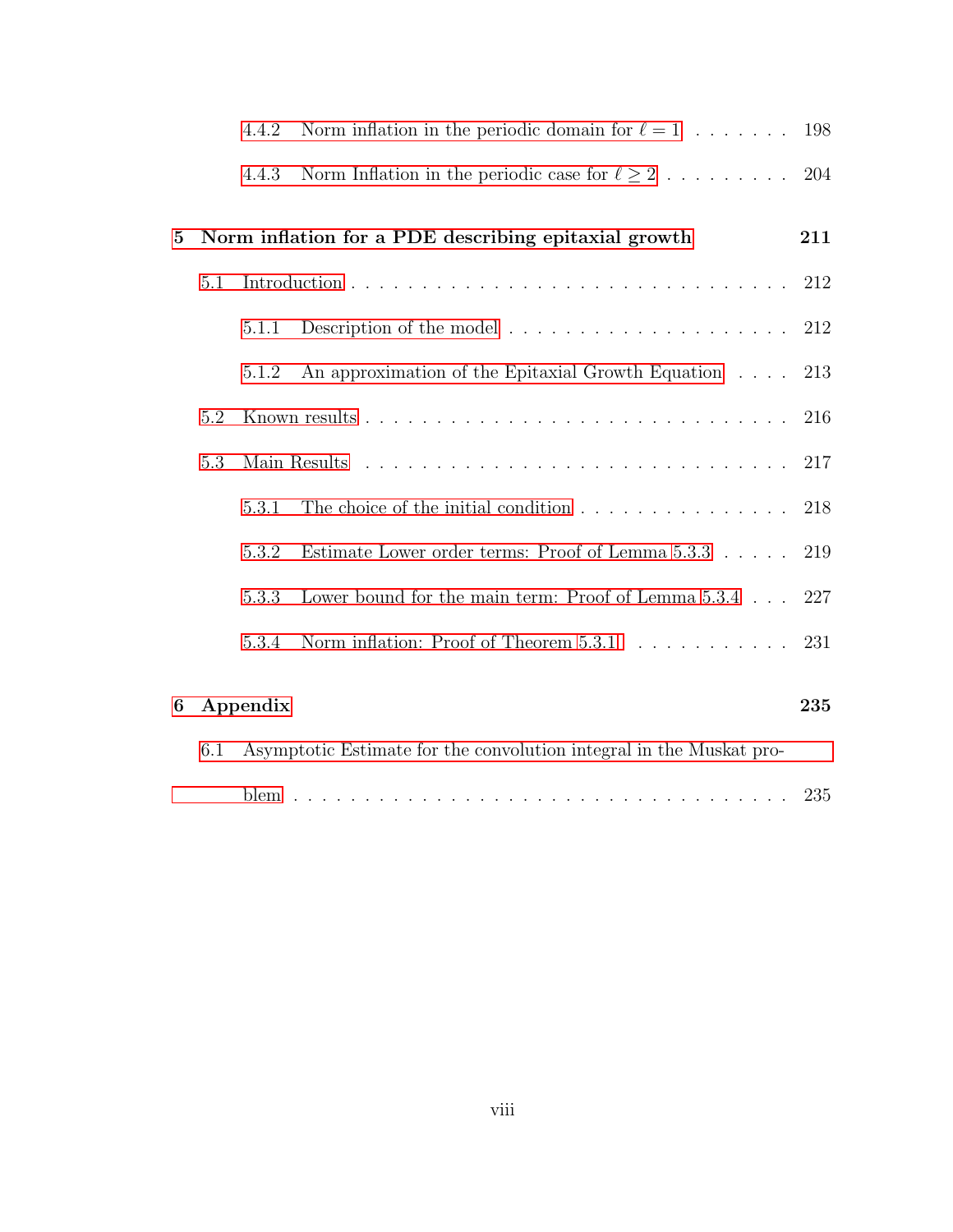4.4.2 Norm inflation in the periodic domain for $\ell = 1$ . . . . . . . . 198

4.4.3 Norm Inflation in the periodic case for $\ell \geq 2$ . . . . . . . . . . 204

**5 Norm inflation for a PDE describing epitaxial growth** **211**

5.1 Introduction . . . . . . . . . . . . . . . . . . . . . . . . . . . . . . . . . 212

5.1.1 Description of the model . . . . . . . . . . . . . . . . . . . . . 212

5.1.2 An approximation of the Epitaxial Growth Equation . . . . . 213

5.2 Known results . . . . . . . . . . . . . . . . . . . . . . . . . . . . . . . 216

5.3 Main Results . . . . . . . . . . . . . . . . . . . . . . . . . . . . . . . . 217

5.3.1 The choice of the initial condition . . . . . . . . . . . . . . . . 218

5.3.2 Estimate Lower order terms: Proof of Lemma 5.3.3 . . . . . . 219

5.3.3 Lower bound for the main term: Proof of Lemma 5.3.4 . . . . 227

5.3.4 Norm inflation: Proof of Theorem 5.3.1 . . . . . . . . . . . . . 231

**6 Appendix** **235**

6.1 Asymptotic Estimate for the convolution integral in the Muskat problem . . . . . . . . . . . . . . . . . . . . . . . . . . . . . . . . . . 235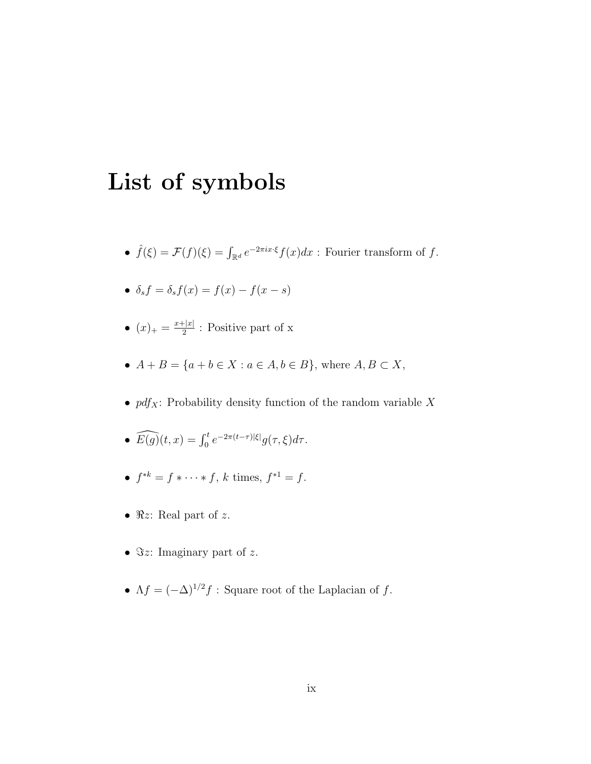# List of symbols

- $\hat{f}(\xi) = \mathcal{F}(f)(\xi) = \int_{\mathbb{R}^d} e^{-2\pi i x \cdot \xi} f(x) dx$ : Fourier transform of $f$.
- $\delta_s f = \delta_s f(x) = f(x) - f(x - s)$
- $(x)_+ = \frac{x+|x|}{2}$ : Positive part of x
- $A + B = \{a + b \in X : a \in A, b \in B\}$, where $A, B \subset X$,
- $pdf_X$: Probability density function of the random variable $X$
- $\widehat{E(g)}(t, x) = \int_0^t e^{-2\pi(t-\tau)|\xi|} g(\tau, \xi) d\tau$.
- $f^{*k} = f * \cdots * f$, $k$ times, $f^{*1} = f$.
- $\Re z$: Real part of $z$.
- $\Im z$: Imaginary part of $z$.
- $\Lambda f = (-\Delta)^{1/2} f$ : Square root of the Laplacian of $f$.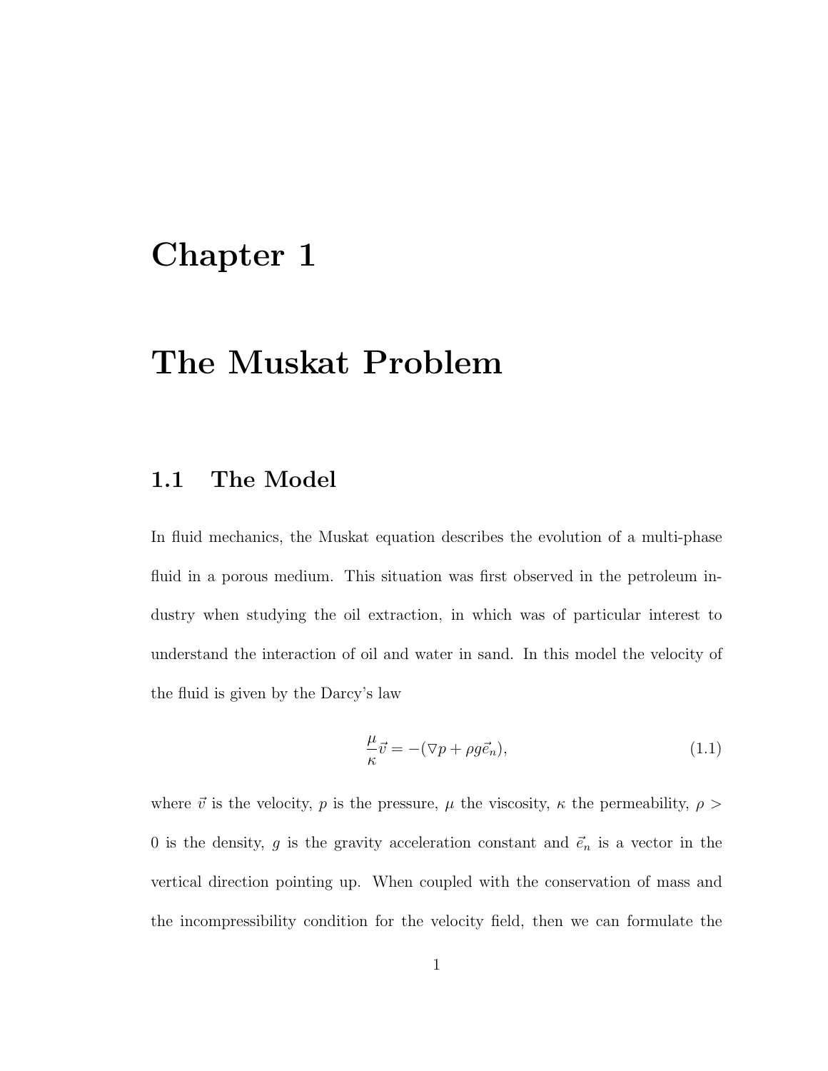# Chapter 1

# The Muskat Problem

## 1.1 The Model

In fluid mechanics, the Muskat equation describes the evolution of a multi-phase fluid in a porous medium. This situation was first observed in the petroleum industry when studying the oil extraction, in which was of particular interest to understand the interaction of oil and water in sand. In this model the velocity of the fluid is given by the Darcy's law

$$\frac{\mu}{\kappa}\vec{v} = -(\nabla p + \rho g \vec{e}_n), \tag{1.1}$$

where $\vec{v}$ is the velocity, $p$ is the pressure, $\mu$ the viscosity, $\kappa$ the permeability, $\rho > 0$ is the density, $g$ is the gravity acceleration constant and $\vec{e}_n$ is a vector in the vertical direction pointing up. When coupled with the conservation of mass and the incompressibility condition for the velocity field, then we can formulate the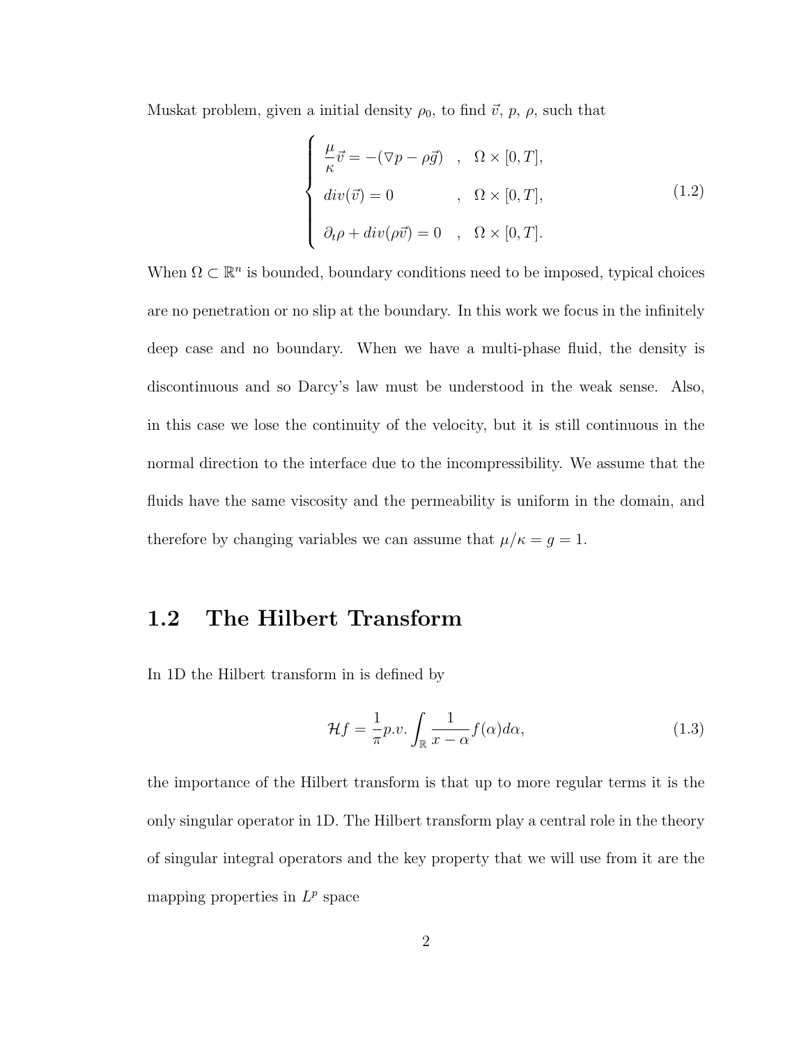Muskat problem, given a initial density $\rho_0$, to find $\vec{v}$, $p$, $\rho$, such that

$$
\begin{cases}
\dfrac{\mu}{\kappa}\vec{v} = -(\nabla p - \rho\vec{g}) \quad , \quad \Omega \times [0,T], \\
div(\vec{v}) = 0 \qquad\qquad\quad , \quad \Omega \times [0,T], \\
\partial_t \rho + div(\rho\vec{v}) = 0 \quad , \quad \Omega \times [0,T].
\end{cases}
\tag{1.2}
$$

When $\Omega \subset \mathbb{R}^n$ is bounded, boundary conditions need to be imposed, typical choices are no penetration or no slip at the boundary. In this work we focus in the infinitely deep case and no boundary. When we have a multi-phase fluid, the density is discontinuous and so Darcy's law must be understood in the weak sense. Also, in this case we lose the continuity of the velocity, but it is still continuous in the normal direction to the interface due to the incompressibility. We assume that the fluids have the same viscosity and the permeability is uniform in the domain, and therefore by changing variables we can assume that $\mu/\kappa = g = 1$.

## 1.2 The Hilbert Transform

In 1D the Hilbert transform in is defined by

$$
\mathcal{H}f = \frac{1}{\pi} p.v. \int_{\mathbb{R}} \frac{1}{x-\alpha} f(\alpha) d\alpha,
\tag{1.3}
$$

the importance of the Hilbert transform is that up to more regular terms it is the only singular operator in 1D. The Hilbert transform play a central role in the theory of singular integral operators and the key property that we will use from it are the mapping properties in $L^p$ space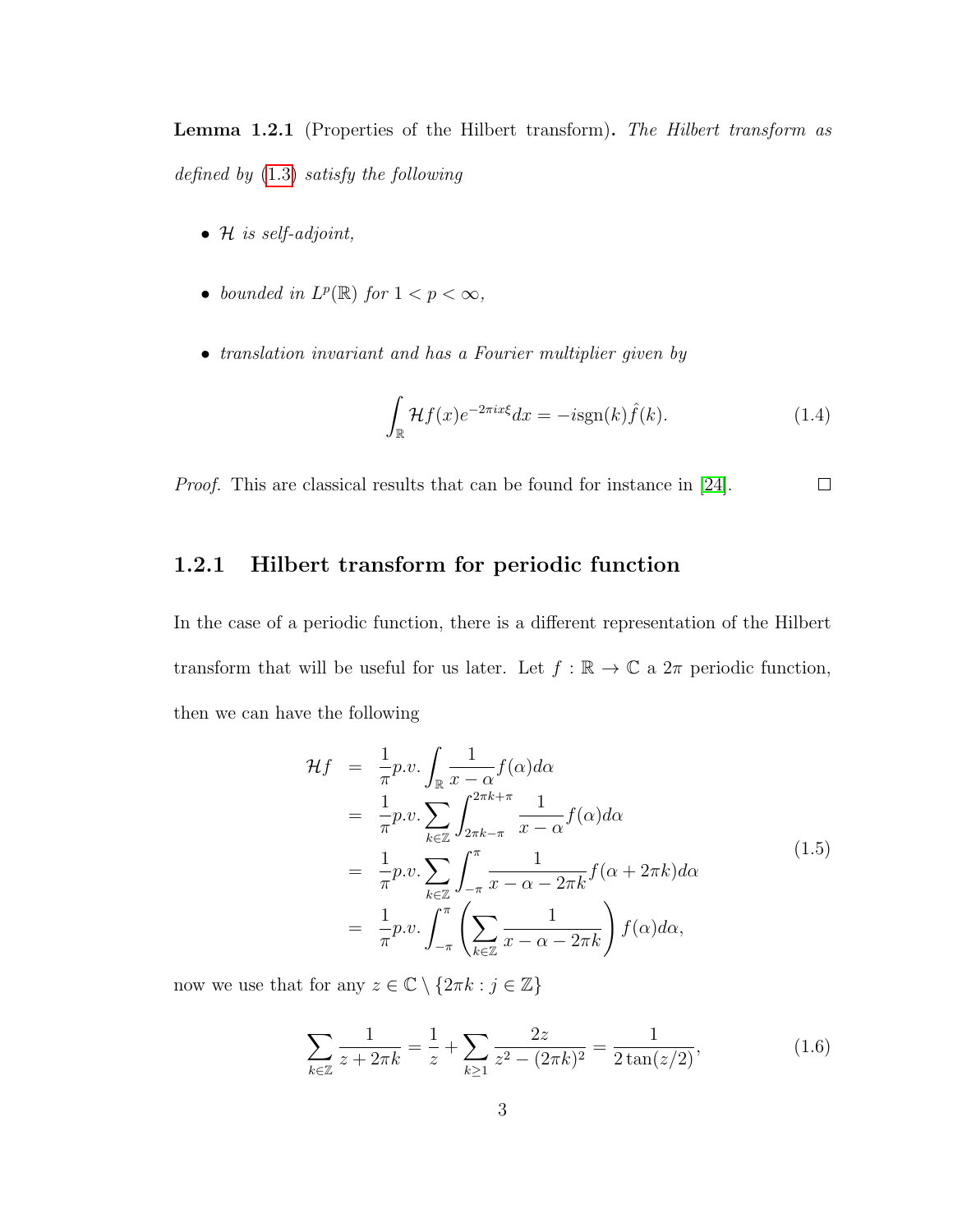**Lemma 1.2.1** (Properties of the Hilbert transform)**.** *The Hilbert transform as defined by* (1.3) *satisfy the following*

- $\mathcal{H}$ *is self-adjoint,*
- *bounded in* $L^p(\mathbb{R})$ *for* $1 < p < \infty$*,*
- *translation invariant and has a Fourier multiplier given by*

$$\int_{\mathbb{R}} \mathcal{H}f(x)e^{-2\pi i x\xi}dx = -i\text{sgn}(k)\hat{f}(k). \tag{1.4}$$

*Proof.* This are classical results that can be found for instance in [24]. $\square$

### 1.2.1 Hilbert transform for periodic function

In the case of a periodic function, there is a different representation of the Hilbert transform that will be useful for us later. Let $f : \mathbb{R} \to \mathbb{C}$ a $2\pi$ periodic function, then we can have the following

$$\begin{aligned}
\mathcal{H}f &= \frac{1}{\pi}p.v.\int_{\mathbb{R}} \frac{1}{x-\alpha}f(\alpha)d\alpha \\
&= \frac{1}{\pi}p.v.\sum_{k\in\mathbb{Z}}\int_{2\pi k-\pi}^{2\pi k+\pi} \frac{1}{x-\alpha}f(\alpha)d\alpha \\
&= \frac{1}{\pi}p.v.\sum_{k\in\mathbb{Z}}\int_{-\pi}^{\pi} \frac{1}{x-\alpha-2\pi k}f(\alpha+2\pi k)d\alpha \\
&= \frac{1}{\pi}p.v.\int_{-\pi}^{\pi}\left(\sum_{k\in\mathbb{Z}} \frac{1}{x-\alpha-2\pi k}\right)f(\alpha)d\alpha,
\end{aligned} \tag{1.5}$$

now we use that for any $z \in \mathbb{C} \setminus \{2\pi k : j \in \mathbb{Z}\}$

$$\sum_{k\in\mathbb{Z}} \frac{1}{z+2\pi k} = \frac{1}{z} + \sum_{k\geq 1} \frac{2z}{z^2-(2\pi k)^2} = \frac{1}{2\tan(z/2)}, \tag{1.6}$$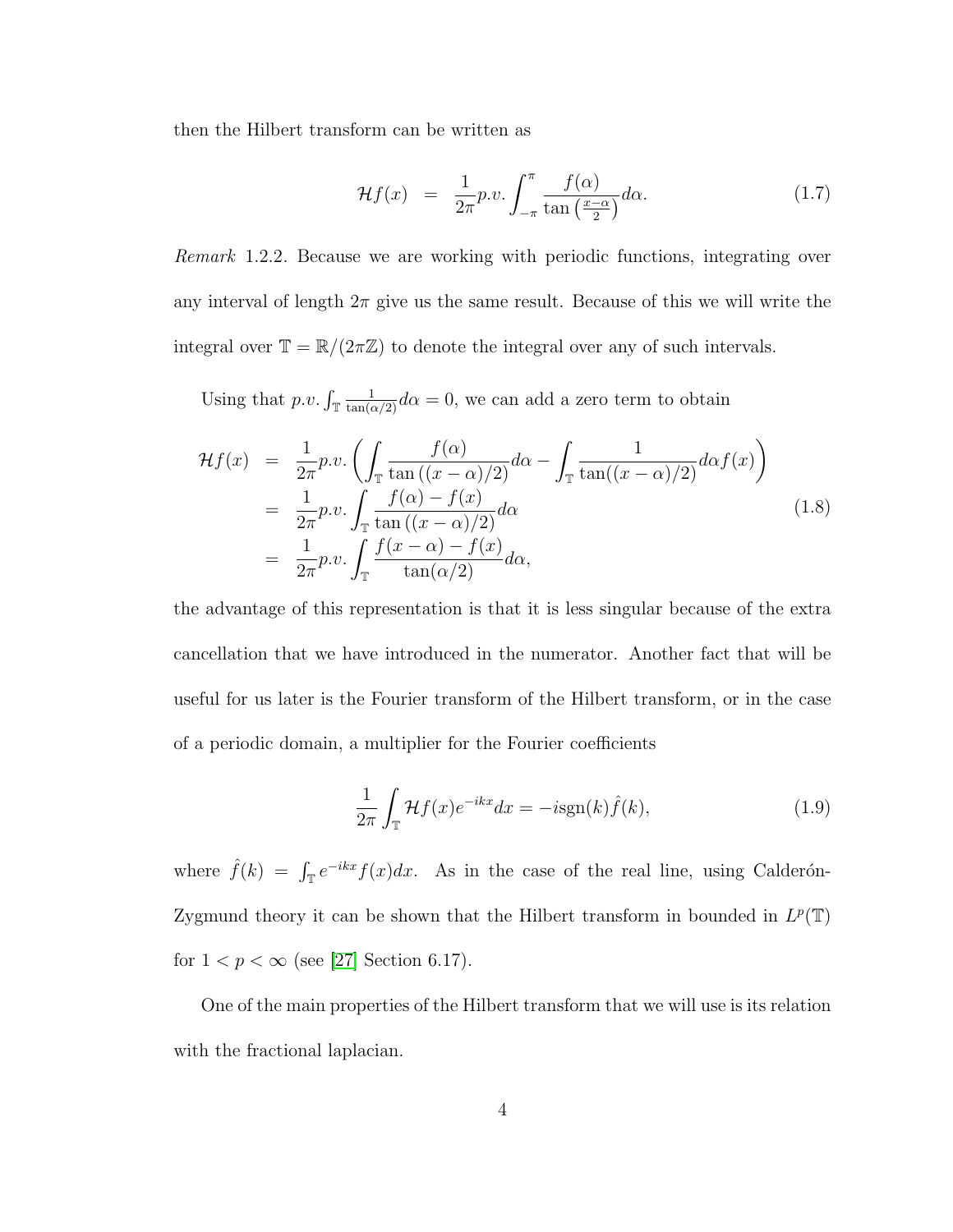then the Hilbert transform can be written as

$$\mathcal{H}f(x) \;=\; \frac{1}{2\pi} p.v. \int_{-\pi}^{\pi} \frac{f(\alpha)}{\tan\left(\frac{x-\alpha}{2}\right)} d\alpha. \tag{1.7}$$

*Remark* 1.2.2. Because we are working with periodic functions, integrating over any interval of length $2\pi$ give us the same result. Because of this we will write the integral over $\mathbb{T} = \mathbb{R}/(2\pi\mathbb{Z})$ to denote the integral over any of such intervals.

Using that $p.v. \int_{\mathbb{T}} \frac{1}{\tan(\alpha/2)} d\alpha = 0$, we can add a zero term to obtain

$$\begin{aligned}
\mathcal{H}f(x) &= \frac{1}{2\pi} p.v. \left( \int_{\mathbb{T}} \frac{f(\alpha)}{\tan\left((x-\alpha)/2\right)} d\alpha - \int_{\mathbb{T}} \frac{1}{\tan((x-\alpha)/2)} d\alpha f(x) \right) \\
&= \frac{1}{2\pi} p.v. \int_{\mathbb{T}} \frac{f(\alpha) - f(x)}{\tan\left((x-\alpha)/2\right)} d\alpha \\
&= \frac{1}{2\pi} p.v. \int_{\mathbb{T}} \frac{f(x-\alpha) - f(x)}{\tan(\alpha/2)} d\alpha,
\end{aligned} \tag{1.8}$$

the advantage of this representation is that it is less singular because of the extra cancellation that we have introduced in the numerator. Another fact that will be useful for us later is the Fourier transform of the Hilbert transform, or in the case of a periodic domain, a multiplier for the Fourier coefficients

$$\frac{1}{2\pi} \int_{\mathbb{T}} \mathcal{H}f(x) e^{-ikx} dx = -i\mathrm{sgn}(k) \hat{f}(k), \tag{1.9}$$

where $\hat{f}(k) = \int_{\mathbb{T}} e^{-ikx} f(x) dx$. As in the case of the real line, using Calderón-Zygmund theory it can be shown that the Hilbert transform in bounded in $L^p(\mathbb{T})$ for $1 < p < \infty$ (see [27] Section 6.17).

One of the main properties of the Hilbert transform that we will use is its relation with the fractional laplacian.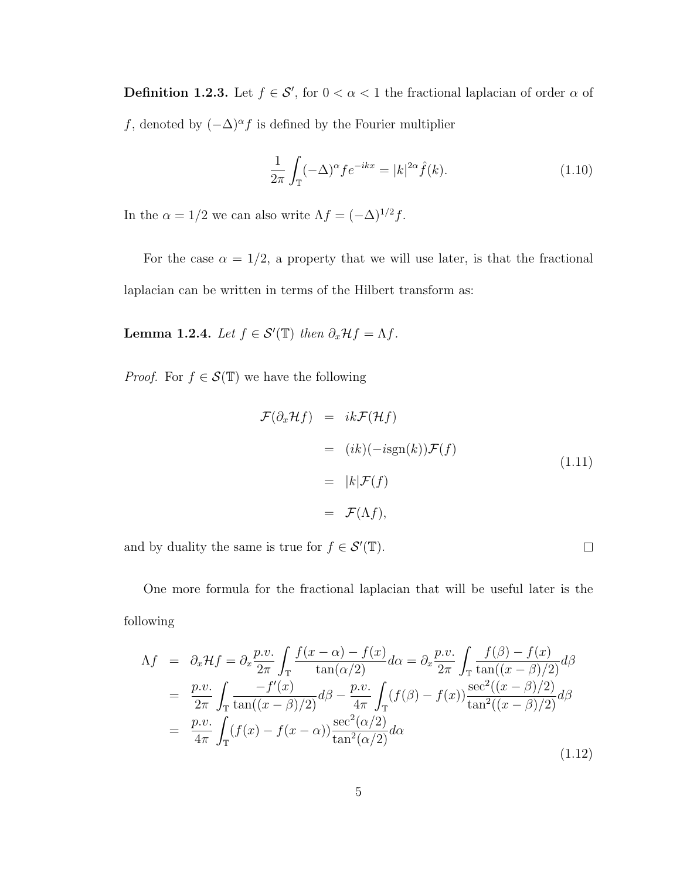**Definition 1.2.3.** Let $f \in \mathcal{S}'$, for $0 < \alpha < 1$ the fractional laplacian of order $\alpha$ of $f$, denoted by $(-\Delta)^\alpha f$ is defined by the Fourier multiplier

$$\frac{1}{2\pi}\int_{\mathbb{T}} (-\Delta)^\alpha f e^{-ikx} = |k|^{2\alpha}\hat{f}(k). \tag{1.10}$$

In the $\alpha = 1/2$ we can also write $\Lambda f = (-\Delta)^{1/2} f$.

For the case $\alpha = 1/2$, a property that we will use later, is that the fractional laplacian can be written in terms of the Hilbert transform as:

**Lemma 1.2.4.** *Let $f \in \mathcal{S}'(\mathbb{T})$ then $\partial_x \mathcal{H} f = \Lambda f$.*

*Proof.* For $f \in \mathcal{S}(\mathbb{T})$ we have the following

$$\begin{aligned}
\mathcal{F}(\partial_x \mathcal{H} f) &= ik\mathcal{F}(\mathcal{H}f) \\
&= (ik)(-i\operatorname{sgn}(k))\mathcal{F}(f) \\
&= |k|\mathcal{F}(f) \\
&= \mathcal{F}(\Lambda f),
\end{aligned} \tag{1.11}$$

and by duality the same is true for $f \in \mathcal{S}'(\mathbb{T})$. $\square$

One more formula for the fractional laplacian that will be useful later is the following

$$\begin{aligned}
\Lambda f &= \partial_x \mathcal{H} f = \partial_x \frac{p.v.}{2\pi}\int_{\mathbb{T}} \frac{f(x-\alpha)-f(x)}{\tan(\alpha/2)}d\alpha = \partial_x \frac{p.v.}{2\pi}\int_{\mathbb{T}} \frac{f(\beta)-f(x)}{\tan((x-\beta)/2)}d\beta \\
&= \frac{p.v.}{2\pi}\int_{\mathbb{T}} \frac{-f'(x)}{\tan((x-\beta)/2)}d\beta - \frac{p.v.}{4\pi}\int_{\mathbb{T}} (f(\beta)-f(x))\frac{\sec^2((x-\beta)/2)}{\tan^2((x-\beta)/2)}d\beta \\
&= \frac{p.v.}{4\pi}\int_{\mathbb{T}} (f(x)-f(x-\alpha))\frac{\sec^2(\alpha/2)}{\tan^2(\alpha/2)}d\alpha
\end{aligned} \tag{1.12}$$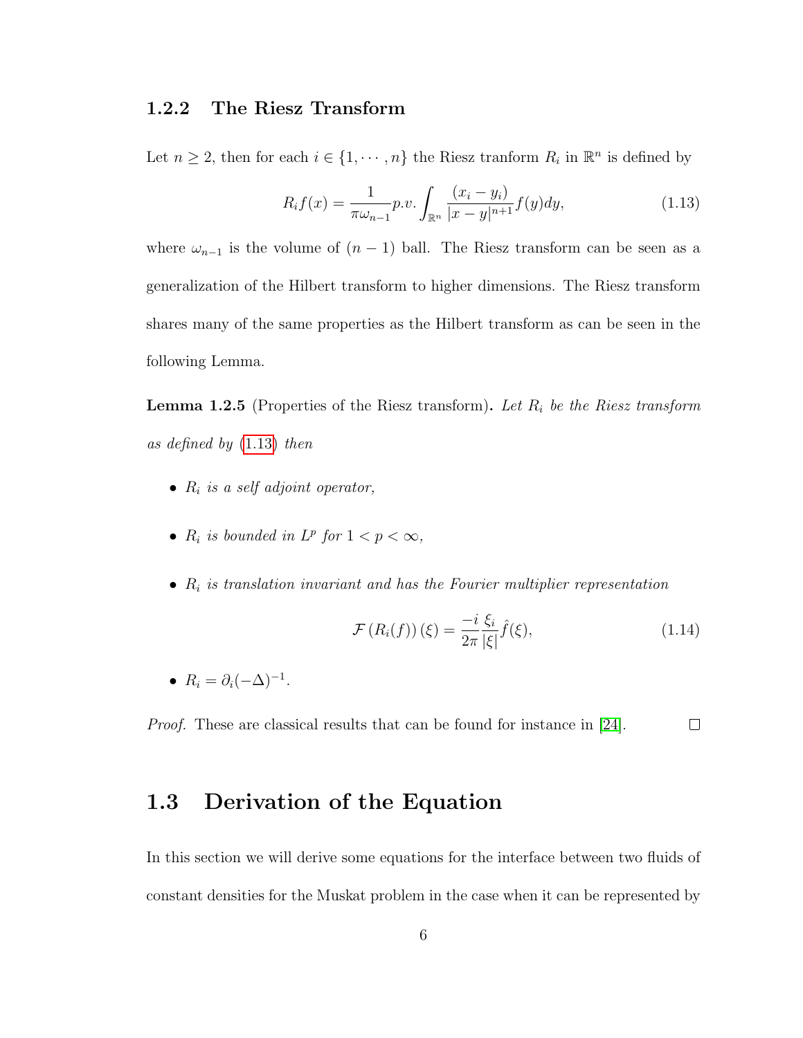### 1.2.2 The Riesz Transform

Let $n \geq 2$, then for each $i \in \{1, \cdots, n\}$ the Riesz tranform $R_i$ in $\mathbb{R}^n$ is defined by

$$R_i f(x) = \frac{1}{\pi \omega_{n-1}} p.v. \int_{\mathbb{R}^n} \frac{(x_i - y_i)}{|x-y|^{n+1}} f(y) dy, \tag{1.13}$$

where $\omega_{n-1}$ is the volume of $(n-1)$ ball. The Riesz transform can be seen as a generalization of the Hilbert transform to higher dimensions. The Riesz transform shares many of the same properties as the Hilbert transform as can be seen in the following Lemma.

**Lemma 1.2.5** (Properties of the Riesz transform)**.** *Let $R_i$ be the Riesz transform as defined by (1.13) then*

- *$R_i$ is a self adjoint operator,*
- *$R_i$ is bounded in $L^p$ for $1 < p < \infty$,*
- *$R_i$ is translation invariant and has the Fourier multiplier representation*

$$\mathcal{F}(R_i(f))(\xi) = \frac{-i}{2\pi} \frac{\xi_i}{|\xi|} \hat{f}(\xi), \tag{1.14}$$

- *$R_i = \partial_i (-\Delta)^{-1}$.*

*Proof.* These are classical results that can be found for instance in [24]. □

## 1.3 Derivation of the Equation

In this section we will derive some equations for the interface between two fluids of constant densities for the Muskat problem in the case when it can be represented by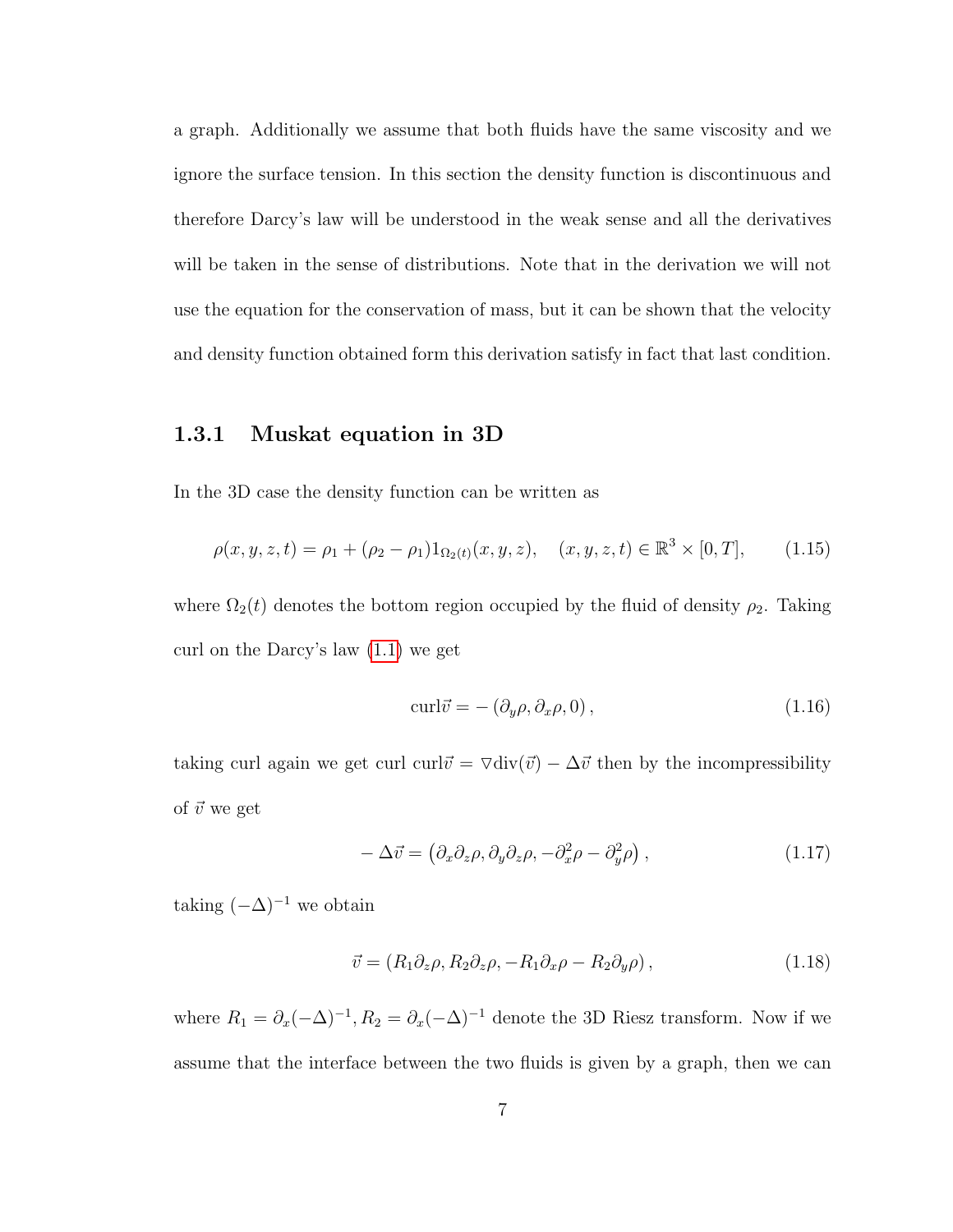a graph. Additionally we assume that both fluids have the same viscosity and we ignore the surface tension. In this section the density function is discontinuous and therefore Darcy's law will be understood in the weak sense and all the derivatives will be taken in the sense of distributions. Note that in the derivation we will not use the equation for the conservation of mass, but it can be shown that the velocity and density function obtained form this derivation satisfy in fact that last condition.

### 1.3.1 Muskat equation in 3D

In the 3D case the density function can be written as

$$\rho(x,y,z,t) = \rho_1 + (\rho_2 - \rho_1)1_{\Omega_2(t)}(x,y,z), \quad (x,y,z,t) \in \mathbb{R}^3 \times [0,T], \tag{1.15}$$

where $\Omega_2(t)$ denotes the bottom region occupied by the fluid of density $\rho_2$. Taking curl on the Darcy's law (1.1) we get

$$\text{curl}\vec{v} = -\left(\partial_y \rho, \partial_x \rho, 0\right), \tag{1.16}$$

taking curl again we get curl curl$\vec{v} = \nabla\text{div}(\vec{v}) - \Delta\vec{v}$ then by the incompressibility of $\vec{v}$ we get

$$-\Delta\vec{v} = \left(\partial_x\partial_z\rho, \partial_y\partial_z\rho, -\partial_x^2\rho - \partial_y^2\rho\right), \tag{1.17}$$

taking $(-\Delta)^{-1}$ we obtain

$$\vec{v} = \left(R_1\partial_z\rho, R_2\partial_z\rho, -R_1\partial_x\rho - R_2\partial_y\rho\right), \tag{1.18}$$

where $R_1 = \partial_x(-\Delta)^{-1}, R_2 = \partial_x(-\Delta)^{-1}$ denote the 3D Riesz transform. Now if we assume that the interface between the two fluids is given by a graph, then we can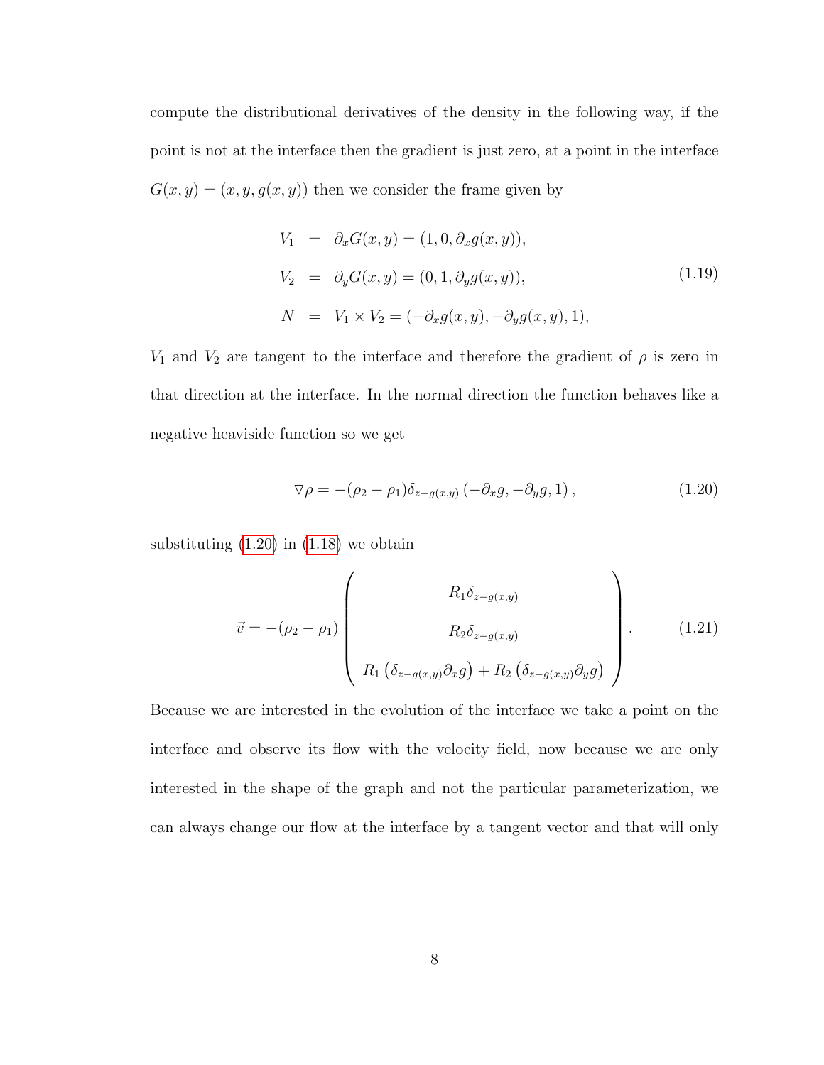compute the distributional derivatives of the density in the following way, if the point is not at the interface then the gradient is just zero, at a point in the interface $G(x, y) = (x, y, g(x, y))$ then we consider the frame given by

$$
\begin{aligned}
V_1 &= \partial_x G(x, y) = (1, 0, \partial_x g(x, y)), \\
V_2 &= \partial_y G(x, y) = (0, 1, \partial_y g(x, y)), \\
N &= V_1 \times V_2 = (-\partial_x g(x, y), -\partial_y g(x, y), 1),
\end{aligned}
\tag{1.19}
$$

$V_1$ and $V_2$ are tangent to the interface and therefore the gradient of $\rho$ is zero in that direction at the interface. In the normal direction the function behaves like a negative heaviside function so we get

$$
\nabla \rho = -(\rho_2 - \rho_1)\delta_{z-g(x,y)} \left(-\partial_x g, -\partial_y g, 1\right), \tag{1.20}
$$

substituting (1.20) in (1.18) we obtain

$$
\vec{v} = -(\rho_2 - \rho_1) \begin{pmatrix} R_1 \delta_{z-g(x,y)} \\ R_2 \delta_{z-g(x,y)} \\ R_1 \left(\delta_{z-g(x,y)} \partial_x g\right) + R_2 \left(\delta_{z-g(x,y)} \partial_y g\right) \end{pmatrix}. \tag{1.21}
$$

Because we are interested in the evolution of the interface we take a point on the interface and observe its flow with the velocity field, now because we are only interested in the shape of the graph and not the particular parameterization, we can always change our flow at the interface by a tangent vector and that will only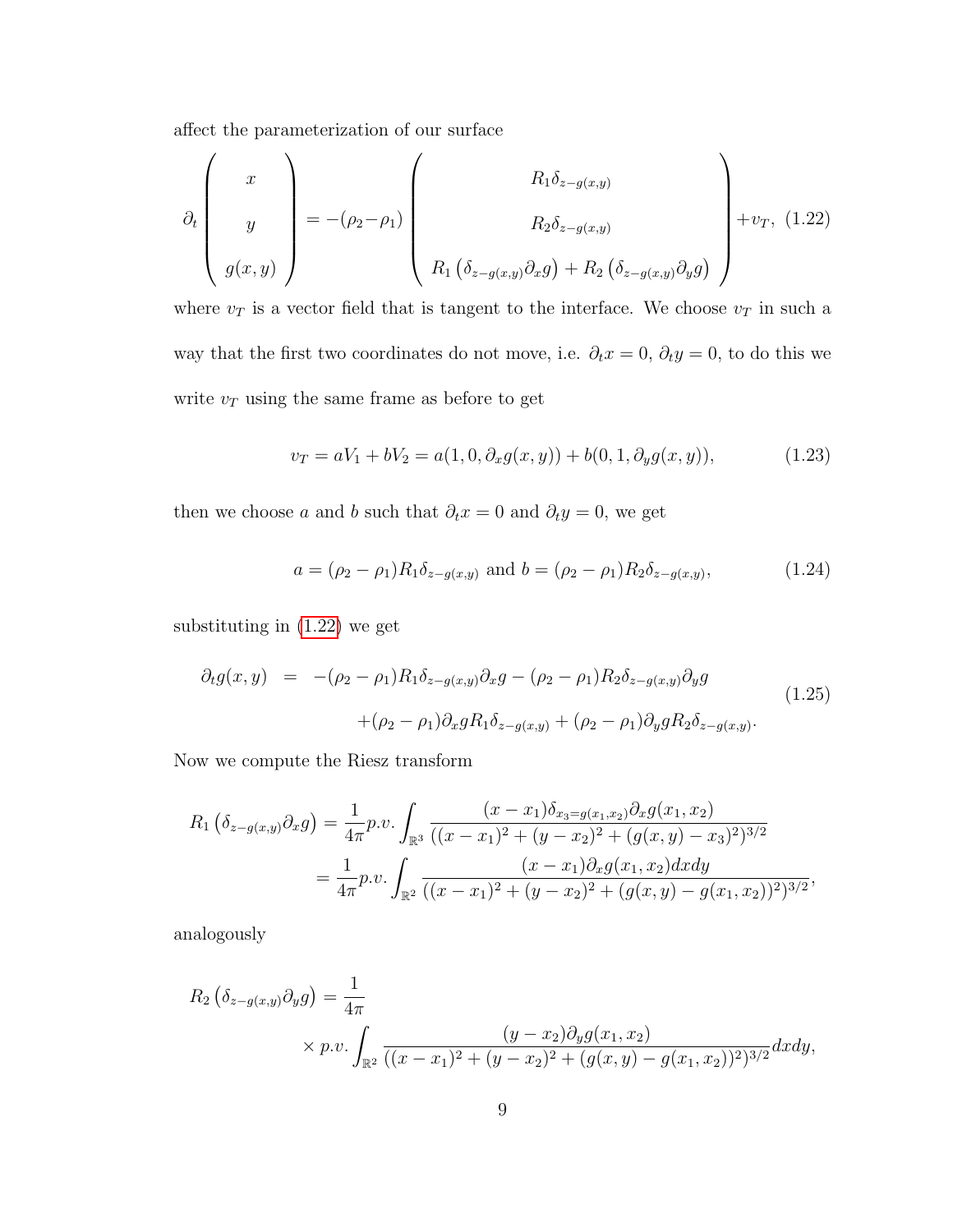affect the parameterization of our surface

$$\partial_t \begin{pmatrix} x \\ \\ y \\ \\ g(x,y) \end{pmatrix} = -(\rho_2-\rho_1) \begin{pmatrix} R_1\delta_{z-g(x,y)} \\ \\ R_2\delta_{z-g(x,y)} \\ \\ R_1\left(\delta_{z-g(x,y)}\partial_x g\right) + R_2\left(\delta_{z-g(x,y)}\partial_y g\right) \end{pmatrix} + v_T, \quad (1.22)$$

where $v_T$ is a vector field that is tangent to the interface. We choose $v_T$ in such a way that the first two coordinates do not move, i.e. $\partial_t x = 0$, $\partial_t y = 0$, to do this we write $v_T$ using the same frame as before to get

$$v_T = aV_1 + bV_2 = a(1, 0, \partial_x g(x,y)) + b(0, 1, \partial_y g(x,y)), \quad (1.23)$$

then we choose $a$ and $b$ such that $\partial_t x = 0$ and $\partial_t y = 0$, we get

$$a = (\rho_2-\rho_1)R_1\delta_{z-g(x,y)} \text{ and } b = (\rho_2-\rho_1)R_2\delta_{z-g(x,y)}, \quad (1.24)$$

substituting in (1.22) we get

$$\begin{aligned} \partial_t g(x,y) &= -(\rho_2-\rho_1)R_1\delta_{z-g(x,y)}\partial_x g - (\rho_2-\rho_1)R_2\delta_{z-g(x,y)}\partial_y g \\ &\quad +(\rho_2-\rho_1)\partial_x g R_1\delta_{z-g(x,y)} + (\rho_2-\rho_1)\partial_y g R_2\delta_{z-g(x,y)}. \end{aligned} \quad (1.25)$$

Now we compute the Riesz transform

$$\begin{aligned} R_1\left(\delta_{z-g(x,y)}\partial_x g\right) &= \frac{1}{4\pi} p.v. \int_{\mathbb{R}^3} \frac{(x-x_1)\delta_{x_3=g(x_1,x_2)}\partial_x g(x_1,x_2)}{((x-x_1)^2+(y-x_2)^2+(g(x,y)-x_3)^2)^{3/2}} \\ &= \frac{1}{4\pi} p.v. \int_{\mathbb{R}^2} \frac{(x-x_1)\partial_x g(x_1,x_2)dxdy}{((x-x_1)^2+(y-x_2)^2+(g(x,y)-g(x_1,x_2))^2)^{3/2}}, \end{aligned}$$

analogously

$$\begin{aligned} R_2\left(\delta_{z-g(x,y)}\partial_y g\right) &= \frac{1}{4\pi} \\ &\quad \times p.v. \int_{\mathbb{R}^2} \frac{(y-x_2)\partial_y g(x_1,x_2)}{((x-x_1)^2+(y-x_2)^2+(g(x,y)-g(x_1,x_2))^2)^{3/2}} dxdy, \end{aligned}$$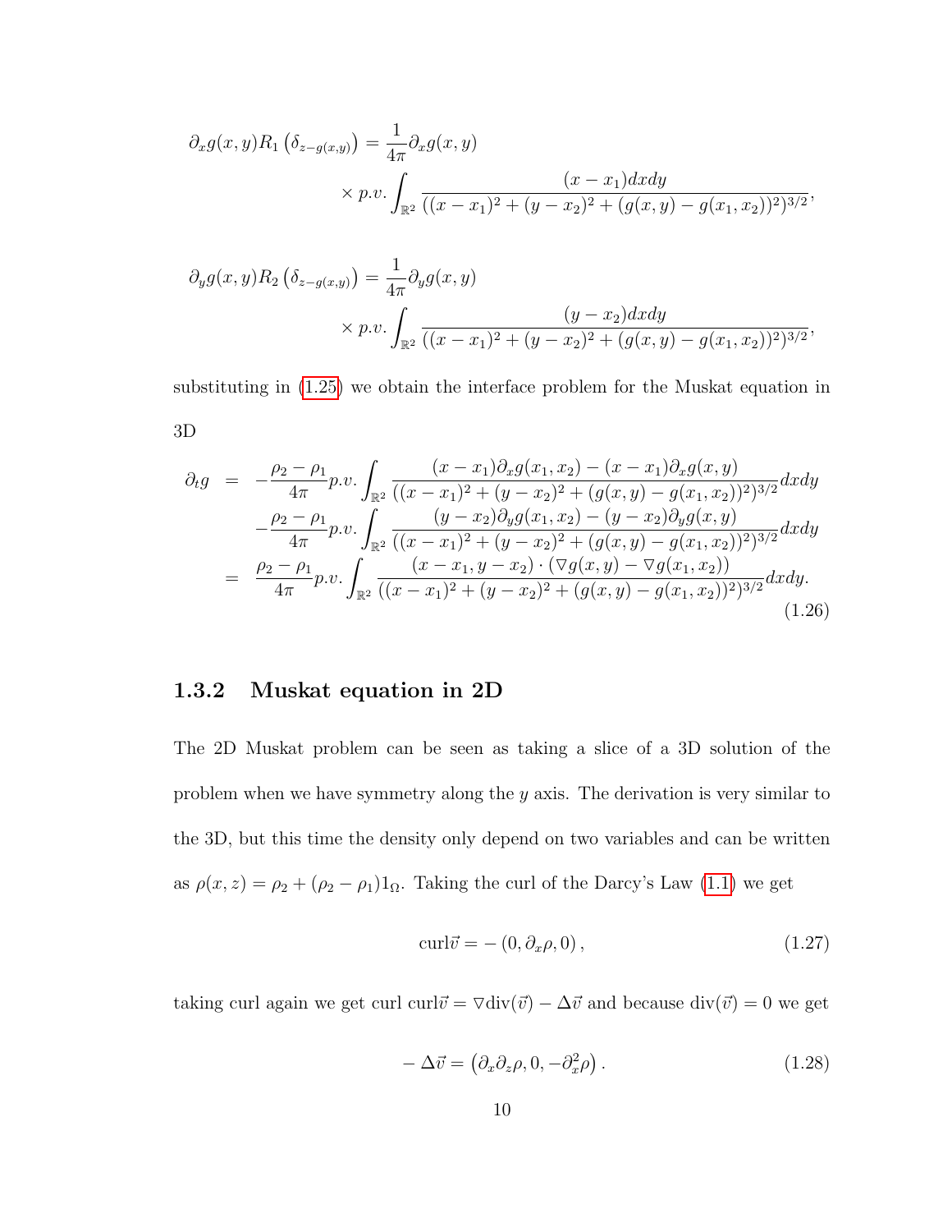$$\partial_x g(x,y) R_1\left(\delta_{z-g(x,y)}\right) = \frac{1}{4\pi}\partial_x g(x,y) \times p.v.\int_{\mathbb{R}^2} \frac{(x-x_1)dxdy}{((x-x_1)^2+(y-x_2)^2+(g(x,y)-g(x_1,x_2))^2)^{3/2}},$$

$$\partial_y g(x,y) R_2\left(\delta_{z-g(x,y)}\right) = \frac{1}{4\pi}\partial_y g(x,y) \times p.v.\int_{\mathbb{R}^2} \frac{(y-x_2)dxdy}{((x-x_1)^2+(y-x_2)^2+(g(x,y)-g(x_1,x_2))^2)^{3/2}},$$

substituting in (1.25) we obtain the interface problem for the Muskat equation in 3D

$$\begin{aligned}
\partial_t g &= -\frac{\rho_2-\rho_1}{4\pi} p.v.\int_{\mathbb{R}^2} \frac{(x-x_1)\partial_x g(x_1,x_2)-(x-x_1)\partial_x g(x,y)}{((x-x_1)^2+(y-x_2)^2+(g(x,y)-g(x_1,x_2))^2)^{3/2}}dxdy \\
&\quad -\frac{\rho_2-\rho_1}{4\pi} p.v.\int_{\mathbb{R}^2} \frac{(y-x_2)\partial_y g(x_1,x_2)-(y-x_2)\partial_y g(x,y)}{((x-x_1)^2+(y-x_2)^2+(g(x,y)-g(x_1,x_2))^2)^{3/2}}dxdy \\
&= \frac{\rho_2-\rho_1}{4\pi} p.v.\int_{\mathbb{R}^2} \frac{(x-x_1,y-x_2)\cdot(\nabla g(x,y)-\nabla g(x_1,x_2))}{((x-x_1)^2+(y-x_2)^2+(g(x,y)-g(x_1,x_2))^2)^{3/2}}dxdy.
\end{aligned} \tag{1.26}$$

### 1.3.2 Muskat equation in 2D

The 2D Muskat problem can be seen as taking a slice of a 3D solution of the problem when we have symmetry along the $y$ axis. The derivation is very similar to the 3D, but this time the density only depend on two variables and can be written as $\rho(x,z) = \rho_2 + (\rho_2 - \rho_1)1_{\Omega}$. Taking the curl of the Darcy's Law (1.1) we get

$$\text{curl}\vec{v} = -\left(0, \partial_x \rho, 0\right), \tag{1.27}$$

taking curl again we get curl curl$\vec{v} = \nabla \text{div}(\vec{v}) - \Delta\vec{v}$ and because $\text{div}(\vec{v}) = 0$ we get

$$-\Delta\vec{v} = \left(\partial_x\partial_z\rho, 0, -\partial_x^2\rho\right). \tag{1.28}$$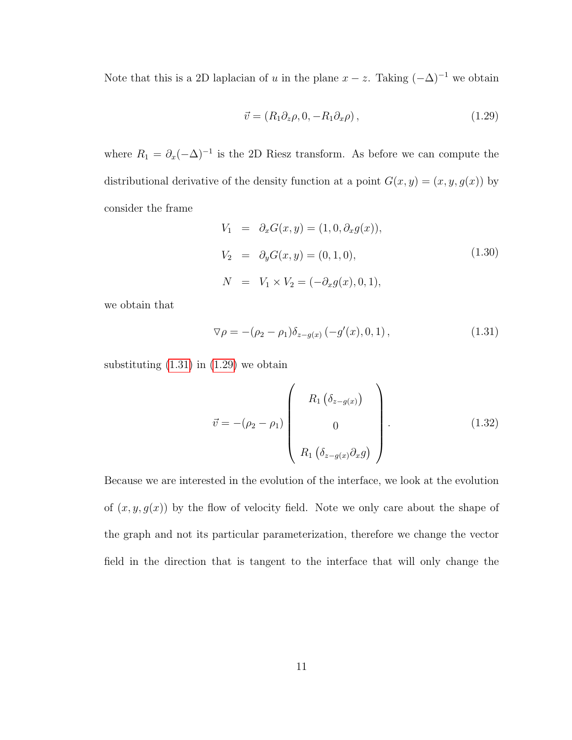Note that this is a 2D laplacian of $u$ in the plane $x-z$. Taking $(-\Delta)^{-1}$ we obtain

$$\vec{v} = (R_1 \partial_z \rho, 0, -R_1 \partial_x \rho), \tag{1.29}$$

where $R_1 = \partial_x (-\Delta)^{-1}$ is the 2D Riesz transform. As before we can compute the distributional derivative of the density function at a point $G(x,y) = (x, y, g(x))$ by consider the frame

$$\begin{aligned} V_1 &= \partial_x G(x,y) = (1, 0, \partial_x g(x)), \\ V_2 &= \partial_y G(x,y) = (0, 1, 0), \\ N &= V_1 \times V_2 = (-\partial_x g(x), 0, 1), \end{aligned} \tag{1.30}$$

we obtain that

$$\nabla \rho = -(\rho_2 - \rho_1) \delta_{z-g(x)} \left(-g'(x), 0, 1\right), \tag{1.31}$$

substituting (1.31) in (1.29) we obtain

$$\vec{v} = -(\rho_2 - \rho_1) \begin{pmatrix} R_1\left(\delta_{z-g(x)}\right) \\ 0 \\ R_1\left(\delta_{z-g(x)} \partial_x g\right) \end{pmatrix}. \tag{1.32}$$

Because we are interested in the evolution of the interface, we look at the evolution of $(x, y, g(x))$ by the flow of velocity field. Note we only care about the shape of the graph and not its particular parameterization, therefore we change the vector field in the direction that is tangent to the interface that will only change the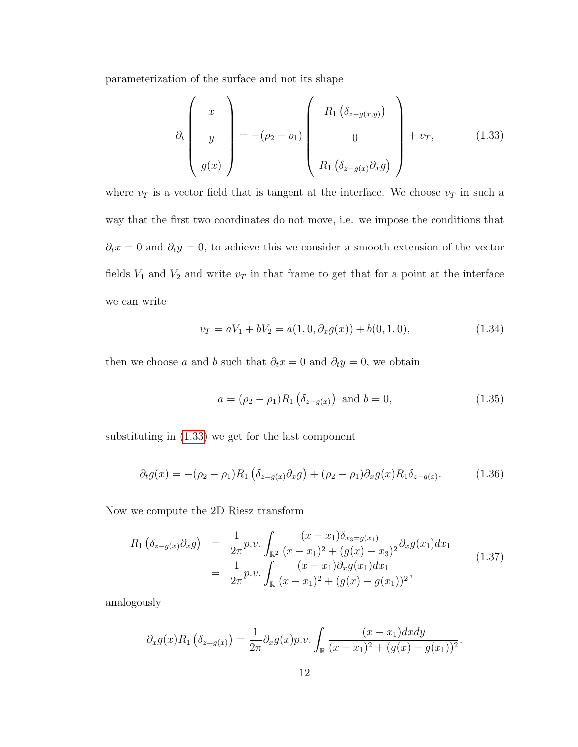parameterization of the surface and not its shape

$$
\partial_t \begin{pmatrix} x \\ y \\ g(x) \end{pmatrix} = -(\rho_2 - \rho_1) \begin{pmatrix} R_1\left(\delta_{z-g(x,y)}\right) \\ 0 \\ R_1\left(\delta_{z-g(x)}\partial_x g\right) \end{pmatrix} + v_T, \tag{1.33}
$$

where $v_T$ is a vector field that is tangent at the interface. We choose $v_T$ in such a way that the first two coordinates do not move, i.e. we impose the conditions that $\partial_t x = 0$ and $\partial_t y = 0$, to achieve this we consider a smooth extension of the vector fields $V_1$ and $V_2$ and write $v_T$ in that frame to get that for a point at the interface we can write

$$
v_T = aV_1 + bV_2 = a(1, 0, \partial_x g(x)) + b(0, 1, 0), \tag{1.34}
$$

then we choose $a$ and $b$ such that $\partial_t x = 0$ and $\partial_t y = 0$, we obtain

$$
a = (\rho_2 - \rho_1) R_1\left(\delta_{z-g(x)}\right) \text{ and } b = 0, \tag{1.35}
$$

substituting in (1.33) we get for the last component

$$
\partial_t g(x) = -(\rho_2 - \rho_1) R_1\left(\delta_{z=g(x)}\partial_x g\right) + (\rho_2 - \rho_1)\partial_x g(x) R_1 \delta_{z-g(x)}. \tag{1.36}
$$

Now we compute the 2D Riesz transform

$$
\begin{aligned}
R_1\left(\delta_{z-g(x)}\partial_x g\right) &= \frac{1}{2\pi} p.v. \int_{\mathbb{R}^2} \frac{(x-x_1)\delta_{x_3=g(x_1)}}{(x-x_1)^2 + (g(x)-x_3)^2} \partial_x g(x_1) dx_1 \\
&= \frac{1}{2\pi} p.v. \int_{\mathbb{R}} \frac{(x-x_1)\partial_x g(x_1) dx_1}{(x-x_1)^2 + (g(x)-g(x_1))^2},
\end{aligned} \tag{1.37}
$$

analogously

$$
\partial_x g(x) R_1\left(\delta_{z=g(x)}\right) = \frac{1}{2\pi} \partial_x g(x) p.v. \int_{\mathbb{R}} \frac{(x-x_1) dx dy}{(x-x_1)^2 + (g(x)-g(x_1))^2}.
$$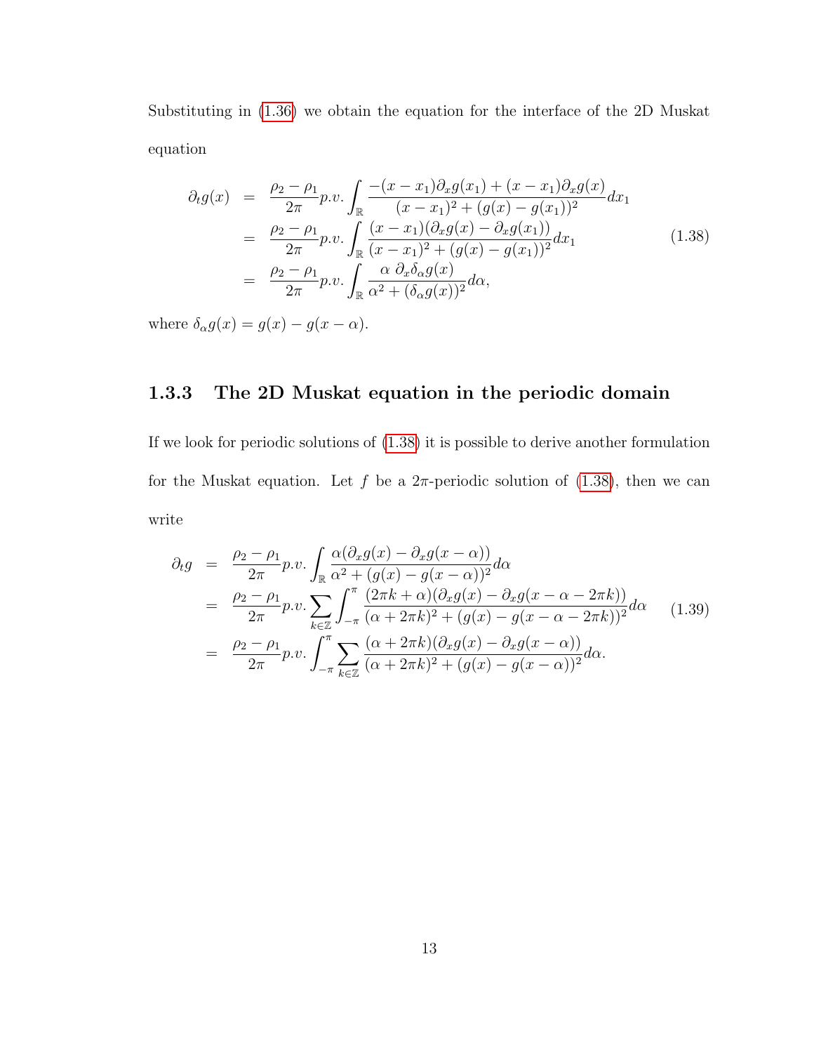Substituting in (1.36) we obtain the equation for the interface of the 2D Muskat equation

$$
\begin{aligned}
\partial_t g(x) &= \frac{\rho_2-\rho_1}{2\pi} p.v. \int_{\mathbb{R}} \frac{-(x-x_1)\partial_x g(x_1) + (x-x_1)\partial_x g(x)}{(x-x_1)^2 + (g(x)-g(x_1))^2} dx_1 \\
&= \frac{\rho_2-\rho_1}{2\pi} p.v. \int_{\mathbb{R}} \frac{(x-x_1)(\partial_x g(x) - \partial_x g(x_1))}{(x-x_1)^2 + (g(x)-g(x_1))^2} dx_1 \\
&= \frac{\rho_2-\rho_1}{2\pi} p.v. \int_{\mathbb{R}} \frac{\alpha \ \partial_x \delta_\alpha g(x)}{\alpha^2 + (\delta_\alpha g(x))^2} d\alpha,
\end{aligned}
\tag{1.38}
$$

where $\delta_\alpha g(x) = g(x) - g(x-\alpha)$.

### 1.3.3 The 2D Muskat equation in the periodic domain

If we look for periodic solutions of (1.38) it is possible to derive another formulation for the Muskat equation. Let $f$ be a $2\pi$-periodic solution of (1.38), then we can write

$$
\begin{aligned}
\partial_t g &= \frac{\rho_2-\rho_1}{2\pi} p.v. \int_{\mathbb{R}} \frac{\alpha(\partial_x g(x) - \partial_x g(x-\alpha))}{\alpha^2 + (g(x)-g(x-\alpha))^2} d\alpha \\
&= \frac{\rho_2-\rho_1}{2\pi} p.v. \sum_{k\in\mathbb{Z}} \int_{-\pi}^{\pi} \frac{(2\pi k + \alpha)(\partial_x g(x) - \partial_x g(x-\alpha-2\pi k))}{(\alpha+2\pi k)^2 + (g(x)-g(x-\alpha-2\pi k))^2} d\alpha \\
&= \frac{\rho_2-\rho_1}{2\pi} p.v. \int_{-\pi}^{\pi} \sum_{k\in\mathbb{Z}} \frac{(\alpha+2\pi k)(\partial_x g(x) - \partial_x g(x-\alpha))}{(\alpha+2\pi k)^2 + (g(x)-g(x-\alpha))^2} d\alpha.
\end{aligned}
\tag{1.39}
$$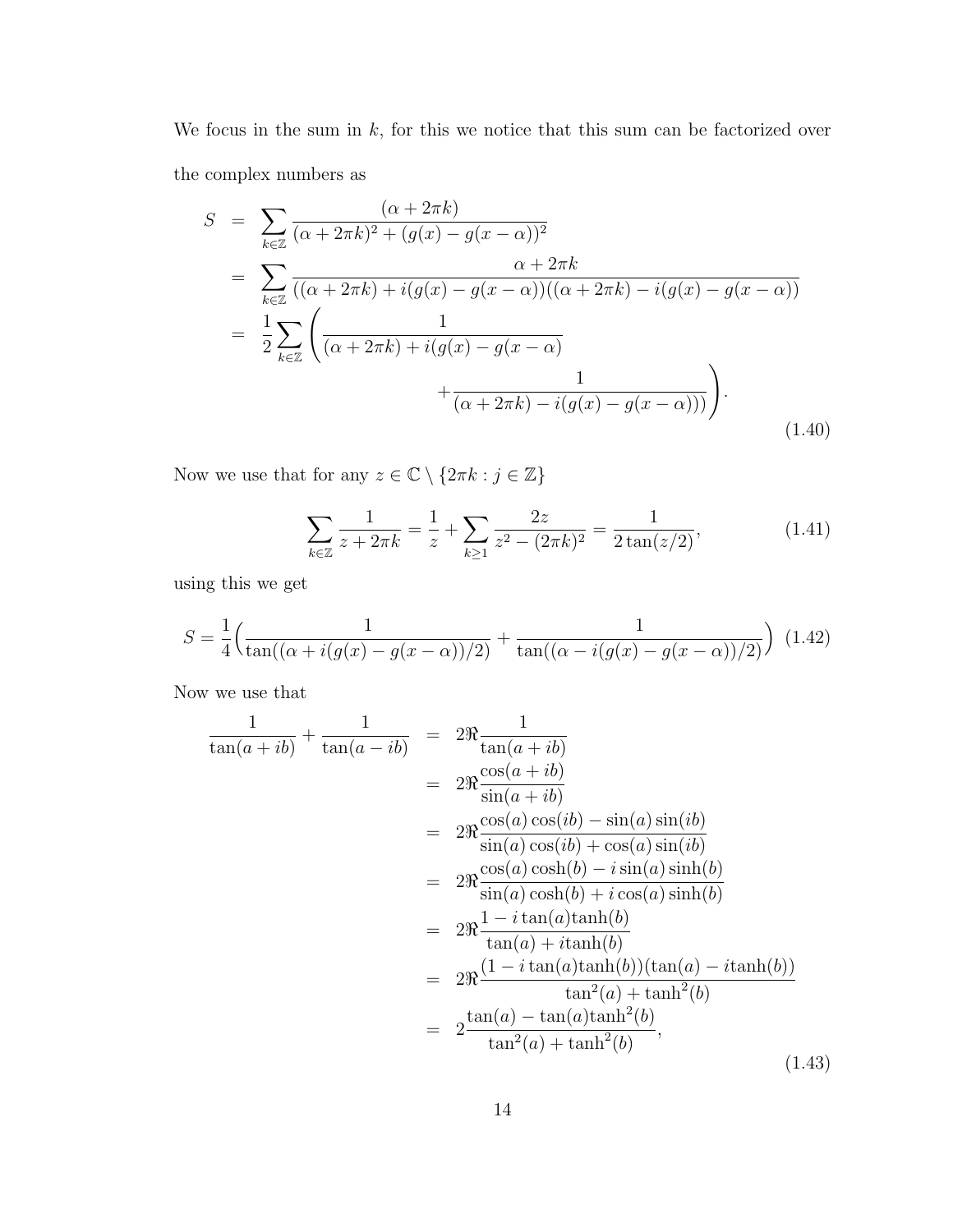We focus in the sum in $k$, for this we notice that this sum can be factorized over the complex numbers as

$$
\begin{aligned}
S &= \sum_{k\in\mathbb{Z}} \frac{(\alpha+2\pi k)}{(\alpha+2\pi k)^2+(g(x)-g(x-\alpha))^2} \\
&= \sum_{k\in\mathbb{Z}} \frac{\alpha+2\pi k}{((\alpha+2\pi k)+i(g(x)-g(x-\alpha))((\alpha+2\pi k)-i(g(x)-g(x-\alpha))} \\
&= \frac{1}{2}\sum_{k\in\mathbb{Z}} \Bigg( \frac{1}{(\alpha+2\pi k)+i(g(x)-g(x-\alpha)} \\
&\qquad\qquad + \frac{1}{(\alpha+2\pi k)-i(g(x)-g(x-\alpha)))} \Bigg).
\end{aligned}
\tag{1.40}
$$

Now we use that for any $z \in \mathbb{C} \setminus \{2\pi k : j \in \mathbb{Z}\}$

$$
\sum_{k\in\mathbb{Z}} \frac{1}{z+2\pi k} = \frac{1}{z} + \sum_{k\geq 1} \frac{2z}{z^2-(2\pi k)^2} = \frac{1}{2\tan(z/2)}, \tag{1.41}
$$

using this we get

$$
S = \frac{1}{4}\Big( \frac{1}{\tan((\alpha+i(g(x)-g(x-\alpha))/2)} + \frac{1}{\tan((\alpha-i(g(x)-g(x-\alpha))/2)} \Big) \tag{1.42}
$$

Now we use that

$$
\begin{aligned}
\frac{1}{\tan(a+ib)} + \frac{1}{\tan(a-ib)} &= 2\Re\frac{1}{\tan(a+ib)} \\
&= 2\Re\frac{\cos(a+ib)}{\sin(a+ib)} \\
&= 2\Re\frac{\cos(a)\cos(ib)-\sin(a)\sin(ib)}{\sin(a)\cos(ib)+\cos(a)\sin(ib)} \\
&= 2\Re\frac{\cos(a)\cosh(b)-i\sin(a)\sinh(b)}{\sin(a)\cosh(b)+i\cos(a)\sinh(b)} \\
&= 2\Re\frac{1-i\tan(a)\tanh(b)}{\tan(a)+i\tanh(b)} \\
&= 2\Re\frac{(1-i\tan(a)\tanh(b))(\tan(a)-i\tanh(b))}{\tan^2(a)+\tanh^2(b)} \\
&= 2\frac{\tan(a)-\tan(a)\tanh^2(b)}{\tan^2(a)+\tanh^2(b)},
\end{aligned}
\tag{1.43}
$$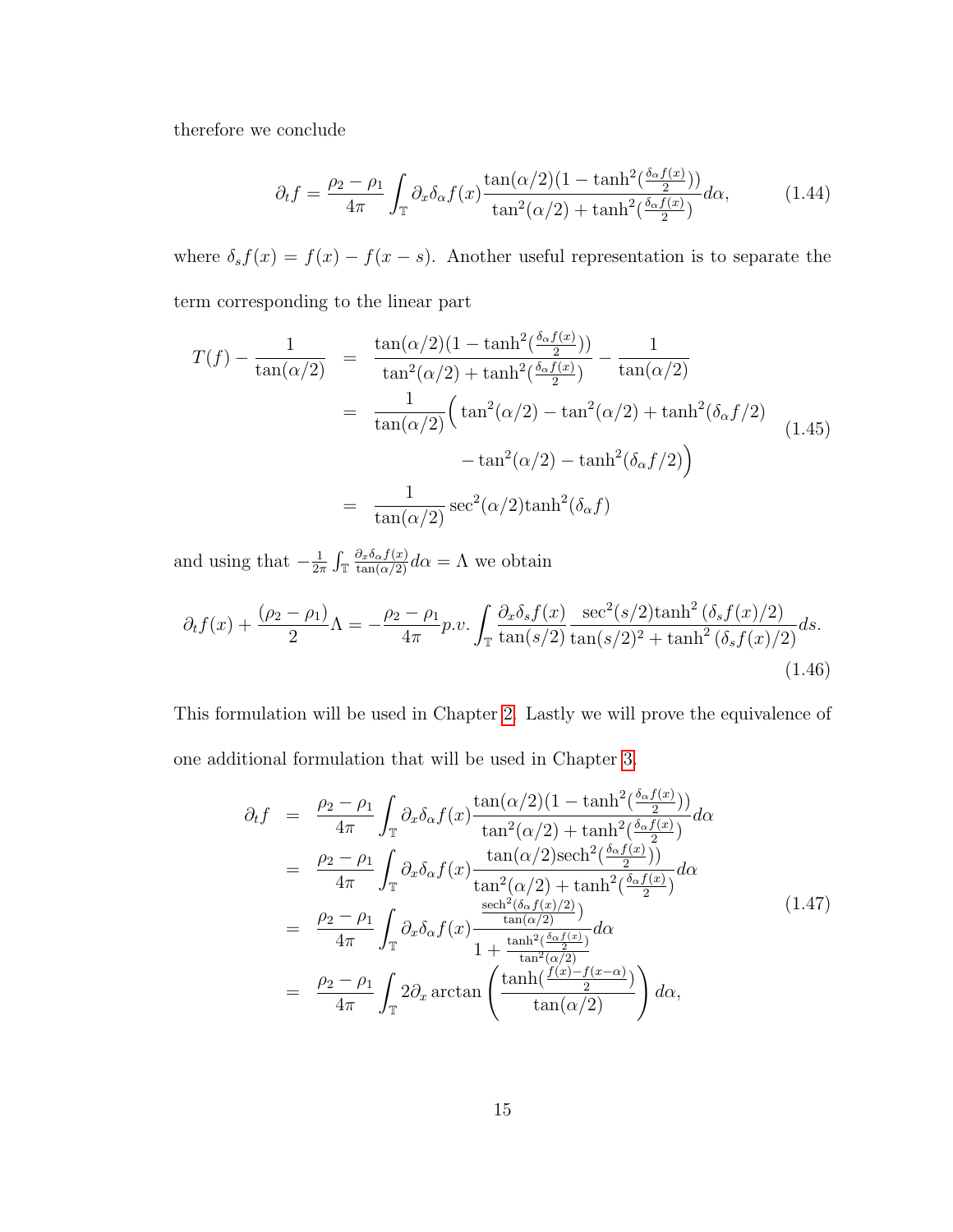therefore we conclude

$$\partial_t f = \frac{\rho_2 - \rho_1}{4\pi} \int_{\mathbb{T}} \partial_x \delta_\alpha f(x) \frac{\tan(\alpha/2)(1 - \tanh^2(\frac{\delta_\alpha f(x)}{2}))}{\tan^2(\alpha/2) + \tanh^2(\frac{\delta_\alpha f(x)}{2})} d\alpha, \tag{1.44}$$

where $\delta_s f(x) = f(x) - f(x-s)$. Another useful representation is to separate the term corresponding to the linear part

$$\begin{aligned}
T(f) - \frac{1}{\tan(\alpha/2)} &= \frac{\tan(\alpha/2)(1 - \tanh^2(\frac{\delta_\alpha f(x)}{2}))}{\tan^2(\alpha/2) + \tanh^2(\frac{\delta_\alpha f(x)}{2})} - \frac{1}{\tan(\alpha/2)} \\
&= \frac{1}{\tan(\alpha/2)}\Big( \tan^2(\alpha/2) - \tan^2(\alpha/2) + \tanh^2(\delta_\alpha f/2) \\
&\qquad - \tan^2(\alpha/2) - \tanh^2(\delta_\alpha f/2)\Big) \\
&= \frac{1}{\tan(\alpha/2)} \sec^2(\alpha/2) \tanh^2(\delta_\alpha f)
\end{aligned} \tag{1.45}$$

and using that $-\frac{1}{2\pi}\int_{\mathbb{T}} \frac{\partial_x \delta_\alpha f(x)}{\tan(\alpha/2)} d\alpha = \Lambda$ we obtain

$$\partial_t f(x) + \frac{(\rho_2 - \rho_1)}{2}\Lambda = -\frac{\rho_2 - \rho_1}{4\pi} p.v. \int_{\mathbb{T}} \frac{\partial_x \delta_s f(x)}{\tan(s/2)} \frac{\sec^2(s/2)\tanh^2(\delta_s f(x)/2)}{\tan(s/2)^2 + \tanh^2(\delta_s f(x)/2)} ds. \tag{1.46}$$

This formulation will be used in Chapter 2. Lastly we will prove the equivalence of one additional formulation that will be used in Chapter 3.

$$\begin{aligned}
\partial_t f &= \frac{\rho_2 - \rho_1}{4\pi} \int_{\mathbb{T}} \partial_x \delta_\alpha f(x) \frac{\tan(\alpha/2)(1 - \tanh^2(\frac{\delta_\alpha f(x)}{2}))}{\tan^2(\alpha/2) + \tanh^2(\frac{\delta_\alpha f(x)}{2})} d\alpha \\
&= \frac{\rho_2 - \rho_1}{4\pi} \int_{\mathbb{T}} \partial_x \delta_\alpha f(x) \frac{\tan(\alpha/2)\operatorname{sech}^2(\frac{\delta_\alpha f(x)}{2}))}{\tan^2(\alpha/2) + \tanh^2(\frac{\delta_\alpha f(x)}{2})} d\alpha \\
&= \frac{\rho_2 - \rho_1}{4\pi} \int_{\mathbb{T}} \partial_x \delta_\alpha f(x) \frac{\frac{\operatorname{sech}^2(\delta_\alpha f(x)/2)}{\tan(\alpha/2)})}{1 + \frac{\tanh^2(\frac{\delta_\alpha f(x)}{2})}{\tan^2(\alpha/2)}} d\alpha \\
&= \frac{\rho_2 - \rho_1}{4\pi} \int_{\mathbb{T}} 2\partial_x \arctan\left( \frac{\tanh(\frac{f(x) - f(x-\alpha)}{2})}{\tan(\alpha/2)} \right) d\alpha,
\end{aligned} \tag{1.47}$$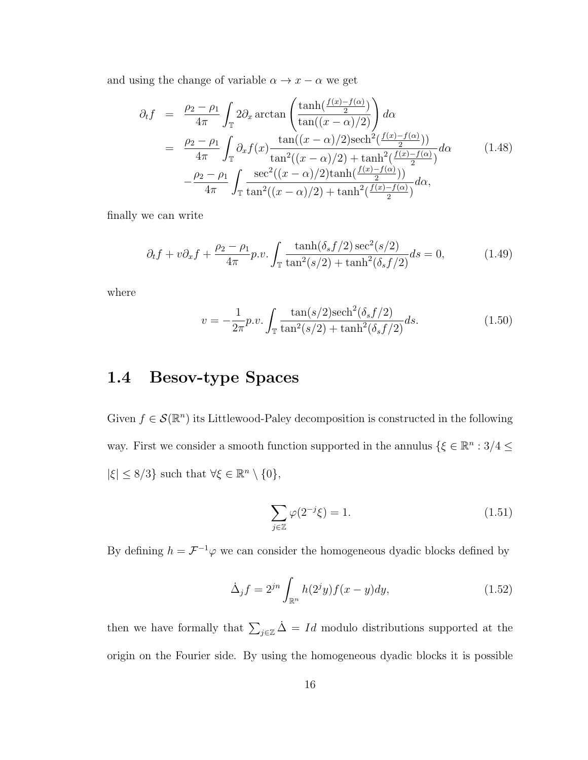and using the change of variable $\alpha \to x - \alpha$ we get

$$
\begin{aligned}
\partial_t f &= \frac{\rho_2 - \rho_1}{4\pi} \int_{\mathbb{T}} 2\partial_x \arctan\left( \frac{\tanh(\frac{f(x)-f(\alpha)}{2})}{\tan((x-\alpha)/2)} \right) d\alpha \\
&= \frac{\rho_2 - \rho_1}{4\pi} \int_{\mathbb{T}} \partial_x f(x) \frac{\tan((x-\alpha)/2)\mathrm{sech}^2(\frac{f(x)-f(\alpha)}{2}))}{\tan^2((x-\alpha)/2) + \tanh^2(\frac{f(x)-f(\alpha)}{2})} d\alpha \\
&\quad - \frac{\rho_2 - \rho_1}{4\pi} \int_{\mathbb{T}} \frac{\sec^2((x-\alpha)/2)\tanh(\frac{f(x)-f(\alpha)}{2}))}{\tan^2((x-\alpha)/2) + \tanh^2(\frac{f(x)-f(\alpha)}{2})} d\alpha,
\end{aligned}
\tag{1.48}
$$

finally we can write

$$
\partial_t f + v\partial_x f + \frac{\rho_2 - \rho_1}{4\pi} p.v. \int_{\mathbb{T}} \frac{\tanh(\delta_s f/2)\sec^2(s/2)}{\tan^2(s/2) + \tanh^2(\delta_s f/2)} ds = 0, \tag{1.49}
$$

where

$$
v = -\frac{1}{2\pi} p.v. \int_{\mathbb{T}} \frac{\tan(s/2)\mathrm{sech}^2(\delta_s f/2)}{\tan^2(s/2) + \tanh^2(\delta_s f/2)} ds. \tag{1.50}
$$

## 1.4 Besov-type Spaces

Given $f \in \mathcal{S}(\mathbb{R}^n)$ its Littlewood-Paley decomposition is constructed in the following way. First we consider a smooth function supported in the annulus $\{\xi \in \mathbb{R}^n : 3/4 \leq |\xi| \leq 8/3\}$ such that $\forall \xi \in \mathbb{R}^n \setminus \{0\}$,

$$
\sum_{j\in\mathbb{Z}} \varphi(2^{-j}\xi) = 1. \tag{1.51}
$$

By defining $h = \mathcal{F}^{-1}\varphi$ we can consider the homogeneous dyadic blocks defined by

$$
\dot{\Delta}_j f = 2^{jn} \int_{\mathbb{R}^n} h(2^j y) f(x-y) dy, \tag{1.52}
$$

then we have formally that $\sum_{j\in\mathbb{Z}} \dot{\Delta} = Id$ modulo distributions supported at the origin on the Fourier side. By using the homogeneous dyadic blocks it is possible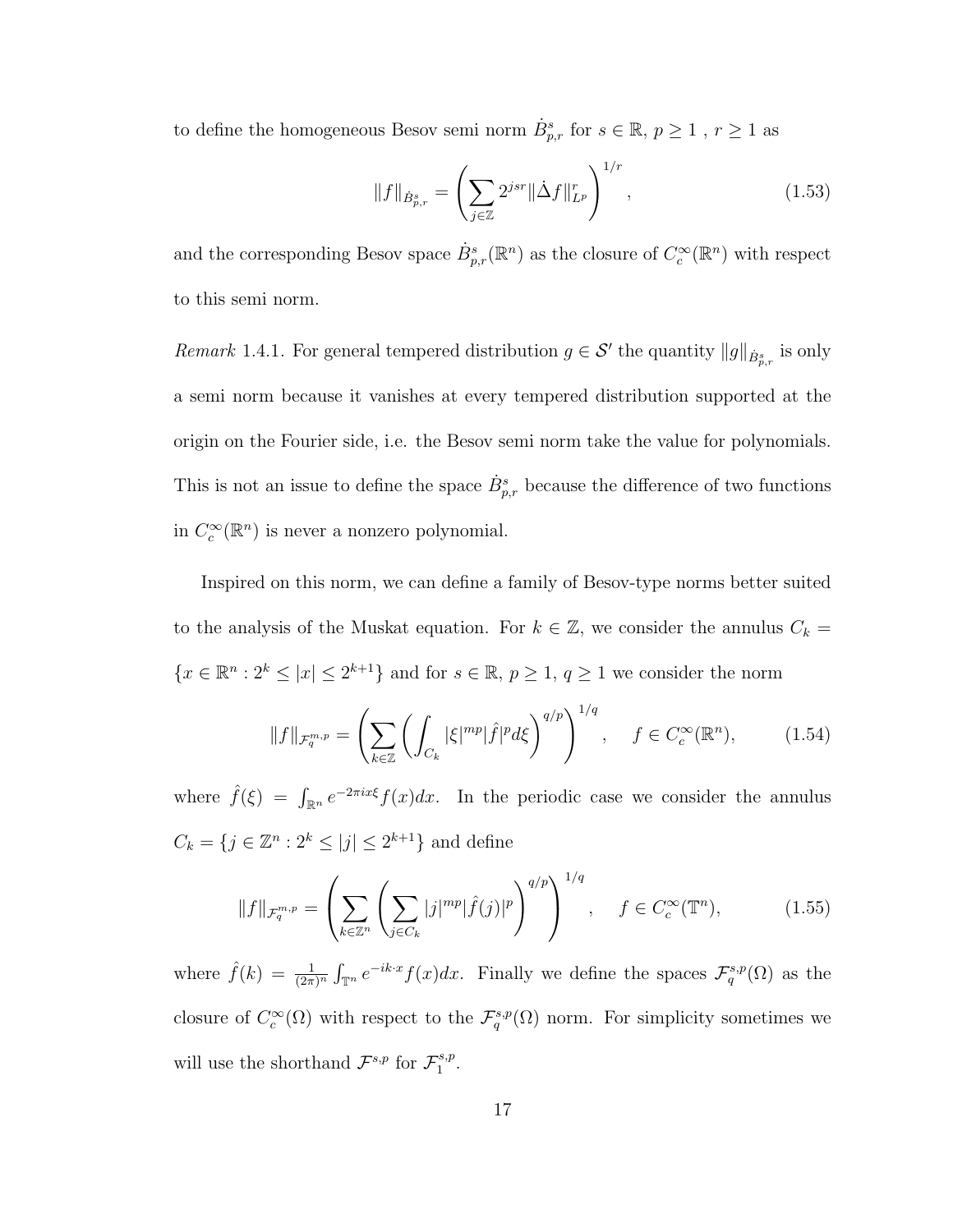to define the homogeneous Besov semi norm $\dot{B}^s_{p,r}$ for $s \in \mathbb{R}$, $p \geq 1$ , $r \geq 1$ as

$$\|f\|_{\dot{B}^s_{p,r}} = \left( \sum_{j \in \mathbb{Z}} 2^{jsr} \|\dot{\Delta} f\|^r_{L^p} \right)^{1/r}, \tag{1.53}$$

and the corresponding Besov space $\dot{B}^s_{p,r}(\mathbb{R}^n)$ as the closure of $C^\infty_c(\mathbb{R}^n)$ with respect to this semi norm.

*Remark* 1.4.1. For general tempered distribution $g \in \mathcal{S}'$ the quantity $\|g\|_{\dot{B}^s_{p,r}}$ is only a semi norm because it vanishes at every tempered distribution supported at the origin on the Fourier side, i.e. the Besov semi norm take the value for polynomials. This is not an issue to define the space $\dot{B}^s_{p,r}$ because the difference of two functions in $C^\infty_c(\mathbb{R}^n)$ is never a nonzero polynomial.

Inspired on this norm, we can define a family of Besov-type norms better suited to the analysis of the Muskat equation. For $k \in \mathbb{Z}$, we consider the annulus $C_k = \{x \in \mathbb{R}^n : 2^k \leq |x| \leq 2^{k+1}\}$ and for $s \in \mathbb{R}$, $p \geq 1$, $q \geq 1$ we consider the norm

$$\|f\|_{\mathcal{F}^{m,p}_q} = \left( \sum_{k \in \mathbb{Z}} \left( \int_{C_k} |\xi|^{mp} |\hat{f}|^p d\xi \right)^{q/p} \right)^{1/q}, \quad f \in C^\infty_c(\mathbb{R}^n), \tag{1.54}$$

where $\hat{f}(\xi) = \int_{\mathbb{R}^n} e^{-2\pi i x \xi} f(x) dx$. In the periodic case we consider the annulus $C_k = \{j \in \mathbb{Z}^n : 2^k \leq |j| \leq 2^{k+1}\}$ and define

$$\|f\|_{\mathcal{F}^{m,p}_q} = \left( \sum_{k \in \mathbb{Z}^n} \left( \sum_{j \in C_k} |j|^{mp} |\hat{f}(j)|^p \right)^{q/p} \right)^{1/q}, \quad f \in C^\infty_c(\mathbb{T}^n), \tag{1.55}$$

where $\hat{f}(k) = \frac{1}{(2\pi)^n} \int_{\mathbb{T}^n} e^{-ik \cdot x} f(x) dx$. Finally we define the spaces $\mathcal{F}^{s,p}_q(\Omega)$ as the closure of $C^\infty_c(\Omega)$ with respect to the $\mathcal{F}^{s,p}_q(\Omega)$ norm. For simplicity sometimes we will use the shorthand $\mathcal{F}^{s,p}$ for $\mathcal{F}^{s,p}_1$.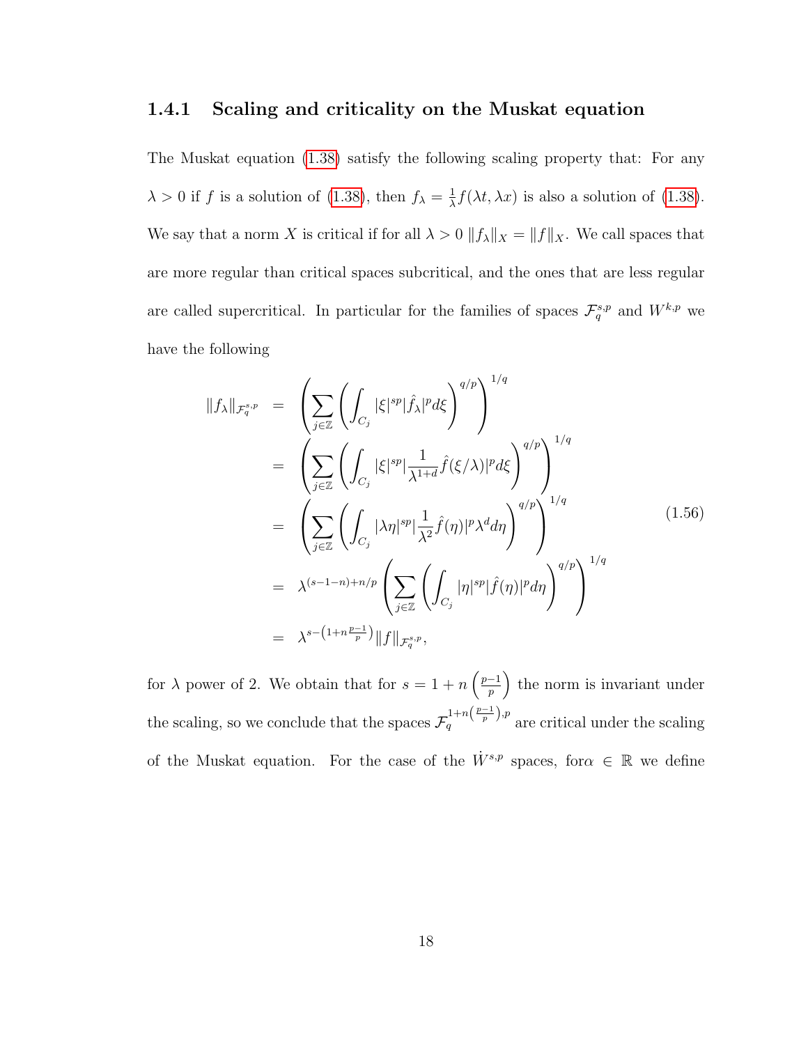### 1.4.1 Scaling and criticality on the Muskat equation

The Muskat equation (1.38) satisfy the following scaling property that: For any $\lambda > 0$ if $f$ is a solution of (1.38), then $f_\lambda = \frac{1}{\lambda} f(\lambda t, \lambda x)$ is also a solution of (1.38). We say that a norm $X$ is critical if for all $\lambda > 0$ $\|f_\lambda\|_X = \|f\|_X$. We call spaces that are more regular than critical spaces subcritical, and the ones that are less regular are called supercritical. In particular for the families of spaces $\mathcal{F}_q^{s,p}$ and $W^{k,p}$ we have the following

$$
\begin{aligned}
\|f_\lambda\|_{\mathcal{F}_q^{s,p}} &= \left( \sum_{j\in\mathbb{Z}} \left( \int_{C_j} |\xi|^{sp} |\hat{f}_\lambda|^p d\xi \right)^{q/p} \right)^{1/q} \\
&= \left( \sum_{j\in\mathbb{Z}} \left( \int_{C_j} |\xi|^{sp} |\frac{1}{\lambda^{1+d}} \hat{f}(\xi/\lambda)|^p d\xi \right)^{q/p} \right)^{1/q} \\
&= \left( \sum_{j\in\mathbb{Z}} \left( \int_{C_j} |\lambda\eta|^{sp} |\frac{1}{\lambda^{2}} \hat{f}(\eta)|^p \lambda^d d\eta \right)^{q/p} \right)^{1/q} \\
&= \lambda^{(s-1-n)+n/p} \left( \sum_{j\in\mathbb{Z}} \left( \int_{C_j} |\eta|^{sp} |\hat{f}(\eta)|^p d\eta \right)^{q/p} \right)^{1/q} \\
&= \lambda^{s-\left(1+n\frac{p-1}{p}\right)} \|f\|_{\mathcal{F}_q^{s,p}},
\end{aligned}
\tag{1.56}
$$

for $\lambda$ power of 2. We obtain that for $s = 1 + n\left(\frac{p-1}{p}\right)$ the norm is invariant under the scaling, so we conclude that the spaces $\mathcal{F}_q^{1+n\left(\frac{p-1}{p}\right),p}$ are critical under the scaling of the Muskat equation. For the case of the $\dot{W}^{s,p}$ spaces, for$\alpha \in \mathbb{R}$ we define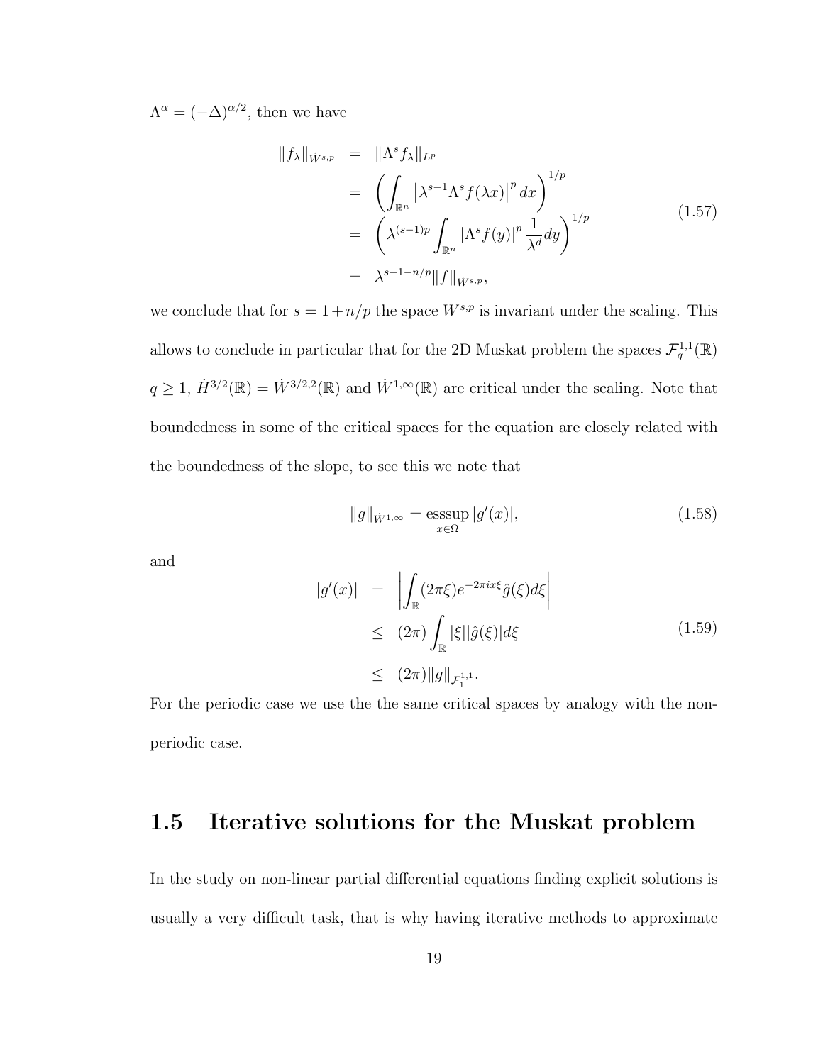$\Lambda^\alpha = (-\Delta)^{\alpha/2}$, then we have

$$
\begin{aligned}
\|f_\lambda\|_{\dot{W}^{s,p}} &= \|\Lambda^s f_\lambda\|_{L^p} \\
&= \left( \int_{\mathbb{R}^n} \left| \lambda^{s-1} \Lambda^s f(\lambda x) \right|^p dx \right)^{1/p} \\
&= \left( \lambda^{(s-1)p} \int_{\mathbb{R}^n} \left| \Lambda^s f(y) \right|^p \frac{1}{\lambda^d} dy \right)^{1/p} \\
&= \lambda^{s-1-n/p} \|f\|_{\dot{W}^{s,p}},
\end{aligned}
\tag{1.57}
$$

we conclude that for $s = 1 + n/p$ the space $W^{s,p}$ is invariant under the scaling. This allows to conclude in particular that for the 2D Muskat problem the spaces $\mathcal{F}^{1,1}_q(\mathbb{R})$ $q \geq 1$, $\dot{H}^{3/2}(\mathbb{R}) = \dot{W}^{3/2,2}(\mathbb{R})$ and $\dot{W}^{1,\infty}(\mathbb{R})$ are critical under the scaling. Note that boundedness in some of the critical spaces for the equation are closely related with the boundedness of the slope, to see this we note that

$$
\|g\|_{\dot{W}^{1,\infty}} = \operatorname*{esssup}_{x \in \Omega} |g'(x)|,
\tag{1.58}
$$

and

$$
\begin{aligned}
|g'(x)| &= \left| \int_{\mathbb{R}} (2\pi\xi) e^{-2\pi i x \xi} \hat{g}(\xi) d\xi \right| \\
&\leq (2\pi) \int_{\mathbb{R}} |\xi| |\hat{g}(\xi)| d\xi \\
&\leq (2\pi) \|g\|_{\mathcal{F}^{1,1}_1}.
\end{aligned}
\tag{1.59}
$$

For the periodic case we use the the same critical spaces by analogy with the non-periodic case.

## 1.5 Iterative solutions for the Muskat problem

In the study on non-linear partial differential equations finding explicit solutions is usually a very difficult task, that is why having iterative methods to approximate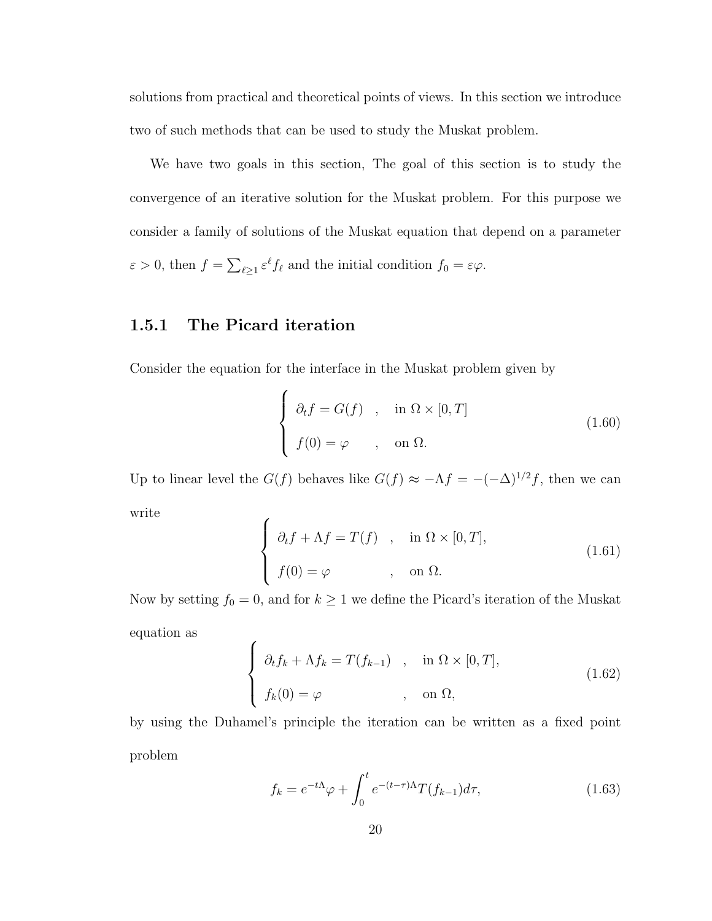solutions from practical and theoretical points of views. In this section we introduce two of such methods that can be used to study the Muskat problem.

We have two goals in this section, The goal of this section is to study the convergence of an iterative solution for the Muskat problem. For this purpose we consider a family of solutions of the Muskat equation that depend on a parameter $\varepsilon > 0$, then $f = \sum_{\ell \geq 1} \varepsilon^{\ell} f_{\ell}$ and the initial condition $f_0 = \varepsilon \varphi$.

### 1.5.1 The Picard iteration

Consider the equation for the interface in the Muskat problem given by

$$
\begin{cases}
\partial_t f = G(f) \quad , \quad \text{in } \Omega \times [0, T] \\
f(0) = \varphi \quad , \quad \text{on } \Omega.
\end{cases}
\tag{1.60}
$$

Up to linear level the $G(f)$ behaves like $G(f) \approx -\Lambda f = -(-\Delta)^{1/2} f$, then we can write

$$
\begin{cases}
\partial_t f + \Lambda f = T(f) \quad , \quad \text{in } \Omega \times [0, T], \\
f(0) = \varphi \quad , \quad \text{on } \Omega.
\end{cases}
\tag{1.61}
$$

Now by setting $f_0 = 0$, and for $k \geq 1$ we define the Picard's iteration of the Muskat equation as

$$
\begin{cases}
\partial_t f_k + \Lambda f_k = T(f_{k-1}) \quad , \quad \text{in } \Omega \times [0, T], \\
f_k(0) = \varphi \quad , \quad \text{on } \Omega,
\end{cases}
\tag{1.62}
$$

by using the Duhamel's principle the iteration can be written as a fixed point problem

$$
f_k = e^{-t\Lambda} \varphi + \int_0^t e^{-(t-\tau)\Lambda} T(f_{k-1}) d\tau,
\tag{1.63}
$$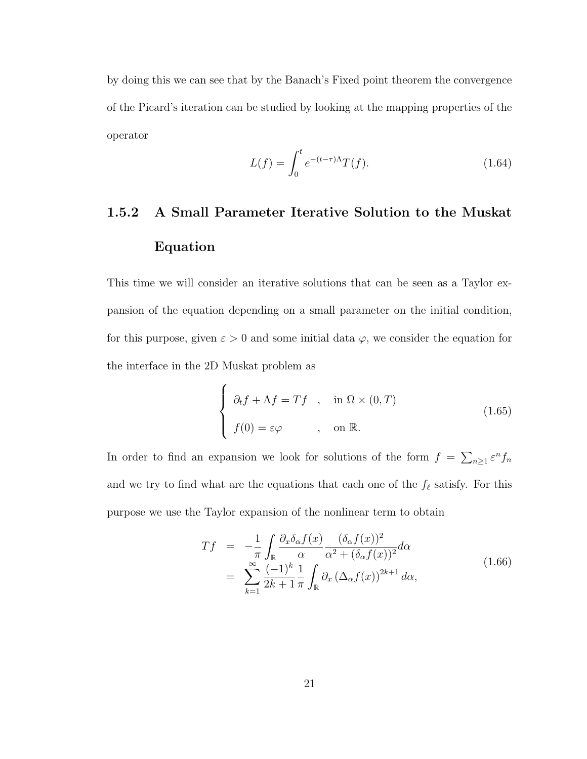by doing this we can see that by the Banach's Fixed point theorem the convergence of the Picard's iteration can be studied by looking at the mapping properties of the operator

$$L(f) = \int_0^t e^{-(t-\tau)\Lambda} T(f). \tag{1.64}$$

### 1.5.2 A Small Parameter Iterative Solution to the Muskat Equation

This time we will consider an iterative solutions that can be seen as a Taylor expansion of the equation depending on a small parameter on the initial condition, for this purpose, given $\varepsilon > 0$ and some initial data $\varphi$, we consider the equation for the interface in the 2D Muskat problem as

$$\begin{cases} \partial_t f + \Lambda f = Tf \quad , \quad \text{in } \Omega \times (0, T) \\ f(0) = \varepsilon \varphi \qquad\quad , \quad \text{on } \mathbb{R}. \end{cases} \tag{1.65}$$

In order to find an expansion we look for solutions of the form $f = \sum_{n \geq 1} \varepsilon^n f_n$ and we try to find what are the equations that each one of the $f_\ell$ satisfy. For this purpose we use the Taylor expansion of the nonlinear term to obtain

$$\begin{aligned} Tf &= -\frac{1}{\pi} \int_{\mathbb{R}} \frac{\partial_x \delta_\alpha f(x)}{\alpha} \frac{(\delta_\alpha f(x))^2}{\alpha^2 + (\delta_\alpha f(x))^2} d\alpha \\ &= \sum_{k=1}^{\infty} \frac{(-1)^k}{2k+1} \frac{1}{\pi} \int_{\mathbb{R}} \partial_x \left(\Delta_\alpha f(x)\right)^{2k+1} d\alpha, \end{aligned} \tag{1.66}$$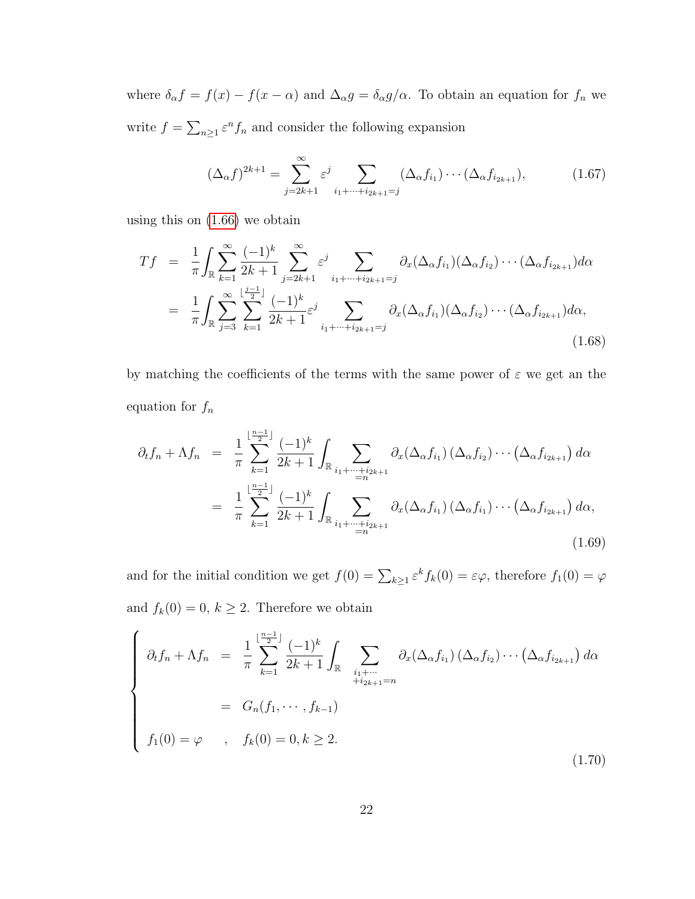where $\delta_\alpha f = f(x) - f(x-\alpha)$ and $\Delta_\alpha g = \delta_\alpha g/\alpha$. To obtain an equation for $f_n$ we write $f = \sum_{n\geq 1} \varepsilon^n f_n$ and consider the following expansion

$$
(\Delta_\alpha f)^{2k+1} = \sum_{j=2k+1}^{\infty} \varepsilon^j \sum_{i_1+\cdots+i_{2k+1}=j} (\Delta_\alpha f_{i_1}) \cdots (\Delta_\alpha f_{i_{2k+1}}), \tag{1.67}
$$

using this on (1.66) we obtain

$$
\begin{aligned}
Tf &= \frac{1}{\pi} \int_{\mathbb{R}} \sum_{k=1}^{\infty} \frac{(-1)^k}{2k+1} \sum_{j=2k+1}^{\infty} \varepsilon^j \sum_{i_1+\cdots+i_{2k+1}=j} \partial_x (\Delta_\alpha f_{i_1})(\Delta_\alpha f_{i_2}) \cdots (\Delta_\alpha f_{i_{2k+1}}) d\alpha \\
&= \frac{1}{\pi} \int_{\mathbb{R}} \sum_{j=3}^{\infty} \sum_{k=1}^{\lfloor \frac{j-1}{2} \rfloor} \frac{(-1)^k}{2k+1} \varepsilon^j \sum_{i_1+\cdots+i_{2k+1}=j} \partial_x (\Delta_\alpha f_{i_1})(\Delta_\alpha f_{i_2}) \cdots (\Delta_\alpha f_{i_{2k+1}}) d\alpha,
\end{aligned} \tag{1.68}
$$

by matching the coefficients of the terms with the same power of $\varepsilon$ we get an the equation for $f_n$

$$
\begin{aligned}
\partial_t f_n + \Lambda f_n &= \frac{1}{\pi} \sum_{k=1}^{\lfloor \frac{n-1}{2} \rfloor} \frac{(-1)^k}{2k+1} \int_{\mathbb{R}} \sum_{\substack{i_1+\cdots+i_{2k+1} \\ =n}} \partial_x (\Delta_\alpha f_{i_1}) (\Delta_\alpha f_{i_2}) \cdots \left(\Delta_\alpha f_{i_{2k+1}}\right) d\alpha \\
&= \frac{1}{\pi} \sum_{k=1}^{\lfloor \frac{n-1}{2} \rfloor} \frac{(-1)^k}{2k+1} \int_{\mathbb{R}} \sum_{\substack{i_1+\cdots+i_{2k+1} \\ =n}} \partial_x (\Delta_\alpha f_{i_1}) (\Delta_\alpha f_{i_1}) \cdots \left(\Delta_\alpha f_{i_{2k+1}}\right) d\alpha,
\end{aligned} \tag{1.69}
$$

and for the initial condition we get $f(0) = \sum_{k\geq 1} \varepsilon^k f_k(0) = \varepsilon \varphi$, therefore $f_1(0) = \varphi$ and $f_k(0) = 0$, $k \geq 2$. Therefore we obtain

$$
\begin{cases}
\partial_t f_n + \Lambda f_n = \dfrac{1}{\pi} \displaystyle\sum_{k=1}^{\lfloor \frac{n-1}{2} \rfloor} \frac{(-1)^k}{2k+1} \int_{\mathbb{R}} \sum_{\substack{i_1+\cdots \\ +i_{2k+1}=n}} \partial_x (\Delta_\alpha f_{i_1}) (\Delta_\alpha f_{i_2}) \cdots \left(\Delta_\alpha f_{i_{2k+1}}\right) d\alpha \\
\qquad\qquad\quad = G_n(f_1, \cdots, f_{k-1}) \\
f_1(0) = \varphi \quad , \quad f_k(0) = 0, k \geq 2.
\end{cases} \tag{1.70}
$$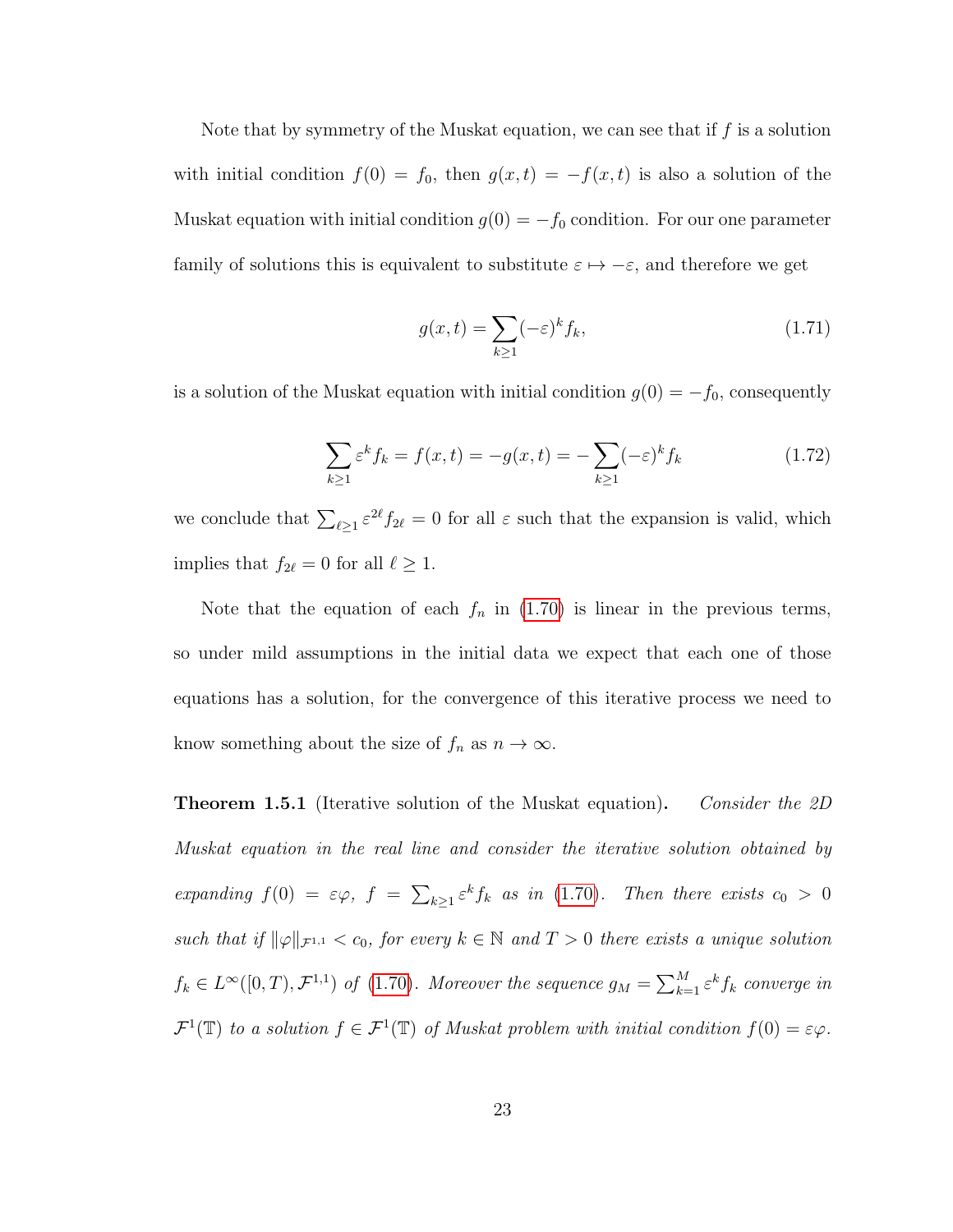Note that by symmetry of the Muskat equation, we can see that if $f$ is a solution with initial condition $f(0) = f_0$, then $g(x,t) = -f(x,t)$ is also a solution of the Muskat equation with initial condition $g(0) = -f_0$ condition. For our one parameter family of solutions this is equivalent to substitute $\varepsilon \mapsto -\varepsilon$, and therefore we get

$$g(x,t) = \sum_{k\geq 1} (-\varepsilon)^k f_k, \tag{1.71}$$

is a solution of the Muskat equation with initial condition $g(0) = -f_0$, consequently

$$\sum_{k\geq 1} \varepsilon^k f_k = f(x,t) = -g(x,t) = -\sum_{k\geq 1} (-\varepsilon)^k f_k \tag{1.72}$$

we conclude that $\sum_{\ell\geq 1} \varepsilon^{2\ell} f_{2\ell} = 0$ for all $\varepsilon$ such that the expansion is valid, which implies that $f_{2\ell} = 0$ for all $\ell \geq 1$.

Note that the equation of each $f_n$ in (1.70) is linear in the previous terms, so under mild assumptions in the initial data we expect that each one of those equations has a solution, for the convergence of this iterative process we need to know something about the size of $f_n$ as $n \to \infty$.

**Theorem 1.5.1** (Iterative solution of the Muskat equation)**.** *Consider the 2D Muskat equation in the real line and consider the iterative solution obtained by expanding $f(0) = \varepsilon\varphi$, $f = \sum_{k\geq 1} \varepsilon^k f_k$ as in (1.70). Then there exists $c_0 > 0$ such that if $\|\varphi\|_{\mathcal{F}^{1,1}} < c_0$, for every $k \in \mathbb{N}$ and $T > 0$ there exists a unique solution $f_k \in L^\infty([0,T), \mathcal{F}^{1,1})$ of (1.70). Moreover the sequence $g_M = \sum_{k=1}^{M} \varepsilon^k f_k$ converge in $\mathcal{F}^1(\mathbb{T})$ to a solution $f \in \mathcal{F}^1(\mathbb{T})$ of Muskat problem with initial condition $f(0) = \varepsilon\varphi$.*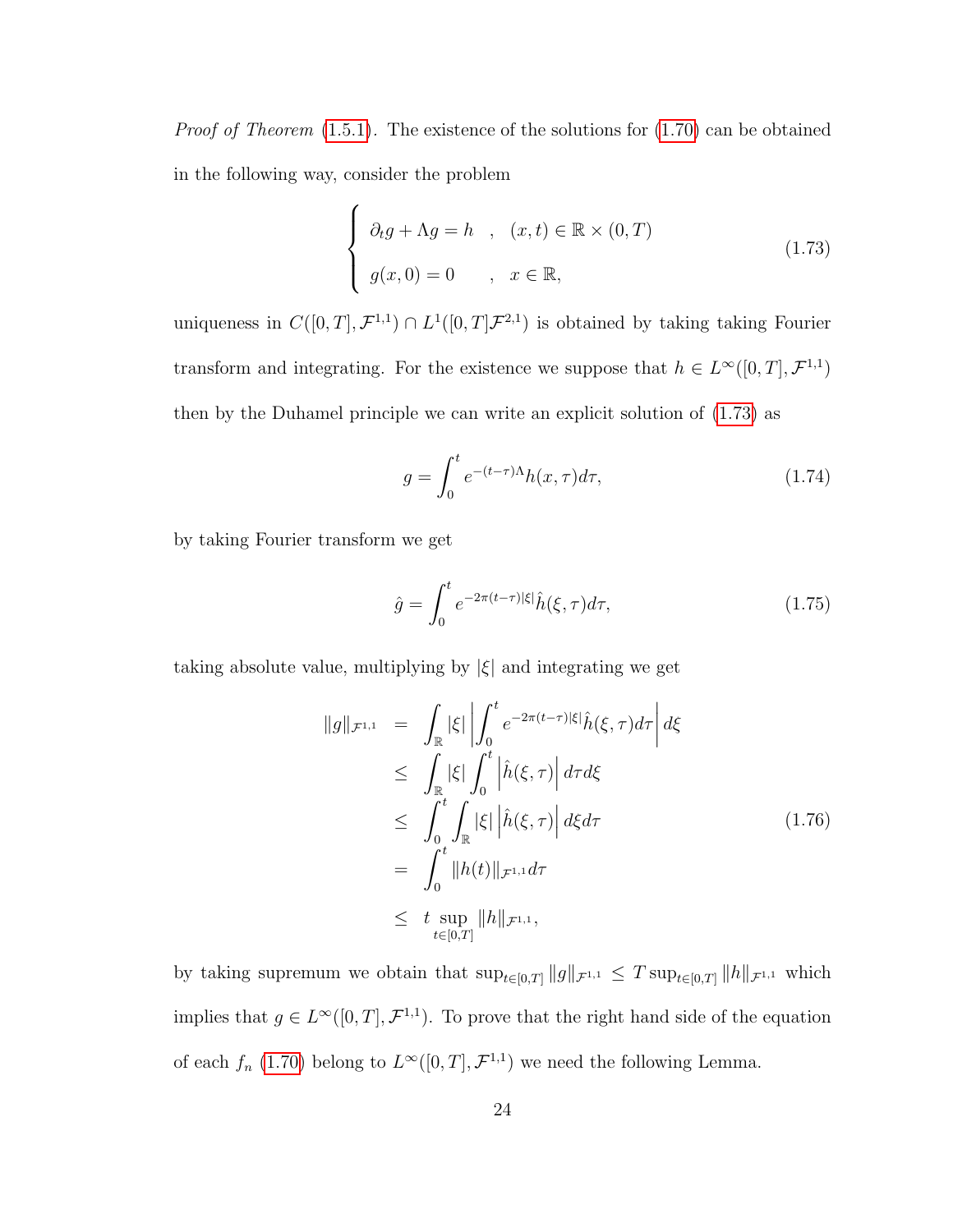*Proof of Theorem* (1.5.1). The existence of the solutions for (1.70) can be obtained in the following way, consider the problem

$$\begin{cases} \partial_t g + \Lambda g = h \quad , \quad (x,t) \in \mathbb{R} \times (0,T) \\ g(x,0) = 0 \qquad , \quad x \in \mathbb{R}, \end{cases} \tag{1.73}$$

uniqueness in $C([0,T],\mathcal{F}^{1,1}) \cap L^1([0,T]\mathcal{F}^{2,1})$ is obtained by taking taking Fourier transform and integrating. For the existence we suppose that $h \in L^\infty([0,T],\mathcal{F}^{1,1})$ then by the Duhamel principle we can write an explicit solution of (1.73) as

$$g = \int_0^t e^{-(t-\tau)\Lambda} h(x,\tau) d\tau, \tag{1.74}$$

by taking Fourier transform we get

$$\hat{g} = \int_0^t e^{-2\pi(t-\tau)|\xi|} \hat{h}(\xi,\tau) d\tau, \tag{1.75}$$

taking absolute value, multiplying by $|\xi|$ and integrating we get

$$\begin{aligned}
\|g\|_{\mathcal{F}^{1,1}} &= \int_{\mathbb{R}} |\xi| \left| \int_0^t e^{-2\pi(t-\tau)|\xi|} \hat{h}(\xi,\tau) d\tau \right| d\xi \\
&\leq \int_{\mathbb{R}} |\xi| \int_0^t \left| \hat{h}(\xi,\tau) \right| d\tau d\xi \\
&\leq \int_0^t \int_{\mathbb{R}} |\xi| \left| \hat{h}(\xi,\tau) \right| d\xi d\tau \\
&= \int_0^t \|h(t)\|_{\mathcal{F}^{1,1}} d\tau \\
&\leq t \sup_{t\in[0,T]} \|h\|_{\mathcal{F}^{1,1}},
\end{aligned} \tag{1.76}$$

by taking supremum we obtain that $\sup_{t\in[0,T]} \|g\|_{\mathcal{F}^{1,1}} \leq T \sup_{t\in[0,T]} \|h\|_{\mathcal{F}^{1,1}}$ which implies that $g \in L^\infty([0,T],\mathcal{F}^{1,1})$. To prove that the right hand side of the equation of each $f_n$ (1.70) belong to $L^\infty([0,T],\mathcal{F}^{1,1})$ we need the following Lemma.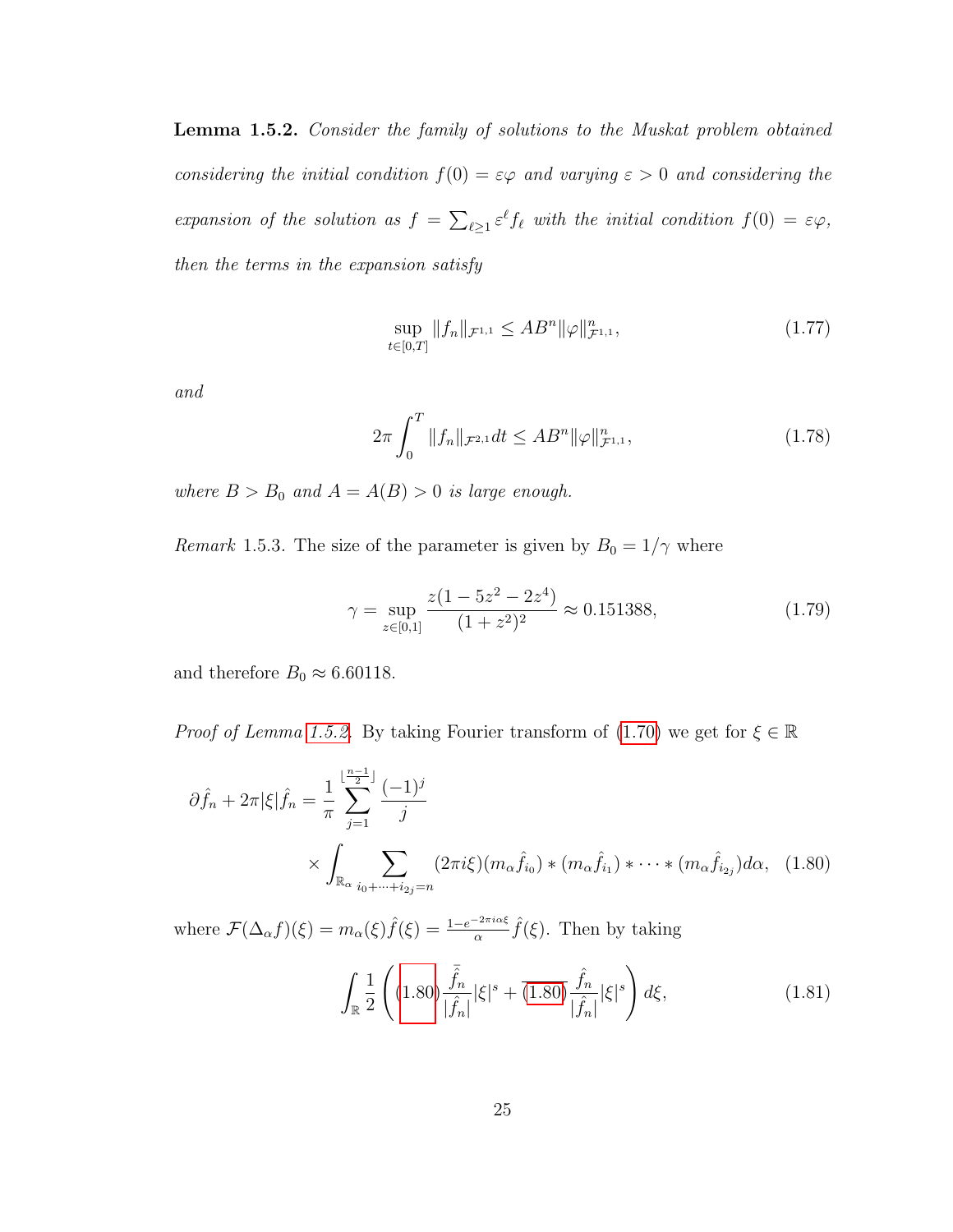**Lemma 1.5.2.** *Consider the family of solutions to the Muskat problem obtained considering the initial condition $f(0) = \varepsilon\varphi$ and varying $\varepsilon > 0$ and considering the expansion of the solution as $f = \sum_{\ell \geq 1} \varepsilon^\ell f_\ell$ with the initial condition $f(0) = \varepsilon\varphi$, then the terms in the expansion satisfy*

$$\sup_{t \in [0,T]} \|f_n\|_{\mathcal{F}^{1,1}} \leq AB^n \|\varphi\|^n_{\mathcal{F}^{1,1}}, \tag{1.77}$$

*and*

$$2\pi \int_0^T \|f_n\|_{\mathcal{F}^{2,1}} dt \leq AB^n \|\varphi\|^n_{\mathcal{F}^{1,1}}, \tag{1.78}$$

*where $B > B_0$ and $A = A(B) > 0$ is large enough.*

*Remark* 1.5.3. The size of the parameter is given by $B_0 = 1/\gamma$ where

$$\gamma = \sup_{z \in [0,1]} \frac{z(1 - 5z^2 - 2z^4)}{(1 + z^2)^2} \approx 0.151388, \tag{1.79}$$

and therefore $B_0 \approx 6.60118$.

*Proof of Lemma 1.5.2.* By taking Fourier transform of (1.70) we get for $\xi \in \mathbb{R}$

$$\begin{aligned} \partial \hat{f}_n + 2\pi|\xi|\hat{f}_n = \frac{1}{\pi} \sum_{j=1}^{\lfloor \frac{n-1}{2} \rfloor} \frac{(-1)^j}{j} \\ \times \int_{\mathbb{R}_\alpha} \sum_{i_0 + \cdots + i_{2j} = n} (2\pi i \xi)(m_\alpha \hat{f}_{i_0}) * (m_\alpha \hat{f}_{i_1}) * \cdots * (m_\alpha \hat{f}_{i_{2j}}) d\alpha, \end{aligned} \tag{1.80}$$

where $\mathcal{F}(\Delta_\alpha f)(\xi) = m_\alpha(\xi)\hat{f}(\xi) = \frac{1 - e^{-2\pi i \alpha \xi}}{\alpha}\hat{f}(\xi)$. Then by taking

$$\int_{\mathbb{R}} \frac{1}{2} \left( (1.80) \frac{\bar{\hat{f}}_n}{|\hat{f}_n|}|\xi|^s + \overline{(1.80)} \frac{\hat{f}_n}{|\hat{f}_n|}|\xi|^s \right) d\xi, \tag{1.81}$$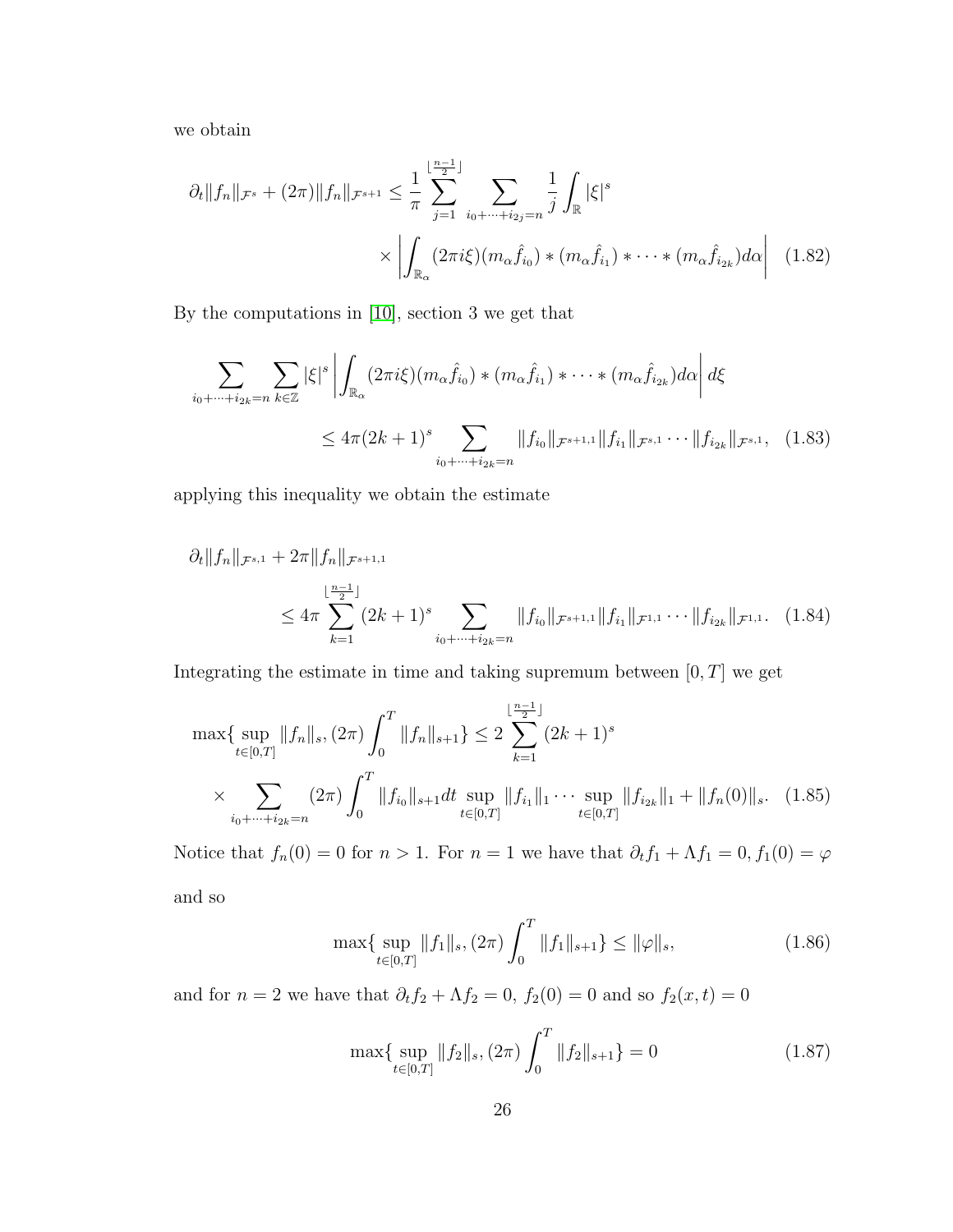we obtain

$$
\begin{aligned}
\partial_t \|f_n\|_{\mathcal{F}^s} + (2\pi)\|f_n\|_{\mathcal{F}^{s+1}} \leq \frac{1}{\pi} \sum_{j=1}^{\lfloor \frac{n-1}{2} \rfloor} \sum_{i_0+\cdots+i_{2j}=n} \frac{1}{j} \int_{\mathbb{R}} |\xi|^s \\
\times \left| \int_{\mathbb{R}_\alpha} (2\pi i \xi)(m_\alpha \hat{f}_{i_0}) * (m_\alpha \hat{f}_{i_1}) * \cdots * (m_\alpha \hat{f}_{i_{2k}}) d\alpha \right| \quad (1.82)
\end{aligned}
$$

By the computations in [10], section 3 we get that

$$
\begin{aligned}
\sum_{i_0+\cdots+i_{2k}=n} \sum_{k\in\mathbb{Z}} |\xi|^s \left| \int_{\mathbb{R}_\alpha} (2\pi i \xi)(m_\alpha \hat{f}_{i_0}) * (m_\alpha \hat{f}_{i_1}) * \cdots * (m_\alpha \hat{f}_{i_{2k}}) d\alpha \right| d\xi \\
\leq 4\pi (2k+1)^s \sum_{i_0+\cdots+i_{2k}=n} \|f_{i_0}\|_{\mathcal{F}^{s+1,1}} \|f_{i_1}\|_{\mathcal{F}^{s,1}} \cdots \|f_{i_{2k}}\|_{\mathcal{F}^{s,1}}, \quad (1.83)
\end{aligned}
$$

applying this inequality we obtain the estimate

$$
\begin{aligned}
&\partial_t \|f_n\|_{\mathcal{F}^{s,1}} + 2\pi \|f_n\|_{\mathcal{F}^{s+1,1}} \\
&\qquad \leq 4\pi \sum_{k=1}^{\lfloor \frac{n-1}{2} \rfloor} (2k+1)^s \sum_{i_0+\cdots+i_{2k}=n} \|f_{i_0}\|_{\mathcal{F}^{s+1,1}} \|f_{i_1}\|_{\mathcal{F}^{1,1}} \cdots \|f_{i_{2k}}\|_{\mathcal{F}^{1,1}}. \quad (1.84)
\end{aligned}
$$

Integrating the estimate in time and taking supremum between $[0,T]$ we get

$$
\begin{aligned}
&\max\{\sup_{t\in[0,T]} \|f_n\|_s, (2\pi)\int_0^T \|f_n\|_{s+1}\} \leq 2 \sum_{k=1}^{\lfloor \frac{n-1}{2} \rfloor} (2k+1)^s \\
&\times \sum_{i_0+\cdots+i_{2k}=n} (2\pi) \int_0^T \|f_{i_0}\|_{s+1} dt \sup_{t\in[0,T]} \|f_{i_1}\|_1 \cdots \sup_{t\in[0,T]} \|f_{i_{2k}}\|_1 + \|f_n(0)\|_s. \quad (1.85)
\end{aligned}
$$

Notice that $f_n(0) = 0$ for $n > 1$. For $n = 1$ we have that $\partial_t f_1 + \Lambda f_1 = 0, f_1(0) = \varphi$ and so

$$
\max\{\sup_{t\in[0,T]} \|f_1\|_s, (2\pi)\int_0^T \|f_1\|_{s+1}\} \leq \|\varphi\|_s, \quad (1.86)
$$

and for $n = 2$ we have that $\partial_t f_2 + \Lambda f_2 = 0,\ f_2(0) = 0$ and so $f_2(x,t) = 0$

$$
\max\{\sup_{t\in[0,T]} \|f_2\|_s, (2\pi)\int_0^T \|f_2\|_{s+1}\} = 0 \quad (1.87)
$$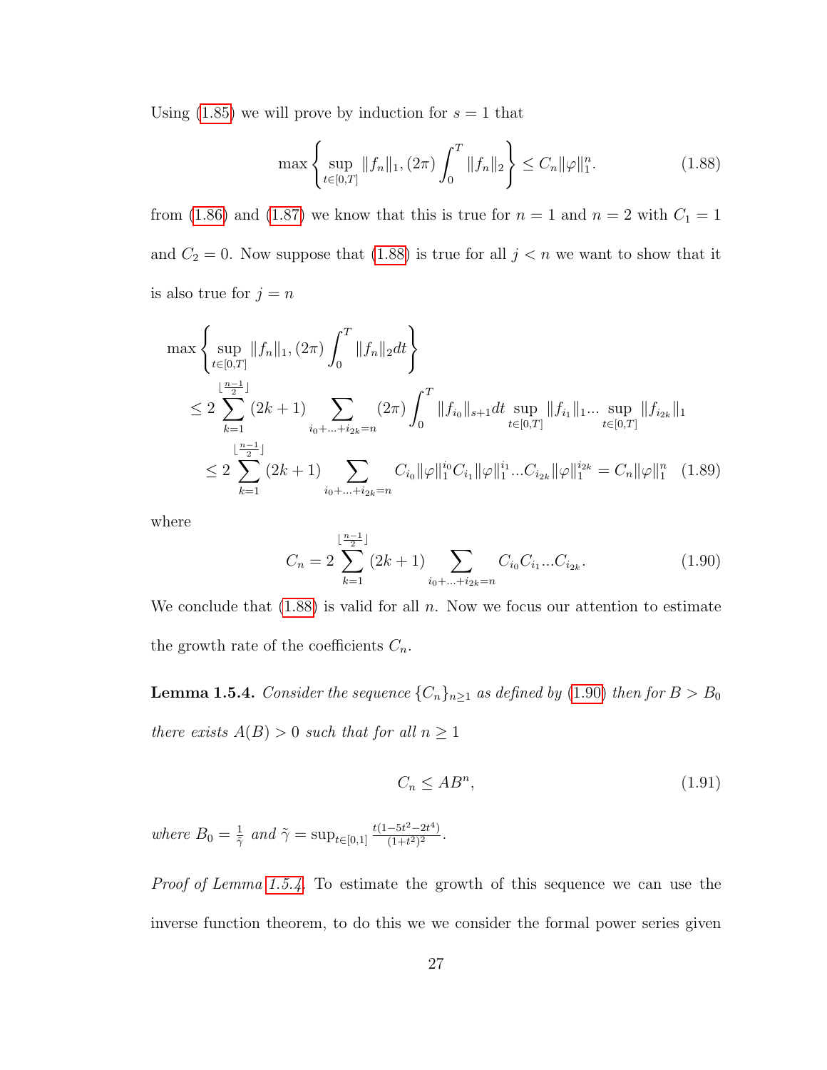Using (1.85) we will prove by induction for $s = 1$ that

$$\max\left\{\sup_{t\in[0,T]}\|f_n\|_1, (2\pi)\int_0^T \|f_n\|_2\right\} \leq C_n\|\varphi\|_1^n. \tag{1.88}$$

from (1.86) and (1.87) we know that this is true for $n = 1$ and $n = 2$ with $C_1 = 1$ and $C_2 = 0$. Now suppose that (1.88) is true for all $j < n$ we want to show that it is also true for $j = n$

$$\begin{aligned}
&\max\left\{\sup_{t\in[0,T]}\|f_n\|_1, (2\pi)\int_0^T \|f_n\|_2 dt\right\} \\
&\leq 2\sum_{k=1}^{\lfloor\frac{n-1}{2}\rfloor}(2k+1)\sum_{i_0+\ldots+i_{2k}=n}(2\pi)\int_0^T\|f_{i_0}\|_{s+1}dt\sup_{t\in[0,T]}\|f_{i_1}\|_1\ldots\sup_{t\in[0,T]}\|f_{i_{2k}}\|_1 \\
&\leq 2\sum_{k=1}^{\lfloor\frac{n-1}{2}\rfloor}(2k+1)\sum_{i_0+\ldots+i_{2k}=n}C_{i_0}\|\varphi\|_1^{i_0}C_{i_1}\|\varphi\|_1^{i_1}\ldots C_{i_{2k}}\|\varphi\|_1^{i_{2k}} = C_n\|\varphi\|_1^n \quad (1.89)
\end{aligned}$$

where

$$C_n = 2\sum_{k=1}^{\lfloor\frac{n-1}{2}\rfloor}(2k+1)\sum_{i_0+\ldots+i_{2k}=n}C_{i_0}C_{i_1}\ldots C_{i_{2k}}. \tag{1.90}$$

We conclude that (1.88) is valid for all $n$. Now we focus our attention to estimate the growth rate of the coefficients $C_n$.

**Lemma 1.5.4.** *Consider the sequence $\{C_n\}_{n\geq 1}$ as defined by (1.90) then for $B > B_0$ there exists $A(B) > 0$ such that for all $n \geq 1$*

$$C_n \leq AB^n, \tag{1.91}$$

*where $B_0 = \frac{1}{\tilde{\gamma}}$ and $\tilde{\gamma} = \sup_{t\in[0,1]}\frac{t(1-5t^2-2t^4)}{(1+t^2)^2}$.*

*Proof of Lemma 1.5.4.* To estimate the growth of this sequence we can use the inverse function theorem, to do this we we consider the formal power series given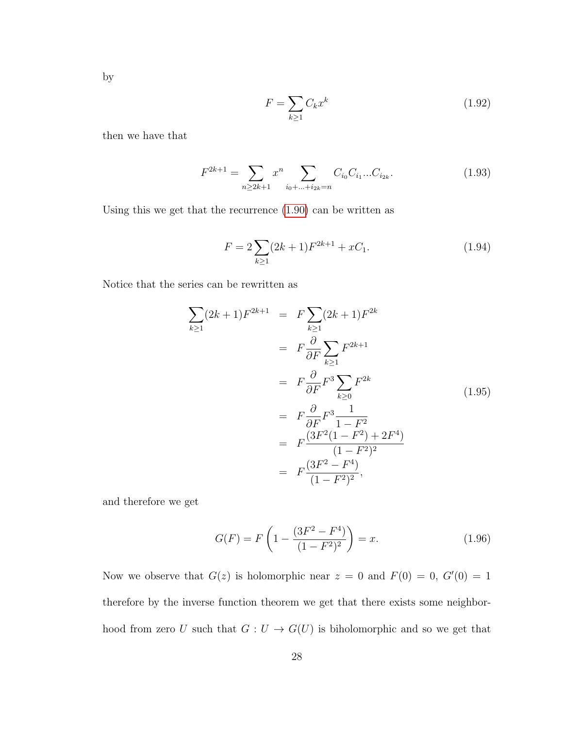by

$$F = \sum_{k \geq 1} C_k x^k \tag{1.92}$$

then we have that

$$F^{2k+1} = \sum_{n \geq 2k+1} x^n \sum_{i_0 + \ldots + i_{2k} = n} C_{i_0} C_{i_1} \ldots C_{i_{2k}}. \tag{1.93}$$

Using this we get that the recurrence (1.90) can be written as

$$F = 2 \sum_{k \geq 1} (2k+1) F^{2k+1} + x C_1. \tag{1.94}$$

Notice that the series can be rewritten as

$$\begin{aligned}
\sum_{k \geq 1} (2k+1) F^{2k+1} &= F \sum_{k \geq 1} (2k+1) F^{2k} \\
&= F \frac{\partial}{\partial F} \sum_{k \geq 1} F^{2k+1} \\
&= F \frac{\partial}{\partial F} F^3 \sum_{k \geq 0} F^{2k} \\
&= F \frac{\partial}{\partial F} F^3 \frac{1}{1 - F^2} \\
&= F \frac{(3F^2(1 - F^2) + 2F^4)}{(1 - F^2)^2} \\
&= F \frac{(3F^2 - F^4)}{(1 - F^2)^2},
\end{aligned} \tag{1.95}$$

and therefore we get

$$G(F) = F \left( 1 - \frac{(3F^2 - F^4)}{(1 - F^2)^2} \right) = x. \tag{1.96}$$

Now we observe that $G(z)$ is holomorphic near $z = 0$ and $F(0) = 0$, $G'(0) = 1$ therefore by the inverse function theorem we get that there exists some neighborhood from zero $U$ such that $G : U \to G(U)$ is biholomorphic and so we get that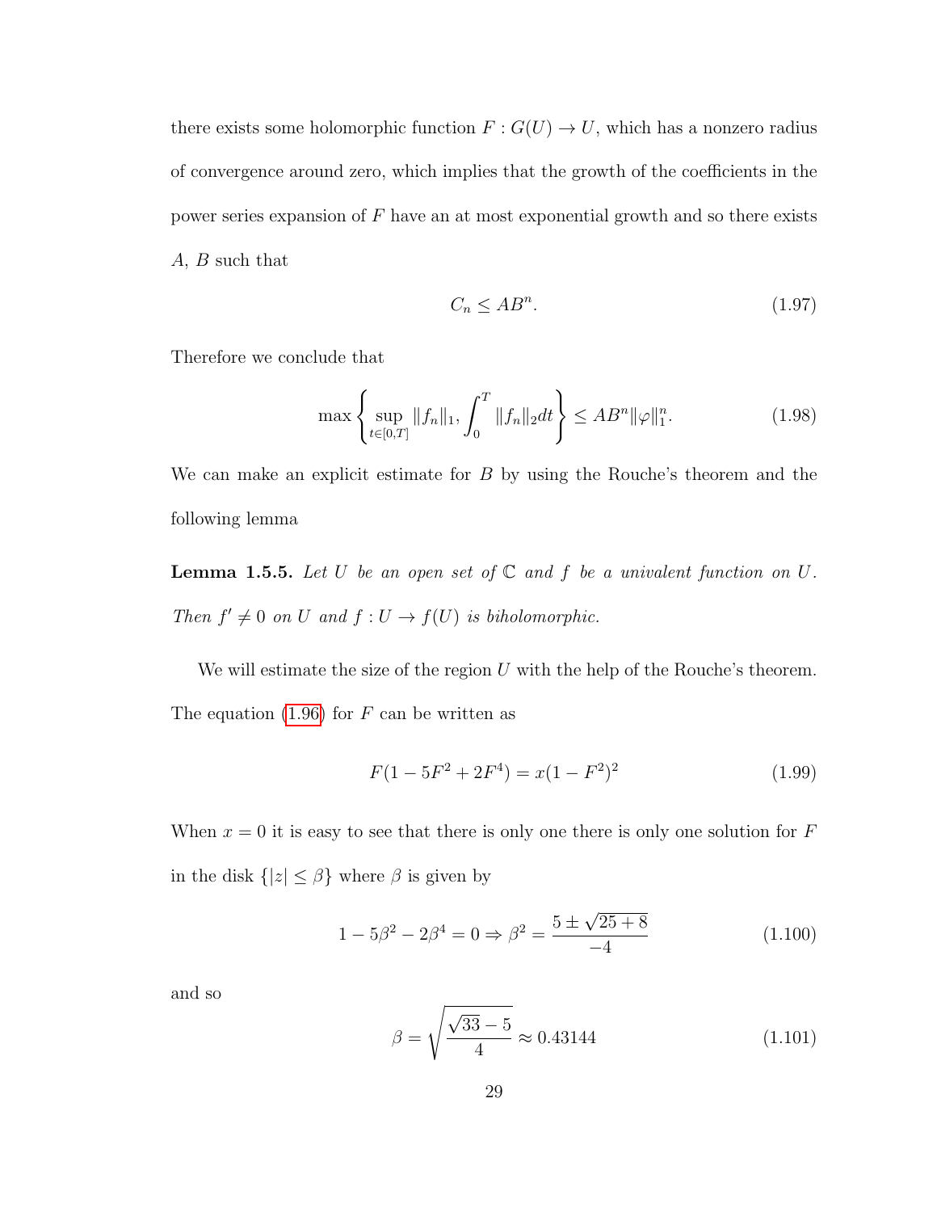there exists some holomorphic function $F : G(U) \to U$, which has a nonzero radius of convergence around zero, which implies that the growth of the coefficients in the power series expansion of $F$ have an at most exponential growth and so there exists $A$, $B$ such that

$$C_n \leq AB^n. \tag{1.97}$$

Therefore we conclude that

$$\max\left\{\sup_{t\in[0,T]} \|f_n\|_1, \int_0^T \|f_n\|_2 dt\right\} \leq AB^n \|\varphi\|_1^n. \tag{1.98}$$

We can make an explicit estimate for $B$ by using the Rouche's theorem and the following lemma

**Lemma 1.5.5.** *Let $U$ be an open set of $\mathbb{C}$ and $f$ be a univalent function on $U$. Then $f' \neq 0$ on $U$ and $f : U \to f(U)$ is biholomorphic.*

We will estimate the size of the region $U$ with the help of the Rouche's theorem. The equation (1.96) for $F$ can be written as

$$F(1 - 5F^2 + 2F^4) = x(1 - F^2)^2 \tag{1.99}$$

When $x = 0$ it is easy to see that there is only one there is only one solution for $F$ in the disk $\{|z| \leq \beta\}$ where $\beta$ is given by

$$1 - 5\beta^2 - 2\beta^4 = 0 \Rightarrow \beta^2 = \frac{5 \pm \sqrt{25+8}}{-4} \tag{1.100}$$

and so

$$\beta = \sqrt{\frac{\sqrt{33}-5}{4}} \approx 0.43144 \tag{1.101}$$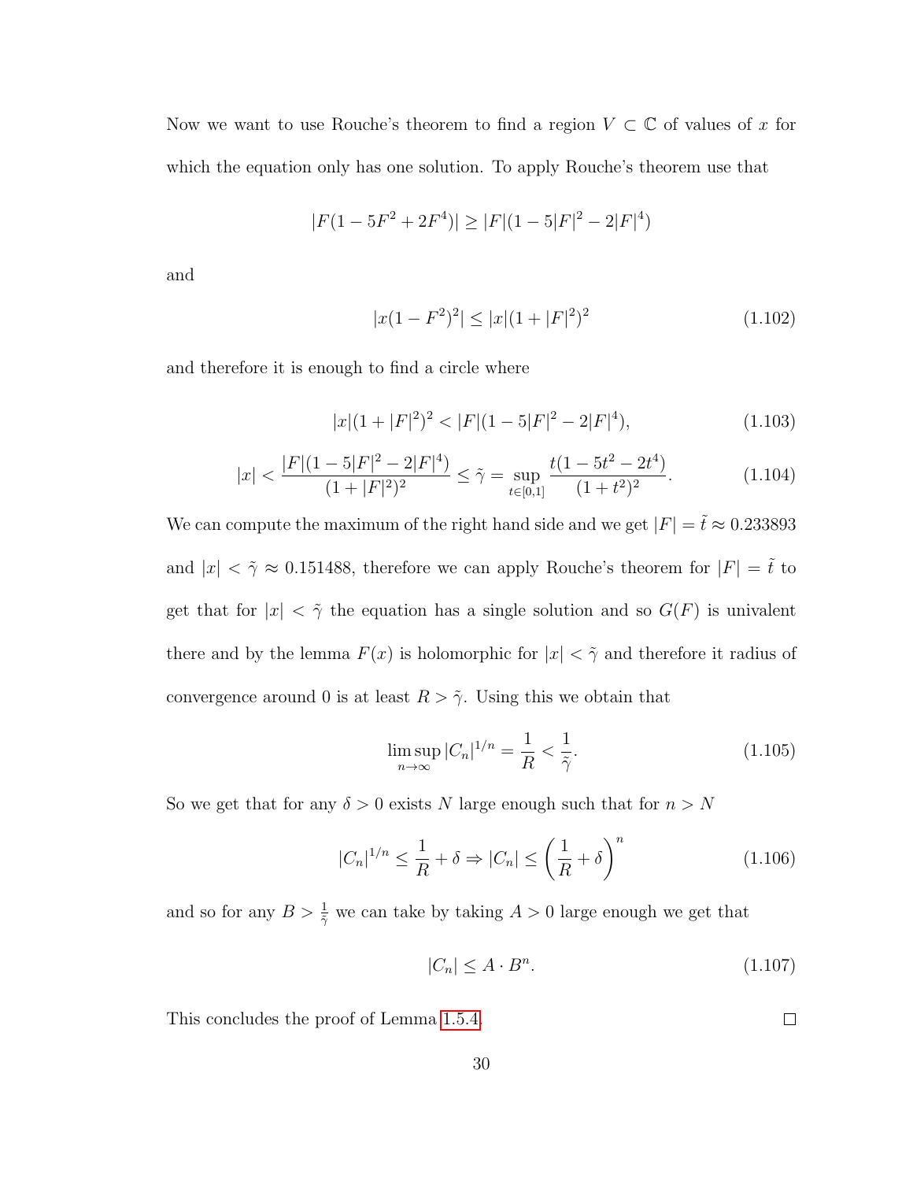Now we want to use Rouche's theorem to find a region $V \subset \mathbb{C}$ of values of $x$ for which the equation only has one solution. To apply Rouche's theorem use that

$$|F(1 - 5F^2 + 2F^4)| \geq |F|(1 - 5|F|^2 - 2|F|^4)$$

and

$$|x(1 - F^2)^2| \leq |x|(1 + |F|^2)^2 \tag{1.102}$$

and therefore it is enough to find a circle where

$$|x|(1 + |F|^2)^2 < |F|(1 - 5|F|^2 - 2|F|^4), \tag{1.103}$$

$$|x| < \frac{|F|(1 - 5|F|^2 - 2|F|^4)}{(1 + |F|^2)^2} \leq \tilde{\gamma} = \sup_{t \in [0,1]} \frac{t(1 - 5t^2 - 2t^4)}{(1 + t^2)^2}. \tag{1.104}$$

We can compute the maximum of the right hand side and we get $|F| = \tilde{t} \approx 0.233893$ and $|x| < \tilde{\gamma} \approx 0.151488$, therefore we can apply Rouche's theorem for $|F| = \tilde{t}$ to get that for $|x| < \tilde{\gamma}$ the equation has a single solution and so $G(F)$ is univalent there and by the lemma $F(x)$ is holomorphic for $|x| < \tilde{\gamma}$ and therefore it radius of convergence around 0 is at least $R > \tilde{\gamma}$. Using this we obtain that

$$\limsup_{n \to \infty} |C_n|^{1/n} = \frac{1}{R} < \frac{1}{\tilde{\gamma}}. \tag{1.105}$$

So we get that for any $\delta > 0$ exists $N$ large enough such that for $n > N$

$$|C_n|^{1/n} \leq \frac{1}{R} + \delta \Rightarrow |C_n| \leq \left(\frac{1}{R} + \delta\right)^n \tag{1.106}$$

and so for any $B > \frac{1}{\tilde{\gamma}}$ we can take by taking $A > 0$ large enough we get that

$$|C_n| \leq A \cdot B^n. \tag{1.107}$$

This concludes the proof of Lemma 1.5.4. $\square$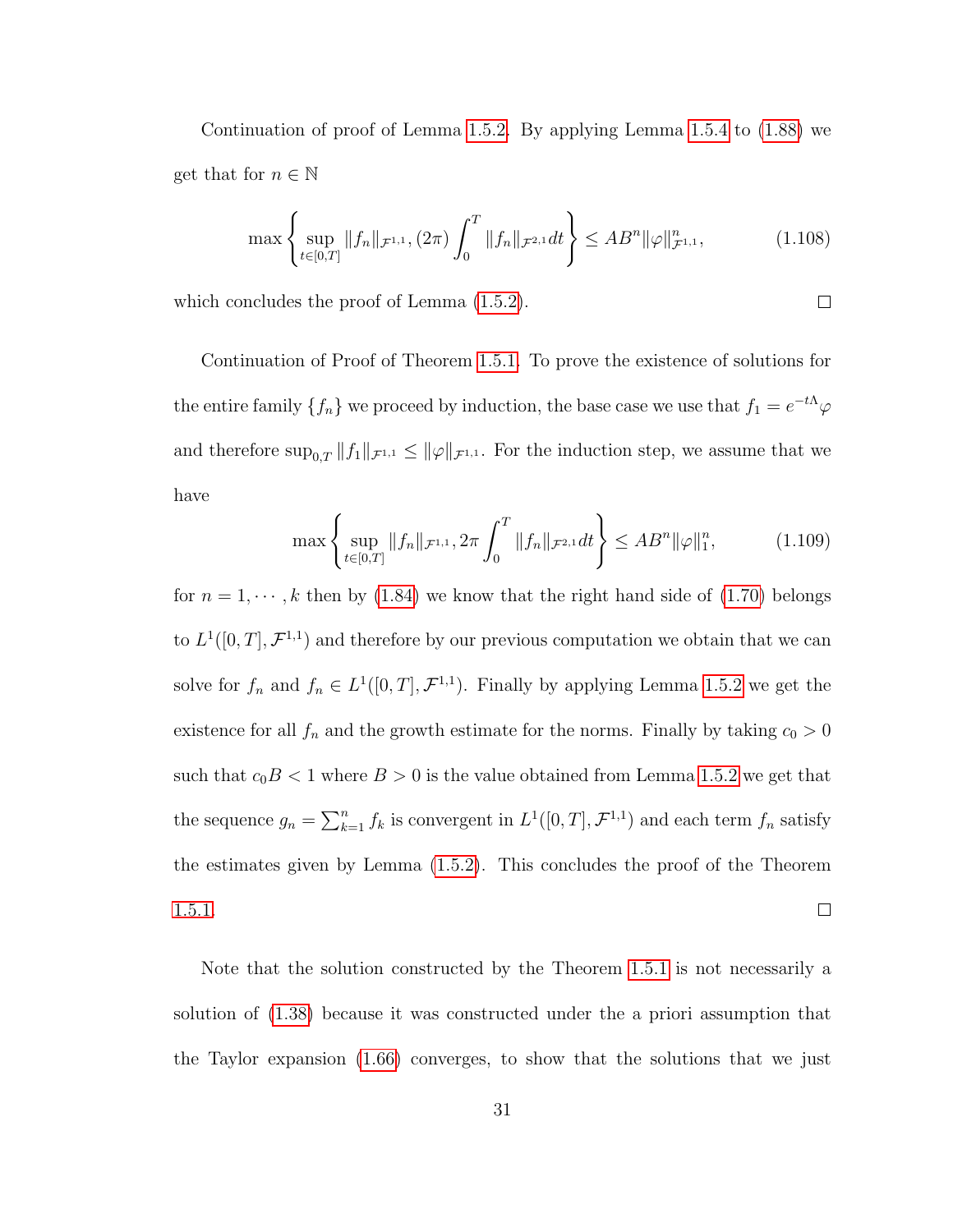Continuation of proof of Lemma 1.5.2. By applying Lemma 1.5.4 to (1.88) we get that for $n \in \mathbb{N}$

$$\max\left\{\sup_{t\in[0,T]} \|f_n\|_{\mathcal{F}^{1,1}}, (2\pi)\int_0^T \|f_n\|_{\mathcal{F}^{2,1}} dt\right\} \leq AB^n \|\varphi\|^n_{\mathcal{F}^{1,1}}, \tag{1.108}$$

which concludes the proof of Lemma (1.5.2). □

Continuation of Proof of Theorem 1.5.1. To prove the existence of solutions for the entire family $\{f_n\}$ we proceed by induction, the base case we use that $f_1 = e^{-t\Lambda}\varphi$ and therefore $\sup_{0,T} \|f_1\|_{\mathcal{F}^{1,1}} \leq \|\varphi\|_{\mathcal{F}^{1,1}}$. For the induction step, we assume that we have

$$\max\left\{\sup_{t\in[0,T]} \|f_n\|_{\mathcal{F}^{1,1}}, 2\pi\int_0^T \|f_n\|_{\mathcal{F}^{2,1}} dt\right\} \leq AB^n \|\varphi\|^n_1, \tag{1.109}$$

for $n = 1, \cdots, k$ then by (1.84) we know that the right hand side of (1.70) belongs to $L^1([0,T], \mathcal{F}^{1,1})$ and therefore by our previous computation we obtain that we can solve for $f_n$ and $f_n \in L^1([0,T], \mathcal{F}^{1,1})$. Finally by applying Lemma 1.5.2 we get the existence for all $f_n$ and the growth estimate for the norms. Finally by taking $c_0 > 0$ such that $c_0 B < 1$ where $B > 0$ is the value obtained from Lemma 1.5.2 we get that the sequence $g_n = \sum_{k=1}^n f_k$ is convergent in $L^1([0,T], \mathcal{F}^{1,1})$ and each term $f_n$ satisfy the estimates given by Lemma (1.5.2). This concludes the proof of the Theorem 1.5.1. □

Note that the solution constructed by the Theorem 1.5.1 is not necessarily a solution of (1.38) because it was constructed under the a priori assumption that the Taylor expansion (1.66) converges, to show that the solutions that we just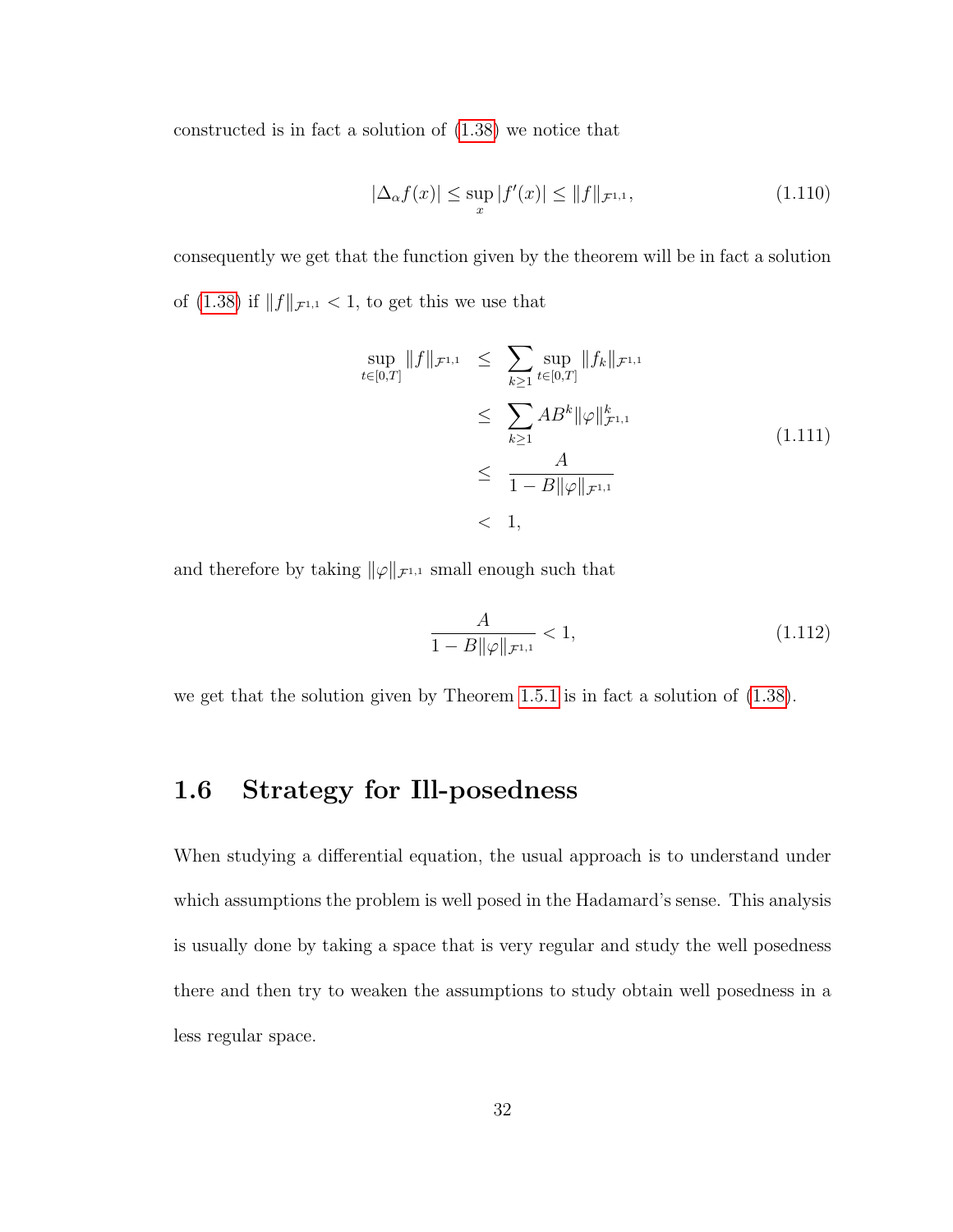constructed is in fact a solution of (1.38) we notice that

$$|\Delta_\alpha f(x)| \leq \sup_x |f'(x)| \leq \|f\|_{\mathcal{F}^{1,1}}, \tag{1.110}$$

consequently we get that the function given by the theorem will be in fact a solution of (1.38) if $\|f\|_{\mathcal{F}^{1,1}} < 1$, to get this we use that

$$\begin{aligned}
\sup_{t\in[0,T]} \|f\|_{\mathcal{F}^{1,1}} &\leq \sum_{k\geq 1} \sup_{t\in[0,T]} \|f_k\|_{\mathcal{F}^{1,1}} \\
&\leq \sum_{k\geq 1} AB^k \|\varphi\|^k_{\mathcal{F}^{1,1}} \\
&\leq \frac{A}{1 - B\|\varphi\|_{\mathcal{F}^{1,1}}} \\
&< 1,
\end{aligned} \tag{1.111}$$

and therefore by taking $\|\varphi\|_{\mathcal{F}^{1,1}}$ small enough such that

$$\frac{A}{1 - B\|\varphi\|_{\mathcal{F}^{1,1}}} < 1, \tag{1.112}$$

we get that the solution given by Theorem 1.5.1 is in fact a solution of (1.38).

## 1.6 Strategy for Ill-posedness

When studying a differential equation, the usual approach is to understand under which assumptions the problem is well posed in the Hadamard's sense. This analysis is usually done by taking a space that is very regular and study the well posedness there and then try to weaken the assumptions to study obtain well posedness in a less regular space.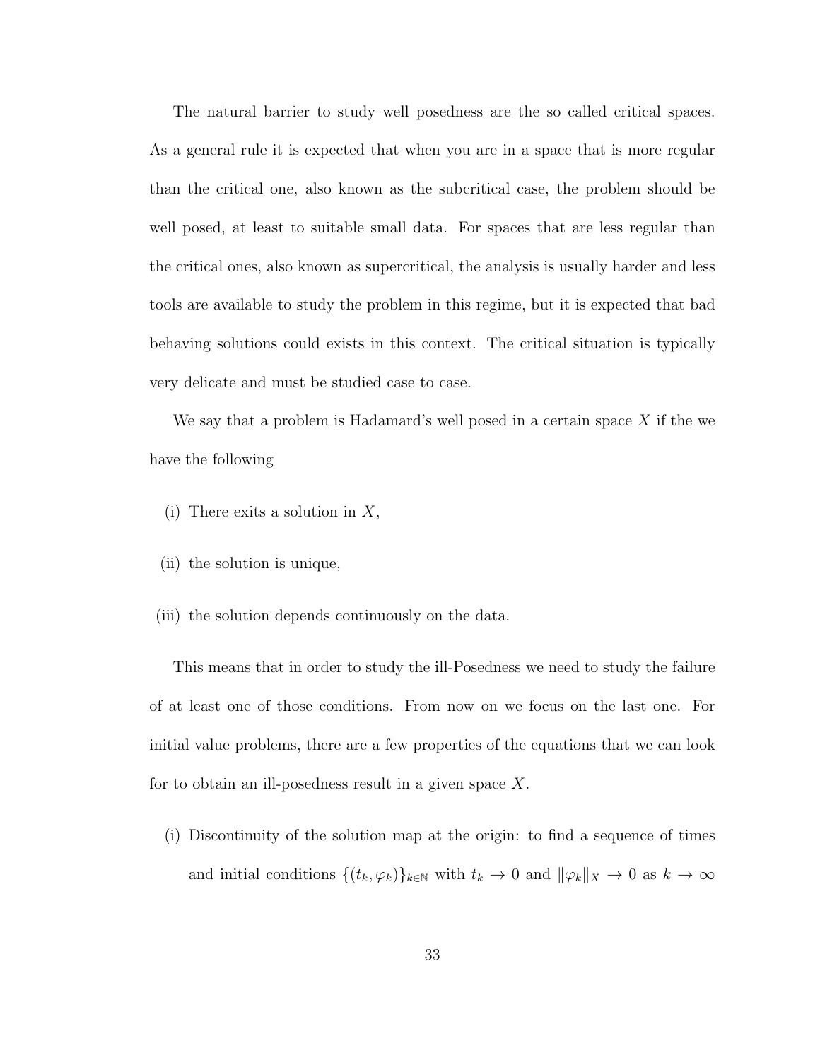The natural barrier to study well posedness are the so called critical spaces. As a general rule it is expected that when you are in a space that is more regular than the critical one, also known as the subcritical case, the problem should be well posed, at least to suitable small data. For spaces that are less regular than the critical ones, also known as supercritical, the analysis is usually harder and less tools are available to study the problem in this regime, but it is expected that bad behaving solutions could exists in this context. The critical situation is typically very delicate and must be studied case to case.

We say that a problem is Hadamard's well posed in a certain space $X$ if the we have the following

(i) There exits a solution in $X$,

(ii) the solution is unique,

(iii) the solution depends continuously on the data.

This means that in order to study the ill-Posedness we need to study the failure of at least one of those conditions. From now on we focus on the last one. For initial value problems, there are a few properties of the equations that we can look for to obtain an ill-posedness result in a given space $X$.

(i) Discontinuity of the solution map at the origin: to find a sequence of times and initial conditions $\{(t_k, \varphi_k)\}_{k\in\mathbb{N}}$ with $t_k \to 0$ and $\|\varphi_k\|_X \to 0$ as $k \to \infty$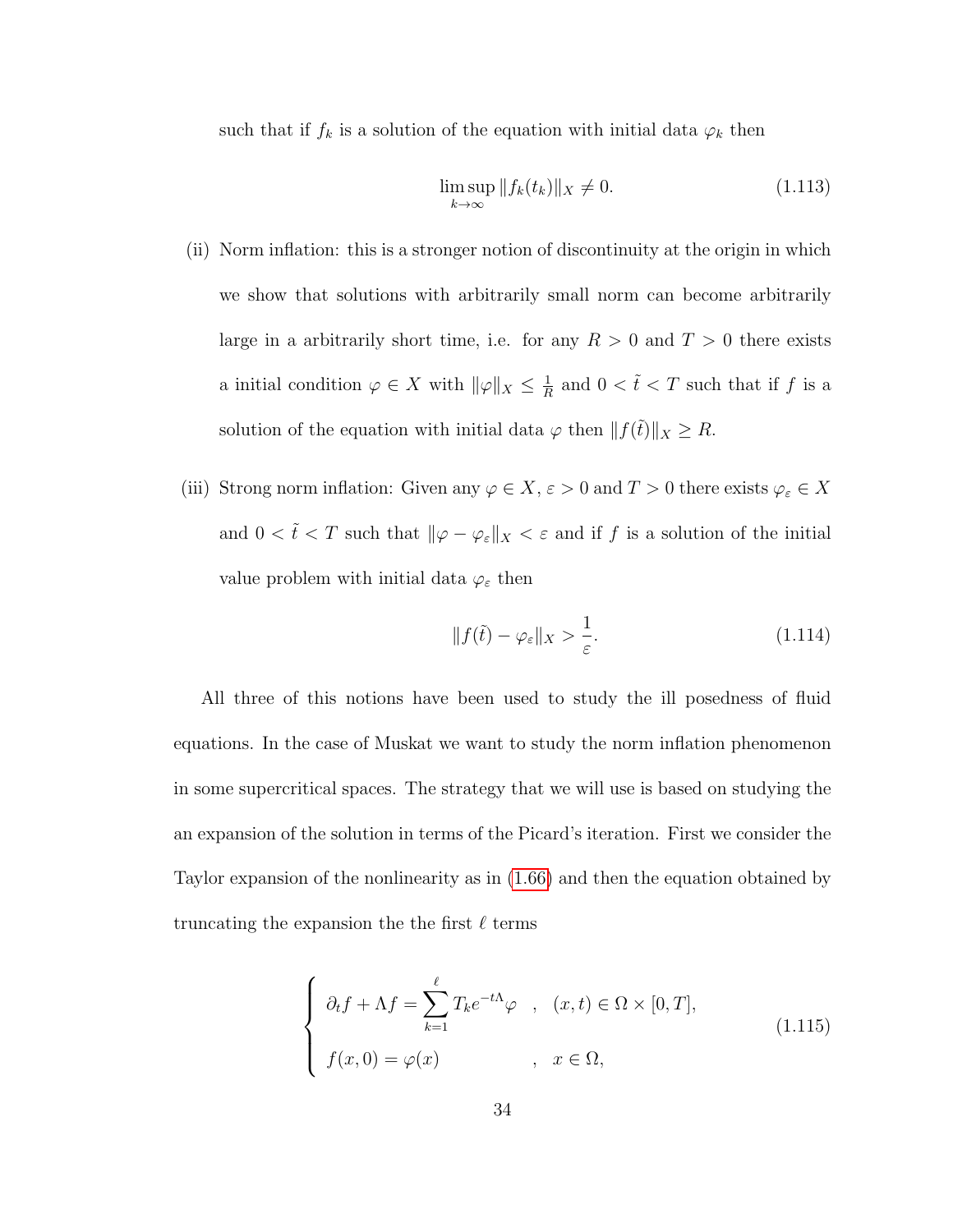such that if $f_k$ is a solution of the equation with initial data $\varphi_k$ then

$$\limsup_{k\to\infty} \|f_k(t_k)\|_X \neq 0. \tag{1.113}$$

(ii) Norm inflation: this is a stronger notion of discontinuity at the origin in which we show that solutions with arbitrarily small norm can become arbitrarily large in a arbitrarily short time, i.e. for any $R > 0$ and $T > 0$ there exists a initial condition $\varphi \in X$ with $\|\varphi\|_X \leq \frac{1}{R}$ and $0 < \tilde{t} < T$ such that if $f$ is a solution of the equation with initial data $\varphi$ then $\|f(\tilde{t})\|_X \geq R$.

(iii) Strong norm inflation: Given any $\varphi \in X$, $\varepsilon > 0$ and $T > 0$ there exists $\varphi_\varepsilon \in X$ and $0 < \tilde{t} < T$ such that $\|\varphi - \varphi_\varepsilon\|_X < \varepsilon$ and if $f$ is a solution of the initial value problem with initial data $\varphi_\varepsilon$ then

$$\|f(\tilde{t}) - \varphi_\varepsilon\|_X > \frac{1}{\varepsilon}. \tag{1.114}$$

All three of this notions have been used to study the ill posedness of fluid equations. In the case of Muskat we want to study the norm inflation phenomenon in some supercritical spaces. The strategy that we will use is based on studying the an expansion of the solution in terms of the Picard's iteration. First we consider the Taylor expansion of the nonlinearity as in (1.66) and then the equation obtained by truncating the expansion the the first $\ell$ terms

$$\begin{cases} \partial_t f + \Lambda f = \displaystyle\sum_{k=1}^{\ell} T_k e^{-t\Lambda}\varphi \quad , \quad (x,t) \in \Omega \times [0,T], \\ f(x,0) = \varphi(x) \qquad\qquad\quad , \quad x \in \Omega, \end{cases} \tag{1.115}$$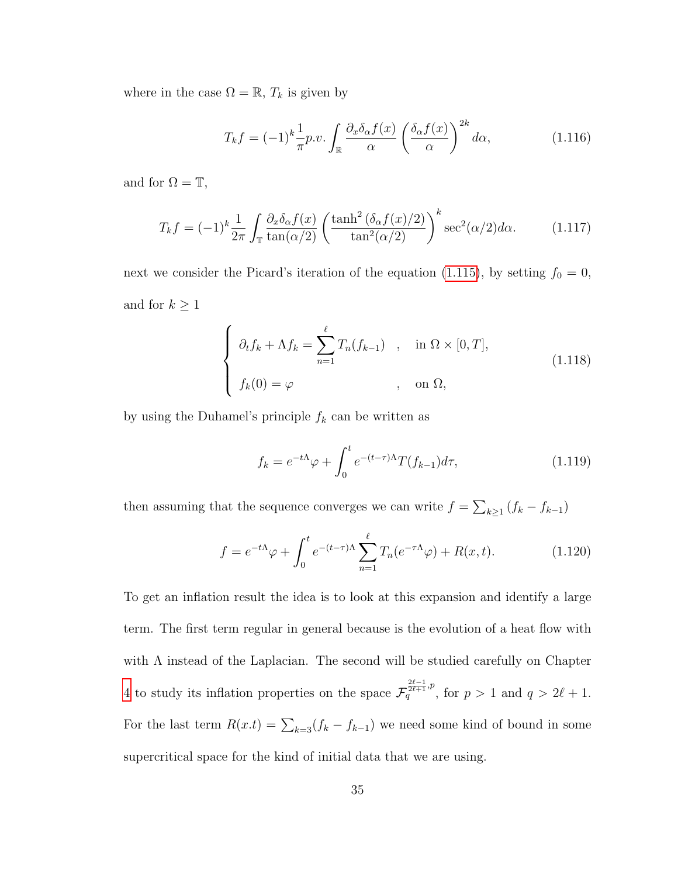where in the case $\Omega = \mathbb{R}$, $T_k$ is given by

$$T_k f = (-1)^k \frac{1}{\pi} p.v. \int_{\mathbb{R}} \frac{\partial_x \delta_\alpha f(x)}{\alpha} \left( \frac{\delta_\alpha f(x)}{\alpha} \right)^{2k} d\alpha, \tag{1.116}$$

and for $\Omega = \mathbb{T}$,

$$T_k f = (-1)^k \frac{1}{2\pi} \int_{\mathbb{T}} \frac{\partial_x \delta_\alpha f(x)}{\tan(\alpha/2)} \left( \frac{\tanh^2 (\delta_\alpha f(x)/2)}{\tan^2(\alpha/2)} \right)^k \sec^2(\alpha/2) d\alpha. \tag{1.117}$$

next we consider the Picard's iteration of the equation (1.115), by setting $f_0 = 0$, and for $k \geq 1$

$$\begin{cases} \partial_t f_k + \Lambda f_k = \displaystyle\sum_{n=1}^{\ell} T_n(f_{k-1}) & , \quad \text{in } \Omega \times [0, T], \\ f_k(0) = \varphi & , \quad \text{on } \Omega, \end{cases} \tag{1.118}$$

by using the Duhamel's principle $f_k$ can be written as

$$f_k = e^{-t\Lambda}\varphi + \int_0^t e^{-(t-\tau)\Lambda} T(f_{k-1}) d\tau, \tag{1.119}$$

then assuming that the sequence converges we can write $f = \sum_{k\geq 1} (f_k - f_{k-1})$

$$f = e^{-t\Lambda}\varphi + \int_0^t e^{-(t-\tau)\Lambda} \sum_{n=1}^{\ell} T_n(e^{-\tau\Lambda}\varphi) + R(x, t). \tag{1.120}$$

To get an inflation result the idea is to look at this expansion and identify a large term. The first term regular in general because is the evolution of a heat flow with with $\Lambda$ instead of the Laplacian. The second will be studied carefully on Chapter 4 to study its inflation properties on the space $\mathcal{F}_q^{\frac{2\ell-1}{2\ell+1}, p}$, for $p > 1$ and $q > 2\ell + 1$. For the last term $R(x.t) = \sum_{k=3}(f_k - f_{k-1})$ we need some kind of bound in some supercritical space for the kind of initial data that we are using.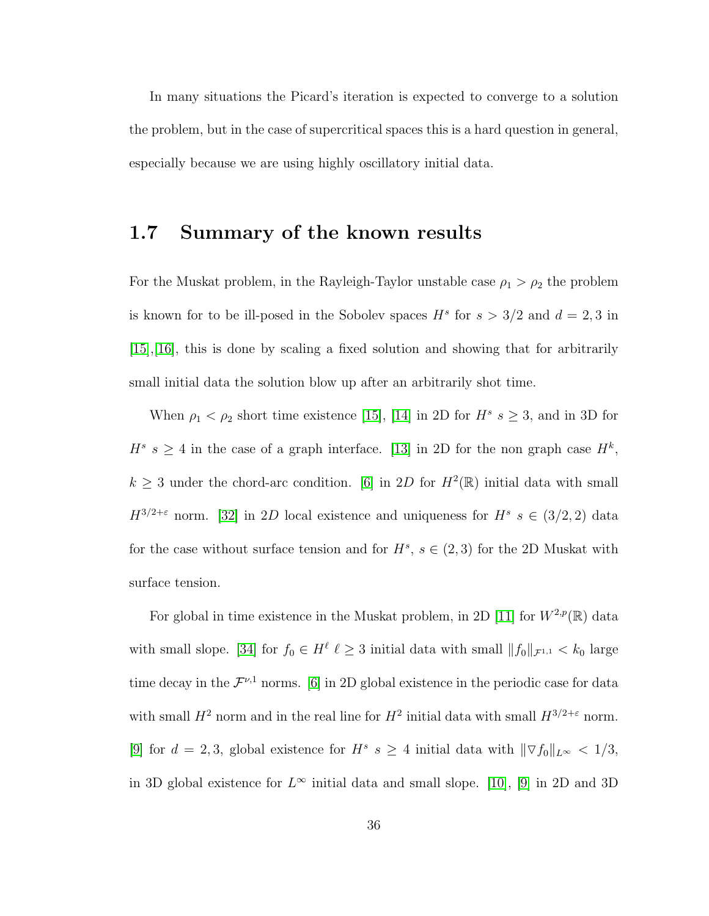In many situations the Picard's iteration is expected to converge to a solution the problem, but in the case of supercritical spaces this is a hard question in general, especially because we are using highly oscillatory initial data.

## 1.7 Summary of the known results

For the Muskat problem, in the Rayleigh-Taylor unstable case $\rho_1 > \rho_2$ the problem is known for to be ill-posed in the Sobolev spaces $H^s$ for $s > 3/2$ and $d = 2, 3$ in [15],[16], this is done by scaling a fixed solution and showing that for arbitrarily small initial data the solution blow up after an arbitrarily shot time.

When $\rho_1 < \rho_2$ short time existence [15], [14] in 2D for $H^s$ $s \geq 3$, and in 3D for $H^s$ $s \geq 4$ in the case of a graph interface. [13] in 2D for the non graph case $H^k$, $k \geq 3$ under the chord-arc condition. [6] in $2D$ for $H^2(\mathbb{R})$ initial data with small $H^{3/2+\varepsilon}$ norm. [32] in $2D$ local existence and uniqueness for $H^s$ $s \in (3/2, 2)$ data for the case without surface tension and for $H^s$, $s \in (2, 3)$ for the 2D Muskat with surface tension.

For global in time existence in the Muskat problem, in 2D [11] for $W^{2,p}(\mathbb{R})$ data with small slope. [34] for $f_0 \in H^\ell$ $\ell \geq 3$ initial data with small $\|f_0\|_{\mathcal{F}^{1,1}} < k_0$ large time decay in the $\mathcal{F}^{\nu,1}$ norms. [6] in 2D global existence in the periodic case for data with small $H^2$ norm and in the real line for $H^2$ initial data with small $H^{3/2+\varepsilon}$ norm. [9] for $d = 2, 3$, global existence for $H^s$ $s \geq 4$ initial data with $\|\nabla f_0\|_{L^\infty} < 1/3$, in 3D global existence for $L^\infty$ initial data and small slope. [10], [9] in 2D and 3D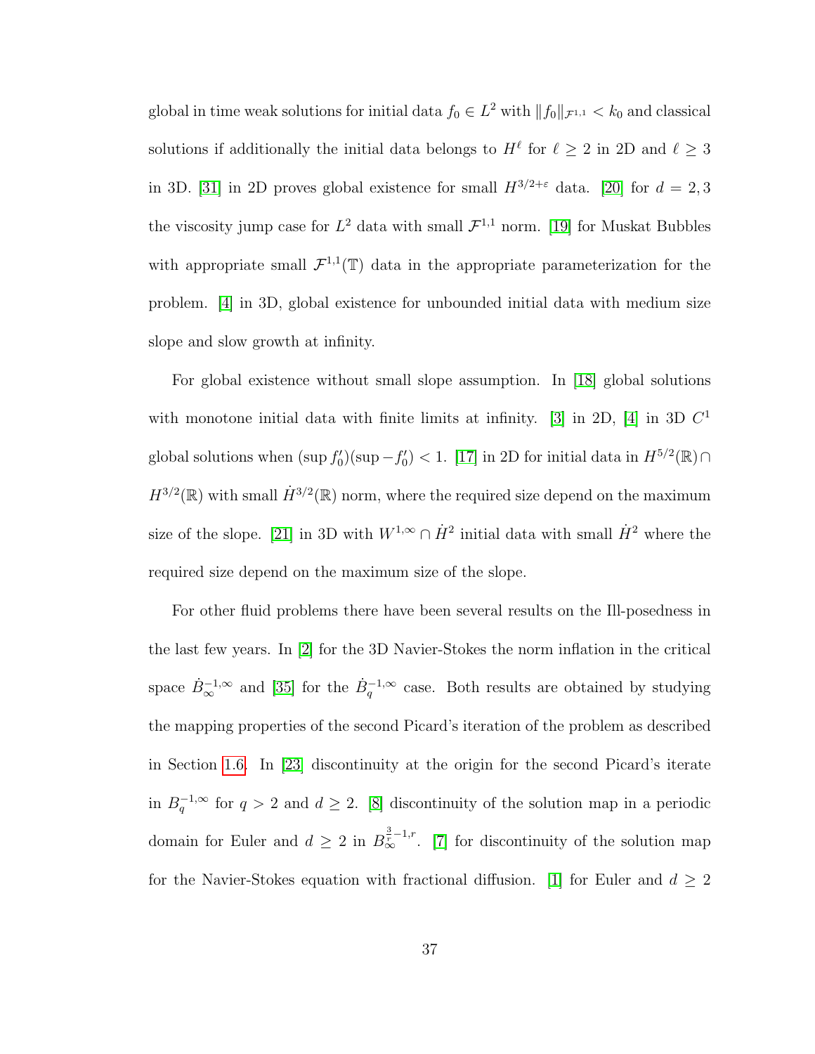global in time weak solutions for initial data $f_0 \in L^2$ with $\|f_0\|_{\mathcal{F}^{1,1}} < k_0$ and classical solutions if additionally the initial data belongs to $H^\ell$ for $\ell \geq 2$ in 2D and $\ell \geq 3$ in 3D. [31] in 2D proves global existence for small $H^{3/2+\varepsilon}$ data. [20] for $d = 2, 3$ the viscosity jump case for $L^2$ data with small $\mathcal{F}^{1,1}$ norm. [19] for Muskat Bubbles with appropriate small $\mathcal{F}^{1,1}(\mathbb{T})$ data in the appropriate parameterization for the problem. [4] in 3D, global existence for unbounded initial data with medium size slope and slow growth at infinity.

For global existence without small slope assumption. In [18] global solutions with monotone initial data with finite limits at infinity. [3] in 2D, [4] in 3D $C^1$ global solutions when $(\sup f_0')(\sup -f_0') < 1$. [17] in 2D for initial data in $H^{5/2}(\mathbb{R}) \cap H^{3/2}(\mathbb{R})$ with small $\dot{H}^{3/2}(\mathbb{R})$ norm, where the required size depend on the maximum size of the slope. [21] in 3D with $W^{1,\infty} \cap \dot{H}^2$ initial data with small $\dot{H}^2$ where the required size depend on the maximum size of the slope.

For other fluid problems there have been several results on the Ill-posedness in the last few years. In [2] for the 3D Navier-Stokes the norm inflation in the critical space $\dot{B}^{-1,\infty}_{\infty}$ and [35] for the $\dot{B}^{-1,\infty}_{q}$ case. Both results are obtained by studying the mapping properties of the second Picard's iteration of the problem as described in Section 1.6. In [23] discontinuity at the origin for the second Picard's iterate in $B^{-1,\infty}_{q}$ for $q > 2$ and $d \geq 2$. [8] discontinuity of the solution map in a periodic domain for Euler and $d \geq 2$ in $B^{\frac{3}{r}-1,r}_{\infty}$. [7] for discontinuity of the solution map for the Navier-Stokes equation with fractional diffusion. [1] for Euler and $d \geq 2$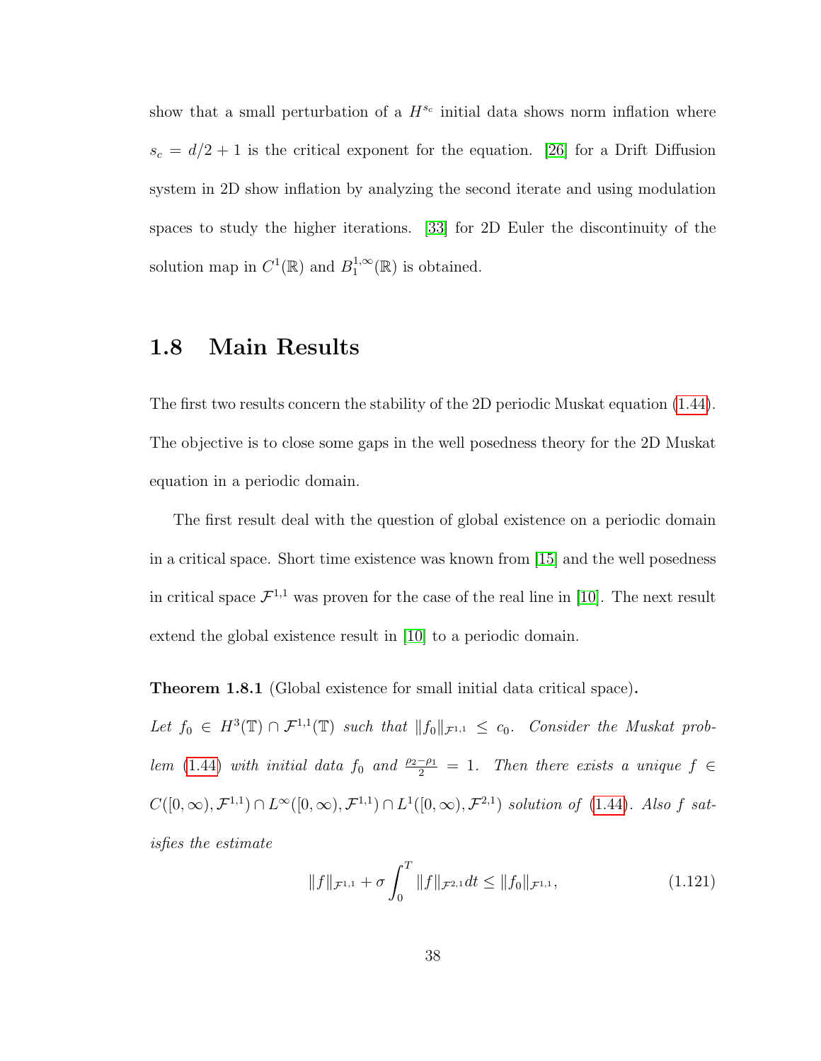show that a small perturbation of a $H^{s_c}$ initial data shows norm inflation where $s_c = d/2 + 1$ is the critical exponent for the equation. [26] for a Drift Diffusion system in 2D show inflation by analyzing the second iterate and using modulation spaces to study the higher iterations. [33] for 2D Euler the discontinuity of the solution map in $C^1(\mathbb{R})$ and $B_1^{1,\infty}(\mathbb{R})$ is obtained.

## 1.8 Main Results

The first two results concern the stability of the 2D periodic Muskat equation (1.44). The objective is to close some gaps in the well posedness theory for the 2D Muskat equation in a periodic domain.

The first result deal with the question of global existence on a periodic domain in a critical space. Short time existence was known from [15] and the well posedness in critical space $\mathcal{F}^{1,1}$ was proven for the case of the real line in [10]. The next result extend the global existence result in [10] to a periodic domain.

**Theorem 1.8.1** (Global existence for small initial data critical space)**.**
*Let $f_0 \in H^3(\mathbb{T}) \cap \mathcal{F}^{1,1}(\mathbb{T})$ such that $\|f_0\|_{\mathcal{F}^{1,1}} \leq c_0$. Consider the Muskat problem (1.44) with initial data $f_0$ and $\frac{\rho_2 - \rho_1}{2} = 1$. Then there exists a unique $f \in C([0,\infty), \mathcal{F}^{1,1}) \cap L^\infty([0,\infty), \mathcal{F}^{1,1}) \cap L^1([0,\infty), \mathcal{F}^{2,1})$ solution of (1.44). Also $f$ satisfies the estimate*

$$\|f\|_{\mathcal{F}^{1,1}} + \sigma \int_0^T \|f\|_{\mathcal{F}^{2,1}} dt \leq \|f_0\|_{\mathcal{F}^{1,1}}, \tag{1.121}$$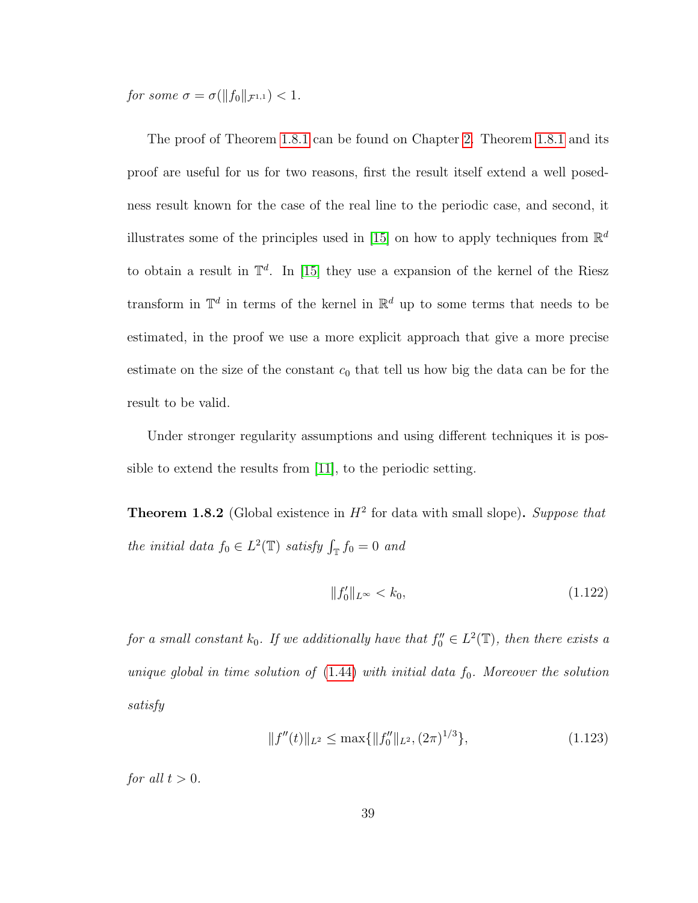*for some* $\sigma = \sigma(\|f_0\|_{\mathcal{F}^{1,1}}) < 1$.

The proof of Theorem 1.8.1 can be found on Chapter 2. Theorem 1.8.1 and its proof are useful for us for two reasons, first the result itself extend a well posedness result known for the case of the real line to the periodic case, and second, it illustrates some of the principles used in [15] on how to apply techniques from $\mathbb{R}^d$ to obtain a result in $\mathbb{T}^d$. In [15] they use a expansion of the kernel of the Riesz transform in $\mathbb{T}^d$ in terms of the kernel in $\mathbb{R}^d$ up to some terms that needs to be estimated, in the proof we use a more explicit approach that give a more precise estimate on the size of the constant $c_0$ that tell us how big the data can be for the result to be valid.

Under stronger regularity assumptions and using different techniques it is possible to extend the results from [11], to the periodic setting.

**Theorem 1.8.2** (Global existence in $H^2$ for data with small slope)**.** *Suppose that the initial data* $f_0 \in L^2(\mathbb{T})$ *satisfy* $\int_{\mathbb{T}} f_0 = 0$ *and*

$$\|f_0'\|_{L^\infty} < k_0, \tag{1.122}$$

*for a small constant* $k_0$*. If we additionally have that* $f_0'' \in L^2(\mathbb{T})$*, then there exists a unique global in time solution of* (1.44) *with initial data* $f_0$*. Moreover the solution satisfy*

$$\|f''(t)\|_{L^2} \leq \max\{\|f_0''\|_{L^2}, (2\pi)^{1/3}\}, \tag{1.123}$$

*for all* $t > 0$.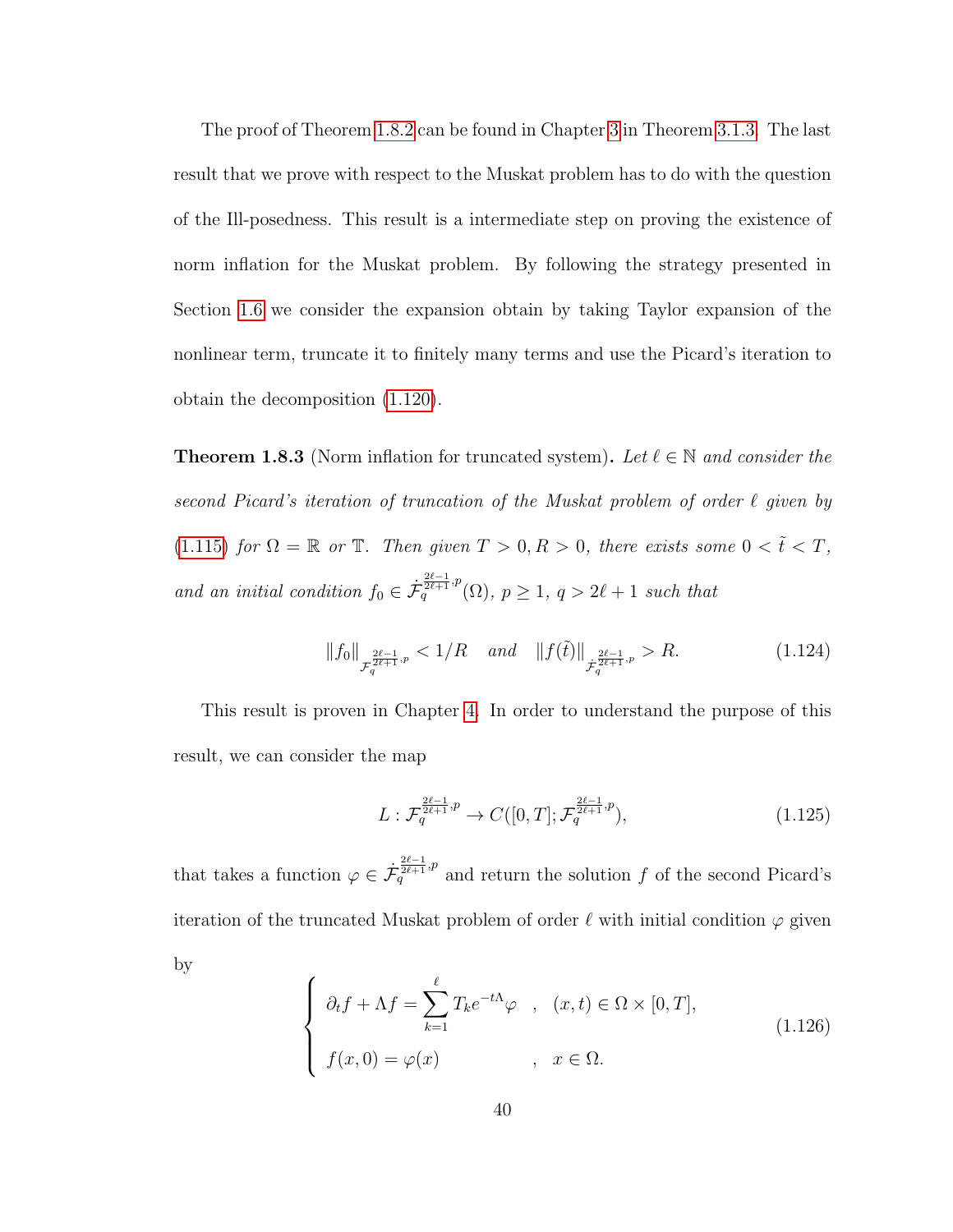The proof of Theorem 1.8.2 can be found in Chapter 3 in Theorem 3.1.3. The last result that we prove with respect to the Muskat problem has to do with the question of the Ill-posedness. This result is a intermediate step on proving the existence of norm inflation for the Muskat problem. By following the strategy presented in Section 1.6 we consider the expansion obtain by taking Taylor expansion of the nonlinear term, truncate it to finitely many terms and use the Picard's iteration to obtain the decomposition (1.120).

**Theorem 1.8.3** (Norm inflation for truncated system). *Let $\ell \in \mathbb{N}$ and consider the second Picard's iteration of truncation of the Muskat problem of order $\ell$ given by (1.115) for $\Omega = \mathbb{R}$ or $\mathbb{T}$. Then given $T > 0, R > 0$, there exists some $0 < \tilde{t} < T$, and an initial condition $f_0 \in \dot{\mathcal{F}}_q^{\frac{2\ell-1}{2\ell+1},p}(\Omega)$, $p \geq 1$, $q > 2\ell + 1$ such that*

$$\|f_0\|_{\mathcal{F}_q^{\frac{2\ell-1}{2\ell+1},p}} < 1/R \quad \text{and} \quad \|f(\tilde{t})\|_{\dot{\mathcal{F}}_q^{\frac{2\ell-1}{2\ell+1},p}} > R. \tag{1.124}$$

This result is proven in Chapter 4. In order to understand the purpose of this result, we can consider the map

$$L : \mathcal{F}_q^{\frac{2\ell-1}{2\ell+1},p} \to C([0,T]; \mathcal{F}_q^{\frac{2\ell-1}{2\ell+1},p}), \tag{1.125}$$

that takes a function $\varphi \in \dot{\mathcal{F}}_q^{\frac{2\ell-1}{2\ell+1},p}$ and return the solution $f$ of the second Picard's iteration of the truncated Muskat problem of order $\ell$ with initial condition $\varphi$ given by

$$\begin{cases} \partial_t f + \Lambda f = \displaystyle\sum_{k=1}^{\ell} T_k e^{-t\Lambda}\varphi \quad , \quad (x,t) \in \Omega \times [0,T], \\ f(x,0) = \varphi(x) \qquad\qquad\qquad , \quad x \in \Omega. \end{cases} \tag{1.126}$$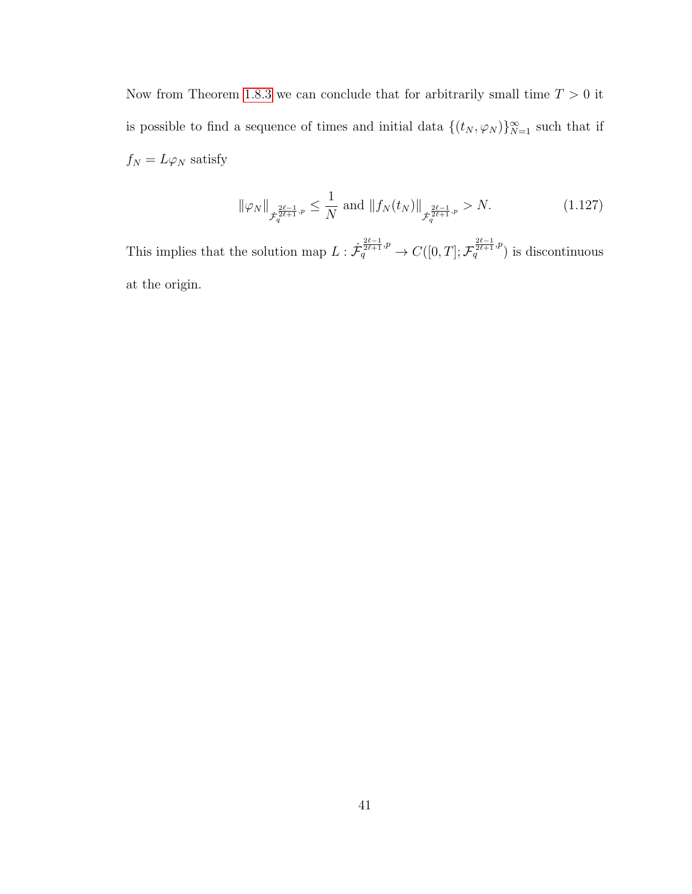Now from Theorem 1.8.3 we can conclude that for arbitrarily small time $T > 0$ it is possible to find a sequence of times and initial data $\{(t_N, \varphi_N)\}_{N=1}^{\infty}$ such that if $f_N = L\varphi_N$ satisfy

$$\|\varphi_N\|_{\dot{\mathcal{F}}_q^{\frac{2\ell-1}{2\ell+1},p}} \leq \frac{1}{N} \text{ and } \|f_N(t_N)\|_{\dot{\mathcal{F}}_q^{\frac{2\ell-1}{2\ell+1},p}} > N. \tag{1.127}$$

This implies that the solution map $L : \dot{\mathcal{F}}_q^{\frac{2\ell-1}{2\ell+1},p} \to C([0,T]; \mathcal{F}_q^{\frac{2\ell-1}{2\ell+1},p})$ is discontinuous at the origin.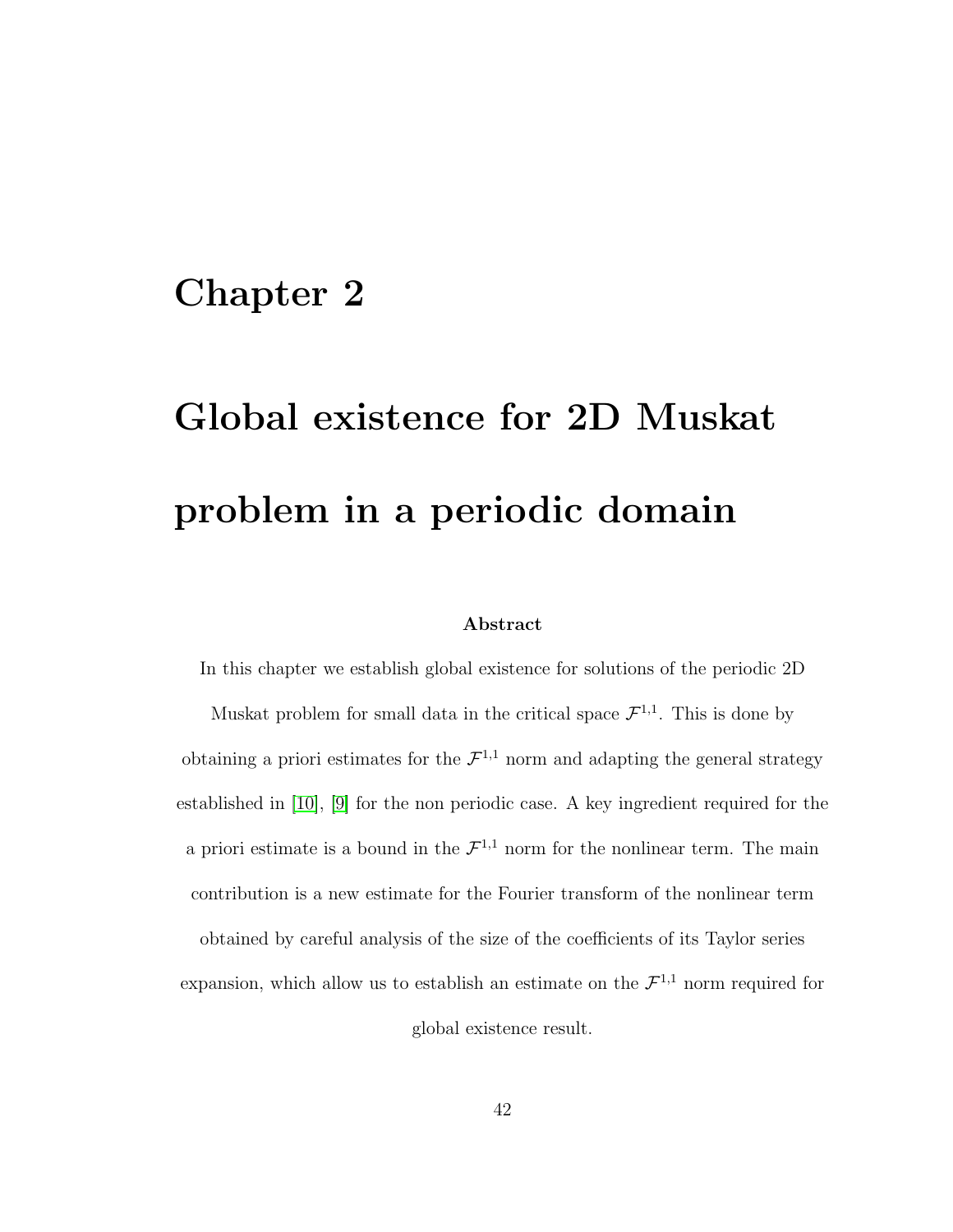# Chapter 2

# Global existence for 2D Muskat problem in a periodic domain

**Abstract**

In this chapter we establish global existence for solutions of the periodic 2D Muskat problem for small data in the critical space $\mathcal{F}^{1,1}$. This is done by obtaining a priori estimates for the $\mathcal{F}^{1,1}$ norm and adapting the general strategy established in [10], [9] for the non periodic case. A key ingredient required for the a priori estimate is a bound in the $\mathcal{F}^{1,1}$ norm for the nonlinear term. The main contribution is a new estimate for the Fourier transform of the nonlinear term obtained by careful analysis of the size of the coefficients of its Taylor series expansion, which allow us to establish an estimate on the $\mathcal{F}^{1,1}$ norm required for global existence result.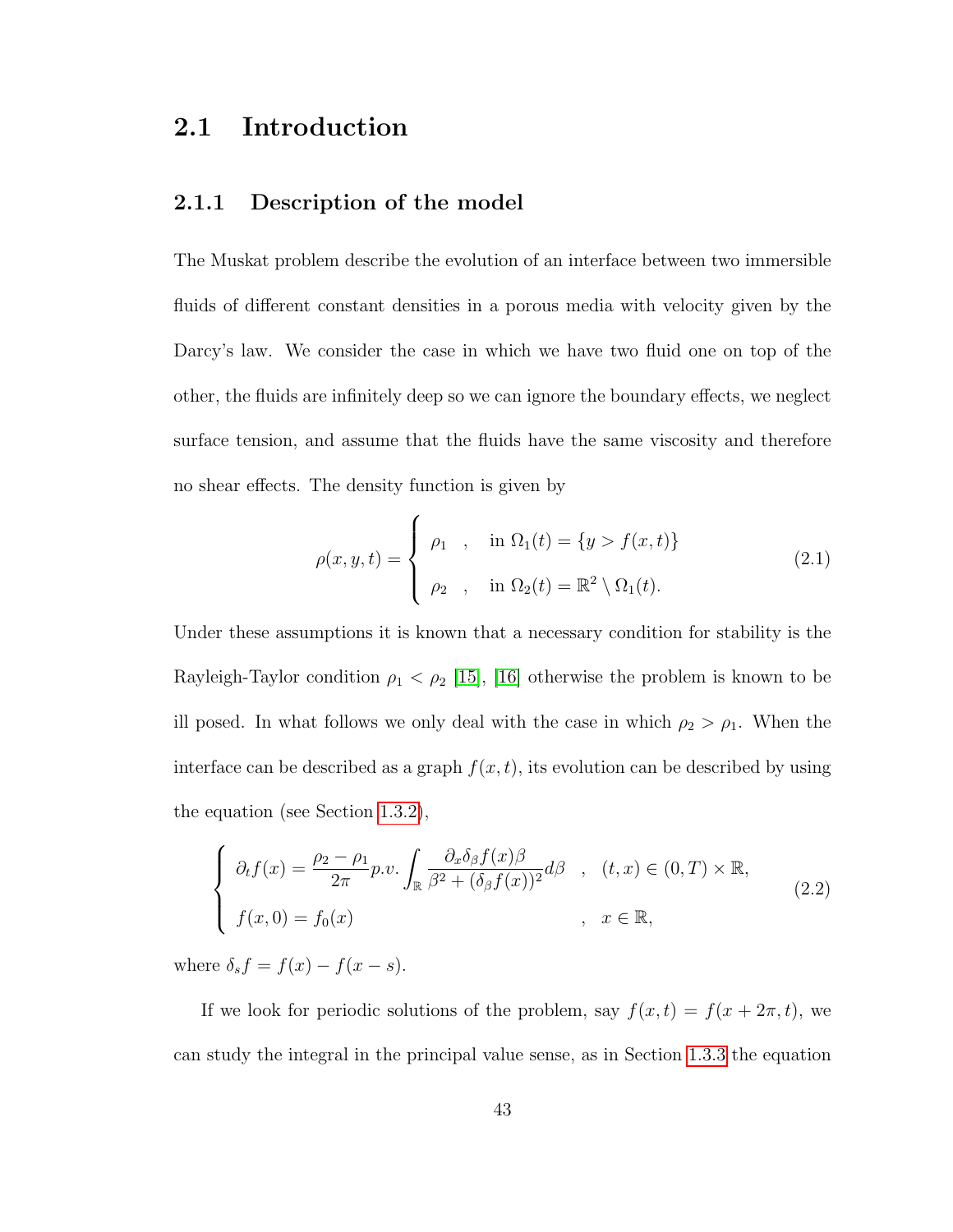## 2.1 Introduction

### 2.1.1 Description of the model

The Muskat problem describe the evolution of an interface between two immersible fluids of different constant densities in a porous media with velocity given by the Darcy's law. We consider the case in which we have two fluid one on top of the other, the fluids are infinitely deep so we can ignore the boundary effects, we neglect surface tension, and assume that the fluids have the same viscosity and therefore no shear effects. The density function is given by

$$\rho(x,y,t) = \begin{cases} \rho_1 \quad , \quad \text{in } \Omega_1(t) = \{y > f(x,t)\} \\ \rho_2 \quad , \quad \text{in } \Omega_2(t) = \mathbb{R}^2 \setminus \Omega_1(t). \end{cases} \tag{2.1}$$

Under these assumptions it is known that a necessary condition for stability is the Rayleigh-Taylor condition $\rho_1 < \rho_2$ [15], [16] otherwise the problem is known to be ill posed. In what follows we only deal with the case in which $\rho_2 > \rho_1$. When the interface can be described as a graph $f(x,t)$, its evolution can be described by using the equation (see Section 1.3.2),

$$\begin{cases} \partial_t f(x) = \dfrac{\rho_2 - \rho_1}{2\pi} p.v. \displaystyle\int_{\mathbb{R}} \dfrac{\partial_x \delta_\beta f(x) \beta}{\beta^2 + (\delta_\beta f(x))^2} d\beta \quad , \quad (t,x) \in (0,T) \times \mathbb{R}, \\ f(x,0) = f_0(x) \quad , \quad x \in \mathbb{R}, \end{cases} \tag{2.2}$$

where $\delta_s f = f(x) - f(x-s)$.

If we look for periodic solutions of the problem, say $f(x,t) = f(x + 2\pi, t)$, we can study the integral in the principal value sense, as in Section 1.3.3 the equation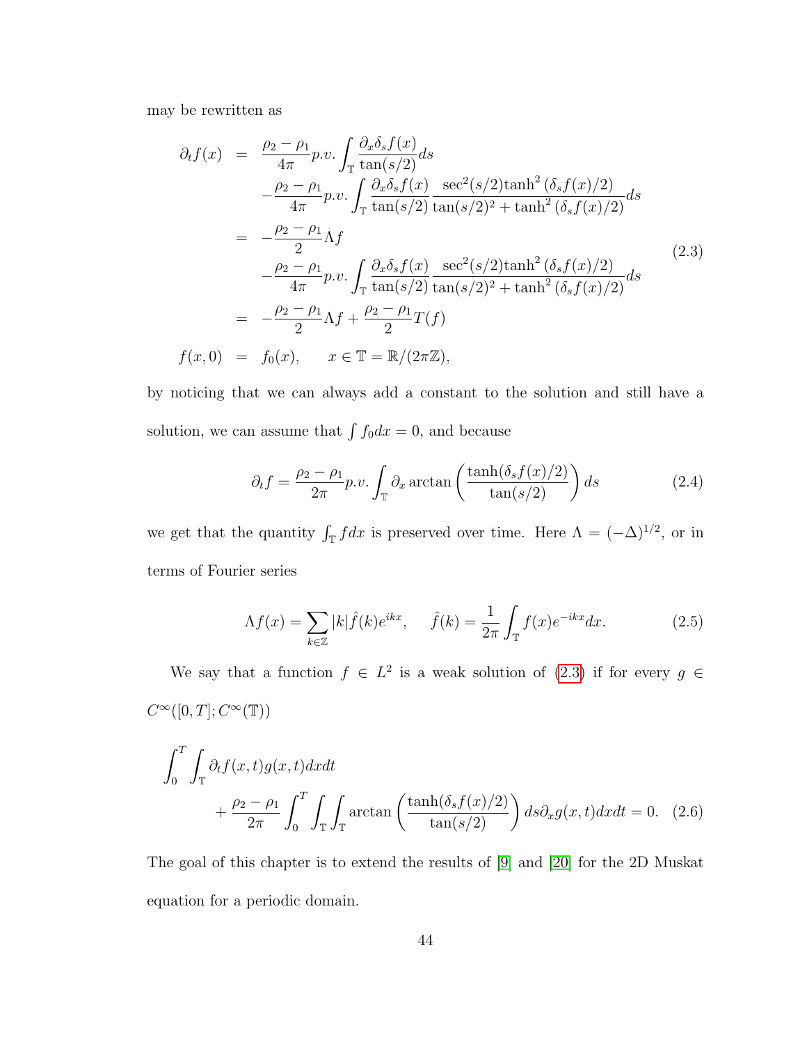may be rewritten as

$$
\begin{aligned}
\partial_t f(x) &= \frac{\rho_2-\rho_1}{4\pi} p.v.\int_{\mathbb{T}} \frac{\partial_x \delta_s f(x)}{\tan(s/2)} ds \\
&\quad -\frac{\rho_2-\rho_1}{4\pi} p.v.\int_{\mathbb{T}} \frac{\partial_x \delta_s f(x)}{\tan(s/2)} \frac{\sec^2(s/2)\tanh^2(\delta_s f(x)/2)}{\tan(s/2)^2+\tanh^2(\delta_s f(x)/2)} ds \\
&= -\frac{\rho_2-\rho_1}{2}\Lambda f \\
&\quad -\frac{\rho_2-\rho_1}{4\pi} p.v.\int_{\mathbb{T}} \frac{\partial_x \delta_s f(x)}{\tan(s/2)} \frac{\sec^2(s/2)\tanh^2(\delta_s f(x)/2)}{\tan(s/2)^2+\tanh^2(\delta_s f(x)/2)} ds \\
&= -\frac{\rho_2-\rho_1}{2}\Lambda f + \frac{\rho_2-\rho_1}{2} T(f) \\
f(x,0) &= f_0(x), \qquad x\in\mathbb{T}=\mathbb{R}/(2\pi\mathbb{Z}),
\end{aligned}
\tag{2.3}
$$

by noticing that we can always add a constant to the solution and still have a solution, we can assume that $\int f_0 dx = 0$, and because

$$
\partial_t f = \frac{\rho_2-\rho_1}{2\pi} p.v.\int_{\mathbb{T}} \partial_x \arctan\left(\frac{\tanh(\delta_s f(x)/2)}{\tan(s/2)}\right) ds \tag{2.4}
$$

we get that the quantity $\int_{\mathbb{T}} f dx$ is preserved over time. Here $\Lambda = (-\Delta)^{1/2}$, or in terms of Fourier series

$$
\Lambda f(x) = \sum_{k\in\mathbb{Z}} |k|\hat{f}(k)e^{ikx}, \qquad \hat{f}(k) = \frac{1}{2\pi}\int_{\mathbb{T}} f(x)e^{-ikx}dx. \tag{2.5}
$$

We say that a function $f \in L^2$ is a weak solution of (2.3) if for every $g \in C^\infty([0,T]; C^\infty(\mathbb{T}))$

$$
\begin{aligned}
&\int_0^T \int_{\mathbb{T}} \partial_t f(x,t) g(x,t) dx dt \\
&\qquad + \frac{\rho_2-\rho_1}{2\pi}\int_0^T \int_{\mathbb{T}}\int_{\mathbb{T}} \arctan\left(\frac{\tanh(\delta_s f(x)/2)}{\tan(s/2)}\right) ds\, \partial_x g(x,t) dx dt = 0.
\end{aligned}
\tag{2.6}
$$

The goal of this chapter is to extend the results of [9] and [20] for the 2D Muskat equation for a periodic domain.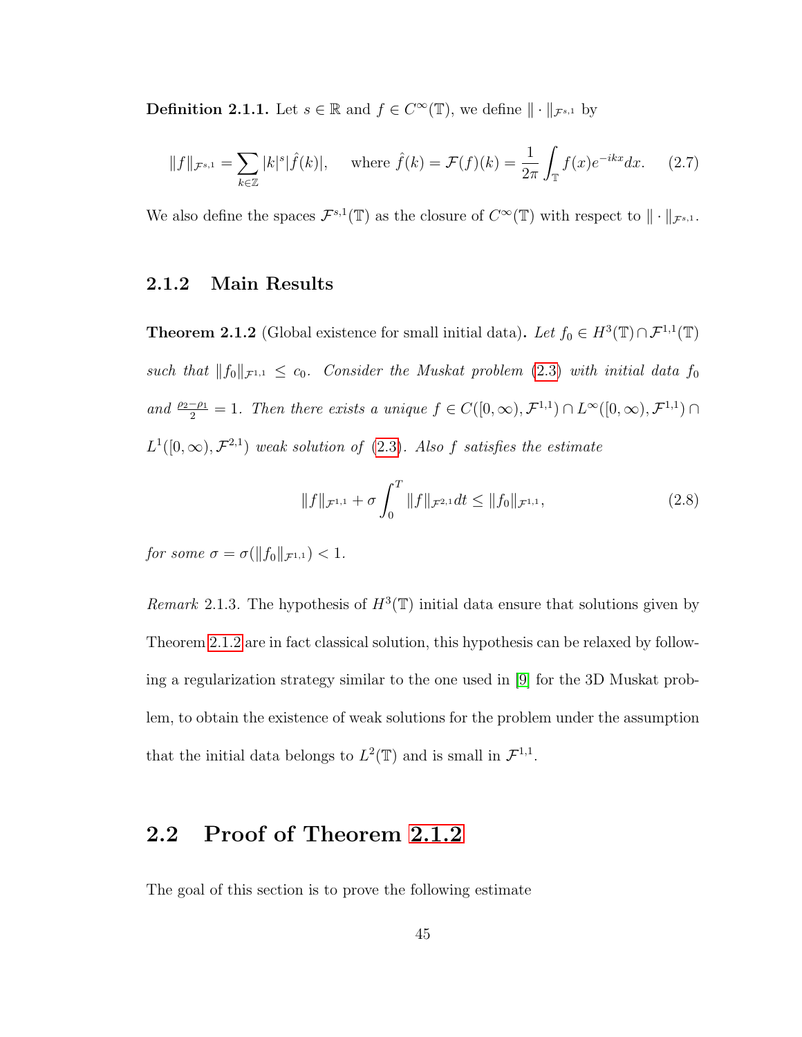**Definition 2.1.1.** Let $s \in \mathbb{R}$ and $f \in C^\infty(\mathbb{T})$, we define $\|\cdot\|_{\mathcal{F}^{s,1}}$ by

$$\|f\|_{\mathcal{F}^{s,1}} = \sum_{k \in \mathbb{Z}} |k|^s |\hat{f}(k)|, \quad \text{ where } \hat{f}(k) = \mathcal{F}(f)(k) = \frac{1}{2\pi} \int_{\mathbb{T}} f(x) e^{-ikx} dx. \tag{2.7}$$

We also define the spaces $\mathcal{F}^{s,1}(\mathbb{T})$ as the closure of $C^\infty(\mathbb{T})$ with respect to $\|\cdot\|_{\mathcal{F}^{s,1}}$.

### 2.1.2 Main Results

**Theorem 2.1.2** (Global existence for small initial data)**.** *Let $f_0 \in H^3(\mathbb{T}) \cap \mathcal{F}^{1,1}(\mathbb{T})$ such that $\|f_0\|_{\mathcal{F}^{1,1}} \le c_0$. Consider the Muskat problem (2.3) with initial data $f_0$ and $\frac{\rho_2 - \rho_1}{2} = 1$. Then there exists a unique $f \in C([0,\infty), \mathcal{F}^{1,1}) \cap L^\infty([0,\infty), \mathcal{F}^{1,1}) \cap L^1([0,\infty), \mathcal{F}^{2,1})$ weak solution of (2.3). Also $f$ satisfies the estimate*

$$\|f\|_{\mathcal{F}^{1,1}} + \sigma \int_0^T \|f\|_{\mathcal{F}^{2,1}} dt \le \|f_0\|_{\mathcal{F}^{1,1}}, \tag{2.8}$$

*for some $\sigma = \sigma(\|f_0\|_{\mathcal{F}^{1,1}}) < 1$.*

*Remark* 2.1.3. The hypothesis of $H^3(\mathbb{T})$ initial data ensure that solutions given by Theorem 2.1.2 are in fact classical solution, this hypothesis can be relaxed by following a regularization strategy similar to the one used in [9] for the 3D Muskat problem, to obtain the existence of weak solutions for the problem under the assumption that the initial data belongs to $L^2(\mathbb{T})$ and is small in $\mathcal{F}^{1,1}$.

## 2.2 Proof of Theorem 2.1.2

The goal of this section is to prove the following estimate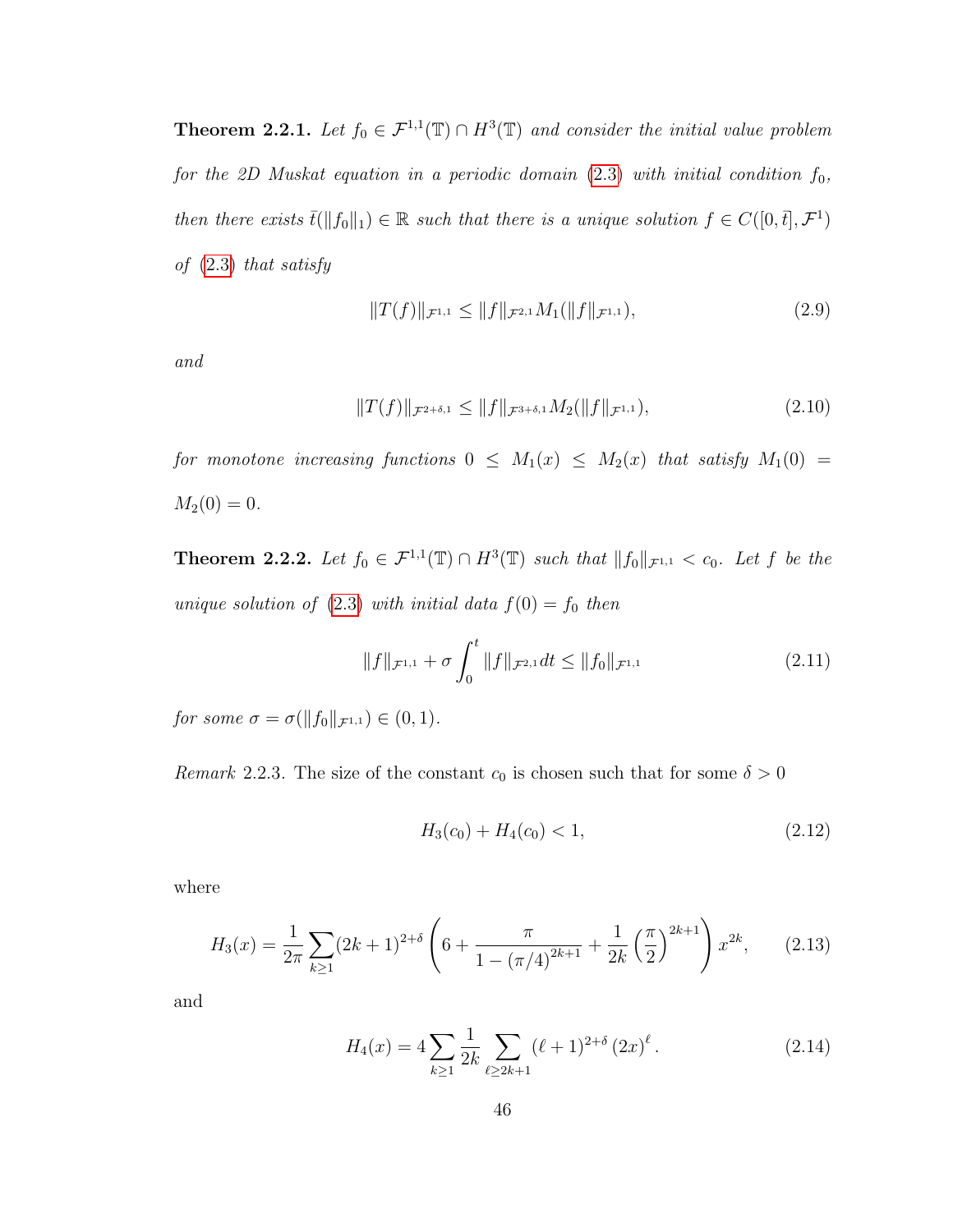**Theorem 2.2.1.** *Let $f_0 \in \mathcal{F}^{1,1}(\mathbb{T}) \cap H^3(\mathbb{T})$ and consider the initial value problem for the 2D Muskat equation in a periodic domain (2.3) with initial condition $f_0$, then there exists $\bar{t}(\|f_0\|_1) \in \mathbb{R}$ such that there is a unique solution $f \in C([0,\bar{t}], \mathcal{F}^1)$ of (2.3) that satisfy*

$$\|T(f)\|_{\mathcal{F}^{1,1}} \leq \|f\|_{\mathcal{F}^{2,1}} M_1(\|f\|_{\mathcal{F}^{1,1}}), \tag{2.9}$$

*and*

$$\|T(f)\|_{\mathcal{F}^{2+\delta,1}} \leq \|f\|_{\mathcal{F}^{3+\delta,1}} M_2(\|f\|_{\mathcal{F}^{1,1}}), \tag{2.10}$$

*for monotone increasing functions $0 \leq M_1(x) \leq M_2(x)$ that satisfy $M_1(0) = M_2(0) = 0$.*

**Theorem 2.2.2.** *Let $f_0 \in \mathcal{F}^{1,1}(\mathbb{T}) \cap H^3(\mathbb{T})$ such that $\|f_0\|_{\mathcal{F}^{1,1}} < c_0$. Let $f$ be the unique solution of (2.3) with initial data $f(0) = f_0$ then*

$$\|f\|_{\mathcal{F}^{1,1}} + \sigma \int_0^t \|f\|_{\mathcal{F}^{2,1}} dt \leq \|f_0\|_{\mathcal{F}^{1,1}} \tag{2.11}$$

*for some $\sigma = \sigma(\|f_0\|_{\mathcal{F}^{1,1}}) \in (0,1)$.*

*Remark* 2.2.3. The size of the constant $c_0$ is chosen such that for some $\delta > 0$

$$H_3(c_0) + H_4(c_0) < 1, \tag{2.12}$$

where

$$H_3(x) = \frac{1}{2\pi} \sum_{k\geq 1} (2k+1)^{2+\delta} \left( 6 + \frac{\pi}{1 - (\pi/4)^{2k+1}} + \frac{1}{2k} \left(\frac{\pi}{2}\right)^{2k+1} \right) x^{2k}, \tag{2.13}$$

and

$$H_4(x) = 4 \sum_{k\geq 1} \frac{1}{2k} \sum_{\ell \geq 2k+1} (\ell+1)^{2+\delta} (2x)^{\ell}. \tag{2.14}$$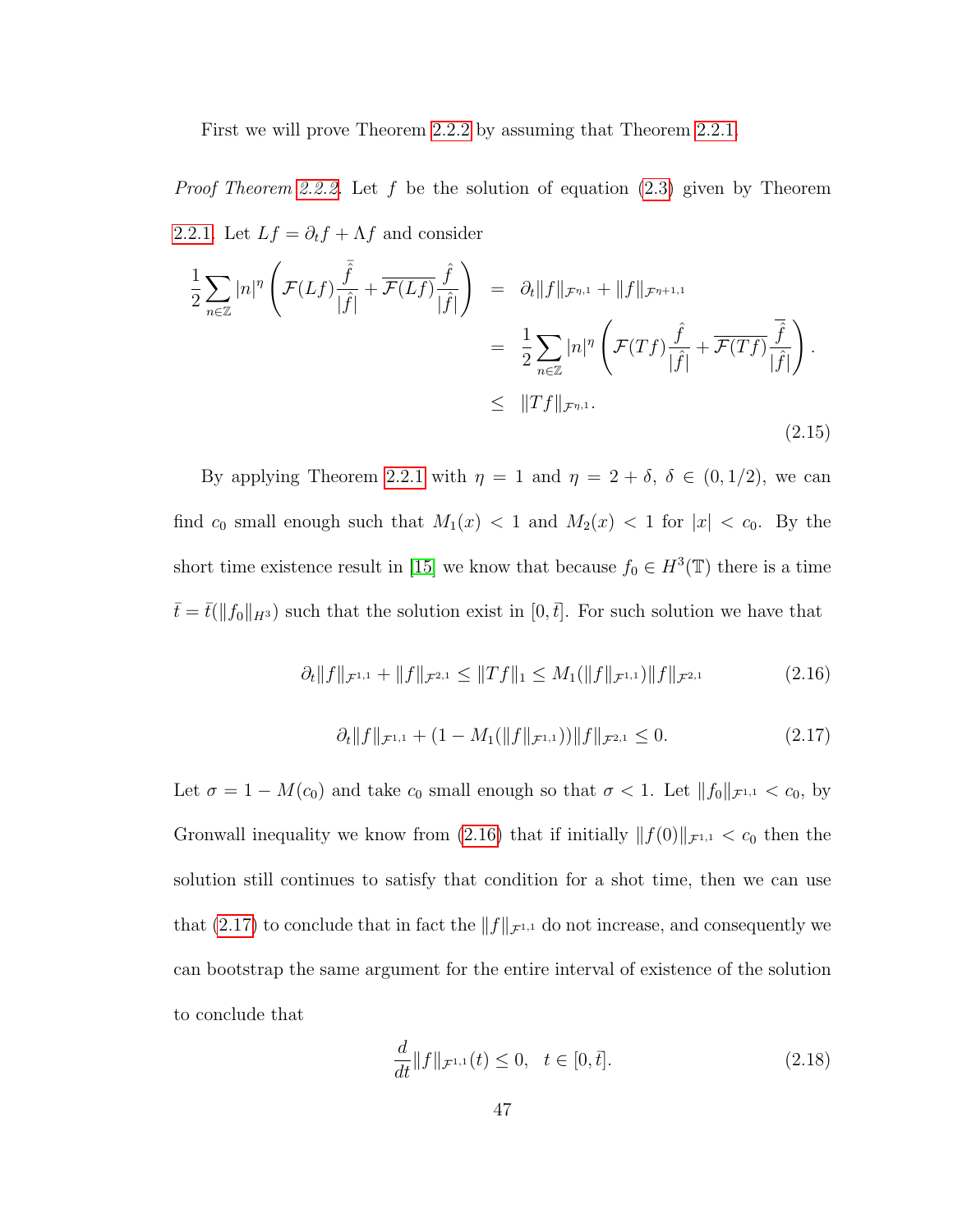First we will prove Theorem 2.2.2 by assuming that Theorem 2.2.1.

*Proof Theorem 2.2.2.* Let $f$ be the solution of equation (2.3) given by Theorem 2.2.1. Let $Lf = \partial_t f + \Lambda f$ and consider

$$
\begin{aligned}
\frac{1}{2}\sum_{n\in\mathbb{Z}} |n|^\eta \left( \mathcal{F}(Lf)\frac{\bar{\hat{f}}}{|\hat{f}|} + \overline{\mathcal{F}(Lf)}\frac{\hat{f}}{|\hat{f}|} \right) &= \partial_t \|f\|_{\mathcal{F}^{\eta,1}} + \|f\|_{\mathcal{F}^{\eta+1,1}} \\
&= \frac{1}{2}\sum_{n\in\mathbb{Z}} |n|^\eta \left( \mathcal{F}(Tf)\frac{\hat{f}}{|\hat{f}|} + \overline{\mathcal{F}(Tf)}\frac{\bar{\hat{f}}}{|\hat{f}|} \right). \\
&\leq \|Tf\|_{\mathcal{F}^{\eta,1}}.
\end{aligned}
\tag{2.15}
$$

By applying Theorem 2.2.1 with $\eta = 1$ and $\eta = 2+\delta$, $\delta \in (0, 1/2)$, we can find $c_0$ small enough such that $M_1(x) < 1$ and $M_2(x) < 1$ for $|x| < c_0$. By the short time existence result in [15] we know that because $f_0 \in H^3(\mathbb{T})$ there is a time $\bar{t} = \bar{t}(\|f_0\|_{H^3})$ such that the solution exist in $[0, \bar{t}]$. For such solution we have that

$$
\partial_t \|f\|_{\mathcal{F}^{1,1}} + \|f\|_{\mathcal{F}^{2,1}} \leq \|Tf\|_1 \leq M_1(\|f\|_{\mathcal{F}^{1,1}})\|f\|_{\mathcal{F}^{2,1}} \tag{2.16}
$$

$$
\partial_t \|f\|_{\mathcal{F}^{1,1}} + (1 - M_1(\|f\|_{\mathcal{F}^{1,1}}))\|f\|_{\mathcal{F}^{2,1}} \leq 0. \tag{2.17}
$$

Let $\sigma = 1 - M(c_0)$ and take $c_0$ small enough so that $\sigma < 1$. Let $\|f_0\|_{\mathcal{F}^{1,1}} < c_0$, by Gronwall inequality we know from (2.16) that if initially $\|f(0)\|_{\mathcal{F}^{1,1}} < c_0$ then the solution still continues to satisfy that condition for a shot time, then we can use that (2.17) to conclude that in fact the $\|f\|_{\mathcal{F}^{1,1}}$ do not increase, and consequently we can bootstrap the same argument for the entire interval of existence of the solution to conclude that

$$
\frac{d}{dt}\|f\|_{\mathcal{F}^{1,1}}(t) \leq 0, \quad t \in [0, \bar{t}]. \tag{2.18}
$$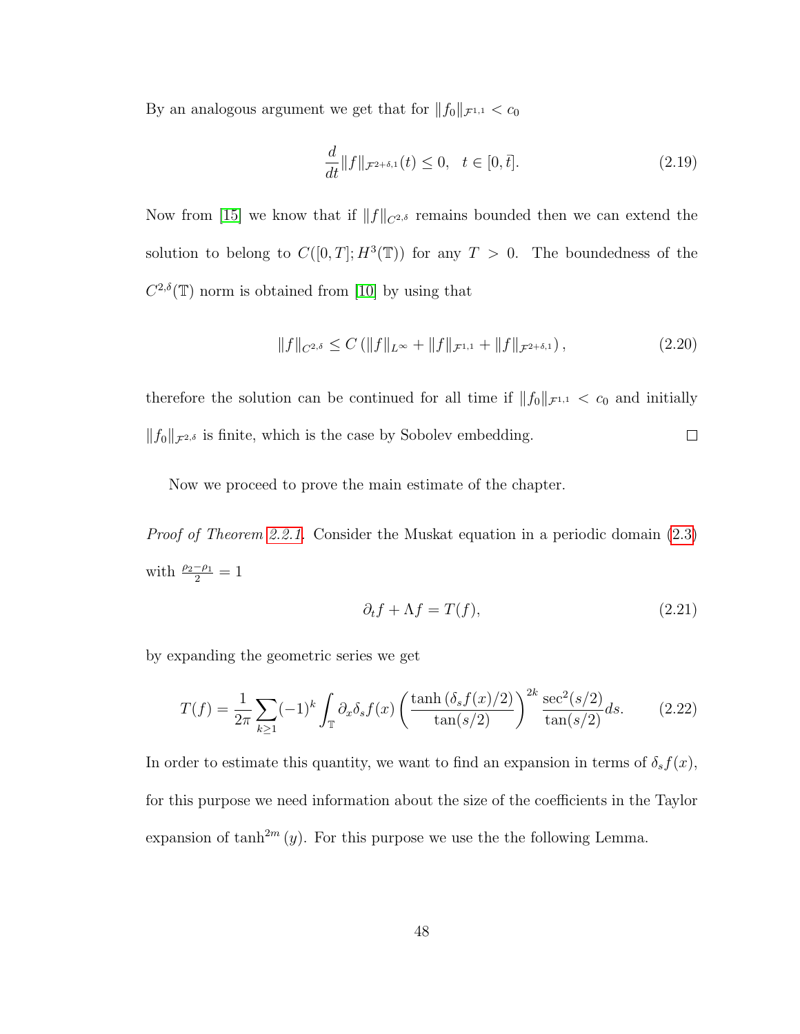By an analogous argument we get that for $\|f_0\|_{\mathcal{F}^{1,1}} < c_0$

$$\frac{d}{dt}\|f\|_{\mathcal{F}^{2+\delta,1}}(t) \leq 0, \quad t \in [0, \bar{t}]. \tag{2.19}$$

Now from [15] we know that if $\|f\|_{C^{2,\delta}}$ remains bounded then we can extend the solution to belong to $C([0,T]; H^3(\mathbb{T}))$ for any $T > 0$. The boundedness of the $C^{2,\delta}(\mathbb{T})$ norm is obtained from [10] by using that

$$\|f\|_{C^{2,\delta}} \leq C\left(\|f\|_{L^\infty} + \|f\|_{\mathcal{F}^{1,1}} + \|f\|_{\mathcal{F}^{2+\delta,1}}\right), \tag{2.20}$$

therefore the solution can be continued for all time if $\|f_0\|_{\mathcal{F}^{1,1}} < c_0$ and initially $\|f_0\|_{\mathcal{F}^{2,\delta}}$ is finite, which is the case by Sobolev embedding. $\square$

Now we proceed to prove the main estimate of the chapter.

*Proof of Theorem 2.2.1.* Consider the Muskat equation in a periodic domain (2.3) with $\frac{\rho_2-\rho_1}{2} = 1$

$$\partial_t f + \Lambda f = T(f), \tag{2.21}$$

by expanding the geometric series we get

$$T(f) = \frac{1}{2\pi}\sum_{k\geq 1}(-1)^k \int_{\mathbb{T}} \partial_x \delta_s f(x) \left(\frac{\tanh\left(\delta_s f(x)/2\right)}{\tan(s/2)}\right)^{2k} \frac{\sec^2(s/2)}{\tan(s/2)} ds. \tag{2.22}$$

In order to estimate this quantity, we want to find an expansion in terms of $\delta_s f(x)$, for this purpose we need information about the size of the coefficients in the Taylor expansion of $\tanh^{2m}(y)$. For this purpose we use the the following Lemma.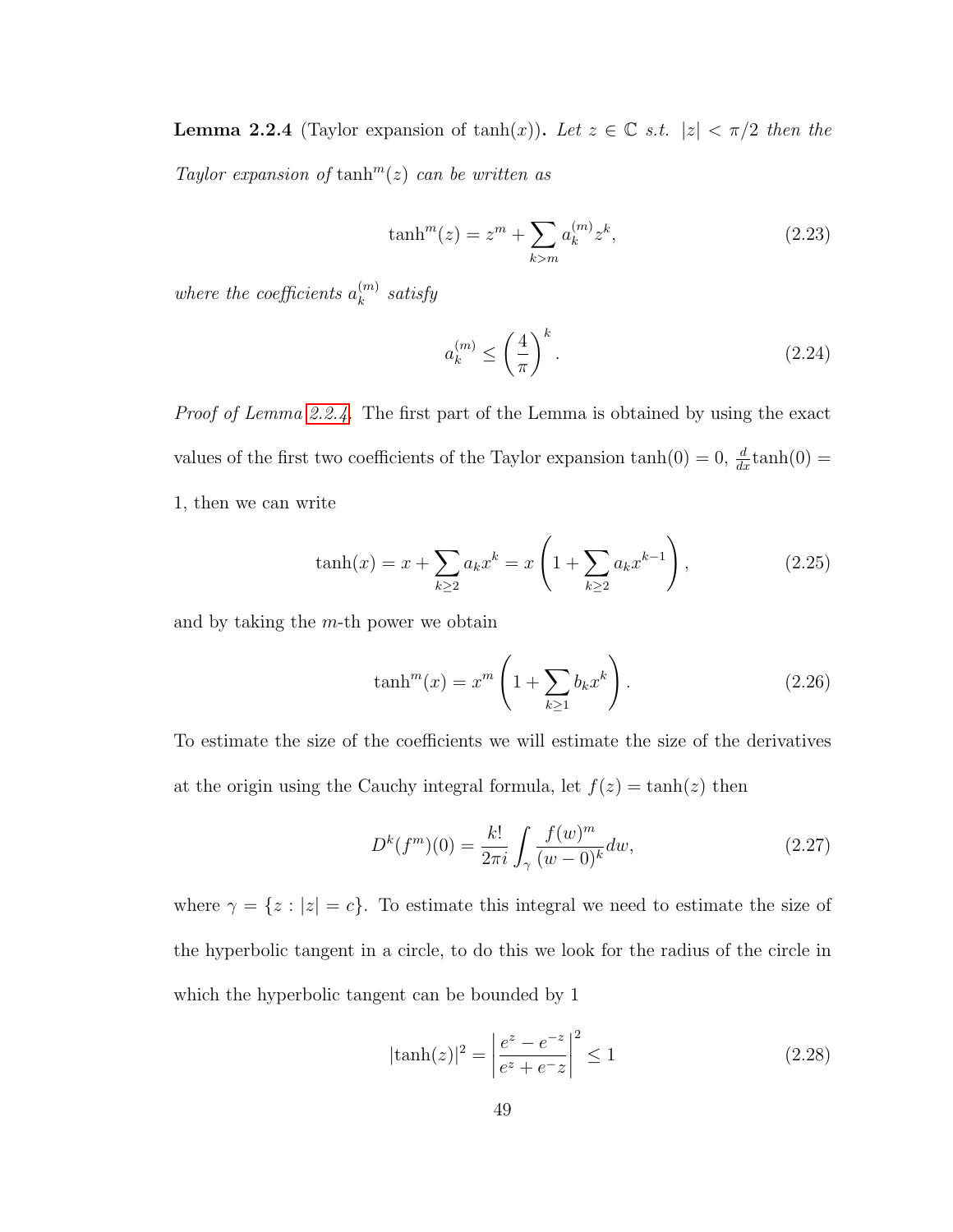**Lemma 2.2.4** (Taylor expansion of tanh(x))**.** *Let $z \in \mathbb{C}$ s.t. $|z| < \pi/2$ then the Taylor expansion of $\tanh^m(z)$ can be written as*

$$\tanh^m(z) = z^m + \sum_{k>m} a_k^{(m)} z^k, \tag{2.23}$$

*where the coefficients $a_k^{(m)}$ satisfy*

$$a_k^{(m)} \leq \left(\frac{4}{\pi}\right)^k. \tag{2.24}$$

*Proof of Lemma 2.2.4.* The first part of the Lemma is obtained by using the exact values of the first two coefficients of the Taylor expansion $\tanh(0) = 0$, $\frac{d}{dx}\tanh(0) = 1$, then we can write

$$\tanh(x) = x + \sum_{k\geq 2} a_k x^k = x\left(1 + \sum_{k\geq 2} a_k x^{k-1}\right), \tag{2.25}$$

and by taking the $m$-th power we obtain

$$\tanh^m(x) = x^m\left(1 + \sum_{k\geq 1} b_k x^k\right). \tag{2.26}$$

To estimate the size of the coefficients we will estimate the size of the derivatives at the origin using the Cauchy integral formula, let $f(z) = \tanh(z)$ then

$$D^k(f^m)(0) = \frac{k!}{2\pi i}\int_\gamma \frac{f(w)^m}{(w-0)^k} dw, \tag{2.27}$$

where $\gamma = \{z : |z| = c\}$. To estimate this integral we need to estimate the size of the hyperbolic tangent in a circle, to do this we look for the radius of the circle in which the hyperbolic tangent can be bounded by 1

$$|\tanh(z)|^2 = \left|\frac{e^z - e^{-z}}{e^z + e^{-z}}\right|^2 \leq 1 \tag{2.28}$$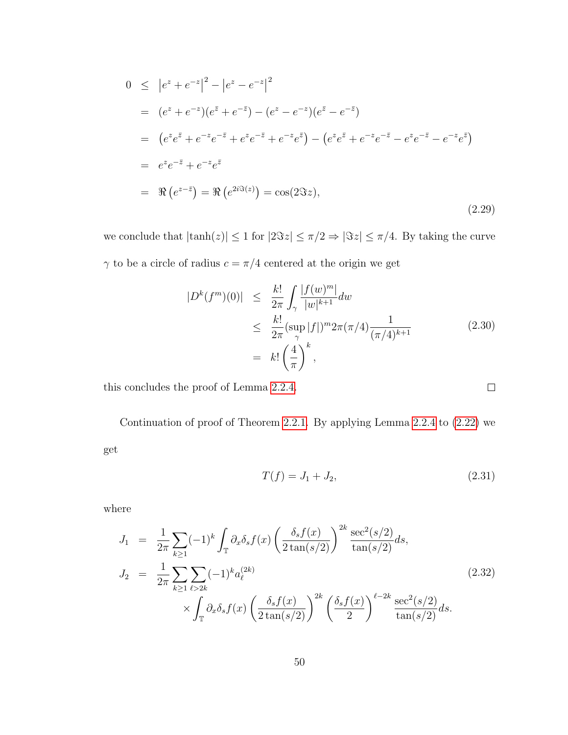$$
\begin{aligned}
0 &\leq \left|e^z + e^{-z}\right|^2 - \left|e^z - e^{-z}\right|^2 \\
&= (e^z + e^{-z})(e^{\bar{z}} + e^{-\bar{z}}) - (e^z - e^{-z})(e^{\bar{z}} - e^{-\bar{z}}) \\
&= \left(e^z e^{\bar{z}} + e^{-z}e^{-\bar{z}} + e^z e^{-\bar{z}} + e^{-z}e^{\bar{z}}\right) - \left(e^z e^{\bar{z}} + e^{-z}e^{-\bar{z}} - e^z e^{-\bar{z}} - e^{-z}e^{\bar{z}}\right) \\
&= e^z e^{-\bar{z}} + e^{-z}e^{\bar{z}} \\
&= \Re\left(e^{z-\bar{z}}\right) = \Re\left(e^{2i\Im(z)}\right) = \cos(2\Im z),
\end{aligned}
\tag{2.29}
$$

we conclude that $|\tanh(z)| \leq 1$ for $|2\Im z| \leq \pi/2 \Rightarrow |\Im z| \leq \pi/4$. By taking the curve $\gamma$ to be a circle of radius $c = \pi/4$ centered at the origin we get

$$
\begin{aligned}
|D^k(f^m)(0)| &\leq \frac{k!}{2\pi}\int_\gamma \frac{|f(w)^m|}{|w|^{k+1}}dw \\
&\leq \frac{k!}{2\pi}(\sup_\gamma |f|)^m 2\pi(\pi/4)\frac{1}{(\pi/4)^{k+1}} \\
&= k!\left(\frac{4}{\pi}\right)^k,
\end{aligned}
\tag{2.30}
$$

this concludes the proof of Lemma 2.2.4. □

Continuation of proof of Theorem 2.2.1. By applying Lemma 2.2.4 to (2.22) we get

$$
T(f) = J_1 + J_2, \tag{2.31}
$$

where

$$
\begin{aligned}
J_1 &= \frac{1}{2\pi}\sum_{k\geq 1}(-1)^k \int_{\mathbb{T}} \partial_x \delta_s f(x)\left(\frac{\delta_s f(x)}{2\tan(s/2)}\right)^{2k}\frac{\sec^2(s/2)}{\tan(s/2)}ds, \\
J_2 &= \frac{1}{2\pi}\sum_{k\geq 1}\sum_{\ell > 2k}(-1)^k a_\ell^{(2k)} \\
&\quad \times \int_{\mathbb{T}} \partial_x \delta_s f(x)\left(\frac{\delta_s f(x)}{2\tan(s/2)}\right)^{2k}\left(\frac{\delta_s f(x)}{2}\right)^{\ell-2k}\frac{\sec^2(s/2)}{\tan(s/2)}ds.
\end{aligned}
\tag{2.32}
$$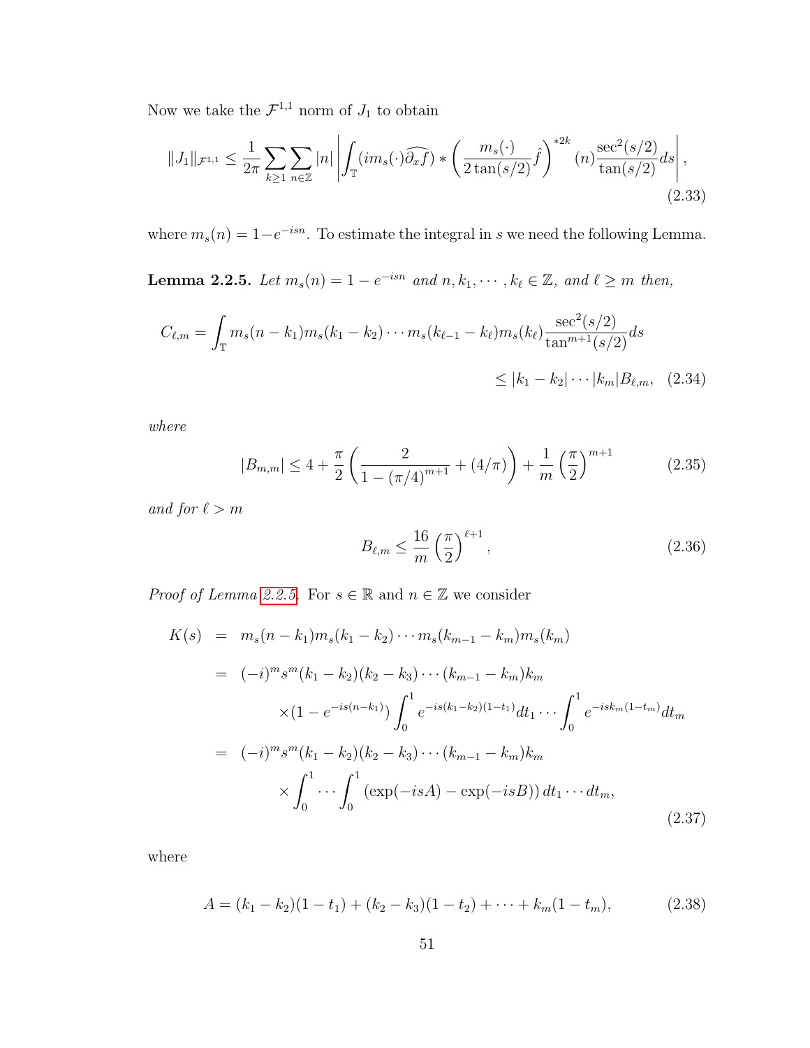Now we take the $\mathcal{F}^{1,1}$ norm of $J_1$ to obtain

$$\|J_1\|_{\mathcal{F}^{1,1}} \leq \frac{1}{2\pi} \sum_{k \geq 1} \sum_{n \in \mathbb{Z}} |n| \left| \int_{\mathbb{T}} (i m_s(\cdot) \widehat{\partial_x f}) * \left( \frac{m_s(\cdot)}{2 \tan(s/2)} \hat{f} \right)^{*2k} (n) \frac{\sec^2(s/2)}{\tan(s/2)} ds \right|, \tag{2.33}$$

where $m_s(n) = 1 - e^{-isn}$. To estimate the integral in $s$ we need the following Lemma.

**Lemma 2.2.5.** *Let $m_s(n) = 1 - e^{-isn}$ and $n, k_1, \cdots, k_\ell \in \mathbb{Z}$, and $\ell \geq m$ then,*

$$\begin{aligned} C_{\ell,m} = \int_{\mathbb{T}} m_s(n-k_1) m_s(k_1-k_2) \cdots m_s(k_{\ell-1}-k_\ell) m_s(k_\ell) \frac{\sec^2(s/2)}{\tan^{m+1}(s/2)} ds \\ \leq |k_1 - k_2| \cdots |k_m| B_{\ell,m}, \end{aligned} \tag{2.34}$$

*where*

$$|B_{m,m}| \leq 4 + \frac{\pi}{2} \left( \frac{2}{1 - (\pi/4)^{m+1}} + (4/\pi) \right) + \frac{1}{m} \left( \frac{\pi}{2} \right)^{m+1} \tag{2.35}$$

*and for $\ell > m$*

$$B_{\ell,m} \leq \frac{16}{m} \left( \frac{\pi}{2} \right)^{\ell+1}, \tag{2.36}$$

*Proof of Lemma 2.2.5.* For $s \in \mathbb{R}$ and $n \in \mathbb{Z}$ we consider

$$\begin{aligned} K(s) &= m_s(n-k_1) m_s(k_1-k_2) \cdots m_s(k_{m-1}-k_m) m_s(k_m) \\ &= (-i)^m s^m (k_1-k_2)(k_2-k_3) \cdots (k_{m-1}-k_m) k_m \\ &\quad \times (1 - e^{-is(n-k_1)}) \int_0^1 e^{-is(k_1-k_2)(1-t_1)} dt_1 \cdots \int_0^1 e^{-isk_m(1-t_m)} dt_m \\ &= (-i)^m s^m (k_1-k_2)(k_2-k_3) \cdots (k_{m-1}-k_m) k_m \\ &\quad \times \int_0^1 \cdots \int_0^1 \left( \exp(-isA) - \exp(-isB) \right) dt_1 \cdots dt_m, \end{aligned} \tag{2.37}$$

where

$$A = (k_1 - k_2)(1 - t_1) + (k_2 - k_3)(1 - t_2) + \cdots + k_m(1 - t_m), \tag{2.38}$$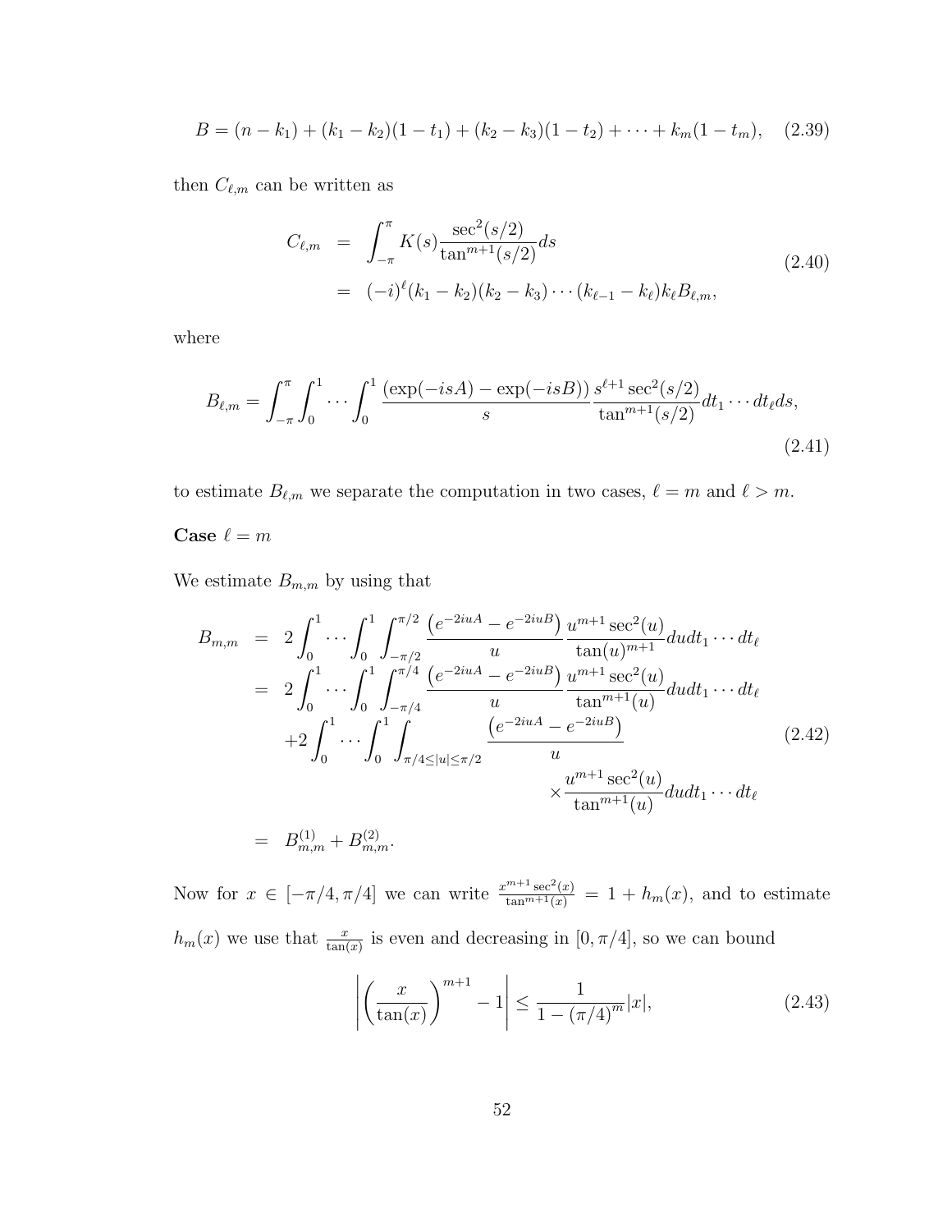$$B = (n - k_1) + (k_1 - k_2)(1 - t_1) + (k_2 - k_3)(1 - t_2) + \cdots + k_m(1 - t_m), \quad (2.39)$$

then $C_{\ell,m}$ can be written as

$$\begin{aligned} C_{\ell,m} &= \int_{-\pi}^{\pi} K(s) \frac{\sec^2(s/2)}{\tan^{m+1}(s/2)} ds \\ &= (-i)^\ell (k_1 - k_2)(k_2 - k_3) \cdots (k_{\ell-1} - k_\ell) k_\ell B_{\ell,m}, \end{aligned} \quad (2.40)$$

where

$$B_{\ell,m} = \int_{-\pi}^{\pi} \int_0^1 \cdots \int_0^1 \frac{(\exp(-isA) - \exp(-isB))}{s} \frac{s^{\ell+1} \sec^2(s/2)}{\tan^{m+1}(s/2)} dt_1 \cdots dt_\ell ds, \quad (2.41)$$

to estimate $B_{\ell,m}$ we separate the computation in two cases, $\ell = m$ and $\ell > m$.

**Case $\ell = m$**

We estimate $B_{m,m}$ by using that

$$\begin{aligned} B_{m,m} &= 2 \int_0^1 \cdots \int_0^1 \int_{-\pi/2}^{\pi/2} \frac{\left(e^{-2iuA} - e^{-2iuB}\right)}{u} \frac{u^{m+1} \sec^2(u)}{\tan(u)^{m+1}} du dt_1 \cdots dt_\ell \\ &= 2 \int_0^1 \cdots \int_0^1 \int_{-\pi/4}^{\pi/4} \frac{\left(e^{-2iuA} - e^{-2iuB}\right)}{u} \frac{u^{m+1} \sec^2(u)}{\tan^{m+1}(u)} du dt_1 \cdots dt_\ell \\ &\quad + 2 \int_0^1 \cdots \int_0^1 \int_{\pi/4 \le |u| \le \pi/2} \frac{\left(e^{-2iuA} - e^{-2iuB}\right)}{u} \\ &\qquad \times \frac{u^{m+1} \sec^2(u)}{\tan^{m+1}(u)} du dt_1 \cdots dt_\ell \\ &= B_{m,m}^{(1)} + B_{m,m}^{(2)}. \end{aligned} \quad (2.42)$$

Now for $x \in [-\pi/4, \pi/4]$ we can write $\frac{x^{m+1} \sec^2(x)}{\tan^{m+1}(x)} = 1 + h_m(x)$, and to estimate $h_m(x)$ we use that $\frac{x}{\tan(x)}$ is even and decreasing in $[0, \pi/4]$, so we can bound

$$\left| \left( \frac{x}{\tan(x)} \right)^{m+1} - 1 \right| \le \frac{1}{1 - (\pi/4)^m} |x|, \quad (2.43)$$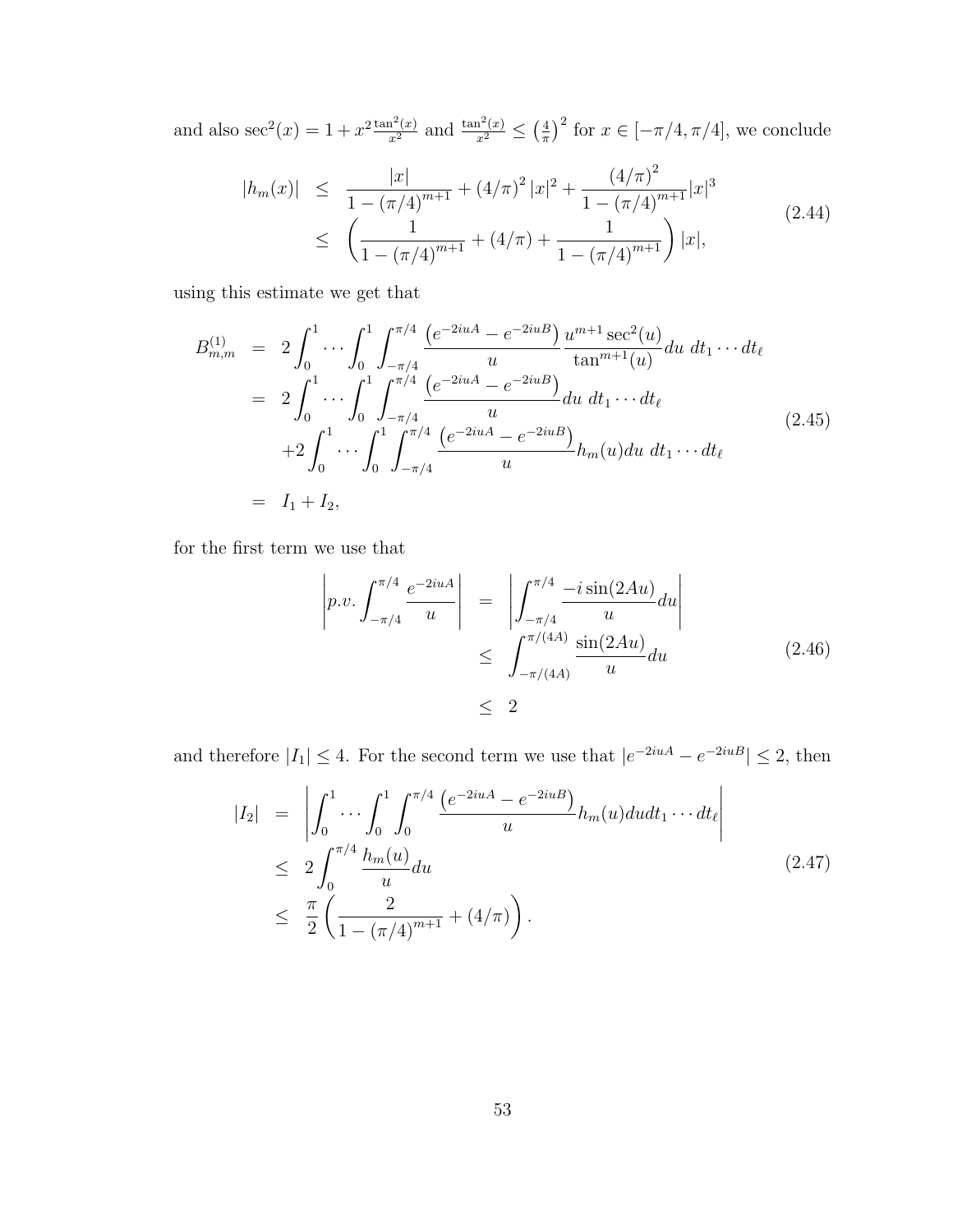and also $\sec^2(x) = 1 + x^2 \frac{\tan^2(x)}{x^2}$ and $\frac{\tan^2(x)}{x^2} \leq \left(\frac{4}{\pi}\right)^2$ for $x \in [-\pi/4, \pi/4]$, we conclude

$$
\begin{aligned}
|h_m(x)| &\leq \frac{|x|}{1-(\pi/4)^{m+1}} + (4/\pi)^2 |x|^2 + \frac{(4/\pi)^2}{1-(\pi/4)^{m+1}} |x|^3 \\
&\leq \left( \frac{1}{1-(\pi/4)^{m+1}} + (4/\pi) + \frac{1}{1-(\pi/4)^{m+1}} \right) |x|,
\end{aligned}
\tag{2.44}
$$

using this estimate we get that

$$
\begin{aligned}
B_{m,m}^{(1)} &= 2\int_0^1 \cdots \int_0^1 \int_{-\pi/4}^{\pi/4} \frac{\left(e^{-2iuA} - e^{-2iuB}\right)}{u} \frac{u^{m+1}\sec^2(u)}{\tan^{m+1}(u)} du \ dt_1 \cdots dt_\ell \\
&= 2\int_0^1 \cdots \int_0^1 \int_{-\pi/4}^{\pi/4} \frac{\left(e^{-2iuA} - e^{-2iuB}\right)}{u} du \ dt_1 \cdots dt_\ell \\
&\quad +2\int_0^1 \cdots \int_0^1 \int_{-\pi/4}^{\pi/4} \frac{\left(e^{-2iuA} - e^{-2iuB}\right)}{u} h_m(u) du \ dt_1 \cdots dt_\ell \\
&= I_1 + I_2,
\end{aligned}
\tag{2.45}
$$

for the first term we use that

$$
\begin{aligned}
\left| p.v. \int_{-\pi/4}^{\pi/4} \frac{e^{-2iuA}}{u} \right| &= \left| \int_{-\pi/4}^{\pi/4} \frac{-i\sin(2Au)}{u} du \right| \\
&\leq \int_{-\pi/(4A)}^{\pi/(4A)} \frac{\sin(2Au)}{u} du \\
&\leq 2
\end{aligned}
\tag{2.46}
$$

and therefore $|I_1| \leq 4$. For the second term we use that $|e^{-2iuA} - e^{-2iuB}| \leq 2$, then

$$
\begin{aligned}
|I_2| &= \left| \int_0^1 \cdots \int_0^1 \int_0^{\pi/4} \frac{\left(e^{-2iuA} - e^{-2iuB}\right)}{u} h_m(u) du dt_1 \cdots dt_\ell \right| \\
&\leq 2\int_0^{\pi/4} \frac{h_m(u)}{u} du \\
&\leq \frac{\pi}{2} \left( \frac{2}{1-(\pi/4)^{m+1}} + (4/\pi) \right).
\end{aligned}
\tag{2.47}
$$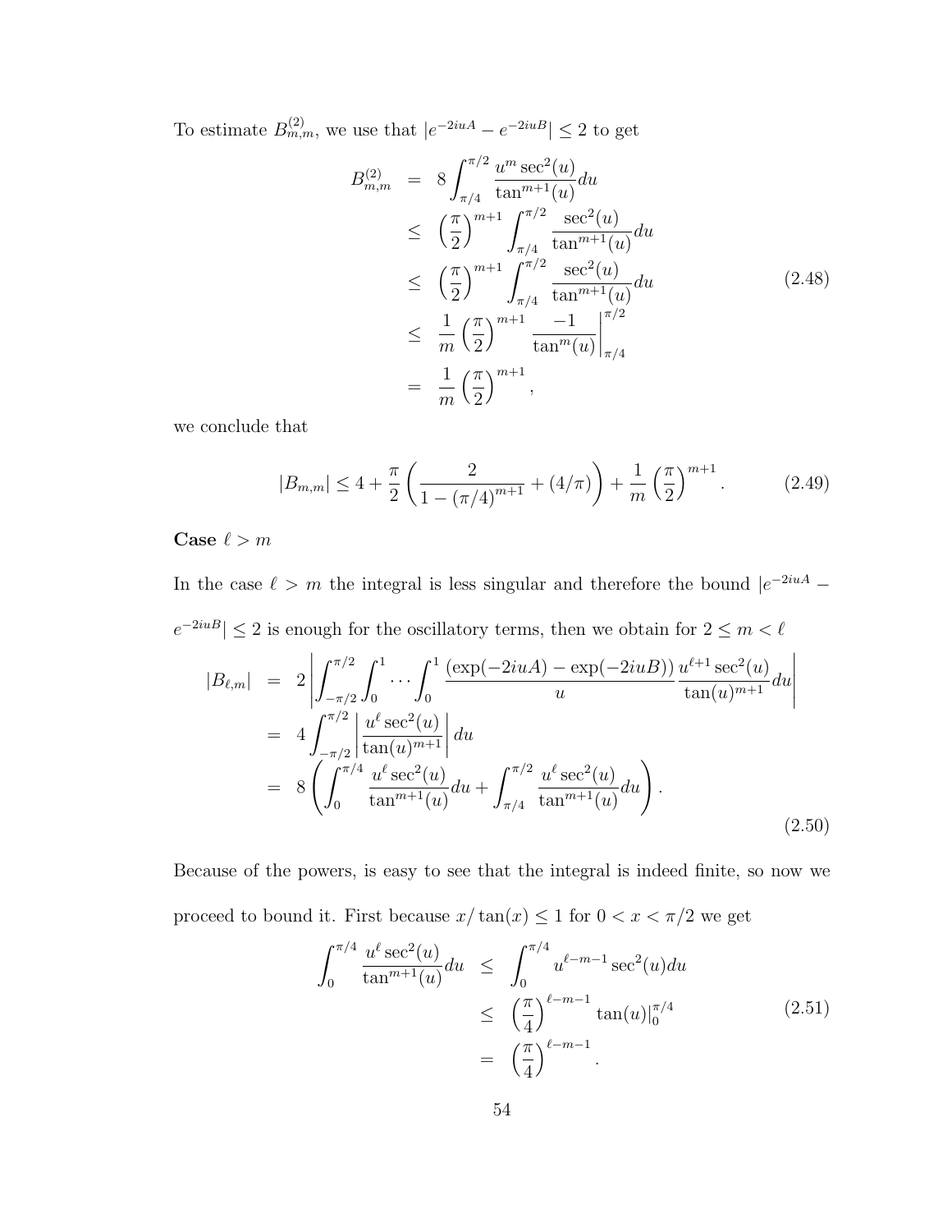To estimate $B^{(2)}_{m,m}$, we use that $|e^{-2iuA} - e^{-2iuB}| \leq 2$ to get

$$
\begin{aligned}
B^{(2)}_{m,m} &= 8\int_{\pi/4}^{\pi/2} \frac{u^m \sec^2(u)}{\tan^{m+1}(u)} du \\
&\leq \left(\frac{\pi}{2}\right)^{m+1} \int_{\pi/4}^{\pi/2} \frac{\sec^2(u)}{\tan^{m+1}(u)} du \\
&\leq \left(\frac{\pi}{2}\right)^{m+1} \int_{\pi/4}^{\pi/2} \frac{\sec^2(u)}{\tan^{m+1}(u)} du \\
&\leq \frac{1}{m}\left(\frac{\pi}{2}\right)^{m+1} \left.\frac{-1}{\tan^m(u)}\right|_{\pi/4}^{\pi/2} \\
&= \frac{1}{m}\left(\frac{\pi}{2}\right)^{m+1},
\end{aligned}
\tag{2.48}
$$

we conclude that

$$
|B_{m,m}| \leq 4 + \frac{\pi}{2}\left(\frac{2}{1-(\pi/4)^{m+1}} + (4/\pi)\right) + \frac{1}{m}\left(\frac{\pi}{2}\right)^{m+1}. \tag{2.49}
$$

**Case $\ell > m$**

In the case $\ell > m$ the integral is less singular and therefore the bound $|e^{-2iuA} - e^{-2iuB}| \leq 2$ is enough for the oscillatory terms, then we obtain for $2 \leq m < \ell$

$$
\begin{aligned}
|B_{\ell,m}| &= 2\left|\int_{-\pi/2}^{\pi/2}\int_0^1 \cdots \int_0^1 \frac{(\exp(-2iuA) - \exp(-2iuB))}{u} \frac{u^{\ell+1}\sec^2(u)}{\tan(u)^{m+1}} du\right| \\
&= 4\int_{-\pi/2}^{\pi/2} \left|\frac{u^\ell \sec^2(u)}{\tan(u)^{m+1}}\right| du \\
&= 8\left(\int_0^{\pi/4} \frac{u^\ell \sec^2(u)}{\tan^{m+1}(u)} du + \int_{\pi/4}^{\pi/2} \frac{u^\ell \sec^2(u)}{\tan^{m+1}(u)} du\right).
\end{aligned}
\tag{2.50}
$$

Because of the powers, is easy to see that the integral is indeed finite, so now we proceed to bound it. First because $x/\tan(x) \leq 1$ for $0 < x < \pi/2$ we get

$$
\begin{aligned}
\int_0^{\pi/4} \frac{u^\ell \sec^2(u)}{\tan^{m+1}(u)} du &\leq \int_0^{\pi/4} u^{\ell-m-1}\sec^2(u) du \\
&\leq \left(\frac{\pi}{4}\right)^{\ell-m-1} \tan(u)|_0^{\pi/4} \\
&= \left(\frac{\pi}{4}\right)^{\ell-m-1}.
\end{aligned}
\tag{2.51}
$$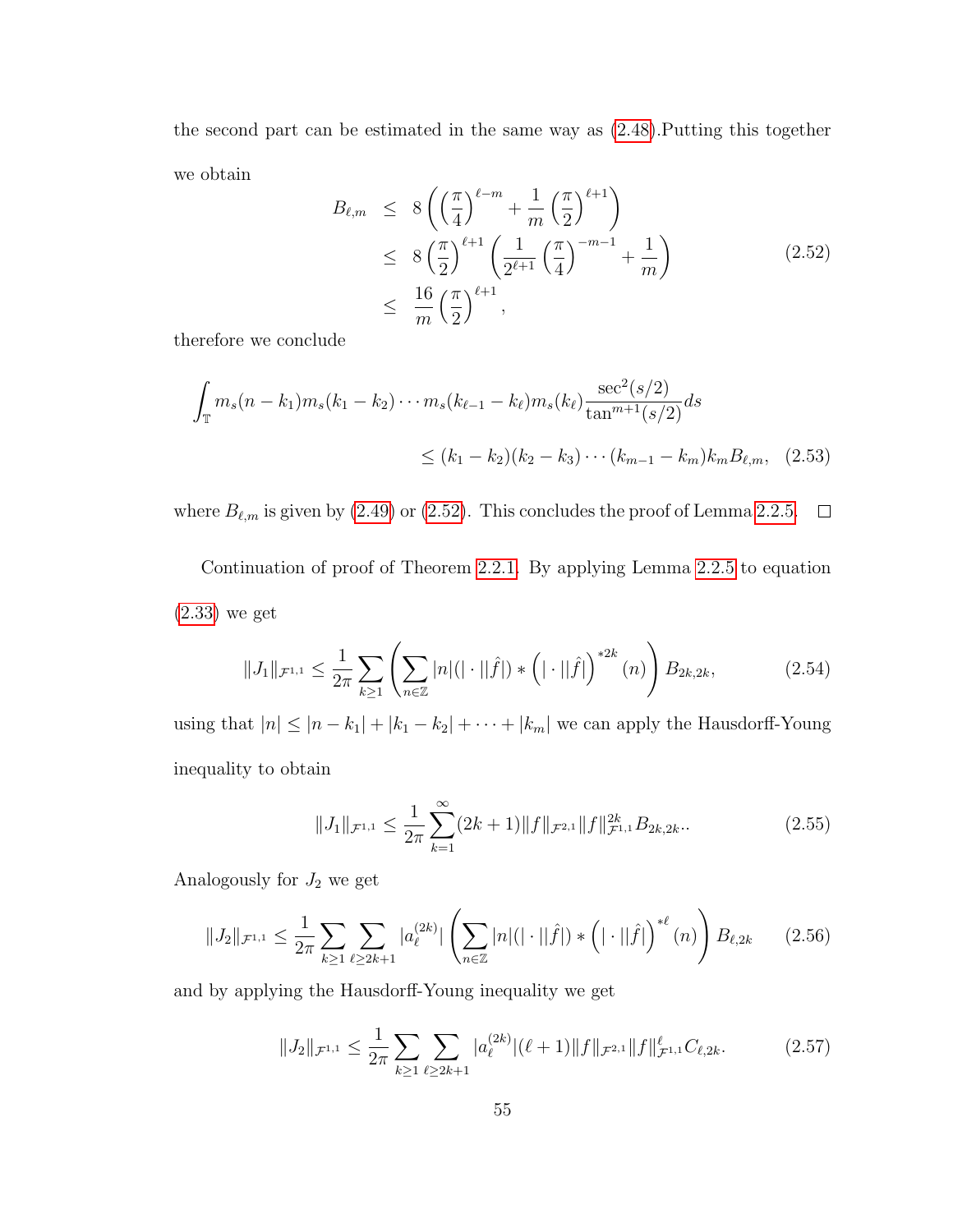the second part can be estimated in the same way as (2.48).Putting this together we obtain

$$
\begin{aligned}
B_{\ell,m} &\leq 8\left(\left(\frac{\pi}{4}\right)^{\ell-m} + \frac{1}{m}\left(\frac{\pi}{2}\right)^{\ell+1}\right) \\
&\leq 8\left(\frac{\pi}{2}\right)^{\ell+1}\left(\frac{1}{2^{\ell+1}}\left(\frac{\pi}{4}\right)^{-m-1} + \frac{1}{m}\right) \\
&\leq \frac{16}{m}\left(\frac{\pi}{2}\right)^{\ell+1},
\end{aligned}
\tag{2.52}
$$

therefore we conclude

$$
\int_{\mathbb{T}} m_s(n-k_1)m_s(k_1-k_2)\cdots m_s(k_{\ell-1}-k_\ell)m_s(k_\ell)\frac{\sec^2(s/2)}{\tan^{m+1}(s/2)}ds
$$
$$
\leq (k_1-k_2)(k_2-k_3)\cdots(k_{m-1}-k_m)k_m B_{\ell,m}, \tag{2.53}
$$

where $B_{\ell,m}$ is given by (2.49) or (2.52). This concludes the proof of Lemma 2.2.5. $\square$

Continuation of proof of Theorem 2.2.1. By applying Lemma 2.2.5 to equation (2.33) we get

$$
\|J_1\|_{\mathcal{F}^{1,1}} \leq \frac{1}{2\pi}\sum_{k\geq 1}\left(\sum_{n\in\mathbb{Z}}|n|(|\cdot||\hat{f}|) * \left(|\cdot||\hat{f}|\right)^{*2k}(n)\right)B_{2k,2k}, \tag{2.54}
$$

using that $|n| \leq |n-k_1| + |k_1-k_2| + \cdots + |k_m|$ we can apply the Hausdorff-Young inequality to obtain

$$
\|J_1\|_{\mathcal{F}^{1,1}} \leq \frac{1}{2\pi}\sum_{k=1}^{\infty}(2k+1)\|f\|_{\mathcal{F}^{2,1}}\|f\|_{\mathcal{F}^{1,1}}^{2k}B_{2k,2k}.. \tag{2.55}
$$

Analogously for $J_2$ we get

$$
\|J_2\|_{\mathcal{F}^{1,1}} \leq \frac{1}{2\pi}\sum_{k\geq 1}\sum_{\ell\geq 2k+1}|a_\ell^{(2k)}|\left(\sum_{n\in\mathbb{Z}}|n|(|\cdot||\hat{f}|) * \left(|\cdot||\hat{f}|\right)^{*\ell}(n)\right)B_{\ell,2k} \tag{2.56}
$$

and by applying the Hausdorff-Young inequality we get

$$
\|J_2\|_{\mathcal{F}^{1,1}} \leq \frac{1}{2\pi}\sum_{k\geq 1}\sum_{\ell\geq 2k+1}|a_\ell^{(2k)}|(\ell+1)\|f\|_{\mathcal{F}^{2,1}}\|f\|_{\mathcal{F}^{1,1}}^{\ell}C_{\ell,2k}. \tag{2.57}
$$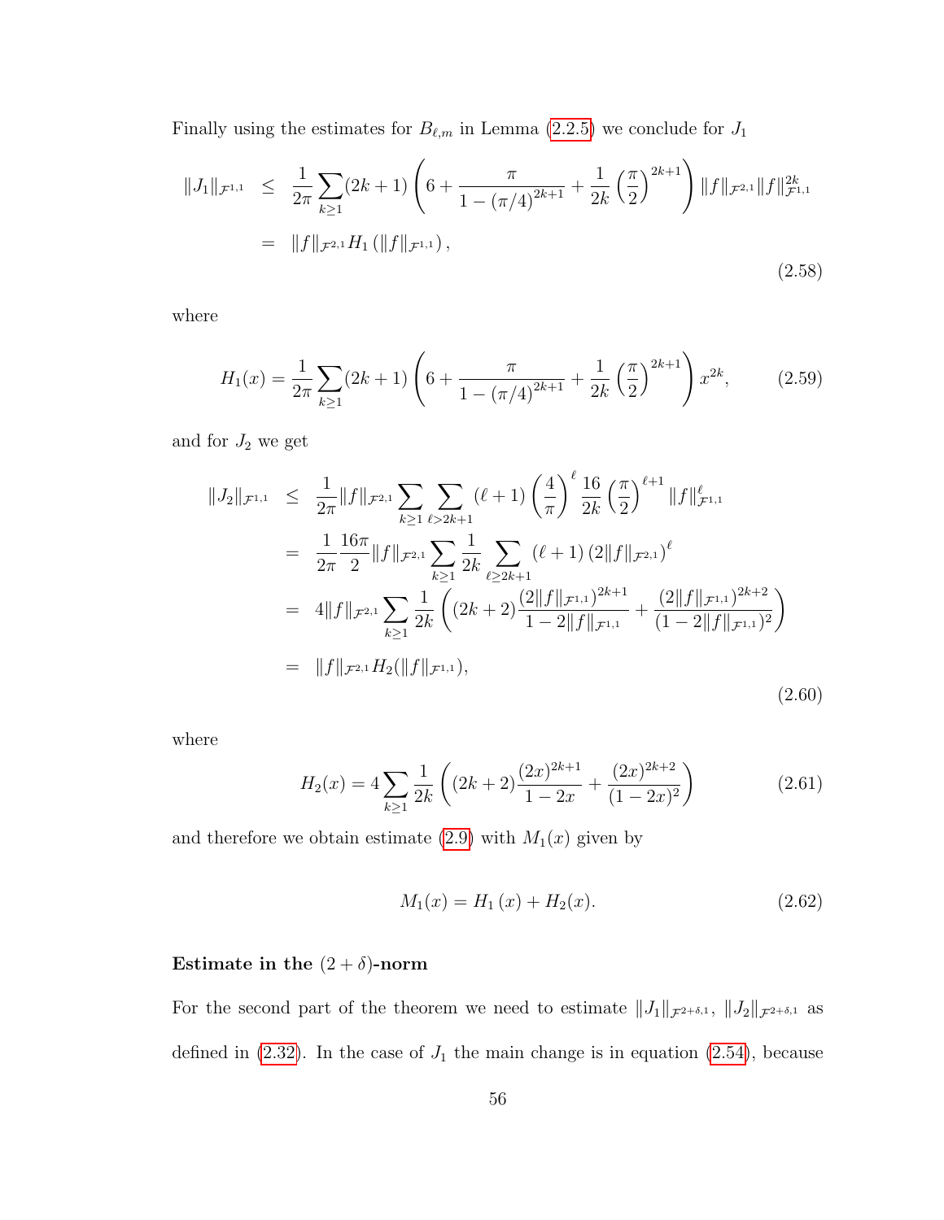Finally using the estimates for $B_{\ell,m}$ in Lemma (2.2.5) we conclude for $J_1$

$$
\begin{aligned}
\|J_1\|_{\mathcal{F}^{1,1}} &\leq \frac{1}{2\pi}\sum_{k\geq 1}(2k+1)\left(6+\frac{\pi}{1-(\pi/4)^{2k+1}}+\frac{1}{2k}\left(\frac{\pi}{2}\right)^{2k+1}\right)\|f\|_{\mathcal{F}^{2,1}}\|f\|_{\mathcal{F}^{1,1}}^{2k} \\
&= \|f\|_{\mathcal{F}^{2,1}} H_1\left(\|f\|_{\mathcal{F}^{1,1}}\right),
\end{aligned}
\tag{2.58}
$$

where

$$
H_1(x) = \frac{1}{2\pi}\sum_{k\geq 1}(2k+1)\left(6+\frac{\pi}{1-(\pi/4)^{2k+1}}+\frac{1}{2k}\left(\frac{\pi}{2}\right)^{2k+1}\right)x^{2k}, \tag{2.59}
$$

and for $J_2$ we get

$$
\begin{aligned}
\|J_2\|_{\mathcal{F}^{1,1}} &\leq \frac{1}{2\pi}\|f\|_{\mathcal{F}^{2,1}}\sum_{k\geq 1}\sum_{\ell>2k+1}(\ell+1)\left(\frac{4}{\pi}\right)^{\ell}\frac{16}{2k}\left(\frac{\pi}{2}\right)^{\ell+1}\|f\|_{\mathcal{F}^{1,1}}^{\ell} \\
&= \frac{1}{2\pi}\frac{16\pi}{2}\|f\|_{\mathcal{F}^{2,1}}\sum_{k\geq 1}\frac{1}{2k}\sum_{\ell\geq 2k+1}(\ell+1)\left(2\|f\|_{\mathcal{F}^{2,1}}\right)^{\ell} \\
&= 4\|f\|_{\mathcal{F}^{2,1}}\sum_{k\geq 1}\frac{1}{2k}\left((2k+2)\frac{(2\|f\|_{\mathcal{F}^{1,1}})^{2k+1}}{1-2\|f\|_{\mathcal{F}^{1,1}}}+\frac{(2\|f\|_{\mathcal{F}^{1,1}})^{2k+2}}{(1-2\|f\|_{\mathcal{F}^{1,1}})^2}\right) \\
&= \|f\|_{\mathcal{F}^{2,1}}H_2(\|f\|_{\mathcal{F}^{1,1}}),
\end{aligned}
\tag{2.60}
$$

where

$$
H_2(x) = 4\sum_{k\geq 1}\frac{1}{2k}\left((2k+2)\frac{(2x)^{2k+1}}{1-2x}+\frac{(2x)^{2k+2}}{(1-2x)^2}\right) \tag{2.61}
$$

and therefore we obtain estimate (2.9) with $M_1(x)$ given by

$$
M_1(x) = H_1(x) + H_2(x). \tag{2.62}
$$

**Estimate in the $(2+\delta)$-norm**

For the second part of the theorem we need to estimate $\|J_1\|_{\mathcal{F}^{2+\delta,1}}$, $\|J_2\|_{\mathcal{F}^{2+\delta,1}}$ as defined in (2.32). In the case of $J_1$ the main change is in equation (2.54), because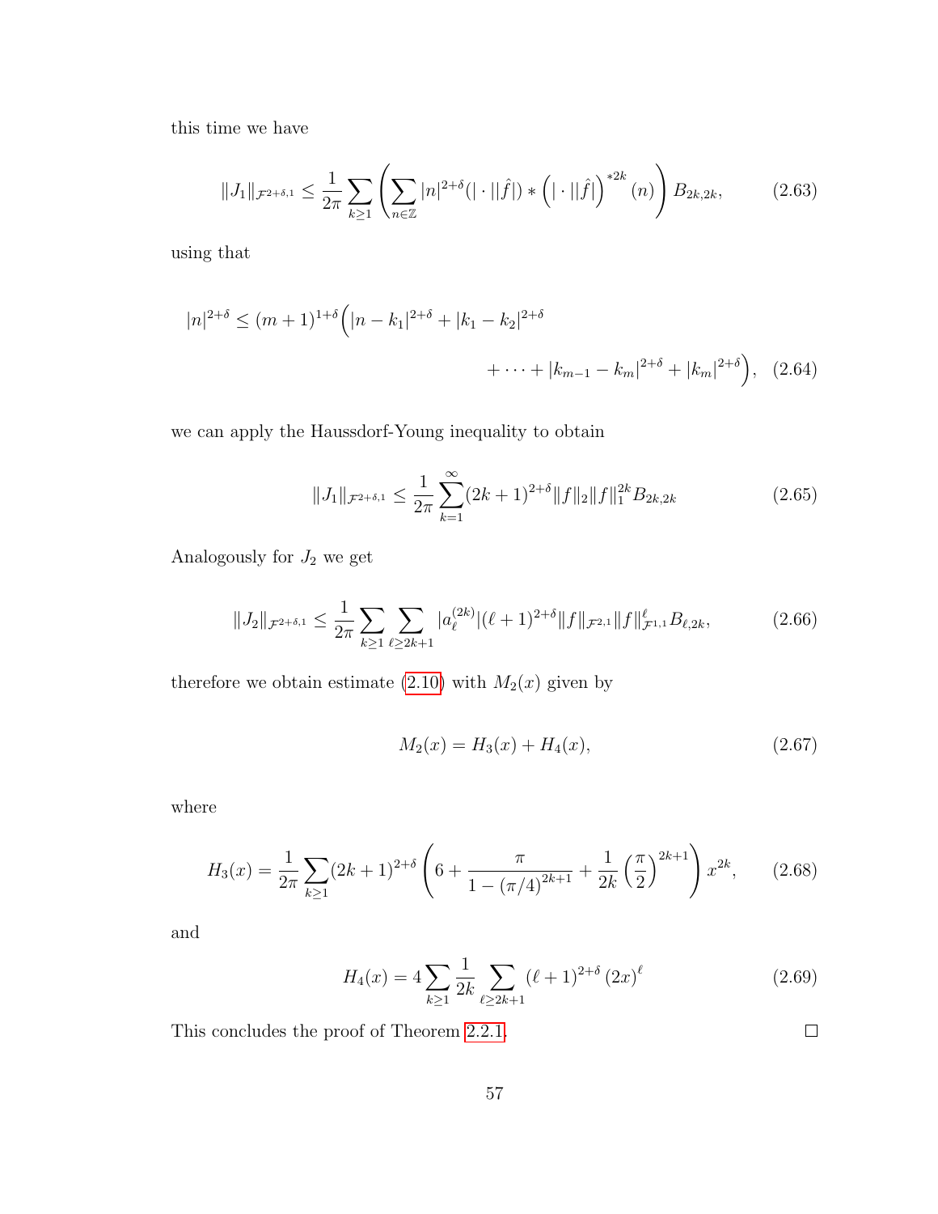this time we have

$$\|J_1\|_{\mathcal{F}^{2+\delta,1}} \leq \frac{1}{2\pi}\sum_{k\geq 1}\left(\sum_{n\in\mathbb{Z}}|n|^{2+\delta}(|\cdot||\hat{f}|) * \left(|\cdot||\hat{f}|\right)^{*2k}(n)\right)B_{2k,2k}, \tag{2.63}$$

using that

$$|n|^{2+\delta} \leq (m+1)^{1+\delta}\Big(|n-k_1|^{2+\delta} + |k_1-k_2|^{2+\delta} + \cdots + |k_{m-1}-k_m|^{2+\delta} + |k_m|^{2+\delta}\Big), \tag{2.64}$$

we can apply the Haussdorf-Young inequality to obtain

$$\|J_1\|_{\mathcal{F}^{2+\delta,1}} \leq \frac{1}{2\pi}\sum_{k=1}^{\infty}(2k+1)^{2+\delta}\|f\|_2\|f\|_1^{2k}B_{2k,2k} \tag{2.65}$$

Analogously for $J_2$ we get

$$\|J_2\|_{\mathcal{F}^{2+\delta,1}} \leq \frac{1}{2\pi}\sum_{k\geq 1}\sum_{\ell\geq 2k+1}|a_\ell^{(2k)}|(\ell+1)^{2+\delta}\|f\|_{\mathcal{F}^{2,1}}\|f\|_{\mathcal{F}^{1,1}}^{\ell}B_{\ell,2k}, \tag{2.66}$$

therefore we obtain estimate (2.10) with $M_2(x)$ given by

$$M_2(x) = H_3(x) + H_4(x), \tag{2.67}$$

where

$$H_3(x) = \frac{1}{2\pi}\sum_{k\geq 1}(2k+1)^{2+\delta}\left(6 + \frac{\pi}{1-(\pi/4)^{2k+1}} + \frac{1}{2k}\left(\frac{\pi}{2}\right)^{2k+1}\right)x^{2k}, \tag{2.68}$$

and

$$H_4(x) = 4\sum_{k\geq 1}\frac{1}{2k}\sum_{\ell\geq 2k+1}(\ell+1)^{2+\delta}(2x)^{\ell} \tag{2.69}$$

This concludes the proof of Theorem 2.2.1. ◻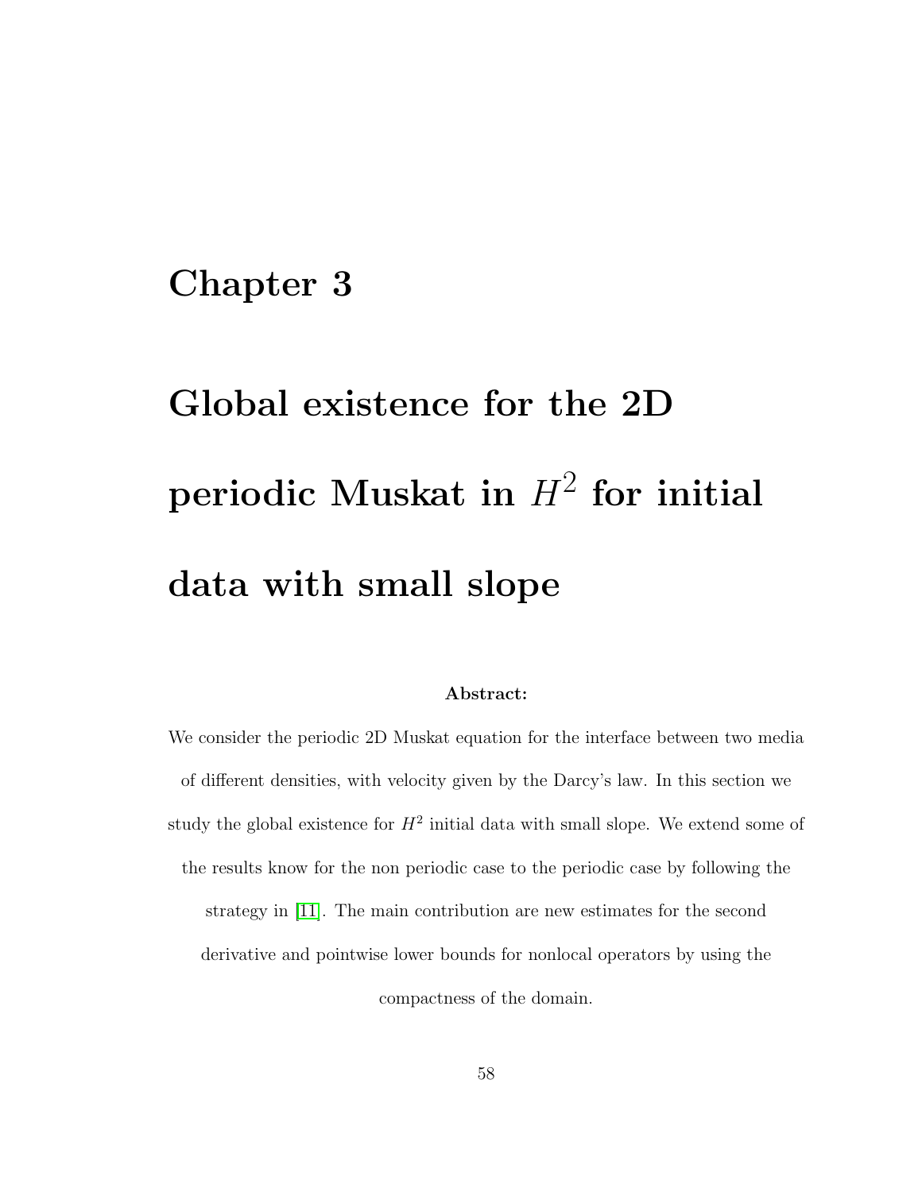# Chapter 3

# Global existence for the 2D periodic Muskat in $H^2$ for initial data with small slope

**Abstract:**

We consider the periodic 2D Muskat equation for the interface between two media of different densities, with velocity given by the Darcy's law. In this section we study the global existence for $H^2$ initial data with small slope. We extend some of the results know for the non periodic case to the periodic case by following the strategy in [11]. The main contribution are new estimates for the second derivative and pointwise lower bounds for nonlocal operators by using the compactness of the domain.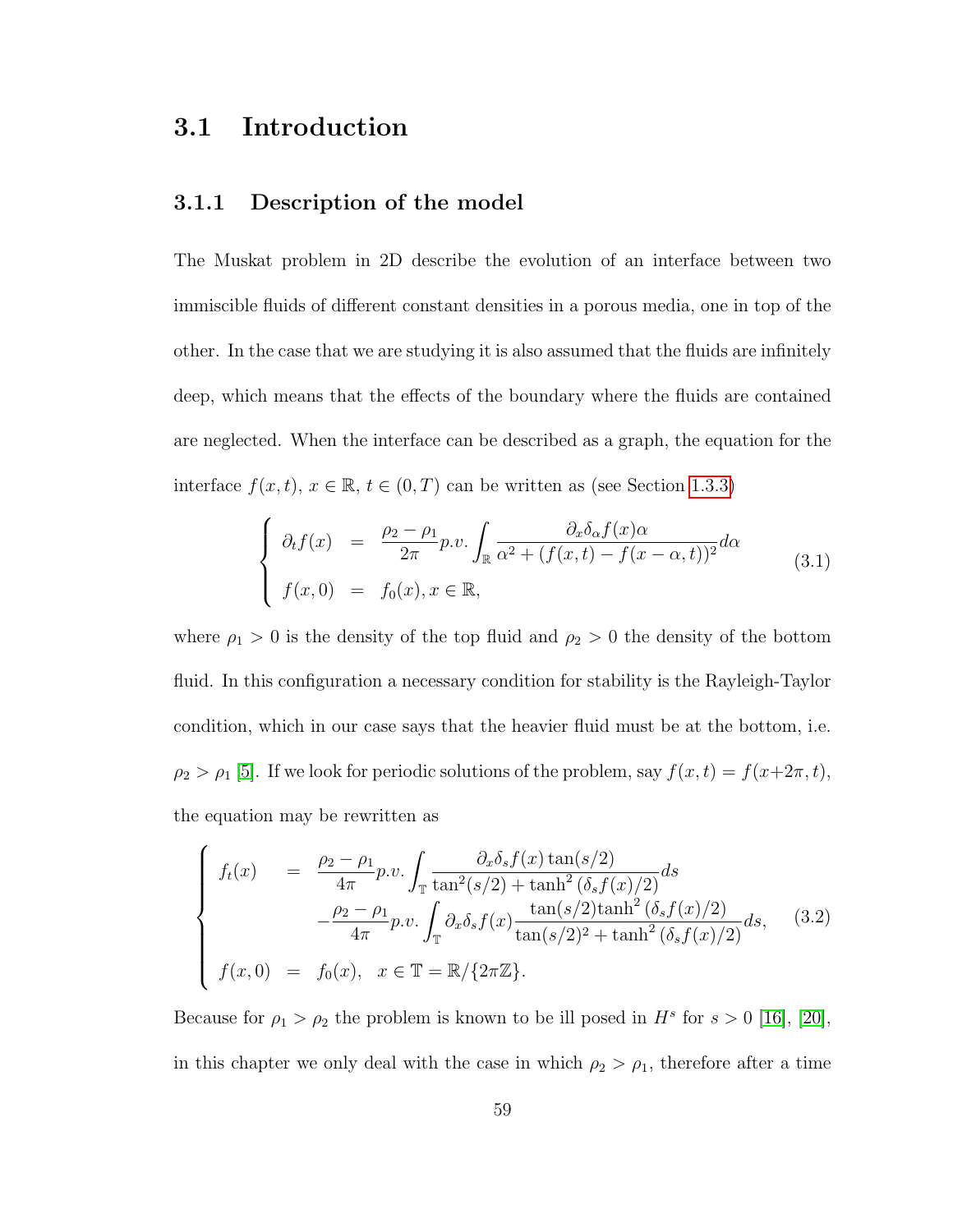## 3.1 Introduction

### 3.1.1 Description of the model

The Muskat problem in 2D describe the evolution of an interface between two immiscible fluids of different constant densities in a porous media, one in top of the other. In the case that we are studying it is also assumed that the fluids are infinitely deep, which means that the effects of the boundary where the fluids are contained are neglected. When the interface can be described as a graph, the equation for the interface $f(x,t)$, $x \in \mathbb{R}$, $t \in (0,T)$ can be written as (see Section 1.3.3)

$$
\left\{
\begin{array}{rcl}
\partial_t f(x) & = & \dfrac{\rho_2 - \rho_1}{2\pi} p.v. \displaystyle\int_{\mathbb{R}} \dfrac{\partial_x \delta_\alpha f(x) \alpha}{\alpha^2 + (f(x,t) - f(x-\alpha,t))^2} d\alpha \\
f(x,0) & = & f_0(x), x \in \mathbb{R},
\end{array}
\right.
\tag{3.1}
$$

where $\rho_1 > 0$ is the density of the top fluid and $\rho_2 > 0$ the density of the bottom fluid. In this configuration a necessary condition for stability is the Rayleigh-Taylor condition, which in our case says that the heavier fluid must be at the bottom, i.e. $\rho_2 > \rho_1$ [5]. If we look for periodic solutions of the problem, say $f(x,t) = f(x+2\pi,t)$, the equation may be rewritten as

$$
\left\{
\begin{array}{rcl}
f_t(x) & = & \dfrac{\rho_2 - \rho_1}{4\pi} p.v. \displaystyle\int_{\mathbb{T}} \dfrac{\partial_x \delta_s f(x) \tan(s/2)}{\tan^2(s/2) + \tanh^2(\delta_s f(x)/2)} ds \\
 & & -\dfrac{\rho_2 - \rho_1}{4\pi} p.v. \displaystyle\int_{\mathbb{T}} \partial_x \delta_s f(x) \dfrac{\tan(s/2) \tanh^2(\delta_s f(x)/2)}{\tan(s/2)^2 + \tanh^2(\delta_s f(x)/2)} ds, \\
f(x,0) & = & f_0(x), \quad x \in \mathbb{T} = \mathbb{R}/\{2\pi\mathbb{Z}\}.
\end{array}
\right.
\tag{3.2}
$$

Because for $\rho_1 > \rho_2$ the problem is known to be ill posed in $H^s$ for $s > 0$ [16], [20], in this chapter we only deal with the case in which $\rho_2 > \rho_1$, therefore after a time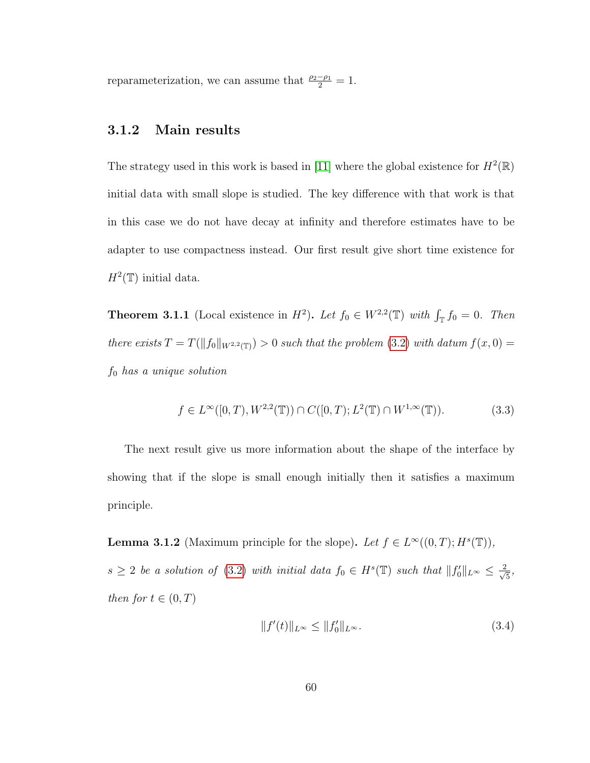reparameterization, we can assume that $\frac{\rho_2-\rho_1}{2}=1$.

### 3.1.2 Main results

The strategy used in this work is based in [11] where the global existence for $H^2(\mathbb{R})$ initial data with small slope is studied. The key difference with that work is that in this case we do not have decay at infinity and therefore estimates have to be adapter to use compactness instead. Our first result give short time existence for $H^2(\mathbb{T})$ initial data.

**Theorem 3.1.1** (Local existence in $H^2$)**.** *Let $f_0 \in W^{2,2}(\mathbb{T})$ with $\int_{\mathbb{T}} f_0 = 0$. Then there exists $T = T(\|f_0\|_{W^{2,2}(\mathbb{T})}) > 0$ such that the problem (3.2) with datum $f(x,0) = f_0$ has a unique solution*

$$f \in L^\infty([0,T), W^{2,2}(\mathbb{T})) \cap C([0,T); L^2(\mathbb{T}) \cap W^{1,\infty}(\mathbb{T})). \tag{3.3}$$

The next result give us more information about the shape of the interface by showing that if the slope is small enough initially then it satisfies a maximum principle.

**Lemma 3.1.2** (Maximum principle for the slope)**.** *Let $f \in L^\infty((0,T); H^s(\mathbb{T}))$, $s \geq 2$ be a solution of (3.2) with initial data $f_0 \in H^s(\mathbb{T})$ such that $\|f_0'\|_{L^\infty} \leq \frac{2}{\sqrt{5}}$, then for $t \in (0,T)$*

$$\|f'(t)\|_{L^\infty} \leq \|f_0'\|_{L^\infty}. \tag{3.4}$$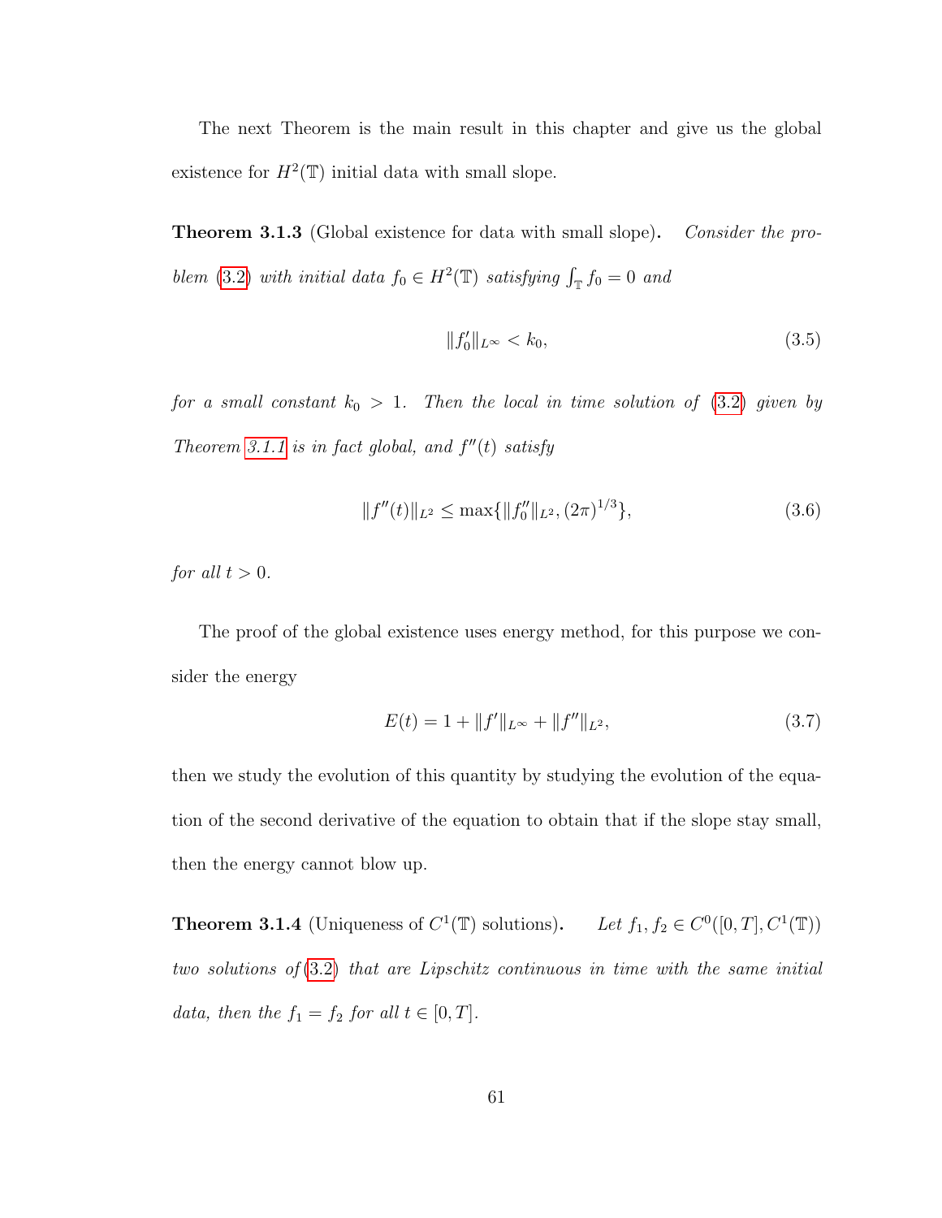The next Theorem is the main result in this chapter and give us the global existence for $H^2(\mathbb{T})$ initial data with small slope.

**Theorem 3.1.3** (Global existence for data with small slope). *Consider the problem (3.2) with initial data $f_0 \in H^2(\mathbb{T})$ satisfying $\int_{\mathbb{T}} f_0 = 0$ and*

$$\|f_0'\|_{L^\infty} < k_0, \tag{3.5}$$

*for a small constant $k_0 > 1$. Then the local in time solution of (3.2) given by Theorem 3.1.1 is in fact global, and $f''(t)$ satisfy*

$$\|f''(t)\|_{L^2} \leq \max\{\|f_0''\|_{L^2}, (2\pi)^{1/3}\}, \tag{3.6}$$

*for all $t > 0$.*

The proof of the global existence uses energy method, for this purpose we consider the energy

$$E(t) = 1 + \|f'\|_{L^\infty} + \|f''\|_{L^2}, \tag{3.7}$$

then we study the evolution of this quantity by studying the evolution of the equation of the second derivative of the equation to obtain that if the slope stay small, then the energy cannot blow up.

**Theorem 3.1.4** (Uniqueness of $C^1(\mathbb{T})$ solutions). *Let $f_1, f_2 \in C^0([0,T], C^1(\mathbb{T}))$ two solutions of (3.2) that are Lipschitz continuous in time with the same initial data, then the $f_1 = f_2$ for all $t \in [0,T]$.*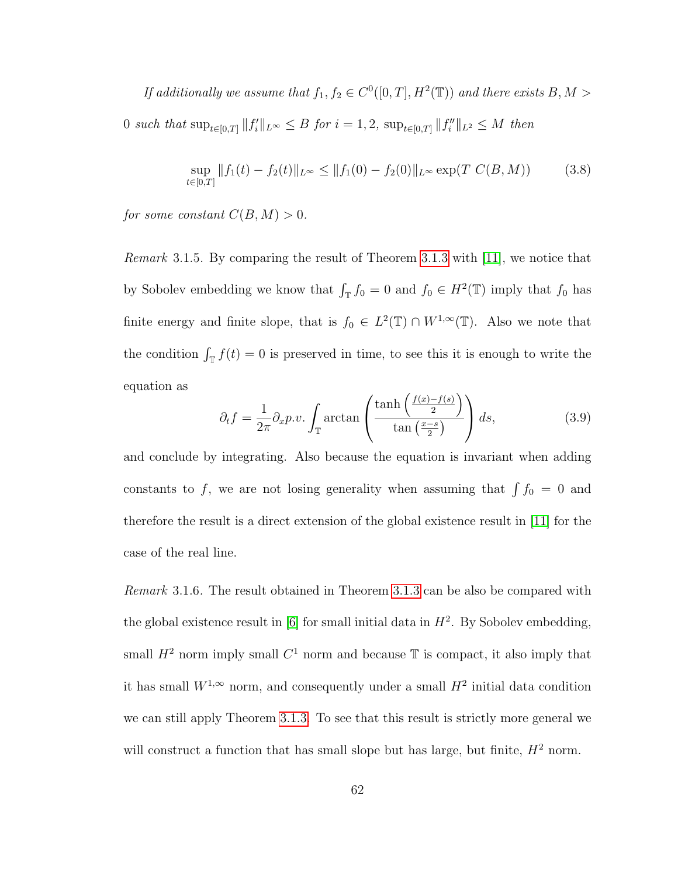*If additionally we assume that $f_1, f_2 \in C^0([0,T], H^2(\mathbb{T}))$ and there exists $B, M > 0$ such that $\sup_{t\in[0,T]} \|f_i'\|_{L^\infty} \leq B$ for $i = 1, 2$, $\sup_{t\in[0,T]} \|f_i''\|_{L^2} \leq M$ then*

$$\sup_{t\in[0,T]} \|f_1(t) - f_2(t)\|_{L^\infty} \leq \|f_1(0) - f_2(0)\|_{L^\infty} \exp(T\ C(B, M)) \tag{3.8}$$

*for some constant $C(B, M) > 0$.*

*Remark* 3.1.5. By comparing the result of Theorem 3.1.3 with [11], we notice that by Sobolev embedding we know that $\int_{\mathbb{T}} f_0 = 0$ and $f_0 \in H^2(\mathbb{T})$ imply that $f_0$ has finite energy and finite slope, that is $f_0 \in L^2(\mathbb{T}) \cap W^{1,\infty}(\mathbb{T})$. Also we note that the condition $\int_{\mathbb{T}} f(t) = 0$ is preserved in time, to see this it is enough to write the equation as

$$\partial_t f = \frac{1}{2\pi} \partial_x p.v. \int_{\mathbb{T}} \arctan\left( \frac{\tanh\left(\frac{f(x)-f(s)}{2}\right)}{\tan\left(\frac{x-s}{2}\right)} \right) ds, \tag{3.9}$$

and conclude by integrating. Also because the equation is invariant when adding constants to $f$, we are not losing generality when assuming that $\int f_0 = 0$ and therefore the result is a direct extension of the global existence result in [11] for the case of the real line.

*Remark* 3.1.6. The result obtained in Theorem 3.1.3 can be also be compared with the global existence result in [6] for small initial data in $H^2$. By Sobolev embedding, small $H^2$ norm imply small $C^1$ norm and because $\mathbb{T}$ is compact, it also imply that it has small $W^{1,\infty}$ norm, and consequently under a small $H^2$ initial data condition we can still apply Theorem 3.1.3. To see that this result is strictly more general we will construct a function that has small slope but has large, but finite, $H^2$ norm.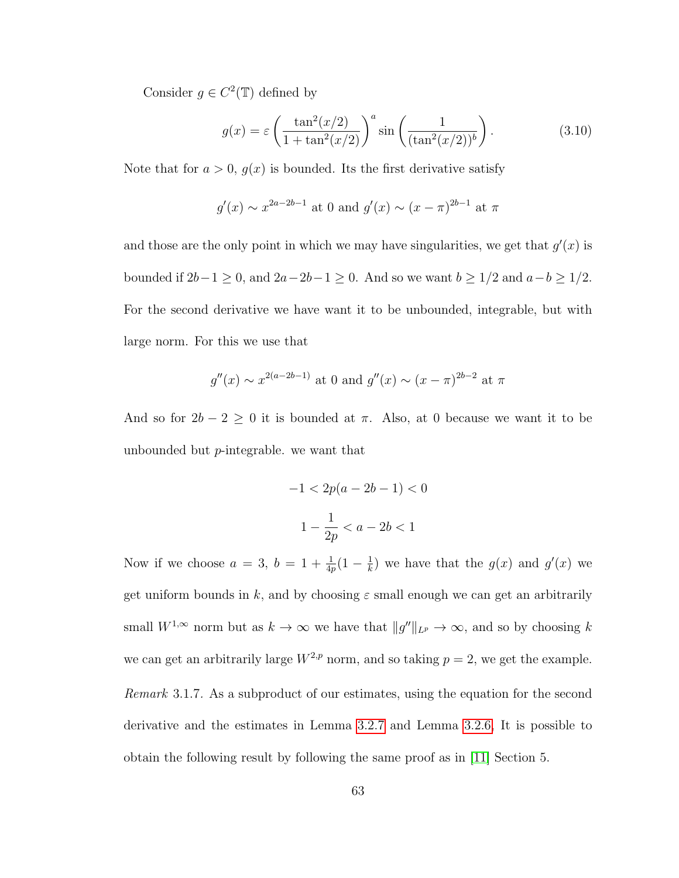Consider $g \in C^2(\mathbb{T})$ defined by

$$g(x) = \varepsilon \left( \frac{\tan^2(x/2)}{1 + \tan^2(x/2)} \right)^a \sin \left( \frac{1}{(\tan^2(x/2))^b} \right). \tag{3.10}$$

Note that for $a > 0$, $g(x)$ is bounded. Its the first derivative satisfy

$$g'(x) \sim x^{2a-2b-1} \text{ at } 0 \text{ and } g'(x) \sim (x - \pi)^{2b-1} \text{ at } \pi$$

and those are the only point in which we may have singularities, we get that $g'(x)$ is bounded if $2b-1 \geq 0$, and $2a-2b-1 \geq 0$. And so we want $b \geq 1/2$ and $a-b \geq 1/2$. For the second derivative we have want it to be unbounded, integrable, but with large norm. For this we use that

$$g''(x) \sim x^{2(a-2b-1)} \text{ at } 0 \text{ and } g''(x) \sim (x - \pi)^{2b-2} \text{ at } \pi$$

And so for $2b - 2 \geq 0$ it is bounded at $\pi$. Also, at 0 because we want it to be unbounded but $p$-integrable. we want that

$$-1 < 2p(a - 2b - 1) < 0$$

$$1 - \frac{1}{2p} < a - 2b < 1$$

Now if we choose $a = 3$, $b = 1 + \frac{1}{4p}(1 - \frac{1}{k})$ we have that the $g(x)$ and $g'(x)$ we get uniform bounds in $k$, and by choosing $\varepsilon$ small enough we can get an arbitrarily small $W^{1,\infty}$ norm but as $k \to \infty$ we have that $\|g''\|_{L^p} \to \infty$, and so by choosing $k$ we can get an arbitrarily large $W^{2,p}$ norm, and so taking $p = 2$, we get the example.

*Remark* 3.1.7. As a subproduct of our estimates, using the equation for the second derivative and the estimates in Lemma 3.2.7 and Lemma 3.2.6. It is possible to obtain the following result by following the same proof as in [11] Section 5.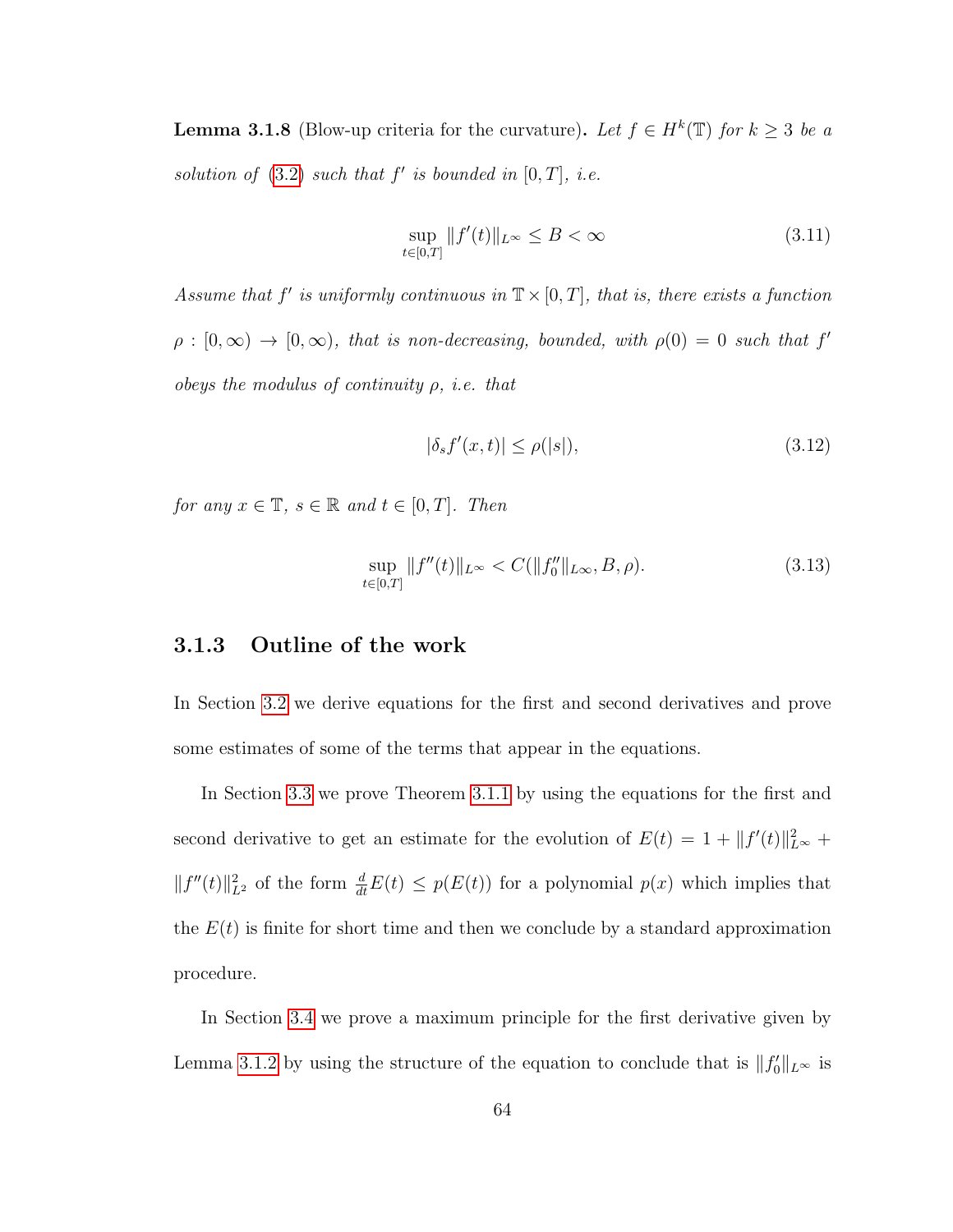**Lemma 3.1.8** (Blow-up criteria for the curvature)**.** *Let $f \in H^k(\mathbb{T})$ for $k \geq 3$ be a solution of (3.2) such that $f'$ is bounded in $[0,T]$, i.e.*

$$\sup_{t\in[0,T]} \|f'(t)\|_{L^\infty} \leq B < \infty \tag{3.11}$$

*Assume that $f'$ is uniformly continuous in $\mathbb{T}\times[0,T]$, that is, there exists a function $\rho : [0,\infty) \to [0,\infty)$, that is non-decreasing, bounded, with $\rho(0) = 0$ such that $f'$ obeys the modulus of continuity $\rho$, i.e. that*

$$|\delta_s f'(x,t)| \leq \rho(|s|), \tag{3.12}$$

*for any $x \in \mathbb{T}$, $s \in \mathbb{R}$ and $t \in [0,T]$. Then*

$$\sup_{t\in[0,T]} \|f''(t)\|_{L^\infty} < C(\|f_0''\|_{L^\infty}, B, \rho). \tag{3.13}$$

### 3.1.3 Outline of the work

In Section 3.2 we derive equations for the first and second derivatives and prove some estimates of some of the terms that appear in the equations.

In Section 3.3 we prove Theorem 3.1.1 by using the equations for the first and second derivative to get an estimate for the evolution of $E(t) = 1 + \|f'(t)\|_{L^\infty}^2 + \|f''(t)\|_{L^2}^2$ of the form $\frac{d}{dt}E(t) \leq p(E(t))$ for a polynomial $p(x)$ which implies that the $E(t)$ is finite for short time and then we conclude by a standard approximation procedure.

In Section 3.4 we prove a maximum principle for the first derivative given by Lemma 3.1.2 by using the structure of the equation to conclude that is $\|f_0'\|_{L^\infty}$ is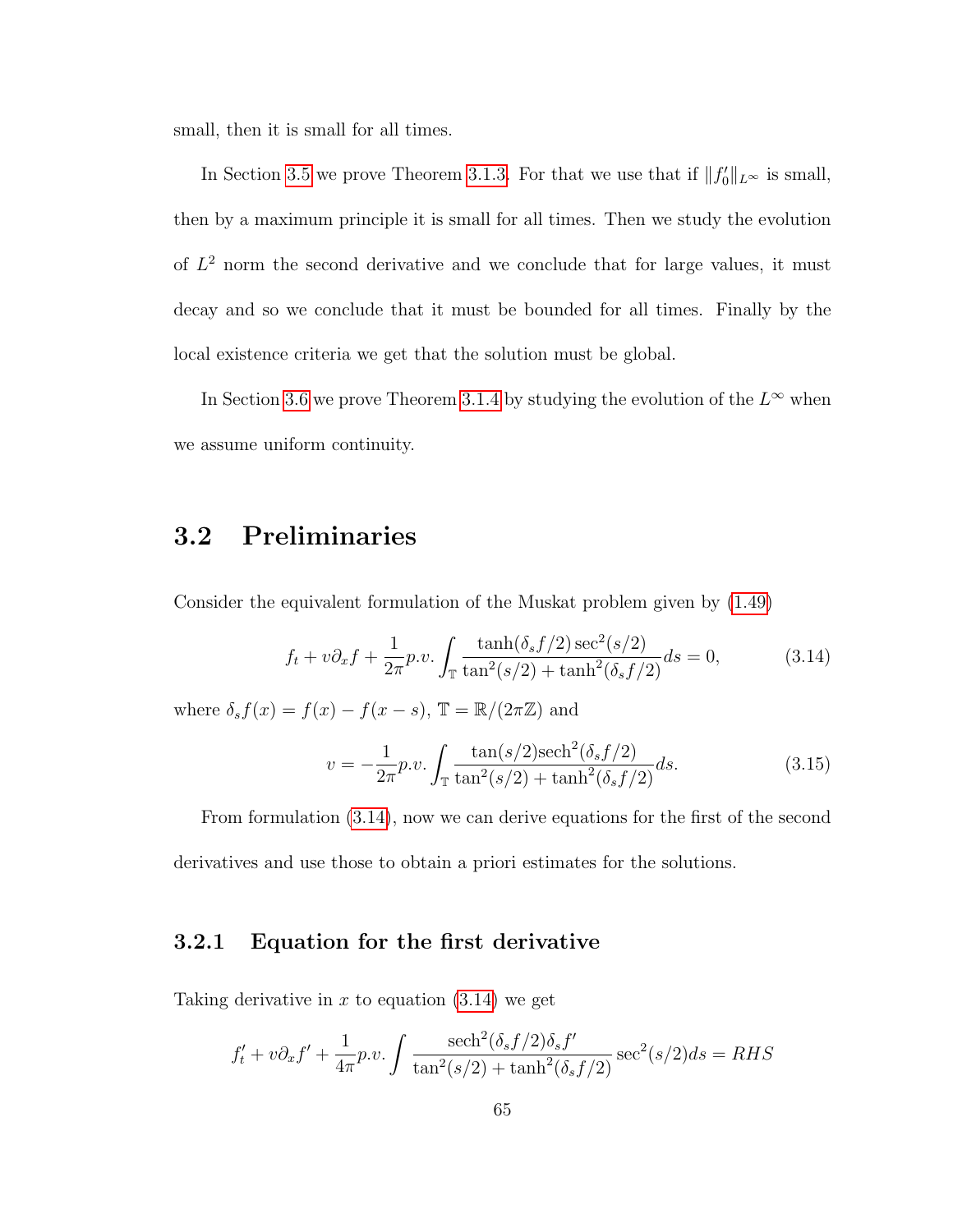small, then it is small for all times.

In Section 3.5 we prove Theorem 3.1.3. For that we use that if $\|f_0'\|_{L^\infty}$ is small, then by a maximum principle it is small for all times. Then we study the evolution of $L^2$ norm the second derivative and we conclude that for large values, it must decay and so we conclude that it must be bounded for all times. Finally by the local existence criteria we get that the solution must be global.

In Section 3.6 we prove Theorem 3.1.4 by studying the evolution of the $L^\infty$ when we assume uniform continuity.

## 3.2 Preliminaries

Consider the equivalent formulation of the Muskat problem given by (1.49)

$$f_t + v\partial_x f + \frac{1}{2\pi} p.v. \int_{\mathbb{T}} \frac{\tanh(\delta_s f/2)\sec^2(s/2)}{\tan^2(s/2) + \tanh^2(\delta_s f/2)} ds = 0, \tag{3.14}$$

where $\delta_s f(x) = f(x) - f(x-s)$, $\mathbb{T} = \mathbb{R}/(2\pi\mathbb{Z})$ and

$$v = -\frac{1}{2\pi} p.v. \int_{\mathbb{T}} \frac{\tan(s/2)\mathrm{sech}^2(\delta_s f/2)}{\tan^2(s/2) + \tanh^2(\delta_s f/2)} ds. \tag{3.15}$$

From formulation (3.14), now we can derive equations for the first of the second derivatives and use those to obtain a priori estimates for the solutions.

### 3.2.1 Equation for the first derivative

Taking derivative in $x$ to equation (3.14) we get

$$f_t' + v\partial_x f' + \frac{1}{4\pi} p.v. \int \frac{\mathrm{sech}^2(\delta_s f/2)\delta_s f'}{\tan^2(s/2) + \tanh^2(\delta_s f/2)} \sec^2(s/2) ds = RHS$$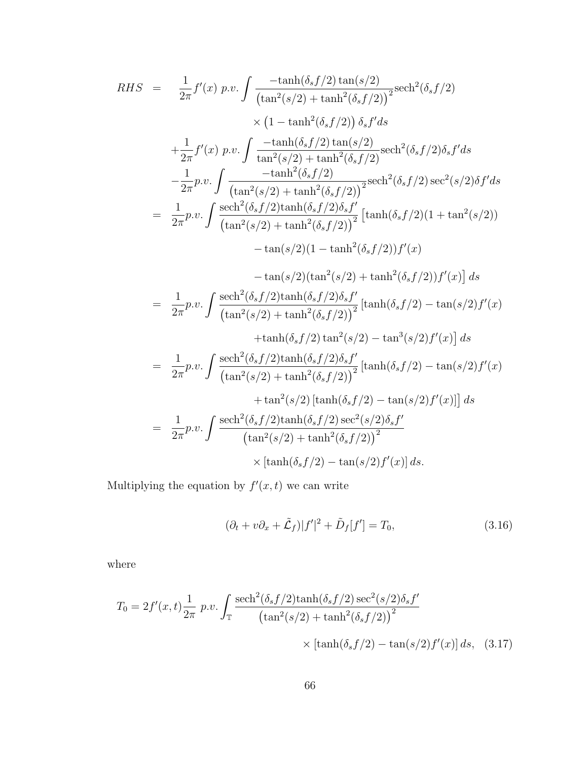$$
\begin{aligned}
RHS \;=\;& \frac{1}{2\pi}f'(x)\ p.v.\int \frac{-\tanh(\delta_s f/2)\tan(s/2)}{\left(\tan^2(s/2)+\tanh^2(\delta_s f/2)\right)^2}\mathrm{sech}^2(\delta_s f/2) \\
&\qquad\qquad \times\left(1-\tanh^2(\delta_s f/2)\right)\delta_s f' ds \\
&+\frac{1}{2\pi}f'(x)\ p.v.\int \frac{-\tanh(\delta_s f/2)\tan(s/2)}{\tan^2(s/2)+\tanh^2(\delta_s f/2)}\mathrm{sech}^2(\delta_s f/2)\delta_s f' ds \\
&-\frac{1}{2\pi}p.v.\int \frac{-\tanh^2(\delta_s f/2)}{\left(\tan^2(s/2)+\tanh^2(\delta_s f/2)\right)^2}\mathrm{sech}^2(\delta_s f/2)\sec^2(s/2)\delta f' ds \\
=\;& \frac{1}{2\pi}p.v.\int \frac{\mathrm{sech}^2(\delta_s f/2)\tanh(\delta_s f/2)\delta_s f'}{\left(\tan^2(s/2)+\tanh^2(\delta_s f/2)\right)^2}\Big[\tanh(\delta_s f/2)(1+\tan^2(s/2)) \\
&\qquad\qquad -\tan(s/2)(1-\tanh^2(\delta_s f/2))f'(x) \\
&\qquad\qquad -\tan(s/2)(\tan^2(s/2)+\tanh^2(\delta_s f/2))f'(x)\Big]\,ds \\
=\;& \frac{1}{2\pi}p.v.\int \frac{\mathrm{sech}^2(\delta_s f/2)\tanh(\delta_s f/2)\delta_s f'}{\left(\tan^2(s/2)+\tanh^2(\delta_s f/2)\right)^2}\Big[\tanh(\delta_s f/2)-\tan(s/2)f'(x) \\
&\qquad\qquad +\tanh(\delta_s f/2)\tan^2(s/2)-\tan^3(s/2)f'(x)\Big]\,ds \\
=\;& \frac{1}{2\pi}p.v.\int \frac{\mathrm{sech}^2(\delta_s f/2)\tanh(\delta_s f/2)\delta_s f'}{\left(\tan^2(s/2)+\tanh^2(\delta_s f/2)\right)^2}\Big[\tanh(\delta_s f/2)-\tan(s/2)f'(x) \\
&\qquad\qquad +\tan^2(s/2)\left[\tanh(\delta_s f/2)-\tan(s/2)f'(x)\right]\Big]\,ds \\
=\;& \frac{1}{2\pi}p.v.\int \frac{\mathrm{sech}^2(\delta_s f/2)\tanh(\delta_s f/2)\sec^2(s/2)\delta_s f'}{\left(\tan^2(s/2)+\tanh^2(\delta_s f/2)\right)^2} \\
&\qquad\qquad \times\left[\tanh(\delta_s f/2)-\tan(s/2)f'(x)\right]ds.
\end{aligned}
$$

Multiplying the equation by $f'(x,t)$ we can write

$$
(\partial_t + v\partial_x + \tilde{\mathcal{L}}_f)|f'|^2 + \tilde{D}_f[f'] = T_0, \tag{3.16}
$$

where

$$
\begin{aligned}
T_0 = 2f'(x,t)\frac{1}{2\pi}\ p.v.\int_{\mathbb{T}} &\frac{\mathrm{sech}^2(\delta_s f/2)\tanh(\delta_s f/2)\sec^2(s/2)\delta_s f'}{\left(\tan^2(s/2)+\tanh^2(\delta_s f/2)\right)^2} \\
&\times\left[\tanh(\delta_s f/2)-\tan(s/2)f'(x)\right]ds,
\end{aligned} \tag{3.17}
$$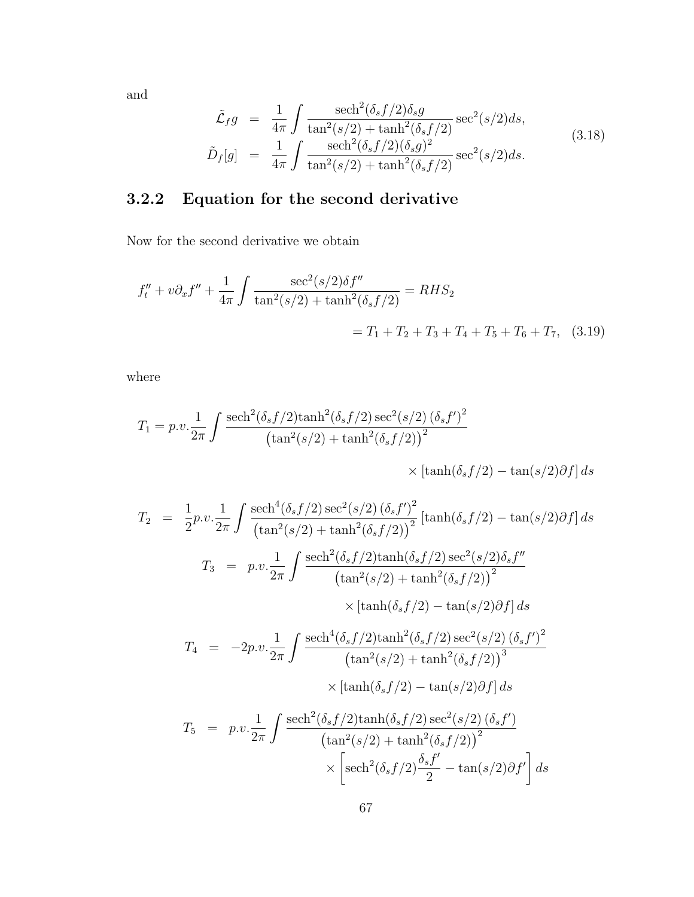and

$$
\begin{aligned}
\tilde{\mathcal{L}}_f g &= \frac{1}{4\pi}\int \frac{\text{sech}^2(\delta_s f/2)\delta_s g}{\tan^2(s/2)+\tanh^2(\delta_s f/2)}\sec^2(s/2)ds, \\
\tilde{D}_f[g] &= \frac{1}{4\pi}\int \frac{\text{sech}^2(\delta_s f/2)(\delta_s g)^2}{\tan^2(s/2)+\tanh^2(\delta_s f/2)}\sec^2(s/2)ds.
\end{aligned}
\tag{3.18}
$$

### 3.2.2 Equation for the second derivative

Now for the second derivative we obtain

$$
\begin{aligned}
f_t'' + v\partial_x f'' + \frac{1}{4\pi}\int \frac{\sec^2(s/2)\delta f''}{\tan^2(s/2)+\tanh^2(\delta_s f/2)} &= RHS_2 \\
&= T_1+T_2+T_3+T_4+T_5+T_6+T_7,
\end{aligned}
\tag{3.19}
$$

where

$$
T_1 = p.v.\frac{1}{2\pi}\int \frac{\text{sech}^2(\delta_s f/2)\tanh^2(\delta_s f/2)\sec^2(s/2)\left(\delta_s f'\right)^2}{\left(\tan^2(s/2)+\tanh^2(\delta_s f/2)\right)^2} \times \left[\tanh(\delta_s f/2) - \tan(s/2)\partial f\right] ds
$$

$$
T_2 = \frac{1}{2}p.v.\frac{1}{2\pi}\int \frac{\text{sech}^4(\delta_s f/2)\sec^2(s/2)\left(\delta_s f'\right)^2}{\left(\tan^2(s/2)+\tanh^2(\delta_s f/2)\right)^2}\left[\tanh(\delta_s f/2) - \tan(s/2)\partial f\right] ds
$$

$$
T_3 = p.v.\frac{1}{2\pi}\int \frac{\text{sech}^2(\delta_s f/2)\tanh(\delta_s f/2)\sec^2(s/2)\delta_s f''}{\left(\tan^2(s/2)+\tanh^2(\delta_s f/2)\right)^2} \times \left[\tanh(\delta_s f/2) - \tan(s/2)\partial f\right] ds
$$

$$
T_4 = -2p.v.\frac{1}{2\pi}\int \frac{\text{sech}^4(\delta_s f/2)\tanh^2(\delta_s f/2)\sec^2(s/2)\left(\delta_s f'\right)^2}{\left(\tan^2(s/2)+\tanh^2(\delta_s f/2)\right)^3} \times \left[\tanh(\delta_s f/2) - \tan(s/2)\partial f\right] ds
$$

$$
T_5 = p.v.\frac{1}{2\pi}\int \frac{\text{sech}^2(\delta_s f/2)\tanh(\delta_s f/2)\sec^2(s/2)\left(\delta_s f'\right)}{\left(\tan^2(s/2)+\tanh^2(\delta_s f/2)\right)^2} \times \left[\text{sech}^2(\delta_s f/2)\frac{\delta_s f'}{2} - \tan(s/2)\partial f'\right] ds
$$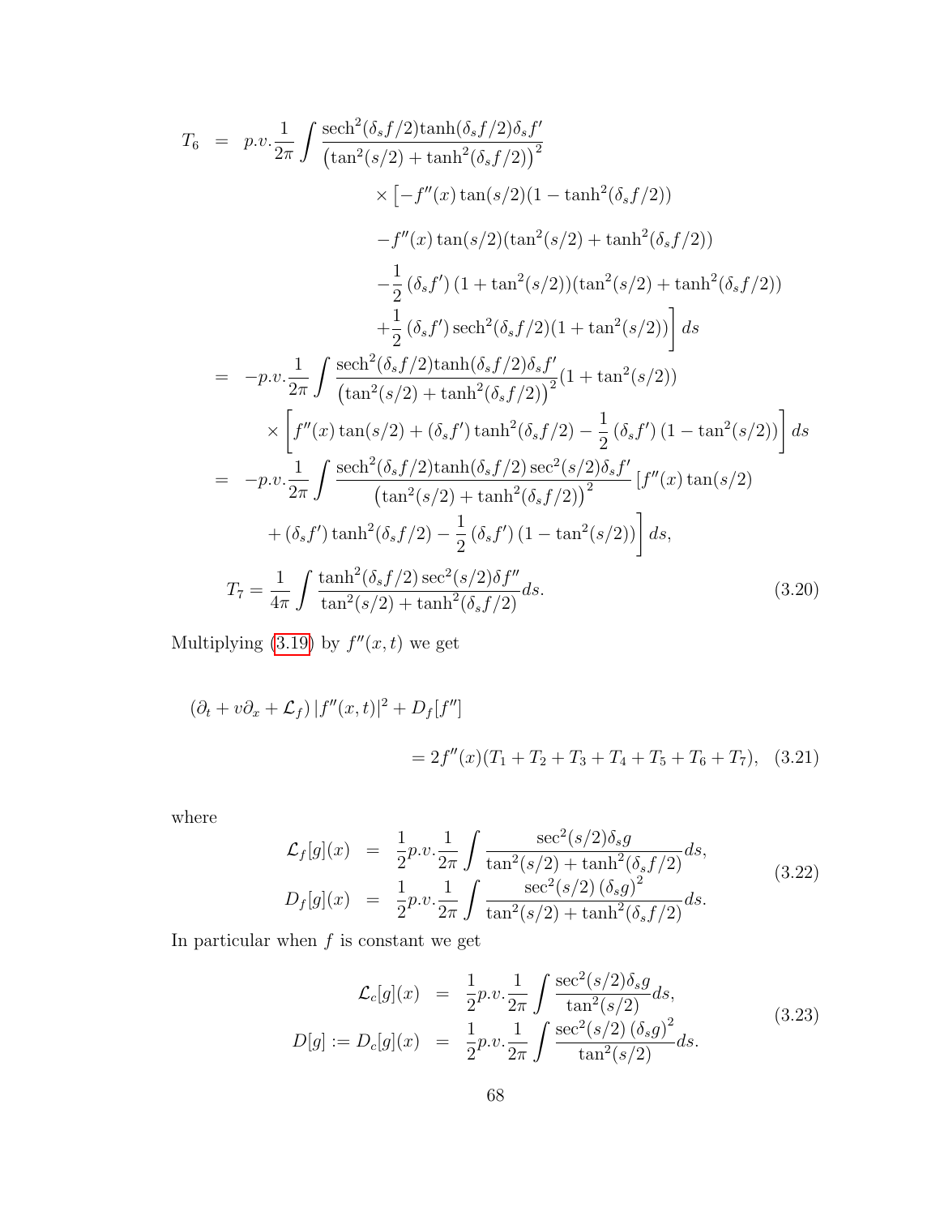$$
\begin{aligned}
T_6 &= p.v.\frac{1}{2\pi}\int \frac{\mathrm{sech}^2(\delta_s f/2)\tanh(\delta_s f/2)\delta_s f'}{\left(\tan^2(s/2)+\tanh^2(\delta_s f/2)\right)^2} \\
&\qquad\qquad \times\Big[-f''(x)\tan(s/2)(1-\tanh^2(\delta_s f/2)) \\
&\qquad\qquad -f''(x)\tan(s/2)(\tan^2(s/2)+\tanh^2(\delta_s f/2)) \\
&\qquad\qquad -\frac{1}{2}\left(\delta_s f'\right)(1+\tan^2(s/2))(\tan^2(s/2)+\tanh^2(\delta_s f/2)) \\
&\qquad\qquad +\frac{1}{2}\left(\delta_s f'\right)\mathrm{sech}^2(\delta_s f/2)(1+\tan^2(s/2))\Big]\,ds \\
&= -p.v.\frac{1}{2\pi}\int \frac{\mathrm{sech}^2(\delta_s f/2)\tanh(\delta_s f/2)\delta_s f'}{\left(\tan^2(s/2)+\tanh^2(\delta_s f/2)\right)^2}(1+\tan^2(s/2)) \\
&\qquad \times\left[f''(x)\tan(s/2)+(\delta_s f')\tanh^2(\delta_s f/2)-\frac{1}{2}\left(\delta_s f'\right)(1-\tan^2(s/2))\right]ds \\
&= -p.v.\frac{1}{2\pi}\int \frac{\mathrm{sech}^2(\delta_s f/2)\tanh(\delta_s f/2)\sec^2(s/2)\delta_s f'}{\left(\tan^2(s/2)+\tanh^2(\delta_s f/2)\right)^2}\left[f''(x)\tan(s/2)\right. \\
&\qquad \left. +(\delta_s f')\tanh^2(\delta_s f/2)-\frac{1}{2}\left(\delta_s f'\right)(1-\tan^2(s/2))\right]ds, \\
T_7 &= \frac{1}{4\pi}\int \frac{\tanh^2(\delta_s f/2)\sec^2(s/2)\delta f''}{\tan^2(s/2)+\tanh^2(\delta_s f/2)}ds.
\end{aligned}
\tag{3.20}
$$

Multiplying (3.19) by $f''(x,t)$ we get

$$
\left(\partial_t + v\partial_x + \mathcal{L}_f\right)|f''(x,t)|^2 + D_f[f''] = 2f''(x)(T_1+T_2+T_3+T_4+T_5+T_6+T_7), \tag{3.21}
$$

where

$$
\begin{aligned}
\mathcal{L}_f[g](x) &= \frac{1}{2}p.v.\frac{1}{2\pi}\int \frac{\sec^2(s/2)\delta_s g}{\tan^2(s/2)+\tanh^2(\delta_s f/2)}ds, \\
D_f[g](x) &= \frac{1}{2}p.v.\frac{1}{2\pi}\int \frac{\sec^2(s/2)\left(\delta_s g\right)^2}{\tan^2(s/2)+\tanh^2(\delta_s f/2)}ds.
\end{aligned}
\tag{3.22}
$$

In particular when $f$ is constant we get

$$
\begin{aligned}
\mathcal{L}_c[g](x) &= \frac{1}{2}p.v.\frac{1}{2\pi}\int \frac{\sec^2(s/2)\delta_s g}{\tan^2(s/2)}ds, \\
D[g] := D_c[g](x) &= \frac{1}{2}p.v.\frac{1}{2\pi}\int \frac{\sec^2(s/2)\left(\delta_s g\right)^2}{\tan^2(s/2)}ds.
\end{aligned}
\tag{3.23}
$$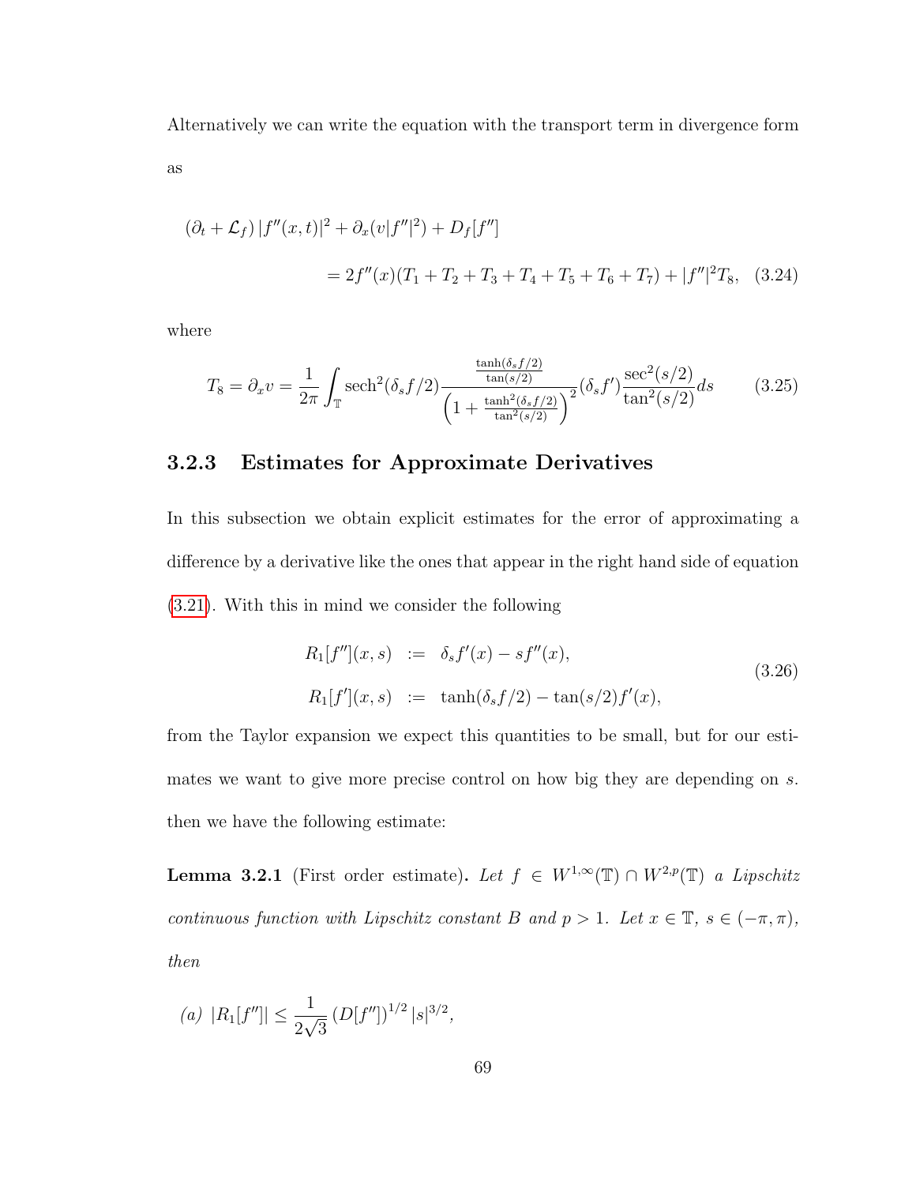Alternatively we can write the equation with the transport term in divergence form as

$$
\begin{aligned}
(\partial_t + \mathcal{L}_f)\, |f''(x,t)|^2 + \partial_x(v|f''|^2) + D_f[f''] \\
= 2f''(x)(T_1 + T_2 + T_3 + T_4 + T_5 + T_6 + T_7) + |f''|^2 T_8, \quad (3.24)
\end{aligned}
$$

where

$$
T_8 = \partial_x v = \frac{1}{2\pi} \int_{\mathbb{T}} \operatorname{sech}^2(\delta_s f/2) \frac{\frac{\tanh(\delta_s f/2)}{\tan(s/2)}}{\left(1 + \frac{\tanh^2(\delta_s f/2)}{\tan^2(s/2)}\right)^2} (\delta_s f') \frac{\sec^2(s/2)}{\tan^2(s/2)} ds \qquad (3.25)
$$

### 3.2.3 Estimates for Approximate Derivatives

In this subsection we obtain explicit estimates for the error of approximating a difference by a derivative like the ones that appear in the right hand side of equation (3.21). With this in mind we consider the following

$$
\begin{aligned}
R_1[f''](x,s) &:= \delta_s f'(x) - s f''(x), \\
R_1[f'](x,s) &:= \tanh(\delta_s f/2) - \tan(s/2) f'(x),
\end{aligned} \qquad (3.26)
$$

from the Taylor expansion we expect this quantities to be small, but for our estimates we want to give more precise control on how big they are depending on $s$. then we have the following estimate:

**Lemma 3.2.1** (First order estimate)**.** *Let $f \in W^{1,\infty}(\mathbb{T}) \cap W^{2,p}(\mathbb{T})$ a Lipschitz continuous function with Lipschitz constant $B$ and $p > 1$. Let $x \in \mathbb{T}$, $s \in (-\pi, \pi)$, then*

*(a)* $|R_1[f'']| \leq \dfrac{1}{2\sqrt{3}} \left(D[f'']\right)^{1/2} |s|^{3/2}$,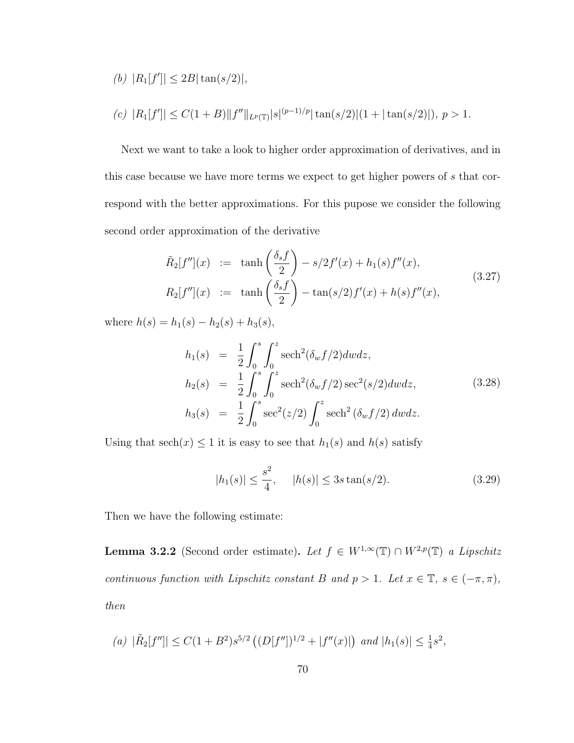*(b)* $|R_1[f']| \leq 2B|\tan(s/2)|$,

*(c)* $|R_1[f']| \leq C(1+B)\|f''\|_{L^p(\mathbb{T})}|s|^{(p-1)/p}|\tan(s/2)|(1+|\tan(s/2)|)$, $p>1$.

Next we want to take a look to higher order approximation of derivatives, and in this case because we have more terms we expect to get higher powers of $s$ that correspond with the better approximations. For this pupose we consider the following second order approximation of the derivative

$$
\begin{aligned}
\tilde{R}_2[f''](x) &:= \tanh\left(\frac{\delta_s f}{2}\right) - s/2 f'(x) + h_1(s)f''(x), \\
R_2[f''](x) &:= \tanh\left(\frac{\delta_s f}{2}\right) - \tan(s/2)f'(x) + h(s)f''(x),
\end{aligned}
\tag{3.27}
$$

where $h(s) = h_1(s) - h_2(s) + h_3(s)$,

$$
\begin{aligned}
h_1(s) &= \frac{1}{2}\int_0^s \int_0^z \operatorname{sech}^2(\delta_w f/2) dw dz, \\
h_2(s) &= \frac{1}{2}\int_0^s \int_0^z \operatorname{sech}^2(\delta_w f/2)\sec^2(s/2) dw dz, \\
h_3(s) &= \frac{1}{2}\int_0^s \sec^2(z/2)\int_0^z \operatorname{sech}^2(\delta_w f/2) dw dz.
\end{aligned}
\tag{3.28}
$$

Using that $\operatorname{sech}(x) \leq 1$ it is easy to see that $h_1(s)$ and $h(s)$ satisfy

$$
|h_1(s)| \leq \frac{s^2}{4}, \qquad |h(s)| \leq 3s\tan(s/2). \tag{3.29}
$$

Then we have the following estimate:

**Lemma 3.2.2** (Second order estimate)**.** *Let $f \in W^{1,\infty}(\mathbb{T}) \cap W^{2,p}(\mathbb{T})$ a Lipschitz continuous function with Lipschitz constant $B$ and $p > 1$. Let $x \in \mathbb{T}$, $s \in (-\pi, \pi)$, then*

*(a)* $|\tilde{R}_2[f'']| \leq C(1+B^2)s^{5/2}\left((D[f''])^{1/2} + |f''(x)|\right)$ *and* $|h_1(s)| \leq \frac{1}{4}s^2$,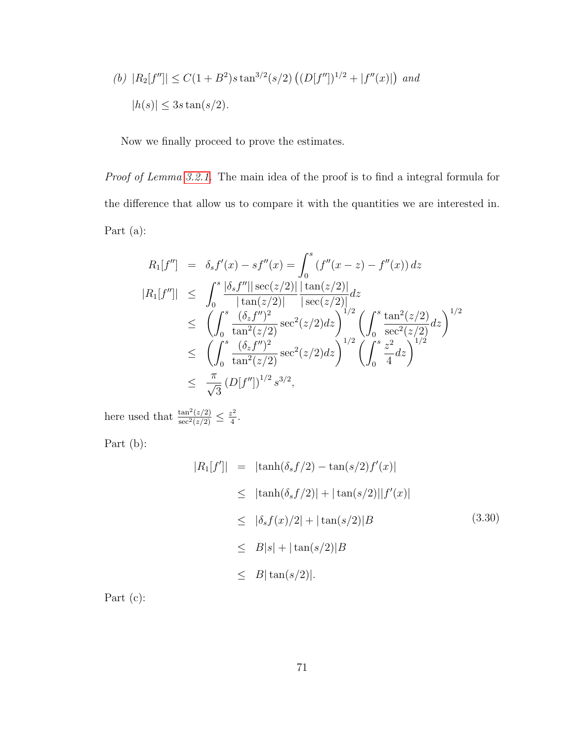*(b)* $|R_2[f'']| \leq C(1+B^2)s\tan^{3/2}(s/2)\left((D[f''])^{1/2} + |f''(x)|\right)$ *and*

$|h(s)| \leq 3s\tan(s/2)$.

Now we finally proceed to prove the estimates.

*Proof of Lemma 3.2.1.* The main idea of the proof is to find a integral formula for the difference that allow us to compare it with the quantities we are interested in.

Part (a):

$$
\begin{aligned}
R_1[f''] &= \delta_s f'(x) - sf''(x) = \int_0^s \left(f''(x-z) - f''(x)\right) dz \\
|R_1[f'']| &\leq \int_0^s \frac{|\delta_s f''||\sec(z/2)|}{|\tan(z/2)|}\frac{|\tan(z/2)|}{|\sec(z/2)|}dz \\
&\leq \left(\int_0^s \frac{(\delta_z f'')^2}{\tan^2(z/2)}\sec^2(z/2)dz\right)^{1/2}\left(\int_0^s \frac{\tan^2(z/2)}{\sec^2(z/2)}dz\right)^{1/2} \\
&\leq \left(\int_0^s \frac{(\delta_z f'')^2}{\tan^2(z/2)}\sec^2(z/2)dz\right)^{1/2}\left(\int_0^s \frac{z^2}{4}dz\right)^{1/2} \\
&\leq \frac{\pi}{\sqrt{3}}\left(D[f'']\right)^{1/2} s^{3/2},
\end{aligned}
$$

here used that $\frac{\tan^2(z/2)}{\sec^2(z/2)} \leq \frac{z^2}{4}$.

Part (b):

$$
\begin{aligned}
|R_1[f']| &= |\tanh(\delta_s f/2) - \tan(s/2)f'(x)| \\
&\leq |\tanh(\delta_s f/2)| + |\tan(s/2)||f'(x)| \\
&\leq |\delta_s f(x)/2| + |\tan(s/2)|B \qquad (3.30) \\
&\leq B|s| + |\tan(s/2)|B \\
&\leq B|\tan(s/2)|.
\end{aligned}
$$

Part (c):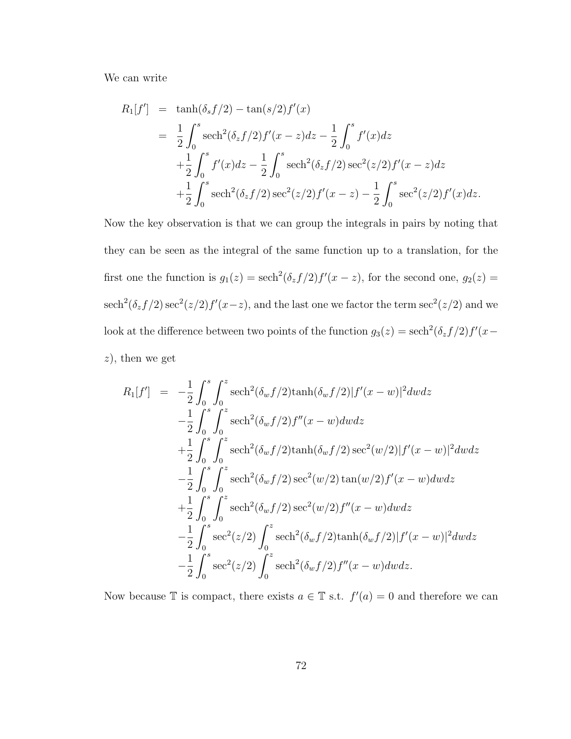We can write

$$
\begin{aligned}
R_1[f'] &= \tanh(\delta_s f/2) - \tan(s/2) f'(x) \\
&= \frac{1}{2}\int_0^s \operatorname{sech}^2(\delta_z f/2) f'(x-z)dz - \frac{1}{2}\int_0^s f'(x)dz \\
&\quad + \frac{1}{2}\int_0^s f'(x)dz - \frac{1}{2}\int_0^s \operatorname{sech}^2(\delta_z f/2)\sec^2(z/2) f'(x-z)dz \\
&\quad + \frac{1}{2}\int_0^s \operatorname{sech}^2(\delta_z f/2)\sec^2(z/2) f'(x-z) - \frac{1}{2}\int_0^s \sec^2(z/2) f'(x)dz.
\end{aligned}
$$

Now the key observation is that we can group the integrals in pairs by noting that they can be seen as the integral of the same function up to a translation, for the first one the function is $g_1(z) = \operatorname{sech}^2(\delta_z f/2) f'(x-z)$, for the second one, $g_2(z) = \operatorname{sech}^2(\delta_z f/2)\sec^2(z/2) f'(x-z)$, and the last one we factor the term $\sec^2(z/2)$ and we look at the difference between two points of the function $g_3(z) = \operatorname{sech}^2(\delta_z f/2) f'(x-z)$, then we get

$$
\begin{aligned}
R_1[f'] &= -\frac{1}{2}\int_0^s \int_0^z \operatorname{sech}^2(\delta_w f/2)\tanh(\delta_w f/2)|f'(x-w)|^2 dw dz \\
&\quad - \frac{1}{2}\int_0^s \int_0^z \operatorname{sech}^2(\delta_w f/2) f''(x-w) dw dz \\
&\quad + \frac{1}{2}\int_0^s \int_0^z \operatorname{sech}^2(\delta_w f/2)\tanh(\delta_w f/2)\sec^2(w/2)|f'(x-w)|^2 dw dz \\
&\quad - \frac{1}{2}\int_0^s \int_0^z \operatorname{sech}^2(\delta_w f/2)\sec^2(w/2)\tan(w/2) f'(x-w) dw dz \\
&\quad + \frac{1}{2}\int_0^s \int_0^z \operatorname{sech}^2(\delta_w f/2)\sec^2(w/2) f''(x-w) dw dz \\
&\quad - \frac{1}{2}\int_0^s \sec^2(z/2)\int_0^z \operatorname{sech}^2(\delta_w f/2)\tanh(\delta_w f/2)|f'(x-w)|^2 dw dz \\
&\quad - \frac{1}{2}\int_0^s \sec^2(z/2)\int_0^z \operatorname{sech}^2(\delta_w f/2) f''(x-w) dw dz.
\end{aligned}
$$

Now because $\mathbb{T}$ is compact, there exists $a \in \mathbb{T}$ s.t. $f'(a) = 0$ and therefore we can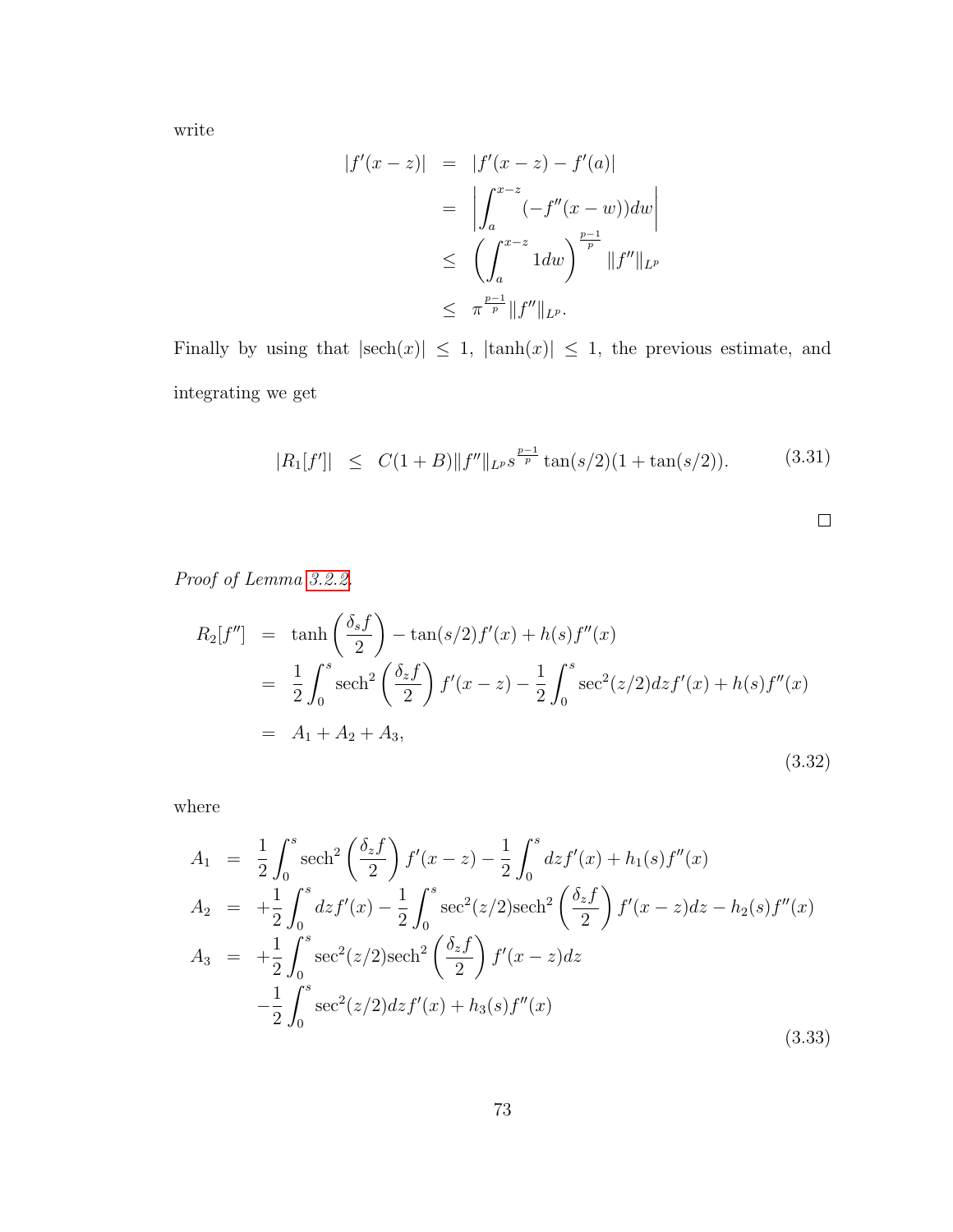write

$$
\begin{aligned}
|f'(x-z)| &= |f'(x-z) - f'(a)| \\
&= \left| \int_a^{x-z} (-f''(x-w)) dw \right| \\
&\leq \left( \int_a^{x-z} 1 dw \right)^{\frac{p-1}{p}} \|f''\|_{L^p} \\
&\leq \pi^{\frac{p-1}{p}} \|f''\|_{L^p}.
\end{aligned}
$$

Finally by using that $|\text{sech}(x)| \leq 1$, $|\tanh(x)| \leq 1$, the previous estimate, and integrating we get

$$
|R_1[f']| \leq C(1+B)\|f''\|_{L^p} s^{\frac{p-1}{p}} \tan(s/2)(1+\tan(s/2)). \tag{3.31}
$$

□

*Proof of Lemma 3.2.2.*

$$
\begin{aligned}
R_2[f''] &= \tanh\left(\frac{\delta_s f}{2}\right) - \tan(s/2) f'(x) + h(s) f''(x) \\
&= \frac{1}{2} \int_0^s \text{sech}^2\left(\frac{\delta_z f}{2}\right) f'(x-z) - \frac{1}{2} \int_0^s \sec^2(z/2) dz f'(x) + h(s) f''(x) \\
&= A_1 + A_2 + A_3,
\end{aligned}
\tag{3.32}
$$

where

$$
\begin{aligned}
A_1 &= \frac{1}{2} \int_0^s \text{sech}^2\left(\frac{\delta_z f}{2}\right) f'(x-z) - \frac{1}{2} \int_0^s dz f'(x) + h_1(s) f''(x) \\
A_2 &= +\frac{1}{2} \int_0^s dz f'(x) - \frac{1}{2} \int_0^s \sec^2(z/2) \text{sech}^2\left(\frac{\delta_z f}{2}\right) f'(x-z) dz - h_2(s) f''(x) \\
A_3 &= +\frac{1}{2} \int_0^s \sec^2(z/2) \text{sech}^2\left(\frac{\delta_z f}{2}\right) f'(x-z) dz \\
&\quad -\frac{1}{2} \int_0^s \sec^2(z/2) dz f'(x) + h_3(s) f''(x)
\end{aligned}
\tag{3.33}
$$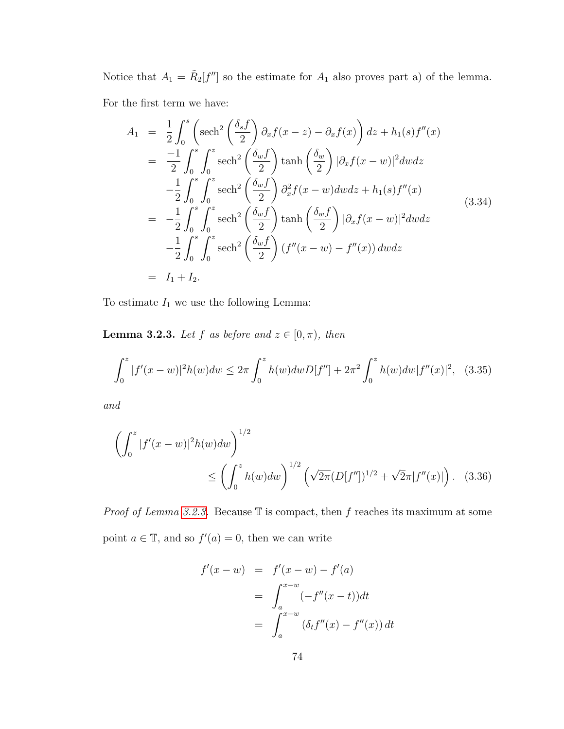Notice that $A_1 = \tilde{R}_2[f'']$ so the estimate for $A_1$ also proves part a) of the lemma.

For the first term we have:

$$
\begin{aligned}
A_1 &= \frac{1}{2}\int_0^s \left(\operatorname{sech}^2\left(\frac{\delta_s f}{2}\right)\partial_x f(x-z) - \partial_x f(x)\right)dz + h_1(s)f''(x) \\
&= \frac{-1}{2}\int_0^s\int_0^z \operatorname{sech}^2\left(\frac{\delta_w f}{2}\right)\tanh\left(\frac{\delta_w}{2}\right)|\partial_x f(x-w)|^2 dw dz \\
&\quad -\frac{1}{2}\int_0^s\int_0^z \operatorname{sech}^2\left(\frac{\delta_w f}{2}\right)\partial_x^2 f(x-w) dw dz + h_1(s)f''(x) \\
&= -\frac{1}{2}\int_0^s\int_0^z \operatorname{sech}^2\left(\frac{\delta_w f}{2}\right)\tanh\left(\frac{\delta_w f}{2}\right)|\partial_x f(x-w)|^2 dw dz \\
&\quad -\frac{1}{2}\int_0^s\int_0^z \operatorname{sech}^2\left(\frac{\delta_w f}{2}\right)\left(f''(x-w) - f''(x)\right) dw dz \\
&= I_1 + I_2.
\end{aligned}
\tag{3.34}
$$

To estimate $I_1$ we use the following Lemma:

**Lemma 3.2.3.** *Let $f$ as before and $z \in [0, \pi)$, then*

$$
\int_0^z |f'(x-w)|^2 h(w) dw \le 2\pi \int_0^z h(w) dw D[f''] + 2\pi^2 \int_0^z h(w) dw |f''(x)|^2, \tag{3.35}
$$

*and*

$$
\left(\int_0^z |f'(x-w)|^2 h(w) dw\right)^{1/2} \le \left(\int_0^z h(w) dw\right)^{1/2}\left(\sqrt{2\pi}(D[f''])^{1/2} + \sqrt{2}\pi|f''(x)|\right). \tag{3.36}
$$

*Proof of Lemma 3.2.3.* Because $\mathbb{T}$ is compact, then $f$ reaches its maximum at some point $a \in \mathbb{T}$, and so $f'(a) = 0$, then we can write

$$
\begin{aligned}
f'(x-w) &= f'(x-w) - f'(a) \\
&= \int_a^{x-w} (-f''(x-t)) dt \\
&= \int_a^{x-w} \left(\delta_t f''(x) - f''(x)\right) dt
\end{aligned}
$$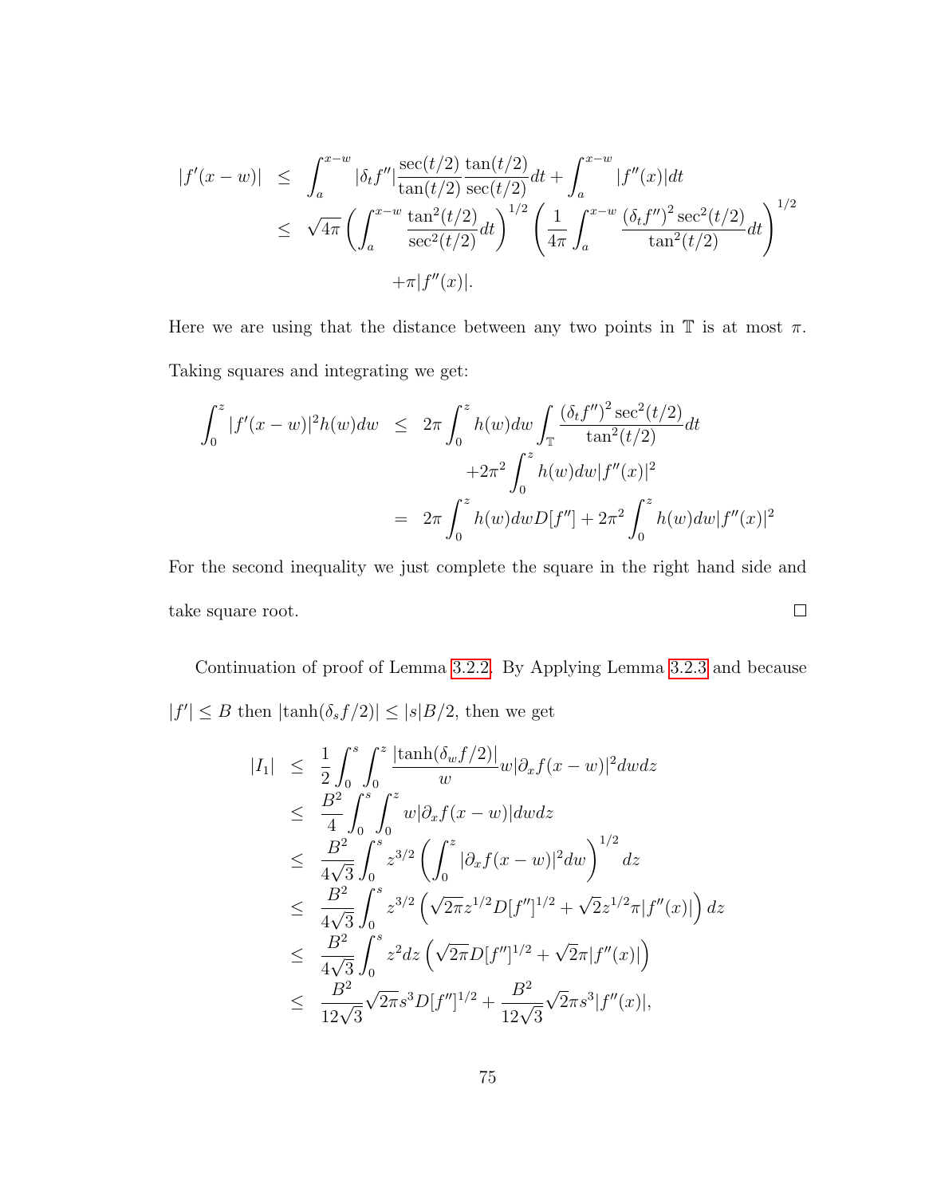$$
\begin{aligned}
|f'(x-w)| &\leq \int_a^{x-w} |\delta_t f''| \frac{\sec(t/2)}{\tan(t/2)} \frac{\tan(t/2)}{\sec(t/2)} dt + \int_a^{x-w} |f''(x)| dt \\
&\leq \sqrt{4\pi} \left( \int_a^{x-w} \frac{\tan^2(t/2)}{\sec^2(t/2)} dt \right)^{1/2} \left( \frac{1}{4\pi} \int_a^{x-w} \frac{(\delta_t f'')^2 \sec^2(t/2)}{\tan^2(t/2)} dt \right)^{1/2} \\
&\qquad + \pi |f''(x)|.
\end{aligned}
$$

Here we are using that the distance between any two points in $\mathbb{T}$ is at most $\pi$. Taking squares and integrating we get:

$$
\begin{aligned}
\int_0^z |f'(x-w)|^2 h(w) dw &\leq 2\pi \int_0^z h(w) dw \int_{\mathbb{T}} \frac{(\delta_t f'')^2 \sec^2(t/2)}{\tan^2(t/2)} dt \\
&\qquad + 2\pi^2 \int_0^z h(w) dw |f''(x)|^2 \\
&= 2\pi \int_0^z h(w) dw D[f''] + 2\pi^2 \int_0^z h(w) dw |f''(x)|^2
\end{aligned}
$$

For the second inequality we just complete the square in the right hand side and take square root. $\square$

Continuation of proof of Lemma 3.2.2. By Applying Lemma 3.2.3 and because $|f'| \leq B$ then $|\tanh(\delta_s f/2)| \leq |s| B/2$, then we get

$$
\begin{aligned}
|I_1| &\leq \frac{1}{2} \int_0^s \int_0^z \frac{|\tanh(\delta_w f/2)|}{w} w |\partial_x f(x-w)|^2 dw dz \\
&\leq \frac{B^2}{4} \int_0^s \int_0^z w |\partial_x f(x-w)| dw dz \\
&\leq \frac{B^2}{4\sqrt{3}} \int_0^s z^{3/2} \left( \int_0^z |\partial_x f(x-w)|^2 dw \right)^{1/2} dz \\
&\leq \frac{B^2}{4\sqrt{3}} \int_0^s z^{3/2} \left( \sqrt{2\pi} z^{1/2} D[f'']^{1/2} + \sqrt{2} z^{1/2} \pi |f''(x)| \right) dz \\
&\leq \frac{B^2}{4\sqrt{3}} \int_0^s z^2 dz \left( \sqrt{2\pi} D[f'']^{1/2} + \sqrt{2}\pi |f''(x)| \right) \\
&\leq \frac{B^2}{12\sqrt{3}} \sqrt{2\pi} s^3 D[f'']^{1/2} + \frac{B^2}{12\sqrt{3}} \sqrt{2}\pi s^3 |f''(x)|,
\end{aligned}
$$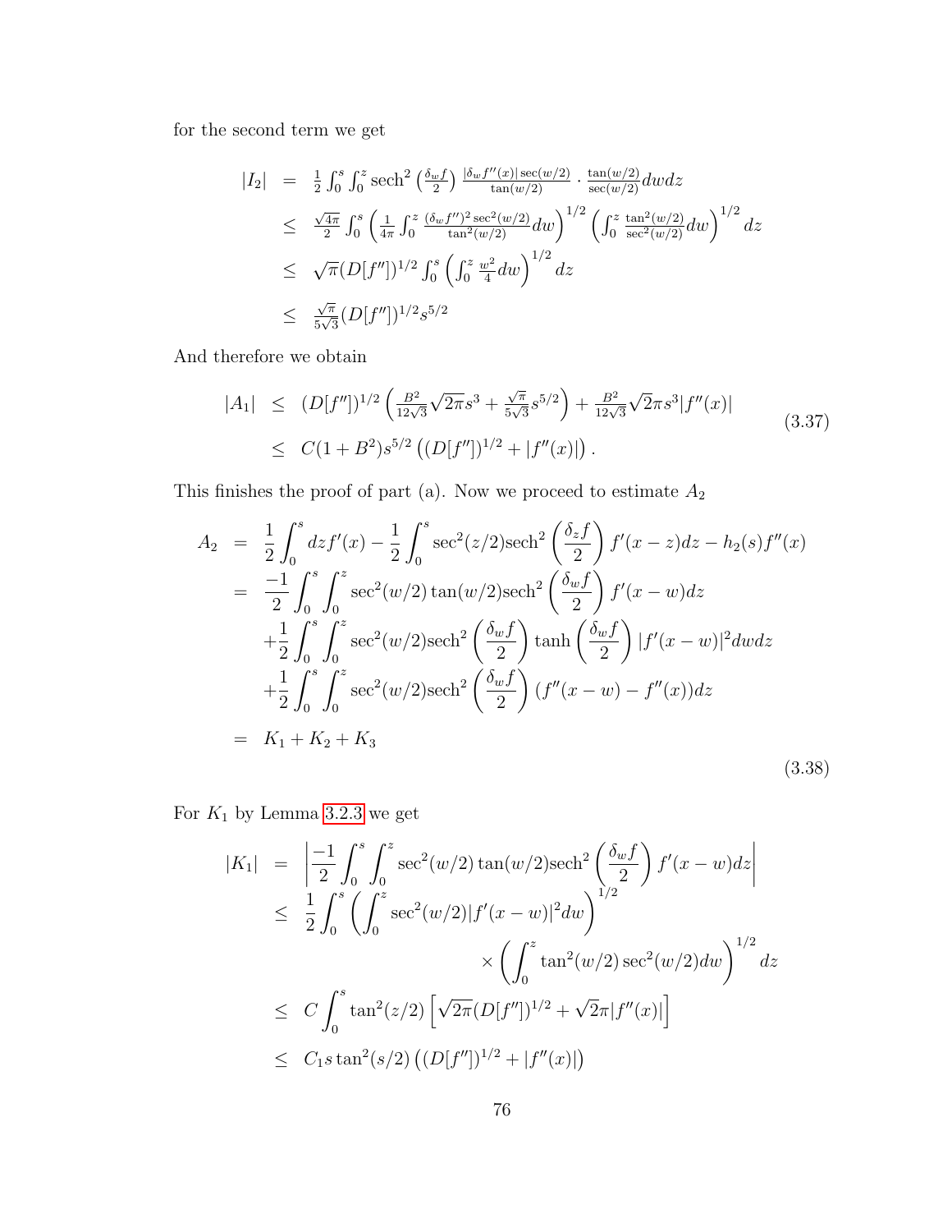for the second term we get

$$
\begin{aligned}
|I_2| &= \tfrac{1}{2}\int_0^s\int_0^z \operatorname{sech}^2\left(\tfrac{\delta_w f}{2}\right)\tfrac{|\delta_w f''(x)|\sec(w/2)}{\tan(w/2)}\cdot\tfrac{\tan(w/2)}{\sec(w/2)}dwdz \\
&\leq \tfrac{\sqrt{4\pi}}{2}\int_0^s\left(\tfrac{1}{4\pi}\int_0^z\tfrac{(\delta_w f'')^2\sec^2(w/2)}{\tan^2(w/2)}dw\right)^{1/2}\left(\int_0^z\tfrac{\tan^2(w/2)}{\sec^2(w/2)}dw\right)^{1/2}dz \\
&\leq \sqrt{\pi}(D[f''])^{1/2}\int_0^s\left(\int_0^z\tfrac{w^2}{4}dw\right)^{1/2}dz \\
&\leq \tfrac{\sqrt{\pi}}{5\sqrt{3}}(D[f''])^{1/2}s^{5/2}
\end{aligned}
$$

And therefore we obtain

$$
\begin{aligned}
|A_1| &\leq (D[f''])^{1/2}\left(\tfrac{B^2}{12\sqrt{3}}\sqrt{2\pi}s^3+\tfrac{\sqrt{\pi}}{5\sqrt{3}}s^{5/2}\right)+\tfrac{B^2}{12\sqrt{3}}\sqrt{2}\pi s^3|f''(x)| \\
&\leq C(1+B^2)s^{5/2}\left((D[f''])^{1/2}+|f''(x)|\right).
\end{aligned}
\tag{3.37}
$$

This finishes the proof of part (a). Now we proceed to estimate $A_2$

$$
\begin{aligned}
A_2 &= \frac{1}{2}\int_0^s dzf'(x)-\frac{1}{2}\int_0^s\sec^2(z/2)\operatorname{sech}^2\left(\frac{\delta_z f}{2}\right)f'(x-z)dz-h_2(s)f''(x) \\
&= \frac{-1}{2}\int_0^s\int_0^z\sec^2(w/2)\tan(w/2)\operatorname{sech}^2\left(\frac{\delta_w f}{2}\right)f'(x-w)dz \\
&\quad+\frac{1}{2}\int_0^s\int_0^z\sec^2(w/2)\operatorname{sech}^2\left(\frac{\delta_w f}{2}\right)\tanh\left(\frac{\delta_w f}{2}\right)|f'(x-w)|^2dwdz \\
&\quad+\frac{1}{2}\int_0^s\int_0^z\sec^2(w/2)\operatorname{sech}^2\left(\frac{\delta_w f}{2}\right)(f''(x-w)-f''(x))dz \\
&= K_1+K_2+K_3
\end{aligned}
\tag{3.38}
$$

For $K_1$ by Lemma 3.2.3 we get

$$
\begin{aligned}
|K_1| &= \left|\frac{-1}{2}\int_0^s\int_0^z\sec^2(w/2)\tan(w/2)\operatorname{sech}^2\left(\frac{\delta_w f}{2}\right)f'(x-w)dz\right| \\
&\leq \frac{1}{2}\int_0^s\left(\int_0^z\sec^2(w/2)|f'(x-w)|^2dw\right)^{1/2} \\
&\qquad\qquad\times\left(\int_0^z\tan^2(w/2)\sec^2(w/2)dw\right)^{1/2}dz \\
&\leq C\int_0^s\tan^2(z/2)\left[\sqrt{2\pi}(D[f''])^{1/2}+\sqrt{2}\pi|f''(x)|\right] \\
&\leq C_1 s\tan^2(s/2)\left((D[f''])^{1/2}+|f''(x)|\right)
\end{aligned}
$$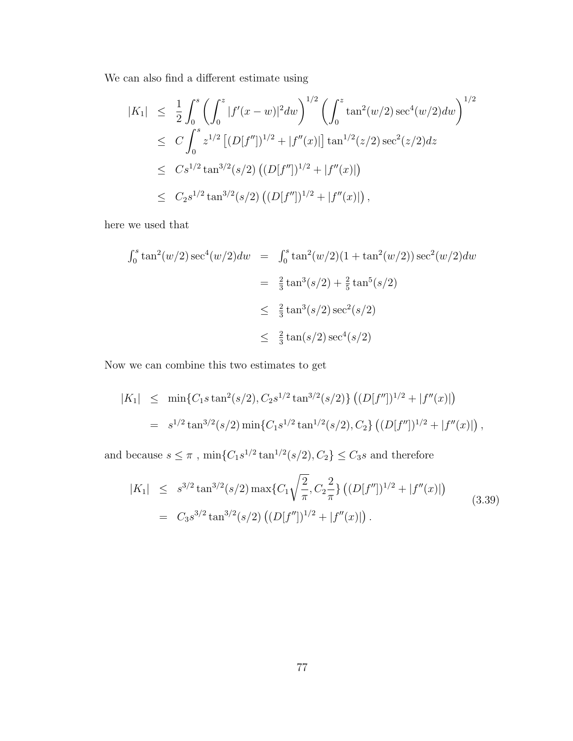We can also find a different estimate using

$$
\begin{aligned}
|K_1| &\leq \frac{1}{2}\int_0^s \left(\int_0^z |f'(x-w)|^2 dw\right)^{1/2} \left(\int_0^z \tan^2(w/2)\sec^4(w/2)dw\right)^{1/2} \\
&\leq C\int_0^s z^{1/2}\left[(D[f''])^{1/2} + |f''(x)|\right]\tan^{1/2}(z/2)\sec^2(z/2)dz \\
&\leq Cs^{1/2}\tan^{3/2}(s/2)\left((D[f''])^{1/2} + |f''(x)|\right) \\
&\leq C_2 s^{1/2}\tan^{3/2}(s/2)\left((D[f''])^{1/2} + |f''(x)|\right),
\end{aligned}
$$

here we used that

$$
\begin{aligned}
\textstyle\int_0^s \tan^2(w/2)\sec^4(w/2)dw &= \textstyle\int_0^s \tan^2(w/2)(1+\tan^2(w/2))\sec^2(w/2)dw \\
&= \tfrac{2}{3}\tan^3(s/2) + \tfrac{2}{5}\tan^5(s/2) \\
&\leq \tfrac{2}{3}\tan^3(s/2)\sec^2(s/2) \\
&\leq \tfrac{2}{3}\tan(s/2)\sec^4(s/2)
\end{aligned}
$$

Now we can combine this two estimates to get

$$
\begin{aligned}
|K_1| &\leq \min\{C_1 s\tan^2(s/2), C_2 s^{1/2}\tan^{3/2}(s/2)\}\left((D[f''])^{1/2} + |f''(x)|\right) \\
&= s^{1/2}\tan^{3/2}(s/2)\min\{C_1 s^{1/2}\tan^{1/2}(s/2), C_2\}\left((D[f''])^{1/2} + |f''(x)|\right),
\end{aligned}
$$

and because $s \leq \pi$ , $\min\{C_1 s^{1/2}\tan^{1/2}(s/2), C_2\} \leq C_3 s$ and therefore

$$
\begin{aligned}
|K_1| &\leq s^{3/2}\tan^{3/2}(s/2)\max\{C_1\sqrt{\frac{2}{\pi}}, C_2\frac{2}{\pi}\}\left((D[f''])^{1/2} + |f''(x)|\right) \\
&= C_3 s^{3/2}\tan^{3/2}(s/2)\left((D[f''])^{1/2} + |f''(x)|\right).
\end{aligned}
\tag{3.39}
$$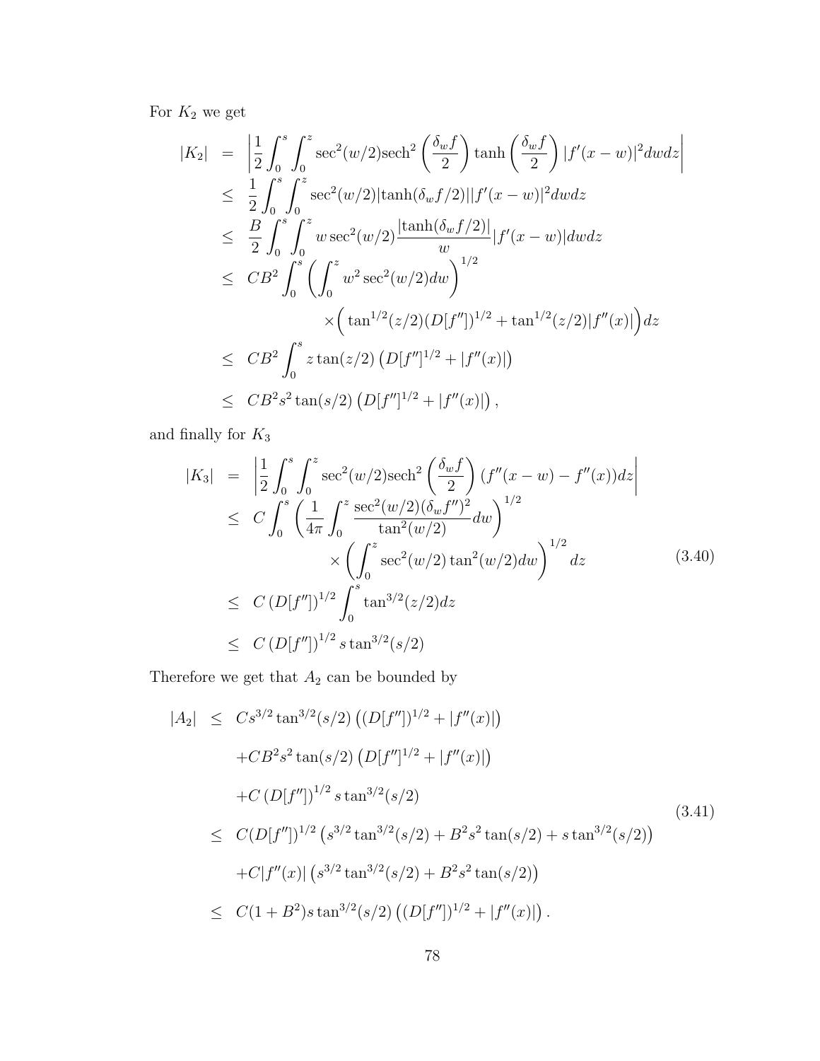For $K_2$ we get

$$
\begin{aligned}
|K_2| &= \left| \frac{1}{2} \int_0^s \int_0^z \sec^2(w/2) \mathrm{sech}^2\left(\frac{\delta_w f}{2}\right) \tanh\left(\frac{\delta_w f}{2}\right) |f'(x-w)|^2 dw dz \right| \\
&\leq \frac{1}{2} \int_0^s \int_0^z \sec^2(w/2) |\tanh(\delta_w f/2)| |f'(x-w)|^2 dw dz \\
&\leq \frac{B}{2} \int_0^s \int_0^z w \sec^2(w/2) \frac{|\tanh(\delta_w f/2)|}{w} |f'(x-w)| dw dz \\
&\leq CB^2 \int_0^s \left( \int_0^z w^2 \sec^2(w/2) dw \right)^{1/2} \\
&\qquad \times \Big( \tan^{1/2}(z/2) (D[f''])^{1/2} + \tan^{1/2}(z/2) |f''(x)| \Big) dz \\
&\leq CB^2 \int_0^s z \tan(z/2) \left( D[f'']^{1/2} + |f''(x)| \right) \\
&\leq CB^2 s^2 \tan(s/2) \left( D[f'']^{1/2} + |f''(x)| \right),
\end{aligned}
$$

and finally for $K_3$

$$
\begin{aligned}
|K_3| &= \left| \frac{1}{2} \int_0^s \int_0^z \sec^2(w/2) \mathrm{sech}^2\left(\frac{\delta_w f}{2}\right) (f''(x-w) - f''(x)) dz \right| \\
&\leq C \int_0^s \left( \frac{1}{4\pi} \int_0^z \frac{\sec^2(w/2)(\delta_w f'')^2}{\tan^2(w/2)} dw \right)^{1/2} \\
&\qquad \times \left( \int_0^z \sec^2(w/2) \tan^2(w/2) dw \right)^{1/2} dz \\
&\leq C \left( D[f''] \right)^{1/2} \int_0^s \tan^{3/2}(z/2) dz \\
&\leq C \left( D[f''] \right)^{1/2} s \tan^{3/2}(s/2)
\end{aligned}
\tag{3.40}
$$

Therefore we get that $A_2$ can be bounded by

$$
\begin{aligned}
|A_2| &\leq Cs^{3/2} \tan^{3/2}(s/2) \left( (D[f''])^{1/2} + |f''(x)| \right) \\
&\quad + CB^2 s^2 \tan(s/2) \left( D[f'']^{1/2} + |f''(x)| \right) \\
&\quad + C \left( D[f''] \right)^{1/2} s \tan^{3/2}(s/2) \\
&\leq C (D[f''])^{1/2} \left( s^{3/2} \tan^{3/2}(s/2) + B^2 s^2 \tan(s/2) + s \tan^{3/2}(s/2) \right) \\
&\quad + C |f''(x)| \left( s^{3/2} \tan^{3/2}(s/2) + B^2 s^2 \tan(s/2) \right) \\
&\leq C(1 + B^2) s \tan^{3/2}(s/2) \left( (D[f''])^{1/2} + |f''(x)| \right).
\end{aligned}
\tag{3.41}
$$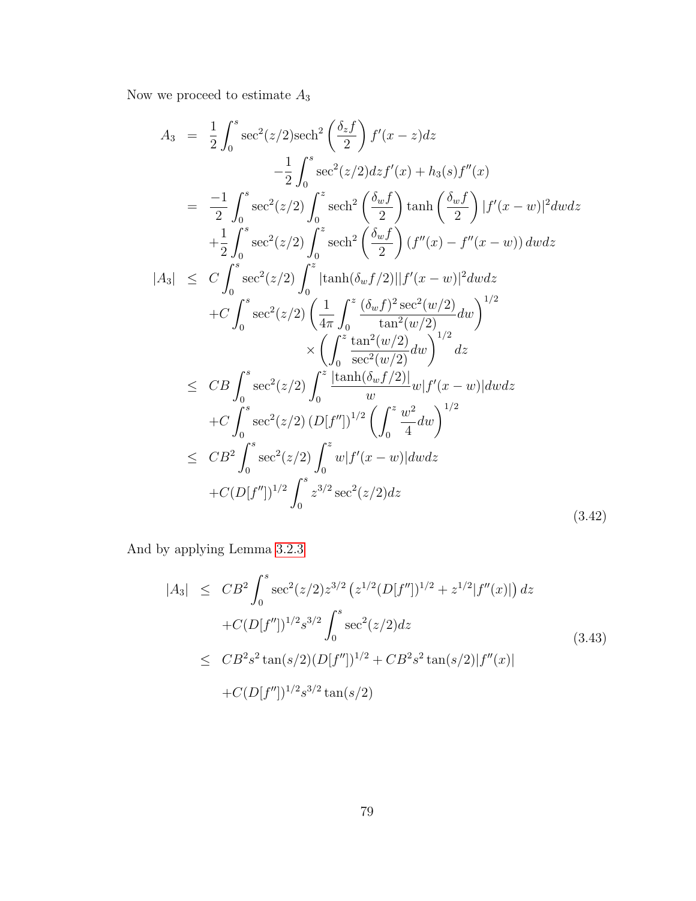Now we proceed to estimate $A_3$

$$
\begin{aligned}
A_3 &= \frac{1}{2}\int_0^s \sec^2(z/2)\mathrm{sech}^2\left(\frac{\delta_z f}{2}\right) f'(x-z)dz \\
&\qquad -\frac{1}{2}\int_0^s \sec^2(z/2)dz f'(x) + h_3(s)f''(x) \\
&= \frac{-1}{2}\int_0^s \sec^2(z/2)\int_0^z \mathrm{sech}^2\left(\frac{\delta_w f}{2}\right)\tanh\left(\frac{\delta_w f}{2}\right)|f'(x-w)|^2 dw dz \\
&\quad +\frac{1}{2}\int_0^s \sec^2(z/2)\int_0^z \mathrm{sech}^2\left(\frac{\delta_w f}{2}\right)\left(f''(x)-f''(x-w)\right)dw dz \\
|A_3| &\leq C\int_0^s \sec^2(z/2)\int_0^z |\tanh(\delta_w f/2)||f'(x-w)|^2 dw dz \\
&\quad +C\int_0^s \sec^2(z/2)\left(\frac{1}{4\pi}\int_0^z \frac{(\delta_w f)^2\sec^2(w/2)}{\tan^2(w/2)}dw\right)^{1/2} \\
&\qquad \times \left(\int_0^z \frac{\tan^2(w/2)}{\sec^2(w/2)}dw\right)^{1/2} dz \\
&\leq CB\int_0^s \sec^2(z/2)\int_0^z \frac{|\tanh(\delta_w f/2)|}{w} w|f'(x-w)|dw dz \\
&\quad +C\int_0^s \sec^2(z/2)\left(D[f'']\right)^{1/2}\left(\int_0^z \frac{w^2}{4}dw\right)^{1/2} \\
&\leq CB^2\int_0^s \sec^2(z/2)\int_0^z w|f'(x-w)|dw dz \\
&\quad +C(D[f''])^{1/2}\int_0^s z^{3/2}\sec^2(z/2)dz
\end{aligned}
\tag{3.42}
$$

And by applying Lemma 3.2.3

$$
\begin{aligned}
|A_3| &\leq CB^2\int_0^s \sec^2(z/2)z^{3/2}\left(z^{1/2}(D[f''])^{1/2} + z^{1/2}|f''(x)|\right)dz \\
&\quad +C(D[f''])^{1/2}s^{3/2}\int_0^s \sec^2(z/2)dz \\
&\leq CB^2 s^2\tan(s/2)(D[f''])^{1/2} + CB^2 s^2\tan(s/2)|f''(x)| \\
&\quad +C(D[f''])^{1/2}s^{3/2}\tan(s/2)
\end{aligned}
\tag{3.43}
$$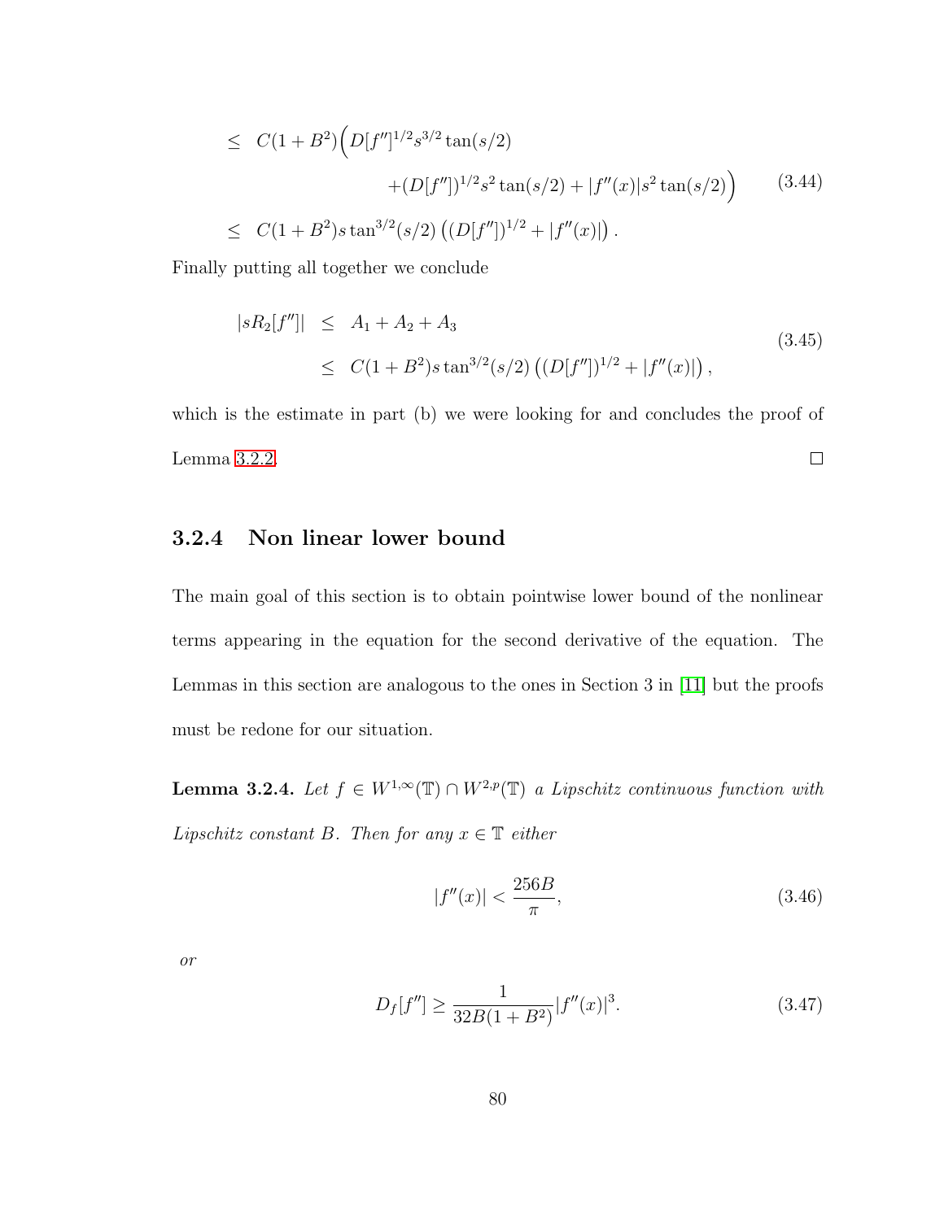$$
\begin{aligned}
&\leq \; C(1+B^2)\Big(D[f'']^{1/2}s^{3/2}\tan(s/2) \\
&\qquad\qquad + (D[f''])^{1/2}s^2\tan(s/2) + |f''(x)|s^2\tan(s/2)\Big) \qquad (3.44)\\
&\leq \; C(1+B^2)s\tan^{3/2}(s/2)\left((D[f''])^{1/2} + |f''(x)|\right).
\end{aligned}
$$

Finally putting all together we conclude

$$
\begin{aligned}
|sR_2[f'']| &\leq A_1 + A_2 + A_3 \\
&\leq C(1+B^2)s\tan^{3/2}(s/2)\left((D[f''])^{1/2} + |f''(x)|\right),
\end{aligned}
\tag{3.45}
$$

which is the estimate in part (b) we were looking for and concludes the proof of Lemma 3.2.2. □

### 3.2.4 Non linear lower bound

The main goal of this section is to obtain pointwise lower bound of the nonlinear terms appearing in the equation for the second derivative of the equation. The Lemmas in this section are analogous to the ones in Section 3 in [11] but the proofs must be redone for our situation.

**Lemma 3.2.4.** *Let $f \in W^{1,\infty}(\mathbb{T}) \cap W^{2,p}(\mathbb{T})$ a Lipschitz continuous function with Lipschitz constant $B$. Then for any $x \in \mathbb{T}$ either*

$$
|f''(x)| < \frac{256B}{\pi}, \tag{3.46}
$$

*or*

$$
D_f[f''] \geq \frac{1}{32B(1+B^2)}|f''(x)|^3. \tag{3.47}
$$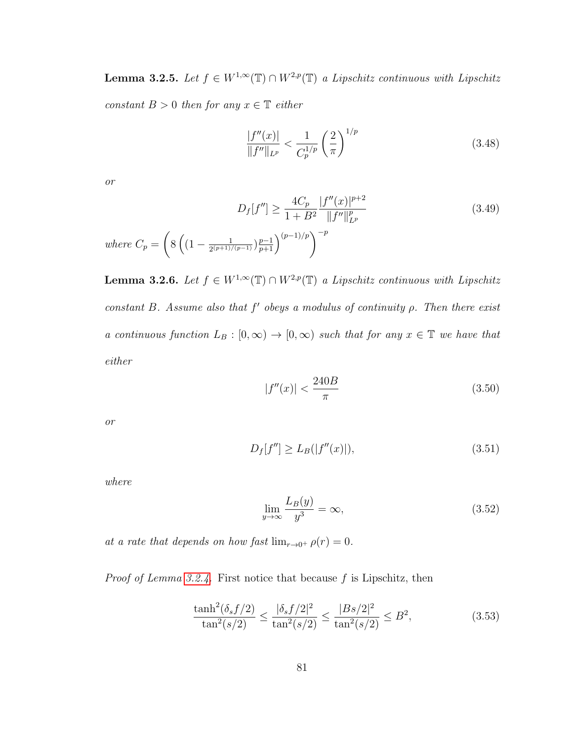**Lemma 3.2.5.** *Let $f \in W^{1,\infty}(\mathbb{T}) \cap W^{2,p}(\mathbb{T})$ a Lipschitz continuous with Lipschitz constant $B > 0$ then for any $x \in \mathbb{T}$ either*

$$\frac{|f''(x)|}{\|f''\|_{L^p}} < \frac{1}{C_p^{1/p}} \left(\frac{2}{\pi}\right)^{1/p} \tag{3.48}$$

*or*

$$D_f[f''] \geq \frac{4C_p}{1+B^2} \frac{|f''(x)|^{p+2}}{\|f''\|_{L^p}^p} \tag{3.49}$$

*where* $C_p = \left(8\left((1 - \frac{1}{2^{(p+1)/(p-1)}})\frac{p-1}{p+1}\right)^{(p-1)/p}\right)^{-p}$

**Lemma 3.2.6.** *Let $f \in W^{1,\infty}(\mathbb{T}) \cap W^{2,p}(\mathbb{T})$ a Lipschitz continuous with Lipschitz constant $B$. Assume also that $f'$ obeys a modulus of continuity $\rho$. Then there exist a continuous function $L_B : [0,\infty) \to [0,\infty)$ such that for any $x \in \mathbb{T}$ we have that either*

$$|f''(x)| < \frac{240B}{\pi} \tag{3.50}$$

*or*

$$D_f[f''] \geq L_B(|f''(x)|), \tag{3.51}$$

*where*

$$\lim_{y\to\infty} \frac{L_B(y)}{y^3} = \infty, \tag{3.52}$$

*at a rate that depends on how fast $\lim_{r\to 0^+} \rho(r) = 0$.*

*Proof of Lemma 3.2.4.* First notice that because $f$ is Lipschitz, then

$$\frac{\tanh^2(\delta_s f/2)}{\tan^2(s/2)} \leq \frac{|\delta_s f/2|^2}{\tan^2(s/2)} \leq \frac{|Bs/2|^2}{\tan^2(s/2)} \leq B^2, \tag{3.53}$$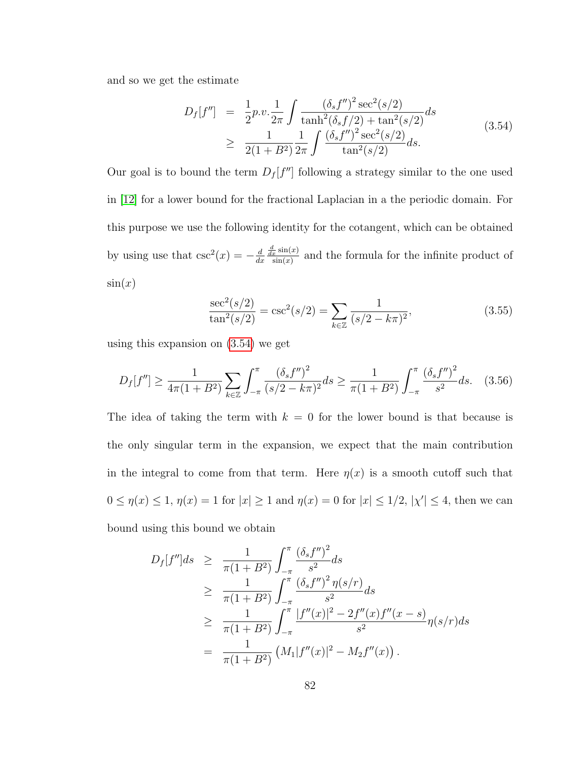and so we get the estimate

$$
\begin{aligned}
D_f[f''] &= \frac{1}{2} p.v. \frac{1}{2\pi} \int \frac{(\delta_s f'')^2 \sec^2(s/2)}{\tanh^2(\delta_s f/2) + \tan^2(s/2)} ds \\
&\geq \frac{1}{2(1+B^2)} \frac{1}{2\pi} \int \frac{(\delta_s f'')^2 \sec^2(s/2)}{\tan^2(s/2)} ds.
\end{aligned}
\tag{3.54}
$$

Our goal is to bound the term $D_f[f'']$ following a strategy similar to the one used in [12] for a lower bound for the fractional Laplacian in a the periodic domain. For this purpose we use the following identity for the cotangent, which can be obtained by using use that $\csc^2(x) = -\frac{d}{dx} \frac{\frac{d}{dx}\sin(x)}{\sin(x)}$ and the formula for the infinite product of $\sin(x)$

$$
\frac{\sec^2(s/2)}{\tan^2(s/2)} = \csc^2(s/2) = \sum_{k \in \mathbb{Z}} \frac{1}{(s/2 - k\pi)^2}, \tag{3.55}
$$

using this expansion on (3.54) we get

$$
D_f[f''] \geq \frac{1}{4\pi(1+B^2)} \sum_{k \in \mathbb{Z}} \int_{-\pi}^{\pi} \frac{(\delta_s f'')^2}{(s/2 - k\pi)^2} ds \geq \frac{1}{\pi(1+B^2)} \int_{-\pi}^{\pi} \frac{(\delta_s f'')^2}{s^2} ds. \tag{3.56}
$$

The idea of taking the term with $k = 0$ for the lower bound is that because is the only singular term in the expansion, we expect that the main contribution in the integral to come from that term. Here $\eta(x)$ is a smooth cutoff such that $0 \leq \eta(x) \leq 1$, $\eta(x) = 1$ for $|x| \geq 1$ and $\eta(x) = 0$ for $|x| \leq 1/2$, $|\chi'| \leq 4$, then we can bound using this bound we obtain

$$
\begin{aligned}
D_f[f''] ds &\geq \frac{1}{\pi(1+B^2)} \int_{-\pi}^{\pi} \frac{(\delta_s f'')^2}{s^2} ds \\
&\geq \frac{1}{\pi(1+B^2)} \int_{-\pi}^{\pi} \frac{(\delta_s f'')^2 \eta(s/r)}{s^2} ds \\
&\geq \frac{1}{\pi(1+B^2)} \int_{-\pi}^{\pi} \frac{|f''(x)|^2 - 2f''(x) f''(x-s)}{s^2} \eta(s/r) ds \\
&= \frac{1}{\pi(1+B^2)} \left( M_1 |f''(x)|^2 - M_2 f''(x) \right).
\end{aligned}
$$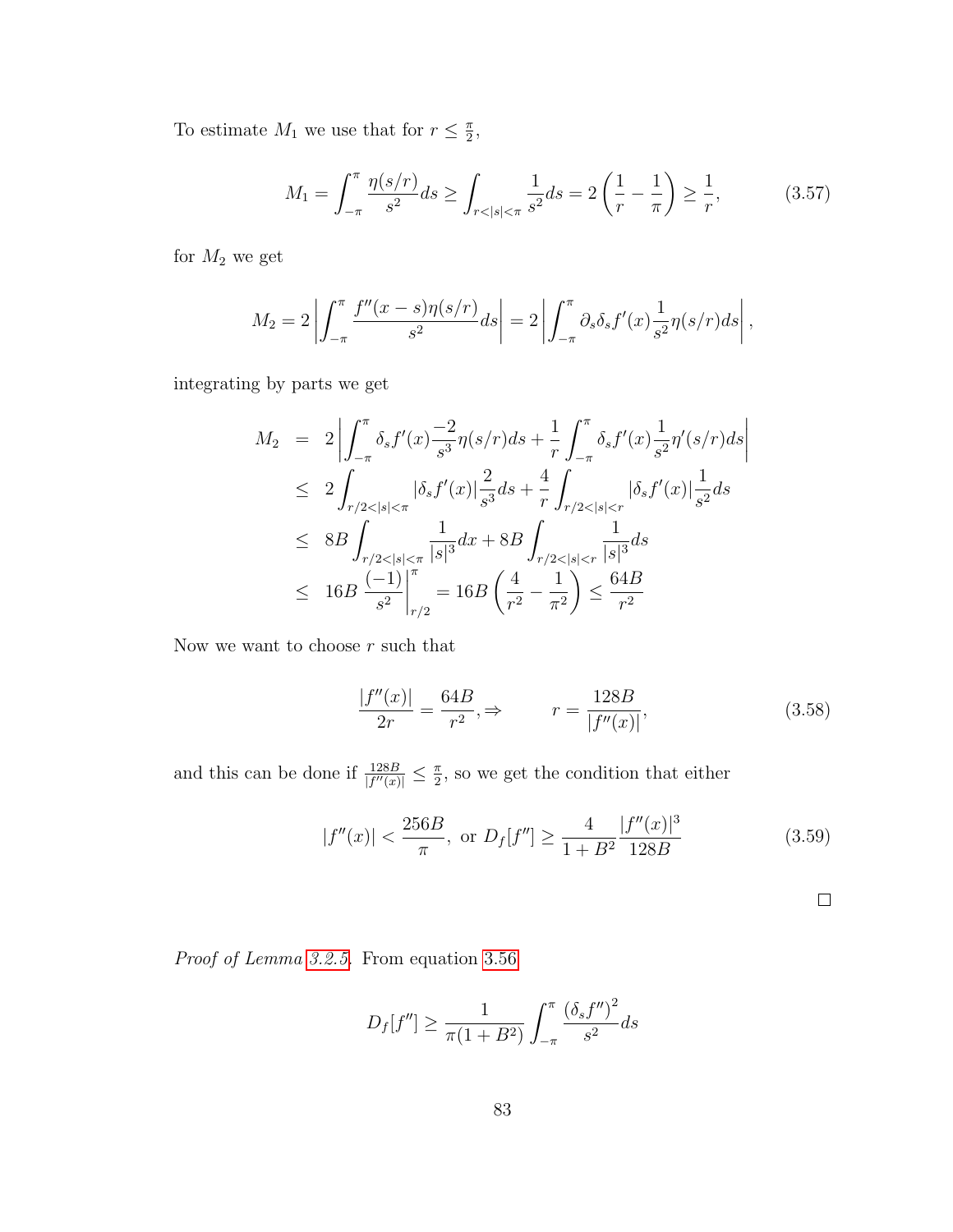To estimate $M_1$ we use that for $r \le \frac{\pi}{2}$,

$$M_1 = \int_{-\pi}^{\pi} \frac{\eta(s/r)}{s^2} ds \ge \int_{r<|s|<\pi} \frac{1}{s^2} ds = 2\left(\frac{1}{r} - \frac{1}{\pi}\right) \ge \frac{1}{r}, \tag{3.57}$$

for $M_2$ we get

$$M_2 = 2\left|\int_{-\pi}^{\pi} \frac{f''(x-s)\eta(s/r)}{s^2} ds\right| = 2\left|\int_{-\pi}^{\pi} \partial_s \delta_s f'(x) \frac{1}{s^2} \eta(s/r) ds\right|,$$

integrating by parts we get

$$\begin{aligned}
M_2 &= 2\left|\int_{-\pi}^{\pi} \delta_s f'(x) \frac{-2}{s^3} \eta(s/r) ds + \frac{1}{r}\int_{-\pi}^{\pi} \delta_s f'(x) \frac{1}{s^2} \eta'(s/r) ds\right| \\
&\le 2\int_{r/2<|s|<\pi} |\delta_s f'(x)| \frac{2}{s^3} ds + \frac{4}{r}\int_{r/2<|s|<r} |\delta_s f'(x)| \frac{1}{s^2} ds \\
&\le 8B \int_{r/2<|s|<\pi} \frac{1}{|s|^3} dx + 8B \int_{r/2<|s|<r} \frac{1}{|s|^3} ds \\
&\le 16B \left.\frac{(-1)}{s^2}\right|_{r/2}^{\pi} = 16B\left(\frac{4}{r^2} - \frac{1}{\pi^2}\right) \le \frac{64B}{r^2}
\end{aligned}$$

Now we want to choose $r$ such that

$$\frac{|f''(x)|}{2r} = \frac{64B}{r^2}, \Rightarrow \qquad r = \frac{128B}{|f''(x)|}, \tag{3.58}$$

and this can be done if $\frac{128B}{|f''(x)|} \le \frac{\pi}{2}$, so we get the condition that either

$$|f''(x)| < \frac{256B}{\pi}, \text{ or } D_f[f''] \ge \frac{4}{1+B^2} \frac{|f''(x)|^3}{128B} \tag{3.59}$$

∎

*Proof of Lemma 3.2.5.* From equation 3.56

$$D_f[f''] \ge \frac{1}{\pi(1+B^2)} \int_{-\pi}^{\pi} \frac{(\delta_s f'')^2}{s^2} ds$$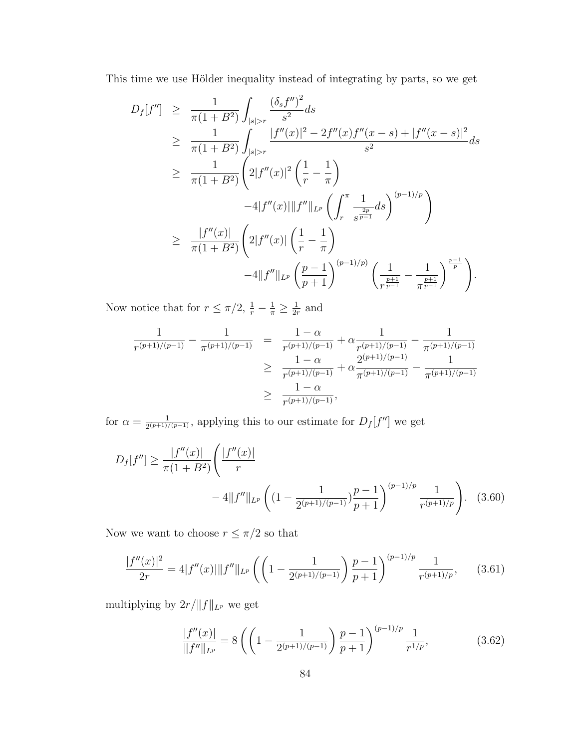This time we use Hölder inequality instead of integrating by parts, so we get

$$
\begin{aligned}
D_f[f''] &\geq \frac{1}{\pi(1+B^2)}\int_{|s|>r}\frac{(\delta_s f'')^2}{s^2}ds \\
&\geq \frac{1}{\pi(1+B^2)}\int_{|s|>r}\frac{|f''(x)|^2 - 2f''(x)f''(x-s) + |f''(x-s)|^2}{s^2}ds \\
&\geq \frac{1}{\pi(1+B^2)}\Bigg(2|f''(x)|^2\left(\frac{1}{r}-\frac{1}{\pi}\right) \\
&\qquad\qquad -4|f''(x)|\|f''\|_{L^p}\left(\int_r^\pi \frac{1}{s^{\frac{2p}{p-1}}}ds\right)^{(p-1)/p}\Bigg) \\
&\geq \frac{|f''(x)|}{\pi(1+B^2)}\Bigg(2|f''(x)|\left(\frac{1}{r}-\frac{1}{\pi}\right) \\
&\qquad\qquad -4\|f''\|_{L^p}\left(\frac{p-1}{p+1}\right)^{(p-1)/p)}\left(\frac{1}{r^{\frac{p+1}{p-1}}}-\frac{1}{\pi^{\frac{p+1}{p-1}}}\right)^{\frac{p-1}{p}}\Bigg).
\end{aligned}
$$

Now notice that for $r \leq \pi/2$, $\frac{1}{r}-\frac{1}{\pi} \geq \frac{1}{2r}$ and

$$
\begin{aligned}
\frac{1}{r^{(p+1)/(p-1)}} - \frac{1}{\pi^{(p+1)/(p-1)}} &= \frac{1-\alpha}{r^{(p+1)/(p-1)}} + \alpha\frac{1}{r^{(p+1)/(p-1)}} - \frac{1}{\pi^{(p+1)/(p-1)}} \\
&\geq \frac{1-\alpha}{r^{(p+1)/(p-1)}} + \alpha\frac{2^{(p+1)/(p-1)}}{\pi^{(p+1)/(p-1)}} - \frac{1}{\pi^{(p+1)/(p-1)}} \\
&\geq \frac{1-\alpha}{r^{(p+1)/(p-1)}},
\end{aligned}
$$

for $\alpha = \frac{1}{2^{(p+1)/(p-1)}}$, applying this to our estimate for $D_f[f'']$ we get

$$
\begin{aligned}
D_f[f''] \geq \frac{|f''(x)|}{\pi(1+B^2)}\Bigg(&\frac{|f''(x)|}{r} \\
&- 4\|f''\|_{L^p}\left((1-\frac{1}{2^{(p+1)/(p-1)}})\frac{p-1}{p+1}\right)^{(p-1)/p}\frac{1}{r^{(p+1)/p}}\Bigg).
\end{aligned} \tag{3.60}
$$

Now we want to choose $r \leq \pi/2$ so that

$$
\frac{|f''(x)|^2}{2r} = 4|f''(x)|\|f''\|_{L^p}\left(\left(1-\frac{1}{2^{(p+1)/(p-1)}}\right)\frac{p-1}{p+1}\right)^{(p-1)/p}\frac{1}{r^{(p+1)/p}}, \tag{3.61}
$$

multiplying by $2r/\|f\|_{L^p}$ we get

$$
\frac{|f''(x)|}{\|f''\|_{L^p}} = 8\left(\left(1-\frac{1}{2^{(p+1)/(p-1)}}\right)\frac{p-1}{p+1}\right)^{(p-1)/p}\frac{1}{r^{1/p}}, \tag{3.62}
$$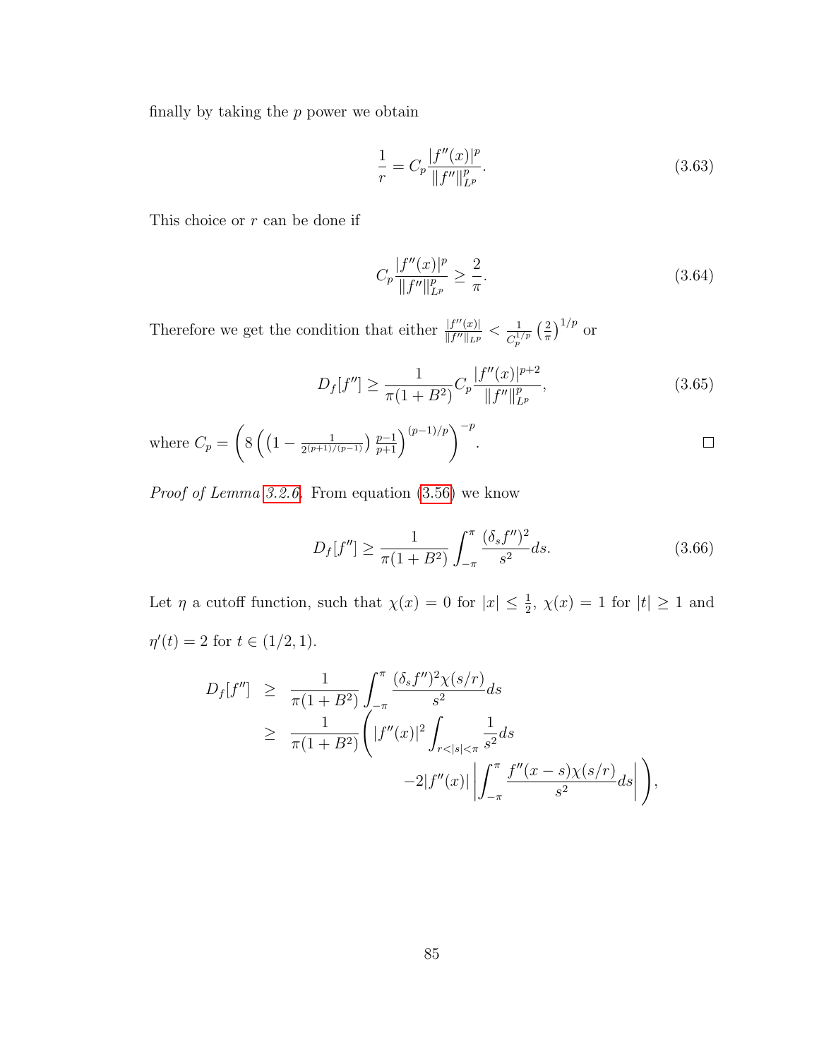finally by taking the $p$ power we obtain

$$\frac{1}{r} = C_p \frac{|f''(x)|^p}{\|f''\|_{L^p}^p}. \tag{3.63}$$

This choice or $r$ can be done if

$$C_p \frac{|f''(x)|^p}{\|f''\|_{L^p}^p} \geq \frac{2}{\pi}. \tag{3.64}$$

Therefore we get the condition that either $\frac{|f''(x)|}{\|f''\|_{L^p}} < \frac{1}{C_p^{1/p}} \left(\frac{2}{\pi}\right)^{1/p}$ or

$$D_f[f''] \geq \frac{1}{\pi(1+B^2)} C_p \frac{|f''(x)|^{p+2}}{\|f''\|_{L^p}^p}, \tag{3.65}$$

where $C_p = \left( 8 \left( \left(1 - \frac{1}{2^{(p+1)/(p-1)}}\right) \frac{p-1}{p+1} \right)^{(p-1)/p} \right)^{-p}$. □

*Proof of Lemma 3.2.6.* From equation (3.56) we know

$$D_f[f''] \geq \frac{1}{\pi(1+B^2)} \int_{-\pi}^{\pi} \frac{(\delta_s f'')^2}{s^2} ds. \tag{3.66}$$

Let $\eta$ a cutoff function, such that $\chi(x) = 0$ for $|x| \leq \frac{1}{2}$, $\chi(x) = 1$ for $|t| \geq 1$ and $\eta'(t) = 2$ for $t \in (1/2, 1)$.

$$\begin{aligned}
D_f[f''] &\geq \frac{1}{\pi(1+B^2)} \int_{-\pi}^{\pi} \frac{(\delta_s f'')^2 \chi(s/r)}{s^2} ds \\
&\geq \frac{1}{\pi(1+B^2)} \Bigg( |f''(x)|^2 \int_{r<|s|<\pi} \frac{1}{s^2} ds \\
&\qquad\qquad -2|f''(x)| \left| \int_{-\pi}^{\pi} \frac{f''(x-s)\chi(s/r)}{s^2} ds \right| \Bigg),
\end{aligned}$$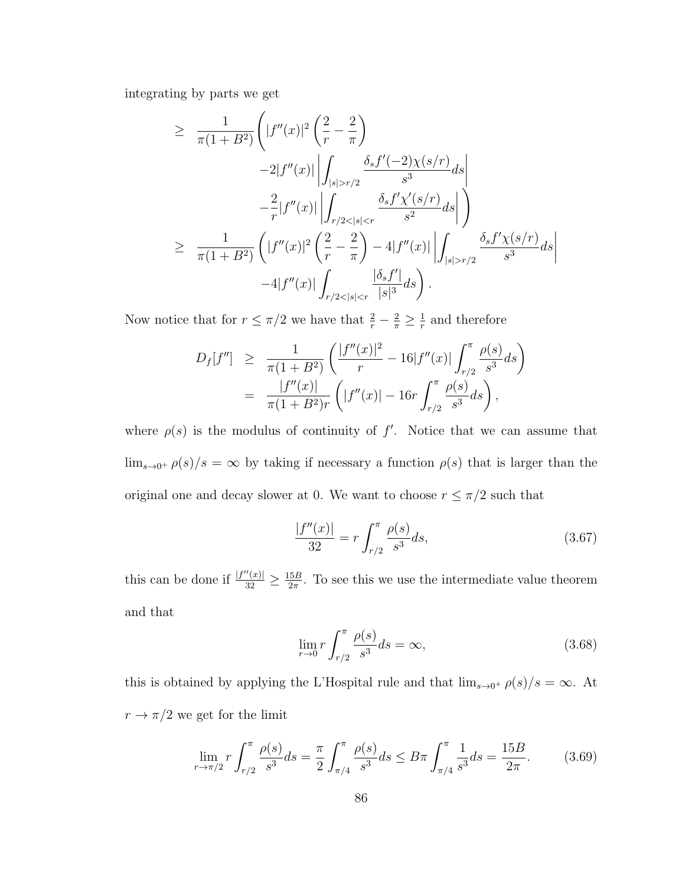integrating by parts we get

$$
\begin{aligned}
\geq \quad & \frac{1}{\pi(1+B^2)}\Bigg(|f''(x)|^2\left(\frac{2}{r}-\frac{2}{\pi}\right) \\
& \qquad -2|f''(x)|\left|\int_{|s|>r/2}\frac{\delta_s f'(-2)\chi(s/r)}{s^3}ds\right| \\
& \qquad -\frac{2}{r}|f''(x)|\left|\int_{r/2<|s|<r}\frac{\delta_s f'\chi'(s/r)}{s^2}ds\right|\Bigg) \\
\geq \quad & \frac{1}{\pi(1+B^2)}\left(|f''(x)|^2\left(\frac{2}{r}-\frac{2}{\pi}\right)-4|f''(x)|\left|\int_{|s|>r/2}\frac{\delta_s f'\chi(s/r)}{s^3}ds\right|\right. \\
& \qquad \left.-4|f''(x)|\int_{r/2<|s|<r}\frac{|\delta_s f'|}{|s|^3}ds\right).
\end{aligned}
$$

Now notice that for $r \leq \pi/2$ we have that $\frac{2}{r}-\frac{2}{\pi}\geq\frac{1}{r}$ and therefore

$$
\begin{aligned}
D_f[f''] \quad & \geq \quad \frac{1}{\pi(1+B^2)}\left(\frac{|f''(x)|^2}{r}-16|f''(x)|\int_{r/2}^{\pi}\frac{\rho(s)}{s^3}ds\right) \\
& = \quad \frac{|f''(x)|}{\pi(1+B^2)r}\left(|f''(x)|-16r\int_{r/2}^{\pi}\frac{\rho(s)}{s^3}ds\right),
\end{aligned}
$$

where $\rho(s)$ is the modulus of continuity of $f'$. Notice that we can assume that $\lim_{s\to0^+}\rho(s)/s=\infty$ by taking if necessary a function $\rho(s)$ that is larger than the original one and decay slower at 0. We want to choose $r\leq\pi/2$ such that

$$
\frac{|f''(x)|}{32}=r\int_{r/2}^{\pi}\frac{\rho(s)}{s^3}ds, \tag{3.67}
$$

this can be done if $\frac{|f''(x)|}{32}\geq\frac{15B}{2\pi}$. To see this we use the intermediate value theorem and that

$$
\lim_{r\to0}r\int_{r/2}^{\pi}\frac{\rho(s)}{s^3}ds=\infty, \tag{3.68}
$$

this is obtained by applying the L'Hospital rule and that $\lim_{s\to0^+}\rho(s)/s=\infty$. At $r\to\pi/2$ we get for the limit

$$
\lim_{r\to\pi/2}r\int_{r/2}^{\pi}\frac{\rho(s)}{s^3}ds=\frac{\pi}{2}\int_{\pi/4}^{\pi}\frac{\rho(s)}{s^3}ds\leq B\pi\int_{\pi/4}^{\pi}\frac{1}{s^3}ds=\frac{15B}{2\pi}. \tag{3.69}
$$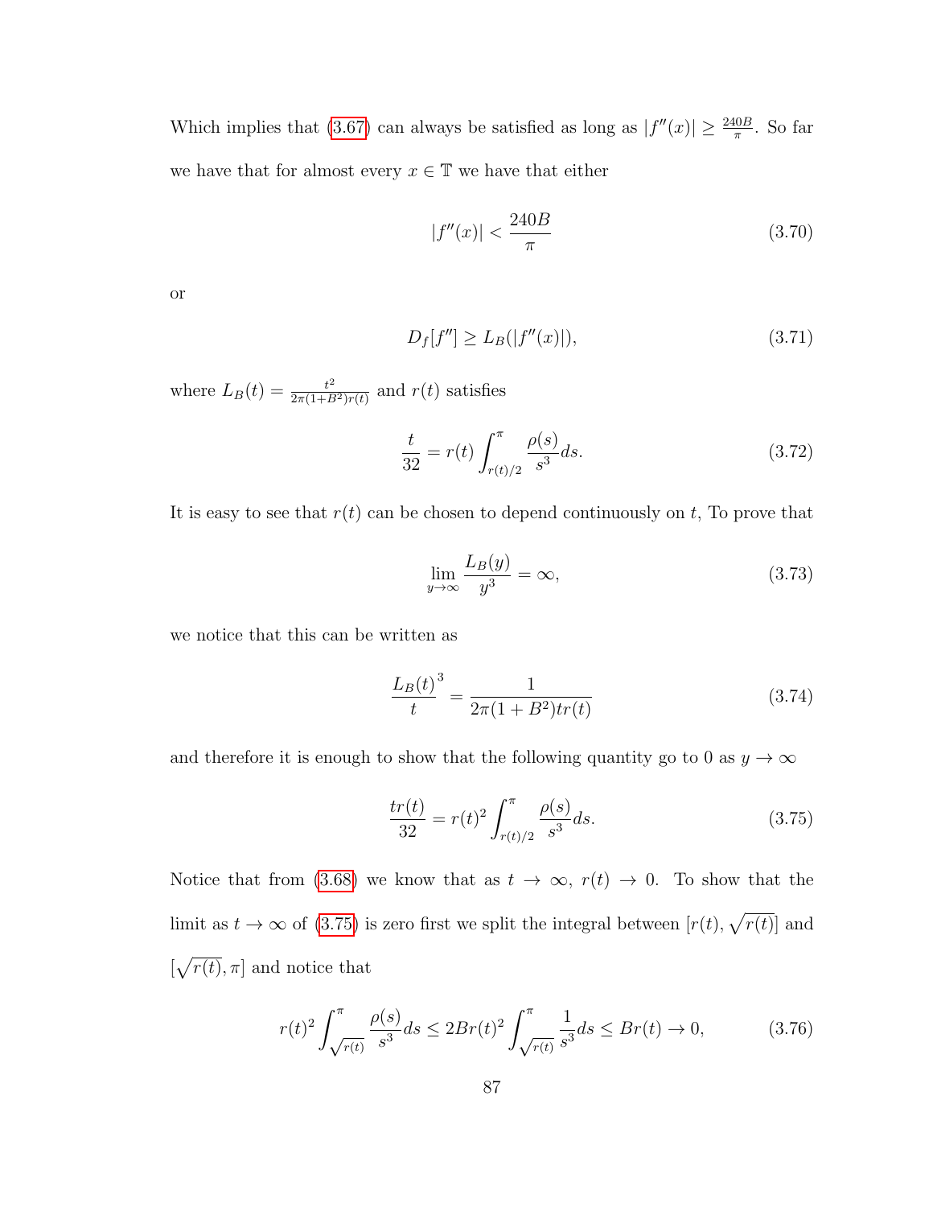Which implies that (3.67) can always be satisfied as long as $|f''(x)| \geq \frac{240B}{\pi}$. So far we have that for almost every $x \in \mathbb{T}$ we have that either

$$|f''(x)| < \frac{240B}{\pi} \tag{3.70}$$

or

$$D_f[f''] \geq L_B(|f''(x)|), \tag{3.71}$$

where $L_B(t) = \frac{t^2}{2\pi(1+B^2)r(t)}$ and $r(t)$ satisfies

$$\frac{t}{32} = r(t) \int_{r(t)/2}^{\pi} \frac{\rho(s)}{s^3} ds. \tag{3.72}$$

It is easy to see that $r(t)$ can be chosen to depend continuously on $t$, To prove that

$$\lim_{y \to \infty} \frac{L_B(y)}{y^3} = \infty, \tag{3.73}$$

we notice that this can be written as

$$\frac{L_B(t)}{t}^3 = \frac{1}{2\pi(1+B^2)tr(t)} \tag{3.74}$$

and therefore it is enough to show that the following quantity go to 0 as $y \to \infty$

$$\frac{tr(t)}{32} = r(t)^2 \int_{r(t)/2}^{\pi} \frac{\rho(s)}{s^3} ds. \tag{3.75}$$

Notice that from (3.68) we know that as $t \to \infty$, $r(t) \to 0$. To show that the limit as $t \to \infty$ of (3.75) is zero first we split the integral between $[r(t), \sqrt{r(t)}]$ and $[\sqrt{r(t)}, \pi]$ and notice that

$$r(t)^2 \int_{\sqrt{r(t)}}^{\pi} \frac{\rho(s)}{s^3} ds \leq 2Br(t)^2 \int_{\sqrt{r(t)}}^{\pi} \frac{1}{s^3} ds \leq Br(t) \to 0, \tag{3.76}$$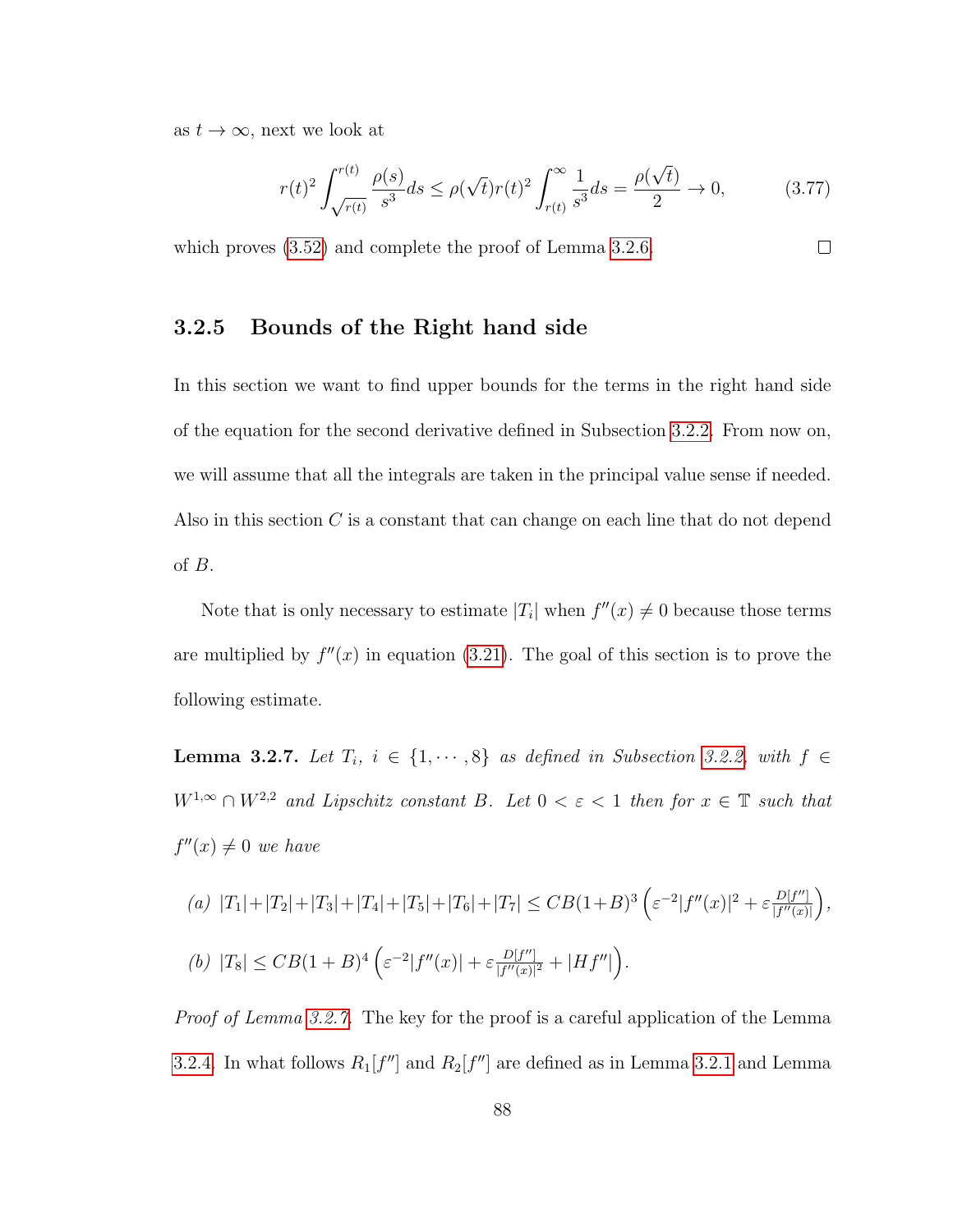as $t \to \infty$, next we look at

$$r(t)^2 \int_{\sqrt{r(t)}}^{r(t)} \frac{\rho(s)}{s^3} ds \leq \rho(\sqrt{t}) r(t)^2 \int_{r(t)}^{\infty} \frac{1}{s^3} ds = \frac{\rho(\sqrt{t})}{2} \to 0, \tag{3.77}$$

which proves (3.52) and complete the proof of Lemma 3.2.6. $\square$

### 3.2.5 Bounds of the Right hand side

In this section we want to find upper bounds for the terms in the right hand side of the equation for the second derivative defined in Subsection 3.2.2. From now on, we will assume that all the integrals are taken in the principal value sense if needed. Also in this section $C$ is a constant that can change on each line that do not depend of $B$.

Note that is only necessary to estimate $|T_i|$ when $f''(x) \neq 0$ because those terms are multiplied by $f''(x)$ in equation (3.21). The goal of this section is to prove the following estimate.

**Lemma 3.2.7.** *Let $T_i$, $i \in \{1, \cdots, 8\}$ as defined in Subsection 3.2.2, with $f \in W^{1,\infty} \cap W^{2,2}$ and Lipschitz constant $B$. Let $0 < \varepsilon < 1$ then for $x \in \mathbb{T}$ such that $f''(x) \neq 0$ we have*

*(a)* $|T_1|+|T_2|+|T_3|+|T_4|+|T_5|+|T_6|+|T_7| \leq CB(1+B)^3 \left( \varepsilon^{-2}|f''(x)|^2 + \varepsilon \frac{D[f'']}{|f''(x)|} \right)$,

*(b)* $|T_8| \leq CB(1+B)^4 \left( \varepsilon^{-2}|f''(x)| + \varepsilon \frac{D[f'']}{|f''(x)|^2} + |Hf''| \right)$.

*Proof of Lemma 3.2.7.* The key for the proof is a careful application of the Lemma 3.2.4. In what follows $R_1[f'']$ and $R_2[f'']$ are defined as in Lemma 3.2.1 and Lemma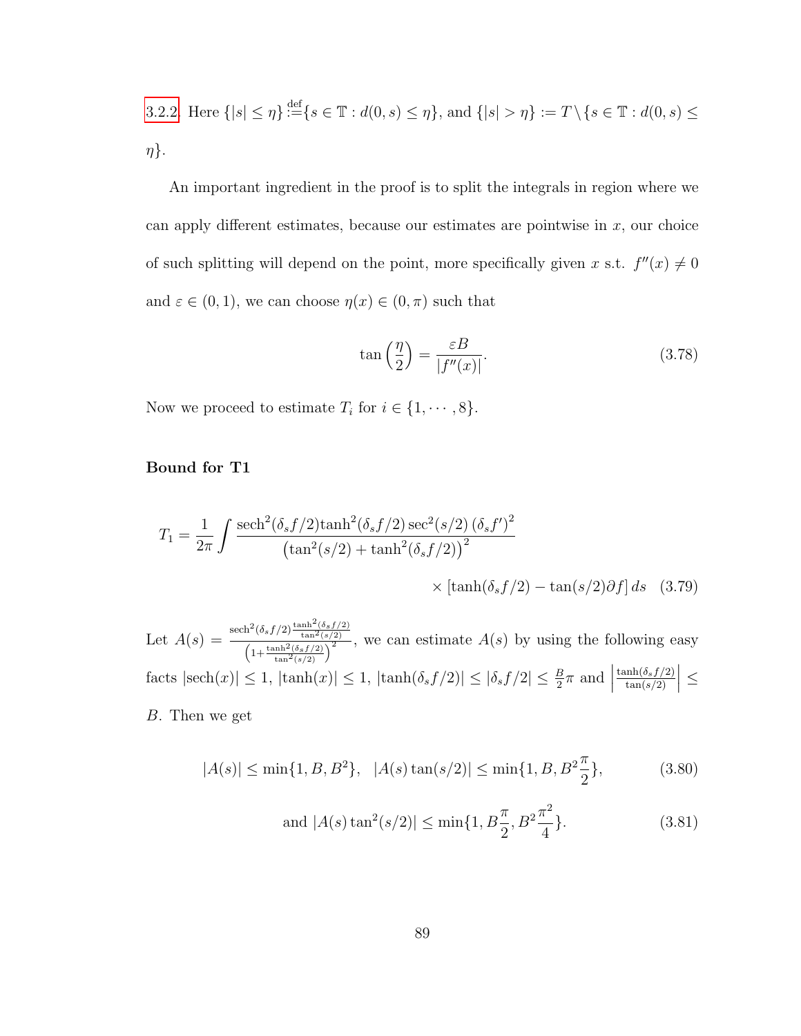3.2.2. Here $\{|s| \le \eta\} \stackrel{\text{def}}{:=} \{s \in \mathbb{T} : d(0,s) \le \eta\}$, and $\{|s| > \eta\} := T \setminus \{s \in \mathbb{T} : d(0,s) \le \eta\}$.

An important ingredient in the proof is to split the integrals in region where we can apply different estimates, because our estimates are pointwise in $x$, our choice of such splitting will depend on the point, more specifically given $x$ s.t. $f''(x) \neq 0$ and $\varepsilon \in (0,1)$, we can choose $\eta(x) \in (0,\pi)$ such that

$$\tan\left(\frac{\eta}{2}\right) = \frac{\varepsilon B}{|f''(x)|}. \tag{3.78}$$

Now we proceed to estimate $T_i$ for $i \in \{1, \cdots, 8\}$.

### Bound for T1

$$T_1 = \frac{1}{2\pi} \int \frac{\text{sech}^2(\delta_s f/2)\tanh^2(\delta_s f/2)\sec^2(s/2)\,(\delta_s f')^2}{\left(\tan^2(s/2) + \tanh^2(\delta_s f/2)\right)^2} \times \left[\tanh(\delta_s f/2) - \tan(s/2)\partial f\right] ds \tag{3.79}$$

Let $A(s) = \frac{\text{sech}^2(\delta_s f/2)\frac{\tanh^2(\delta_s f/2)}{\tan^2(s/2)}}{\left(1+\frac{\tanh^2(\delta_s f/2)}{\tan^2(s/2)}\right)^2}$, we can estimate $A(s)$ by using the following easy facts $|\text{sech}(x)| \le 1$, $|\tanh(x)| \le 1$, $|\tanh(\delta_s f/2)| \le |\delta_s f/2| \le \frac{B}{2}\pi$ and $\left|\frac{\tanh(\delta_s f/2)}{\tan(s/2)}\right| \le B$. Then we get

$$|A(s)| \le \min\{1, B, B^2\}, \quad |A(s)\tan(s/2)| \le \min\{1, B, B^2\frac{\pi}{2}\}, \tag{3.80}$$

$$\text{and } |A(s)\tan^2(s/2)| \le \min\{1, B\frac{\pi}{2}, B^2\frac{\pi^2}{4}\}. \tag{3.81}$$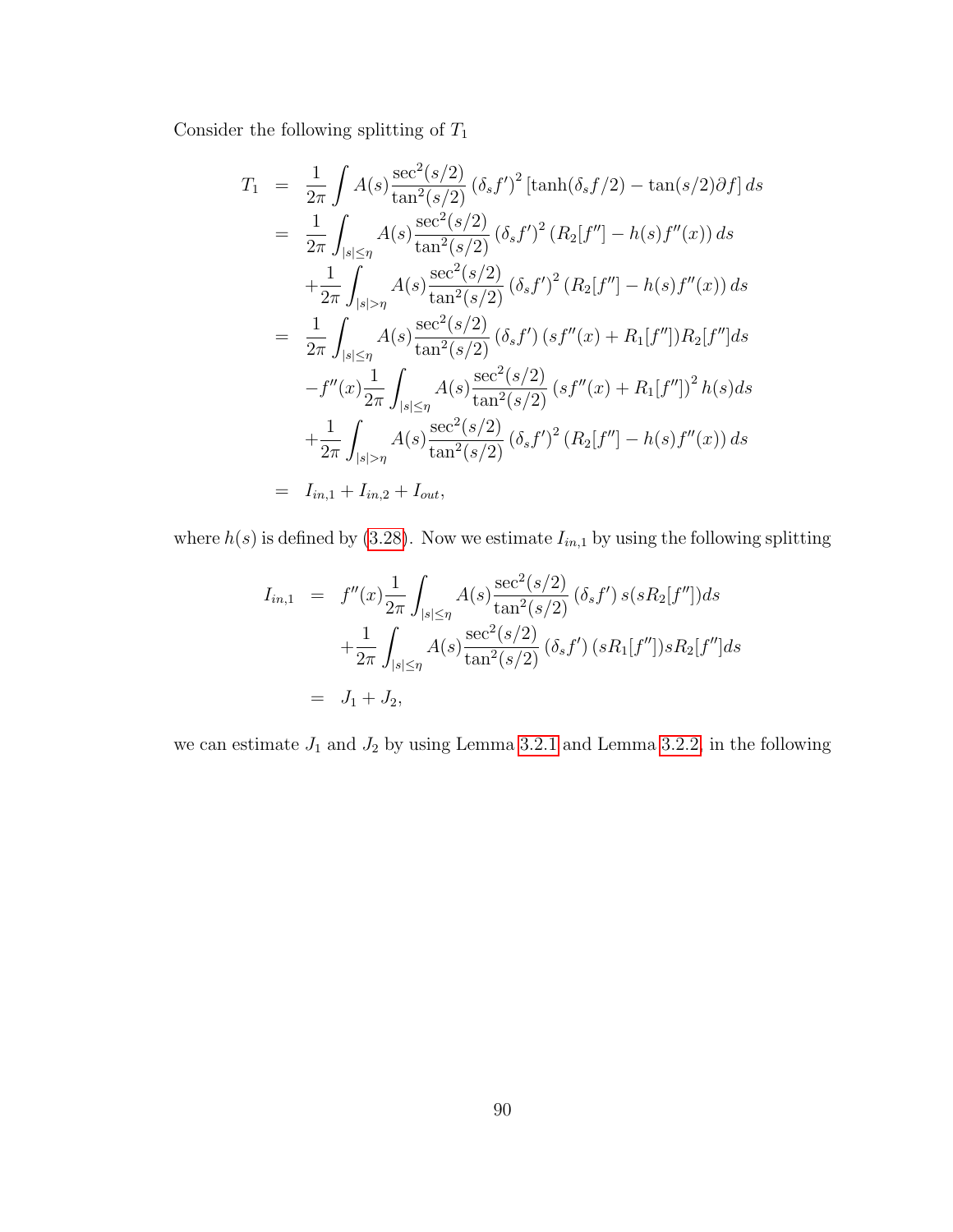Consider the following splitting of $T_1$

$$
\begin{aligned}
T_1 &= \frac{1}{2\pi}\int A(s)\frac{\sec^2(s/2)}{\tan^2(s/2)}\left(\delta_s f'\right)^2\left[\tanh(\delta_s f/2)-\tan(s/2)\partial f\right]ds \\
&= \frac{1}{2\pi}\int_{|s|\le\eta} A(s)\frac{\sec^2(s/2)}{\tan^2(s/2)}\left(\delta_s f'\right)^2\left(R_2[f'']-h(s)f''(x)\right)ds \\
&\quad +\frac{1}{2\pi}\int_{|s|>\eta} A(s)\frac{\sec^2(s/2)}{\tan^2(s/2)}\left(\delta_s f'\right)^2\left(R_2[f'']-h(s)f''(x)\right)ds \\
&= \frac{1}{2\pi}\int_{|s|\le\eta} A(s)\frac{\sec^2(s/2)}{\tan^2(s/2)}\left(\delta_s f'\right)\left(sf''(x)+R_1[f'']\right)R_2[f'']ds \\
&\quad -f''(x)\frac{1}{2\pi}\int_{|s|\le\eta} A(s)\frac{\sec^2(s/2)}{\tan^2(s/2)}\left(sf''(x)+R_1[f'']\right)^2 h(s)ds \\
&\quad +\frac{1}{2\pi}\int_{|s|>\eta} A(s)\frac{\sec^2(s/2)}{\tan^2(s/2)}\left(\delta_s f'\right)^2\left(R_2[f'']-h(s)f''(x)\right)ds \\
&= I_{in,1}+I_{in,2}+I_{out},
\end{aligned}
$$

where $h(s)$ is defined by (3.28). Now we estimate $I_{in,1}$ by using the following splitting

$$
\begin{aligned}
I_{in,1} &= f''(x)\frac{1}{2\pi}\int_{|s|\le\eta} A(s)\frac{\sec^2(s/2)}{\tan^2(s/2)}\left(\delta_s f'\right)s(sR_2[f''])ds \\
&\quad +\frac{1}{2\pi}\int_{|s|\le\eta} A(s)\frac{\sec^2(s/2)}{\tan^2(s/2)}\left(\delta_s f'\right)(sR_1[f''])sR_2[f'']ds \\
&= J_1+J_2,
\end{aligned}
$$

we can estimate $J_1$ and $J_2$ by using Lemma 3.2.1 and Lemma 3.2.2, in the following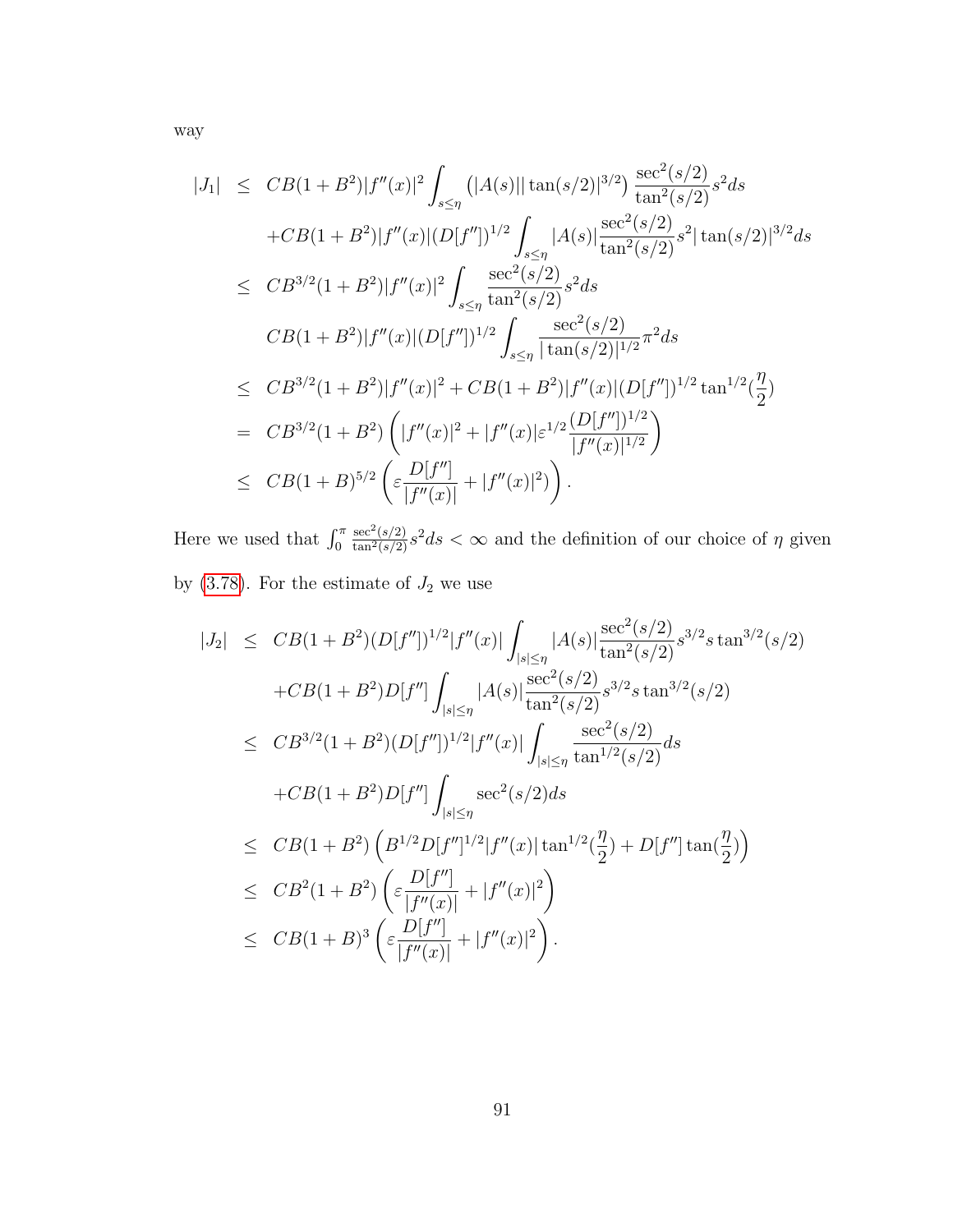way

$$
\begin{aligned}
|J_1| &\leq CB(1+B^2)|f''(x)|^2 \int_{s\leq\eta} \left(|A(s)||\tan(s/2)|^{3/2}\right) \frac{\sec^2(s/2)}{\tan^2(s/2)} s^2 ds \\
&\quad + CB(1+B^2)|f''(x)|(D[f''])^{1/2} \int_{s\leq\eta} |A(s)| \frac{\sec^2(s/2)}{\tan^2(s/2)} s^2 |\tan(s/2)|^{3/2} ds \\
&\leq CB^{3/2}(1+B^2)|f''(x)|^2 \int_{s\leq\eta} \frac{\sec^2(s/2)}{\tan^2(s/2)} s^2 ds \\
&\quad CB(1+B^2)|f''(x)|(D[f''])^{1/2} \int_{s\leq\eta} \frac{\sec^2(s/2)}{|\tan(s/2)|^{1/2}} \pi^2 ds \\
&\leq CB^{3/2}(1+B^2)|f''(x)|^2 + CB(1+B^2)|f''(x)|(D[f''])^{1/2} \tan^{1/2}(\frac{\eta}{2}) \\
&= CB^{3/2}(1+B^2)\left(|f''(x)|^2 + |f''(x)|\varepsilon^{1/2} \frac{(D[f''])^{1/2}}{|f''(x)|^{1/2}}\right) \\
&\leq CB(1+B)^{5/2}\left(\varepsilon \frac{D[f'']}{|f''(x)|} + |f''(x)|^2)\right).
\end{aligned}
$$

Here we used that $\int_0^\pi \frac{\sec^2(s/2)}{\tan^2(s/2)} s^2 ds < \infty$ and the definition of our choice of $\eta$ given by (3.78). For the estimate of $J_2$ we use

$$
\begin{aligned}
|J_2| &\leq CB(1+B^2)(D[f''])^{1/2}|f''(x)| \int_{|s|\leq\eta} |A(s)| \frac{\sec^2(s/2)}{\tan^2(s/2)} s^{3/2} s \tan^{3/2}(s/2) \\
&\quad + CB(1+B^2)D[f''] \int_{|s|\leq\eta} |A(s)| \frac{\sec^2(s/2)}{\tan^2(s/2)} s^{3/2} s \tan^{3/2}(s/2) \\
&\leq CB^{3/2}(1+B^2)(D[f''])^{1/2}|f''(x)| \int_{|s|\leq\eta} \frac{\sec^2(s/2)}{\tan^{1/2}(s/2)} ds \\
&\quad + CB(1+B^2)D[f''] \int_{|s|\leq\eta} \sec^2(s/2) ds \\
&\leq CB(1+B^2)\left(B^{1/2}D[f'']^{1/2}|f''(x)| \tan^{1/2}(\frac{\eta}{2}) + D[f''] \tan(\frac{\eta}{2})\right) \\
&\leq CB^2(1+B^2)\left(\varepsilon \frac{D[f'']}{|f''(x)|} + |f''(x)|^2\right) \\
&\leq CB(1+B)^3\left(\varepsilon \frac{D[f'']}{|f''(x)|} + |f''(x)|^2\right).
\end{aligned}
$$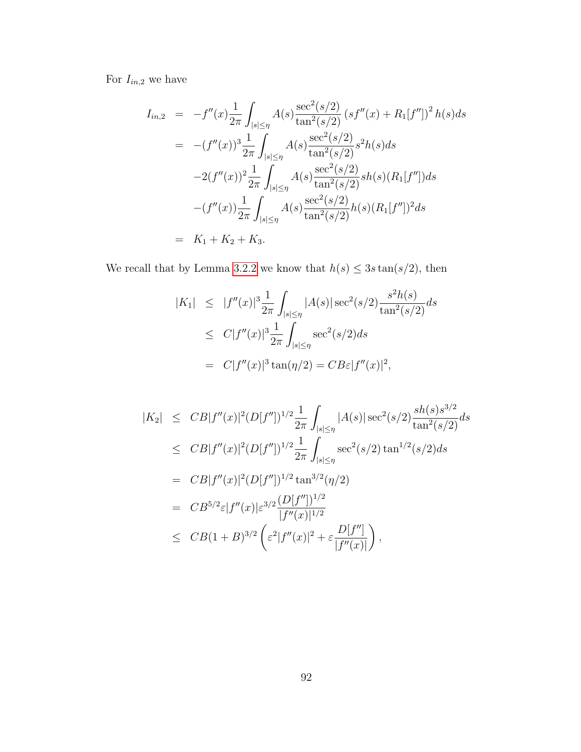For $I_{in,2}$ we have

$$
\begin{aligned}
I_{in,2} &= -f''(x)\frac{1}{2\pi}\int_{|s|\le\eta} A(s)\frac{\sec^2(s/2)}{\tan^2(s/2)}\left(sf''(x)+R_1[f'']\right)^2 h(s)ds \\
&= -(f''(x))^3\frac{1}{2\pi}\int_{|s|\le\eta} A(s)\frac{\sec^2(s/2)}{\tan^2(s/2)}s^2h(s)ds \\
&\quad -2(f''(x))^2\frac{1}{2\pi}\int_{|s|\le\eta} A(s)\frac{\sec^2(s/2)}{\tan^2(s/2)}sh(s)(R_1[f''])ds \\
&\quad -(f''(x))\frac{1}{2\pi}\int_{|s|\le\eta} A(s)\frac{\sec^2(s/2)}{\tan^2(s/2)}h(s)(R_1[f''])^2ds \\
&= K_1+K_2+K_3.
\end{aligned}
$$

We recall that by Lemma 3.2.2 we know that $h(s)\le 3s\tan(s/2)$, then

$$
\begin{aligned}
|K_1| &\le |f''(x)|^3\frac{1}{2\pi}\int_{|s|\le\eta}|A(s)|\sec^2(s/2)\frac{s^2h(s)}{\tan^2(s/2)}ds \\
&\le C|f''(x)|^3\frac{1}{2\pi}\int_{|s|\le\eta}\sec^2(s/2)ds \\
&= C|f''(x)|^3\tan(\eta/2)=CB\varepsilon|f''(x)|^2,
\end{aligned}
$$

$$
\begin{aligned}
|K_2| &\le CB|f''(x)|^2(D[f''])^{1/2}\frac{1}{2\pi}\int_{|s|\le\eta}|A(s)|\sec^2(s/2)\frac{sh(s)s^{3/2}}{\tan^2(s/2)}ds \\
&\le CB|f''(x)|^2(D[f''])^{1/2}\frac{1}{2\pi}\int_{|s|\le\eta}\sec^2(s/2)\tan^{1/2}(s/2)ds \\
&= CB|f''(x)|^2(D[f''])^{1/2}\tan^{3/2}(\eta/2) \\
&= CB^{5/2}\varepsilon|f''(x)|\varepsilon^{3/2}\frac{(D[f''])^{1/2}}{|f''(x)|^{1/2}} \\
&\le CB(1+B)^{3/2}\left(\varepsilon^2|f''(x)|^2+\varepsilon\frac{D[f'']}{|f''(x)|}\right),
\end{aligned}
$$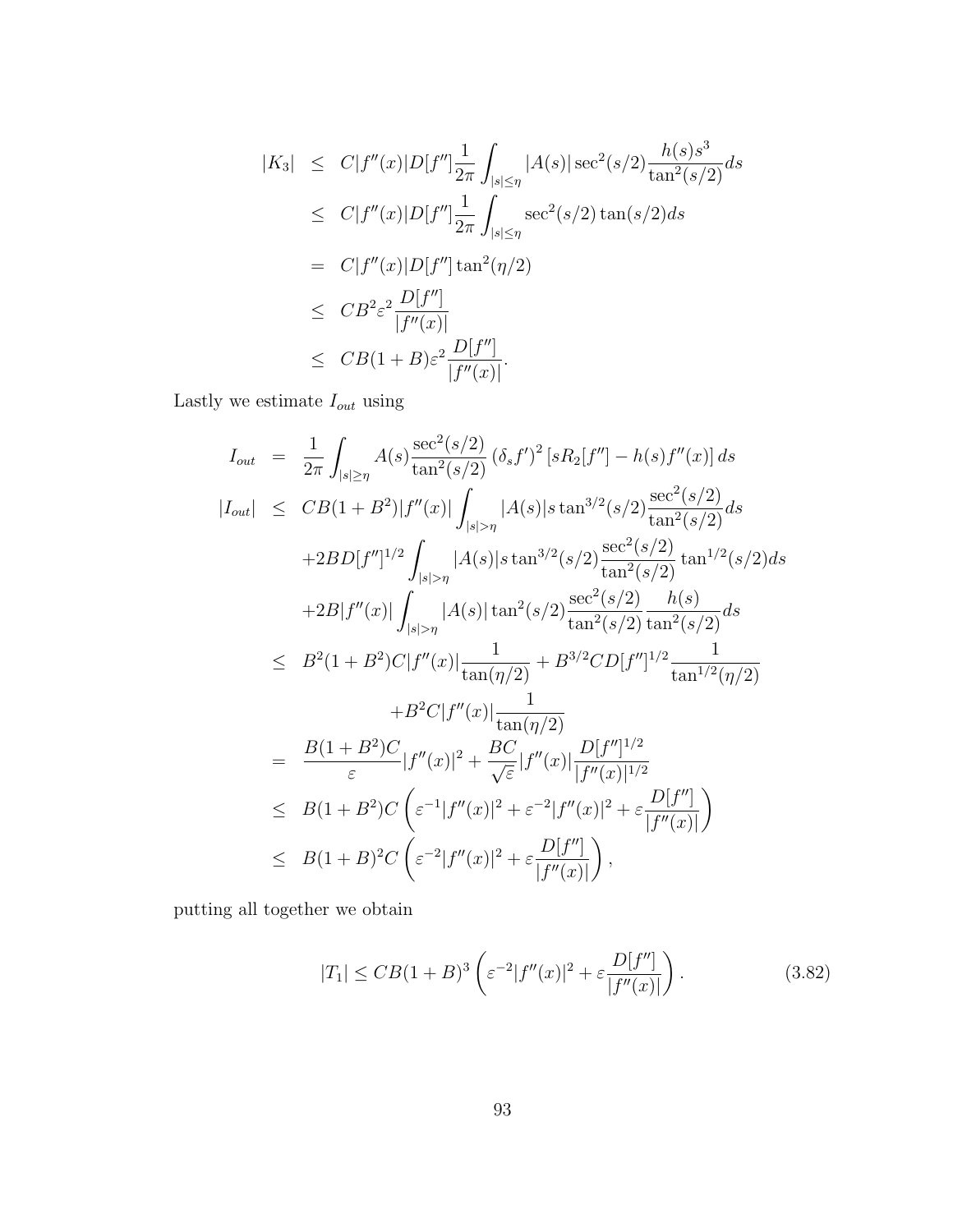$$
\begin{aligned}
|K_3| &\leq C|f''(x)|D[f'']\frac{1}{2\pi}\int_{|s|\leq\eta}|A(s)|\sec^2(s/2)\frac{h(s)s^3}{\tan^2(s/2)}ds \\
&\leq C|f''(x)|D[f'']\frac{1}{2\pi}\int_{|s|\leq\eta}\sec^2(s/2)\tan(s/2)ds \\
&= C|f''(x)|D[f'']\tan^2(\eta/2) \\
&\leq CB^2\varepsilon^2\frac{D[f'']}{|f''(x)|} \\
&\leq CB(1+B)\varepsilon^2\frac{D[f'']}{|f''(x)|}.
\end{aligned}
$$

Lastly we estimate $I_{out}$ using

$$
\begin{aligned}
I_{out} &= \frac{1}{2\pi}\int_{|s|\geq\eta}A(s)\frac{\sec^2(s/2)}{\tan^2(s/2)}\left(\delta_s f'\right)^2\left[sR_2[f''] - h(s)f''(x)\right]ds \\
|I_{out}| &\leq CB(1+B^2)|f''(x)|\int_{|s|>\eta}|A(s)|s\tan^{3/2}(s/2)\frac{\sec^2(s/2)}{\tan^2(s/2)}ds \\
&\quad +2BD[f'']^{1/2}\int_{|s|>\eta}|A(s)|s\tan^{3/2}(s/2)\frac{\sec^2(s/2)}{\tan^2(s/2)}\tan^{1/2}(s/2)ds \\
&\quad +2B|f''(x)|\int_{|s|>\eta}|A(s)|\tan^2(s/2)\frac{\sec^2(s/2)}{\tan^2(s/2)}\frac{h(s)}{\tan^2(s/2)}ds \\
&\leq B^2(1+B^2)C|f''(x)|\frac{1}{\tan(\eta/2)} + B^{3/2}CD[f'']^{1/2}\frac{1}{\tan^{1/2}(\eta/2)} \\
&\qquad +B^2C|f''(x)|\frac{1}{\tan(\eta/2)} \\
&= \frac{B(1+B^2)C}{\varepsilon}|f''(x)|^2 + \frac{BC}{\sqrt{\varepsilon}}|f''(x)|\frac{D[f'']^{1/2}}{|f''(x)|^{1/2}} \\
&\leq B(1+B^2)C\left(\varepsilon^{-1}|f''(x)|^2 + \varepsilon^{-2}|f''(x)|^2 + \varepsilon\frac{D[f'']}{|f''(x)|}\right) \\
&\leq B(1+B)^2C\left(\varepsilon^{-2}|f''(x)|^2 + \varepsilon\frac{D[f'']}{|f''(x)|}\right),
\end{aligned}
$$

putting all together we obtain

$$
|T_1| \leq CB(1+B)^3\left(\varepsilon^{-2}|f''(x)|^2 + \varepsilon\frac{D[f'']}{|f''(x)|}\right). \tag{3.82}
$$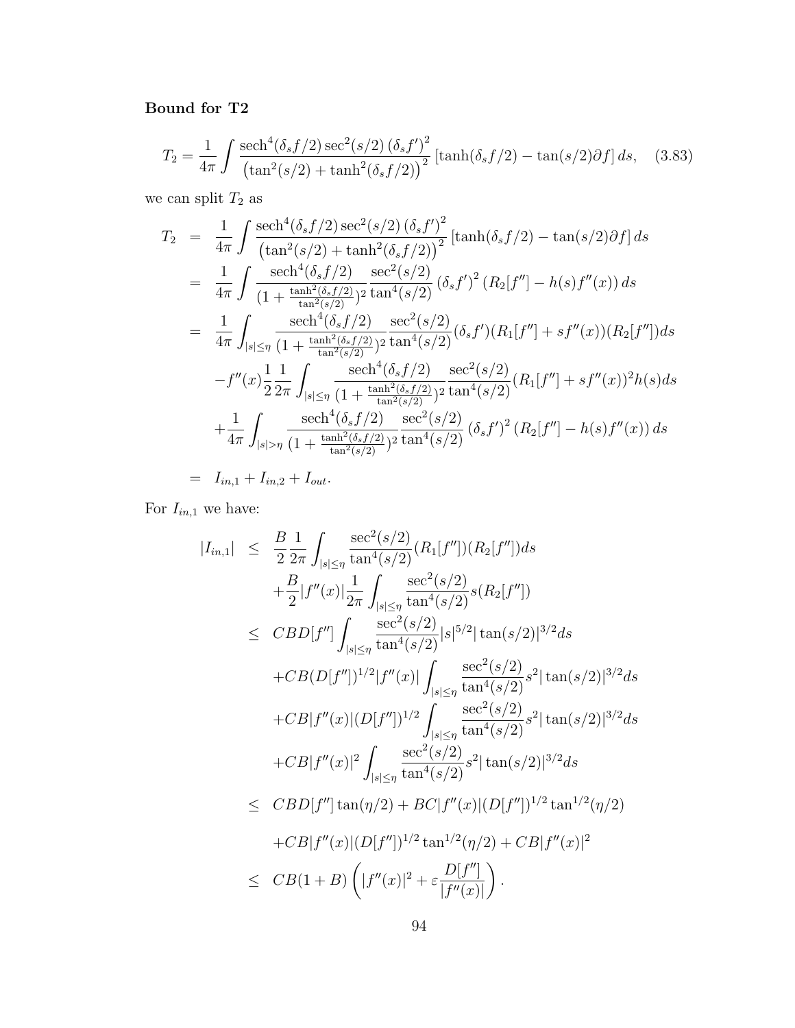**Bound for T2**

$$T_2 = \frac{1}{4\pi}\int \frac{\operatorname{sech}^4(\delta_s f/2)\sec^2(s/2)\left(\delta_s f'\right)^2}{\left(\tan^2(s/2)+\tanh^2(\delta_s f/2)\right)^2}\left[\tanh(\delta_s f/2)-\tan(s/2)\partial f\right]ds, \quad (3.83)$$

we can split $T_2$ as

$$\begin{aligned}
T_2 &= \frac{1}{4\pi}\int \frac{\operatorname{sech}^4(\delta_s f/2)\sec^2(s/2)\left(\delta_s f'\right)^2}{\left(\tan^2(s/2)+\tanh^2(\delta_s f/2)\right)^2}\left[\tanh(\delta_s f/2)-\tan(s/2)\partial f\right]ds \\
&= \frac{1}{4\pi}\int \frac{\operatorname{sech}^4(\delta_s f/2)}{(1+\frac{\tanh^2(\delta_s f/2)}{\tan^2(s/2)})^2}\frac{\sec^2(s/2)}{\tan^4(s/2)}\left(\delta_s f'\right)^2\left(R_2[f'']-h(s)f''(x)\right)ds \\
&= \frac{1}{4\pi}\int_{|s|\le\eta} \frac{\operatorname{sech}^4(\delta_s f/2)}{(1+\frac{\tanh^2(\delta_s f/2)}{\tan^2(s/2)})^2}\frac{\sec^2(s/2)}{\tan^4(s/2)}(\delta_s f')(R_1[f'']+sf''(x))(R_2[f''])ds \\
&\quad -f''(x)\frac{1}{2}\frac{1}{2\pi}\int_{|s|\le\eta} \frac{\operatorname{sech}^4(\delta_s f/2)}{(1+\frac{\tanh^2(\delta_s f/2)}{\tan^2(s/2)})^2}\frac{\sec^2(s/2)}{\tan^4(s/2)}(R_1[f'']+sf''(x))^2 h(s)ds \\
&\quad +\frac{1}{4\pi}\int_{|s|>\eta} \frac{\operatorname{sech}^4(\delta_s f/2)}{(1+\frac{\tanh^2(\delta_s f/2)}{\tan^2(s/2)})^2}\frac{\sec^2(s/2)}{\tan^4(s/2)}\left(\delta_s f'\right)^2\left(R_2[f'']-h(s)f''(x)\right)ds \\
&= I_{in,1}+I_{in,2}+I_{out}.
\end{aligned}$$

For $I_{in,1}$ we have:

$$\begin{aligned}
|I_{in,1}| &\le \frac{B}{2}\frac{1}{2\pi}\int_{|s|\le\eta}\frac{\sec^2(s/2)}{\tan^4(s/2)}(R_1[f''])(R_2[f''])ds \\
&\quad +\frac{B}{2}|f''(x)|\frac{1}{2\pi}\int_{|s|\le\eta}\frac{\sec^2(s/2)}{\tan^4(s/2)}s(R_2[f'']) \\
&\le CBD[f'']\int_{|s|\le\eta}\frac{\sec^2(s/2)}{\tan^4(s/2)}|s|^{5/2}|\tan(s/2)|^{3/2}ds \\
&\quad +CB(D[f''])^{1/2}|f''(x)|\int_{|s|\le\eta}\frac{\sec^2(s/2)}{\tan^4(s/2)}s^2|\tan(s/2)|^{3/2}ds \\
&\quad +CB|f''(x)|(D[f''])^{1/2}\int_{|s|\le\eta}\frac{\sec^2(s/2)}{\tan^4(s/2)}s^2|\tan(s/2)|^{3/2}ds \\
&\quad +CB|f''(x)|^2\int_{|s|\le\eta}\frac{\sec^2(s/2)}{\tan^4(s/2)}s^2|\tan(s/2)|^{3/2}ds \\
&\le CBD[f'']\tan(\eta/2)+BC|f''(x)|(D[f''])^{1/2}\tan^{1/2}(\eta/2) \\
&\quad +CB|f''(x)|(D[f''])^{1/2}\tan^{1/2}(\eta/2)+CB|f''(x)|^2 \\
&\le CB(1+B)\left(|f''(x)|^2+\varepsilon\frac{D[f'']}{|f''(x)|}\right).
\end{aligned}$$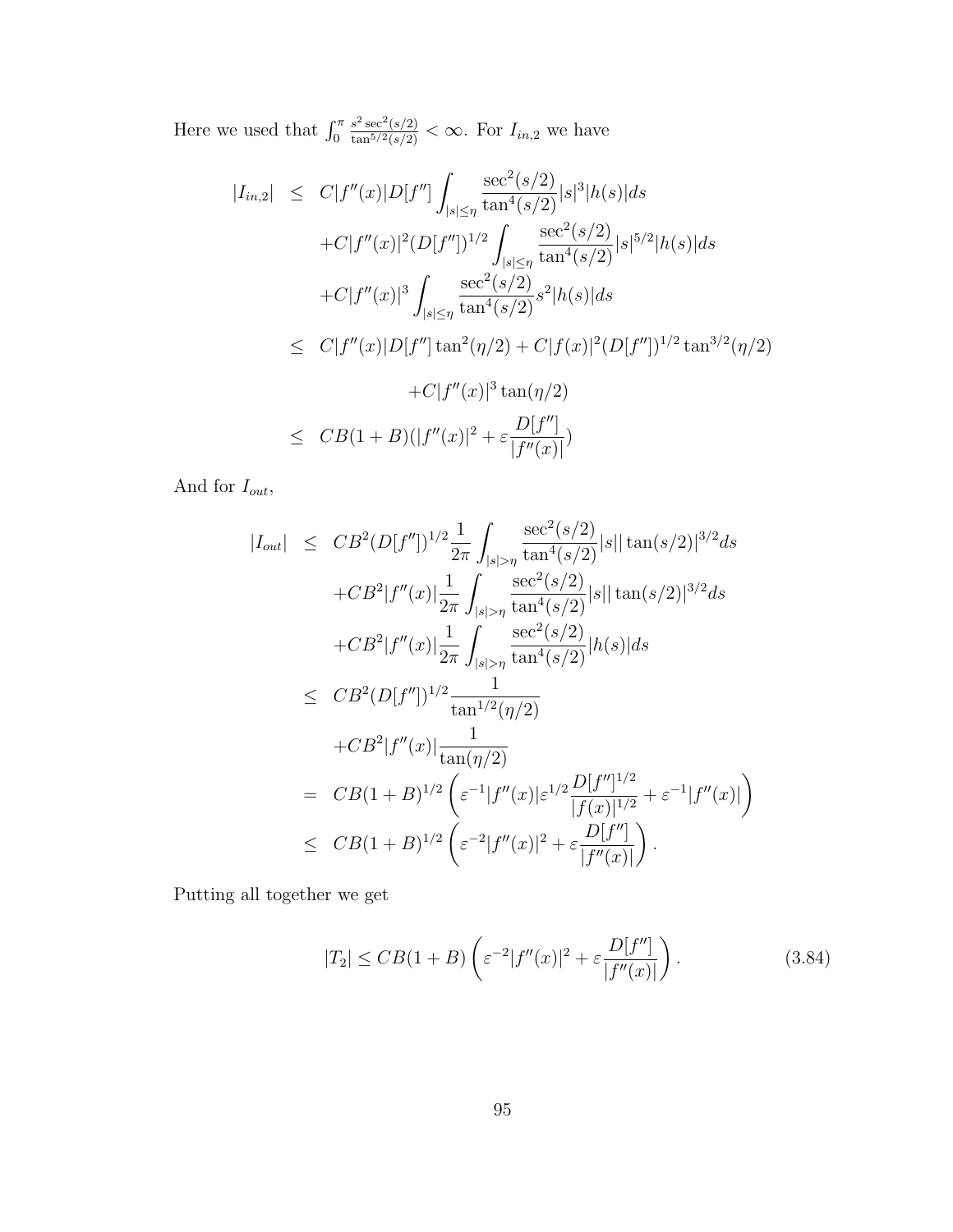Here we used that $\int_0^\pi \frac{s^2 \sec^2(s/2)}{\tan^{5/2}(s/2)} < \infty$. For $I_{in,2}$ we have

$$
\begin{aligned}
|I_{in,2}| &\leq C|f''(x)|D[f''] \int_{|s|\leq\eta} \frac{\sec^2(s/2)}{\tan^4(s/2)}|s|^3|h(s)|ds \\
&\quad + C|f''(x)|^2(D[f''])^{1/2} \int_{|s|\leq\eta} \frac{\sec^2(s/2)}{\tan^4(s/2)}|s|^{5/2}|h(s)|ds \\
&\quad + C|f''(x)|^3 \int_{|s|\leq\eta} \frac{\sec^2(s/2)}{\tan^4(s/2)} s^2|h(s)|ds \\
&\leq C|f''(x)|D[f''] \tan^2(\eta/2) + C|f(x)|^2(D[f''])^{1/2} \tan^{3/2}(\eta/2) \\
&\quad + C|f''(x)|^3 \tan(\eta/2) \\
&\leq CB(1+B)(|f''(x)|^2 + \varepsilon \frac{D[f'']}{|f''(x)|})
\end{aligned}
$$

And for $I_{out}$,

$$
\begin{aligned}
|I_{out}| &\leq CB^2(D[f''])^{1/2} \frac{1}{2\pi} \int_{|s|>\eta} \frac{\sec^2(s/2)}{\tan^4(s/2)}|s||\tan(s/2)|^{3/2}ds \\
&\quad + CB^2|f''(x)| \frac{1}{2\pi} \int_{|s|>\eta} \frac{\sec^2(s/2)}{\tan^4(s/2)}|s||\tan(s/2)|^{3/2}ds \\
&\quad + CB^2|f''(x)| \frac{1}{2\pi} \int_{|s|>\eta} \frac{\sec^2(s/2)}{\tan^4(s/2)}|h(s)|ds \\
&\leq CB^2(D[f''])^{1/2} \frac{1}{\tan^{1/2}(\eta/2)} \\
&\quad + CB^2|f''(x)| \frac{1}{\tan(\eta/2)} \\
&= CB(1+B)^{1/2} \left( \varepsilon^{-1}|f''(x)|\varepsilon^{1/2} \frac{D[f'']^{1/2}}{|f(x)|^{1/2}} + \varepsilon^{-1}|f''(x)| \right) \\
&\leq CB(1+B)^{1/2} \left( \varepsilon^{-2}|f''(x)|^2 + \varepsilon \frac{D[f'']}{|f''(x)|} \right).
\end{aligned}
$$

Putting all together we get

$$
|T_2| \leq CB(1+B) \left( \varepsilon^{-2}|f''(x)|^2 + \varepsilon \frac{D[f'']}{|f''(x)|} \right). \tag{3.84}
$$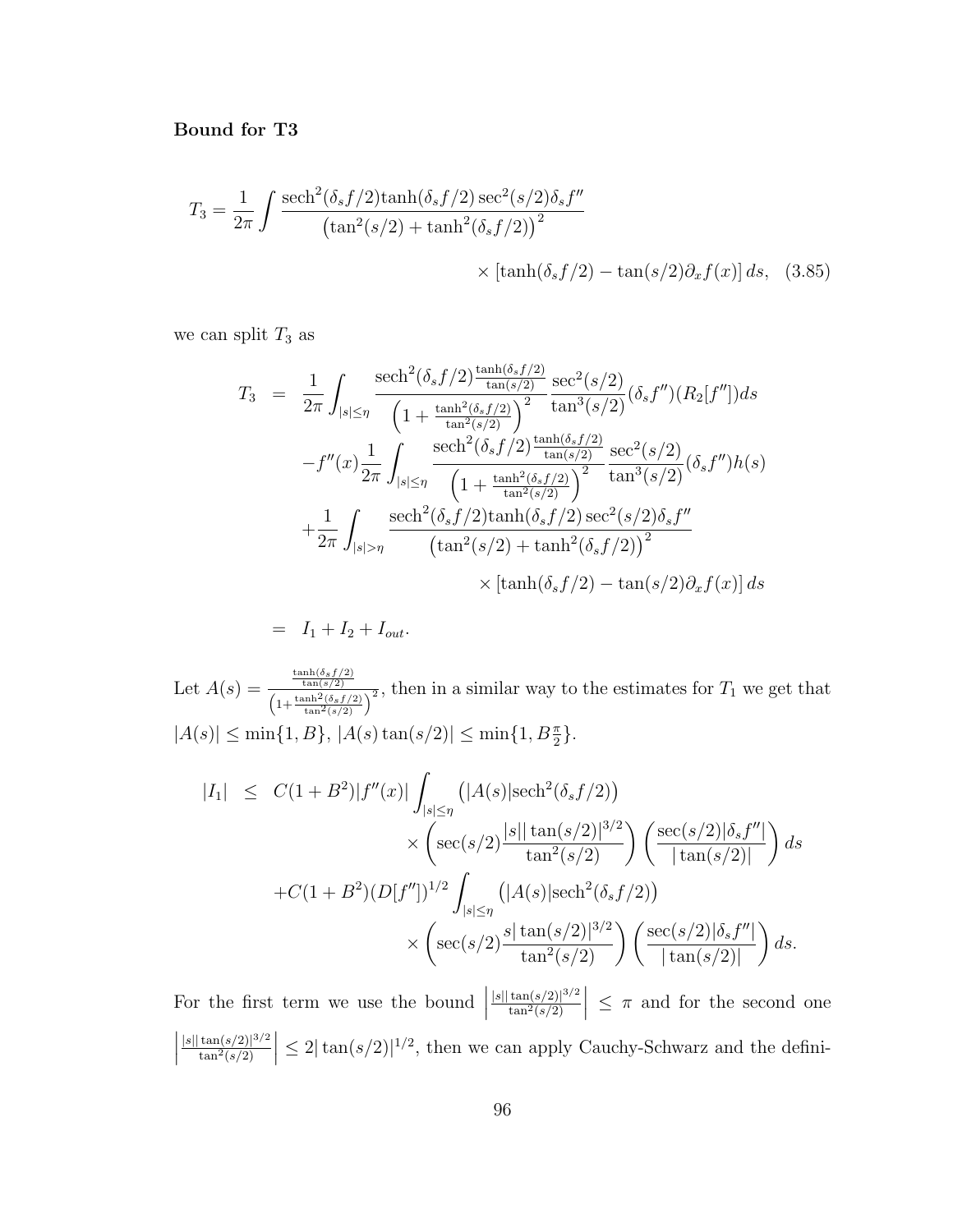**Bound for T3**

$$T_3 = \frac{1}{2\pi} \int \frac{\text{sech}^2(\delta_s f/2)\tanh(\delta_s f/2)\sec^2(s/2)\delta_s f''}{\left(\tan^2(s/2) + \tanh^2(\delta_s f/2)\right)^2} \times \left[\tanh(\delta_s f/2) - \tan(s/2)\partial_x f(x)\right] ds, \quad (3.85)$$

we can split $T_3$ as

$$\begin{aligned}
T_3 &= \frac{1}{2\pi} \int_{|s|\le\eta} \frac{\text{sech}^2(\delta_s f/2)\frac{\tanh(\delta_s f/2)}{\tan(s/2)}}{\left(1 + \frac{\tanh^2(\delta_s f/2)}{\tan^2(s/2)}\right)^2} \frac{\sec^2(s/2)}{\tan^3(s/2)}(\delta_s f'')(R_2[f''])ds \\
&\quad - f''(x)\frac{1}{2\pi} \int_{|s|\le\eta} \frac{\text{sech}^2(\delta_s f/2)\frac{\tanh(\delta_s f/2)}{\tan(s/2)}}{\left(1 + \frac{\tanh^2(\delta_s f/2)}{\tan^2(s/2)}\right)^2} \frac{\sec^2(s/2)}{\tan^3(s/2)}(\delta_s f'')h(s) \\
&\quad + \frac{1}{2\pi} \int_{|s|>\eta} \frac{\text{sech}^2(\delta_s f/2)\tanh(\delta_s f/2)\sec^2(s/2)\delta_s f''}{\left(\tan^2(s/2) + \tanh^2(\delta_s f/2)\right)^2} \\
&\qquad\qquad \times \left[\tanh(\delta_s f/2) - \tan(s/2)\partial_x f(x)\right] ds \\
&= I_1 + I_2 + I_{out}.
\end{aligned}$$

Let $A(s) = \frac{\frac{\tanh(\delta_s f/2)}{\tan(s/2)}}{\left(1+\frac{\tanh^2(\delta_s f/2)}{\tan^2(s/2)}\right)^2}$, then in a similar way to the estimates for $T_1$ we get that $|A(s)| \le \min\{1, B\}$, $|A(s)\tan(s/2)| \le \min\{1, B\frac{\pi}{2}\}$.

$$\begin{aligned}
|I_1| &\le C(1+B^2)|f''(x)| \int_{|s|\le\eta} \left(|A(s)|\text{sech}^2(\delta_s f/2)\right) \\
&\qquad \times \left(\sec(s/2)\frac{|s||\tan(s/2)|^{3/2}}{\tan^2(s/2)}\right)\left(\frac{\sec(s/2)|\delta_s f''|}{|\tan(s/2)|}\right) ds \\
&\quad + C(1+B^2)(D[f''])^{1/2} \int_{|s|\le\eta} \left(|A(s)|\text{sech}^2(\delta_s f/2)\right) \\
&\qquad \times \left(\sec(s/2)\frac{s|\tan(s/2)|^{3/2}}{\tan^2(s/2)}\right)\left(\frac{\sec(s/2)|\delta_s f''|}{|\tan(s/2)|}\right) ds.
\end{aligned}$$

For the first term we use the bound $\left|\frac{|s||\tan(s/2)|^{3/2}}{\tan^2(s/2)}\right| \le \pi$ and for the second one $\left|\frac{|s||\tan(s/2)|^{3/2}}{\tan^2(s/2)}\right| \le 2|\tan(s/2)|^{1/2}$, then we can apply Cauchy-Schwarz and the defini-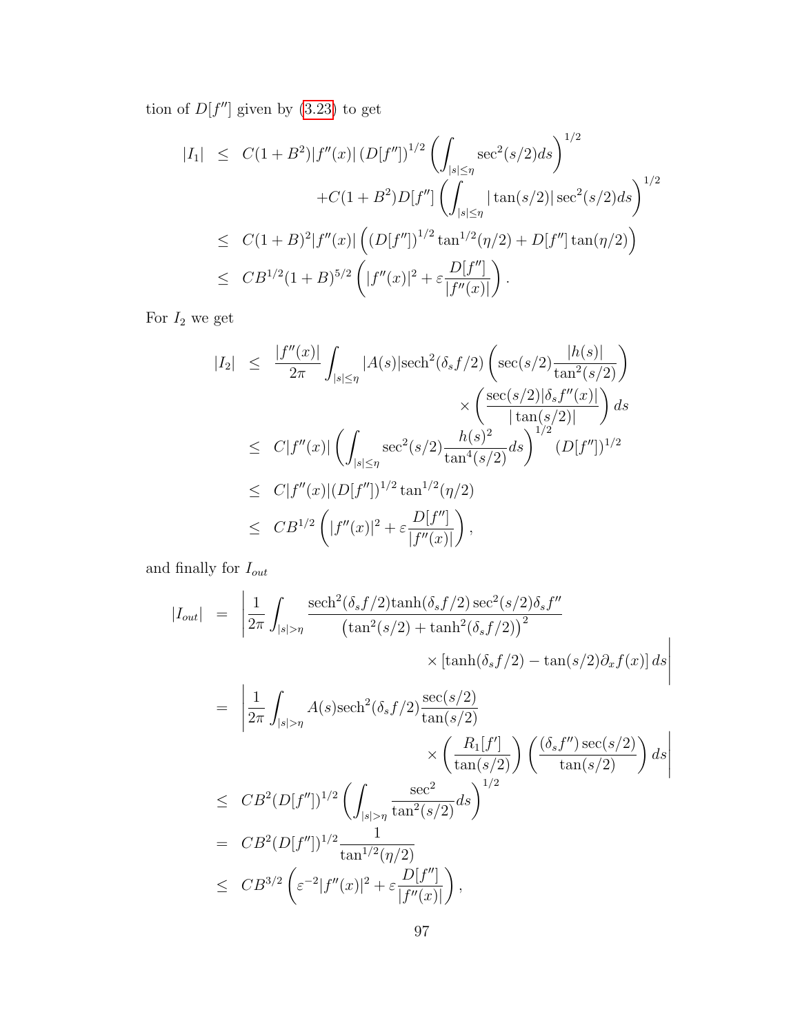tion of $D[f'']$ given by (3.23) to get

$$
\begin{aligned}
|I_1| &\leq C(1+B^2)|f''(x)|\left(D[f'']\right)^{1/2}\left(\int_{|s|\leq\eta}\sec^2(s/2)ds\right)^{1/2} \\
&\qquad\qquad + C(1+B^2)D[f'']\left(\int_{|s|\leq\eta}|\tan(s/2)|\sec^2(s/2)ds\right)^{1/2} \\
&\leq C(1+B)^2|f''(x)|\left(\left(D[f'']\right)^{1/2}\tan^{1/2}(\eta/2)+D[f'']\tan(\eta/2)\right) \\
&\leq CB^{1/2}(1+B)^{5/2}\left(|f''(x)|^2+\varepsilon\frac{D[f'']}{|f''(x)|}\right).
\end{aligned}
$$

For $I_2$ we get

$$
\begin{aligned}
|I_2| &\leq \frac{|f''(x)|}{2\pi}\int_{|s|\leq\eta}|A(s)|\text{sech}^2(\delta_s f/2)\left(\sec(s/2)\frac{|h(s)|}{\tan^2(s/2)}\right) \\
&\qquad\qquad\qquad\qquad \times\left(\frac{\sec(s/2)|\delta_s f''(x)|}{|\tan(s/2)|}\right)ds \\
&\leq C|f''(x)|\left(\int_{|s|\leq\eta}\sec^2(s/2)\frac{h(s)^2}{\tan^4(s/2)}ds\right)^{1/2}\left(D[f'']\right)^{1/2} \\
&\leq C|f''(x)|(D[f''])^{1/2}\tan^{1/2}(\eta/2) \\
&\leq CB^{1/2}\left(|f''(x)|^2+\varepsilon\frac{D[f'']}{|f''(x)|}\right),
\end{aligned}
$$

and finally for $I_{out}$

$$
\begin{aligned}
|I_{out}| &= \left|\frac{1}{2\pi}\int_{|s|>\eta}\frac{\text{sech}^2(\delta_s f/2)\tanh(\delta_s f/2)\sec^2(s/2)\delta_s f''}{\left(\tan^2(s/2)+\tanh^2(\delta_s f/2)\right)^2}\right. \\
&\qquad\qquad\qquad\qquad \left.\times\left[\tanh(\delta_s f/2)-\tan(s/2)\partial_x f(x)\right]ds\right| \\
&= \left|\frac{1}{2\pi}\int_{|s|>\eta}A(s)\text{sech}^2(\delta_s f/2)\frac{\sec(s/2)}{\tan(s/2)}\right. \\
&\qquad\qquad\qquad \left.\times\left(\frac{R_1[f']}{\tan(s/2)}\right)\left(\frac{(\delta_s f'')\sec(s/2)}{\tan(s/2)}\right)ds\right| \\
&\leq CB^2(D[f''])^{1/2}\left(\int_{|s|>\eta}\frac{\sec^2}{\tan^2(s/2)}ds\right)^{1/2} \\
&= CB^2(D[f''])^{1/2}\frac{1}{\tan^{1/2}(\eta/2)} \\
&\leq CB^{3/2}\left(\varepsilon^{-2}|f''(x)|^2+\varepsilon\frac{D[f'']}{|f''(x)|}\right),
\end{aligned}
$$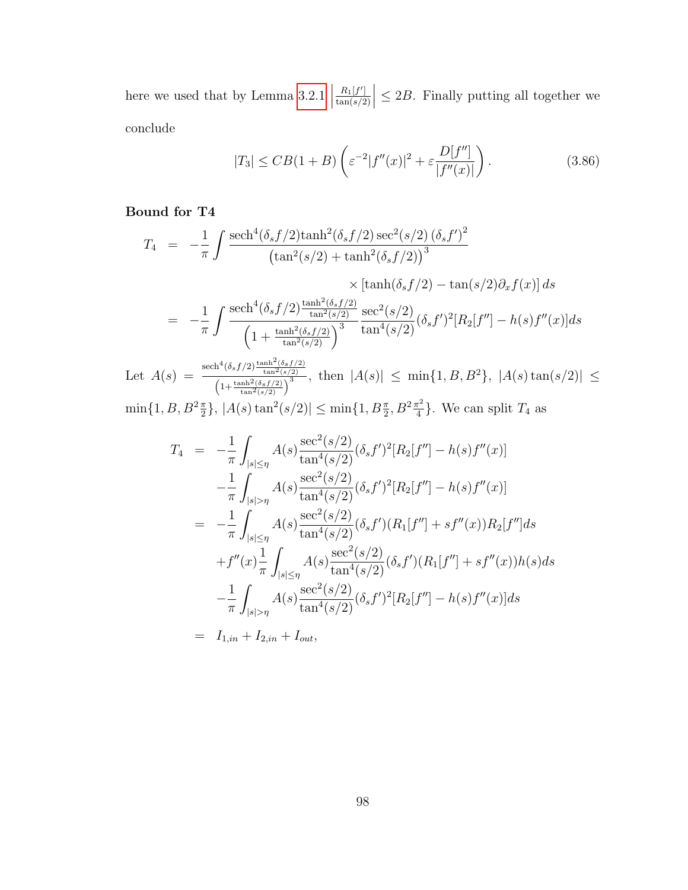here we used that by Lemma 3.2.1 $\left|\frac{R_1[f']}{\tan(s/2)}\right| \leq 2B$. Finally putting all together we conclude

$$|T_3| \leq CB(1+B)\left(\varepsilon^{-2}|f''(x)|^2 + \varepsilon \frac{D[f'']}{|f''(x)|}\right). \tag{3.86}$$

**Bound for T4**

$$\begin{aligned}
T_4 &= -\frac{1}{\pi}\int \frac{\operatorname{sech}^4(\delta_s f/2)\tanh^2(\delta_s f/2)\sec^2(s/2)\,(\delta_s f')^2}{\left(\tan^2(s/2)+\tanh^2(\delta_s f/2)\right)^3} \\
&\qquad\qquad\qquad\qquad \times\left[\tanh(\delta_s f/2) - \tan(s/2)\partial_x f(x)\right]ds \\
&= -\frac{1}{\pi}\int \frac{\operatorname{sech}^4(\delta_s f/2)\frac{\tanh^2(\delta_s f/2)}{\tan^2(s/2)}}{\left(1+\frac{\tanh^2(\delta_s f/2)}{\tan^2(s/2)}\right)^3}\frac{\sec^2(s/2)}{\tan^4(s/2)}(\delta_s f')^2[R_2[f''] - h(s)f''(x)]ds
\end{aligned}$$

Let $A(s) = \frac{\operatorname{sech}^4(\delta_s f/2)\frac{\tanh^2(\delta_s f/2)}{\tan^2(s/2)}}{\left(1+\frac{\tanh^2(\delta_s f/2)}{\tan^2(s/2)}\right)^3}$, then $|A(s)| \leq \min\{1, B, B^2\}$, $|A(s)\tan(s/2)| \leq \min\{1, B, B^2\frac{\pi}{2}\}$, $|A(s)\tan^2(s/2)| \leq \min\{1, B\frac{\pi}{2}, B^2\frac{\pi^2}{4}\}$. We can split $T_4$ as

$$\begin{aligned}
T_4 &= -\frac{1}{\pi}\int_{|s|\leq\eta} A(s)\frac{\sec^2(s/2)}{\tan^4(s/2)}(\delta_s f')^2[R_2[f''] - h(s)f''(x)] \\
&\quad -\frac{1}{\pi}\int_{|s|>\eta} A(s)\frac{\sec^2(s/2)}{\tan^4(s/2)}(\delta_s f')^2[R_2[f''] - h(s)f''(x)] \\
&= -\frac{1}{\pi}\int_{|s|\leq\eta} A(s)\frac{\sec^2(s/2)}{\tan^4(s/2)}(\delta_s f')(R_1[f''] + sf''(x))R_2[f'']ds \\
&\quad + f''(x)\frac{1}{\pi}\int_{|s|\leq\eta} A(s)\frac{\sec^2(s/2)}{\tan^4(s/2)}(\delta_s f')(R_1[f''] + sf''(x))h(s)ds \\
&\quad -\frac{1}{\pi}\int_{|s|>\eta} A(s)\frac{\sec^2(s/2)}{\tan^4(s/2)}(\delta_s f')^2[R_2[f''] - h(s)f''(x)]ds \\
&= I_{1,in} + I_{2,in} + I_{out},
\end{aligned}$$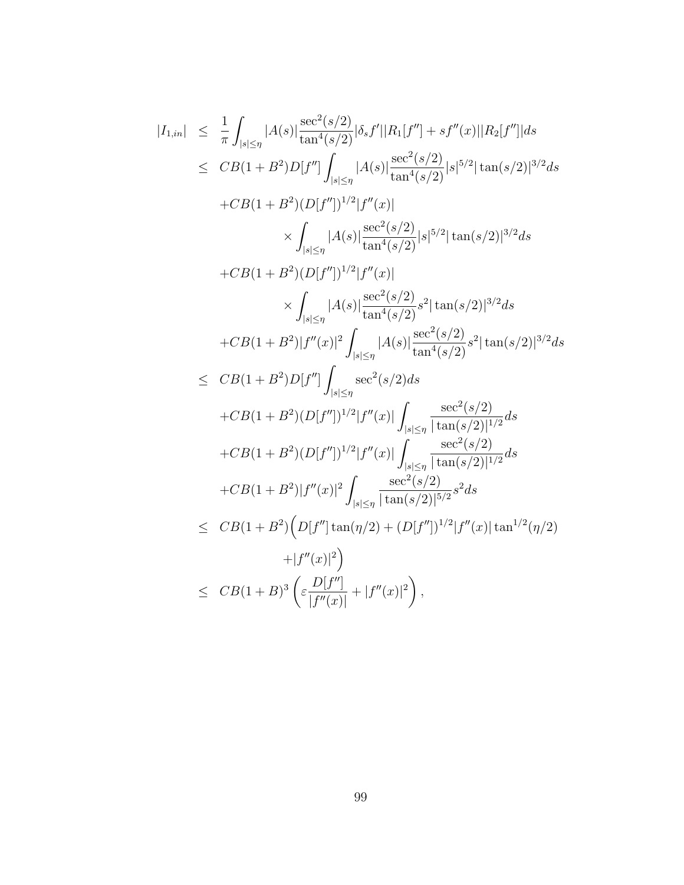$$
\begin{aligned}
|I_{1,in}| &\leq \frac{1}{\pi}\int_{|s|\leq\eta} |A(s)|\frac{\sec^2(s/2)}{\tan^4(s/2)}|\delta_s f'||R_1[f''] + sf''(x)||R_2[f'']|ds \\
&\leq CB(1+B^2)D[f'']\int_{|s|\leq\eta} |A(s)|\frac{\sec^2(s/2)}{\tan^4(s/2)}|s|^{5/2}|\tan(s/2)|^{3/2}ds \\
&\quad +CB(1+B^2)(D[f''])^{1/2}|f''(x)| \\
&\qquad\qquad \times\int_{|s|\leq\eta} |A(s)|\frac{\sec^2(s/2)}{\tan^4(s/2)}|s|^{5/2}|\tan(s/2)|^{3/2}ds \\
&\quad +CB(1+B^2)(D[f''])^{1/2}|f''(x)| \\
&\qquad\qquad \times\int_{|s|\leq\eta} |A(s)|\frac{\sec^2(s/2)}{\tan^4(s/2)}s^2|\tan(s/2)|^{3/2}ds \\
&\quad +CB(1+B^2)|f''(x)|^2\int_{|s|\leq\eta} |A(s)|\frac{\sec^2(s/2)}{\tan^4(s/2)}s^2|\tan(s/2)|^{3/2}ds \\
&\leq CB(1+B^2)D[f'']\int_{|s|\leq\eta} \sec^2(s/2)ds \\
&\quad +CB(1+B^2)(D[f''])^{1/2}|f''(x)|\int_{|s|\leq\eta} \frac{\sec^2(s/2)}{|\tan(s/2)|^{1/2}}ds \\
&\quad +CB(1+B^2)(D[f''])^{1/2}|f''(x)|\int_{|s|\leq\eta} \frac{\sec^2(s/2)}{|\tan(s/2)|^{1/2}}ds \\
&\quad +CB(1+B^2)|f''(x)|^2\int_{|s|\leq\eta} \frac{\sec^2(s/2)}{|\tan(s/2)|^{5/2}}s^2ds \\
&\leq CB(1+B^2)\Big(D[f'']\tan(\eta/2) + (D[f''])^{1/2}|f''(x)|\tan^{1/2}(\eta/2) \\
&\qquad\qquad +|f''(x)|^2\Big) \\
&\leq CB(1+B)^3\left(\varepsilon\frac{D[f'']}{|f''(x)|} + |f''(x)|^2\right),
\end{aligned}
$$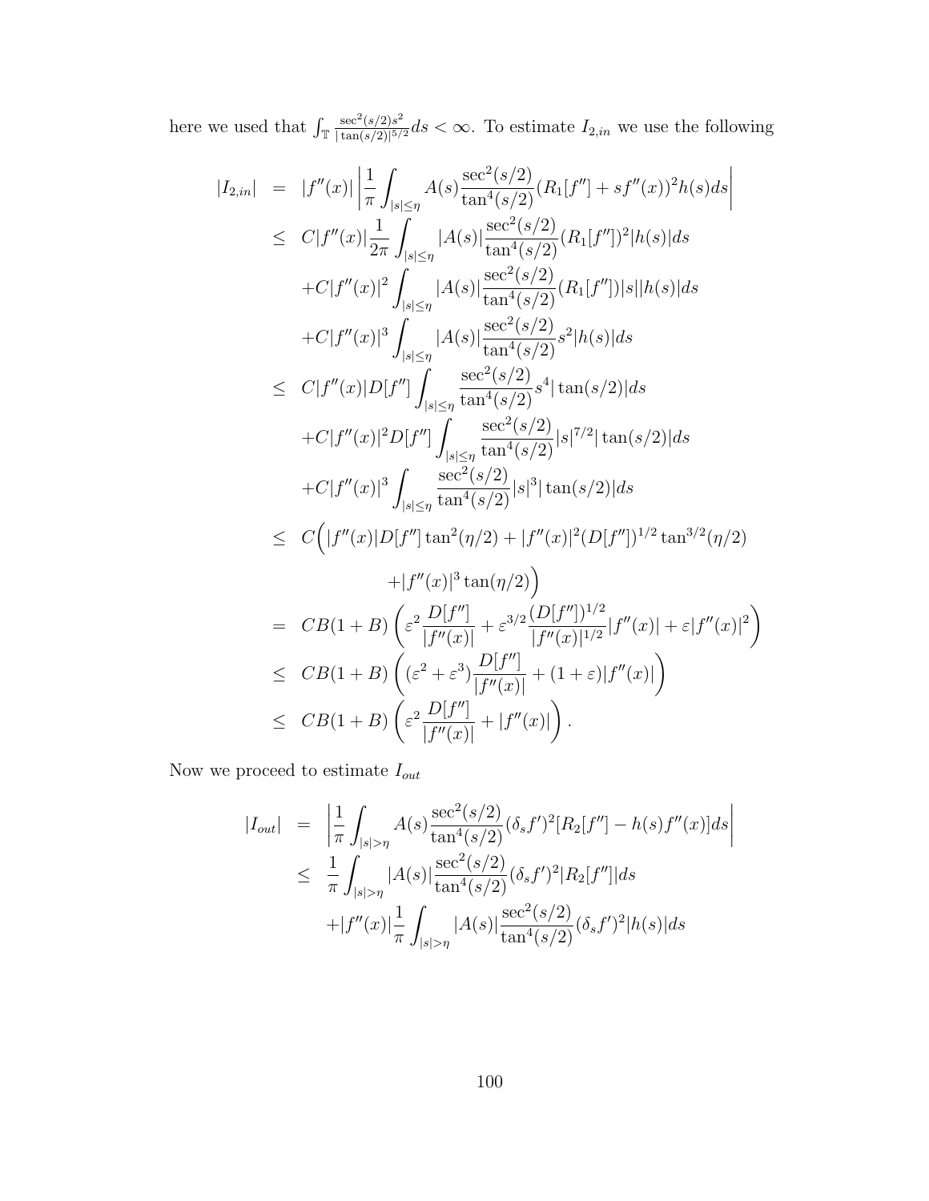here we used that $\int_{\mathbb{T}} \frac{\sec^2(s/2)s^2}{|\tan(s/2)|^{5/2}}ds < \infty$. To estimate $I_{2,in}$ we use the following

$$
\begin{aligned}
|I_{2,in}| &= |f''(x)| \left| \frac{1}{\pi} \int_{|s|\leq\eta} A(s) \frac{\sec^2(s/2)}{\tan^4(s/2)} (R_1[f''] + sf''(x))^2 h(s) ds \right| \\
&\leq C|f''(x)| \frac{1}{2\pi} \int_{|s|\leq\eta} |A(s)| \frac{\sec^2(s/2)}{\tan^4(s/2)} (R_1[f''])^2 |h(s)| ds \\
&\quad + C|f''(x)|^2 \int_{|s|\leq\eta} |A(s)| \frac{\sec^2(s/2)}{\tan^4(s/2)} (R_1[f''])|s||h(s)| ds \\
&\quad + C|f''(x)|^3 \int_{|s|\leq\eta} |A(s)| \frac{\sec^2(s/2)}{\tan^4(s/2)} s^2 |h(s)| ds \\
&\leq C|f''(x)| D[f''] \int_{|s|\leq\eta} \frac{\sec^2(s/2)}{\tan^4(s/2)} s^4 |\tan(s/2)| ds \\
&\quad + C|f''(x)|^2 D[f''] \int_{|s|\leq\eta} \frac{\sec^2(s/2)}{\tan^4(s/2)} |s|^{7/2} |\tan(s/2)| ds \\
&\quad + C|f''(x)|^3 \int_{|s|\leq\eta} \frac{\sec^2(s/2)}{\tan^4(s/2)} |s|^3 |\tan(s/2)| ds \\
&\leq C\Big( |f''(x)| D[f''] \tan^2(\eta/2) + |f''(x)|^2 (D[f''])^{1/2} \tan^{3/2}(\eta/2) \\
&\qquad + |f''(x)|^3 \tan(\eta/2) \Big) \\
&= CB(1+B) \left( \varepsilon^2 \frac{D[f'']}{|f''(x)|} + \varepsilon^{3/2} \frac{(D[f''])^{1/2}}{|f''(x)|^{1/2}} |f''(x)| + \varepsilon |f''(x)|^2 \right) \\
&\leq CB(1+B) \left( (\varepsilon^2 + \varepsilon^3) \frac{D[f'']}{|f''(x)|} + (1+\varepsilon)|f''(x)| \right) \\
&\leq CB(1+B) \left( \varepsilon^2 \frac{D[f'']}{|f''(x)|} + |f''(x)| \right).
\end{aligned}
$$

Now we proceed to estimate $I_{out}$

$$
\begin{aligned}
|I_{out}| &= \left| \frac{1}{\pi} \int_{|s|>\eta} A(s) \frac{\sec^2(s/2)}{\tan^4(s/2)} (\delta_s f')^2 [R_2[f''] - h(s) f''(x)] ds \right| \\
&\leq \frac{1}{\pi} \int_{|s|>\eta} |A(s)| \frac{\sec^2(s/2)}{\tan^4(s/2)} (\delta_s f')^2 |R_2[f'']| ds \\
&\quad + |f''(x)| \frac{1}{\pi} \int_{|s|>\eta} |A(s)| \frac{\sec^2(s/2)}{\tan^4(s/2)} (\delta_s f')^2 |h(s)| ds
\end{aligned}
$$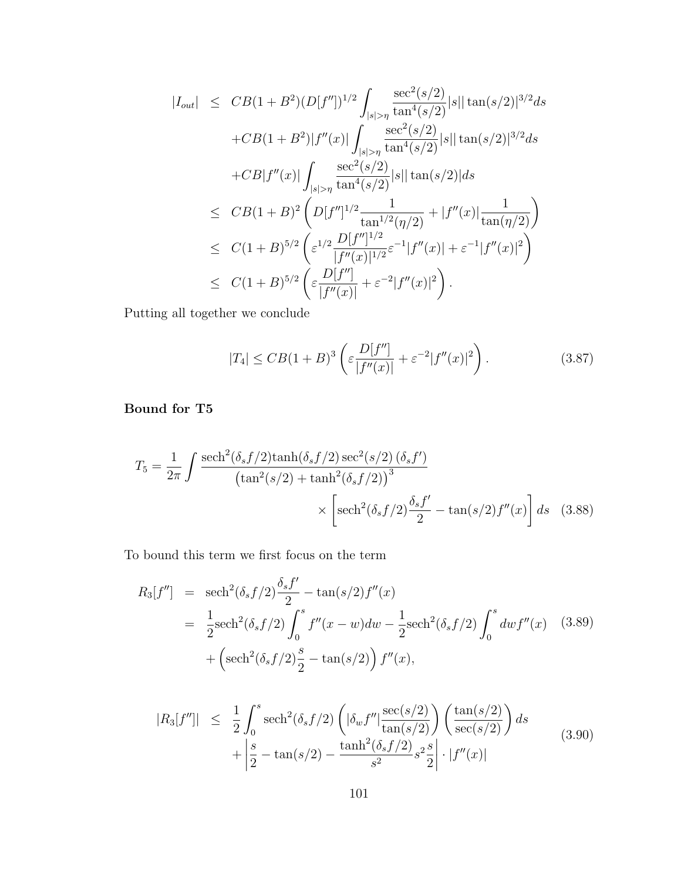$$
\begin{aligned}
|I_{out}| &\leq CB(1+B^2)(D[f''])^{1/2}\int_{|s|>\eta}\frac{\sec^2(s/2)}{\tan^4(s/2)}|s||\tan(s/2)|^{3/2}ds \\
&\quad + CB(1+B^2)|f''(x)|\int_{|s|>\eta}\frac{\sec^2(s/2)}{\tan^4(s/2)}|s||\tan(s/2)|^{3/2}ds \\
&\quad + CB|f''(x)|\int_{|s|>\eta}\frac{\sec^2(s/2)}{\tan^4(s/2)}|s||\tan(s/2)|ds \\
&\leq CB(1+B)^2\left(D[f'']^{1/2}\frac{1}{\tan^{1/2}(\eta/2)}+|f''(x)|\frac{1}{\tan(\eta/2)}\right) \\
&\leq C(1+B)^{5/2}\left(\varepsilon^{1/2}\frac{D[f'']^{1/2}}{|f''(x)|^{1/2}}\varepsilon^{-1}|f''(x)|+\varepsilon^{-1}|f''(x)|^2\right) \\
&\leq C(1+B)^{5/2}\left(\varepsilon\frac{D[f'']}{|f''(x)|}+\varepsilon^{-2}|f''(x)|^2\right).
\end{aligned}
$$

Putting all together we conclude

$$
|T_4| \leq CB(1+B)^3\left(\varepsilon\frac{D[f'']}{|f''(x)|}+\varepsilon^{-2}|f''(x)|^2\right). \tag{3.87}
$$

**Bound for T5**

$$
\begin{aligned}
T_5 = \frac{1}{2\pi}\int &\frac{\text{sech}^2(\delta_s f/2)\tanh(\delta_s f/2)\sec^2(s/2)\,(\delta_s f')}{\left(\tan^2(s/2)+\tanh^2(\delta_s f/2)\right)^3} \\
&\qquad\qquad\times\left[\text{sech}^2(\delta_s f/2)\frac{\delta_s f'}{2}-\tan(s/2)f''(x)\right]ds
\end{aligned} \tag{3.88}
$$

To bound this term we first focus on the term

$$
\begin{aligned}
R_3[f''] &= \text{sech}^2(\delta_s f/2)\frac{\delta_s f'}{2}-\tan(s/2)f''(x) \\
&= \frac{1}{2}\text{sech}^2(\delta_s f/2)\int_0^s f''(x-w)dw-\frac{1}{2}\text{sech}^2(\delta_s f/2)\int_0^s dw f''(x) \\
&\quad+\left(\text{sech}^2(\delta_s f/2)\frac{s}{2}-\tan(s/2)\right)f''(x),
\end{aligned} \tag{3.89}
$$

$$
\begin{aligned}
|R_3[f'']| &\leq \frac{1}{2}\int_0^s \text{sech}^2(\delta_s f/2)\left(|\delta_w f''|\frac{\sec(s/2)}{\tan(s/2)}\right)\left(\frac{\tan(s/2)}{\sec(s/2)}\right)ds \\
&\quad+\left|\frac{s}{2}-\tan(s/2)-\frac{\tanh^2(\delta_s f/2)}{s^2}s^2\frac{s}{2}\right|\cdot|f''(x)|
\end{aligned} \tag{3.90}
$$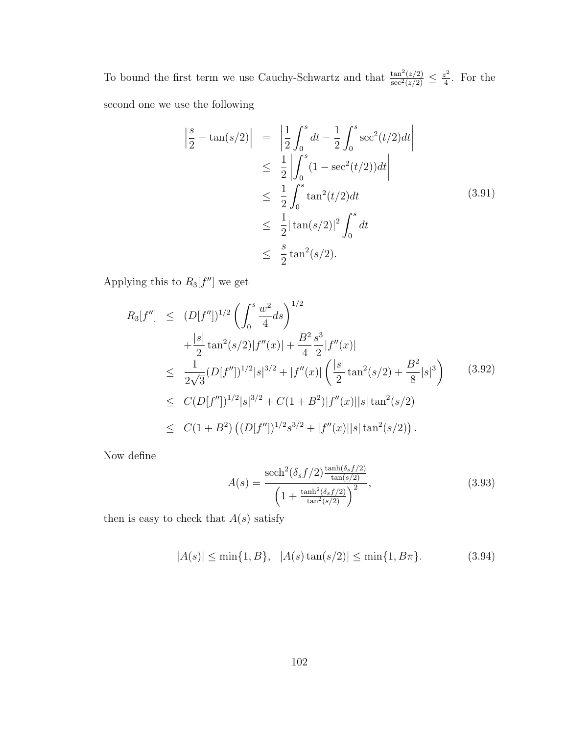To bound the first term we use Cauchy-Schwartz and that $\frac{\tan^2(z/2)}{\sec^2(z/2)} \leq \frac{z^2}{4}$. For the second one we use the following

$$
\begin{aligned}
\left|\frac{s}{2} - \tan(s/2)\right| &= \left|\frac{1}{2}\int_0^s dt - \frac{1}{2}\int_0^s \sec^2(t/2)dt\right| \\
&\leq \frac{1}{2}\left|\int_0^s (1 - \sec^2(t/2))dt\right| \\
&\leq \frac{1}{2}\int_0^s \tan^2(t/2)dt \\
&\leq \frac{1}{2}|\tan(s/2)|^2 \int_0^s dt \\
&\leq \frac{s}{2}\tan^2(s/2).
\end{aligned}
\tag{3.91}
$$

Applying this to $R_3[f'']$ we get

$$
\begin{aligned}
R_3[f''] &\leq (D[f''])^{1/2}\left(\int_0^s \frac{w^2}{4}ds\right)^{1/2} \\
&\quad + \frac{|s|}{2}\tan^2(s/2)|f''(x)| + \frac{B^2}{4}\frac{s^3}{2}|f''(x)| \\
&\leq \frac{1}{2\sqrt{3}}(D[f''])^{1/2}|s|^{3/2} + |f''(x)|\left(\frac{|s|}{2}\tan^2(s/2) + \frac{B^2}{8}|s|^3\right) \\
&\leq C(D[f''])^{1/2}|s|^{3/2} + C(1+B^2)|f''(x)||s|\tan^2(s/2) \\
&\leq C(1+B^2)\left((D[f''])^{1/2}s^{3/2} + |f''(x)||s|\tan^2(s/2)\right).
\end{aligned}
\tag{3.92}
$$

Now define

$$
A(s) = \frac{\operatorname{sech}^2(\delta_s f/2)\frac{\tanh(\delta_s f/2)}{\tan(s/2)}}{\left(1 + \frac{\tanh^2(\delta_s f/2)}{\tan^2(s/2)}\right)^2},
\tag{3.93}
$$

then is easy to check that $A(s)$ satisfy

$$
|A(s)| \leq \min\{1, B\}, \quad |A(s)\tan(s/2)| \leq \min\{1, B\pi\}.
\tag{3.94}
$$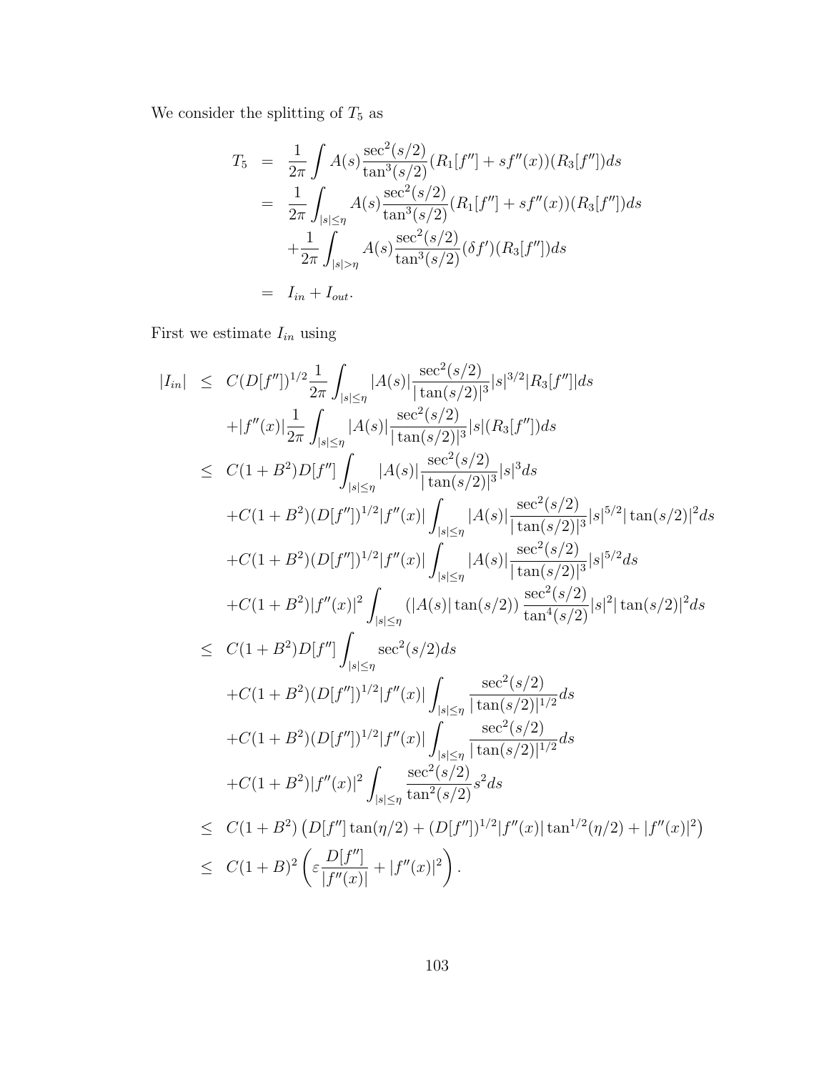We consider the splitting of $T_5$ as

$$
\begin{aligned}
T_5 &= \frac{1}{2\pi}\int A(s)\frac{\sec^2(s/2)}{\tan^3(s/2)}(R_1[f'']+sf''(x))(R_3[f''])ds \\
&= \frac{1}{2\pi}\int_{|s|\leq\eta} A(s)\frac{\sec^2(s/2)}{\tan^3(s/2)}(R_1[f'']+sf''(x))(R_3[f''])ds \\
&\quad +\frac{1}{2\pi}\int_{|s|>\eta} A(s)\frac{\sec^2(s/2)}{\tan^3(s/2)}(\delta f')(R_3[f''])ds \\
&= I_{in}+I_{out}.
\end{aligned}
$$

First we estimate $I_{in}$ using

$$
\begin{aligned}
|I_{in}| &\leq C(D[f''])^{1/2}\frac{1}{2\pi}\int_{|s|\leq\eta}|A(s)|\frac{\sec^2(s/2)}{|\tan(s/2)|^3}|s|^{3/2}|R_3[f'']|ds \\
&\quad +|f''(x)|\frac{1}{2\pi}\int_{|s|\leq\eta}|A(s)|\frac{\sec^2(s/2)}{|\tan(s/2)|^3}|s|(R_3[f''])ds \\
&\leq C(1+B^2)D[f'']\int_{|s|\leq\eta}|A(s)|\frac{\sec^2(s/2)}{|\tan(s/2)|^3}|s|^3ds \\
&\quad +C(1+B^2)(D[f''])^{1/2}|f''(x)|\int_{|s|\leq\eta}|A(s)|\frac{\sec^2(s/2)}{|\tan(s/2)|^3}|s|^{5/2}|\tan(s/2)|^2ds \\
&\quad +C(1+B^2)(D[f''])^{1/2}|f''(x)|\int_{|s|\leq\eta}|A(s)|\frac{\sec^2(s/2)}{|\tan(s/2)|^3}|s|^{5/2}ds \\
&\quad +C(1+B^2)|f''(x)|^2\int_{|s|\leq\eta}\left(|A(s)|\tan(s/2)\right)\frac{\sec^2(s/2)}{\tan^4(s/2)}|s|^2|\tan(s/2)|^2ds \\
&\leq C(1+B^2)D[f'']\int_{|s|\leq\eta}\sec^2(s/2)ds \\
&\quad +C(1+B^2)(D[f''])^{1/2}|f''(x)|\int_{|s|\leq\eta}\frac{\sec^2(s/2)}{|\tan(s/2)|^{1/2}}ds \\
&\quad +C(1+B^2)(D[f''])^{1/2}|f''(x)|\int_{|s|\leq\eta}\frac{\sec^2(s/2)}{|\tan(s/2)|^{1/2}}ds \\
&\quad +C(1+B^2)|f''(x)|^2\int_{|s|\leq\eta}\frac{\sec^2(s/2)}{\tan^2(s/2)}s^2ds \\
&\leq C(1+B^2)\left(D[f'']\tan(\eta/2)+(D[f''])^{1/2}|f''(x)|\tan^{1/2}(\eta/2)+|f''(x)|^2\right) \\
&\leq C(1+B)^2\left(\varepsilon\frac{D[f'']}{|f''(x)|}+|f''(x)|^2\right).
\end{aligned}
$$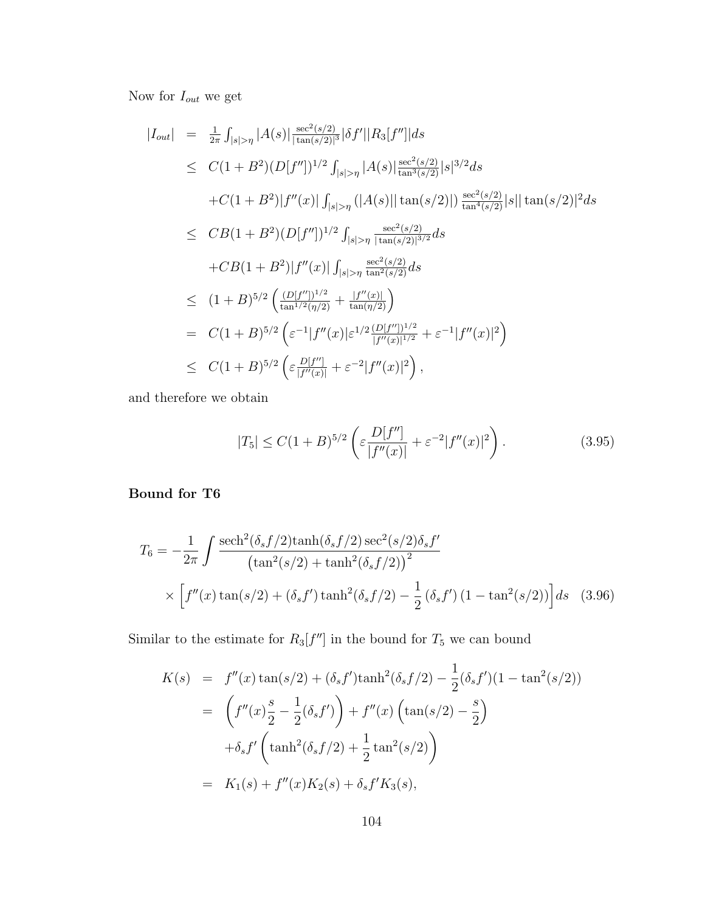Now for $I_{out}$ we get

$$
\begin{aligned}
|I_{out}| &= \tfrac{1}{2\pi}\int_{|s|>\eta}|A(s)|\tfrac{\sec^2(s/2)}{|\tan(s/2)|^3}|\delta f'||R_3[f'']|ds \\
&\le C(1+B^2)(D[f''])^{1/2}\int_{|s|>\eta}|A(s)|\tfrac{\sec^2(s/2)}{\tan^3(s/2)}|s|^{3/2}ds \\
&\quad + C(1+B^2)|f''(x)|\int_{|s|>\eta}\left(|A(s)||\tan(s/2)|\right)\tfrac{\sec^2(s/2)}{\tan^4(s/2)}|s||\tan(s/2)|^2ds \\
&\le CB(1+B^2)(D[f''])^{1/2}\int_{|s|>\eta}\tfrac{\sec^2(s/2)}{|\tan(s/2)|^{3/2}}ds \\
&\quad + CB(1+B^2)|f''(x)|\int_{|s|>\eta}\tfrac{\sec^2(s/2)}{\tan^2(s/2)}ds \\
&\le (1+B)^{5/2}\left(\tfrac{(D[f''])^{1/2}}{\tan^{1/2}(\eta/2)}+\tfrac{|f''(x)|}{\tan(\eta/2)}\right) \\
&= C(1+B)^{5/2}\left(\varepsilon^{-1}|f''(x)|\varepsilon^{1/2}\tfrac{(D[f''])^{1/2}}{|f''(x)|^{1/2}}+\varepsilon^{-1}|f''(x)|^2\right) \\
&\le C(1+B)^{5/2}\left(\varepsilon\tfrac{D[f'']}{|f''(x)|}+\varepsilon^{-2}|f''(x)|^2\right),
\end{aligned}
$$

and therefore we obtain

$$
|T_5| \le C(1+B)^{5/2}\left(\varepsilon\frac{D[f'']}{|f''(x)|}+\varepsilon^{-2}|f''(x)|^2\right). \tag{3.95}
$$

**Bound for T6**

$$
\begin{aligned}
T_6 = -\frac{1}{2\pi}\int &\frac{\operatorname{sech}^2(\delta_s f/2)\tanh(\delta_s f/2)\sec^2(s/2)\delta_s f'}{\left(\tan^2(s/2)+\tanh^2(\delta_s f/2)\right)^2} \\
&\times\left[f''(x)\tan(s/2)+(\delta_s f')\tanh^2(\delta_s f/2)-\frac{1}{2}\left(\delta_s f'\right)\left(1-\tan^2(s/2)\right)\right]ds \qquad (3.96)
\end{aligned}
$$

Similar to the estimate for $R_3[f'']$ in the bound for $T_5$ we can bound

$$
\begin{aligned}
K(s) &= f''(x)\tan(s/2)+(\delta_s f')\tanh^2(\delta_s f/2)-\frac{1}{2}(\delta_s f')(1-\tan^2(s/2)) \\
&= \left(f''(x)\frac{s}{2}-\frac{1}{2}(\delta_s f')\right)+f''(x)\left(\tan(s/2)-\frac{s}{2}\right) \\
&\quad +\delta_s f'\left(\tanh^2(\delta_s f/2)+\frac{1}{2}\tan^2(s/2)\right) \\
&= K_1(s)+f''(x)K_2(s)+\delta_s f' K_3(s),
\end{aligned}
$$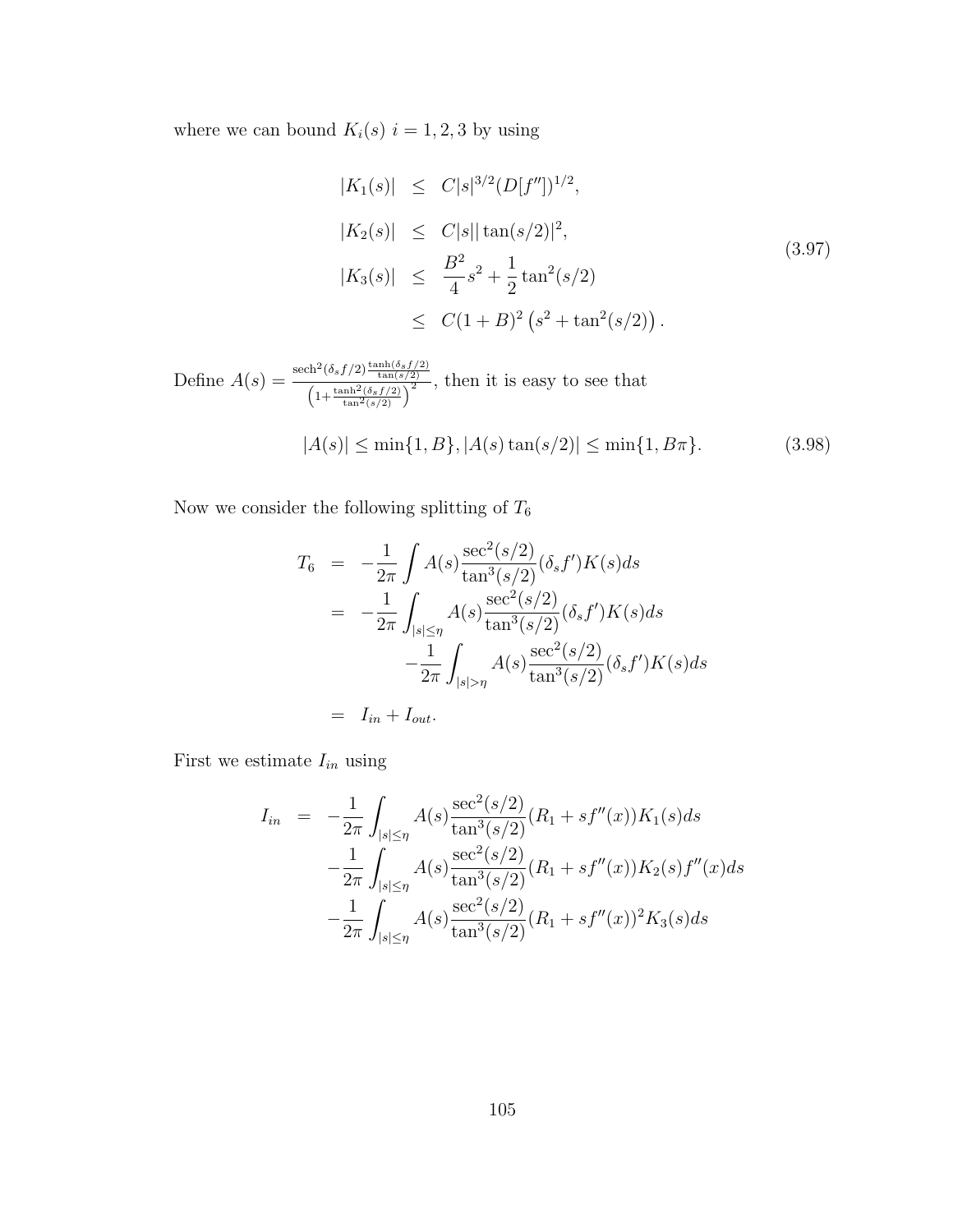where we can bound $K_i(s)$ $i = 1, 2, 3$ by using

$$
\begin{aligned}
|K_1(s)| &\leq C|s|^{3/2}(D[f''])^{1/2}, \\
|K_2(s)| &\leq C|s||\tan(s/2)|^2, \\
|K_3(s)| &\leq \frac{B^2}{4}s^2 + \frac{1}{2}\tan^2(s/2) \\
&\leq C(1+B)^2\left(s^2 + \tan^2(s/2)\right).
\end{aligned}
\tag{3.97}
$$

Define $A(s) = \frac{\operatorname{sech}^2(\delta_s f/2)\frac{\tanh(\delta_s f/2)}{\tan(s/2)}}{\left(1+\frac{\tanh^2(\delta_s f/2)}{\tan^2(s/2)}\right)^2}$, then it is easy to see that

$$
|A(s)| \leq \min\{1, B\}, |A(s)\tan(s/2)| \leq \min\{1, B\pi\}. \tag{3.98}
$$

Now we consider the following splitting of $T_6$

$$
\begin{aligned}
T_6 &= -\frac{1}{2\pi}\int A(s)\frac{\sec^2(s/2)}{\tan^3(s/2)}(\delta_s f')K(s)ds \\
&= -\frac{1}{2\pi}\int_{|s|\leq\eta} A(s)\frac{\sec^2(s/2)}{\tan^3(s/2)}(\delta_s f')K(s)ds \\
&\qquad -\frac{1}{2\pi}\int_{|s|>\eta} A(s)\frac{\sec^2(s/2)}{\tan^3(s/2)}(\delta_s f')K(s)ds \\
&= I_{in} + I_{out}.
\end{aligned}
$$

First we estimate $I_{in}$ using

$$
\begin{aligned}
I_{in} &= -\frac{1}{2\pi}\int_{|s|\leq\eta} A(s)\frac{\sec^2(s/2)}{\tan^3(s/2)}(R_1 + sf''(x))K_1(s)ds \\
&\quad -\frac{1}{2\pi}\int_{|s|\leq\eta} A(s)\frac{\sec^2(s/2)}{\tan^3(s/2)}(R_1 + sf''(x))K_2(s)f''(x)ds \\
&\quad -\frac{1}{2\pi}\int_{|s|\leq\eta} A(s)\frac{\sec^2(s/2)}{\tan^3(s/2)}(R_1 + sf''(x))^2K_3(s)ds
\end{aligned}
$$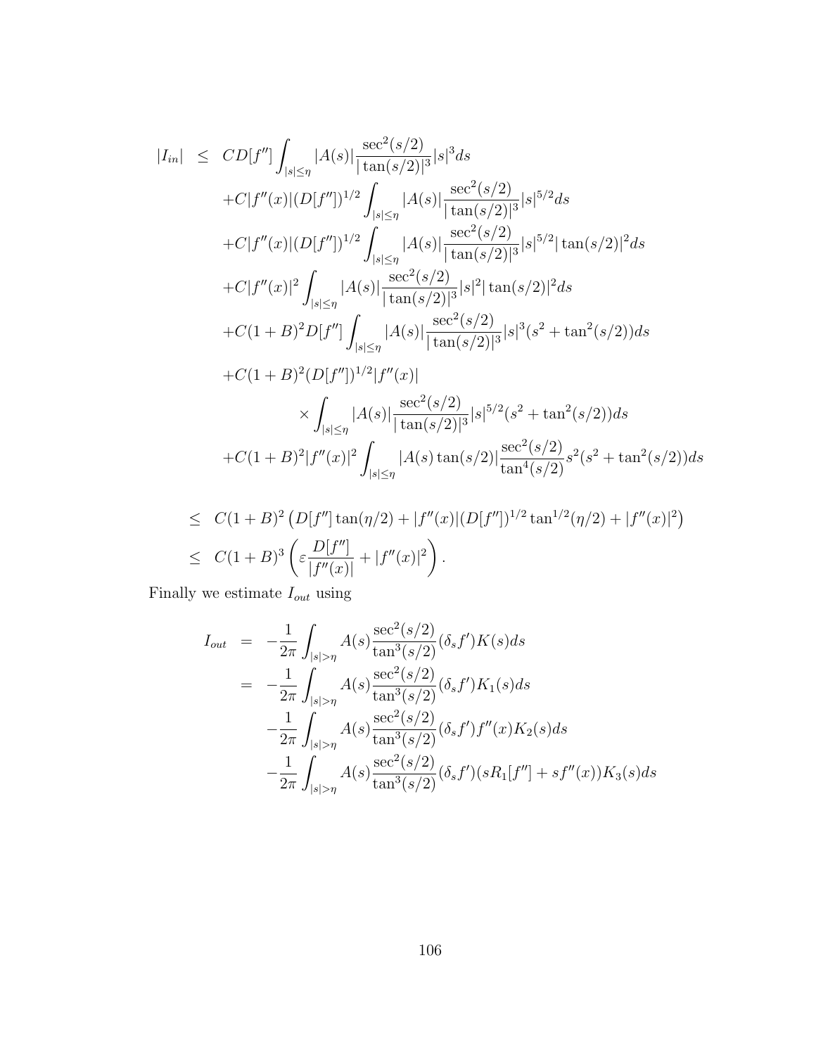$$
\begin{aligned}
|I_{in}| \;\le\; & CD[f''] \int_{|s|\le\eta} |A(s)| \frac{\sec^2(s/2)}{|\tan(s/2)|^3} |s|^3 ds \\
& + C|f''(x)|(D[f''])^{1/2} \int_{|s|\le\eta} |A(s)| \frac{\sec^2(s/2)}{|\tan(s/2)|^3} |s|^{5/2} ds \\
& + C|f''(x)|(D[f''])^{1/2} \int_{|s|\le\eta} |A(s)| \frac{\sec^2(s/2)}{|\tan(s/2)|^3} |s|^{5/2} |\tan(s/2)|^2 ds \\
& + C|f''(x)|^2 \int_{|s|\le\eta} |A(s)| \frac{\sec^2(s/2)}{|\tan(s/2)|^3} |s|^2 |\tan(s/2)|^2 ds \\
& + C(1+B)^2 D[f''] \int_{|s|\le\eta} |A(s)| \frac{\sec^2(s/2)}{|\tan(s/2)|^3} |s|^3 (s^2 + \tan^2(s/2)) ds \\
& + C(1+B)^2 (D[f''])^{1/2} |f''(x)| \\
& \qquad \times \int_{|s|\le\eta} |A(s)| \frac{\sec^2(s/2)}{|\tan(s/2)|^3} |s|^{5/2} (s^2 + \tan^2(s/2)) ds \\
& + C(1+B)^2 |f''(x)|^2 \int_{|s|\le\eta} |A(s)\tan(s/2)| \frac{\sec^2(s/2)}{\tan^4(s/2)} s^2 (s^2 + \tan^2(s/2)) ds \\
\le\; & C(1+B)^2 \left( D[f''] \tan(\eta/2) + |f''(x)|(D[f''])^{1/2} \tan^{1/2}(\eta/2) + |f''(x)|^2 \right) \\
\le\; & C(1+B)^3 \left( \varepsilon \frac{D[f'']}{|f''(x)|} + |f''(x)|^2 \right).
\end{aligned}
$$

Finally we estimate $I_{out}$ using

$$
\begin{aligned}
I_{out} \;=\; & -\frac{1}{2\pi} \int_{|s|>\eta} A(s) \frac{\sec^2(s/2)}{\tan^3(s/2)} (\delta_s f') K(s) ds \\
=\; & -\frac{1}{2\pi} \int_{|s|>\eta} A(s) \frac{\sec^2(s/2)}{\tan^3(s/2)} (\delta_s f') K_1(s) ds \\
& -\frac{1}{2\pi} \int_{|s|>\eta} A(s) \frac{\sec^2(s/2)}{\tan^3(s/2)} (\delta_s f') f''(x) K_2(s) ds \\
& -\frac{1}{2\pi} \int_{|s|>\eta} A(s) \frac{\sec^2(s/2)}{\tan^3(s/2)} (\delta_s f') (s R_1[f''] + s f''(x)) K_3(s) ds
\end{aligned}
$$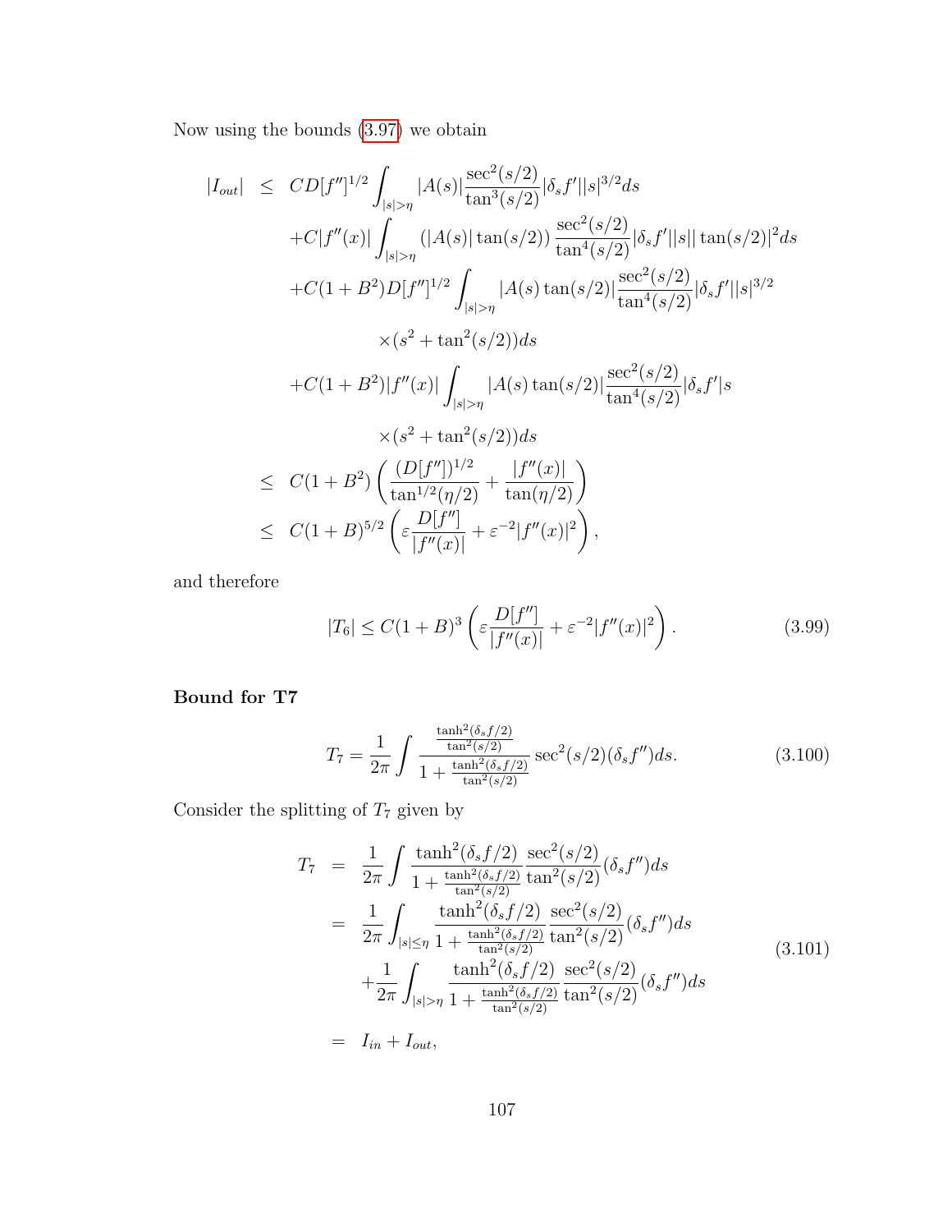Now using the bounds (3.97) we obtain

$$
\begin{aligned}
|I_{out}| &\leq CD[f'']^{1/2}\int_{|s|>\eta}|A(s)|\frac{\sec^2(s/2)}{\tan^3(s/2)}|\delta_s f'||s|^{3/2}ds \\
&\quad +C|f''(x)|\int_{|s|>\eta}(|A(s)|\tan(s/2))\frac{\sec^2(s/2)}{\tan^4(s/2)}|\delta_s f'||s||\tan(s/2)|^2 ds \\
&\quad +C(1+B^2)D[f'']^{1/2}\int_{|s|>\eta}|A(s)\tan(s/2)|\frac{\sec^2(s/2)}{\tan^4(s/2)}|\delta_s f'||s|^{3/2} \\
&\qquad \times(s^2+\tan^2(s/2))ds \\
&\quad +C(1+B^2)|f''(x)|\int_{|s|>\eta}|A(s)\tan(s/2)|\frac{\sec^2(s/2)}{\tan^4(s/2)}|\delta_s f'|s \\
&\qquad \times(s^2+\tan^2(s/2))ds \\
&\leq C(1+B^2)\left(\frac{(D[f''])^{1/2}}{\tan^{1/2}(\eta/2)}+\frac{|f''(x)|}{\tan(\eta/2)}\right) \\
&\leq C(1+B)^{5/2}\left(\varepsilon\frac{D[f'']}{|f''(x)|}+\varepsilon^{-2}|f''(x)|^2\right),
\end{aligned}
$$

and therefore

$$
|T_6| \leq C(1+B)^3\left(\varepsilon\frac{D[f'']}{|f''(x)|}+\varepsilon^{-2}|f''(x)|^2\right). \tag{3.99}
$$

**Bound for T7**

$$
T_7 = \frac{1}{2\pi}\int\frac{\frac{\tanh^2(\delta_s f/2)}{\tan^2(s/2)}}{1+\frac{\tanh^2(\delta_s f/2)}{\tan^2(s/2)}}\sec^2(s/2)(\delta_s f'')ds. \tag{3.100}
$$

Consider the splitting of $T_7$ given by

$$
\begin{aligned}
T_7 &= \frac{1}{2\pi}\int\frac{\tanh^2(\delta_s f/2)}{1+\frac{\tanh^2(\delta_s f/2)}{\tan^2(s/2)}}\frac{\sec^2(s/2)}{\tan^2(s/2)}(\delta_s f'')ds \\
&= \frac{1}{2\pi}\int_{|s|\leq\eta}\frac{\tanh^2(\delta_s f/2)}{1+\frac{\tanh^2(\delta_s f/2)}{\tan^2(s/2)}}\frac{\sec^2(s/2)}{\tan^2(s/2)}(\delta_s f'')ds \\
&\quad +\frac{1}{2\pi}\int_{|s|>\eta}\frac{\tanh^2(\delta_s f/2)}{1+\frac{\tanh^2(\delta_s f/2)}{\tan^2(s/2)}}\frac{\sec^2(s/2)}{\tan^2(s/2)}(\delta_s f'')ds \\
&= I_{in}+I_{out},
\end{aligned} \tag{3.101}
$$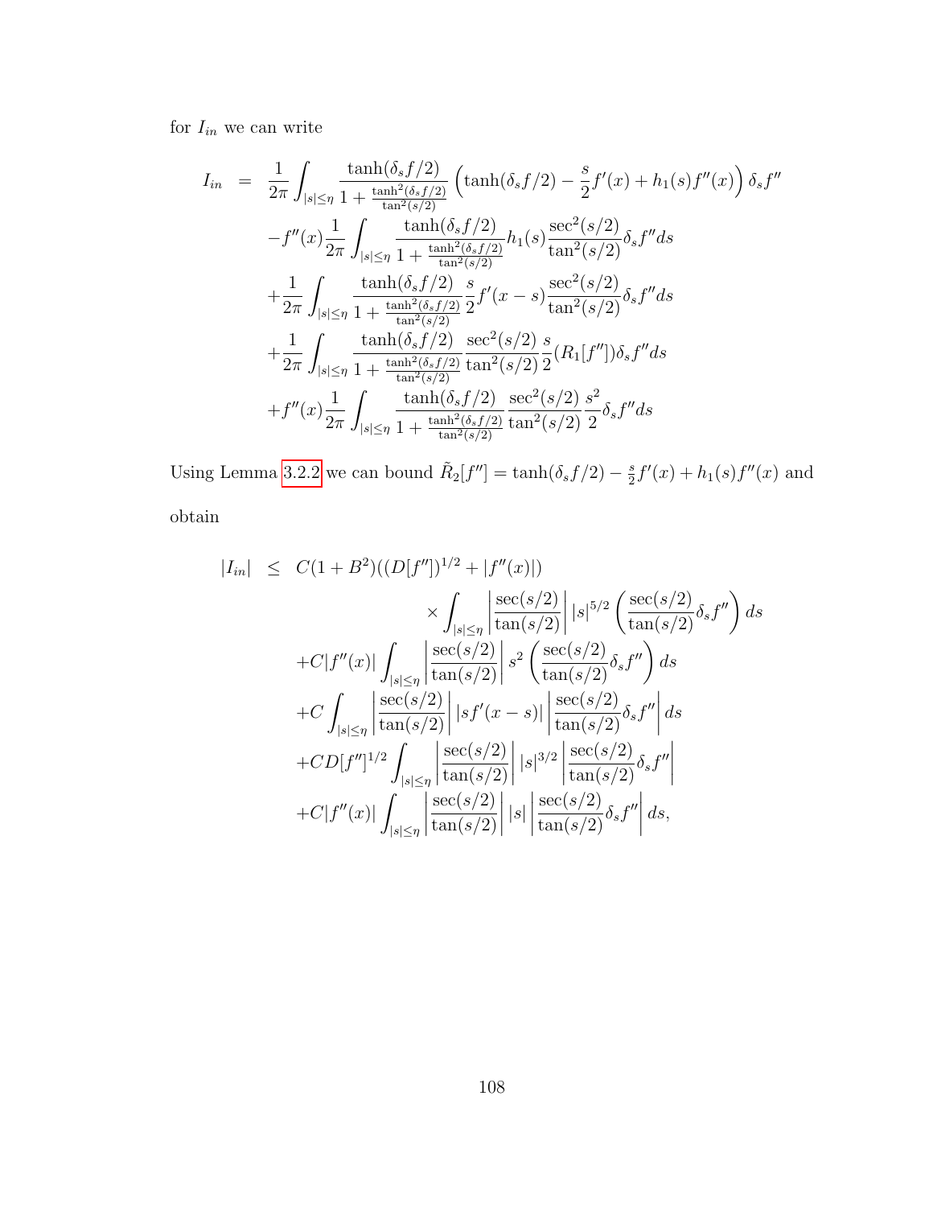for $I_{in}$ we can write

$$
\begin{aligned}
I_{in} &= \frac{1}{2\pi}\int_{|s|\leq\eta}\frac{\tanh(\delta_s f/2)}{1+\frac{\tanh^2(\delta_s f/2)}{\tan^2(s/2)}}\left(\tanh(\delta_s f/2)-\frac{s}{2}f'(x)+h_1(s)f''(x)\right)\delta_s f'' \\
&\quad -f''(x)\frac{1}{2\pi}\int_{|s|\leq\eta}\frac{\tanh(\delta_s f/2)}{1+\frac{\tanh^2(\delta_s f/2)}{\tan^2(s/2)}}h_1(s)\frac{\sec^2(s/2)}{\tan^2(s/2)}\delta_s f'' ds \\
&\quad +\frac{1}{2\pi}\int_{|s|\leq\eta}\frac{\tanh(\delta_s f/2)}{1+\frac{\tanh^2(\delta_s f/2)}{\tan^2(s/2)}}\frac{s}{2}f'(x-s)\frac{\sec^2(s/2)}{\tan^2(s/2)}\delta_s f'' ds \\
&\quad +\frac{1}{2\pi}\int_{|s|\leq\eta}\frac{\tanh(\delta_s f/2)}{1+\frac{\tanh^2(\delta_s f/2)}{\tan^2(s/2)}}\frac{\sec^2(s/2)}{\tan^2(s/2)}\frac{s}{2}(R_1[f''])\delta_s f'' ds \\
&\quad +f''(x)\frac{1}{2\pi}\int_{|s|\leq\eta}\frac{\tanh(\delta_s f/2)}{1+\frac{\tanh^2(\delta_s f/2)}{\tan^2(s/2)}}\frac{\sec^2(s/2)}{\tan^2(s/2)}\frac{s^2}{2}\delta_s f'' ds
\end{aligned}
$$

Using Lemma 3.2.2 we can bound $\tilde{R}_2[f''] = \tanh(\delta_s f/2) - \frac{s}{2}f'(x) + h_1(s)f''(x)$ and obtain

$$
\begin{aligned}
|I_{in}| &\leq C(1+B^2)((D[f''])^{1/2}+|f''(x)|) \\
&\qquad\qquad \times\int_{|s|\leq\eta}\left|\frac{\sec(s/2)}{\tan(s/2)}\right||s|^{5/2}\left(\frac{\sec(s/2)}{\tan(s/2)}\delta_s f''\right)ds \\
&\quad +C|f''(x)|\int_{|s|\leq\eta}\left|\frac{\sec(s/2)}{\tan(s/2)}\right|s^2\left(\frac{\sec(s/2)}{\tan(s/2)}\delta_s f''\right)ds \\
&\quad +C\int_{|s|\leq\eta}\left|\frac{\sec(s/2)}{\tan(s/2)}\right||sf'(x-s)|\left|\frac{\sec(s/2)}{\tan(s/2)}\delta_s f''\right|ds \\
&\quad +CD[f'']^{1/2}\int_{|s|\leq\eta}\left|\frac{\sec(s/2)}{\tan(s/2)}\right||s|^{3/2}\left|\frac{\sec(s/2)}{\tan(s/2)}\delta_s f''\right| \\
&\quad +C|f''(x)|\int_{|s|\leq\eta}\left|\frac{\sec(s/2)}{\tan(s/2)}\right||s|\left|\frac{\sec(s/2)}{\tan(s/2)}\delta_s f''\right|ds,
\end{aligned}
$$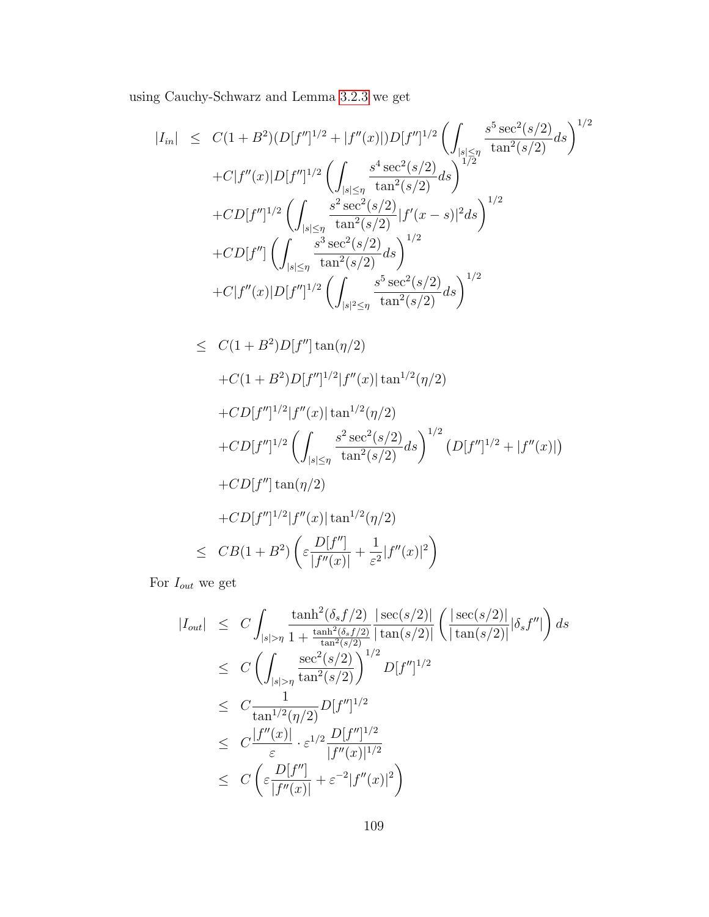using Cauchy-Schwarz and Lemma 3.2.3 we get

$$
\begin{aligned}
|I_{in}| \;\leq\;& C(1+B^2)(D[f'']^{1/2}+|f''(x)|)D[f'']^{1/2}\left(\int_{|s|\leq\eta}\frac{s^5\sec^2(s/2)}{\tan^2(s/2)}ds\right)^{1/2}\\
&+C|f''(x)|D[f'']^{1/2}\left(\int_{|s|\leq\eta}\frac{s^4\sec^2(s/2)}{\tan^2(s/2)}ds\right)^{1/2}\\
&+CD[f'']^{1/2}\left(\int_{|s|\leq\eta}\frac{s^2\sec^2(s/2)}{\tan^2(s/2)}|f'(x-s)|^2ds\right)^{1/2}\\
&+CD[f'']\left(\int_{|s|\leq\eta}\frac{s^3\sec^2(s/2)}{\tan^2(s/2)}ds\right)^{1/2}\\
&+C|f''(x)|D[f'']^{1/2}\left(\int_{|s|^2\leq\eta}\frac{s^5\sec^2(s/2)}{\tan^2(s/2)}ds\right)^{1/2}\\
\\
\leq\;& C(1+B^2)D[f'']\tan(\eta/2)\\
&+C(1+B^2)D[f'']^{1/2}|f''(x)|\tan^{1/2}(\eta/2)\\
&+CD[f'']^{1/2}|f''(x)|\tan^{1/2}(\eta/2)\\
&+CD[f'']^{1/2}\left(\int_{|s|\leq\eta}\frac{s^2\sec^2(s/2)}{\tan^2(s/2)}ds\right)^{1/2}\left(D[f'']^{1/2}+|f''(x)|\right)\\
&+CD[f'']\tan(\eta/2)\\
&+CD[f'']^{1/2}|f''(x)|\tan^{1/2}(\eta/2)\\
\leq\;& CB(1+B^2)\left(\varepsilon\frac{D[f'']}{|f''(x)|}+\frac{1}{\varepsilon^2}|f''(x)|^2\right)
\end{aligned}
$$

For $I_{out}$ we get

$$
\begin{aligned}
|I_{out}| \;\leq\;& C\int_{|s|>\eta}\frac{\tanh^2(\delta_s f/2)}{1+\frac{\tanh^2(\delta_s f/2)}{\tan^2(s/2)}}\frac{|\sec(s/2)|}{|\tan(s/2)|}\left(\frac{|\sec(s/2)|}{|\tan(s/2)|}|\delta_s f''|\right)ds\\
\leq\;& C\left(\int_{|s|>\eta}\frac{\sec^2(s/2)}{\tan^2(s/2)}\right)^{1/2}D[f'']^{1/2}\\
\leq\;& C\frac{1}{\tan^{1/2}(\eta/2)}D[f'']^{1/2}\\
\leq\;& C\frac{|f''(x)|}{\varepsilon}\cdot\varepsilon^{1/2}\frac{D[f'']^{1/2}}{|f''(x)|^{1/2}}\\
\leq\;& C\left(\varepsilon\frac{D[f'']}{|f''(x)|}+\varepsilon^{-2}|f''(x)|^2\right)
\end{aligned}
$$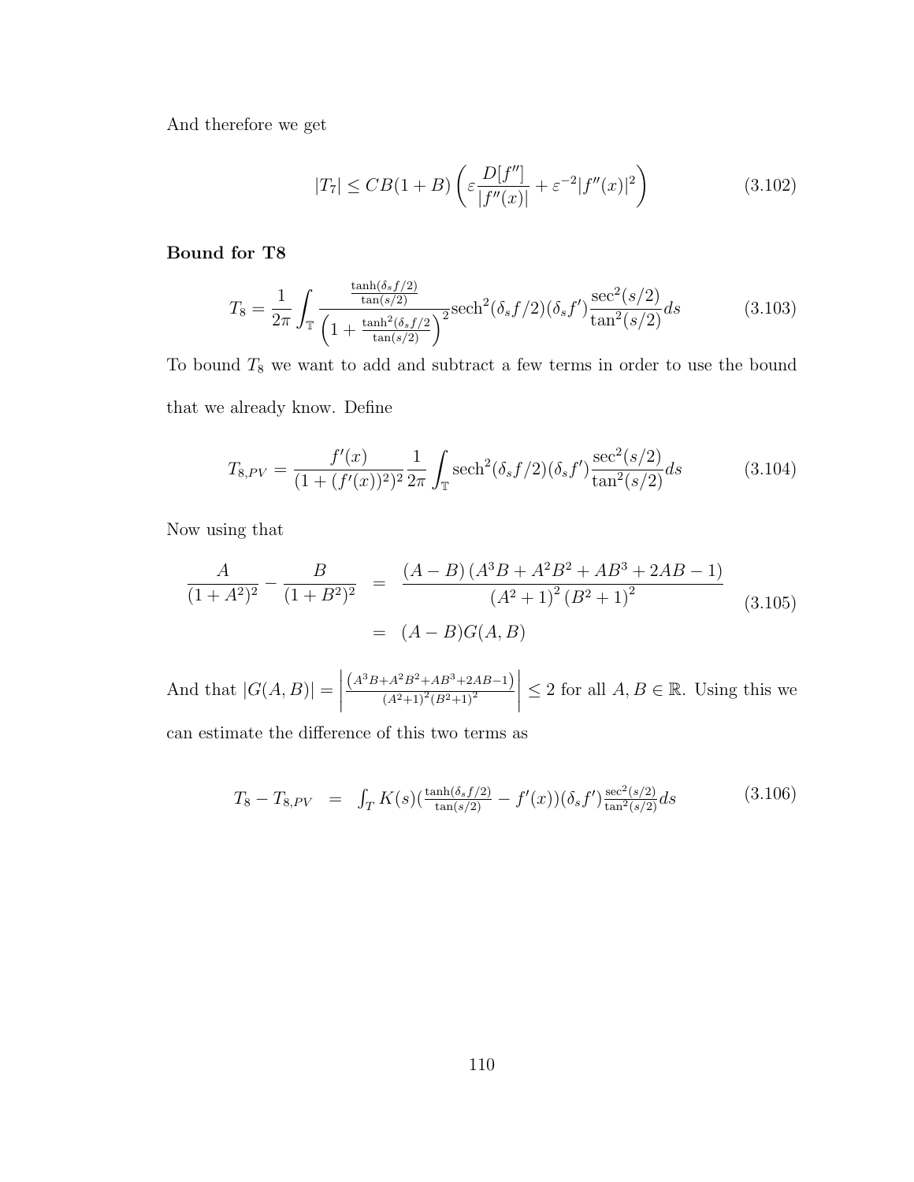And therefore we get

$$|T_7| \leq CB(1+B)\left(\varepsilon \frac{D[f'']}{|f''(x)|} + \varepsilon^{-2}|f''(x)|^2\right) \tag{3.102}$$

**Bound for T8**

$$T_8 = \frac{1}{2\pi}\int_{\mathbb{T}} \frac{\frac{\tanh(\delta_s f/2)}{\tan(s/2)}}{\left(1+\frac{\tanh^2(\delta_s f/2}{\tan(s/2)}\right)^2} \text{sech}^2(\delta_s f/2)(\delta_s f') \frac{\sec^2(s/2)}{\tan^2(s/2)} ds \tag{3.103}$$

To bound $T_8$ we want to add and subtract a few terms in order to use the bound that we already know. Define

$$T_{8,PV} = \frac{f'(x)}{(1+(f'(x))^2)^2}\frac{1}{2\pi}\int_{\mathbb{T}} \text{sech}^2(\delta_s f/2)(\delta_s f') \frac{\sec^2(s/2)}{\tan^2(s/2)} ds \tag{3.104}$$

Now using that

$$\begin{aligned} \frac{A}{(1+A^2)^2} - \frac{B}{(1+B^2)^2} &= \frac{(A-B)\left(A^3B + A^2B^2 + AB^3 + 2AB - 1\right)}{\left(A^2+1\right)^2\left(B^2+1\right)^2} \\ &= (A-B)G(A,B) \end{aligned} \tag{3.105}$$

And that $|G(A,B)| = \left|\frac{\left(A^3B+A^2B^2+AB^3+2AB-1\right)}{\left(A^2+1\right)^2\left(B^2+1\right)^2}\right| \leq 2$ for all $A, B \in \mathbb{R}$. Using this we can estimate the difference of this two terms as

$$T_8 - T_{8,PV} = \int_T K(s)\left(\frac{\tanh(\delta_s f/2)}{\tan(s/2)} - f'(x)\right)(\delta_s f')\frac{\sec^2(s/2)}{\tan^2(s/2)} ds \tag{3.106}$$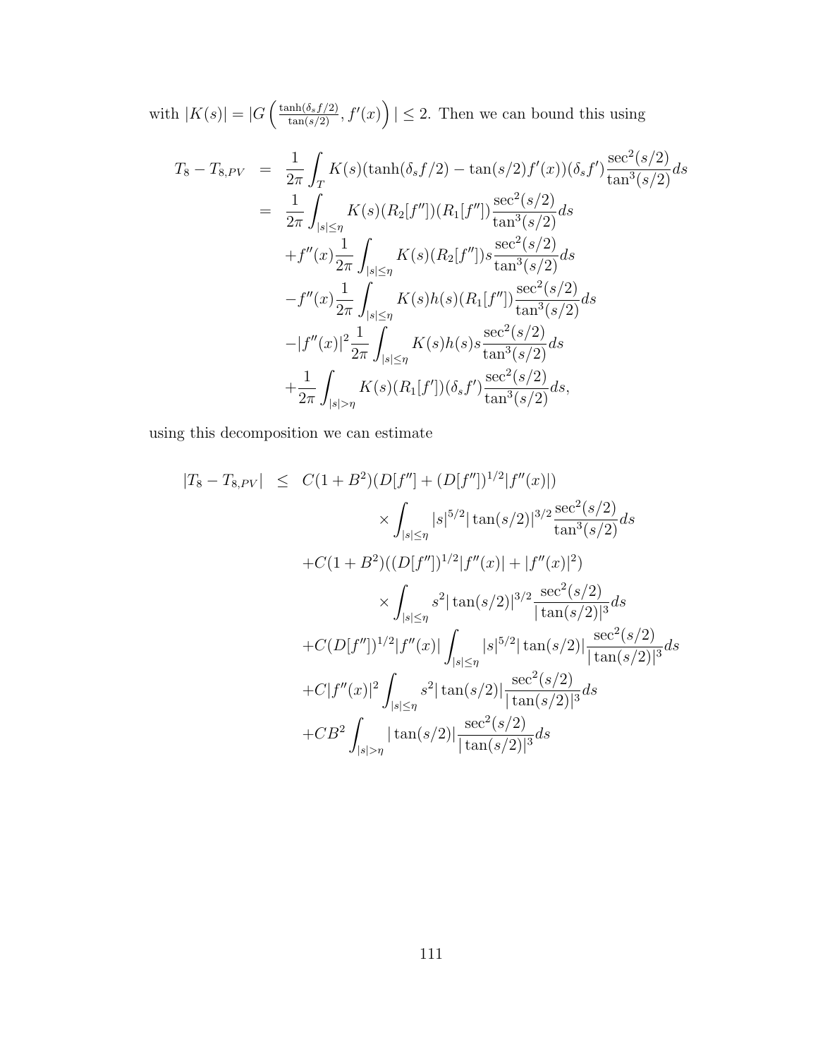with $|K(s)| = |G\left(\frac{\tanh(\delta_s f/2)}{\tan(s/2)}, f'(x)\right)| \leq 2$. Then we can bound this using

$$
\begin{aligned}
T_8 - T_{8,PV} &= \frac{1}{2\pi}\int_T K(s)(\tanh(\delta_s f/2) - \tan(s/2)f'(x))(\delta_s f')\frac{\sec^2(s/2)}{\tan^3(s/2)}ds \\
&= \frac{1}{2\pi}\int_{|s|\leq\eta} K(s)(R_2[f''])(R_1[f''])\frac{\sec^2(s/2)}{\tan^3(s/2)}ds \\
&\quad + f''(x)\frac{1}{2\pi}\int_{|s|\leq\eta} K(s)(R_2[f''])s\frac{\sec^2(s/2)}{\tan^3(s/2)}ds \\
&\quad - f''(x)\frac{1}{2\pi}\int_{|s|\leq\eta} K(s)h(s)(R_1[f''])\frac{\sec^2(s/2)}{\tan^3(s/2)}ds \\
&\quad - |f''(x)|^2\frac{1}{2\pi}\int_{|s|\leq\eta} K(s)h(s)s\frac{\sec^2(s/2)}{\tan^3(s/2)}ds \\
&\quad + \frac{1}{2\pi}\int_{|s|>\eta} K(s)(R_1[f'])(\delta_s f')\frac{\sec^2(s/2)}{\tan^3(s/2)}ds,
\end{aligned}
$$

using this decomposition we can estimate

$$
\begin{aligned}
|T_8 - T_{8,PV}| &\leq C(1+B^2)(D[f''] + (D[f''])^{1/2}|f''(x)|) \\
&\qquad\qquad \times \int_{|s|\leq\eta} |s|^{5/2}|\tan(s/2)|^{3/2}\frac{\sec^2(s/2)}{\tan^3(s/2)}ds \\
&\quad + C(1+B^2)((D[f''])^{1/2}|f''(x)| + |f''(x)|^2) \\
&\qquad\qquad \times \int_{|s|\leq\eta} s^2|\tan(s/2)|^{3/2}\frac{\sec^2(s/2)}{|\tan(s/2)|^3}ds \\
&\quad + C(D[f''])^{1/2}|f''(x)|\int_{|s|\leq\eta} |s|^{5/2}|\tan(s/2)|\frac{\sec^2(s/2)}{|\tan(s/2)|^3}ds \\
&\quad + C|f''(x)|^2\int_{|s|\leq\eta} s^2|\tan(s/2)|\frac{\sec^2(s/2)}{|\tan(s/2)|^3}ds \\
&\quad + CB^2\int_{|s|>\eta} |\tan(s/2)|\frac{\sec^2(s/2)}{|\tan(s/2)|^3}ds
\end{aligned}
$$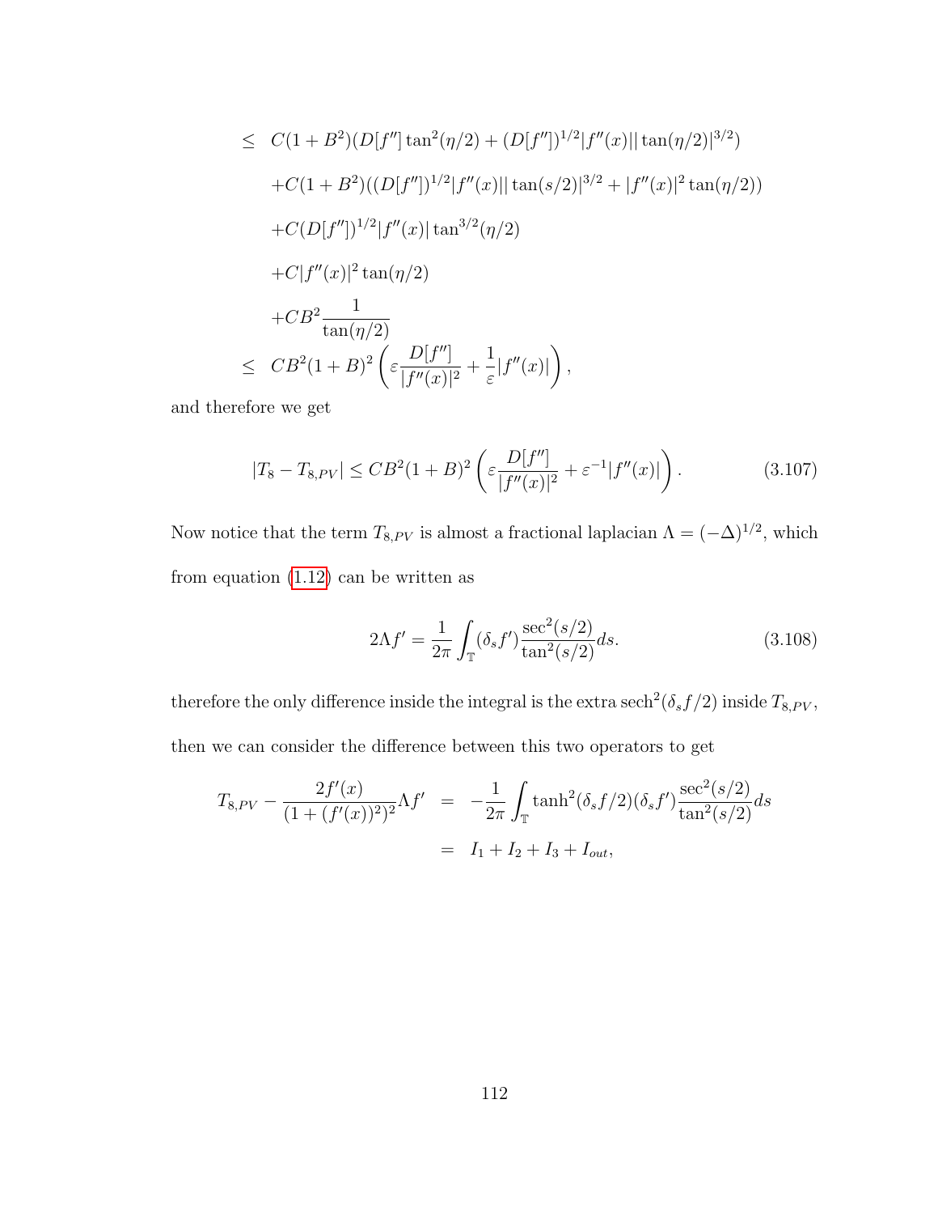$$
\begin{aligned}
&\leq \; C(1+B^2)(D[f'']\tan^2(\eta/2) + (D[f''])^{1/2}|f''(x)||\tan(\eta/2)|^{3/2}) \\
&\quad + C(1+B^2)((D[f''])^{1/2}|f''(x)||\tan(s/2)|^{3/2} + |f''(x)|^2\tan(\eta/2)) \\
&\quad + C(D[f''])^{1/2}|f''(x)|\tan^{3/2}(\eta/2) \\
&\quad + C|f''(x)|^2\tan(\eta/2) \\
&\quad + CB^2\frac{1}{\tan(\eta/2)} \\
&\leq \; CB^2(1+B)^2\left(\varepsilon\frac{D[f'']}{|f''(x)|^2} + \frac{1}{\varepsilon}|f''(x)|\right),
\end{aligned}
$$

and therefore we get

$$
|T_8 - T_{8,PV}| \leq CB^2(1+B)^2\left(\varepsilon\frac{D[f'']}{|f''(x)|^2} + \varepsilon^{-1}|f''(x)|\right). \tag{3.107}
$$

Now notice that the term $T_{8,PV}$ is almost a fractional laplacian $\Lambda = (-\Delta)^{1/2}$, which from equation (1.12) can be written as

$$
2\Lambda f' = \frac{1}{2\pi}\int_{\mathbb{T}}(\delta_s f')\frac{\sec^2(s/2)}{\tan^2(s/2)}ds. \tag{3.108}
$$

therefore the only difference inside the integral is the extra $\operatorname{sech}^2(\delta_s f/2)$ inside $T_{8,PV}$, then we can consider the difference between this two operators to get

$$
\begin{aligned}
T_{8,PV} - \frac{2f'(x)}{(1+(f'(x))^2)^2}\Lambda f' &= -\frac{1}{2\pi}\int_{\mathbb{T}}\tanh^2(\delta_s f/2)(\delta_s f')\frac{\sec^2(s/2)}{\tan^2(s/2)}ds \\
&= I_1 + I_2 + I_3 + I_{out},
\end{aligned}
$$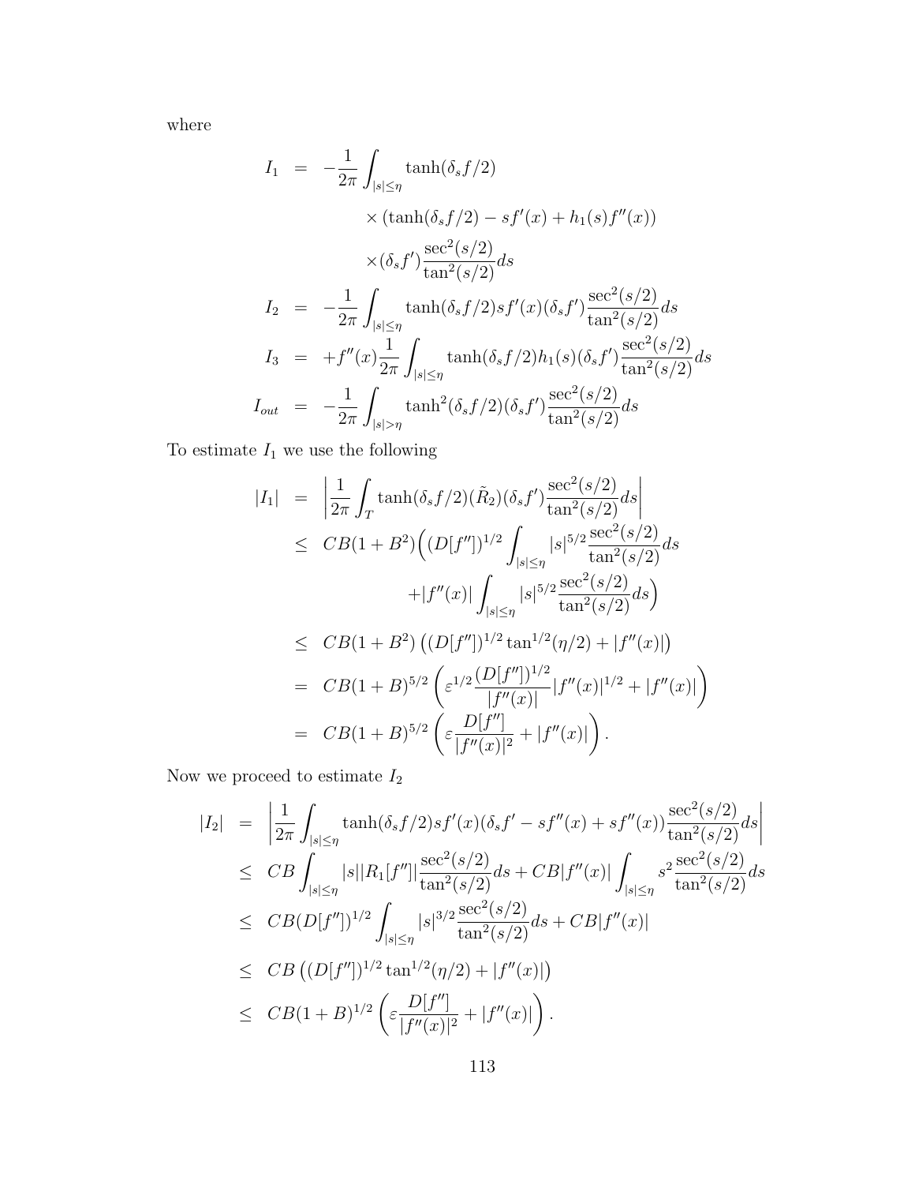where

$$
\begin{aligned}
I_1 &= -\frac{1}{2\pi}\int_{|s|\leq\eta} \tanh(\delta_s f/2) \\
&\qquad \times (\tanh(\delta_s f/2) - sf'(x) + h_1(s)f''(x)) \\
&\qquad \times (\delta_s f')\frac{\sec^2(s/2)}{\tan^2(s/2)}ds \\
I_2 &= -\frac{1}{2\pi}\int_{|s|\leq\eta} \tanh(\delta_s f/2) sf'(x)(\delta_s f')\frac{\sec^2(s/2)}{\tan^2(s/2)}ds \\
I_3 &= +f''(x)\frac{1}{2\pi}\int_{|s|\leq\eta} \tanh(\delta_s f/2)h_1(s)(\delta_s f')\frac{\sec^2(s/2)}{\tan^2(s/2)}ds \\
I_{out} &= -\frac{1}{2\pi}\int_{|s|>\eta} \tanh^2(\delta_s f/2)(\delta_s f')\frac{\sec^2(s/2)}{\tan^2(s/2)}ds
\end{aligned}
$$

To estimate $I_1$ we use the following

$$
\begin{aligned}
|I_1| &= \left|\frac{1}{2\pi}\int_T \tanh(\delta_s f/2)(\tilde{R}_2)(\delta_s f')\frac{\sec^2(s/2)}{\tan^2(s/2)}ds\right| \\
&\leq CB(1+B^2)\Big((D[f''])^{1/2}\int_{|s|\leq\eta}|s|^{5/2}\frac{\sec^2(s/2)}{\tan^2(s/2)}ds \\
&\qquad + |f''(x)|\int_{|s|\leq\eta}|s|^{5/2}\frac{\sec^2(s/2)}{\tan^2(s/2)}ds\Big) \\
&\leq CB(1+B^2)\left((D[f''])^{1/2}\tan^{1/2}(\eta/2) + |f''(x)|\right) \\
&= CB(1+B)^{5/2}\left(\varepsilon^{1/2}\frac{(D[f''])^{1/2}}{|f''(x)|}|f''(x)|^{1/2} + |f''(x)|\right) \\
&= CB(1+B)^{5/2}\left(\varepsilon\frac{D[f'']}{|f''(x)|^2} + |f''(x)|\right).
\end{aligned}
$$

Now we proceed to estimate $I_2$

$$
\begin{aligned}
|I_2| &= \left|\frac{1}{2\pi}\int_{|s|\leq\eta} \tanh(\delta_s f/2)sf'(x)(\delta_s f' - sf''(x) + sf''(x))\frac{\sec^2(s/2)}{\tan^2(s/2)}ds\right| \\
&\leq CB\int_{|s|\leq\eta}|s||R_1[f'']|\frac{\sec^2(s/2)}{\tan^2(s/2)}ds + CB|f''(x)|\int_{|s|\leq\eta}s^2\frac{\sec^2(s/2)}{\tan^2(s/2)}ds \\
&\leq CB(D[f''])^{1/2}\int_{|s|\leq\eta}|s|^{3/2}\frac{\sec^2(s/2)}{\tan^2(s/2)}ds + CB|f''(x)| \\
&\leq CB\left((D[f''])^{1/2}\tan^{1/2}(\eta/2) + |f''(x)|\right) \\
&\leq CB(1+B)^{1/2}\left(\varepsilon\frac{D[f'']}{|f''(x)|^2} + |f''(x)|\right).
\end{aligned}
$$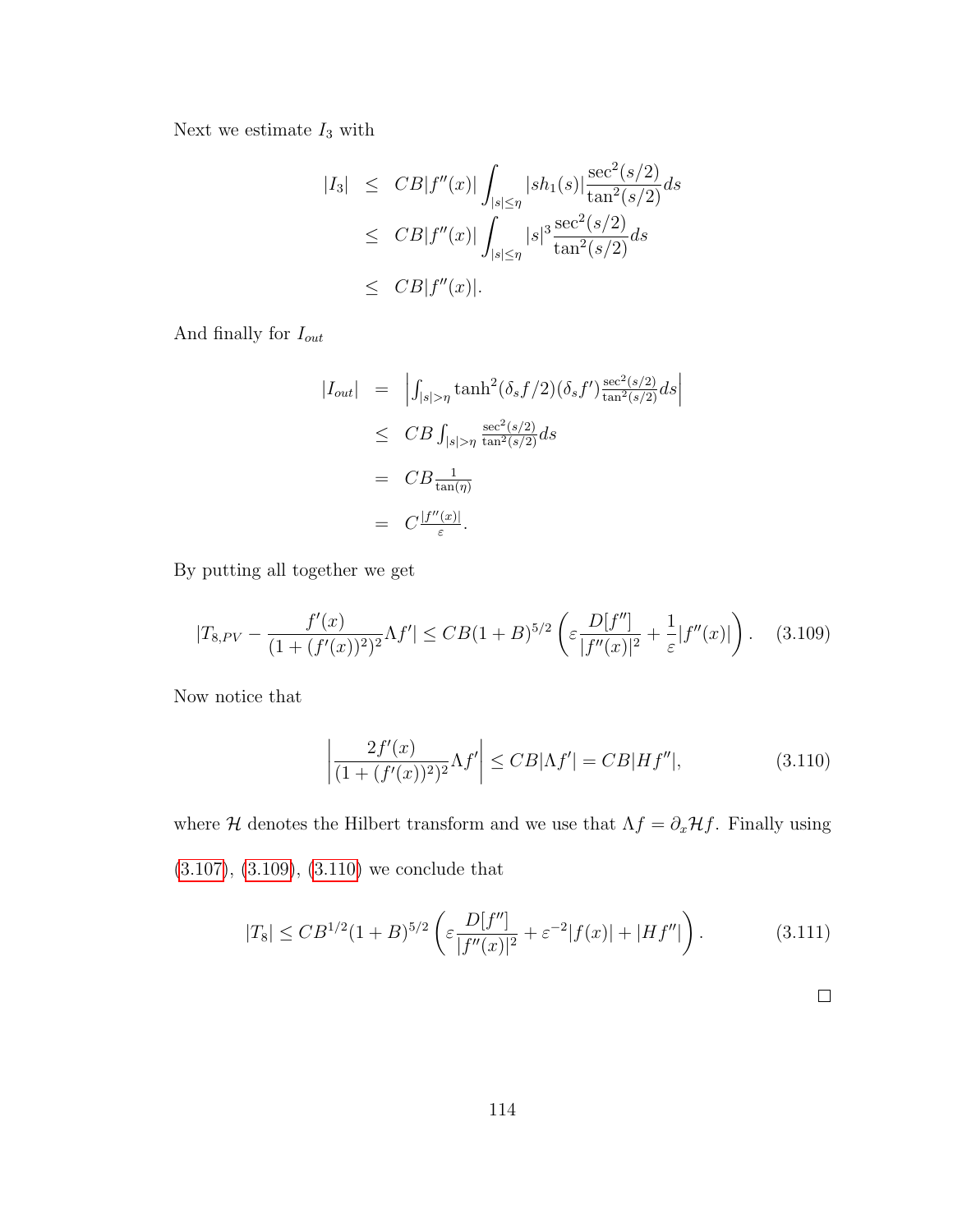Next we estimate $I_3$ with

$$
\begin{aligned}
|I_3| &\leq CB|f''(x)| \int_{|s|\leq \eta} |sh_1(s)| \frac{\sec^2(s/2)}{\tan^2(s/2)} ds \\
&\leq CB|f''(x)| \int_{|s|\leq \eta} |s|^3 \frac{\sec^2(s/2)}{\tan^2(s/2)} ds \\
&\leq CB|f''(x)|.
\end{aligned}
$$

And finally for $I_{out}$

$$
\begin{aligned}
|I_{out}| &= \left| \int_{|s|>\eta} \tanh^2(\delta_s f/2)(\delta_s f') \frac{\sec^2(s/2)}{\tan^2(s/2)} ds \right| \\
&\leq CB \int_{|s|>\eta} \frac{\sec^2(s/2)}{\tan^2(s/2)} ds \\
&= CB \frac{1}{\tan(\eta)} \\
&= C \frac{|f''(x)|}{\varepsilon}.
\end{aligned}
$$

By putting all together we get

$$
|T_{8,PV} - \frac{f'(x)}{(1+(f'(x))^2)^2} \Lambda f'| \leq CB(1+B)^{5/2} \left( \varepsilon \frac{D[f'']}{|f''(x)|^2} + \frac{1}{\varepsilon} |f''(x)| \right). \quad (3.109)
$$

Now notice that

$$
\left| \frac{2f'(x)}{(1+(f'(x))^2)^2} \Lambda f' \right| \leq CB|\Lambda f'| = CB|Hf''|, \quad (3.110)
$$

where $\mathcal{H}$ denotes the Hilbert transform and we use that $\Lambda f = \partial_x \mathcal{H} f$. Finally using (3.107), (3.109), (3.110) we conclude that

$$
|T_8| \leq CB^{1/2}(1+B)^{5/2} \left( \varepsilon \frac{D[f'']}{|f''(x)|^2} + \varepsilon^{-2} |f(x)| + |Hf''| \right). \quad (3.111)
$$

□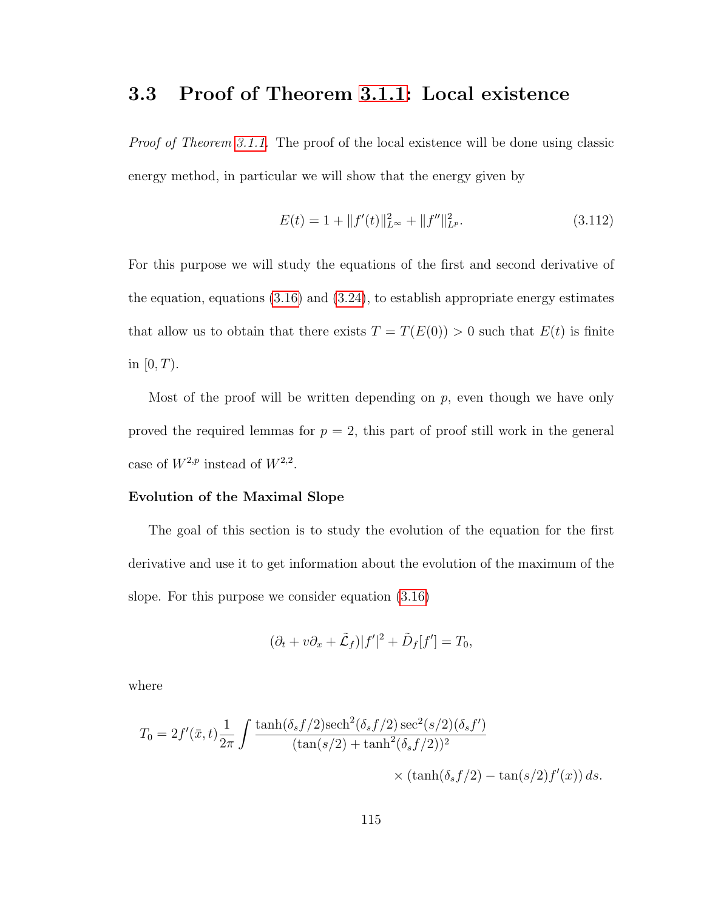## 3.3 Proof of Theorem 3.1.1: Local existence

*Proof of Theorem 3.1.1.* The proof of the local existence will be done using classic energy method, in particular we will show that the energy given by

$$E(t) = 1 + \|f'(t)\|_{L^\infty}^2 + \|f''\|_{L^p}^2. \tag{3.112}$$

For this purpose we will study the equations of the first and second derivative of the equation, equations (3.16) and (3.24), to establish appropriate energy estimates that allow us to obtain that there exists $T = T(E(0)) > 0$ such that $E(t)$ is finite in $[0, T)$.

Most of the proof will be written depending on $p$, even though we have only proved the required lemmas for $p = 2$, this part of proof still work in the general case of $W^{2,p}$ instead of $W^{2,2}$.

**Evolution of the Maximal Slope**

The goal of this section is to study the evolution of the equation for the first derivative and use it to get information about the evolution of the maximum of the slope. For this purpose we consider equation (3.16)

$$(\partial_t + v\partial_x + \tilde{\mathcal{L}}_f)|f'|^2 + \tilde{D}_f[f'] = T_0,$$

where

$$T_0 = 2f'(\bar{x}, t)\frac{1}{2\pi}\int \frac{\tanh(\delta_s f/2)\text{sech}^2(\delta_s f/2)\sec^2(s/2)(\delta_s f')}{(\tan(s/2) + \tanh^2(\delta_s f/2))^2} \times (\tanh(\delta_s f/2) - \tan(s/2)f'(x))\, ds.$$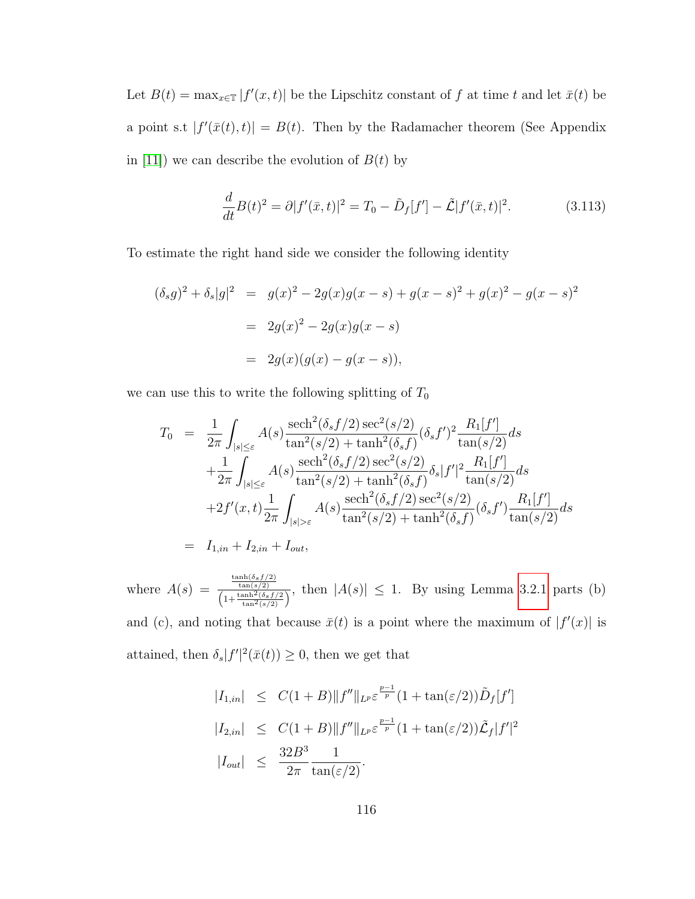Let $B(t) = \max_{x\in\mathbb{T}} |f'(x,t)|$ be the Lipschitz constant of $f$ at time $t$ and let $\bar{x}(t)$ be a point s.t $|f'(\bar{x}(t),t)| = B(t)$. Then by the Radamacher theorem (See Appendix in [11]) we can describe the evolution of $B(t)$ by

$$\frac{d}{dt}B(t)^2 = \partial|f'(\bar{x},t)|^2 = T_0 - \tilde{D}_f[f'] - \tilde{\mathcal{L}}|f'(\bar{x},t)|^2. \tag{3.113}$$

To estimate the right hand side we consider the following identity

$$\begin{aligned}
(\delta_s g)^2 + \delta_s|g|^2 &= g(x)^2 - 2g(x)g(x-s) + g(x-s)^2 + g(x)^2 - g(x-s)^2 \\
&= 2g(x)^2 - 2g(x)g(x-s) \\
&= 2g(x)(g(x) - g(x-s)),
\end{aligned}$$

we can use this to write the following splitting of $T_0$

$$\begin{aligned}
T_0 &= \frac{1}{2\pi}\int_{|s|\leq\varepsilon} A(s)\frac{\text{sech}^2(\delta_s f/2)\sec^2(s/2)}{\tan^2(s/2)+\tanh^2(\delta_s f)}(\delta_s f')^2\frac{R_1[f']}{\tan(s/2)}ds \\
&\quad + \frac{1}{2\pi}\int_{|s|\leq\varepsilon} A(s)\frac{\text{sech}^2(\delta_s f/2)\sec^2(s/2)}{\tan^2(s/2)+\tanh^2(\delta_s f)}\delta_s|f'|^2\frac{R_1[f']}{\tan(s/2)}ds \\
&\quad + 2f'(x,t)\frac{1}{2\pi}\int_{|s|>\varepsilon} A(s)\frac{\text{sech}^2(\delta_s f/2)\sec^2(s/2)}{\tan^2(s/2)+\tanh^2(\delta_s f)}(\delta_s f')\frac{R_1[f']}{\tan(s/2)}ds \\
&= I_{1,in} + I_{2,in} + I_{out},
\end{aligned}$$

where $A(s) = \frac{\frac{\tanh(\delta_s f/2)}{\tan(s/2)}}{\left(1+\frac{\tanh^2(\delta_s f/2)}{\tan^2(s/2)}\right)}$, then $|A(s)| \leq 1$. By using Lemma 3.2.1 parts (b) and (c), and noting that because $\bar{x}(t)$ is a point where the maximum of $|f'(x)|$ is attained, then $\delta_s|f'|^2(\bar{x}(t)) \geq 0$, then we get that

$$\begin{aligned}
|I_{1,in}| &\leq C(1+B)\|f''\|_{L^p}\varepsilon^{\frac{p-1}{p}}(1+\tan(\varepsilon/2))\tilde{D}_f[f'] \\
|I_{2,in}| &\leq C(1+B)\|f''\|_{L^p}\varepsilon^{\frac{p-1}{p}}(1+\tan(\varepsilon/2))\tilde{\mathcal{L}}_f|f'|^2 \\
|I_{out}| &\leq \frac{32B^3}{2\pi}\frac{1}{\tan(\varepsilon/2)}.
\end{aligned}$$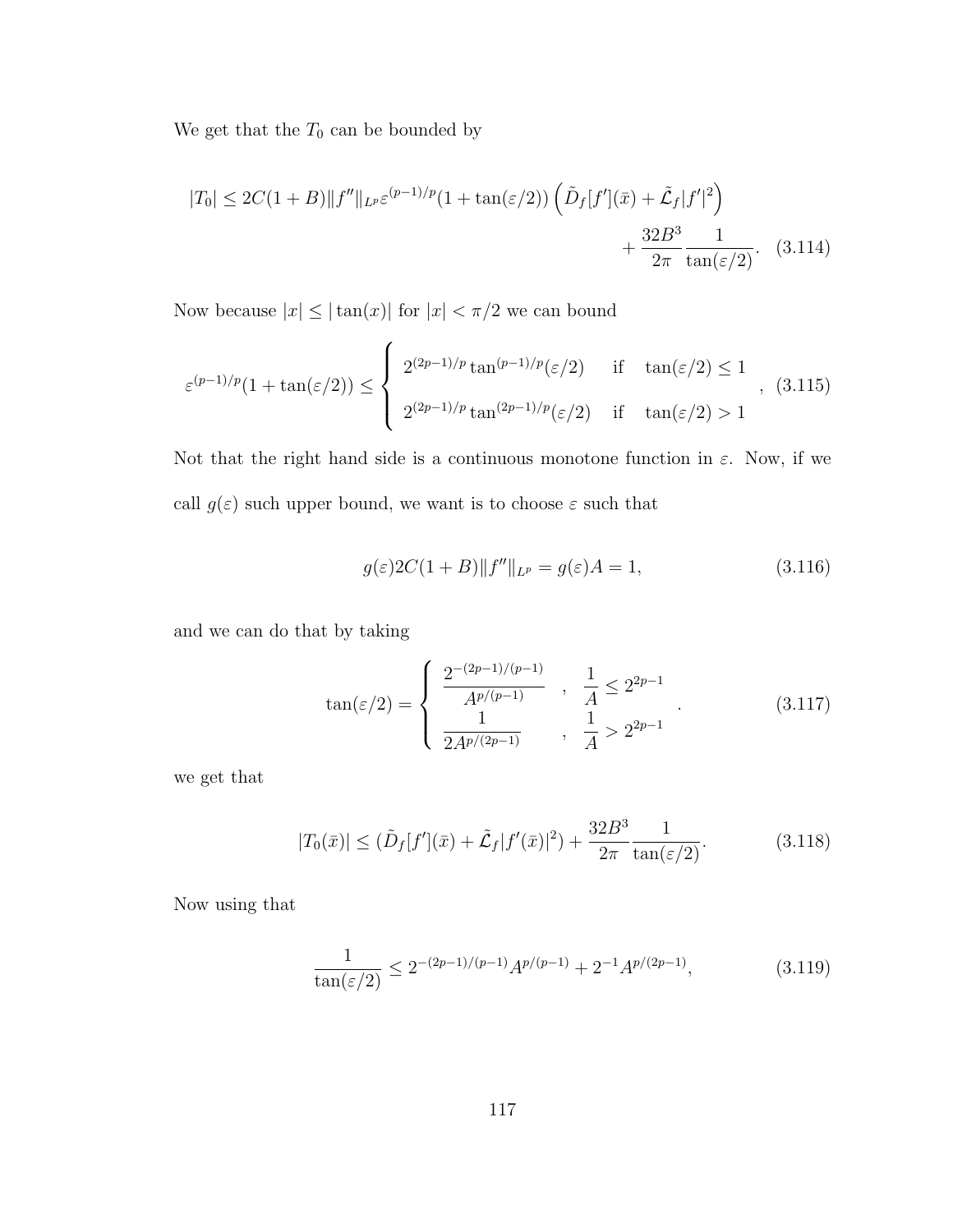We get that the $T_0$ can be bounded by

$$|T_0| \leq 2C(1+B)\|f''\|_{L^p}\varepsilon^{(p-1)/p}(1+\tan(\varepsilon/2))\left(\tilde{D}_f[f'](\bar{x}) + \tilde{\mathcal{L}}_f|f'|^2\right) + \frac{32B^3}{2\pi}\frac{1}{\tan(\varepsilon/2)}. \quad (3.114)$$

Now because $|x| \leq |\tan(x)|$ for $|x| < \pi/2$ we can bound

$$\varepsilon^{(p-1)/p}(1+\tan(\varepsilon/2)) \leq \begin{cases} 2^{(2p-1)/p}\tan^{(p-1)/p}(\varepsilon/2) & \text{if} \quad \tan(\varepsilon/2) \leq 1 \\ 2^{(2p-1)/p}\tan^{(2p-1)/p}(\varepsilon/2) & \text{if} \quad \tan(\varepsilon/2) > 1 \end{cases}, \quad (3.115)$$

Not that the right hand side is a continuous monotone function in $\varepsilon$. Now, if we call $g(\varepsilon)$ such upper bound, we want is to choose $\varepsilon$ such that

$$g(\varepsilon)2C(1+B)\|f''\|_{L^p} = g(\varepsilon)A = 1, \quad (3.116)$$

and we can do that by taking

$$\tan(\varepsilon/2) = \begin{cases} \dfrac{2^{-(2p-1)/(p-1)}}{A^{p/(p-1)}} & , \quad \dfrac{1}{A} \leq 2^{2p-1} \\ \dfrac{1}{2A^{p/(2p-1)}} & , \quad \dfrac{1}{A} > 2^{2p-1} \end{cases}. \quad (3.117)$$

we get that

$$|T_0(\bar{x})| \leq (\tilde{D}_f[f'](\bar{x}) + \tilde{\mathcal{L}}_f|f'(\bar{x})|^2) + \frac{32B^3}{2\pi}\frac{1}{\tan(\varepsilon/2)}. \quad (3.118)$$

Now using that

$$\frac{1}{\tan(\varepsilon/2)} \leq 2^{-(2p-1)/(p-1)}A^{p/(p-1)} + 2^{-1}A^{p/(2p-1)}, \quad (3.119)$$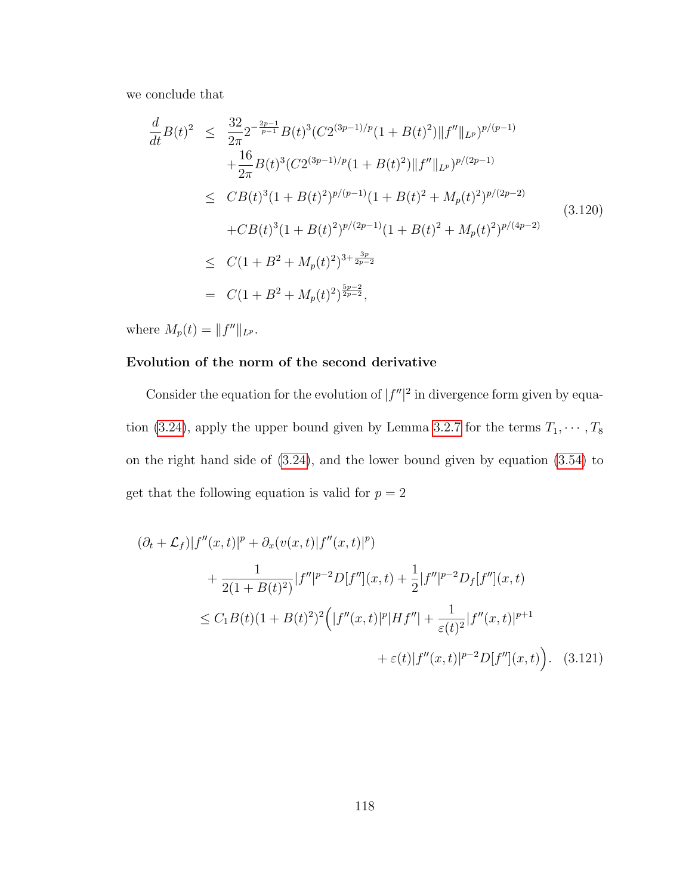we conclude that

$$
\begin{aligned}
\frac{d}{dt}B(t)^2 &\leq \frac{32}{2\pi}2^{-\frac{2p-1}{p-1}}B(t)^3(C2^{(3p-1)/p}(1+B(t)^2)\|f''\|_{L^p})^{p/(p-1)} \\
&\quad + \frac{16}{2\pi}B(t)^3(C2^{(3p-1)/p}(1+B(t)^2)\|f''\|_{L^p})^{p/(2p-1)} \\
&\leq CB(t)^3(1+B(t)^2)^{p/(p-1)}(1+B(t)^2+M_p(t)^2)^{p/(2p-2)} \\
&\quad + CB(t)^3(1+B(t)^2)^{p/(2p-1)}(1+B(t)^2+M_p(t)^2)^{p/(4p-2)} \\
&\leq C(1+B^2+M_p(t)^2)^{3+\frac{3p}{2p-2}} \\
&= C(1+B^2+M_p(t)^2)^{\frac{5p-2}{2p-2}},
\end{aligned}
\tag{3.120}
$$

where $M_p(t) = \|f''\|_{L^p}$.

**Evolution of the norm of the second derivative**

Consider the equation for the evolution of $|f''|^2$ in divergence form given by equation (3.24), apply the upper bound given by Lemma 3.2.7 for the terms $T_1, \cdots, T_8$ on the right hand side of (3.24), and the lower bound given by equation (3.54) to get that the following equation is valid for $p = 2$

$$
\begin{aligned}
(\partial_t + \mathcal{L}_f)&|f''(x,t)|^p + \partial_x(v(x,t)|f''(x,t)|^p) \\
&+ \frac{1}{2(1+B(t)^2)}|f''|^{p-2}D[f''](x,t) + \frac{1}{2}|f''|^{p-2}D_f[f''](x,t) \\
&\leq C_1 B(t)(1+B(t)^2)^2\Big(|f''(x,t)|^p|Hf''| + \frac{1}{\varepsilon(t)^2}|f''(x,t)|^{p+1} \\
&\qquad + \varepsilon(t)|f''(x,t)|^{p-2}D[f''](x,t)\Big).
\end{aligned}
\tag{3.121}
$$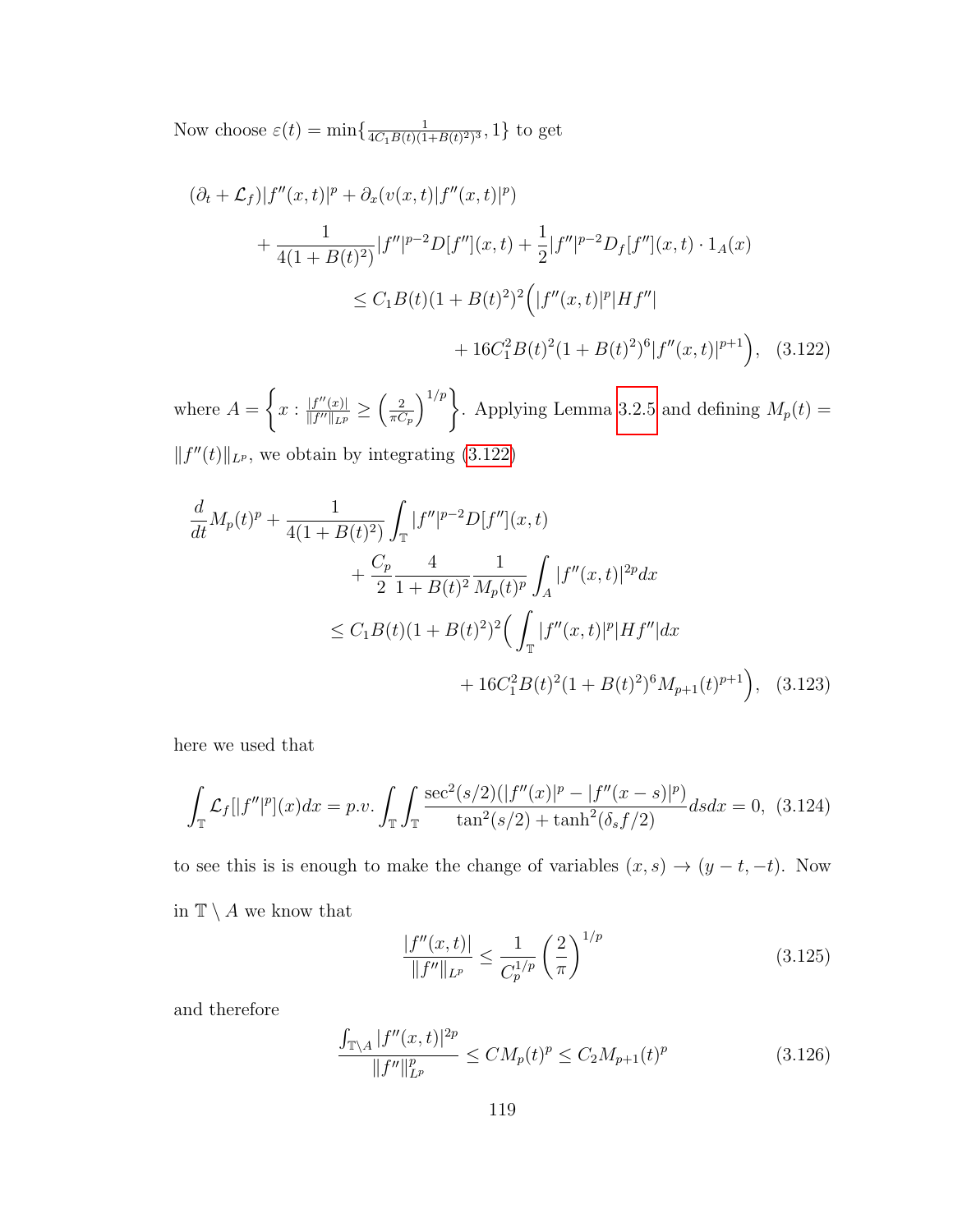Now choose $\varepsilon(t) = \min\{\frac{1}{4C_1 B(t)(1+B(t)^2)^3}, 1\}$ to get

$$
\begin{aligned}
(\partial_t + \mathcal{L}_f)|f''(x,t)|^p &+ \partial_x(v(x,t)|f''(x,t)|^p) \\
&+ \frac{1}{4(1+B(t)^2)}|f''|^{p-2}D[f''](x,t) + \frac{1}{2}|f''|^{p-2}D_f[f''](x,t)\cdot 1_A(x) \\
&\leq C_1 B(t)(1+B(t)^2)^2\Big(|f''(x,t)|^p|Hf''| \\
&\qquad + 16C_1^2 B(t)^2(1+B(t)^2)^6|f''(x,t)|^{p+1}\Big), \quad (3.122)
\end{aligned}
$$

where $A = \left\{x : \frac{|f''(x)|}{\|f''\|_{L^p}} \geq \left(\frac{2}{\pi C_p}\right)^{1/p}\right\}$. Applying Lemma 3.2.5 and defining $M_p(t) = \|f''(t)\|_{L^p}$, we obtain by integrating (3.122)

$$
\begin{aligned}
\frac{d}{dt}M_p(t)^p &+ \frac{1}{4(1+B(t)^2)}\int_{\mathbb{T}}|f''|^{p-2}D[f''](x,t) \\
&+ \frac{C_p}{2}\frac{4}{1+B(t)^2}\frac{1}{M_p(t)^p}\int_A |f''(x,t)|^{2p}dx \\
&\leq C_1 B(t)(1+B(t)^2)^2\Big(\int_{\mathbb{T}}|f''(x,t)|^p|Hf''|dx \\
&\qquad + 16C_1^2 B(t)^2(1+B(t)^2)^6 M_{p+1}(t)^{p+1}\Big), \quad (3.123)
\end{aligned}
$$

here we used that

$$
\int_{\mathbb{T}}\mathcal{L}_f[|f''|^p](x)dx = p.v.\int_{\mathbb{T}}\int_{\mathbb{T}}\frac{\sec^2(s/2)(|f''(x)|^p - |f''(x-s)|^p)}{\tan^2(s/2)+\tanh^2(\delta_s f/2)}dsdx = 0, \quad (3.124)
$$

to see this is is enough to make the change of variables $(x,s) \to (y-t, -t)$. Now in $\mathbb{T}\setminus A$ we know that

$$
\frac{|f''(x,t)|}{\|f''\|_{L^p}} \leq \frac{1}{C_p^{1/p}}\left(\frac{2}{\pi}\right)^{1/p} \quad (3.125)
$$

and therefore

$$
\frac{\int_{\mathbb{T}\setminus A}|f''(x,t)|^{2p}}{\|f''\|_{L^p}^p} \leq CM_p(t)^p \leq C_2 M_{p+1}(t)^p \quad (3.126)
$$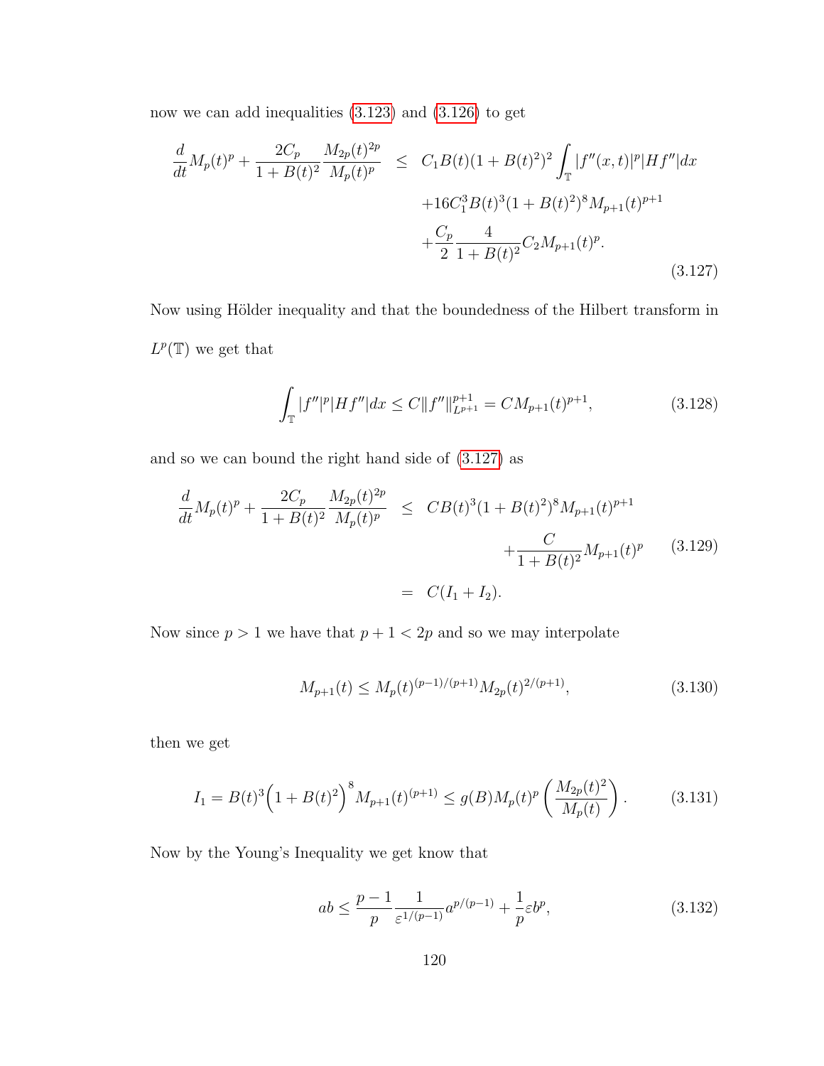now we can add inequalities (3.123) and (3.126) to get

$$
\begin{aligned}
\frac{d}{dt}M_p(t)^p + \frac{2C_p}{1+B(t)^2}\frac{M_{2p}(t)^{2p}}{M_p(t)^p} \quad &\leq \quad C_1 B(t)(1+B(t)^2)^2 \int_{\mathbb{T}} |f''(x,t)|^p |Hf''| dx \\
&\quad + 16 C_1^3 B(t)^3 (1+B(t)^2)^8 M_{p+1}(t)^{p+1} \\
&\quad + \frac{C_p}{2}\frac{4}{1+B(t)^2} C_2 M_{p+1}(t)^p.
\end{aligned}
\tag{3.127}
$$

Now using Hölder inequality and that the boundedness of the Hilbert transform in $L^p(\mathbb{T})$ we get that

$$
\int_{\mathbb{T}} |f''|^p |Hf''| dx \leq C \|f''\|_{L^{p+1}}^{p+1} = C M_{p+1}(t)^{p+1}, \tag{3.128}
$$

and so we can bound the right hand side of (3.127) as

$$
\begin{aligned}
\frac{d}{dt}M_p(t)^p + \frac{2C_p}{1+B(t)^2}\frac{M_{2p}(t)^{2p}}{M_p(t)^p} \quad &\leq \quad C B(t)^3 (1+B(t)^2)^8 M_{p+1}(t)^{p+1} \\
&\qquad + \frac{C}{1+B(t)^2} M_{p+1}(t)^p \\
&= \quad C(I_1 + I_2).
\end{aligned}
\tag{3.129}
$$

Now since $p > 1$ we have that $p+1 < 2p$ and so we may interpolate

$$
M_{p+1}(t) \leq M_p(t)^{(p-1)/(p+1)} M_{2p}(t)^{2/(p+1)}, \tag{3.130}
$$

then we get

$$
I_1 = B(t)^3 \Big(1 + B(t)^2\Big)^8 M_{p+1}(t)^{(p+1)} \leq g(B) M_p(t)^p \left(\frac{M_{2p}(t)^2}{M_p(t)}\right). \tag{3.131}
$$

Now by the Young's Inequality we get know that

$$
ab \leq \frac{p-1}{p}\frac{1}{\varepsilon^{1/(p-1)}} a^{p/(p-1)} + \frac{1}{p}\varepsilon b^p, \tag{3.132}
$$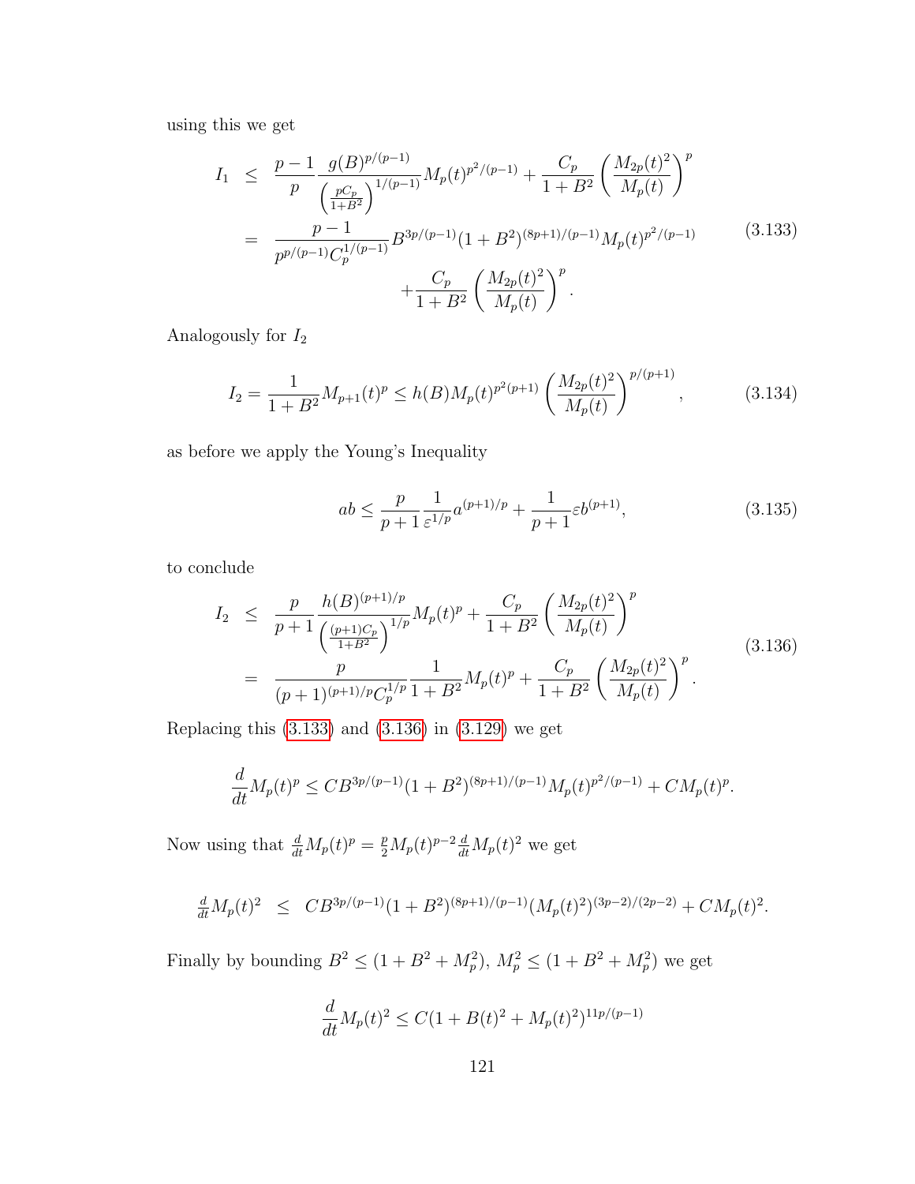using this we get

$$
\begin{aligned}
I_1 &\leq \frac{p-1}{p}\frac{g(B)^{p/(p-1)}}{\left(\frac{pC_p}{1+B^2}\right)^{1/(p-1)}}M_p(t)^{p^2/(p-1)} + \frac{C_p}{1+B^2}\left(\frac{M_{2p}(t)^2}{M_p(t)}\right)^p \\
&= \frac{p-1}{p^{p/(p-1)}C_p^{1/(p-1)}}B^{3p/(p-1)}(1+B^2)^{(8p+1)/(p-1)}M_p(t)^{p^2/(p-1)} \\
&\qquad + \frac{C_p}{1+B^2}\left(\frac{M_{2p}(t)^2}{M_p(t)}\right)^p.
\end{aligned} \tag{3.133}
$$

Analogously for $I_2$

$$
I_2 = \frac{1}{1+B^2}M_{p+1}(t)^p \leq h(B)M_p(t)^{p^2(p+1)}\left(\frac{M_{2p}(t)^2}{M_p(t)}\right)^{p/(p+1)}, \tag{3.134}
$$

as before we apply the Young's Inequality

$$
ab \leq \frac{p}{p+1}\frac{1}{\varepsilon^{1/p}}a^{(p+1)/p} + \frac{1}{p+1}\varepsilon b^{(p+1)}, \tag{3.135}
$$

to conclude

$$
\begin{aligned}
I_2 &\leq \frac{p}{p+1}\frac{h(B)^{(p+1)/p}}{\left(\frac{(p+1)C_p}{1+B^2}\right)^{1/p}}M_p(t)^p + \frac{C_p}{1+B^2}\left(\frac{M_{2p}(t)^2}{M_p(t)}\right)^p \\
&= \frac{p}{(p+1)^{(p+1)/p}C_p^{1/p}}\frac{1}{1+B^2}M_p(t)^p + \frac{C_p}{1+B^2}\left(\frac{M_{2p}(t)^2}{M_p(t)}\right)^p.
\end{aligned} \tag{3.136}
$$

Replacing this (3.133) and (3.136) in (3.129) we get

$$
\frac{d}{dt}M_p(t)^p \leq CB^{3p/(p-1)}(1+B^2)^{(8p+1)/(p-1)}M_p(t)^{p^2/(p-1)} + CM_p(t)^p.
$$

Now using that $\frac{d}{dt}M_p(t)^p = \frac{p}{2}M_p(t)^{p-2}\frac{d}{dt}M_p(t)^2$ we get

$$
\tfrac{d}{dt}M_p(t)^2 \;\leq\; CB^{3p/(p-1)}(1+B^2)^{(8p+1)/(p-1)}(M_p(t)^2)^{(3p-2)/(2p-2)} + CM_p(t)^2.
$$

Finally by bounding $B^2 \leq (1+B^2+M_p^2)$, $M_p^2 \leq (1+B^2+M_p^2)$ we get

$$
\frac{d}{dt}M_p(t)^2 \leq C(1+B(t)^2+M_p(t)^2)^{11p/(p-1)}
$$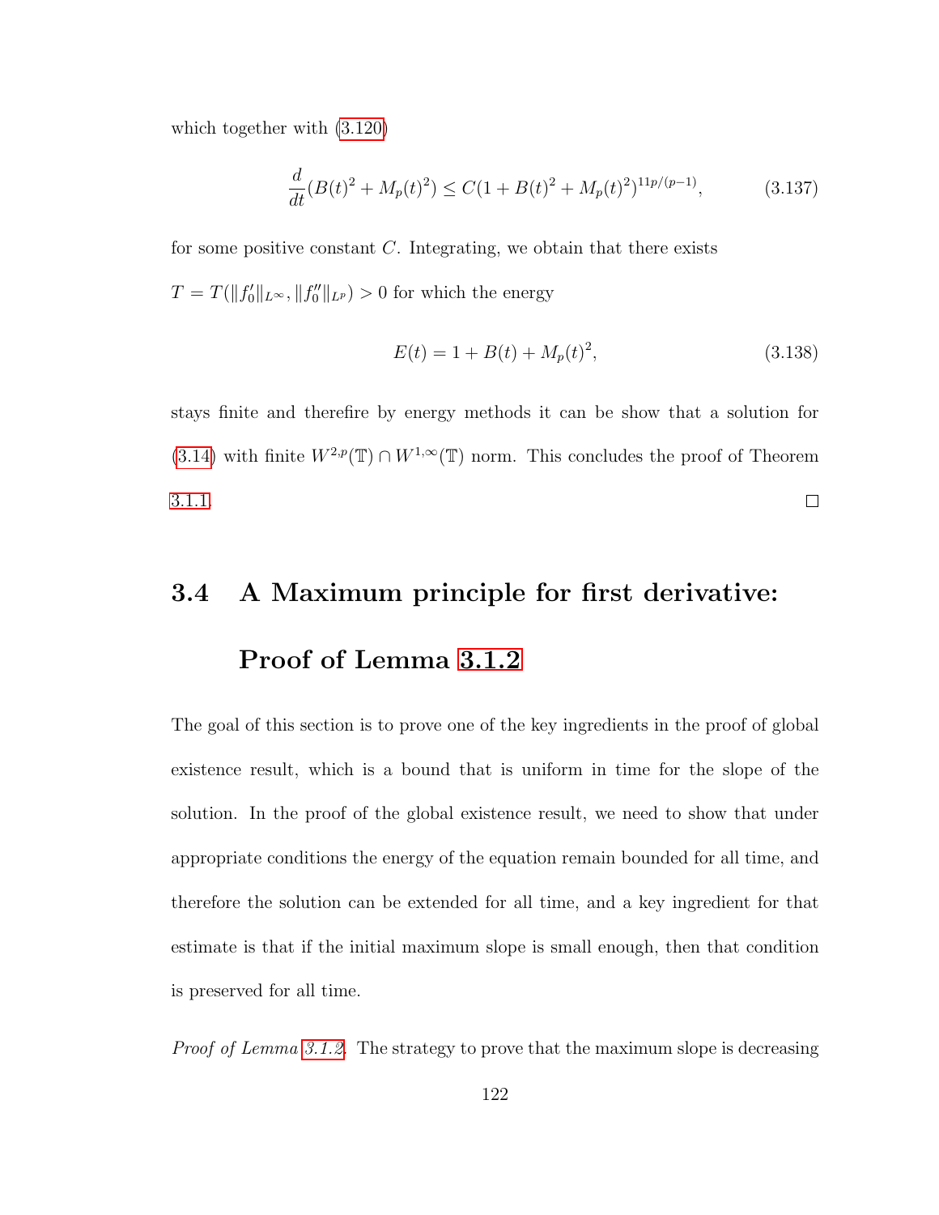which together with (3.120)

$$\frac{d}{dt}(B(t)^2 + M_p(t)^2) \leq C(1 + B(t)^2 + M_p(t)^2)^{11p/(p-1)}, \tag{3.137}$$

for some positive constant $C$. Integrating, we obtain that there exists $T = T(\|f_0'\|_{L^\infty}, \|f_0''\|_{L^p}) > 0$ for which the energy

$$E(t) = 1 + B(t) + M_p(t)^2, \tag{3.138}$$

stays finite and therefire by energy methods it can be show that a solution for (3.14) with finite $W^{2,p}(\mathbb{T}) \cap W^{1,\infty}(\mathbb{T})$ norm. This concludes the proof of Theorem 3.1.1. □

## 3.4 A Maximum principle for first derivative: Proof of Lemma 3.1.2

The goal of this section is to prove one of the key ingredients in the proof of global existence result, which is a bound that is uniform in time for the slope of the solution. In the proof of the global existence result, we need to show that under appropriate conditions the energy of the equation remain bounded for all time, and therefore the solution can be extended for all time, and a key ingredient for that estimate is that if the initial maximum slope is small enough, then that condition is preserved for all time.

*Proof of Lemma 3.1.2.* The strategy to prove that the maximum slope is decreasing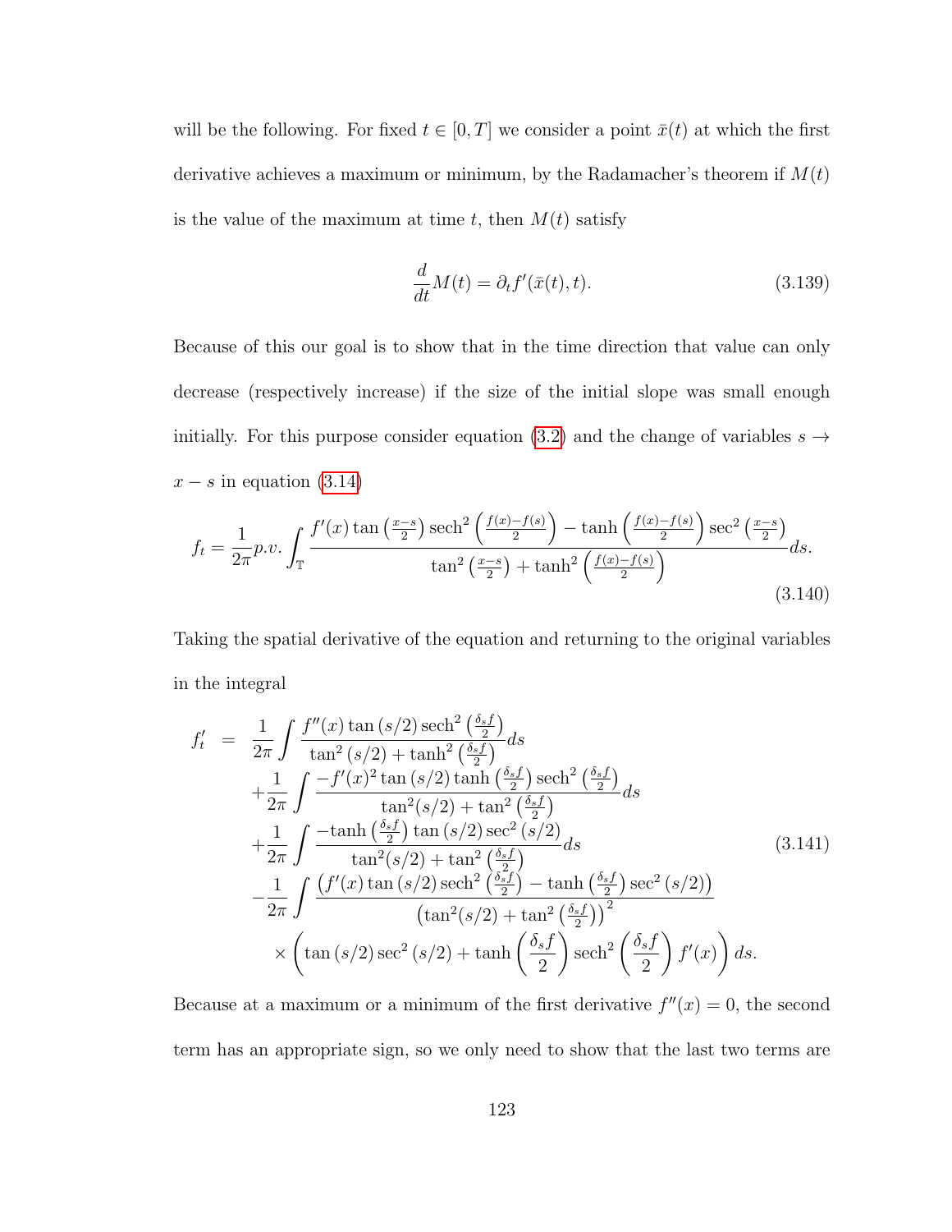will be the following. For fixed $t \in [0, T]$ we consider a point $\bar{x}(t)$ at which the first derivative achieves a maximum or minimum, by the Radamacher's theorem if $M(t)$ is the value of the maximum at time $t$, then $M(t)$ satisfy

$$\frac{d}{dt}M(t) = \partial_t f'(\bar{x}(t), t). \tag{3.139}$$

Because of this our goal is to show that in the time direction that value can only decrease (respectively increase) if the size of the initial slope was small enough initially. For this purpose consider equation (3.2) and the change of variables $s \to x - s$ in equation (3.14)

$$f_t = \frac{1}{2\pi} p.v. \int_{\mathbb{T}} \frac{f'(x)\tan\left(\frac{x-s}{2}\right)\operatorname{sech}^2\left(\frac{f(x)-f(s)}{2}\right) - \tanh\left(\frac{f(x)-f(s)}{2}\right)\sec^2\left(\frac{x-s}{2}\right)}{\tan^2\left(\frac{x-s}{2}\right) + \tanh^2\left(\frac{f(x)-f(s)}{2}\right)} ds. \tag{3.140}$$

Taking the spatial derivative of the equation and returning to the original variables in the integral

$$\begin{aligned}
f_t' &= \frac{1}{2\pi}\int \frac{f''(x)\tan(s/2)\operatorname{sech}^2\left(\frac{\delta_s f}{2}\right)}{\tan^2(s/2) + \tanh^2\left(\frac{\delta_s f}{2}\right)} ds \\
&\quad + \frac{1}{2\pi}\int \frac{-f'(x)^2\tan(s/2)\tanh\left(\frac{\delta_s f}{2}\right)\operatorname{sech}^2\left(\frac{\delta_s f}{2}\right)}{\tan^2(s/2) + \tan^2\left(\frac{\delta_s f}{2}\right)} ds \\
&\quad + \frac{1}{2\pi}\int \frac{-\tanh\left(\frac{\delta_s f}{2}\right)\tan(s/2)\sec^2(s/2)}{\tan^2(s/2) + \tan^2\left(\frac{\delta_s f}{2}\right)} ds \\
&\quad - \frac{1}{2\pi}\int \frac{\left(f'(x)\tan(s/2)\operatorname{sech}^2\left(\frac{\delta_s f}{2}\right) - \tanh\left(\frac{\delta_s f}{2}\right)\sec^2(s/2)\right)}{\left(\tan^2(s/2) + \tan^2\left(\frac{\delta_s f}{2}\right)\right)^2} \\
&\qquad \times \left(\tan(s/2)\sec^2(s/2) + \tanh\left(\frac{\delta_s f}{2}\right)\operatorname{sech}^2\left(\frac{\delta_s f}{2}\right) f'(x)\right) ds.
\end{aligned} \tag{3.141}$$

Because at a maximum or a minimum of the first derivative $f''(x) = 0$, the second term has an appropriate sign, so we only need to show that the last two terms are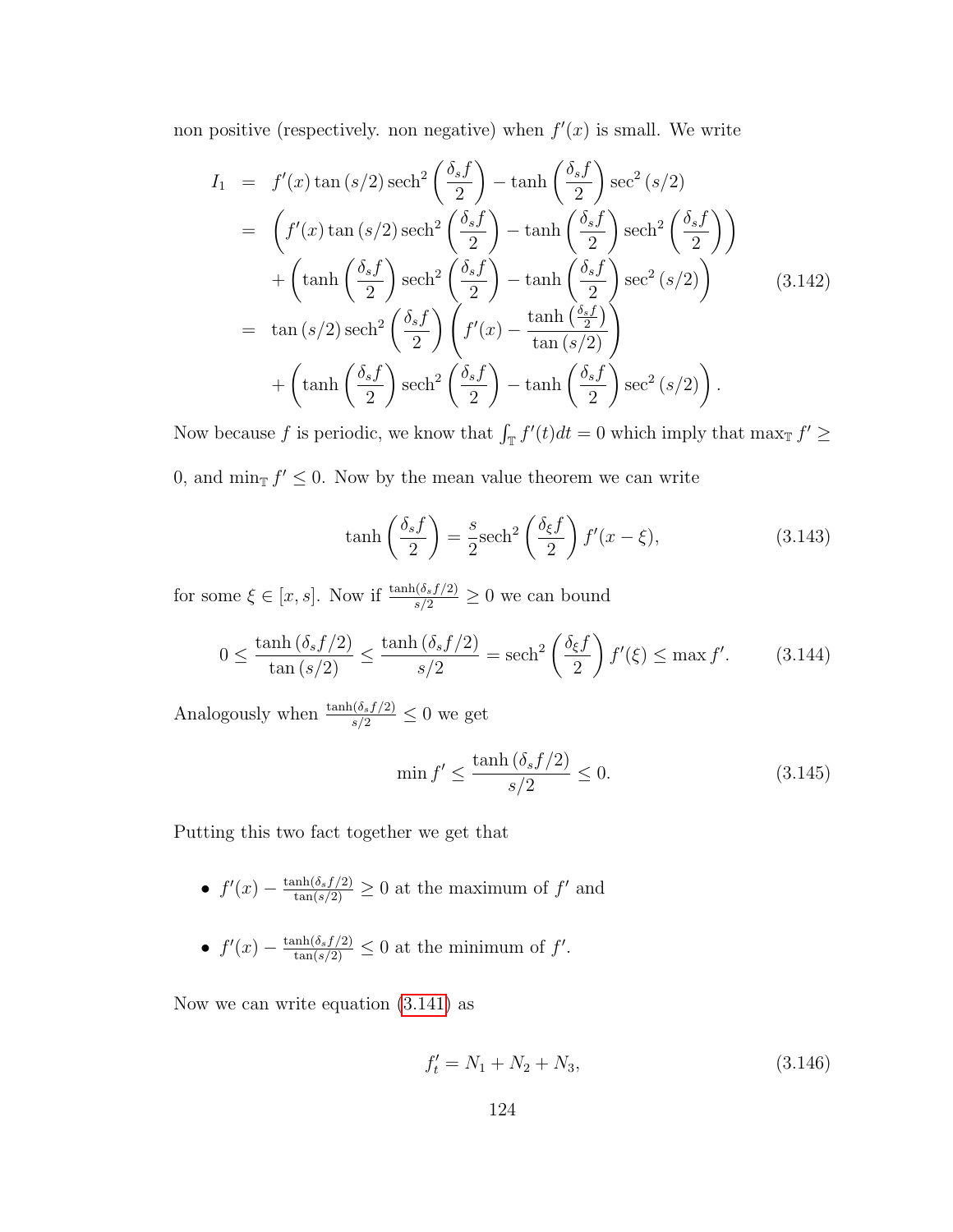non positive (respectively. non negative) when $f'(x)$ is small. We write

$$
\begin{aligned}
I_1 &= f'(x)\tan(s/2)\operatorname{sech}^2\left(\frac{\delta_s f}{2}\right) - \tanh\left(\frac{\delta_s f}{2}\right)\sec^2(s/2) \\
&= \left(f'(x)\tan(s/2)\operatorname{sech}^2\left(\frac{\delta_s f}{2}\right) - \tanh\left(\frac{\delta_s f}{2}\right)\operatorname{sech}^2\left(\frac{\delta_s f}{2}\right)\right) \\
&\quad + \left(\tanh\left(\frac{\delta_s f}{2}\right)\operatorname{sech}^2\left(\frac{\delta_s f}{2}\right) - \tanh\left(\frac{\delta_s f}{2}\right)\sec^2(s/2)\right) \\
&= \tan(s/2)\operatorname{sech}^2\left(\frac{\delta_s f}{2}\right)\left(f'(x) - \frac{\tanh\left(\frac{\delta_s f}{2}\right)}{\tan(s/2)}\right) \\
&\quad + \left(\tanh\left(\frac{\delta_s f}{2}\right)\operatorname{sech}^2\left(\frac{\delta_s f}{2}\right) - \tanh\left(\frac{\delta_s f}{2}\right)\sec^2(s/2)\right).
\end{aligned}
\tag{3.142}
$$

Now because $f$ is periodic, we know that $\int_{\mathbb{T}} f'(t)dt = 0$ which imply that $\max_{\mathbb{T}} f' \geq 0$, and $\min_{\mathbb{T}} f' \leq 0$. Now by the mean value theorem we can write

$$
\tanh\left(\frac{\delta_s f}{2}\right) = \frac{s}{2}\operatorname{sech}^2\left(\frac{\delta_\xi f}{2}\right) f'(x-\xi), \tag{3.143}
$$

for some $\xi \in [x, s]$. Now if $\frac{\tanh(\delta_s f/2)}{s/2} \geq 0$ we can bound

$$
0 \leq \frac{\tanh(\delta_s f/2)}{\tan(s/2)} \leq \frac{\tanh(\delta_s f/2)}{s/2} = \operatorname{sech}^2\left(\frac{\delta_\xi f}{2}\right) f'(\xi) \leq \max f'. \tag{3.144}
$$

Analogously when $\frac{\tanh(\delta_s f/2)}{s/2} \leq 0$ we get

$$
\min f' \leq \frac{\tanh(\delta_s f/2)}{s/2} \leq 0. \tag{3.145}
$$

Putting this two fact together we get that

- $f'(x) - \frac{\tanh(\delta_s f/2)}{\tan(s/2)} \geq 0$ at the maximum of $f'$ and
- $f'(x) - \frac{\tanh(\delta_s f/2)}{\tan(s/2)} \leq 0$ at the minimum of $f'$.

Now we can write equation (3.141) as

$$
f'_t = N_1 + N_2 + N_3, \tag{3.146}
$$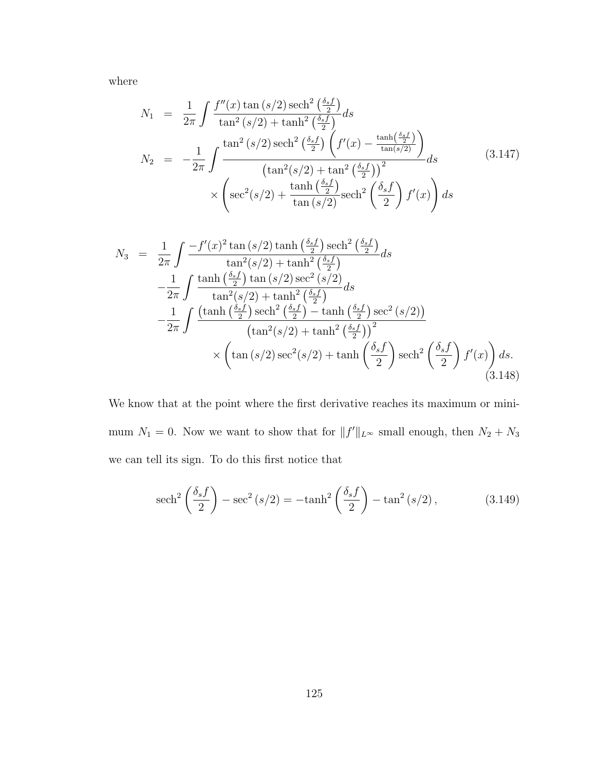where

$$
\begin{aligned}
N_1 &= \frac{1}{2\pi}\int \frac{f''(x)\tan(s/2)\,\mathrm{sech}^2\left(\frac{\delta_s f}{2}\right)}{\tan^2(s/2)+\tanh^2\left(\frac{\delta_s f}{2}\right)}ds \\
N_2 &= -\frac{1}{2\pi}\int \frac{\tan^2(s/2)\,\mathrm{sech}^2\left(\frac{\delta_s f}{2}\right)\left(f'(x)-\frac{\tanh\left(\frac{\delta_s f}{2}\right)}{\tan(s/2)}\right)}{\left(\tan^2(s/2)+\tan^2\left(\frac{\delta_s f}{2}\right)\right)^2}ds \\
&\qquad\quad \times\left(\sec^2(s/2)+\frac{\tanh\left(\frac{\delta_s f}{2}\right)}{\tan(s/2)}\mathrm{sech}^2\left(\frac{\delta_s f}{2}\right)f'(x)\right)ds
\end{aligned}
\tag{3.147}
$$

$$
\begin{aligned}
N_3 &= \frac{1}{2\pi}\int \frac{-f'(x)^2\tan(s/2)\tanh\left(\frac{\delta_s f}{2}\right)\mathrm{sech}^2\left(\frac{\delta_s f}{2}\right)}{\tan^2(s/2)+\tanh^2\left(\frac{\delta_s f}{2}\right)}ds \\
&\quad -\frac{1}{2\pi}\int \frac{\tanh\left(\frac{\delta_s f}{2}\right)\tan(s/2)\sec^2(s/2)}{\tan^2(s/2)+\tanh^2\left(\frac{\delta_s f}{2}\right)}ds \\
&\quad -\frac{1}{2\pi}\int \frac{\left(\tanh\left(\frac{\delta_s f}{2}\right)\mathrm{sech}^2\left(\frac{\delta_s f}{2}\right)-\tanh\left(\frac{\delta_s f}{2}\right)\sec^2(s/2)\right)}{\left(\tan^2(s/2)+\tanh^2\left(\frac{\delta_s f}{2}\right)\right)^2} \\
&\qquad\qquad \times\left(\tan(s/2)\sec^2(s/2)+\tanh\left(\frac{\delta_s f}{2}\right)\mathrm{sech}^2\left(\frac{\delta_s f}{2}\right)f'(x)\right)ds.
\end{aligned}
\tag{3.148}
$$

We know that at the point where the first derivative reaches its maximum or minimum $N_1 = 0$. Now we want to show that for $\|f'\|_{L^\infty}$ small enough, then $N_2 + N_3$ we can tell its sign. To do this first notice that

$$
\mathrm{sech}^2\left(\frac{\delta_s f}{2}\right)-\sec^2(s/2) = -\tanh^2\left(\frac{\delta_s f}{2}\right)-\tan^2(s/2), \tag{3.149}
$$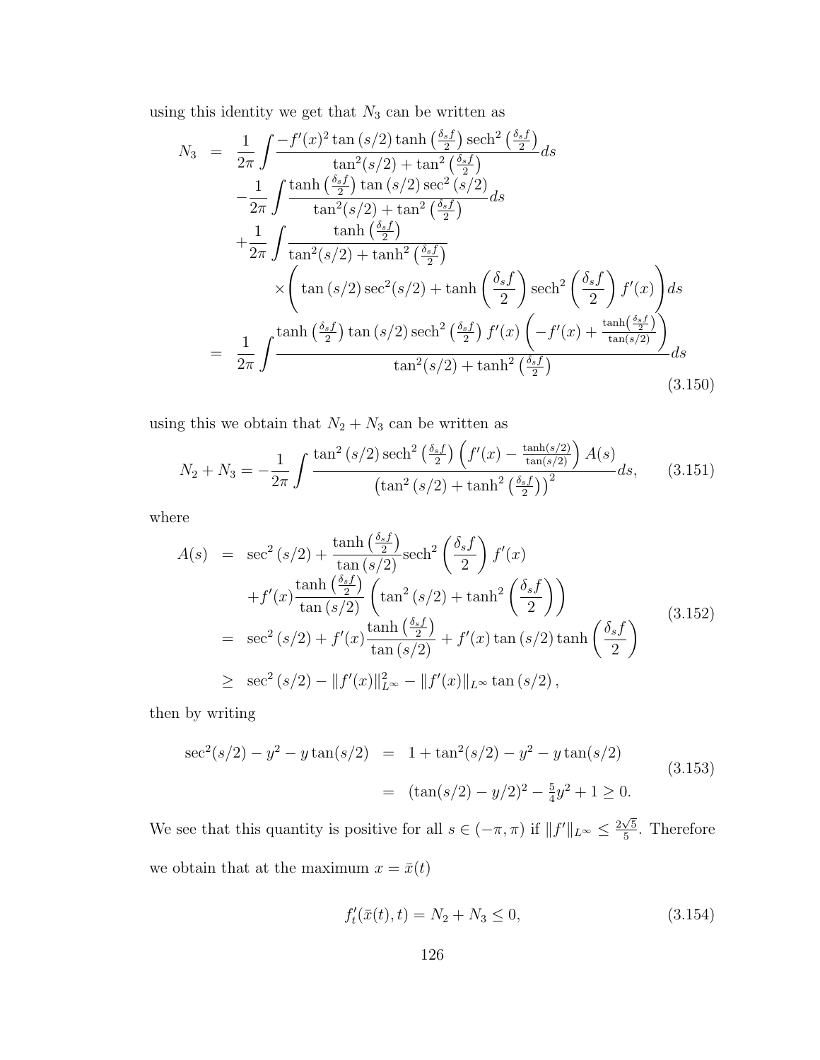using this identity we get that $N_3$ can be written as

$$
\begin{aligned}
N_3 &= \frac{1}{2\pi}\int \frac{-f'(x)^2 \tan(s/2)\tanh\left(\frac{\delta_s f}{2}\right)\operatorname{sech}^2\left(\frac{\delta_s f}{2}\right)}{\tan^2(s/2)+\tan^2\left(\frac{\delta_s f}{2}\right)}ds \\
&\quad -\frac{1}{2\pi}\int \frac{\tanh\left(\frac{\delta_s f}{2}\right)\tan(s/2)\sec^2(s/2)}{\tan^2(s/2)+\tan^2\left(\frac{\delta_s f}{2}\right)}ds \\
&\quad +\frac{1}{2\pi}\int \frac{\tanh\left(\frac{\delta_s f}{2}\right)}{\tan^2(s/2)+\tanh^2\left(\frac{\delta_s f}{2}\right)} \\
&\qquad \times\left(\tan(s/2)\sec^2(s/2)+\tanh\left(\frac{\delta_s f}{2}\right)\operatorname{sech}^2\left(\frac{\delta_s f}{2}\right)f'(x)\right)ds \\
&= \frac{1}{2\pi}\int \frac{\tanh\left(\frac{\delta_s f}{2}\right)\tan(s/2)\operatorname{sech}^2\left(\frac{\delta_s f}{2}\right)f'(x)\left(-f'(x)+\frac{\tanh\left(\frac{\delta_s f}{2}\right)}{\tan(s/2)}\right)}{\tan^2(s/2)+\tanh^2\left(\frac{\delta_s f}{2}\right)}ds
\end{aligned}
\tag{3.150}
$$

using this we obtain that $N_2+N_3$ can be written as

$$
N_2+N_3=-\frac{1}{2\pi}\int \frac{\tan^2(s/2)\operatorname{sech}^2\left(\frac{\delta_s f}{2}\right)\left(f'(x)-\frac{\tanh(s/2)}{\tan(s/2)}\right)A(s)}{\left(\tan^2(s/2)+\tanh^2\left(\frac{\delta_s f}{2}\right)\right)^2}ds, \tag{3.151}
$$

where

$$
\begin{aligned}
A(s) &= \sec^2(s/2)+\frac{\tanh\left(\frac{\delta_s f}{2}\right)}{\tan(s/2)}\operatorname{sech}^2\left(\frac{\delta_s f}{2}\right)f'(x) \\
&\quad +f'(x)\frac{\tanh\left(\frac{\delta_s f}{2}\right)}{\tan(s/2)}\left(\tan^2(s/2)+\tanh^2\left(\frac{\delta_s f}{2}\right)\right) \\
&= \sec^2(s/2)+f'(x)\frac{\tanh\left(\frac{\delta_s f}{2}\right)}{\tan(s/2)}+f'(x)\tan(s/2)\tanh\left(\frac{\delta_s f}{2}\right) \\
&\geq \sec^2(s/2)-\|f'(x)\|_{L^\infty}^2-\|f'(x)\|_{L^\infty}\tan(s/2),
\end{aligned}
\tag{3.152}
$$

then by writing

$$
\begin{aligned}
\sec^2(s/2)-y^2-y\tan(s/2) &= 1+\tan^2(s/2)-y^2-y\tan(s/2) \\
&= (\tan(s/2)-y/2)^2-\tfrac{5}{4}y^2+1\geq 0.
\end{aligned}
\tag{3.153}
$$

We see that this quantity is positive for all $s\in(-\pi,\pi)$ if $\|f'\|_{L^\infty}\leq\frac{2\sqrt{5}}{5}$. Therefore we obtain that at the maximum $x=\bar{x}(t)$

$$
f_t'(\bar{x}(t),t)=N_2+N_3\leq 0, \tag{3.154}
$$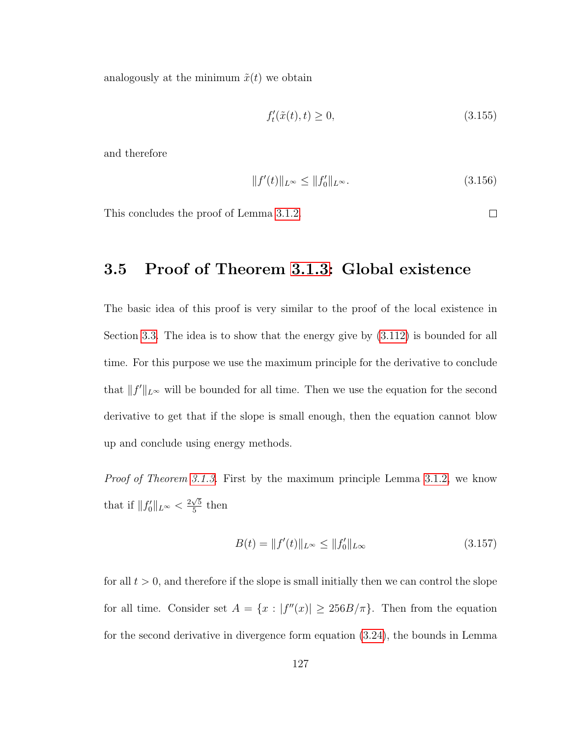analogously at the minimum $\tilde{x}(t)$ we obtain

$$f'_t(\tilde{x}(t), t) \geq 0, \tag{3.155}$$

and therefore

$$\|f'(t)\|_{L^\infty} \leq \|f'_0\|_{L^\infty}. \tag{3.156}$$

This concludes the proof of Lemma 3.1.2. $\square$

## 3.5 Proof of Theorem 3.1.3: Global existence

The basic idea of this proof is very similar to the proof of the local existence in Section 3.3. The idea is to show that the energy give by (3.112) is bounded for all time. For this purpose we use the maximum principle for the derivative to conclude that $\|f'\|_{L^\infty}$ will be bounded for all time. Then we use the equation for the second derivative to get that if the slope is small enough, then the equation cannot blow up and conclude using energy methods.

*Proof of Theorem 3.1.3.* First by the maximum principle Lemma 3.1.2, we know that if $\|f'_0\|_{L^\infty} < \frac{2\sqrt{5}}{5}$ then

$$B(t) = \|f'(t)\|_{L^\infty} \leq \|f'_0\|_{L\infty} \tag{3.157}$$

for all $t > 0$, and therefore if the slope is small initially then we can control the slope for all time. Consider set $A = \{x : |f''(x)| \geq 256B/\pi\}$. Then from the equation for the second derivative in divergence form equation (3.24), the bounds in Lemma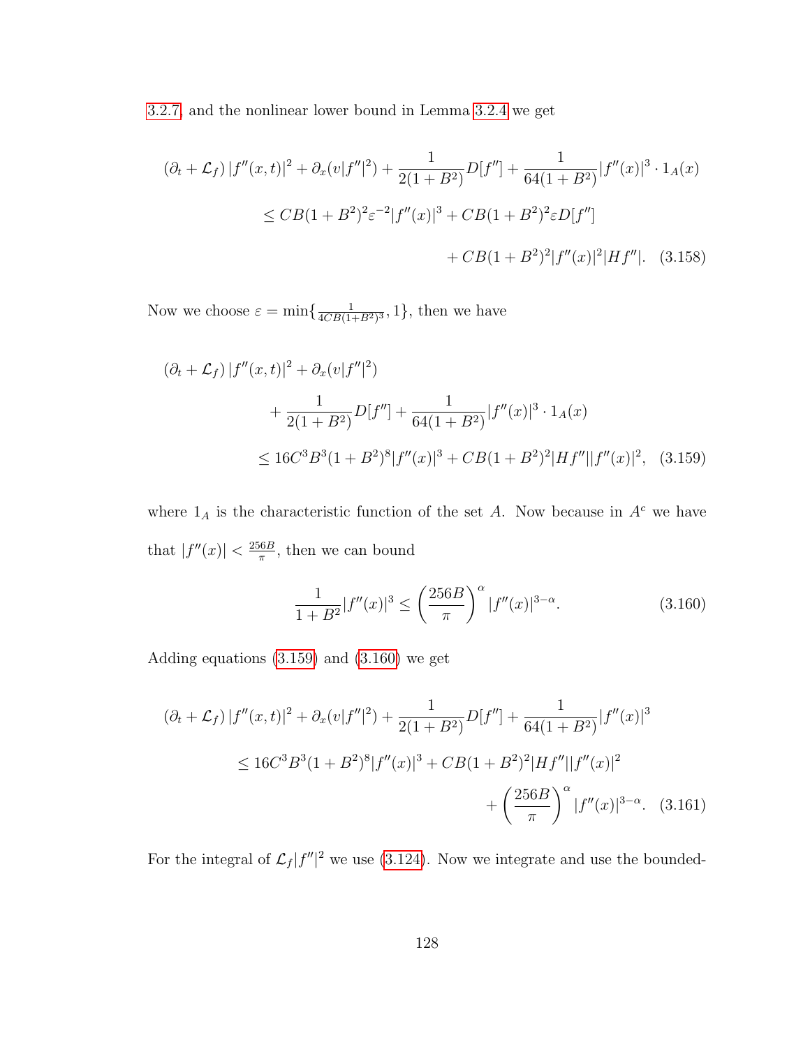3.2.7, and the nonlinear lower bound in Lemma 3.2.4 we get

$$
\begin{aligned}
(\partial_t + \mathcal{L}_f)\,|f''(x,t)|^2 + \partial_x(v|f''|^2) + \frac{1}{2(1+B^2)} D[f''] + \frac{1}{64(1+B^2)}|f''(x)|^3 \cdot 1_A(x) \\
\leq CB(1+B^2)^2\varepsilon^{-2}|f''(x)|^3 + CB(1+B^2)^2\varepsilon D[f''] \\
+ CB(1+B^2)^2|f''(x)|^2|Hf''|. \quad (3.158)
\end{aligned}
$$

Now we choose $\varepsilon = \min\{\frac{1}{4CB(1+B^2)^3}, 1\}$, then we have

$$
\begin{aligned}
(\partial_t + \mathcal{L}_f)\,|f''(x,t)|^2 + \partial_x(v|f''|^2) \\
+ \frac{1}{2(1+B^2)} D[f''] + \frac{1}{64(1+B^2)}|f''(x)|^3 \cdot 1_A(x) \\
\leq 16C^3B^3(1+B^2)^8|f''(x)|^3 + CB(1+B^2)^2|Hf''||f''(x)|^2, \quad (3.159)
\end{aligned}
$$

where $1_A$ is the characteristic function of the set $A$. Now because in $A^c$ we have that $|f''(x)| < \frac{256B}{\pi}$, then we can bound

$$
\frac{1}{1+B^2}|f''(x)|^3 \leq \left(\frac{256B}{\pi}\right)^{\alpha} |f''(x)|^{3-\alpha}. \quad (3.160)
$$

Adding equations (3.159) and (3.160) we get

$$
\begin{aligned}
(\partial_t + \mathcal{L}_f)\,|f''(x,t)|^2 + \partial_x(v|f''|^2) + \frac{1}{2(1+B^2)} D[f''] + \frac{1}{64(1+B^2)}|f''(x)|^3 \\
\leq 16C^3B^3(1+B^2)^8|f''(x)|^3 + CB(1+B^2)^2|Hf''||f''(x)|^2 \\
+ \left(\frac{256B}{\pi}\right)^{\alpha} |f''(x)|^{3-\alpha}. \quad (3.161)
\end{aligned}
$$

For the integral of $\mathcal{L}_f|f''|^2$ we use (3.124). Now we integrate and use the bounded-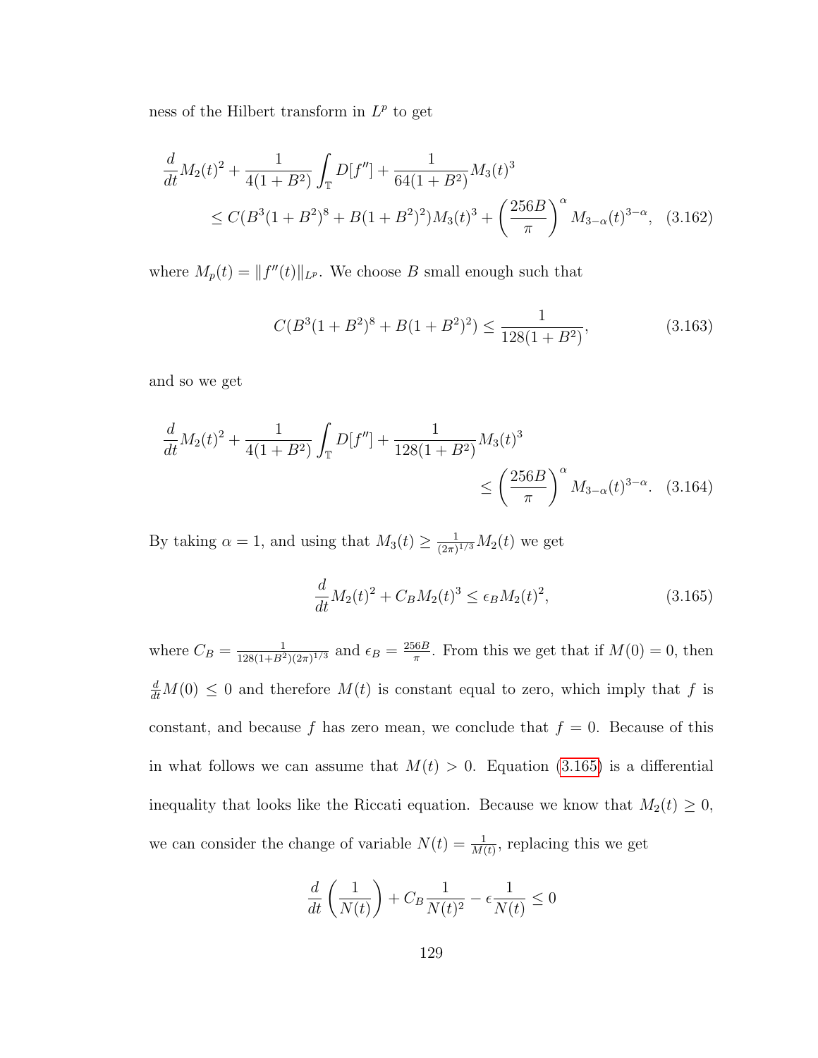ness of the Hilbert transform in $L^p$ to get

$$\frac{d}{dt}M_2(t)^2 + \frac{1}{4(1+B^2)}\int_{\mathbb{T}} D[f''] + \frac{1}{64(1+B^2)}M_3(t)^3 \\ \leq C(B^3(1+B^2)^8 + B(1+B^2)^2)M_3(t)^3 + \left(\frac{256B}{\pi}\right)^{\alpha} M_{3-\alpha}(t)^{3-\alpha}, \quad (3.162)$$

where $M_p(t) = \|f''(t)\|_{L^p}$. We choose $B$ small enough such that

$$C(B^3(1+B^2)^8 + B(1+B^2)^2) \leq \frac{1}{128(1+B^2)}, \quad (3.163)$$

and so we get

$$\frac{d}{dt}M_2(t)^2 + \frac{1}{4(1+B^2)}\int_{\mathbb{T}} D[f''] + \frac{1}{128(1+B^2)}M_3(t)^3 \\ \leq \left(\frac{256B}{\pi}\right)^{\alpha} M_{3-\alpha}(t)^{3-\alpha}. \quad (3.164)$$

By taking $\alpha = 1$, and using that $M_3(t) \geq \frac{1}{(2\pi)^{1/3}}M_2(t)$ we get

$$\frac{d}{dt}M_2(t)^2 + C_B M_2(t)^3 \leq \epsilon_B M_2(t)^2, \quad (3.165)$$

where $C_B = \frac{1}{128(1+B^2)(2\pi)^{1/3}}$ and $\epsilon_B = \frac{256B}{\pi}$. From this we get that if $M(0) = 0$, then $\frac{d}{dt}M(0) \leq 0$ and therefore $M(t)$ is constant equal to zero, which imply that $f$ is constant, and because $f$ has zero mean, we conclude that $f = 0$. Because of this in what follows we can assume that $M(t) > 0$. Equation (3.165) is a differential inequality that looks like the Riccati equation. Because we know that $M_2(t) \geq 0$, we can consider the change of variable $N(t) = \frac{1}{M(t)}$, replacing this we get

$$\frac{d}{dt}\left(\frac{1}{N(t)}\right) + C_B\frac{1}{N(t)^2} - \epsilon\frac{1}{N(t)} \leq 0$$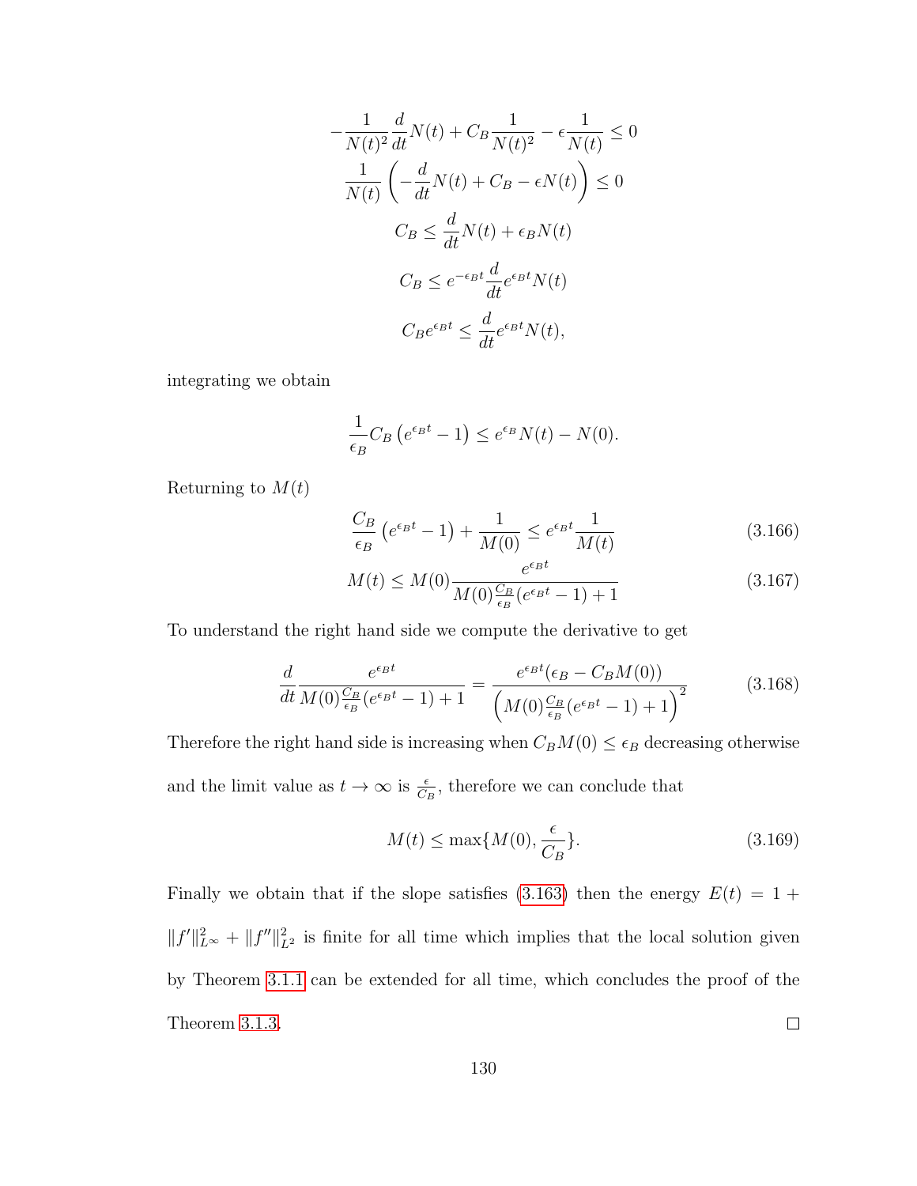$$
\begin{aligned}
-\frac{1}{N(t)^2}\frac{d}{dt}N(t) + C_B\frac{1}{N(t)^2} - \epsilon\frac{1}{N(t)} &\leq 0 \\
\frac{1}{N(t)}\left(-\frac{d}{dt}N(t) + C_B - \epsilon N(t)\right) &\leq 0 \\
C_B &\leq \frac{d}{dt}N(t) + \epsilon_B N(t) \\
C_B &\leq e^{-\epsilon_B t}\frac{d}{dt}e^{\epsilon_B t}N(t) \\
C_B e^{\epsilon_B t} &\leq \frac{d}{dt}e^{\epsilon_B t}N(t),
\end{aligned}
$$

integrating we obtain

$$
\frac{1}{\epsilon_B}C_B\left(e^{\epsilon_B t} - 1\right) \leq e^{\epsilon_B}N(t) - N(0).
$$

Returning to $M(t)$

$$
\frac{C_B}{\epsilon_B}\left(e^{\epsilon_B t} - 1\right) + \frac{1}{M(0)} \leq e^{\epsilon_B t}\frac{1}{M(t)} \tag{3.166}
$$

$$
M(t) \leq M(0)\frac{e^{\epsilon_B t}}{M(0)\frac{C_B}{\epsilon_B}(e^{\epsilon_B t} - 1) + 1} \tag{3.167}
$$

To understand the right hand side we compute the derivative to get

$$
\frac{d}{dt}\frac{e^{\epsilon_B t}}{M(0)\frac{C_B}{\epsilon_B}(e^{\epsilon_B t} - 1) + 1} = \frac{e^{\epsilon_B t}(\epsilon_B - C_B M(0))}{\left(M(0)\frac{C_B}{\epsilon_B}(e^{\epsilon_B t} - 1) + 1\right)^2} \tag{3.168}
$$

Therefore the right hand side is increasing when $C_B M(0) \leq \epsilon_B$ decreasing otherwise and the limit value as $t \to \infty$ is $\frac{\epsilon}{C_B}$, therefore we can conclude that

$$
M(t) \leq \max\{M(0), \frac{\epsilon}{C_B}\}. \tag{3.169}
$$

Finally we obtain that if the slope satisfies (3.163) then the energy $E(t) = 1 + \|f'\|_{L^\infty}^2 + \|f''\|_{L^2}^2$ is finite for all time which implies that the local solution given by Theorem 3.1.1 can be extended for all time, which concludes the proof of the Theorem 3.1.3.

$\square$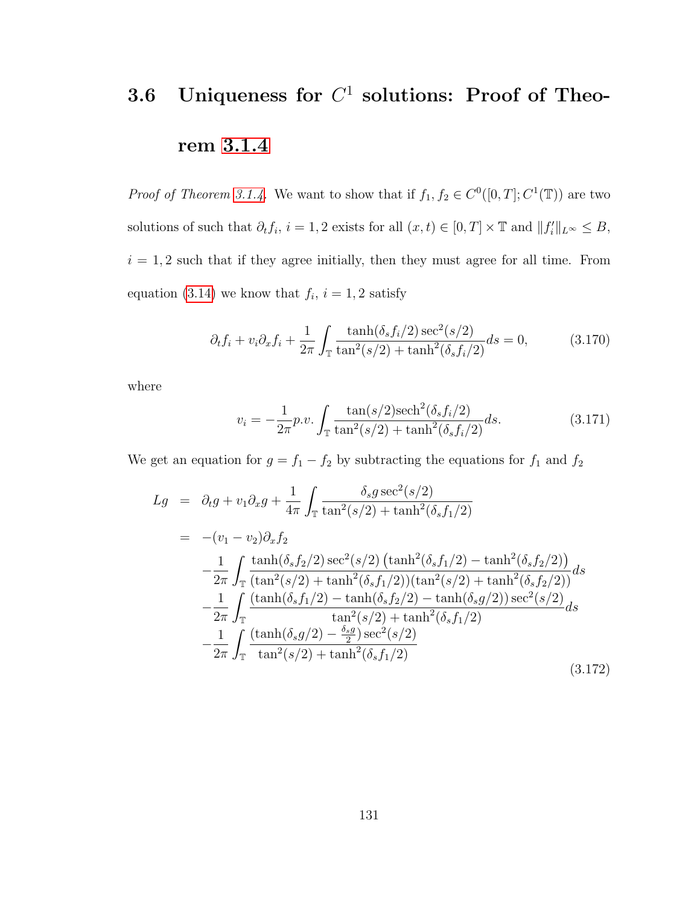## 3.6 Uniqueness for $C^1$ solutions: Proof of Theorem 3.1.4

*Proof of Theorem 3.1.4.* We want to show that if $f_1, f_2 \in C^0([0,T]; C^1(\mathbb{T}))$ are two solutions of such that $\partial_t f_i$, $i = 1, 2$ exists for all $(x,t) \in [0,T] \times \mathbb{T}$ and $\|f_i'\|_{L^\infty} \leq B$, $i = 1, 2$ such that if they agree initially, then they must agree for all time. From equation (3.14) we know that $f_i$, $i = 1, 2$ satisfy

$$
\partial_t f_i + v_i \partial_x f_i + \frac{1}{2\pi} \int_{\mathbb{T}} \frac{\tanh(\delta_s f_i/2) \sec^2(s/2)}{\tan^2(s/2) + \tanh^2(\delta_s f_i/2)} ds = 0, \tag{3.170}
$$

where

$$
v_i = -\frac{1}{2\pi} p.v. \int_{\mathbb{T}} \frac{\tan(s/2) \mathrm{sech}^2(\delta_s f_i/2)}{\tan^2(s/2) + \tanh^2(\delta_s f_i/2)} ds. \tag{3.171}
$$

We get an equation for $g = f_1 - f_2$ by subtracting the equations for $f_1$ and $f_2$

$$
\begin{aligned}
Lg &= \partial_t g + v_1 \partial_x g + \frac{1}{4\pi} \int_{\mathbb{T}} \frac{\delta_s g \sec^2(s/2)}{\tan^2(s/2) + \tanh^2(\delta_s f_1/2)} \\
&= -(v_1 - v_2) \partial_x f_2 \\
&\quad - \frac{1}{2\pi} \int_{\mathbb{T}} \frac{\tanh(\delta_s f_2/2) \sec^2(s/2) \left( \tanh^2(\delta_s f_1/2) - \tanh^2(\delta_s f_2/2) \right)}{(\tan^2(s/2) + \tanh^2(\delta_s f_1/2))(\tan^2(s/2) + \tanh^2(\delta_s f_2/2))} ds \\
&\quad - \frac{1}{2\pi} \int_{\mathbb{T}} \frac{(\tanh(\delta_s f_1/2) - \tanh(\delta_s f_2/2) - \tanh(\delta_s g/2)) \sec^2(s/2)}{\tan^2(s/2) + \tanh^2(\delta_s f_1/2)} ds \\
&\quad - \frac{1}{2\pi} \int_{\mathbb{T}} \frac{(\tanh(\delta_s g/2) - \frac{\delta_s g}{2}) \sec^2(s/2)}{\tan^2(s/2) + \tanh^2(\delta_s f_1/2)}
\end{aligned} \tag{3.172}
$$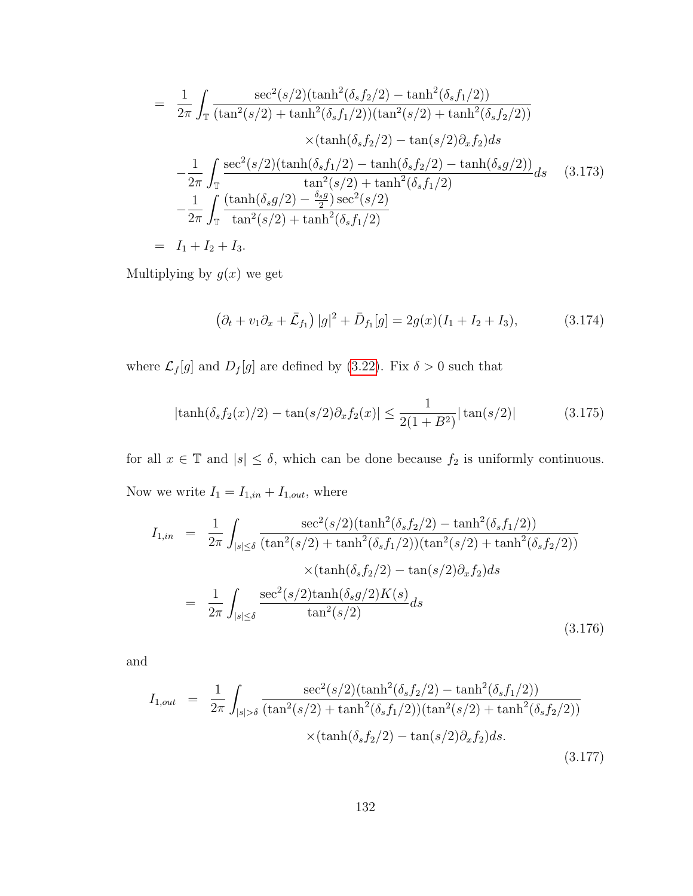$$
\begin{aligned}
&= \frac{1}{2\pi}\int_{\mathbb{T}} \frac{\sec^2(s/2)(\tanh^2(\delta_s f_2/2)-\tanh^2(\delta_s f_1/2))}{(\tan^2(s/2)+\tanh^2(\delta_s f_1/2))(\tan^2(s/2)+\tanh^2(\delta_s f_2/2))} \\
&\qquad\qquad \times(\tanh(\delta_s f_2/2)-\tan(s/2)\partial_x f_2)ds \\
&\quad -\frac{1}{2\pi}\int_{\mathbb{T}} \frac{\sec^2(s/2)(\tanh(\delta_s f_1/2)-\tanh(\delta_s f_2/2)-\tanh(\delta_s g/2))}{\tan^2(s/2)+\tanh^2(\delta_s f_1/2)}ds \qquad (3.173)\\
&\quad -\frac{1}{2\pi}\int_{\mathbb{T}} \frac{(\tanh(\delta_s g/2)-\frac{\delta_s g}{2})\sec^2(s/2)}{\tan^2(s/2)+\tanh^2(\delta_s f_1/2)} \\
&= I_1+I_2+I_3.
\end{aligned}
$$

Multiplying by $g(x)$ we get

$$
\left(\partial_t + v_1\partial_x + \bar{\mathcal{L}}_{f_1}\right)|g|^2 + \bar{D}_{f_1}[g] = 2g(x)(I_1+I_2+I_3), \qquad (3.174)
$$

where $\mathcal{L}_f[g]$ and $D_f[g]$ are defined by (3.22). Fix $\delta > 0$ such that

$$
|\tanh(\delta_s f_2(x)/2) - \tan(s/2)\partial_x f_2(x)| \le \frac{1}{2(1+B^2)}|\tan(s/2)| \qquad (3.175)
$$

for all $x \in \mathbb{T}$ and $|s| \le \delta$, which can be done because $f_2$ is uniformly continuous. Now we write $I_1 = I_{1,in} + I_{1,out}$, where

$$
\begin{aligned}
I_{1,in} &= \frac{1}{2\pi}\int_{|s|\le\delta} \frac{\sec^2(s/2)(\tanh^2(\delta_s f_2/2)-\tanh^2(\delta_s f_1/2))}{(\tan^2(s/2)+\tanh^2(\delta_s f_1/2))(\tan^2(s/2)+\tanh^2(\delta_s f_2/2))} \\
&\qquad\qquad \times(\tanh(\delta_s f_2/2)-\tan(s/2)\partial_x f_2)ds \\
&= \frac{1}{2\pi}\int_{|s|\le\delta} \frac{\sec^2(s/2)\tanh(\delta_s g/2)K(s)}{\tan^2(s/2)}ds
\end{aligned} \qquad (3.176)
$$

and

$$
\begin{aligned}
I_{1,out} &= \frac{1}{2\pi}\int_{|s|>\delta} \frac{\sec^2(s/2)(\tanh^2(\delta_s f_2/2)-\tanh^2(\delta_s f_1/2))}{(\tan^2(s/2)+\tanh^2(\delta_s f_1/2))(\tan^2(s/2)+\tanh^2(\delta_s f_2/2))} \\
&\qquad\qquad \times(\tanh(\delta_s f_2/2)-\tan(s/2)\partial_x f_2)ds.
\end{aligned} \qquad (3.177)
$$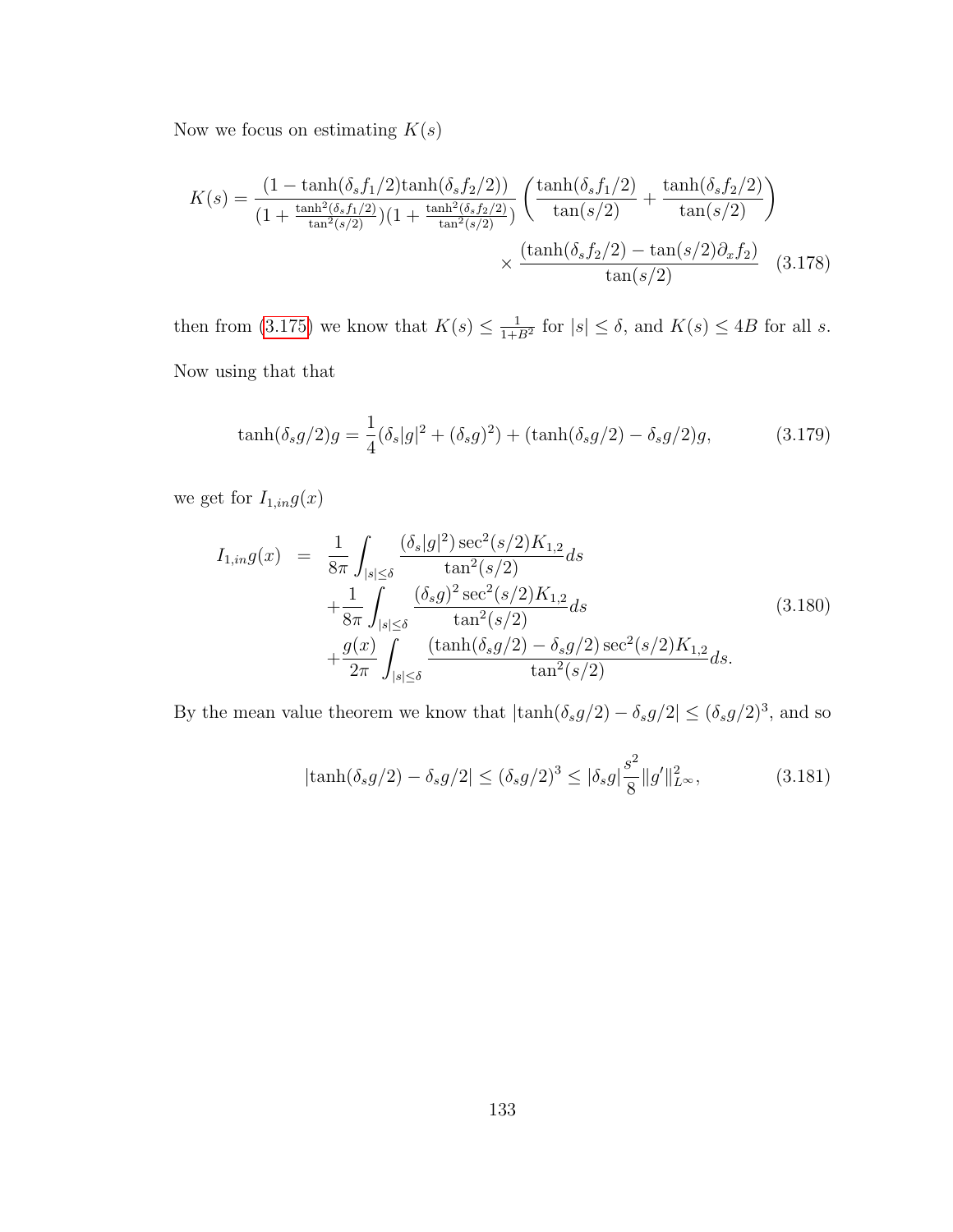Now we focus on estimating $K(s)$

$$
K(s) = \frac{(1 - \tanh(\delta_s f_1/2)\tanh(\delta_s f_2/2))}{(1 + \frac{\tanh^2(\delta_s f_1/2)}{\tan^2(s/2)})(1 + \frac{\tanh^2(\delta_s f_2/2)}{\tan^2(s/2)})} \left( \frac{\tanh(\delta_s f_1/2)}{\tan(s/2)} + \frac{\tanh(\delta_s f_2/2)}{\tan(s/2)} \right) \times \frac{(\tanh(\delta_s f_2/2) - \tan(s/2)\partial_x f_2)}{\tan(s/2)} \tag{3.178}
$$

then from (3.175) we know that $K(s) \leq \frac{1}{1+B^2}$ for $|s| \leq \delta$, and $K(s) \leq 4B$ for all $s$.

Now using that that

$$
\tanh(\delta_s g/2) g = \frac{1}{4}(\delta_s |g|^2 + (\delta_s g)^2) + (\tanh(\delta_s g/2) - \delta_s g/2) g, \tag{3.179}
$$

we get for $I_{1,in} g(x)$

$$
\begin{aligned}
I_{1,in} g(x) \;&=\; \frac{1}{8\pi} \int_{|s| \leq \delta} \frac{(\delta_s |g|^2)\sec^2(s/2) K_{1,2}}{\tan^2(s/2)} ds \\
&\quad + \frac{1}{8\pi} \int_{|s| \leq \delta} \frac{(\delta_s g)^2 \sec^2(s/2) K_{1,2}}{\tan^2(s/2)} ds \\
&\quad + \frac{g(x)}{2\pi} \int_{|s| \leq \delta} \frac{(\tanh(\delta_s g/2) - \delta_s g/2)\sec^2(s/2) K_{1,2}}{\tan^2(s/2)} ds.
\end{aligned} \tag{3.180}
$$

By the mean value theorem we know that $|\tanh(\delta_s g/2) - \delta_s g/2| \leq (\delta_s g/2)^3$, and so

$$
|\tanh(\delta_s g/2) - \delta_s g/2| \leq (\delta_s g/2)^3 \leq |\delta_s g| \frac{s^2}{8} \|g'\|^2_{L^\infty}, \tag{3.181}
$$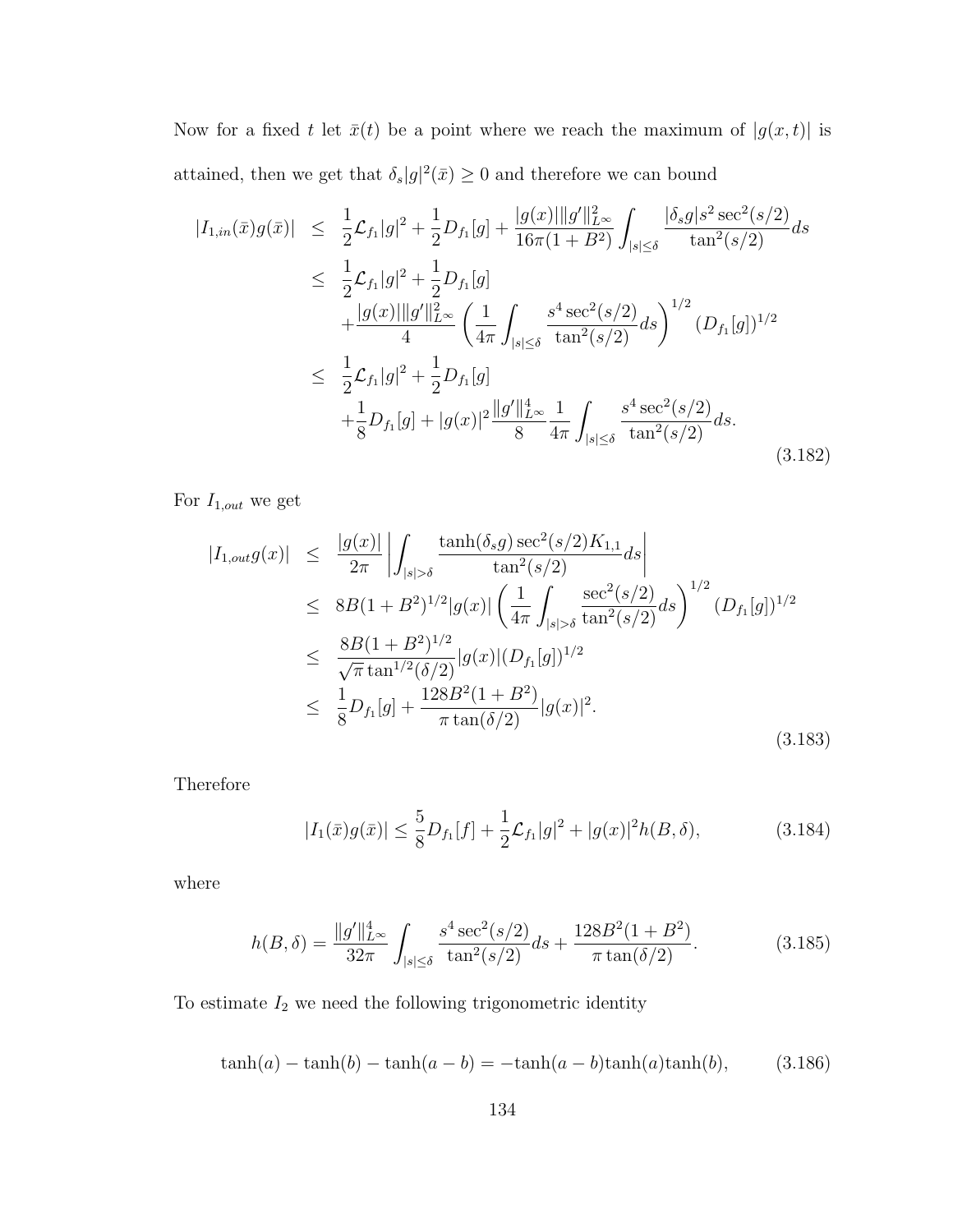Now for a fixed $t$ let $\bar{x}(t)$ be a point where we reach the maximum of $|g(x,t)|$ is attained, then we get that $\delta_s|g|^2(\bar{x}) \geq 0$ and therefore we can bound

$$
\begin{aligned}
|I_{1,in}(\bar{x})g(\bar{x})| &\leq \frac{1}{2}\mathcal{L}_{f_1}|g|^2 + \frac{1}{2}D_{f_1}[g] + \frac{|g(x)|\|g'\|^2_{L^\infty}}{16\pi(1+B^2)}\int_{|s|\leq\delta}\frac{|\delta_s g|s^2\sec^2(s/2)}{\tan^2(s/2)}ds \\
&\leq \frac{1}{2}\mathcal{L}_{f_1}|g|^2 + \frac{1}{2}D_{f_1}[g] \\
&\quad + \frac{|g(x)|\|g'\|^2_{L^\infty}}{4}\left(\frac{1}{4\pi}\int_{|s|\leq\delta}\frac{s^4\sec^2(s/2)}{\tan^2(s/2)}ds\right)^{1/2}(D_{f_1}[g])^{1/2} \\
&\leq \frac{1}{2}\mathcal{L}_{f_1}|g|^2 + \frac{1}{2}D_{f_1}[g] \\
&\quad + \frac{1}{8}D_{f_1}[g] + |g(x)|^2\frac{\|g'\|^4_{L^\infty}}{8}\frac{1}{4\pi}\int_{|s|\leq\delta}\frac{s^4\sec^2(s/2)}{\tan^2(s/2)}ds.
\end{aligned} \tag{3.182}
$$

For $I_{1,out}$ we get

$$
\begin{aligned}
|I_{1,out}g(x)| &\leq \frac{|g(x)|}{2\pi}\left|\int_{|s|>\delta}\frac{\tanh(\delta_s g)\sec^2(s/2)K_{1,1}}{\tan^2(s/2)}ds\right| \\
&\leq 8B(1+B^2)^{1/2}|g(x)|\left(\frac{1}{4\pi}\int_{|s|>\delta}\frac{\sec^2(s/2)}{\tan^2(s/2)}ds\right)^{1/2}(D_{f_1}[g])^{1/2} \\
&\leq \frac{8B(1+B^2)^{1/2}}{\sqrt{\pi}\tan^{1/2}(\delta/2)}|g(x)|(D_{f_1}[g])^{1/2} \\
&\leq \frac{1}{8}D_{f_1}[g] + \frac{128B^2(1+B^2)}{\pi\tan(\delta/2)}|g(x)|^2.
\end{aligned} \tag{3.183}
$$

Therefore

$$
|I_1(\bar{x})g(\bar{x})| \leq \frac{5}{8}D_{f_1}[f] + \frac{1}{2}\mathcal{L}_{f_1}|g|^2 + |g(x)|^2 h(B,\delta), \tag{3.184}
$$

where

$$
h(B,\delta) = \frac{\|g'\|^4_{L^\infty}}{32\pi}\int_{|s|\leq\delta}\frac{s^4\sec^2(s/2)}{\tan^2(s/2)}ds + \frac{128B^2(1+B^2)}{\pi\tan(\delta/2)}. \tag{3.185}
$$

To estimate $I_2$ we need the following trigonometric identity

$$
\tanh(a) - \tanh(b) - \tanh(a-b) = -\tanh(a-b)\tanh(a)\tanh(b), \tag{3.186}
$$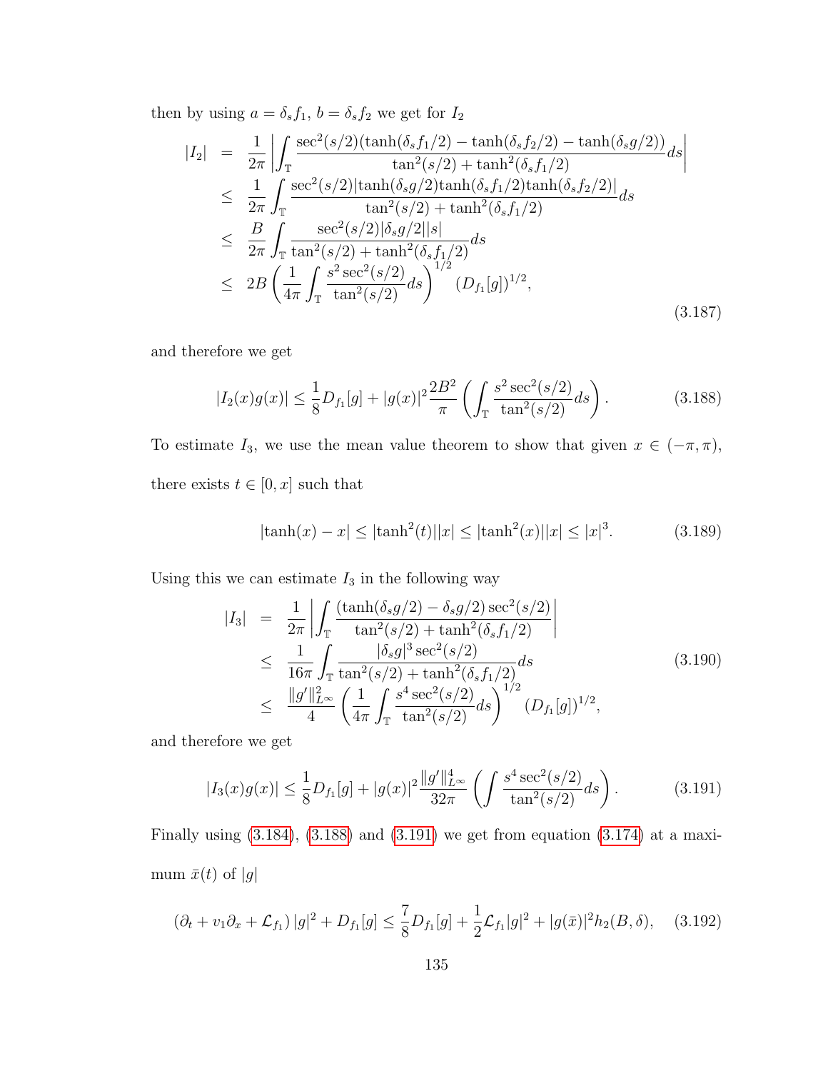then by using $a = \delta_s f_1$, $b = \delta_s f_2$ we get for $I_2$

$$
\begin{aligned}
|I_2| &= \frac{1}{2\pi}\left|\int_{\mathbb{T}} \frac{\sec^2(s/2)(\tanh(\delta_s f_1/2) - \tanh(\delta_s f_2/2) - \tanh(\delta_s g/2))}{\tan^2(s/2) + \tanh^2(\delta_s f_1/2)} ds\right| \\
&\leq \frac{1}{2\pi}\int_{\mathbb{T}} \frac{\sec^2(s/2)|\tanh(\delta_s g/2)\tanh(\delta_s f_1/2)\tanh(\delta_s f_2/2)|}{\tan^2(s/2) + \tanh^2(\delta_s f_1/2)} ds \\
&\leq \frac{B}{2\pi}\int_{\mathbb{T}} \frac{\sec^2(s/2)|\delta_s g/2||s|}{\tan^2(s/2) + \tanh^2(\delta_s f_1/2)} ds \\
&\leq 2B\left(\frac{1}{4\pi}\int_{\mathbb{T}} \frac{s^2\sec^2(s/2)}{\tan^2(s/2)} ds\right)^{1/2} (D_{f_1}[g])^{1/2},
\end{aligned}
\tag{3.187}
$$

and therefore we get

$$
|I_2(x)g(x)| \leq \frac{1}{8}D_{f_1}[g] + |g(x)|^2\frac{2B^2}{\pi}\left(\int_{\mathbb{T}} \frac{s^2\sec^2(s/2)}{\tan^2(s/2)} ds\right). \tag{3.188}
$$

To estimate $I_3$, we use the mean value theorem to show that given $x \in (-\pi, \pi)$, there exists $t \in [0, x]$ such that

$$
|\tanh(x) - x| \leq |\tanh^2(t)||x| \leq |\tanh^2(x)||x| \leq |x|^3. \tag{3.189}
$$

Using this we can estimate $I_3$ in the following way

$$
\begin{aligned}
|I_3| &= \frac{1}{2\pi}\left|\int_{\mathbb{T}} \frac{(\tanh(\delta_s g/2) - \delta_s g/2)\sec^2(s/2)}{\tan^2(s/2) + \tanh^2(\delta_s f_1/2)}\right| \\
&\leq \frac{1}{16\pi}\int_{\mathbb{T}} \frac{|\delta_s g|^3\sec^2(s/2)}{\tan^2(s/2) + \tanh^2(\delta_s f_1/2)} ds \\
&\leq \frac{\|g'\|^2_{L^\infty}}{4}\left(\frac{1}{4\pi}\int_{\mathbb{T}} \frac{s^4\sec^2(s/2)}{\tan^2(s/2)} ds\right)^{1/2} (D_{f_1}[g])^{1/2},
\end{aligned}
\tag{3.190}
$$

and therefore we get

$$
|I_3(x)g(x)| \leq \frac{1}{8}D_{f_1}[g] + |g(x)|^2\frac{\|g'\|^4_{L^\infty}}{32\pi}\left(\int \frac{s^4\sec^2(s/2)}{\tan^2(s/2)} ds\right). \tag{3.191}
$$

Finally using (3.184), (3.188) and (3.191) we get from equation (3.174) at a maximum $\bar{x}(t)$ of $|g|$

$$
(\partial_t + v_1\partial_x + \mathcal{L}_{f_1})|g|^2 + D_{f_1}[g] \leq \frac{7}{8}D_{f_1}[g] + \frac{1}{2}\mathcal{L}_{f_1}|g|^2 + |g(\bar{x})|^2 h_2(B, \delta), \tag{3.192}
$$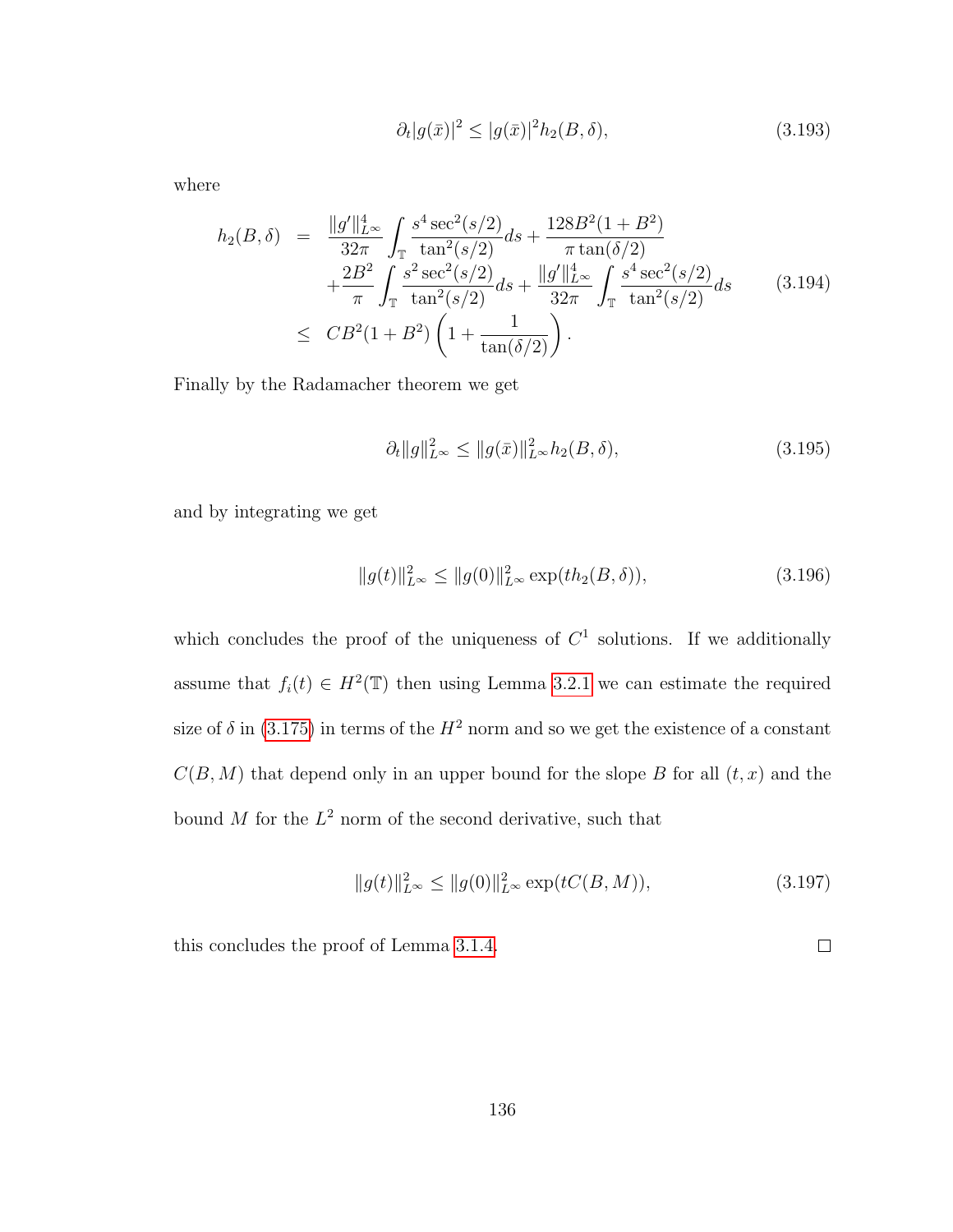$$\partial_t |g(\bar{x})|^2 \leq |g(\bar{x})|^2 h_2(B, \delta), \tag{3.193}$$

where

$$\begin{aligned}
h_2(B,\delta) &= \frac{\|g'\|_{L^\infty}^4}{32\pi} \int_{\mathbb{T}} \frac{s^4 \sec^2(s/2)}{\tan^2(s/2)} ds + \frac{128B^2(1+B^2)}{\pi \tan(\delta/2)} \\
&\quad + \frac{2B^2}{\pi} \int_{\mathbb{T}} \frac{s^2 \sec^2(s/2)}{\tan^2(s/2)} ds + \frac{\|g'\|_{L^\infty}^4}{32\pi} \int_{\mathbb{T}} \frac{s^4 \sec^2(s/2)}{\tan^2(s/2)} ds \\
&\leq CB^2(1+B^2)\left(1 + \frac{1}{\tan(\delta/2)}\right).
\end{aligned} \tag{3.194}$$

Finally by the Radamacher theorem we get

$$\partial_t \|g\|_{L^\infty}^2 \leq \|g(\bar{x})\|_{L^\infty}^2 h_2(B,\delta), \tag{3.195}$$

and by integrating we get

$$\|g(t)\|_{L^\infty}^2 \leq \|g(0)\|_{L^\infty}^2 \exp(t h_2(B,\delta)), \tag{3.196}$$

which concludes the proof of the uniqueness of $C^1$ solutions. If we additionally assume that $f_i(t) \in H^2(\mathbb{T})$ then using Lemma 3.2.1 we can estimate the required size of $\delta$ in (3.175) in terms of the $H^2$ norm and so we get the existence of a constant $C(B,M)$ that depend only in an upper bound for the slope $B$ for all $(t,x)$ and the bound $M$ for the $L^2$ norm of the second derivative, such that

$$\|g(t)\|_{L^\infty}^2 \leq \|g(0)\|_{L^\infty}^2 \exp(tC(B,M)), \tag{3.197}$$

this concludes the proof of Lemma 3.1.4. $\square$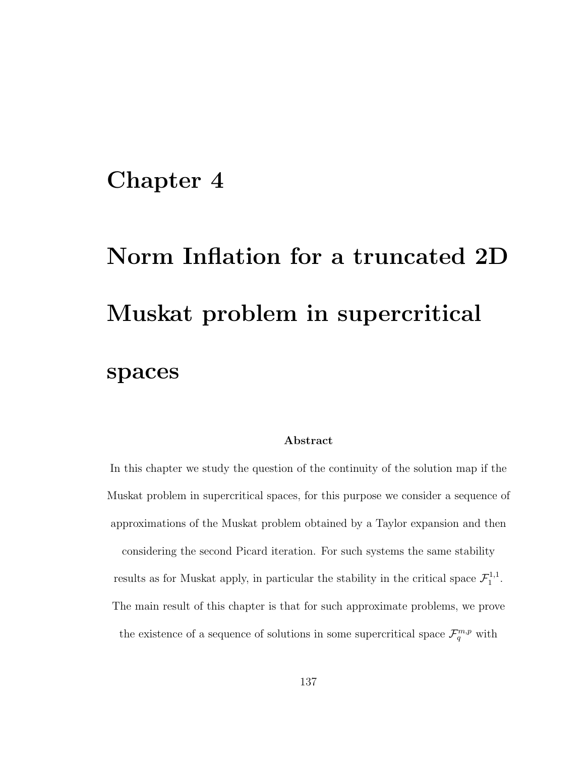# Chapter 4

# Norm Inflation for a truncated 2D Muskat problem in supercritical spaces

**Abstract**

In this chapter we study the question of the continuity of the solution map if the Muskat problem in supercritical spaces, for this purpose we consider a sequence of approximations of the Muskat problem obtained by a Taylor expansion and then considering the second Picard iteration. For such systems the same stability results as for Muskat apply, in particular the stability in the critical space $\mathcal{F}_1^{1,1}$. The main result of this chapter is that for such approximate problems, we prove the existence of a sequence of solutions in some supercritical space $\mathcal{F}_q^{m,p}$ with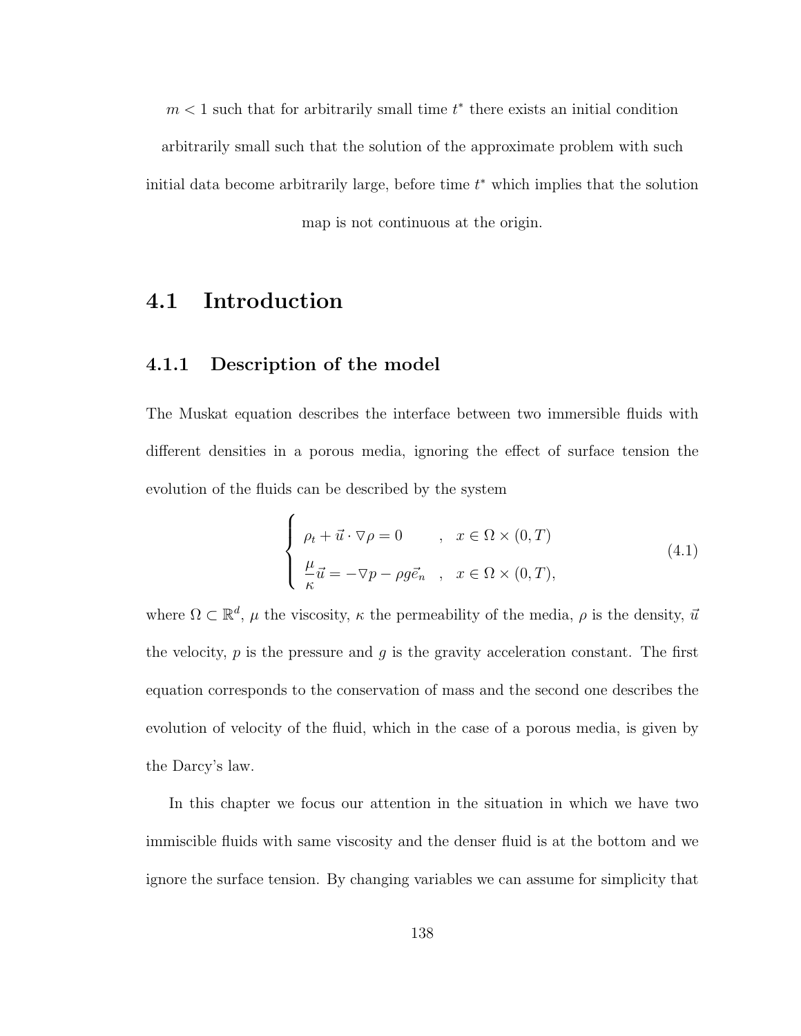$m < 1$ such that for arbitrarily small time $t^*$ there exists an initial condition arbitrarily small such that the solution of the approximate problem with such initial data become arbitrarily large, before time $t^*$ which implies that the solution map is not continuous at the origin.

## 4.1 Introduction

### 4.1.1 Description of the model

The Muskat equation describes the interface between two immersible fluids with different densities in a porous media, ignoring the effect of surface tension the evolution of the fluids can be described by the system

$$
\begin{cases} \rho_t + \vec{u} \cdot \nabla \rho = 0 & , \quad x \in \Omega \times (0,T) \\ \dfrac{\mu}{\kappa} \vec{u} = -\nabla p - \rho g \vec{e}_n & , \quad x \in \Omega \times (0,T), \end{cases} \tag{4.1}
$$

where $\Omega \subset \mathbb{R}^d$, $\mu$ the viscosity, $\kappa$ the permeability of the media, $\rho$ is the density, $\vec{u}$ the velocity, $p$ is the pressure and $g$ is the gravity acceleration constant. The first equation corresponds to the conservation of mass and the second one describes the evolution of velocity of the fluid, which in the case of a porous media, is given by the Darcy's law.

In this chapter we focus our attention in the situation in which we have two immiscible fluids with same viscosity and the denser fluid is at the bottom and we ignore the surface tension. By changing variables we can assume for simplicity that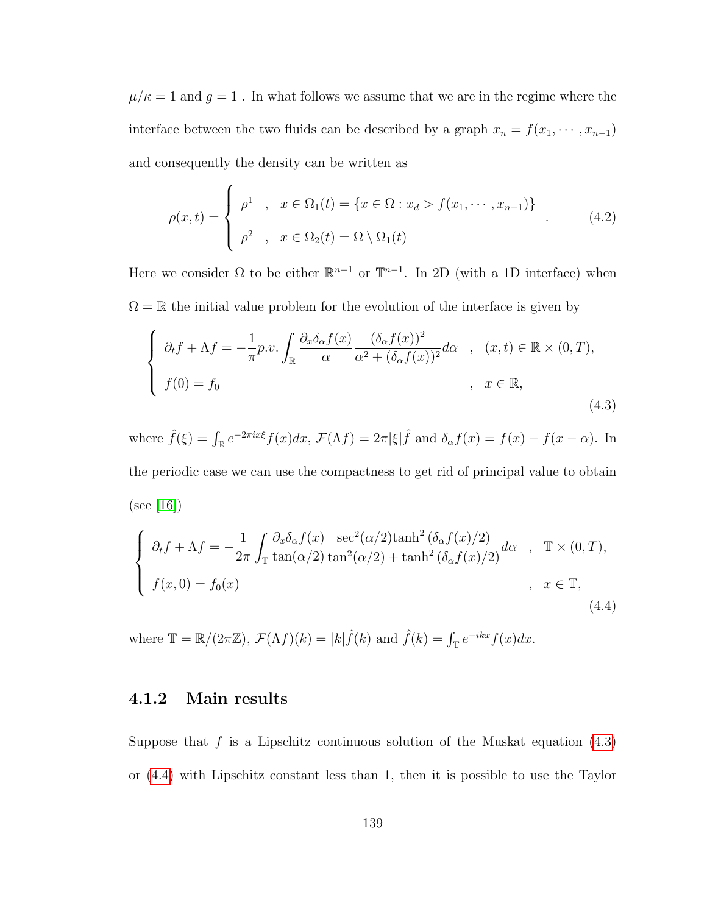$\mu/\kappa = 1$ and $g = 1$ . In what follows we assume that we are in the regime where the interface between the two fluids can be described by a graph $x_n = f(x_1, \cdots, x_{n-1})$ and consequently the density can be written as

$$
\rho(x,t) = \begin{cases} \rho^1 & , \quad x \in \Omega_1(t) = \{x \in \Omega : x_d > f(x_1, \cdots, x_{n-1})\} \\ \rho^2 & , \quad x \in \Omega_2(t) = \Omega \setminus \Omega_1(t) \end{cases} . \tag{4.2}
$$

Here we consider $\Omega$ to be either $\mathbb{R}^{n-1}$ or $\mathbb{T}^{n-1}$. In 2D (with a 1D interface) when $\Omega = \mathbb{R}$ the initial value problem for the evolution of the interface is given by

$$
\begin{cases} \partial_t f + \Lambda f = -\dfrac{1}{\pi} p.v. \displaystyle\int_{\mathbb{R}} \dfrac{\partial_x \delta_\alpha f(x)}{\alpha} \dfrac{(\delta_\alpha f(x))^2}{\alpha^2 + (\delta_\alpha f(x))^2} d\alpha & , \quad (x,t) \in \mathbb{R} \times (0,T), \\ f(0) = f_0 & , \quad x \in \mathbb{R}, \end{cases} \tag{4.3}
$$

where $\hat{f}(\xi) = \int_{\mathbb{R}} e^{-2\pi i x \xi} f(x) dx$, $\mathcal{F}(\Lambda f) = 2\pi |\xi| \hat{f}$ and $\delta_\alpha f(x) = f(x) - f(x - \alpha)$. In the periodic case we can use the compactness to get rid of principal value to obtain (see [16])

$$
\begin{cases} \partial_t f + \Lambda f = -\dfrac{1}{2\pi} \displaystyle\int_{\mathbb{T}} \dfrac{\partial_x \delta_\alpha f(x)}{\tan(\alpha/2)} \dfrac{\sec^2(\alpha/2) \tanh^2(\delta_\alpha f(x)/2)}{\tan^2(\alpha/2) + \tanh^2(\delta_\alpha f(x)/2)} d\alpha & , \quad \mathbb{T} \times (0,T), \\ f(x,0) = f_0(x) & , \quad x \in \mathbb{T}, \end{cases} \tag{4.4}
$$

where $\mathbb{T} = \mathbb{R}/(2\pi\mathbb{Z})$, $\mathcal{F}(\Lambda f)(k) = |k| \hat{f}(k)$ and $\hat{f}(k) = \int_{\mathbb{T}} e^{-ikx} f(x) dx$.

### 4.1.2 Main results

Suppose that $f$ is a Lipschitz continuous solution of the Muskat equation (4.3) or (4.4) with Lipschitz constant less than 1, then it is possible to use the Taylor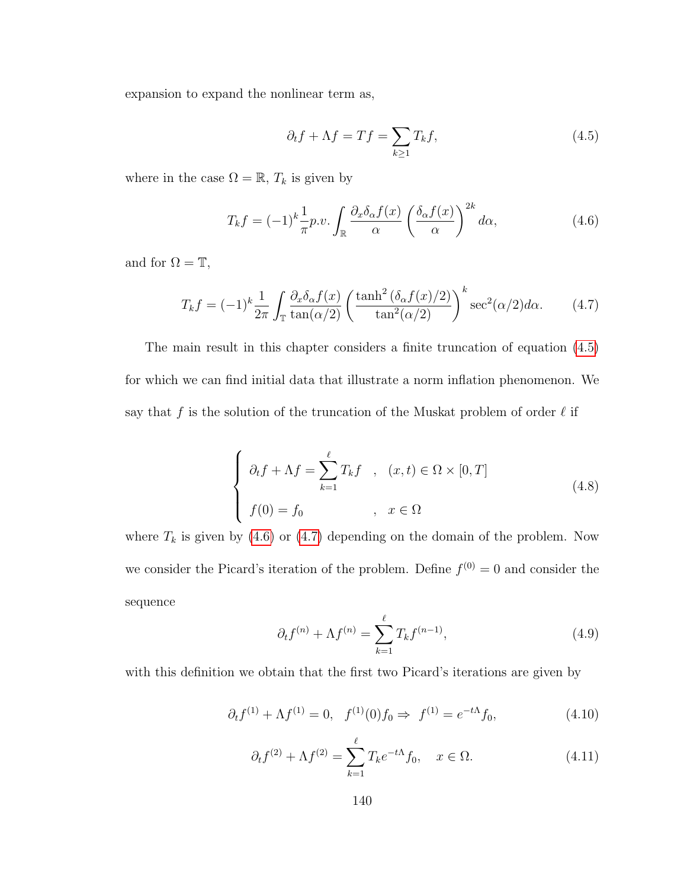expansion to expand the nonlinear term as,

$$\partial_t f + \Lambda f = Tf = \sum_{k\geq 1} T_k f, \tag{4.5}$$

where in the case $\Omega = \mathbb{R}$, $T_k$ is given by

$$T_k f = (-1)^k \frac{1}{\pi} p.v. \int_{\mathbb{R}} \frac{\partial_x \delta_\alpha f(x)}{\alpha} \left( \frac{\delta_\alpha f(x)}{\alpha} \right)^{2k} d\alpha, \tag{4.6}$$

and for $\Omega = \mathbb{T}$,

$$T_k f = (-1)^k \frac{1}{2\pi} \int_{\mathbb{T}} \frac{\partial_x \delta_\alpha f(x)}{\tan(\alpha/2)} \left( \frac{\tanh^2(\delta_\alpha f(x)/2)}{\tan^2(\alpha/2)} \right)^k \sec^2(\alpha/2) d\alpha. \tag{4.7}$$

The main result in this chapter considers a finite truncation of equation (4.5) for which we can find initial data that illustrate a norm inflation phenomenon. We say that $f$ is the solution of the truncation of the Muskat problem of order $\ell$ if

$$\begin{cases} \partial_t f + \Lambda f = \displaystyle\sum_{k=1}^{\ell} T_k f \quad , \quad (x,t) \in \Omega \times [0,T] \\ f(0) = f_0 \quad\quad\quad\quad\quad\quad , \quad x \in \Omega \end{cases} \tag{4.8}$$

where $T_k$ is given by (4.6) or (4.7) depending on the domain of the problem. Now we consider the Picard's iteration of the problem. Define $f^{(0)} = 0$ and consider the sequence

$$\partial_t f^{(n)} + \Lambda f^{(n)} = \sum_{k=1}^{\ell} T_k f^{(n-1)}, \tag{4.9}$$

with this definition we obtain that the first two Picard's iterations are given by

$$\partial_t f^{(1)} + \Lambda f^{(1)} = 0, \quad f^{(1)}(0) f_0 \Rightarrow \; f^{(1)} = e^{-t\Lambda} f_0, \tag{4.10}$$

$$\partial_t f^{(2)} + \Lambda f^{(2)} = \sum_{k=1}^{\ell} T_k e^{-t\Lambda} f_0, \quad x \in \Omega. \tag{4.11}$$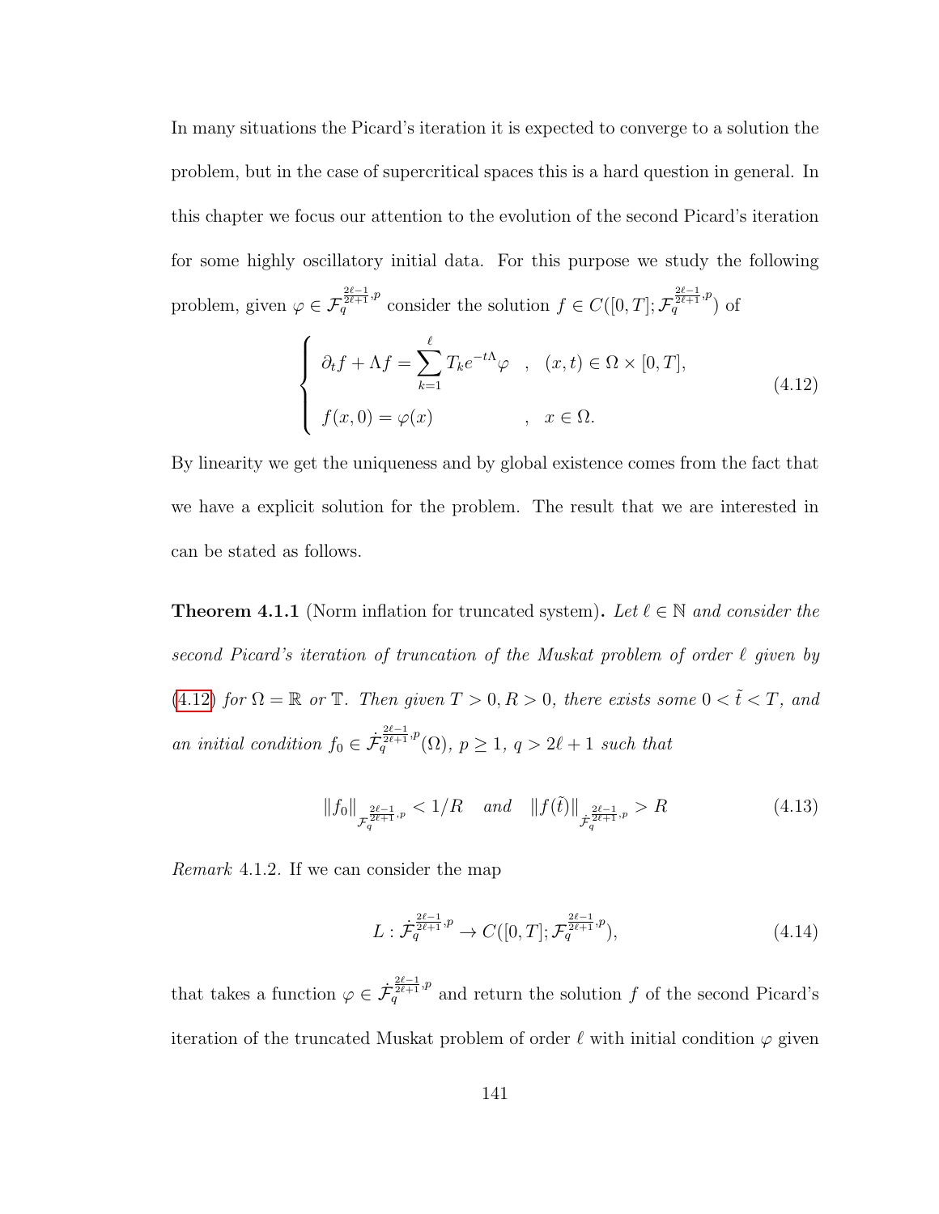In many situations the Picard's iteration it is expected to converge to a solution the problem, but in the case of supercritical spaces this is a hard question in general. In this chapter we focus our attention to the evolution of the second Picard's iteration for some highly oscillatory initial data. For this purpose we study the following problem, given $\varphi \in \mathcal{F}_q^{\frac{2\ell-1}{2\ell+1},p}$ consider the solution $f \in C([0,T];\mathcal{F}_q^{\frac{2\ell-1}{2\ell+1},p})$ of

$$
\begin{cases}
\partial_t f + \Lambda f = \displaystyle\sum_{k=1}^{\ell} T_k e^{-t\Lambda}\varphi \quad , \quad (x,t) \in \Omega \times [0,T], \\
f(x,0) = \varphi(x) \qquad\qquad\qquad , \quad x \in \Omega.
\end{cases}
\tag{4.12}
$$

By linearity we get the uniqueness and by global existence comes from the fact that we have a explicit solution for the problem. The result that we are interested in can be stated as follows.

**Theorem 4.1.1** (Norm inflation for truncated system)**.** *Let $\ell \in \mathbb{N}$ and consider the second Picard's iteration of truncation of the Muskat problem of order $\ell$ given by (4.12) for $\Omega = \mathbb{R}$ or $\mathbb{T}$. Then given $T > 0, R > 0$, there exists some $0 < \tilde{t} < T$, and an initial condition $f_0 \in \dot{\mathcal{F}}_q^{\frac{2\ell-1}{2\ell+1},p}(\Omega)$, $p \geq 1$, $q > 2\ell + 1$ such that*

$$
\|f_0\|_{\mathcal{F}_q^{\frac{2\ell-1}{2\ell+1},p}} < 1/R \quad \textit{and} \quad \|f(\tilde{t})\|_{\dot{\mathcal{F}}_q^{\frac{2\ell-1}{2\ell+1},p}} > R \tag{4.13}
$$

*Remark* 4.1.2. If we can consider the map

$$
L : \dot{\mathcal{F}}_q^{\frac{2\ell-1}{2\ell+1},p} \to C([0,T];\mathcal{F}_q^{\frac{2\ell-1}{2\ell+1},p}), \tag{4.14}
$$

that takes a function $\varphi \in \dot{\mathcal{F}}_q^{\frac{2\ell-1}{2\ell+1},p}$ and return the solution $f$ of the second Picard's iteration of the truncated Muskat problem of order $\ell$ with initial condition $\varphi$ given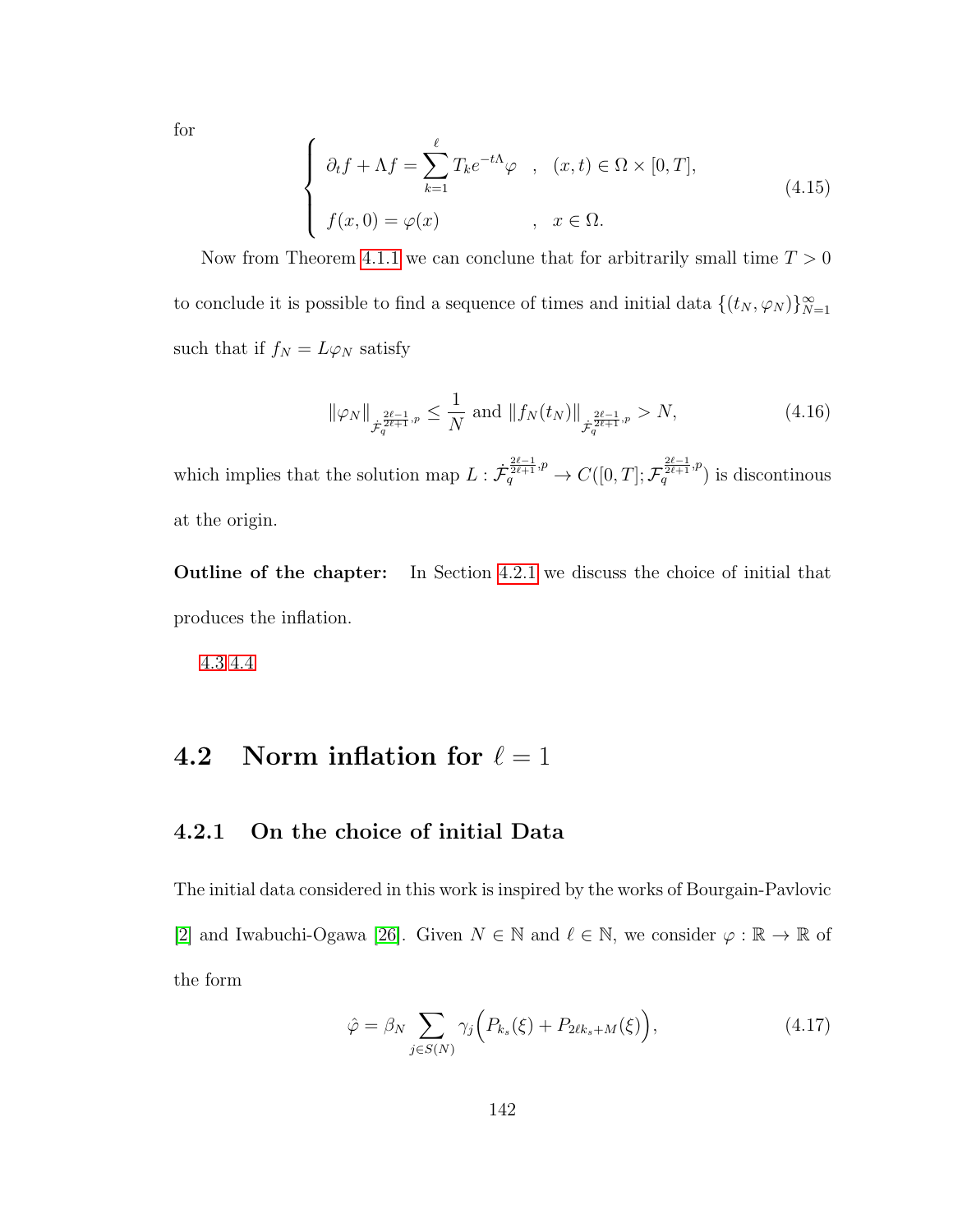for

$$
\begin{cases}
\partial_t f + \Lambda f = \sum_{k=1}^{\ell} T_k e^{-t\Lambda}\varphi \quad , \quad (x,t) \in \Omega \times [0,T], \\
f(x,0) = \varphi(x) \qquad\qquad\qquad , \quad x \in \Omega.
\end{cases}
\tag{4.15}
$$

Now from Theorem 4.1.1 we can conclune that for arbitrarily small time $T > 0$ to conclude it is possible to find a sequence of times and initial data $\{(t_N, \varphi_N)\}_{N=1}^{\infty}$ such that if $f_N = L\varphi_N$ satisfy

$$
\|\varphi_N\|_{\dot{\mathcal{F}}_q^{\frac{2\ell-1}{2\ell+1},p}} \leq \frac{1}{N} \text{ and } \|f_N(t_N)\|_{\dot{\mathcal{F}}_q^{\frac{2\ell-1}{2\ell+1},p}} > N, \tag{4.16}
$$

which implies that the solution map $L : \dot{\mathcal{F}}_q^{\frac{2\ell-1}{2\ell+1},p} \to C([0,T]; \mathcal{F}_q^{\frac{2\ell-1}{2\ell+1},p})$ is discontinous at the origin.

**Outline of the chapter:** In Section 4.2.1 we discuss the choice of initial that produces the inflation.

4.3 4.4

## 4.2 Norm inflation for $\ell = 1$

### 4.2.1 On the choice of initial Data

The initial data considered in this work is inspired by the works of Bourgain-Pavlovic [2] and Iwabuchi-Ogawa [26]. Given $N \in \mathbb{N}$ and $\ell \in \mathbb{N}$, we consider $\varphi : \mathbb{R} \to \mathbb{R}$ of the form

$$
\hat{\varphi} = \beta_N \sum_{j \in S(N)} \gamma_j \Big( P_{k_s}(\xi) + P_{2\ell k_s + M}(\xi) \Big), \tag{4.17}
$$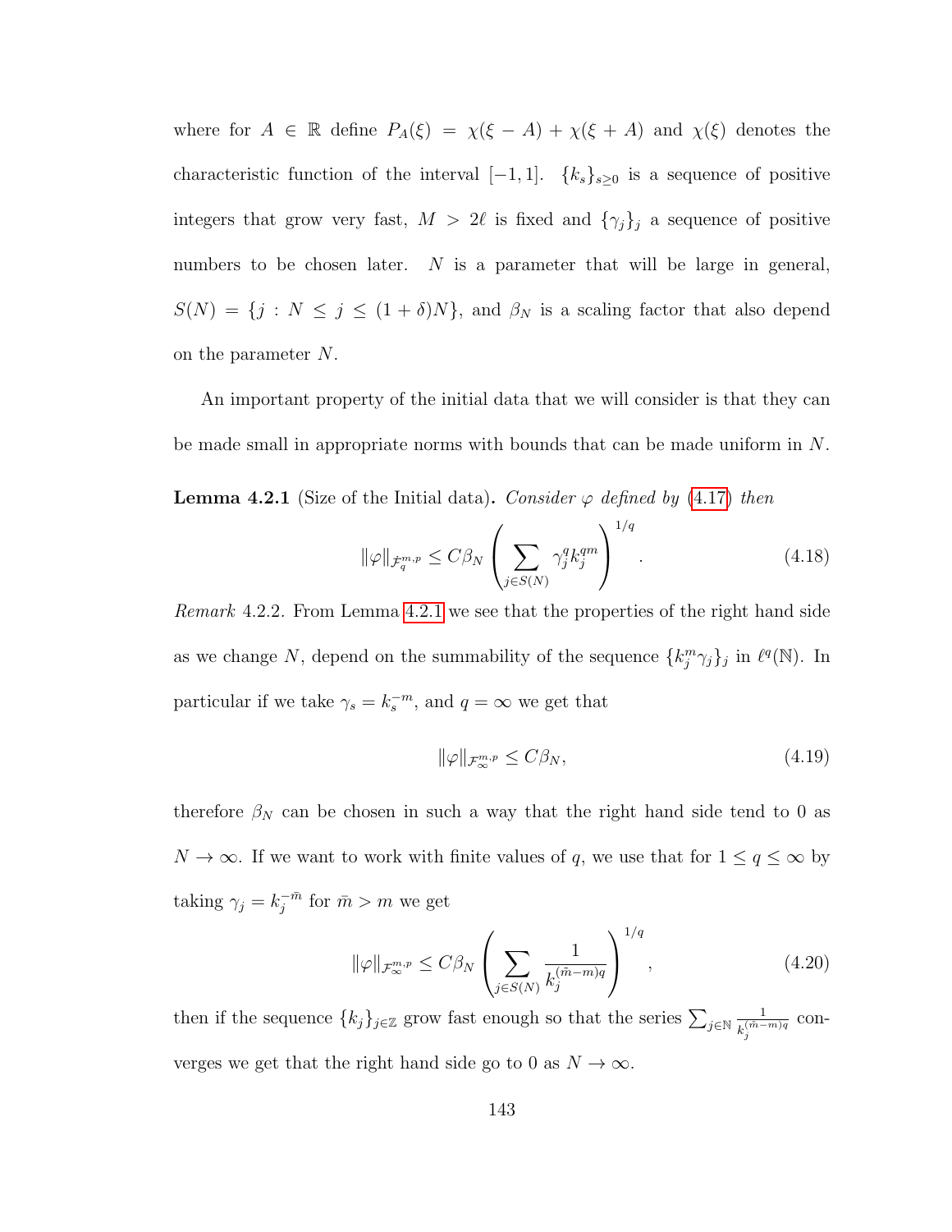where for $A \in \mathbb{R}$ define $P_A(\xi) = \chi(\xi - A) + \chi(\xi + A)$ and $\chi(\xi)$ denotes the characteristic function of the interval $[-1, 1]$. $\{k_s\}_{s\geq 0}$ is a sequence of positive integers that grow very fast, $M > 2\ell$ is fixed and $\{\gamma_j\}_j$ a sequence of positive numbers to be chosen later. $N$ is a parameter that will be large in general, $S(N) = \{j : N \leq j \leq (1+\delta)N\}$, and $\beta_N$ is a scaling factor that also depend on the parameter $N$.

An important property of the initial data that we will consider is that they can be made small in appropriate norms with bounds that can be made uniform in $N$.

**Lemma 4.2.1** (Size of the Initial data). *Consider $\varphi$ defined by (4.17) then*

$$\|\varphi\|_{\mathcal{F}_q^{m,p}} \leq C\beta_N \left( \sum_{j\in S(N)} \gamma_j^q k_j^{qm} \right)^{1/q}. \tag{4.18}$$

*Remark* 4.2.2. From Lemma 4.2.1 we see that the properties of the right hand side as we change $N$, depend on the summability of the sequence $\{k_j^m \gamma_j\}_j$ in $\ell^q(\mathbb{N})$. In particular if we take $\gamma_s = k_s^{-m}$, and $q = \infty$ we get that

$$\|\varphi\|_{\mathcal{F}_\infty^{m,p}} \leq C\beta_N, \tag{4.19}$$

therefore $\beta_N$ can be chosen in such a way that the right hand side tend to 0 as $N \to \infty$. If we want to work with finite values of $q$, we use that for $1 \leq q \leq \infty$ by taking $\gamma_j = k_j^{-\bar{m}}$ for $\bar{m} > m$ we get

$$\|\varphi\|_{\mathcal{F}_\infty^{m,p}} \leq C\beta_N \left( \sum_{j\in S(N)} \frac{1}{k_j^{(\bar{m}-m)q}} \right)^{1/q}, \tag{4.20}$$

then if the sequence $\{k_j\}_{j\in\mathbb{Z}}$ grow fast enough so that the series $\sum_{j\in\mathbb{N}} \frac{1}{k_j^{(\bar{m}-m)q}}$ converges we get that the right hand side go to 0 as $N \to \infty$.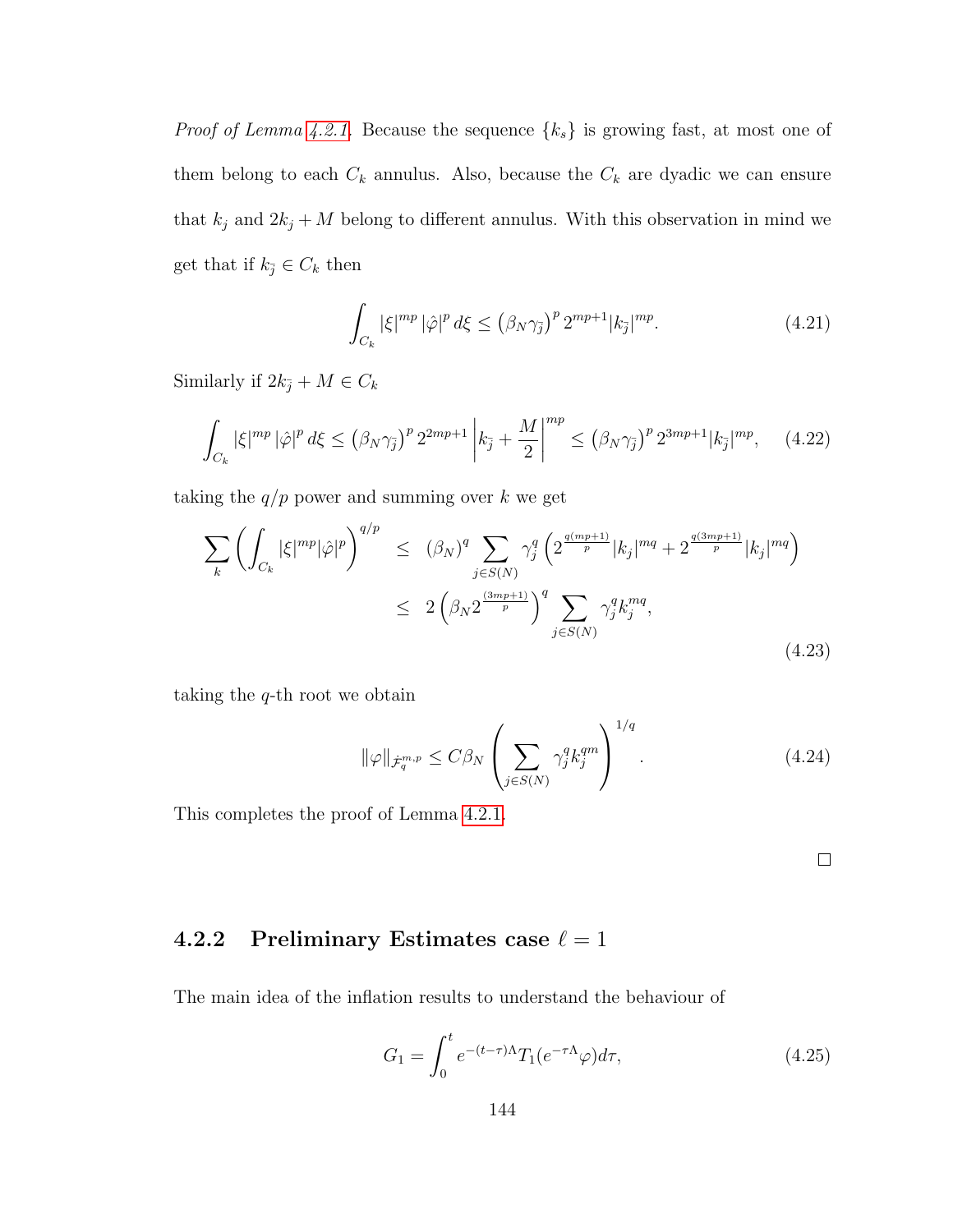*Proof of Lemma 4.2.1*. Because the sequence $\{k_s\}$ is growing fast, at most one of them belong to each $C_k$ annulus. Also, because the $C_k$ are dyadic we can ensure that $k_j$ and $2k_j + M$ belong to different annulus. With this observation in mind we get that if $k_{\bar{j}} \in C_k$ then

$$\int_{C_k} |\xi|^{mp} |\hat{\varphi}|^p \, d\xi \leq \left(\beta_N \gamma_{\bar{j}}\right)^p 2^{mp+1} |k_{\bar{j}}|^{mp}. \tag{4.21}$$

Similarly if $2k_{\bar{j}} + M \in C_k$

$$\int_{C_k} |\xi|^{mp} |\hat{\varphi}|^p \, d\xi \leq \left(\beta_N \gamma_{\bar{j}}\right)^p 2^{2mp+1} \left| k_{\bar{j}} + \frac{M}{2} \right|^{mp} \leq \left(\beta_N \gamma_{\bar{j}}\right)^p 2^{3mp+1} |k_{\bar{j}}|^{mp}, \tag{4.22}$$

taking the $q/p$ power and summing over $k$ we get

$$\begin{aligned}
\sum_k \left( \int_{C_k} |\xi|^{mp} |\hat{\varphi}|^p \right)^{q/p} &\leq (\beta_N)^q \sum_{j \in S(N)} \gamma_j^q \left( 2^{\frac{q(mp+1)}{p}} |k_j|^{mq} + 2^{\frac{q(3mp+1)}{p}} |k_j|^{mq} \right) \\
&\leq 2 \left( \beta_N 2^{\frac{(3mp+1)}{p}} \right)^q \sum_{j \in S(N)} \gamma_j^q k_j^{mq},
\end{aligned} \tag{4.23}$$

taking the $q$-th root we obtain

$$\|\varphi\|_{\dot{\mathcal{F}}_q^{m,p}} \leq C \beta_N \left( \sum_{j \in S(N)} \gamma_j^q k_j^{qm} \right)^{1/q}. \tag{4.24}$$

This completes the proof of Lemma 4.2.1.

□

### 4.2.2 Preliminary Estimates case $\ell = 1$

The main idea of the inflation results to understand the behaviour of

$$G_1 = \int_0^t e^{-(t-\tau)\Lambda} T_1(e^{-\tau\Lambda} \varphi) d\tau, \tag{4.25}$$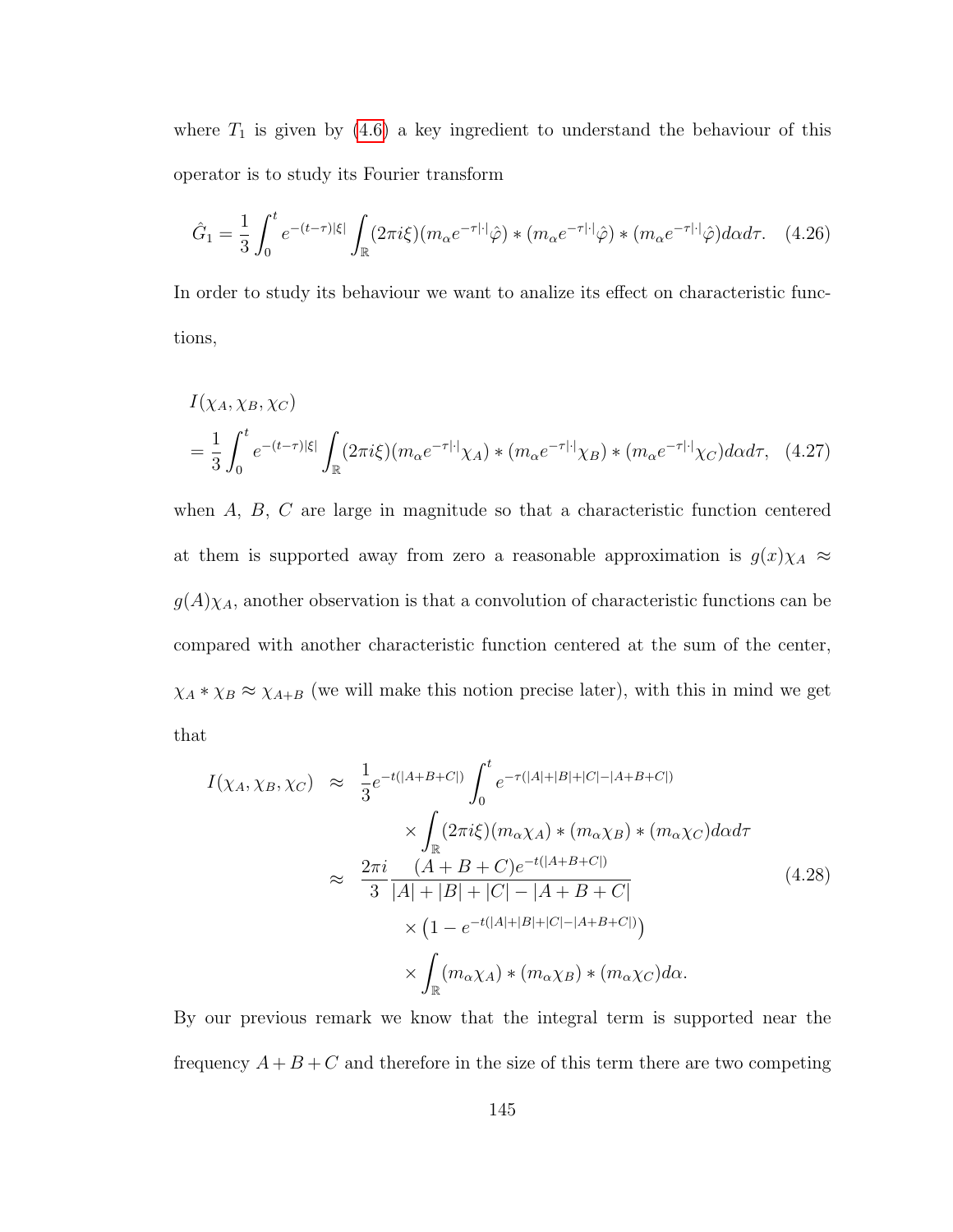where $T_1$ is given by (4.6) a key ingredient to understand the behaviour of this operator is to study its Fourier transform

$$\hat{G}_1 = \frac{1}{3}\int_0^t e^{-(t-\tau)|\xi|}\int_{\mathbb{R}}(2\pi i\xi)(m_\alpha e^{-\tau|\cdot|}\hat{\varphi}) * (m_\alpha e^{-\tau|\cdot|}\hat{\varphi}) * (m_\alpha e^{-\tau|\cdot|}\hat{\varphi})d\alpha d\tau. \quad (4.26)$$

In order to study its behaviour we want to analize its effect on characteristic functions,

$$\begin{aligned} & I(\chi_A, \chi_B, \chi_C) \\ & = \frac{1}{3}\int_0^t e^{-(t-\tau)|\xi|}\int_{\mathbb{R}}(2\pi i\xi)(m_\alpha e^{-\tau|\cdot|}\chi_A) * (m_\alpha e^{-\tau|\cdot|}\chi_B) * (m_\alpha e^{-\tau|\cdot|}\chi_C)d\alpha d\tau, \end{aligned} \quad (4.27)$$

when $A$, $B$, $C$ are large in magnitude so that a characteristic function centered at them is supported away from zero a reasonable approximation is $g(x)\chi_A \approx g(A)\chi_A$, another observation is that a convolution of characteristic functions can be compared with another characteristic function centered at the sum of the center, $\chi_A * \chi_B \approx \chi_{A+B}$ (we will make this notion precise later), with this in mind we get that

$$\begin{aligned} I(\chi_A, \chi_B, \chi_C) & \approx \frac{1}{3}e^{-t(|A+B+C|)}\int_0^t e^{-\tau(|A|+|B|+|C|-|A+B+C|)} \\ & \qquad \times \int_{\mathbb{R}}(2\pi i\xi)(m_\alpha\chi_A) * (m_\alpha\chi_B) * (m_\alpha\chi_C)d\alpha d\tau \\ & \approx \frac{2\pi i}{3}\frac{(A+B+C)e^{-t(|A+B+C|)}}{|A|+|B|+|C|-|A+B+C|} \\ & \qquad \times \left(1 - e^{-t(|A|+|B|+|C|-|A+B+C|)}\right) \\ & \qquad \times \int_{\mathbb{R}}(m_\alpha\chi_A) * (m_\alpha\chi_B) * (m_\alpha\chi_C)d\alpha. \end{aligned} \quad (4.28)$$

By our previous remark we know that the integral term is supported near the frequency $A+B+C$ and therefore in the size of this term there are two competing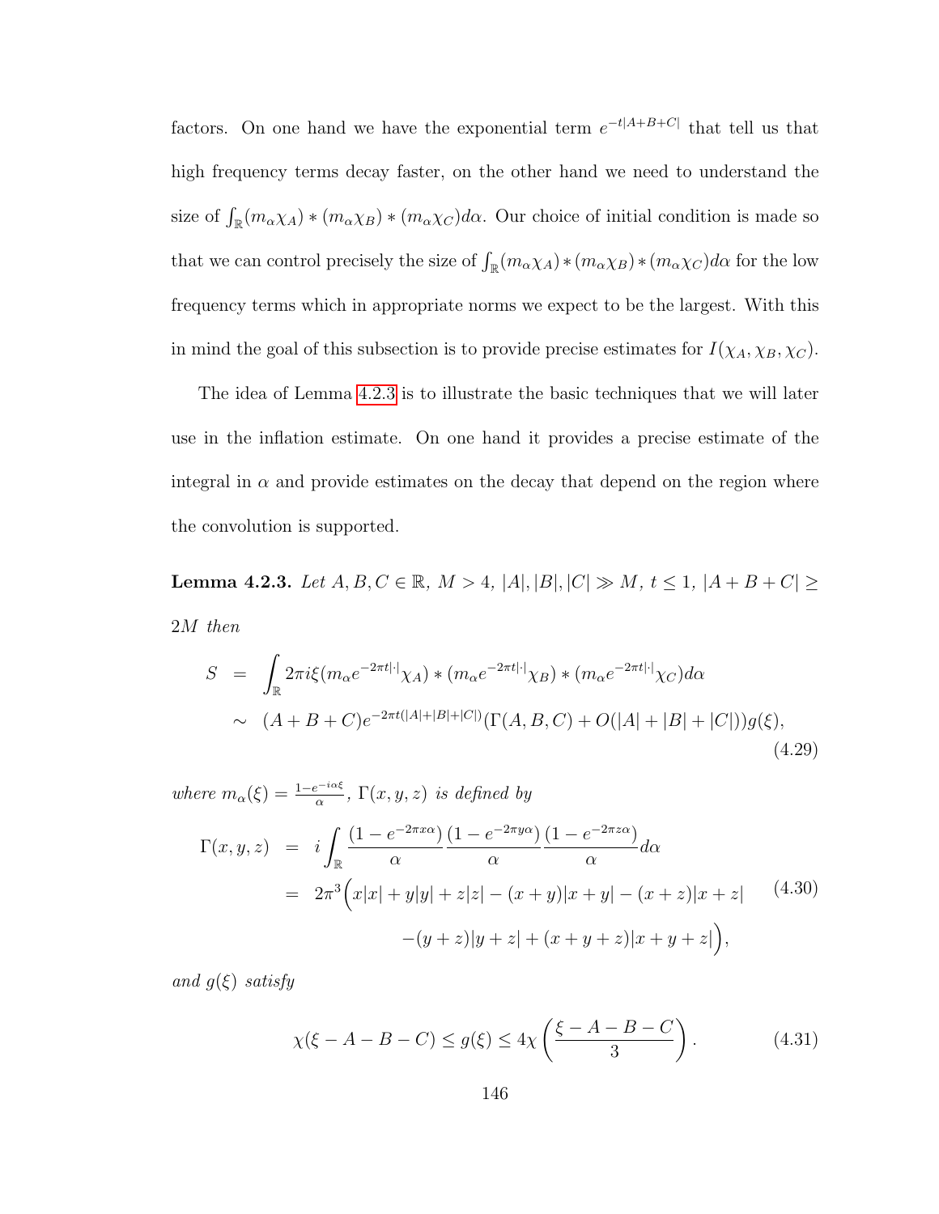factors. On one hand we have the exponential term $e^{-t|A+B+C|}$ that tell us that high frequency terms decay faster, on the other hand we need to understand the size of $\int_{\mathbb{R}}(m_\alpha\chi_A) * (m_\alpha\chi_B) * (m_\alpha\chi_C)d\alpha$. Our choice of initial condition is made so that we can control precisely the size of $\int_{\mathbb{R}}(m_\alpha\chi_A) * (m_\alpha\chi_B) * (m_\alpha\chi_C)d\alpha$ for the low frequency terms which in appropriate norms we expect to be the largest. With this in mind the goal of this subsection is to provide precise estimates for $I(\chi_A, \chi_B, \chi_C)$.

The idea of Lemma 4.2.3 is to illustrate the basic techniques that we will later use in the inflation estimate. On one hand it provides a precise estimate of the integral in $\alpha$ and provide estimates on the decay that depend on the region where the convolution is supported.

**Lemma 4.2.3.** *Let $A, B, C \in \mathbb{R}$, $M > 4$, $|A|, |B|, |C| \gg M$, $t \leq 1$, $|A+B+C| \geq 2M$ then*

$$
\begin{aligned}
S &= \int_{\mathbb{R}} 2\pi i\xi (m_\alpha e^{-2\pi t|\cdot|}\chi_A) * (m_\alpha e^{-2\pi t|\cdot|}\chi_B) * (m_\alpha e^{-2\pi t|\cdot|}\chi_C) d\alpha \\
&\sim (A+B+C)e^{-2\pi t(|A|+|B|+|C|)}(\Gamma(A,B,C) + O(|A|+|B|+|C|))g(\xi),
\end{aligned}
\tag{4.29}
$$

*where $m_\alpha(\xi) = \frac{1-e^{-i\alpha\xi}}{\alpha}$, $\Gamma(x,y,z)$ is defined by*

$$
\begin{aligned}
\Gamma(x,y,z) &= i\int_{\mathbb{R}} \frac{(1-e^{-2\pi x\alpha})}{\alpha}\frac{(1-e^{-2\pi y\alpha})}{\alpha}\frac{(1-e^{-2\pi z\alpha})}{\alpha}d\alpha \\
&= 2\pi^3\Big(x|x| + y|y| + z|z| - (x+y)|x+y| - (x+z)|x+z| \\
&\qquad -(y+z)|y+z| + (x+y+z)|x+y+z|\Big),
\end{aligned}
\tag{4.30}
$$

*and $g(\xi)$ satisfy*

$$
\chi(\xi - A - B - C) \leq g(\xi) \leq 4\chi\left(\frac{\xi - A - B - C}{3}\right).
\tag{4.31}
$$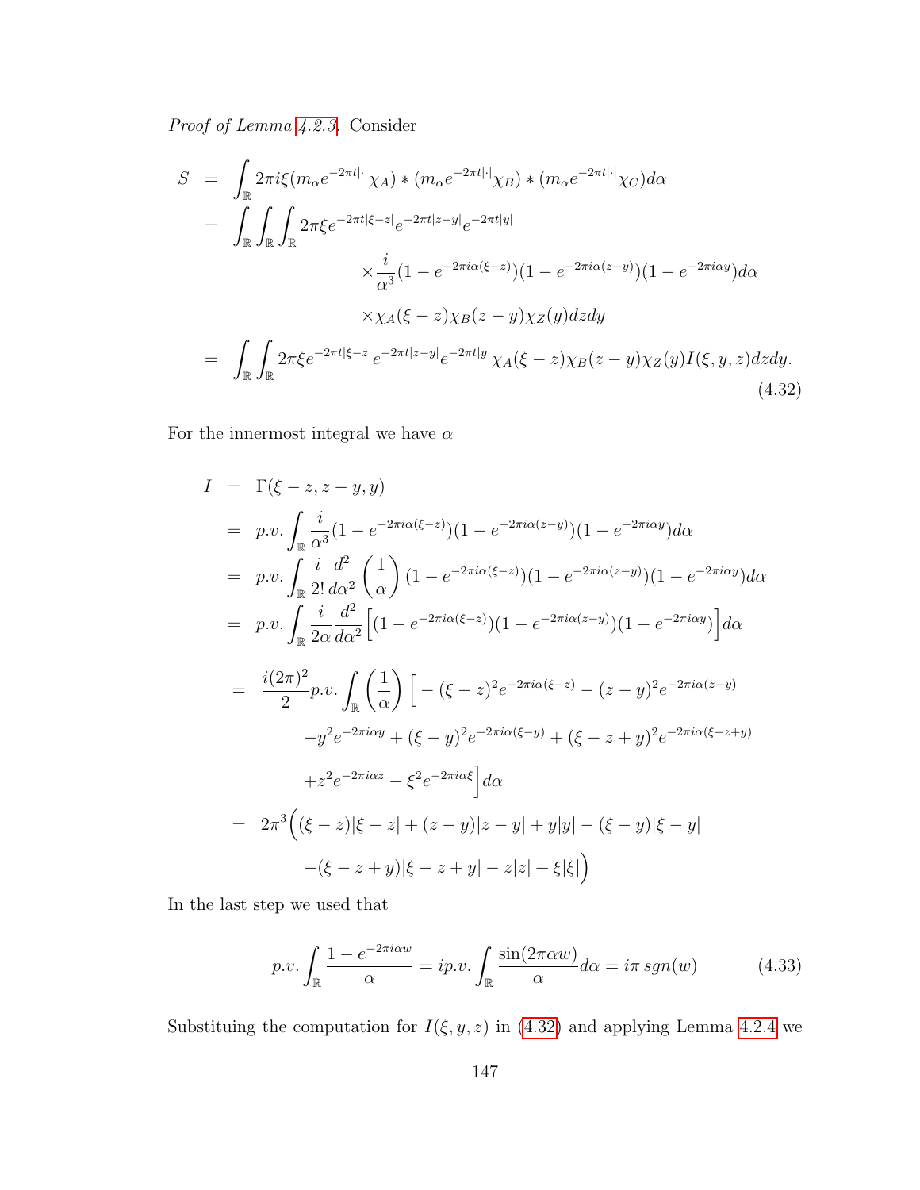*Proof of Lemma 4.2.3.* Consider

$$
\begin{aligned}
S &= \int_{\mathbb{R}} 2\pi i \xi (m_\alpha e^{-2\pi t|\cdot|}\chi_A) * (m_\alpha e^{-2\pi t|\cdot|}\chi_B) * (m_\alpha e^{-2\pi t|\cdot|}\chi_C) d\alpha \\
&= \int_{\mathbb{R}} \int_{\mathbb{R}} \int_{\mathbb{R}} 2\pi \xi e^{-2\pi t|\xi - z|} e^{-2\pi t|z-y|} e^{-2\pi t|y|} \\
&\qquad\qquad \times \frac{i}{\alpha^3}(1 - e^{-2\pi i \alpha(\xi - z)})(1 - e^{-2\pi i\alpha(z-y)})(1 - e^{-2\pi i \alpha y}) d\alpha \\
&\qquad\qquad \times \chi_A(\xi - z)\chi_B(z-y)\chi_Z(y) dz dy \\
&= \int_{\mathbb{R}} \int_{\mathbb{R}} 2\pi \xi e^{-2\pi t|\xi - z|} e^{-2\pi t|z-y|} e^{-2\pi t|y|} \chi_A(\xi - z)\chi_B(z-y)\chi_Z(y) I(\xi, y, z) dz dy.
\end{aligned}
\tag{4.32}
$$

For the innermost integral we have $\alpha$

$$
\begin{aligned}
I &= \Gamma(\xi - z, z - y, y) \\
&= p.v. \int_{\mathbb{R}} \frac{i}{\alpha^3}(1 - e^{-2\pi i\alpha(\xi - z)})(1 - e^{-2\pi i \alpha(z-y)})(1 - e^{-2\pi i\alpha y}) d\alpha \\
&= p.v. \int_{\mathbb{R}} \frac{i}{2!} \frac{d^2}{d\alpha^2}\left(\frac{1}{\alpha}\right)(1 - e^{-2\pi i\alpha(\xi - z)})(1 - e^{-2\pi i \alpha(z-y)})(1 - e^{-2\pi i\alpha y}) d\alpha \\
&= p.v. \int_{\mathbb{R}} \frac{i}{2\alpha} \frac{d^2}{d\alpha^2}\Big[(1 - e^{-2\pi i\alpha(\xi - z)})(1 - e^{-2\pi i \alpha(z-y)})(1 - e^{-2\pi i\alpha y})\Big] d\alpha \\
&= \frac{i(2\pi)^2}{2} p.v. \int_{\mathbb{R}} \left(\frac{1}{\alpha}\right)\Big[ -(\xi - z)^2 e^{-2\pi i\alpha(\xi - z)} - (z-y)^2 e^{-2\pi i\alpha(z-y)} \\
&\qquad - y^2 e^{-2\pi i \alpha y} + (\xi - y)^2 e^{-2\pi i\alpha(\xi - y)} + (\xi - z + y)^2 e^{-2\pi i \alpha(\xi - z + y)} \\
&\qquad + z^2 e^{-2\pi i \alpha z} - \xi^2 e^{-2\pi i\alpha\xi}\Big] d\alpha \\
&= 2\pi^3\Big((\xi - z)|\xi - z| + (z-y)|z-y| + y|y| - (\xi - y)|\xi - y| \\
&\qquad - (\xi - z + y)|\xi - z + y| - z|z| + \xi|\xi|\Big)
\end{aligned}
$$

In the last step we used that

$$
p.v. \int_{\mathbb{R}} \frac{1 - e^{-2\pi i \alpha w}}{\alpha} = i p.v. \int_{\mathbb{R}} \frac{\sin(2\pi\alpha w)}{\alpha} d\alpha = i\pi \, sgn(w) \tag{4.33}
$$

Substituing the computation for $I(\xi, y, z)$ in (4.32) and applying Lemma 4.2.4 we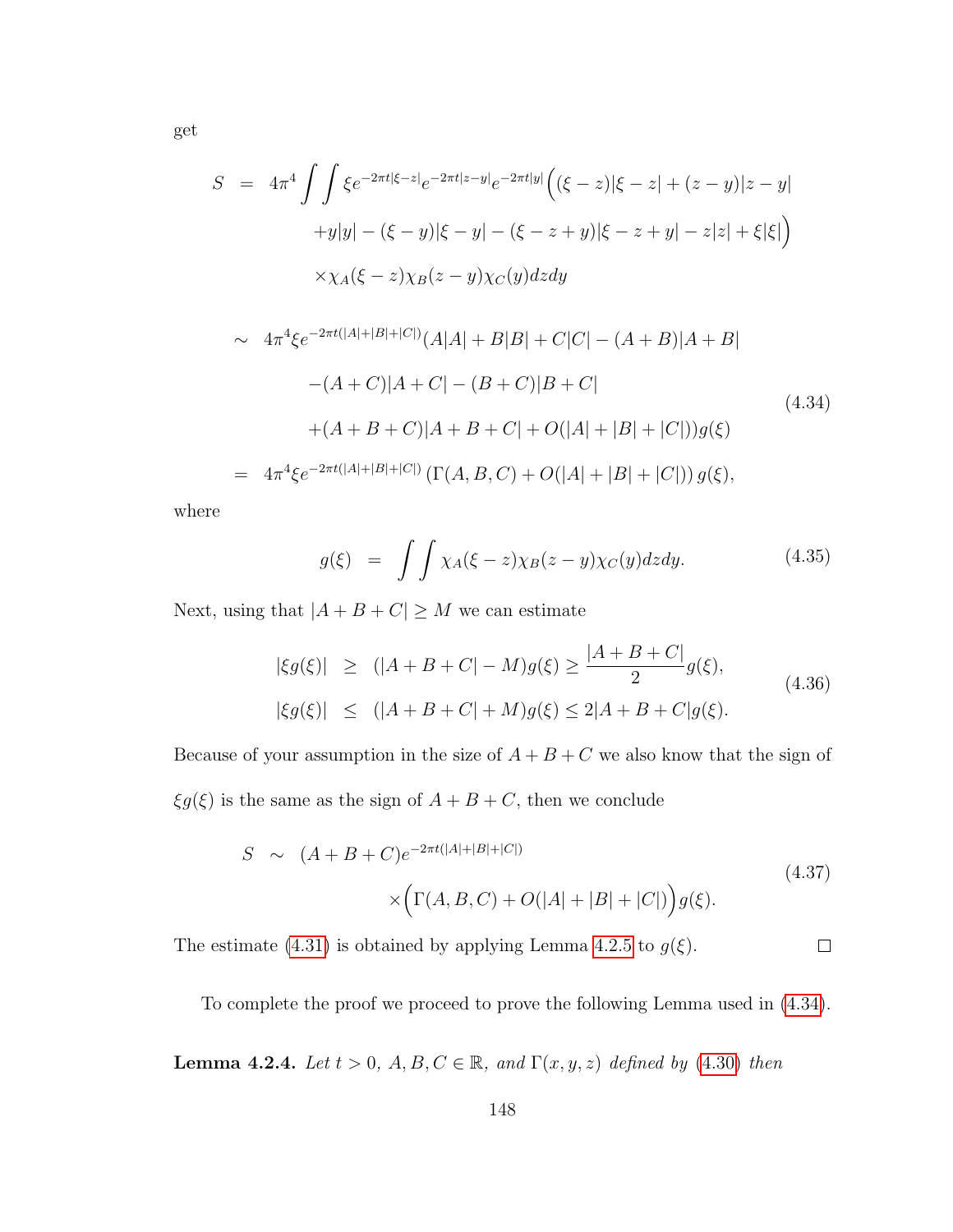get

$$
\begin{aligned}
S &= 4\pi^4 \int\int \xi e^{-2\pi t|\xi - z|} e^{-2\pi t|z-y|} e^{-2\pi t|y|} \Big( (\xi - z)|\xi - z| + (z-y)|z-y| \\
&\qquad + y|y| - (\xi - y)|\xi - y| - (\xi - z + y)|\xi - z + y| - z|z| + \xi|\xi| \Big) \\
&\qquad \times \chi_A(\xi - z)\chi_B(z-y)\chi_C(y) dz dy \\
&\sim 4\pi^4 \xi e^{-2\pi t(|A|+|B|+|C|)} (A|A| + B|B| + C|C| - (A+B)|A+B| \\
&\qquad -(A+C)|A+C| - (B+C)|B+C| \\
&\qquad +(A+B+C)|A+B+C| + O(|A|+|B|+|C|)) g(\xi) \\
&= 4\pi^4 \xi e^{-2\pi t(|A|+|B|+|C|)} \left(\Gamma(A,B,C) + O(|A|+|B|+|C|)\right) g(\xi),
\end{aligned}
\tag{4.34}
$$

where

$$
g(\xi) \;=\; \int\int \chi_A(\xi - z)\chi_B(z-y)\chi_C(y) dz dy. \tag{4.35}
$$

Next, using that $|A+B+C| \geq M$ we can estimate

$$
\begin{aligned}
|\xi g(\xi)| &\geq (|A+B+C| - M) g(\xi) \geq \frac{|A+B+C|}{2} g(\xi), \\
|\xi g(\xi)| &\leq (|A+B+C| + M) g(\xi) \leq 2|A+B+C| g(\xi).
\end{aligned}
\tag{4.36}
$$

Because of your assumption in the size of $A+B+C$ we also know that the sign of $\xi g(\xi)$ is the same as the sign of $A+B+C$, then we conclude

$$
\begin{aligned}
S &\sim (A+B+C) e^{-2\pi t(|A|+|B|+|C|)} \\
&\qquad \times \Big( \Gamma(A,B,C) + O(|A|+|B|+|C|) \Big) g(\xi).
\end{aligned}
\tag{4.37}
$$

The estimate (4.31) is obtained by applying Lemma 4.2.5 to $g(\xi)$. □

To complete the proof we proceed to prove the following Lemma used in (4.34).

**Lemma 4.2.4.** *Let $t > 0$, $A, B, C \in \mathbb{R}$, and $\Gamma(x,y,z)$ defined by (4.30) then*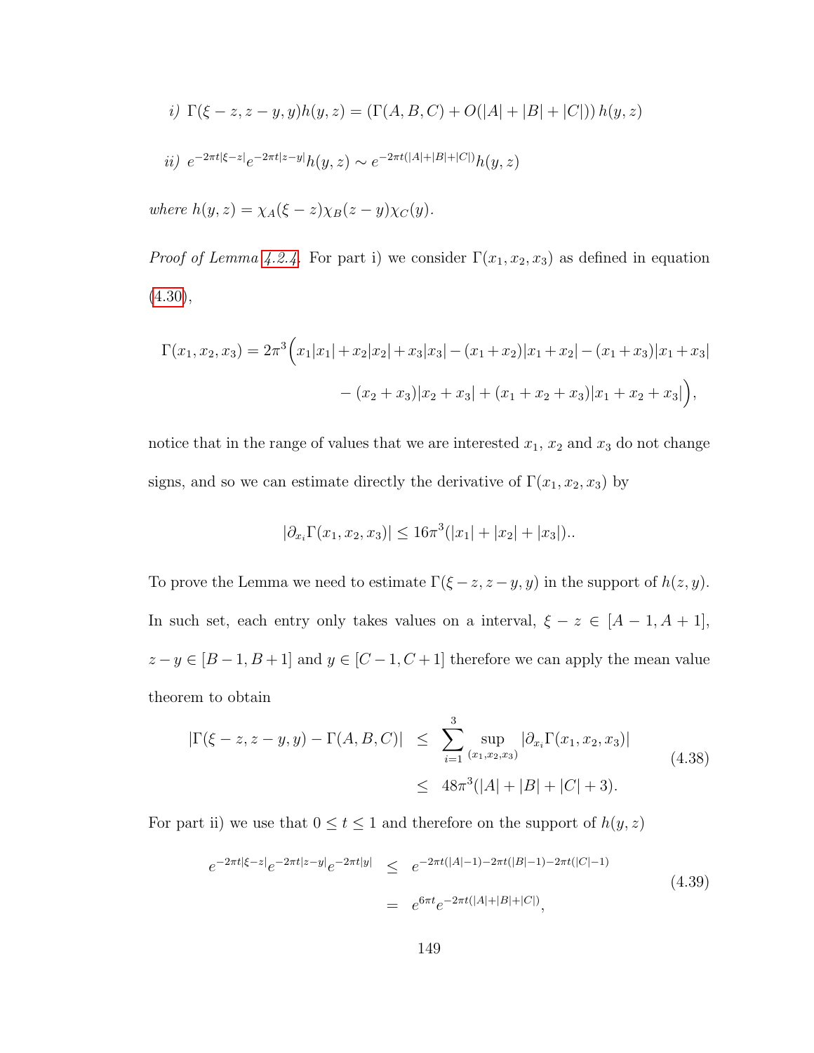*i)* $\Gamma(\xi - z, z - y, y)h(y, z) = (\Gamma(A, B, C) + O(|A| + |B| + |C|))\, h(y, z)$

*ii)* $e^{-2\pi t|\xi - z|}e^{-2\pi t|z-y|}h(y, z) \sim e^{-2\pi t(|A|+|B|+|C|)}h(y, z)$

*where* $h(y, z) = \chi_A(\xi - z)\chi_B(z - y)\chi_C(y)$.

*Proof of Lemma 4.2.4.* For part i) we consider $\Gamma(x_1, x_2, x_3)$ as defined in equation (4.30),

$$\Gamma(x_1, x_2, x_3) = 2\pi^3\Big(x_1|x_1| + x_2|x_2| + x_3|x_3| - (x_1+x_2)|x_1+x_2| - (x_1+x_3)|x_1+x_3| - (x_2+x_3)|x_2+x_3| + (x_1+x_2+x_3)|x_1+x_2+x_3|\Big),$$

notice that in the range of values that we are interested $x_1$, $x_2$ and $x_3$ do not change signs, and so we can estimate directly the derivative of $\Gamma(x_1, x_2, x_3)$ by

$$|\partial_{x_i}\Gamma(x_1, x_2, x_3)| \leq 16\pi^3(|x_1| + |x_2| + |x_3|)..$$

To prove the Lemma we need to estimate $\Gamma(\xi - z, z - y, y)$ in the support of $h(z, y)$. In such set, each entry only takes values on a interval, $\xi - z \in [A-1, A+1]$, $z - y \in [B-1, B+1]$ and $y \in [C-1, C+1]$ therefore we can apply the mean value theorem to obtain

$$\begin{aligned} |\Gamma(\xi - z, z - y, y) - \Gamma(A, B, C)| &\leq \sum_{i=1}^{3} \sup_{(x_1,x_2,x_3)} |\partial_{x_i}\Gamma(x_1, x_2, x_3)| \\ &\leq 48\pi^3(|A| + |B| + |C| + 3). \end{aligned} \tag{4.38}$$

For part ii) we use that $0 \leq t \leq 1$ and therefore on the support of $h(y, z)$

$$\begin{aligned} e^{-2\pi t|\xi-z|}e^{-2\pi t|z-y|}e^{-2\pi t|y|} &\leq e^{-2\pi t(|A|-1)-2\pi t(|B|-1)-2\pi t(|C|-1)} \\ &= e^{6\pi t}e^{-2\pi t(|A|+|B|+|C|)}, \end{aligned} \tag{4.39}$$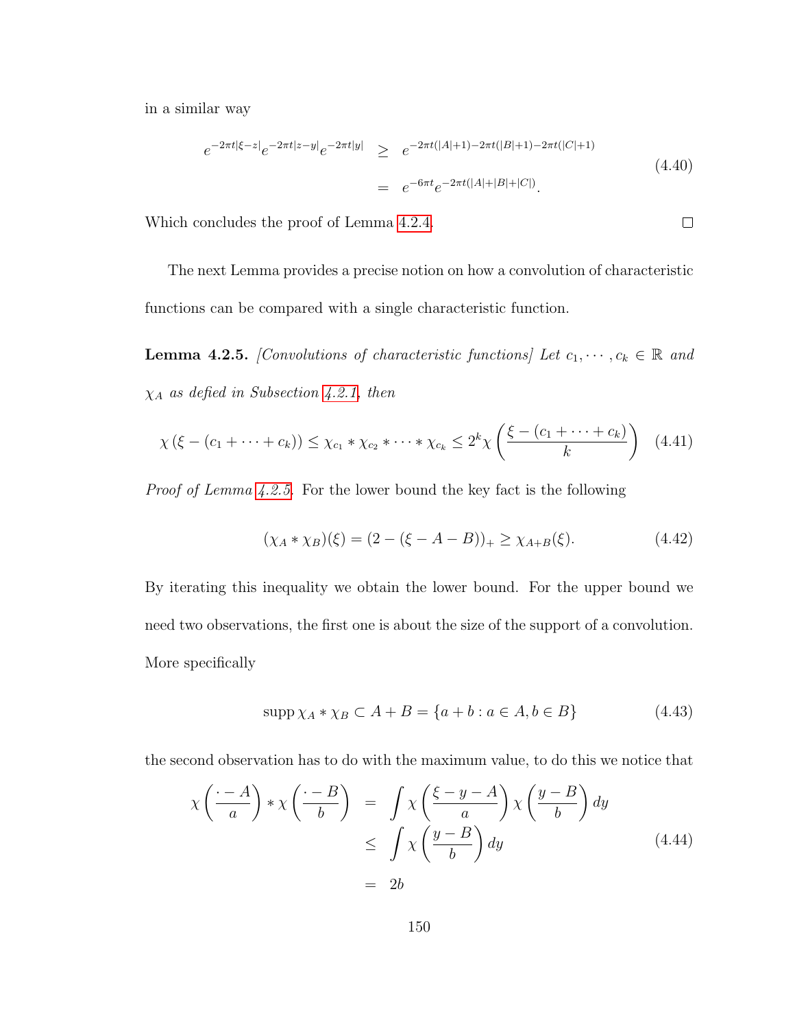in a similar way

$$
\begin{aligned}
e^{-2\pi t|\xi-z|}e^{-2\pi t|z-y|}e^{-2\pi t|y|} &\geq e^{-2\pi t(|A|+1)-2\pi t(|B|+1)-2\pi t(|C|+1)} \\
&= e^{-6\pi t}e^{-2\pi t(|A|+|B|+|C|)}.
\end{aligned}
\tag{4.40}
$$

Which concludes the proof of Lemma 4.2.4. □

The next Lemma provides a precise notion on how a convolution of characteristic functions can be compared with a single characteristic function.

**Lemma 4.2.5.** *[Convolutions of characteristic functions] Let $c_1, \cdots, c_k \in \mathbb{R}$ and $\chi_A$ as defied in Subsection 4.2.1, then*

$$
\chi\left(\xi - (c_1 + \cdots + c_k)\right) \leq \chi_{c_1} * \chi_{c_2} * \cdots * \chi_{c_k} \leq 2^k \chi\left(\frac{\xi - (c_1 + \cdots + c_k)}{k}\right) \tag{4.41}
$$

*Proof of Lemma 4.2.5.* For the lower bound the key fact is the following

$$
(\chi_A * \chi_B)(\xi) = (2 - (\xi - A - B))_+ \geq \chi_{A+B}(\xi). \tag{4.42}
$$

By iterating this inequality we obtain the lower bound. For the upper bound we need two observations, the first one is about the size of the support of a convolution. More specifically

$$
\operatorname{supp} \chi_A * \chi_B \subset A + B = \{a + b : a \in A, b \in B\} \tag{4.43}
$$

the second observation has to do with the maximum value, to do this we notice that

$$
\begin{aligned}
\chi\left(\frac{\cdot - A}{a}\right) * \chi\left(\frac{\cdot - B}{b}\right) &= \int \chi\left(\frac{\xi - y - A}{a}\right)\chi\left(\frac{y - B}{b}\right) dy \\
&\leq \int \chi\left(\frac{y - B}{b}\right) dy \\
&= 2b
\end{aligned}
\tag{4.44}
$$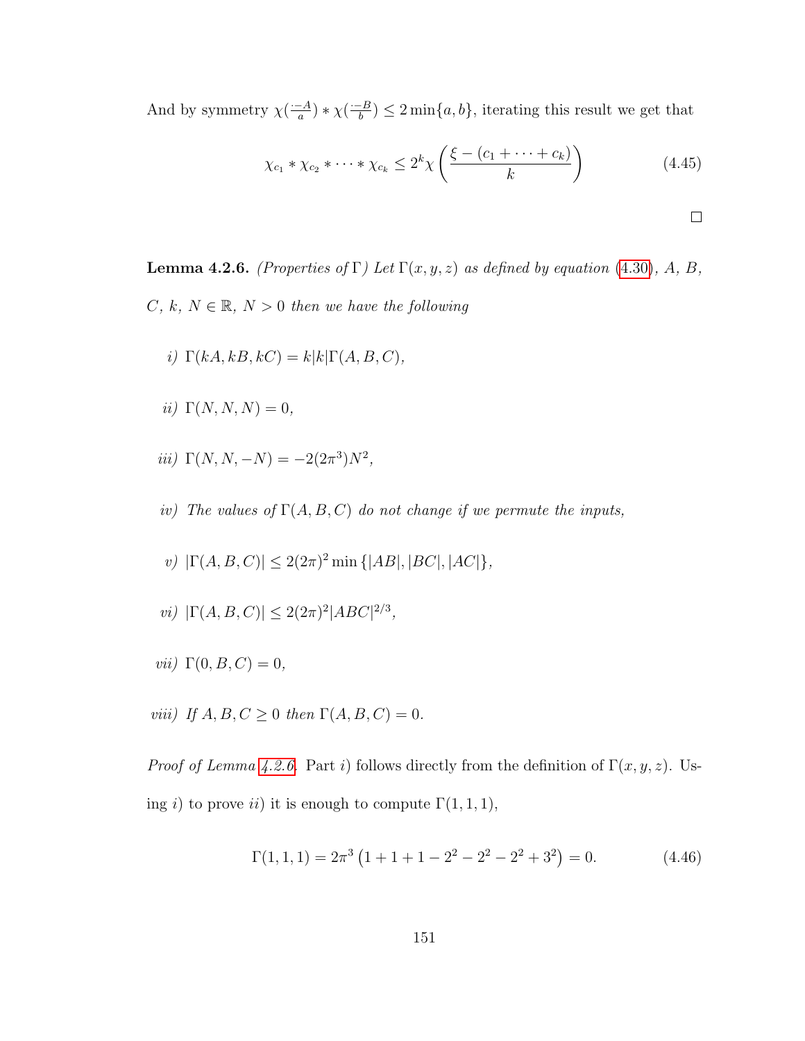And by symmetry $\chi(\frac{\cdot - A}{a}) * \chi(\frac{\cdot - B}{b}) \leq 2\min\{a, b\}$, iterating this result we get that

$$\chi_{c_1} * \chi_{c_2} * \cdots * \chi_{c_k} \leq 2^k \chi\left(\frac{\xi - (c_1 + \cdots + c_k)}{k}\right) \tag{4.45}$$

□

**Lemma 4.2.6.** *(Properties of $\Gamma$) Let $\Gamma(x, y, z)$ as defined by equation (4.30), $A$, $B$, $C$, $k$, $N \in \mathbb{R}$, $N > 0$ then we have the following*

*i)* $\Gamma(kA, kB, kC) = k|k|\Gamma(A, B, C)$,

*ii)* $\Gamma(N, N, N) = 0$,

*iii)* $\Gamma(N, N, -N) = -2(2\pi^3)N^2$,

*iv) The values of $\Gamma(A, B, C)$ do not change if we permute the inputs,*

*v)* $|\Gamma(A, B, C)| \leq 2(2\pi)^2 \min\{|AB|, |BC|, |AC|\}$,

*vi)* $|\Gamma(A, B, C)| \leq 2(2\pi)^2 |ABC|^{2/3}$,

*vii)* $\Gamma(0, B, C) = 0$,

*viii) If $A, B, C \geq 0$ then $\Gamma(A, B, C) = 0$.*

*Proof of Lemma 4.2.6.* Part $i)$ follows directly from the definition of $\Gamma(x, y, z)$. Using $i)$ to prove $ii)$ it is enough to compute $\Gamma(1, 1, 1)$,

$$\Gamma(1, 1, 1) = 2\pi^3\left(1 + 1 + 1 - 2^2 - 2^2 - 2^2 + 3^2\right) = 0. \tag{4.46}$$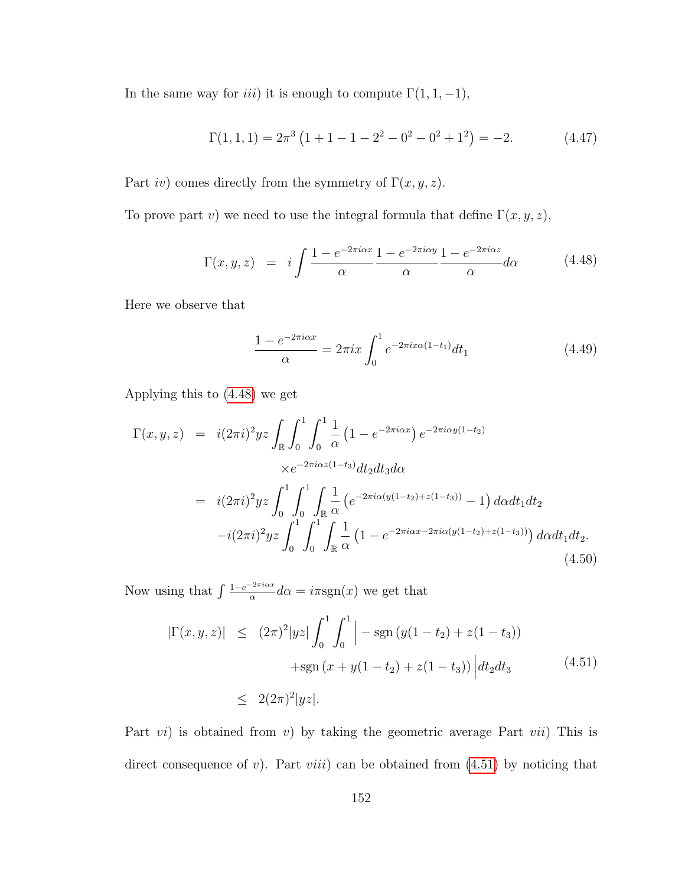In the same way for *iii*) it is enough to compute $\Gamma(1,1,-1)$,

$$\Gamma(1,1,1) = 2\pi^3\left(1+1-1-2^2-0^2-0^2+1^2\right) = -2. \tag{4.47}$$

Part *iv*) comes directly from the symmetry of $\Gamma(x,y,z)$.

To prove part *v*) we need to use the integral formula that define $\Gamma(x,y,z)$,

$$\Gamma(x,y,z) \;=\; i\int \frac{1-e^{-2\pi i\alpha x}}{\alpha}\frac{1-e^{-2\pi i\alpha y}}{\alpha}\frac{1-e^{-2\pi i\alpha z}}{\alpha}d\alpha \tag{4.48}$$

Here we observe that

$$\frac{1-e^{-2\pi i\alpha x}}{\alpha} = 2\pi i x\int_0^1 e^{-2\pi i x\alpha(1-t_1)}dt_1 \tag{4.49}$$

Applying this to (4.48) we get

$$\begin{aligned}
\Gamma(x,y,z) \;&=\; i(2\pi i)^2 yz\int_{\mathbb{R}}\int_0^1\int_0^1 \frac{1}{\alpha}\left(1-e^{-2\pi i\alpha x}\right)e^{-2\pi i\alpha y(1-t_2)} \\
&\qquad\qquad \times e^{-2\pi i\alpha z(1-t_3)}dt_2dt_3d\alpha \\
&=\; i(2\pi i)^2 yz\int_0^1\int_0^1\int_{\mathbb{R}}\frac{1}{\alpha}\left(e^{-2\pi i\alpha(y(1-t_2)+z(1-t_3))}-1\right)d\alpha dt_1dt_2 \\
&\quad -i(2\pi i)^2 yz\int_0^1\int_0^1\int_{\mathbb{R}}\frac{1}{\alpha}\left(1-e^{-2\pi i\alpha x-2\pi i\alpha(y(1-t_2)+z(1-t_3))}\right)d\alpha dt_1dt_2.
\end{aligned} \tag{4.50}$$

Now using that $\int \frac{1-e^{-2\pi i\alpha x}}{\alpha}d\alpha = i\pi\,\mathrm{sgn}(x)$ we get that

$$\begin{aligned}
|\Gamma(x,y,z)| \;&\leq\; (2\pi)^2|yz|\int_0^1\int_0^1\Big| -\mathrm{sgn}\left(y(1-t_2)+z(1-t_3)\right) \\
&\qquad\qquad +\mathrm{sgn}\left(x+y(1-t_2)+z(1-t_3)\right)\Big|dt_2dt_3 \\
&\leq\; 2(2\pi)^2|yz|.
\end{aligned} \tag{4.51}$$

Part *vi*) is obtained from *v*) by taking the geometric average Part *vii*) This is direct consequence of *v*). Part *viii*) can be obtained from (4.51) by noticing that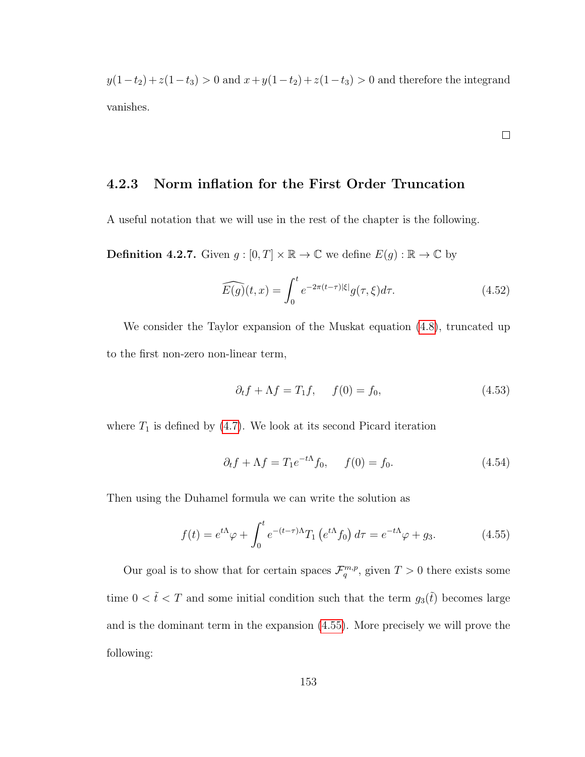$y(1-t_2)+z(1-t_3)>0$ and $x+y(1-t_2)+z(1-t_3)>0$ and therefore the integrand vanishes.

□

### 4.2.3 Norm inflation for the First Order Truncation

A useful notation that we will use in the rest of the chapter is the following.

**Definition 4.2.7.** Given $g:[0,T]\times\mathbb{R}\to\mathbb{C}$ we define $E(g):\mathbb{R}\to\mathbb{C}$ by

$$\widehat{E(g)}(t,x)=\int_0^t e^{-2\pi(t-\tau)|\xi|}g(\tau,\xi)d\tau. \tag{4.52}$$

We consider the Taylor expansion of the Muskat equation (4.8), truncated up to the first non-zero non-linear term,

$$\partial_t f+\Lambda f=T_1 f, \quad f(0)=f_0, \tag{4.53}$$

where $T_1$ is defined by (4.7). We look at its second Picard iteration

$$\partial_t f+\Lambda f=T_1 e^{-t\Lambda}f_0, \quad f(0)=f_0. \tag{4.54}$$

Then using the Duhamel formula we can write the solution as

$$f(t)=e^{t\Lambda}\varphi+\int_0^t e^{-(t-\tau)\Lambda}T_1\left(e^{t\Lambda}f_0\right)d\tau=e^{-t\Lambda}\varphi+g_3. \tag{4.55}$$

Our goal is to show that for certain spaces $\mathcal{F}^{m,p}_q$, given $T>0$ there exists some time $0<\tilde{t}<T$ and some initial condition such that the term $g_3(\tilde{t})$ becomes large and is the dominant term in the expansion (4.55). More precisely we will prove the following: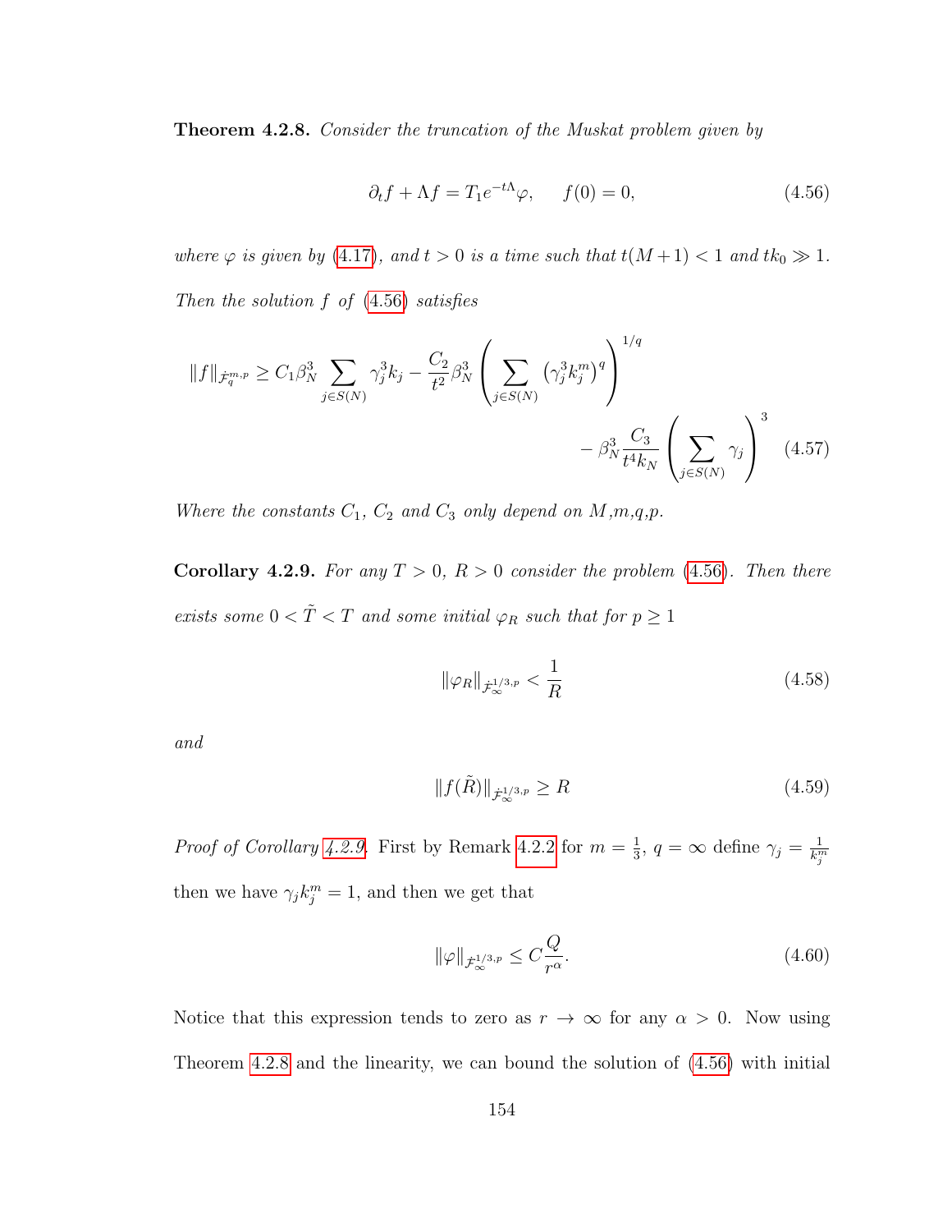**Theorem 4.2.8.** *Consider the truncation of the Muskat problem given by*

$$\partial_t f + \Lambda f = T_1 e^{-t\Lambda}\varphi, \qquad f(0) = 0, \tag{4.56}$$

*where $\varphi$ is given by (4.17), and $t > 0$ is a time such that $t(M+1) < 1$ and $tk_0 \gg 1$. Then the solution $f$ of (4.56) satisfies*

$$\|f\|_{\dot{\mathcal{F}}_q^{m,p}} \geq C_1 \beta_N^3 \sum_{j\in S(N)} \gamma_j^3 k_j - \frac{C_2}{t^2}\beta_N^3 \left(\sum_{j\in S(N)} \left(\gamma_j^3 k_j^m\right)^q\right)^{1/q} - \beta_N^3 \frac{C_3}{t^4 k_N}\left(\sum_{j\in S(N)} \gamma_j\right)^3 \tag{4.57}$$

*Where the constants $C_1$, $C_2$ and $C_3$ only depend on $M$,$m$,$q$,$p$.*

**Corollary 4.2.9.** *For any $T > 0$, $R > 0$ consider the problem (4.56). Then there exists some $0 < \tilde{T} < T$ and some initial $\varphi_R$ such that for $p \geq 1$*

$$\|\varphi_R\|_{\dot{\mathcal{F}}_\infty^{1/3,p}} < \frac{1}{R} \tag{4.58}$$

*and*

$$\|f(\tilde{R})\|_{\dot{\mathcal{F}}_\infty^{1/3,p}} \geq R \tag{4.59}$$

*Proof of Corollary 4.2.9.* First by Remark 4.2.2 for $m = \frac{1}{3}$, $q = \infty$ define $\gamma_j = \frac{1}{k_j^m}$ then we have $\gamma_j k_j^m = 1$, and then we get that

$$\|\varphi\|_{\dot{\mathcal{F}}_\infty^{1/3,p}} \leq C\frac{Q}{r^\alpha}. \tag{4.60}$$

Notice that this expression tends to zero as $r \to \infty$ for any $\alpha > 0$. Now using Theorem 4.2.8 and the linearity, we can bound the solution of (4.56) with initial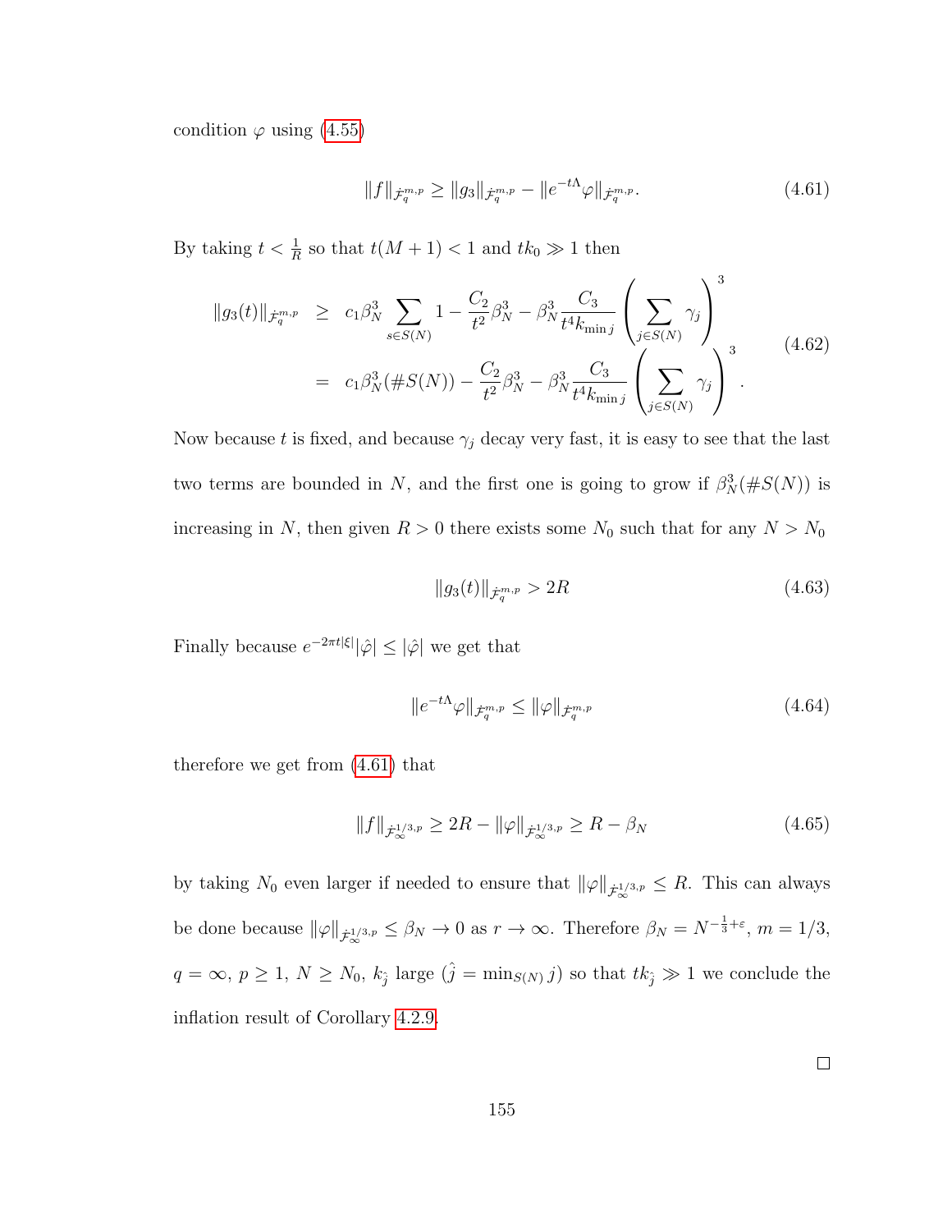condition $\varphi$ using (4.55)

$$\|f\|_{\dot{\mathcal{F}}^{m,p}_q} \geq \|g_3\|_{\dot{\mathcal{F}}^{m,p}_q} - \|e^{-t\Lambda}\varphi\|_{\dot{\mathcal{F}}^{m,p}_q}. \tag{4.61}$$

By taking $t < \frac{1}{R}$ so that $t(M+1) < 1$ and $tk_0 \gg 1$ then

$$\begin{aligned} \|g_3(t)\|_{\dot{\mathcal{F}}^{m,p}_q} &\geq c_1\beta_N^3 \sum_{s\in S(N)} 1 - \frac{C_2}{t^2}\beta_N^3 - \beta_N^3 \frac{C_3}{t^4 k_{\min j}} \left(\sum_{j\in S(N)} \gamma_j\right)^3 \\ &= c_1\beta_N^3(\#S(N)) - \frac{C_2}{t^2}\beta_N^3 - \beta_N^3 \frac{C_3}{t^4 k_{\min j}} \left(\sum_{j\in S(N)} \gamma_j\right)^3. \end{aligned} \tag{4.62}$$

Now because $t$ is fixed, and because $\gamma_j$ decay very fast, it is easy to see that the last two terms are bounded in $N$, and the first one is going to grow if $\beta_N^3(\#S(N))$ is increasing in $N$, then given $R > 0$ there exists some $N_0$ such that for any $N > N_0$

$$\|g_3(t)\|_{\dot{\mathcal{F}}^{m,p}_q} > 2R \tag{4.63}$$

Finally because $e^{-2\pi t|\xi|}|\hat{\varphi}| \leq |\hat{\varphi}|$ we get that

$$\|e^{-t\Lambda}\varphi\|_{\dot{\mathcal{F}}^{m,p}_q} \leq \|\varphi\|_{\dot{\mathcal{F}}^{m,p}_q} \tag{4.64}$$

therefore we get from (4.61) that

$$\|f\|_{\dot{\mathcal{F}}^{1/3,p}_\infty} \geq 2R - \|\varphi\|_{\dot{\mathcal{F}}^{1/3,p}_\infty} \geq R - \beta_N \tag{4.65}$$

by taking $N_0$ even larger if needed to ensure that $\|\varphi\|_{\dot{\mathcal{F}}^{1/3,p}_\infty} \leq R$. This can always be done because $\|\varphi\|_{\dot{\mathcal{F}}^{1/3,p}_\infty} \leq \beta_N \to 0$ as $r \to \infty$. Therefore $\beta_N = N^{-\frac{1}{3}+\varepsilon}$, $m = 1/3$, $q = \infty$, $p \geq 1$, $N \geq N_0$, $k_{\hat{j}}$ large ($\hat{j} = \min_{S(N)} j$) so that $tk_{\hat{j}} \gg 1$ we conclude the inflation result of Corollary 4.2.9.

□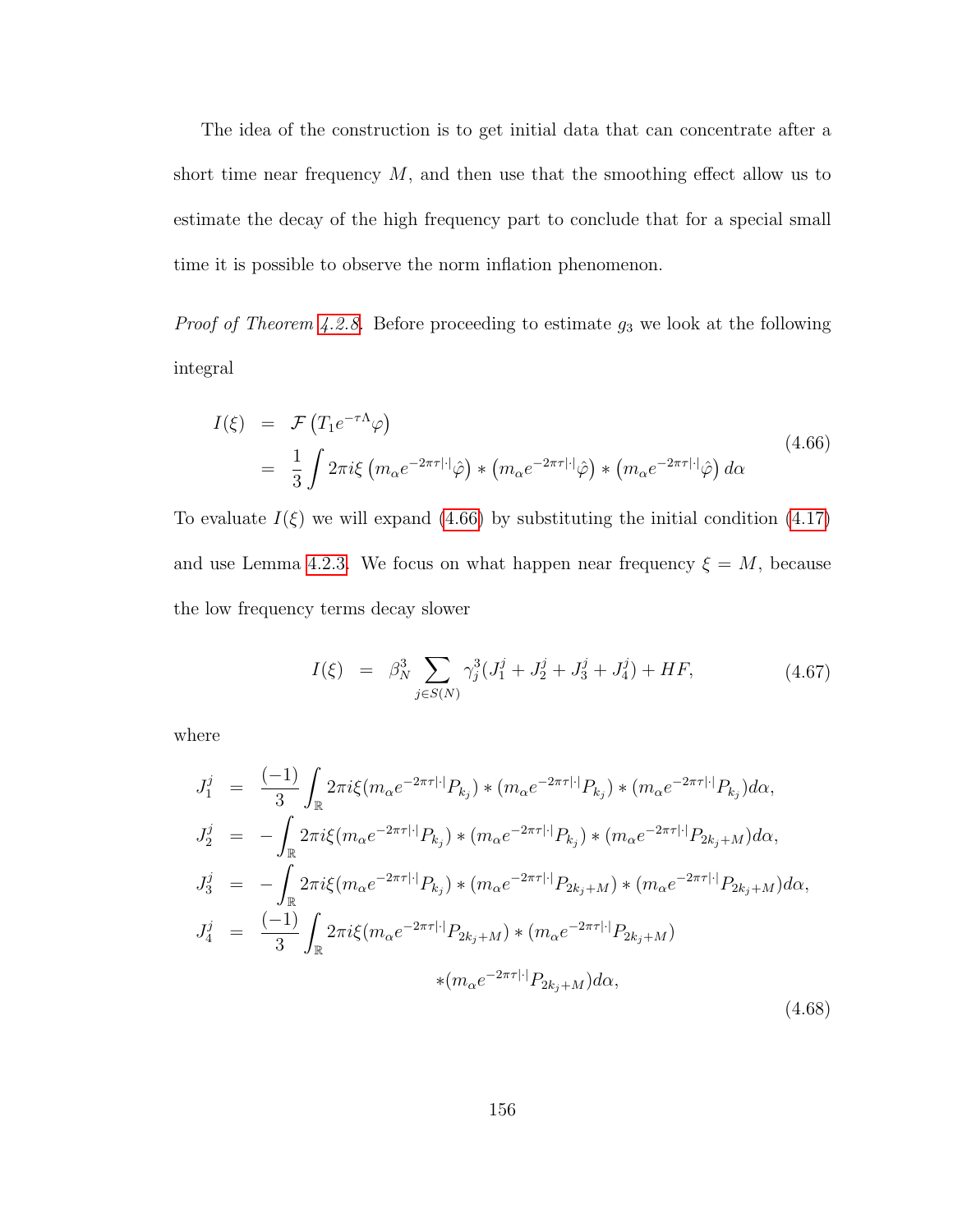The idea of the construction is to get initial data that can concentrate after a short time near frequency $M$, and then use that the smoothing effect allow us to estimate the decay of the high frequency part to conclude that for a special small time it is possible to observe the norm inflation phenomenon.

*Proof of Theorem 4.2.8.* Before proceeding to estimate $g_3$ we look at the following integral

$$
\begin{aligned}
I(\xi) &= \mathcal{F}\left(T_1 e^{-\tau\Lambda}\varphi\right) \\
&= \frac{1}{3}\int 2\pi i\xi \left(m_\alpha e^{-2\pi\tau|\cdot|}\hat{\varphi}\right) * \left(m_\alpha e^{-2\pi\tau|\cdot|}\hat{\varphi}\right) * \left(m_\alpha e^{-2\pi\tau|\cdot|}\hat{\varphi}\right) d\alpha
\end{aligned}
\tag{4.66}
$$

To evaluate $I(\xi)$ we will expand (4.66) by substituting the initial condition (4.17) and use Lemma 4.2.3. We focus on what happen near frequency $\xi = M$, because the low frequency terms decay slower

$$
I(\xi) = \beta_N^3 \sum_{j\in S(N)} \gamma_j^3 (J_1^j + J_2^j + J_3^j + J_4^j) + HF, \tag{4.67}
$$

where

$$
\begin{aligned}
J_1^j &= \frac{(-1)}{3}\int_{\mathbb{R}} 2\pi i\xi (m_\alpha e^{-2\pi\tau|\cdot|}P_{k_j}) * (m_\alpha e^{-2\pi\tau|\cdot|}P_{k_j}) * (m_\alpha e^{-2\pi\tau|\cdot|}P_{k_j}) d\alpha, \\
J_2^j &= -\int_{\mathbb{R}} 2\pi i\xi (m_\alpha e^{-2\pi\tau|\cdot|}P_{k_j}) * (m_\alpha e^{-2\pi\tau|\cdot|}P_{k_j}) * (m_\alpha e^{-2\pi\tau|\cdot|}P_{2k_j+M}) d\alpha, \\
J_3^j &= -\int_{\mathbb{R}} 2\pi i\xi (m_\alpha e^{-2\pi\tau|\cdot|}P_{k_j}) * (m_\alpha e^{-2\pi\tau|\cdot|}P_{2k_j+M}) * (m_\alpha e^{-2\pi\tau|\cdot|}P_{2k_j+M}) d\alpha, \\
J_4^j &= \frac{(-1)}{3}\int_{\mathbb{R}} 2\pi i\xi (m_\alpha e^{-2\pi\tau|\cdot|}P_{2k_j+M}) * (m_\alpha e^{-2\pi\tau|\cdot|}P_{2k_j+M}) \\
&\qquad\qquad * (m_\alpha e^{-2\pi\tau|\cdot|}P_{2k_j+M}) d\alpha,
\end{aligned}
\tag{4.68}
$$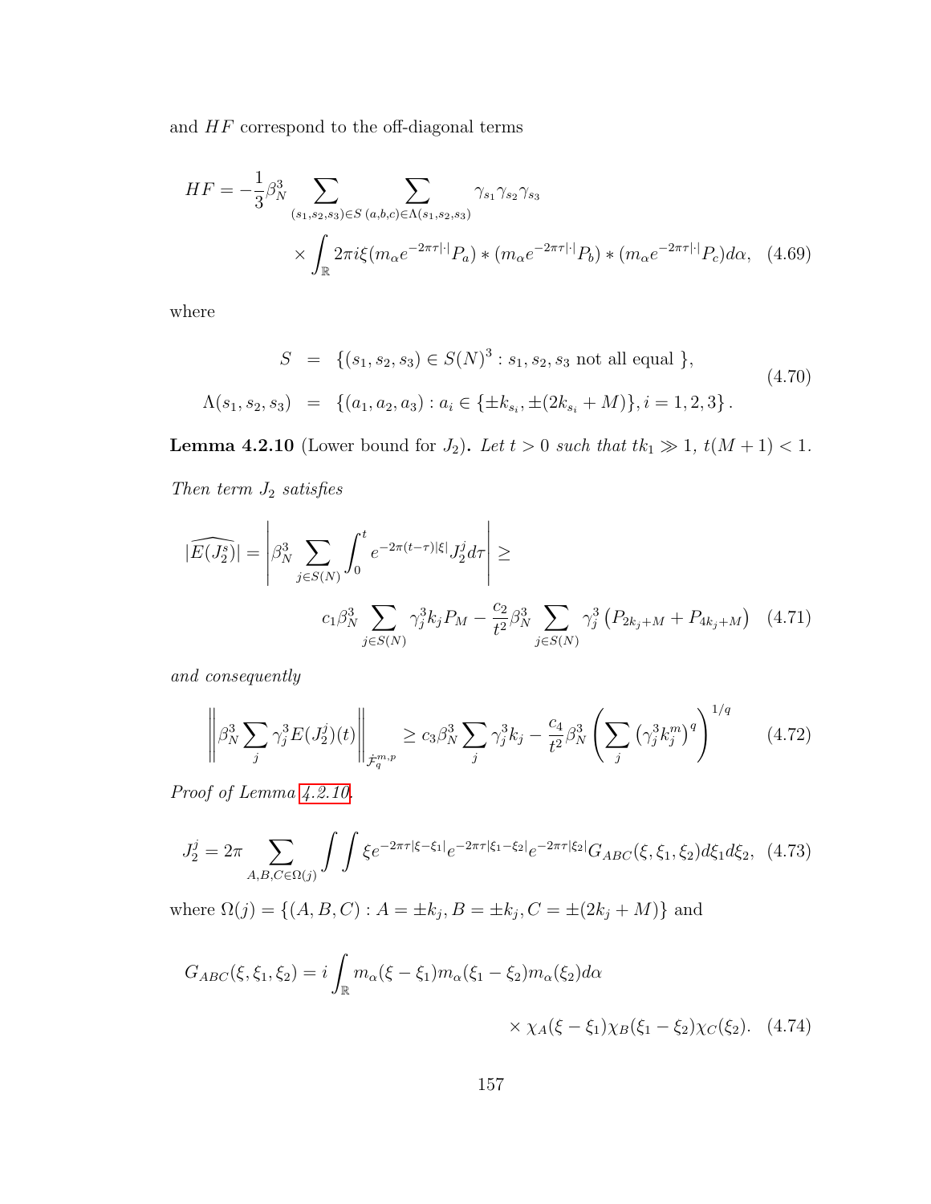and $HF$ correspond to the off-diagonal terms

$$
\begin{aligned}
HF = -\frac{1}{3}\beta_N^3 \sum_{(s_1,s_2,s_3)\in S} \sum_{(a,b,c)\in\Lambda(s_1,s_2,s_3)} \gamma_{s_1}\gamma_{s_2}\gamma_{s_3} \\
\times \int_{\mathbb{R}} 2\pi i\xi (m_\alpha e^{-2\pi\tau|\cdot|}P_a) * (m_\alpha e^{-2\pi\tau|\cdot|}P_b) * (m_\alpha e^{-2\pi\tau|\cdot|}P_c) d\alpha, \quad (4.69)
\end{aligned}
$$

where

$$
\begin{aligned}
S &= \{(s_1,s_2,s_3)\in S(N)^3 : s_1,s_2,s_3 \text{ not all equal }\}, \\
\Lambda(s_1,s_2,s_3) &= \{(a_1,a_2,a_3) : a_i \in \{\pm k_{s_i}, \pm(2k_{s_i}+M)\}, i=1,2,3\}.
\end{aligned} \quad (4.70)
$$

**Lemma 4.2.10** (Lower bound for $J_2$)**.** *Let $t>0$ such that $tk_1 \gg 1$, $t(M+1)<1$. Then term $J_2$ satisfies*

$$
|\widehat{E(J_2^s)}| = \left| \beta_N^3 \sum_{j\in S(N)} \int_0^t e^{-2\pi(t-\tau)|\xi|} J_2^j d\tau \right| \geq
c_1 \beta_N^3 \sum_{j\in S(N)} \gamma_j^3 k_j P_M - \frac{c_2}{t^2}\beta_N^3 \sum_{j\in S(N)} \gamma_j^3 \left(P_{2k_j+M} + P_{4k_j+M}\right) \quad (4.71)
$$

*and consequently*

$$
\left\| \beta_N^3 \sum_j \gamma_j^3 E(J_2^j)(t) \right\|_{\dot{\mathcal{F}}_q^{m,p}} \geq c_3 \beta_N^3 \sum_j \gamma_j^3 k_j - \frac{c_4}{t^2}\beta_N^3 \left( \sum_j \left(\gamma_j^3 k_j^m\right)^q \right)^{1/q} \quad (4.72)
$$

*Proof of Lemma 4.2.10.*

$$
J_2^j = 2\pi \sum_{A,B,C\in\Omega(j)} \int\int \xi e^{-2\pi\tau|\xi-\xi_1|} e^{-2\pi\tau|\xi_1-\xi_2|} e^{-2\pi\tau|\xi_2|} G_{ABC}(\xi,\xi_1,\xi_2) d\xi_1 d\xi_2, \quad (4.73)
$$

where $\Omega(j) = \{(A,B,C) : A = \pm k_j, B = \pm k_j, C = \pm(2k_j+M)\}$ and

$$
\begin{aligned}
G_{ABC}(\xi,\xi_1,\xi_2) = i\int_{\mathbb{R}} m_\alpha(\xi-\xi_1) m_\alpha(\xi_1-\xi_2) m_\alpha(\xi_2) d\alpha \\
\times \chi_A(\xi-\xi_1)\chi_B(\xi_1-\xi_2)\chi_C(\xi_2). \quad (4.74)
\end{aligned}
$$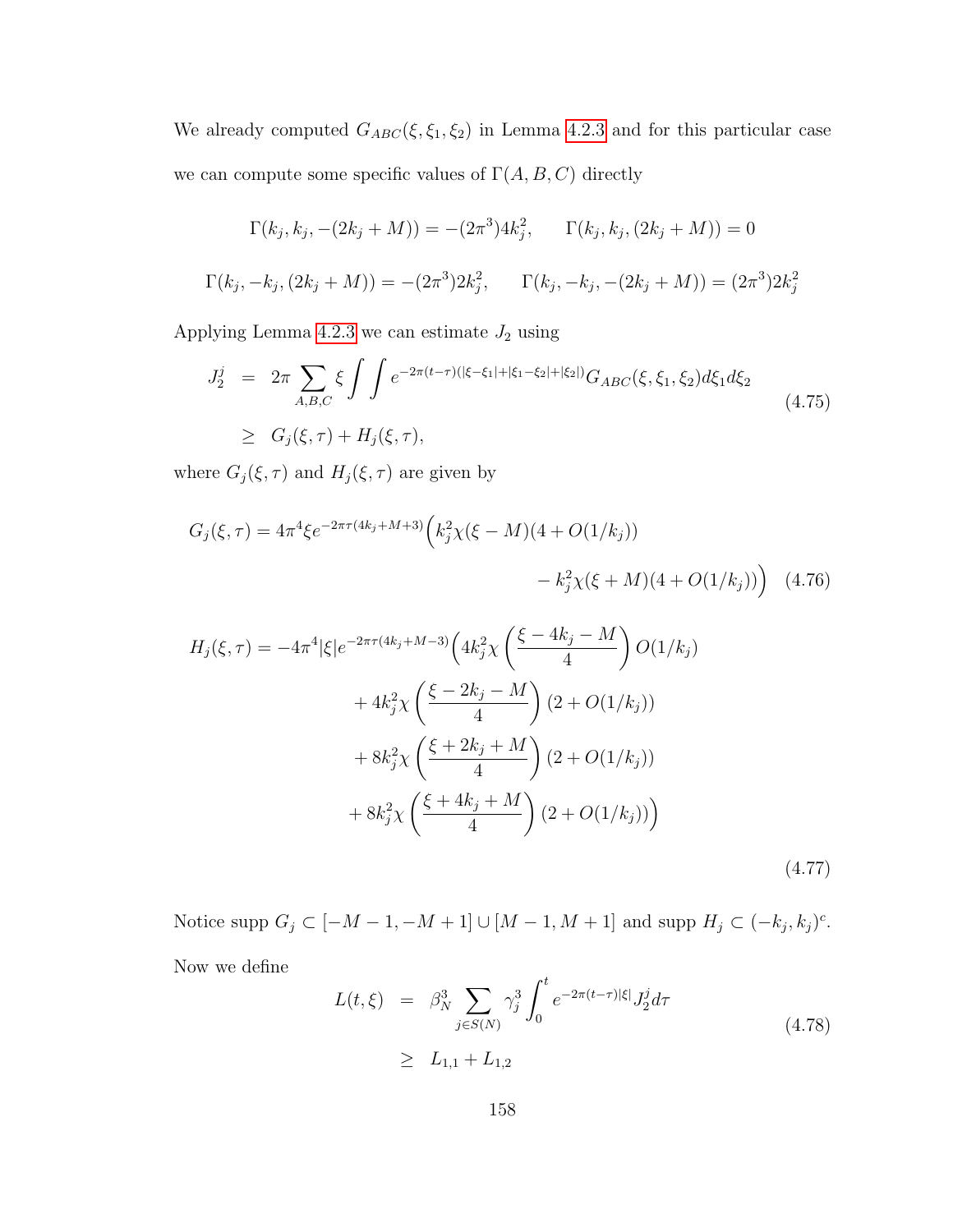We already computed $G_{ABC}(\xi, \xi_1, \xi_2)$ in Lemma 4.2.3 and for this particular case we can compute some specific values of $\Gamma(A, B, C)$ directly

$$\Gamma(k_j, k_j, -(2k_j + M)) = -(2\pi^3)4k_j^2, \qquad \Gamma(k_j, k_j, (2k_j + M)) = 0$$

$$\Gamma(k_j, -k_j, (2k_j + M)) = -(2\pi^3)2k_j^2, \qquad \Gamma(k_j, -k_j, -(2k_j + M)) = (2\pi^3)2k_j^2$$

Applying Lemma 4.2.3 we can estimate $J_2$ using

$$\begin{aligned} J_2^j &= 2\pi \sum_{A,B,C} \xi \int\int e^{-2\pi(t-\tau)(|\xi-\xi_1|+|\xi_1-\xi_2|+|\xi_2|)} G_{ABC}(\xi, \xi_1, \xi_2) d\xi_1 d\xi_2 \\ &\geq G_j(\xi, \tau) + H_j(\xi, \tau), \end{aligned} \tag{4.75}$$

where $G_j(\xi, \tau)$ and $H_j(\xi, \tau)$ are given by

$$\begin{aligned} G_j(\xi, \tau) = 4\pi^4 \xi e^{-2\pi\tau(4k_j+M+3)} \Big( & k_j^2 \chi(\xi - M)(4 + O(1/k_j)) \\ & - k_j^2 \chi(\xi + M)(4 + O(1/k_j)) \Big) \end{aligned} \tag{4.76}$$

$$\begin{aligned} H_j(\xi, \tau) = -4\pi^4 |\xi| e^{-2\pi\tau(4k_j+M-3)} \Big( & 4k_j^2 \chi\left(\frac{\xi - 4k_j - M}{4}\right) O(1/k_j) \\ & + 4k_j^2 \chi\left(\frac{\xi - 2k_j - M}{4}\right)(2 + O(1/k_j)) \\ & + 8k_j^2 \chi\left(\frac{\xi + 2k_j + M}{4}\right)(2 + O(1/k_j)) \\ & + 8k_j^2 \chi\left(\frac{\xi + 4k_j + M}{4}\right)(2 + O(1/k_j)) \Big) \end{aligned} \tag{4.77}$$

Notice supp $G_j \subset [-M-1, -M+1] \cup [M-1, M+1]$ and supp $H_j \subset (-k_j, k_j)^c$.

Now we define

$$\begin{aligned} L(t, \xi) &= \beta_N^3 \sum_{j \in S(N)} \gamma_j^3 \int_0^t e^{-2\pi(t-\tau)|\xi|} J_2^j d\tau \\ &\geq L_{1,1} + L_{1,2} \end{aligned} \tag{4.78}$$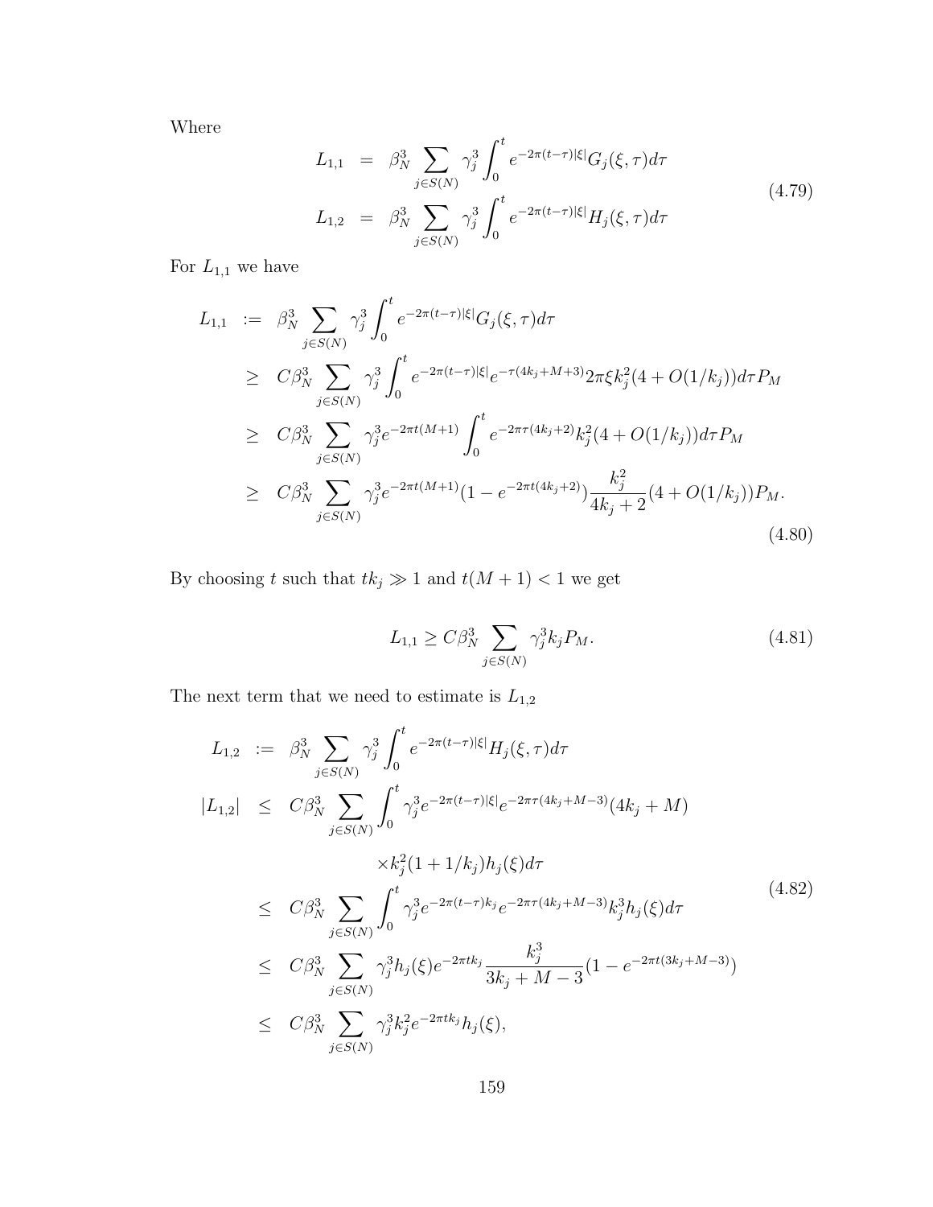Where

$$
\begin{aligned}
L_{1,1} &= \beta_N^3 \sum_{j \in S(N)} \gamma_j^3 \int_0^t e^{-2\pi(t-\tau)|\xi|} G_j(\xi,\tau) d\tau \\
L_{1,2} &= \beta_N^3 \sum_{j \in S(N)} \gamma_j^3 \int_0^t e^{-2\pi(t-\tau)|\xi|} H_j(\xi,\tau) d\tau
\end{aligned}
\tag{4.79}
$$

For $L_{1,1}$ we have

$$
\begin{aligned}
L_{1,1} &:= \beta_N^3 \sum_{j \in S(N)} \gamma_j^3 \int_0^t e^{-2\pi(t-\tau)|\xi|} G_j(\xi,\tau) d\tau \\
&\geq C\beta_N^3 \sum_{j \in S(N)} \gamma_j^3 \int_0^t e^{-2\pi(t-\tau)|\xi|} e^{-\tau(4k_j+M+3)} 2\pi\xi k_j^2 (4 + O(1/k_j)) d\tau P_M \\
&\geq C\beta_N^3 \sum_{j \in S(N)} \gamma_j^3 e^{-2\pi t(M+1)} \int_0^t e^{-2\pi\tau(4k_j+2)} k_j^2 (4 + O(1/k_j)) d\tau P_M \\
&\geq C\beta_N^3 \sum_{j \in S(N)} \gamma_j^3 e^{-2\pi t(M+1)} (1 - e^{-2\pi t(4k_j+2)}) \frac{k_j^2}{4k_j+2} (4 + O(1/k_j)) P_M.
\end{aligned}
\tag{4.80}
$$

By choosing $t$ such that $tk_j \gg 1$ and $t(M+1) < 1$ we get

$$
L_{1,1} \geq C\beta_N^3 \sum_{j \in S(N)} \gamma_j^3 k_j P_M. \tag{4.81}
$$

The next term that we need to estimate is $L_{1,2}$

$$
\begin{aligned}
L_{1,2} &:= \beta_N^3 \sum_{j \in S(N)} \gamma_j^3 \int_0^t e^{-2\pi(t-\tau)|\xi|} H_j(\xi,\tau) d\tau \\
|L_{1,2}| &\leq C\beta_N^3 \sum_{j \in S(N)} \int_0^t \gamma_j^3 e^{-2\pi(t-\tau)|\xi|} e^{-2\pi\tau(4k_j+M-3)} (4k_j + M) \\
&\qquad \times k_j^2 (1 + 1/k_j) h_j(\xi) d\tau \\
&\leq C\beta_N^3 \sum_{j \in S(N)} \int_0^t \gamma_j^3 e^{-2\pi(t-\tau)k_j} e^{-2\pi\tau(4k_j+M-3)} k_j^3 h_j(\xi) d\tau \\
&\leq C\beta_N^3 \sum_{j \in S(N)} \gamma_j^3 h_j(\xi) e^{-2\pi t k_j} \frac{k_j^3}{3k_j + M - 3} (1 - e^{-2\pi t(3k_j+M-3)}) \\
&\leq C\beta_N^3 \sum_{j \in S(N)} \gamma_j^3 k_j^2 e^{-2\pi t k_j} h_j(\xi),
\end{aligned}
\tag{4.82}
$$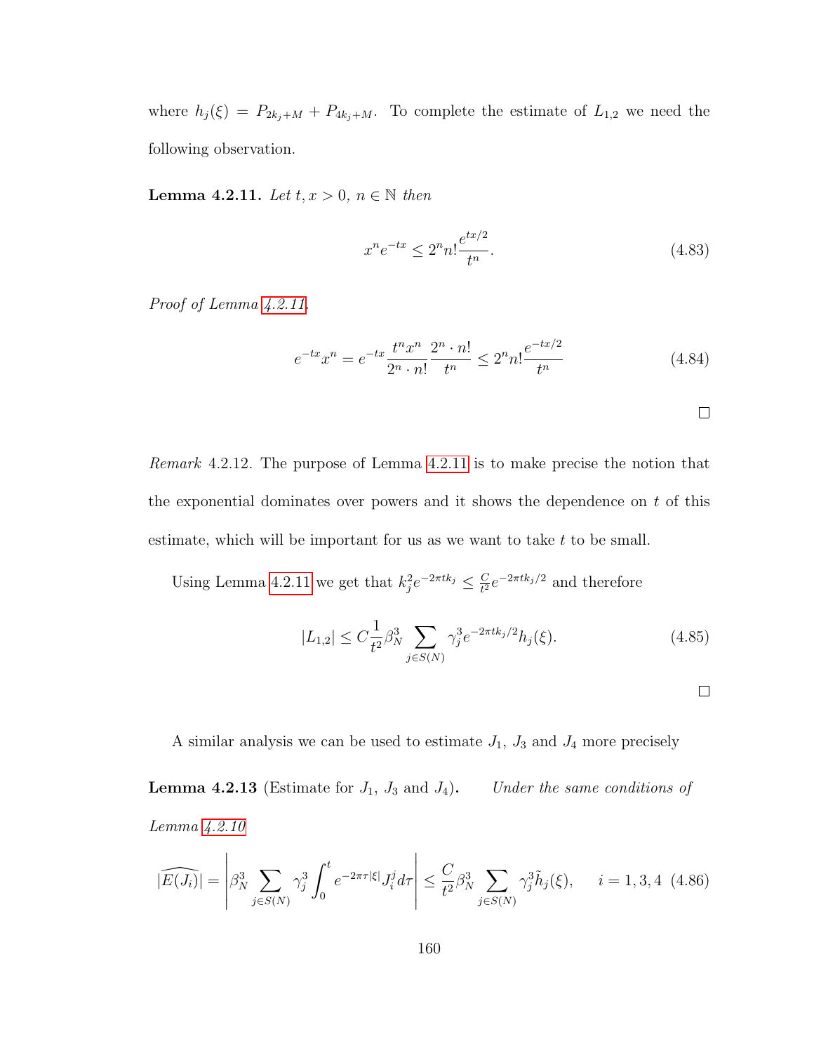where $h_j(\xi) = P_{2k_j+M} + P_{4k_j+M}$. To complete the estimate of $L_{1,2}$ we need the following observation.

**Lemma 4.2.11.** *Let $t, x > 0$, $n \in \mathbb{N}$ then*

$$x^n e^{-tx} \leq 2^n n! \frac{e^{tx/2}}{t^n}. \tag{4.83}$$

*Proof of Lemma 4.2.11.*

$$e^{-tx}x^n = e^{-tx}\frac{t^n x^n}{2^n \cdot n!}\frac{2^n \cdot n!}{t^n} \leq 2^n n! \frac{e^{-tx/2}}{t^n} \tag{4.84}$$

□

*Remark* 4.2.12. The purpose of Lemma 4.2.11 is to make precise the notion that the exponential dominates over powers and it shows the dependence on $t$ of this estimate, which will be important for us as we want to take $t$ to be small.

Using Lemma 4.2.11 we get that $k_j^2 e^{-2\pi t k_j} \leq \frac{C}{t^2} e^{-2\pi t k_j/2}$ and therefore

$$|L_{1,2}| \leq C\frac{1}{t^2}\beta_N^3 \sum_{j \in S(N)} \gamma_j^3 e^{-2\pi t k_j/2} h_j(\xi). \tag{4.85}$$

□

A similar analysis we can be used to estimate $J_1$, $J_3$ and $J_4$ more precisely

**Lemma 4.2.13** (Estimate for $J_1$, $J_3$ and $J_4$). *Under the same conditions of Lemma 4.2.10*

$$|\widehat{E(J_i)}| = \left|\beta_N^3 \sum_{j \in S(N)} \gamma_j^3 \int_0^t e^{-2\pi\tau|\xi|} J_i^j d\tau\right| \leq \frac{C}{t^2}\beta_N^3 \sum_{j \in S(N)} \gamma_j^3 \tilde{h}_j(\xi), \quad i = 1, 3, 4 \tag{4.86}$$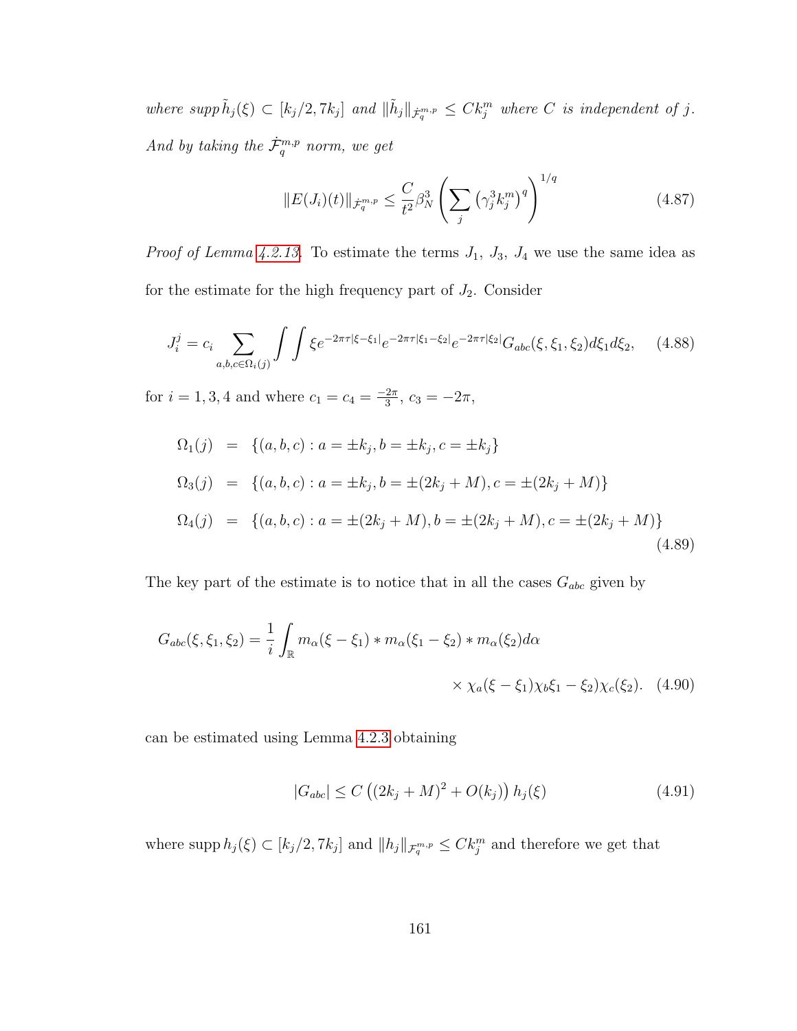*where supp* $\tilde{h}_j(\xi) \subset [k_j/2, 7k_j]$ *and* $\|\tilde{h}_j\|_{\dot{\mathcal{F}}^{m,p}_q} \leq Ck_j^m$ *where* $C$ *is independent of* $j$. *And by taking the* $\dot{\mathcal{F}}^{m,p}_q$ *norm, we get*

$$\|E(J_i)(t)\|_{\dot{\mathcal{F}}^{m,p}_q} \leq \frac{C}{t^2}\beta_N^3 \left(\sum_j \left(\gamma_j^3 k_j^m\right)^q\right)^{1/q} \tag{4.87}$$

*Proof of Lemma 4.2.13.* To estimate the terms $J_1$, $J_3$, $J_4$ we use the same idea as for the estimate for the high frequency part of $J_2$. Consider

$$J_i^j = c_i \sum_{a,b,c\in\Omega_i(j)} \int\int \xi e^{-2\pi\tau|\xi-\xi_1|} e^{-2\pi\tau|\xi_1-\xi_2|} e^{-2\pi\tau|\xi_2|} G_{abc}(\xi,\xi_1,\xi_2) d\xi_1 d\xi_2, \tag{4.88}$$

for $i = 1, 3, 4$ and where $c_1 = c_4 = \frac{-2\pi}{3}$, $c_3 = -2\pi$,

$$\begin{aligned}
\Omega_1(j) &= \{(a,b,c) : a = \pm k_j, b = \pm k_j, c = \pm k_j\} \\
\Omega_3(j) &= \{(a,b,c) : a = \pm k_j, b = \pm(2k_j + M), c = \pm(2k_j + M)\} \\
\Omega_4(j) &= \{(a,b,c) : a = \pm(2k_j + M), b = \pm(2k_j + M), c = \pm(2k_j + M)\}
\end{aligned} \tag{4.89}$$

The key part of the estimate is to notice that in all the cases $G_{abc}$ given by

$$G_{abc}(\xi,\xi_1,\xi_2) = \frac{1}{i}\int_{\mathbb{R}} m_\alpha(\xi-\xi_1) * m_\alpha(\xi_1-\xi_2) * m_\alpha(\xi_2) d\alpha \times \chi_a(\xi-\xi_1)\chi_b\xi_1-\xi_2)\chi_c(\xi_2). \tag{4.90}$$

can be estimated using Lemma 4.2.3 obtaining

$$|G_{abc}| \leq C\left((2k_j+M)^2 + O(k_j)\right) h_j(\xi) \tag{4.91}$$

where supp $h_j(\xi) \subset [k_j/2, 7k_j]$ and $\|h_j\|_{\mathcal{F}^{m,p}_q} \leq Ck_j^m$ and therefore we get that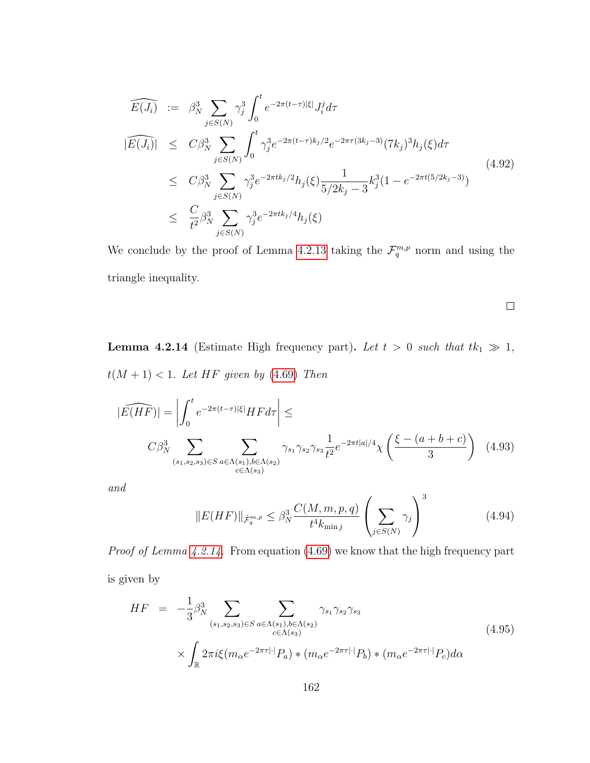$$
\begin{aligned}
\widehat{E(J_i)} &:= \beta_N^3 \sum_{j\in S(N)} \gamma_j^3 \int_0^t e^{-2\pi(t-\tau)|\xi|} J_i^j d\tau \\
|\widehat{E(J_i)}| &\leq C\beta_N^3 \sum_{j\in S(N)} \int_0^t \gamma_j^3 e^{-2\pi(t-\tau)k_j/2} e^{-2\pi\tau(3k_j-3)} (7k_j)^3 h_j(\xi) d\tau \\
&\leq C\beta_N^3 \sum_{j\in S(N)} \gamma_j^3 e^{-2\pi t k_j/2} h_j(\xi) \frac{1}{5/2k_j - 3} k_j^3 (1 - e^{-2\pi t(5/2k_j - 3)}) \\
&\leq \frac{C}{t^2} \beta_N^3 \sum_{j\in S(N)} \gamma_j^3 e^{-2\pi t k_j/4} h_j(\xi)
\end{aligned} \tag{4.92}
$$

We conclude by the proof of Lemma 4.2.13 taking the $\mathcal{F}_q^{m,p}$ norm and using the triangle inequality.

□

**Lemma 4.2.14** (Estimate High frequency part). *Let $t > 0$ such that $tk_1 \gg 1$, $t(M+1) < 1$. Let $HF$ given by (4.69) Then*

$$
|\widehat{E(HF)}| = \left| \int_0^t e^{-2\pi(t-\tau)|\xi|} HF d\tau \right| \leq
$$
$$
C\beta_N^3 \sum_{(s_1,s_2,s_3)\in S} \sum_{\substack{a\in\Lambda(s_1), b\in\Lambda(s_2) \\ c\in\Lambda(s_3)}} \gamma_{s_1}\gamma_{s_2}\gamma_{s_3} \frac{1}{t^2} e^{-2\pi t|a|/4} \chi\left(\frac{\xi - (a+b+c)}{3}\right) \tag{4.93}
$$

*and*

$$
\|E(HF)\|_{\dot{\mathcal{F}}_q^{m,p}} \leq \beta_N^3 \frac{C(M,m,p,q)}{t^4 k_{\min j}} \left( \sum_{j\in S(N)} \gamma_j \right)^3 \tag{4.94}
$$

*Proof of Lemma 4.2.14.* From equation (4.69) we know that the high frequency part is given by

$$
\begin{aligned}
HF &= -\frac{1}{3}\beta_N^3 \sum_{(s_1,s_2,s_3)\in S} \sum_{\substack{a\in\Lambda(s_1), b\in\Lambda(s_2) \\ c\in\Lambda(s_3)}} \gamma_{s_1}\gamma_{s_2}\gamma_{s_3} \\
&\quad \times \int_{\mathbb{R}} 2\pi i\xi (m_\alpha e^{-2\pi\tau|\cdot|} P_a) * (m_\alpha e^{-2\pi\tau|\cdot|} P_b) * (m_\alpha e^{-2\pi\tau|\cdot|} P_c) d\alpha
\end{aligned} \tag{4.95}
$$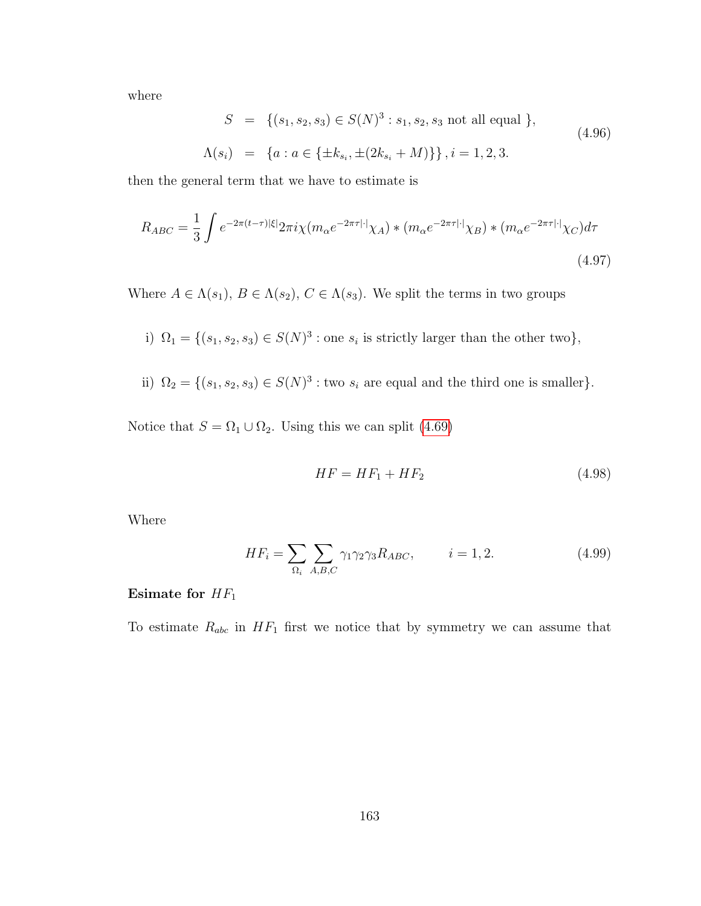where

$$
\begin{aligned}
S &= \{(s_1, s_2, s_3) \in S(N)^3 : s_1, s_2, s_3 \text{ not all equal } \}, \\
\Lambda(s_i) &= \{a : a \in \{\pm k_{s_i}, \pm(2k_{s_i} + M)\}\}, i = 1, 2, 3.
\end{aligned}
\tag{4.96}
$$

then the general term that we have to estimate is

$$
R_{ABC} = \frac{1}{3} \int e^{-2\pi(t-\tau)|\xi|} 2\pi i \chi (m_\alpha e^{-2\pi\tau|\cdot|} \chi_A) * (m_\alpha e^{-2\pi\tau|\cdot|} \chi_B) * (m_\alpha e^{-2\pi\tau|\cdot|} \chi_C) d\tau
\tag{4.97}
$$

Where $A \in \Lambda(s_1)$, $B \in \Lambda(s_2)$, $C \in \Lambda(s_3)$. We split the terms in two groups

i) $\Omega_1 = \{(s_1, s_2, s_3) \in S(N)^3 : \text{one } s_i \text{ is strictly larger than the other two}\}$,

ii) $\Omega_2 = \{(s_1, s_2, s_3) \in S(N)^3 : \text{two } s_i \text{ are equal and the third one is smaller}\}$.

Notice that $S = \Omega_1 \cup \Omega_2$. Using this we can split (4.69)

$$
HF = HF_1 + HF_2
\tag{4.98}
$$

Where

$$
HF_i = \sum_{\Omega_i} \sum_{A,B,C} \gamma_1 \gamma_2 \gamma_3 R_{ABC}, \qquad i = 1, 2.
\tag{4.99}
$$

**Esimate for $HF_1$**

To estimate $R_{abc}$ in $HF_1$ first we notice that by symmetry we can assume that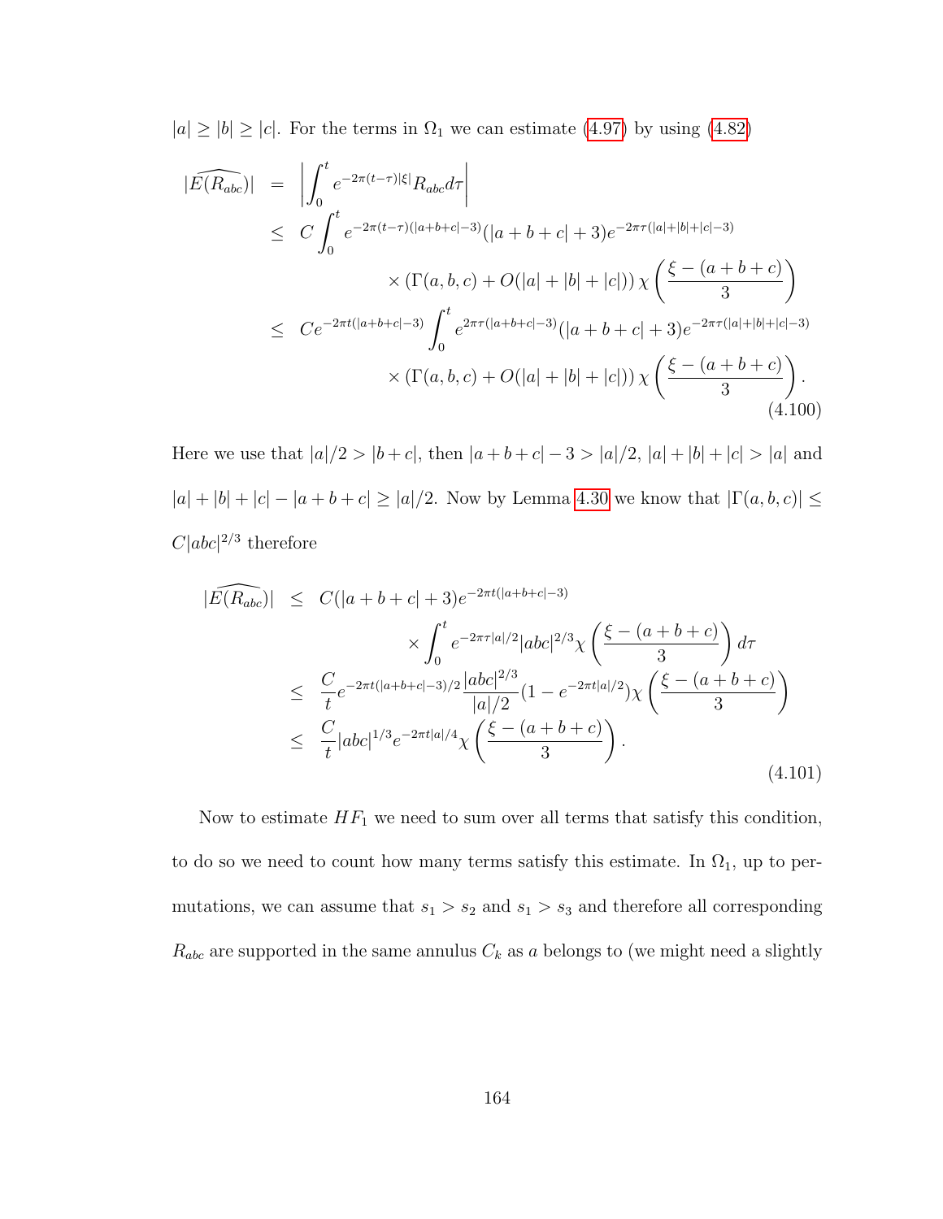$|a| \geq |b| \geq |c|$. For the terms in $\Omega_1$ we can estimate (4.97) by using (4.82)

$$
\begin{aligned}
|\widehat{E(R_{abc})}| &= \left| \int_0^t e^{-2\pi(t-\tau)|\xi|} R_{abc} d\tau \right| \\
&\leq C \int_0^t e^{-2\pi(t-\tau)(|a+b+c|-3)} (|a+b+c|+3) e^{-2\pi\tau(|a|+|b|+|c|-3)} \\
&\qquad \times \left(\Gamma(a,b,c) + O(|a|+|b|+|c|)\right) \chi\left(\frac{\xi-(a+b+c)}{3}\right) \\
&\leq C e^{-2\pi t(|a+b+c|-3)} \int_0^t e^{2\pi\tau(|a+b+c|-3)} (|a+b+c|+3) e^{-2\pi\tau(|a|+|b|+|c|-3)} \\
&\qquad \times \left(\Gamma(a,b,c) + O(|a|+|b|+|c|)\right) \chi\left(\frac{\xi-(a+b+c)}{3}\right).
\end{aligned} \tag{4.100}
$$

Here we use that $|a|/2 > |b+c|$, then $|a+b+c|-3 > |a|/2$, $|a|+|b|+|c| > |a|$ and $|a|+|b|+|c|-|a+b+c| \geq |a|/2$. Now by Lemma 4.30 we know that $|\Gamma(a,b,c)| \leq C|abc|^{2/3}$ therefore

$$
\begin{aligned}
|\widehat{E(R_{abc})}| &\leq C(|a+b+c|+3) e^{-2\pi t(|a+b+c|-3)} \\
&\qquad \times \int_0^t e^{-2\pi\tau|a|/2} |abc|^{2/3} \chi\left(\frac{\xi-(a+b+c)}{3}\right) d\tau \\
&\leq \frac{C}{t} e^{-2\pi t(|a+b+c|-3)/2} \frac{|abc|^{2/3}}{|a|/2} (1 - e^{-2\pi t|a|/2}) \chi\left(\frac{\xi-(a+b+c)}{3}\right) \\
&\leq \frac{C}{t} |abc|^{1/3} e^{-2\pi t|a|/4} \chi\left(\frac{\xi-(a+b+c)}{3}\right).
\end{aligned} \tag{4.101}
$$

Now to estimate $HF_1$ we need to sum over all terms that satisfy this condition, to do so we need to count how many terms satisfy this estimate. In $\Omega_1$, up to permutations, we can assume that $s_1 > s_2$ and $s_1 > s_3$ and therefore all corresponding $R_{abc}$ are supported in the same annulus $C_k$ as $a$ belongs to (we might need a slightly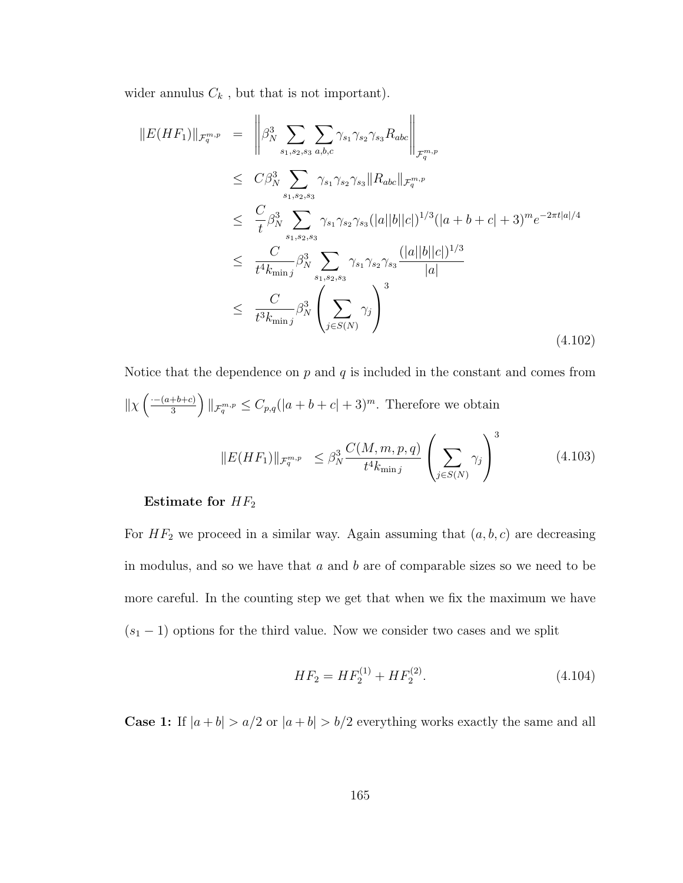wider annulus $C_k$ , but that is not important).

$$
\begin{aligned}
\|E(HF_1)\|_{\mathcal{F}_q^{m,p}} &= \left\| \beta_N^3 \sum_{s_1,s_2,s_3} \sum_{a,b,c} \gamma_{s_1}\gamma_{s_2}\gamma_{s_3} R_{abc} \right\|_{\mathcal{F}_q^{m,p}} \\
&\leq C\beta_N^3 \sum_{s_1,s_2,s_3} \gamma_{s_1}\gamma_{s_2}\gamma_{s_3} \|R_{abc}\|_{\mathcal{F}_q^{m,p}} \\
&\leq \frac{C}{t}\beta_N^3 \sum_{s_1,s_2,s_3} \gamma_{s_1}\gamma_{s_2}\gamma_{s_3} (|a||b||c|)^{1/3}(|a+b+c|+3)^m e^{-2\pi t|a|/4} \\
&\leq \frac{C}{t^4 k_{\min j}}\beta_N^3 \sum_{s_1,s_2,s_3} \gamma_{s_1}\gamma_{s_2}\gamma_{s_3} \frac{(|a||b||c|)^{1/3}}{|a|} \\
&\leq \frac{C}{t^3 k_{\min j}}\beta_N^3 \left( \sum_{j\in S(N)} \gamma_j \right)^3
\end{aligned}
\tag{4.102}
$$

Notice that the dependence on $p$ and $q$ is included in the constant and comes from $\|\chi\left(\frac{\cdot-(a+b+c)}{3}\right)\|_{\mathcal{F}_q^{m,p}} \leq C_{p,q}(|a+b+c|+3)^m$. Therefore we obtain

$$
\|E(HF_1)\|_{\mathcal{F}_q^{m,p}} \leq \beta_N^3 \frac{C(M,m,p,q)}{t^4 k_{\min j}} \left( \sum_{j\in S(N)} \gamma_j \right)^3 \tag{4.103}
$$

**Estimate for $HF_2$**

For $HF_2$ we proceed in a similar way. Again assuming that $(a,b,c)$ are decreasing in modulus, and so we have that $a$ and $b$ are of comparable sizes so we need to be more careful. In the counting step we get that when we fix the maximum we have $(s_1-1)$ options for the third value. Now we consider two cases and we split

$$
HF_2 = HF_2^{(1)} + HF_2^{(2)}. \tag{4.104}
$$

**Case 1:** If $|a+b| > a/2$ or $|a+b| > b/2$ everything works exactly the same and all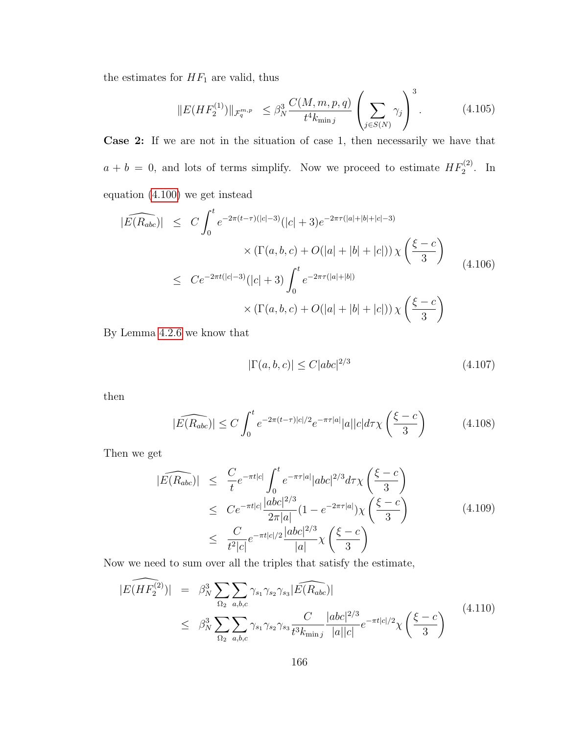the estimates for $HF_1$ are valid, thus

$$\|E(HF_2^{(1)})\|_{\mathcal{F}_q^{m,p}} \leq \beta_N^3 \frac{C(M,m,p,q)}{t^4 k_{\min j}} \left( \sum_{j \in S(N)} \gamma_j \right)^3. \tag{4.105}$$

**Case 2:** If we are not in the situation of case 1, then necessarily we have that $a + b = 0$, and lots of terms simplify. Now we proceed to estimate $HF_2^{(2)}$. In equation (4.100) we get instead

$$\begin{aligned}
|\widehat{E(R_{abc})}| &\leq C \int_0^t e^{-2\pi(t-\tau)(|c|-3)}(|c|+3)e^{-2\pi\tau(|a|+|b|+|c|-3)} \\
&\qquad\qquad \times (\Gamma(a,b,c) + O(|a|+|b|+|c|))\, \chi\left(\frac{\xi - c}{3}\right) \\
&\leq Ce^{-2\pi t(|c|-3)}(|c|+3) \int_0^t e^{-2\pi\tau(|a|+|b|)} \\
&\qquad\qquad \times (\Gamma(a,b,c) + O(|a|+|b|+|c|))\, \chi\left(\frac{\xi - c}{3}\right)
\end{aligned} \tag{4.106}$$

By Lemma 4.2.6 we know that

$$|\Gamma(a,b,c)| \leq C|abc|^{2/3} \tag{4.107}$$

then

$$|\widehat{E(R_{abc})}| \leq C \int_0^t e^{-2\pi(t-\tau)|c|/2} e^{-\pi\tau|a|} |a||c| d\tau\, \chi\left(\frac{\xi - c}{3}\right) \tag{4.108}$$

Then we get

$$\begin{aligned}
|\widehat{E(R_{abc})}| &\leq \frac{C}{t} e^{-\pi t|c|} \int_0^t e^{-\pi\tau|a|} |abc|^{2/3} d\tau\, \chi\left(\frac{\xi - c}{3}\right) \\
&\leq Ce^{-\pi t|c|} \frac{|abc|^{2/3}}{2\pi|a|}(1 - e^{-2\pi\tau|a|})\, \chi\left(\frac{\xi - c}{3}\right) \\
&\leq \frac{C}{t^2|c|} e^{-\pi t|c|/2} \frac{|abc|^{2/3}}{|a|}\, \chi\left(\frac{\xi - c}{3}\right)
\end{aligned} \tag{4.109}$$

Now we need to sum over all the triples that satisfy the estimate,

$$\begin{aligned}
|\widehat{E(HF_2^{(2)})}| &= \beta_N^3 \sum_{\Omega_2} \sum_{a,b,c} \gamma_{s_1}\gamma_{s_2}\gamma_{s_3} |\widehat{E(R_{abc})}| \\
&\leq \beta_N^3 \sum_{\Omega_2} \sum_{a,b,c} \gamma_{s_1}\gamma_{s_2}\gamma_{s_3} \frac{C}{t^3 k_{\min j}} \frac{|abc|^{2/3}}{|a||c|} e^{-\pi t|c|/2}\, \chi\left(\frac{\xi - c}{3}\right)
\end{aligned} \tag{4.110}$$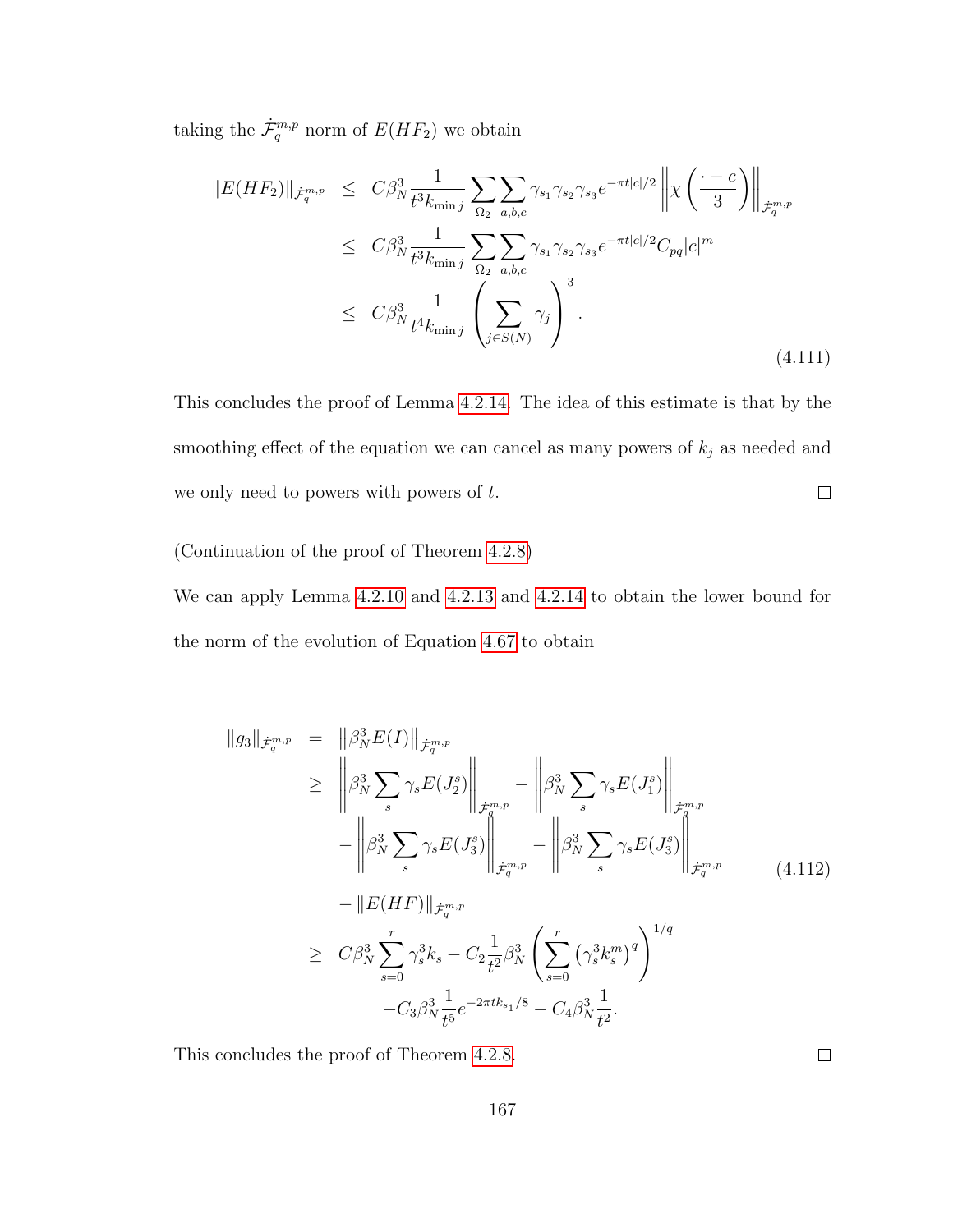taking the $\dot{\mathcal{F}}_q^{m,p}$ norm of $E(HF_2)$ we obtain

$$
\begin{aligned}
\|E(HF_2)\|_{\dot{\mathcal{F}}_q^{m,p}} &\leq C\beta_N^3 \frac{1}{t^3 k_{\min j}} \sum_{\Omega_2} \sum_{a,b,c} \gamma_{s_1}\gamma_{s_2}\gamma_{s_3} e^{-\pi t|c|/2} \left\| \chi\left(\frac{\cdot - c}{3}\right)\right\|_{\dot{\mathcal{F}}_q^{m,p}} \\
&\leq C\beta_N^3 \frac{1}{t^3 k_{\min j}} \sum_{\Omega_2} \sum_{a,b,c} \gamma_{s_1}\gamma_{s_2}\gamma_{s_3} e^{-\pi t|c|/2} C_{pq}|c|^m \\
&\leq C\beta_N^3 \frac{1}{t^4 k_{\min j}} \left( \sum_{j\in S(N)} \gamma_j \right)^3 .
\end{aligned}
\tag{4.111}
$$

This concludes the proof of Lemma 4.2.14. The idea of this estimate is that by the smoothing effect of the equation we can cancel as many powers of $k_j$ as needed and we only need to powers with powers of $t$. $\square$

(Continuation of the proof of Theorem 4.2.8)

We can apply Lemma 4.2.10 and 4.2.13 and 4.2.14 to obtain the lower bound for the norm of the evolution of Equation 4.67 to obtain

$$
\begin{aligned}
\|g_3\|_{\dot{\mathcal{F}}_q^{m,p}} &= \left\|\beta_N^3 E(I)\right\|_{\dot{\mathcal{F}}_q^{m,p}} \\
&\geq \left\|\beta_N^3 \sum_s \gamma_s E(J_2^s)\right\|_{\dot{\mathcal{F}}_q^{m,p}} - \left\|\beta_N^3 \sum_s \gamma_s E(J_1^s)\right\|_{\dot{\mathcal{F}}_q^{m,p}} \\
&\quad - \left\|\beta_N^3 \sum_s \gamma_s E(J_3^s)\right\|_{\dot{\mathcal{F}}_q^{m,p}} - \left\|\beta_N^3 \sum_s \gamma_s E(J_3^s)\right\|_{\dot{\mathcal{F}}_q^{m,p}} \\
&\quad - \|E(HF)\|_{\dot{\mathcal{F}}_q^{m,p}} \\
&\geq C\beta_N^3 \sum_{s=0}^{r} \gamma_s^3 k_s - C_2 \frac{1}{t^2}\beta_N^3 \left( \sum_{s=0}^{r} \left(\gamma_s^3 k_s^m\right)^q \right)^{1/q} \\
&\qquad - C_3 \beta_N^3 \frac{1}{t^5} e^{-2\pi t k_{s_1}/8} - C_4 \beta_N^3 \frac{1}{t^2}.
\end{aligned}
\tag{4.112}
$$

This concludes the proof of Theorem 4.2.8. $\square$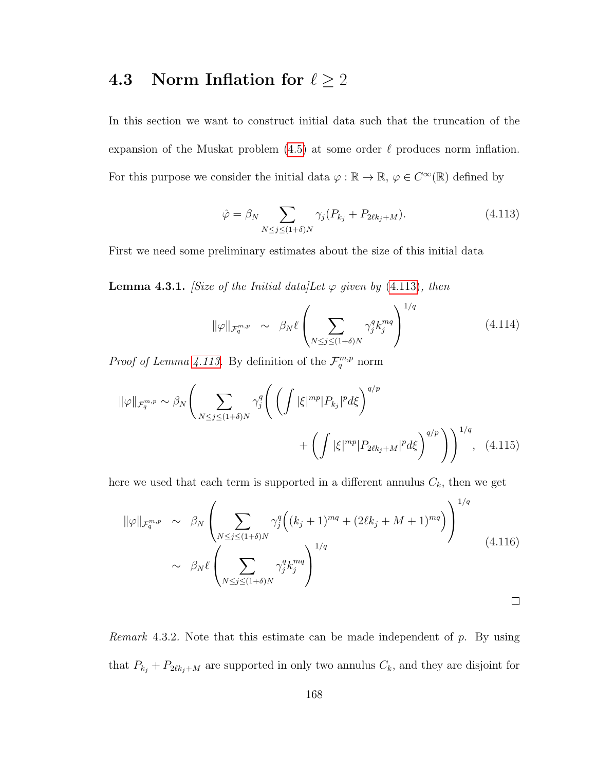## 4.3 Norm Inflation for $\ell \geq 2$

In this section we want to construct initial data such that the truncation of the expansion of the Muskat problem (4.5) at some order $\ell$ produces norm inflation. For this purpose we consider the initial data $\varphi : \mathbb{R} \to \mathbb{R}$, $\varphi \in C^\infty(\mathbb{R})$ defined by

$$\hat{\varphi} = \beta_N \sum_{N \leq j \leq (1+\delta)N} \gamma_j (P_{k_j} + P_{2\ell k_j + M}). \tag{4.113}$$

First we need some preliminary estimates about the size of this initial data

**Lemma 4.3.1.** *[Size of the Initial data]Let $\varphi$ given by (4.113), then*

$$\|\varphi\|_{\mathcal{F}_q^{m,p}} \sim \beta_N \ell \left( \sum_{N \leq j \leq (1+\delta)N} \gamma_j^q k_j^{mq} \right)^{1/q} \tag{4.114}$$

*Proof of Lemma 4.113.* By definition of the $\mathcal{F}_q^{m,p}$ norm

$$\|\varphi\|_{\mathcal{F}_q^{m,p}} \sim \beta_N \left( \sum_{N \leq j \leq (1+\delta)N} \gamma_j^q \Bigg( \left( \int |\xi|^{mp} |P_{k_j}|^p d\xi \right)^{q/p} + \left( \int |\xi|^{mp} |P_{2\ell k_j + M}|^p d\xi \right)^{q/p} \Bigg) \right)^{1/q}, \tag{4.115}$$

here we used that each term is supported in a different annulus $C_k$, then we get

$$\begin{aligned} \|\varphi\|_{\mathcal{F}_q^{m,p}} &\sim \beta_N \left( \sum_{N \leq j \leq (1+\delta)N} \gamma_j^q \Big( (k_j+1)^{mq} + (2\ell k_j + M + 1)^{mq} \Big) \right)^{1/q} \\ &\sim \beta_N \ell \left( \sum_{N \leq j \leq (1+\delta)N} \gamma_j^q k_j^{mq} \right)^{1/q} \end{aligned} \tag{4.116}$$

□

*Remark* 4.3.2. Note that this estimate can be made independent of $p$. By using that $P_{k_j} + P_{2\ell k_j + M}$ are supported in only two annulus $C_k$, and they are disjoint for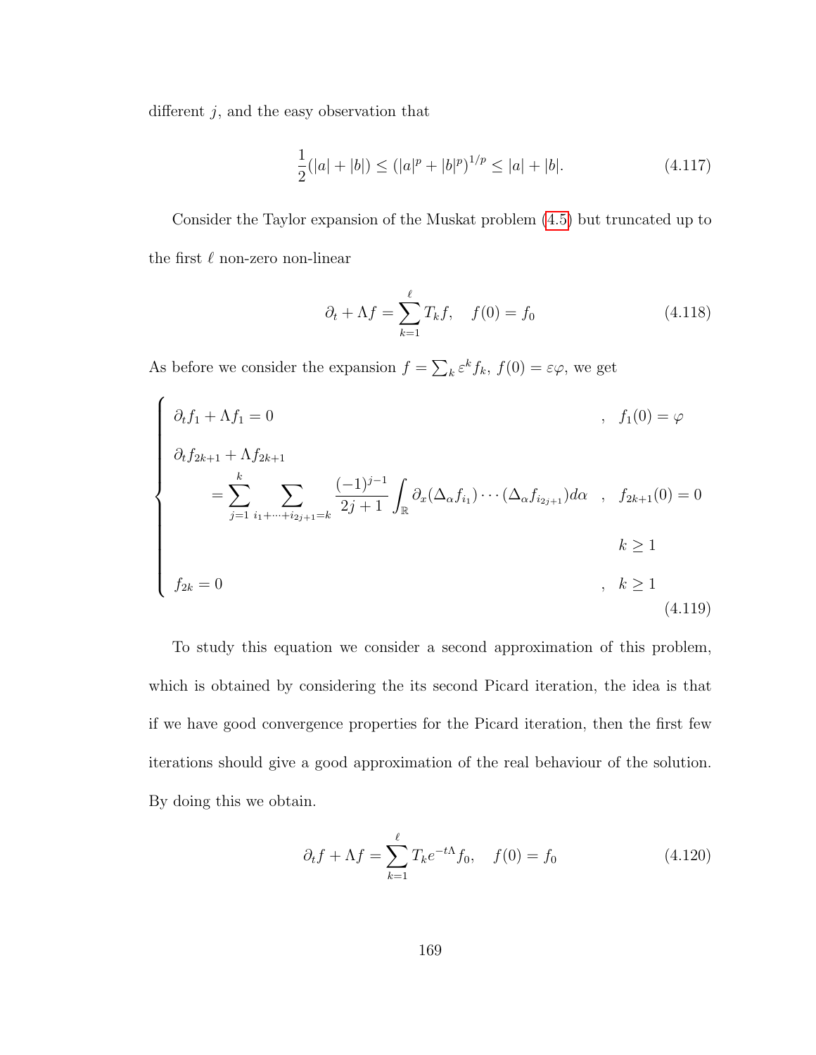different $j$, and the easy observation that

$$\frac{1}{2}(|a|+|b|) \leq (|a|^p + |b|^p)^{1/p} \leq |a|+|b|. \tag{4.117}$$

Consider the Taylor expansion of the Muskat problem (4.5) but truncated up to the first $\ell$ non-zero non-linear

$$\partial_t + \Lambda f = \sum_{k=1}^{\ell} T_k f, \quad f(0) = f_0 \tag{4.118}$$

As before we consider the expansion $f = \sum_k \varepsilon^k f_k$, $f(0) = \varepsilon\varphi$, we get

$$\begin{cases} \partial_t f_1 + \Lambda f_1 = 0 & , \quad f_1(0) = \varphi \\ \partial_t f_{2k+1} + \Lambda f_{2k+1} & \\ \qquad = \displaystyle\sum_{j=1}^{k} \sum_{i_1+\cdots+i_{2j+1}=k} \frac{(-1)^{j-1}}{2j+1} \int_{\mathbb{R}} \partial_x(\Delta_\alpha f_{i_1}) \cdots (\Delta_\alpha f_{i_{2j+1}}) d\alpha & , \quad f_{2k+1}(0) = 0 \\ & \quad k \geq 1 \\ f_{2k} = 0 & , \quad k \geq 1 \end{cases} \tag{4.119}$$

To study this equation we consider a second approximation of this problem, which is obtained by considering the its second Picard iteration, the idea is that if we have good convergence properties for the Picard iteration, then the first few iterations should give a good approximation of the real behaviour of the solution. By doing this we obtain.

$$\partial_t f + \Lambda f = \sum_{k=1}^{\ell} T_k e^{-t\Lambda} f_0, \quad f(0) = f_0 \tag{4.120}$$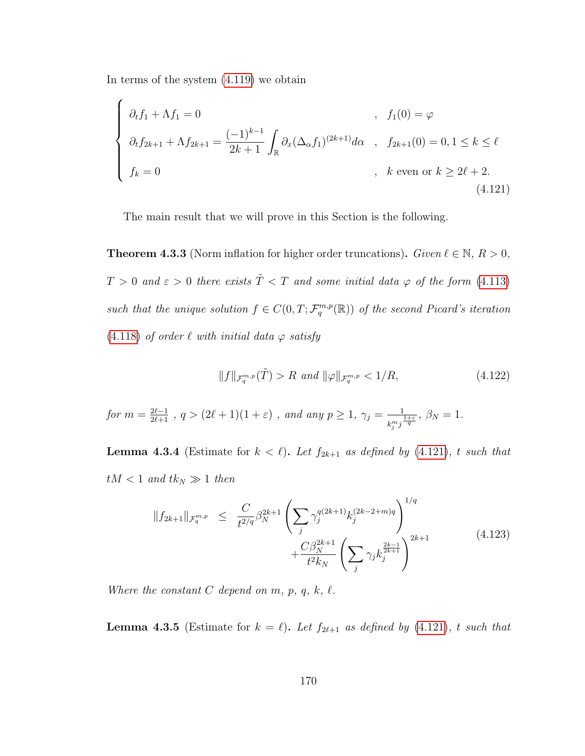In terms of the system (4.119) we obtain

$$
\begin{cases}
\partial_t f_1 + \Lambda f_1 = 0 & , \quad f_1(0) = \varphi \\
\partial_t f_{2k+1} + \Lambda f_{2k+1} = \dfrac{(-1)^{k-1}}{2k+1} \displaystyle\int_{\mathbb{R}} \partial_x (\Delta_\alpha f_1)^{(2k+1)} d\alpha & , \quad f_{2k+1}(0) = 0, 1 \leq k \leq \ell \\
f_k = 0 & , \quad k \text{ even or } k \geq 2\ell + 2.
\end{cases}
\tag{4.121}
$$

The main result that we will prove in this Section is the following.

**Theorem 4.3.3** (Norm inflation for higher order truncations). *Given $\ell \in \mathbb{N}$, $R > 0$, $T > 0$ and $\varepsilon > 0$ there exists $\tilde{T} < T$ and some initial data $\varphi$ of the form (4.113) such that the unique solution $f \in C(0, T; \mathcal{F}_q^{m,p}(\mathbb{R}))$ of the second Picard's iteration (4.118) of order $\ell$ with initial data $\varphi$ satisfy*

$$
\|f\|_{\mathcal{F}_q^{m,p}}(\tilde{T}) > R \text{ and } \|\varphi\|_{\mathcal{F}_q^{m,p}} < 1/R, \tag{4.122}
$$

*for $m = \frac{2\ell-1}{2\ell+1}$ , $q > (2\ell+1)(1+\varepsilon)$ , and any $p \geq 1$, $\gamma_j = \frac{1}{k_j^m j^{\frac{1+\varepsilon}{q}}}$, $\beta_N = 1$.*

**Lemma 4.3.4** (Estimate for $k < \ell$). *Let $f_{2k+1}$ as defined by (4.121), $t$ such that $tM < 1$ and $tk_N \gg 1$ then*

$$
\begin{aligned}
\|f_{2k+1}\|_{\mathcal{F}_q^{m,p}} \quad \leq \quad & \frac{C}{t^{2/q}} \beta_N^{2k+1} \left( \sum_j \gamma_j^{q(2k+1)} k_j^{(2k-2+m)q} \right)^{1/q} \\
& + \frac{C \beta_N^{2k+1}}{t^2 k_N} \left( \sum_j \gamma_j k_j^{\frac{2k-1}{2k+1}} \right)^{2k+1}
\end{aligned}
\tag{4.123}
$$

*Where the constant $C$ depend on $m$, $p$, $q$, $k$, $\ell$.*

**Lemma 4.3.5** (Estimate for $k = \ell$). *Let $f_{2\ell+1}$ as defined by (4.121), $t$ such that*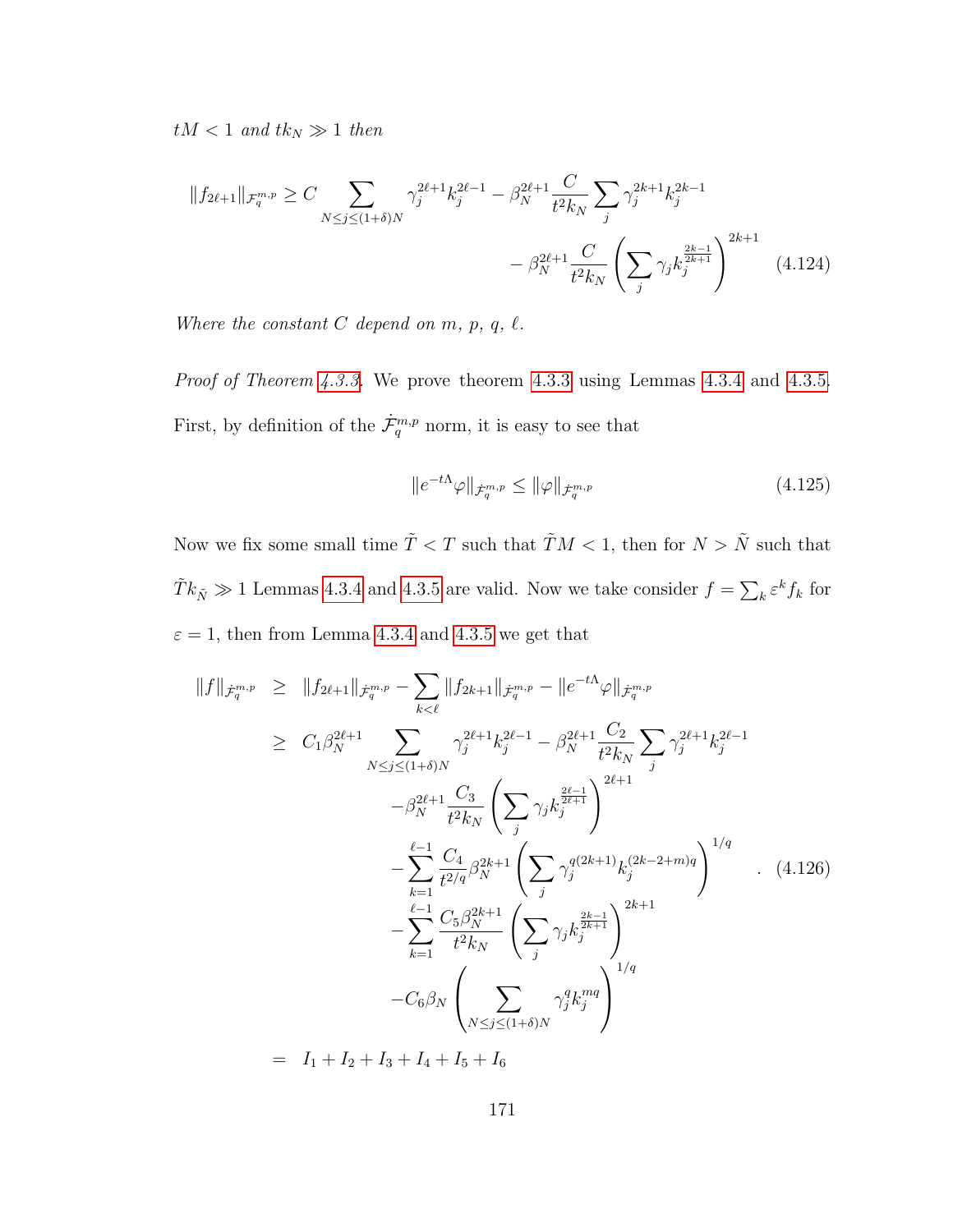*$tM < 1$ and $tk_N \gg 1$ then*

$$\|f_{2\ell+1}\|_{\mathcal{F}_q^{m,p}} \geq C \sum_{N \leq j \leq (1+\delta)N} \gamma_j^{2\ell+1} k_j^{2\ell-1} - \beta_N^{2\ell+1} \frac{C}{t^2 k_N} \sum_j \gamma_j^{2k+1} k_j^{2k-1} - \beta_N^{2\ell+1} \frac{C}{t^2 k_N} \left( \sum_j \gamma_j k_j^{\frac{2k-1}{2k+1}} \right)^{2k+1} \tag{4.124}$$

*Where the constant $C$ depend on $m$, $p$, $q$, $\ell$.*

*Proof of Theorem 4.3.3.* We prove theorem 4.3.3 using Lemmas 4.3.4 and 4.3.5. First, by definition of the $\dot{\mathcal{F}}_q^{m,p}$ norm, it is easy to see that

$$\|e^{-t\Lambda}\varphi\|_{\dot{\mathcal{F}}_q^{m,p}} \leq \|\varphi\|_{\dot{\mathcal{F}}_q^{m,p}} \tag{4.125}$$

Now we fix some small time $\tilde{T} < T$ such that $\tilde{T}M < 1$, then for $N > \tilde{N}$ such that $\tilde{T}k_{\tilde{N}} \gg 1$ Lemmas 4.3.4 and 4.3.5 are valid. Now we take consider $f = \sum_k \varepsilon^k f_k$ for $\varepsilon = 1$, then from Lemma 4.3.4 and 4.3.5 we get that

$$\begin{aligned}
\|f\|_{\dot{\mathcal{F}}_q^{m,p}} &\geq \|f_{2\ell+1}\|_{\dot{\mathcal{F}}_q^{m,p}} - \sum_{k<\ell} \|f_{2k+1}\|_{\dot{\mathcal{F}}_q^{m,p}} - \|e^{-t\Lambda}\varphi\|_{\dot{\mathcal{F}}_q^{m,p}} \\
&\geq C_1 \beta_N^{2\ell+1} \sum_{N \leq j \leq (1+\delta)N} \gamma_j^{2\ell+1} k_j^{2\ell-1} - \beta_N^{2\ell+1} \frac{C_2}{t^2 k_N} \sum_j \gamma_j^{2\ell+1} k_j^{2\ell-1} \\
&\quad - \beta_N^{2\ell+1} \frac{C_3}{t^2 k_N} \left( \sum_j \gamma_j k_j^{\frac{2\ell-1}{2\ell+1}} \right)^{2\ell+1} \\
&\quad - \sum_{k=1}^{\ell-1} \frac{C_4}{t^{2/q}} \beta_N^{2k+1} \left( \sum_j \gamma_j^{q(2k+1)} k_j^{(2k-2+m)q} \right)^{1/q} \\
&\quad - \sum_{k=1}^{\ell-1} \frac{C_5 \beta_N^{2k+1}}{t^2 k_N} \left( \sum_j \gamma_j k_j^{\frac{2k-1}{2k+1}} \right)^{2k+1} \\
&\quad - C_6 \beta_N \left( \sum_{N \leq j \leq (1+\delta)N} \gamma_j^q k_j^{mq} \right)^{1/q} \\
&= I_1 + I_2 + I_3 + I_4 + I_5 + I_6
\end{aligned} \tag{4.126}$$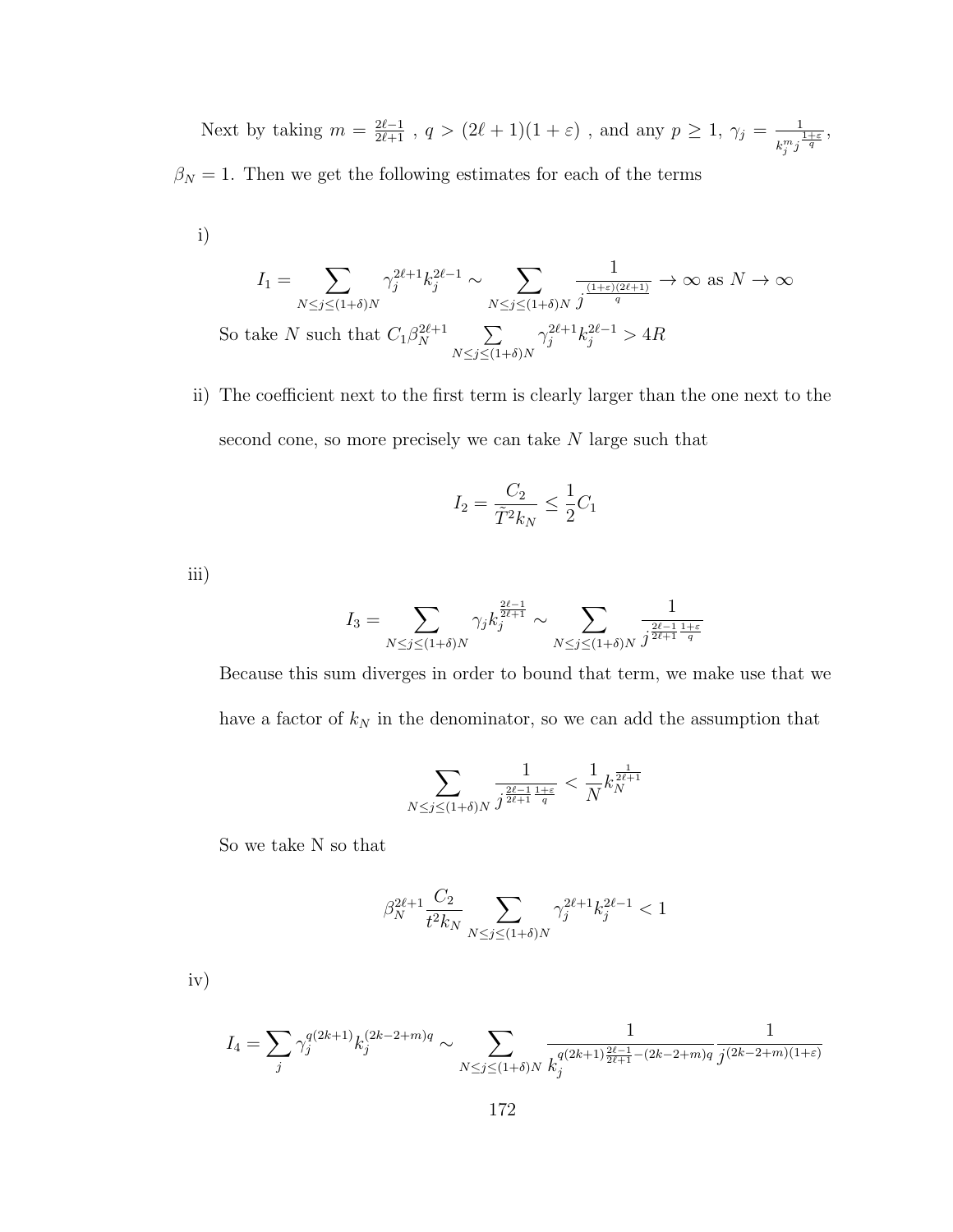Next by taking $m = \frac{2\ell-1}{2\ell+1}$ , $q > (2\ell+1)(1+\varepsilon)$ , and any $p \geq 1$, $\gamma_j = \frac{1}{k_j^m j^{\frac{1+\varepsilon}{q}}}$, $\beta_N = 1$. Then we get the following estimates for each of the terms

i)

$$I_1 = \sum_{N \leq j \leq (1+\delta)N} \gamma_j^{2\ell+1} k_j^{2\ell-1} \sim \sum_{N \leq j \leq (1+\delta)N} \frac{1}{j^{\frac{(1+\varepsilon)(2\ell+1)}{q}}} \to \infty \text{ as } N \to \infty$$

So take $N$ such that $C_1 \beta_N^{2\ell+1} \sum_{N \leq j \leq (1+\delta)N} \gamma_j^{2\ell+1} k_j^{2\ell-1} > 4R$

ii) The coefficient next to the first term is clearly larger than the one next to the second cone, so more precisely we can take $N$ large such that

$$I_2 = \frac{C_2}{\tilde{T}^2 k_N} \leq \frac{1}{2} C_1$$

iii)

$$I_3 = \sum_{N \leq j \leq (1+\delta)N} \gamma_j k_j^{\frac{2\ell-1}{2\ell+1}} \sim \sum_{N \leq j \leq (1+\delta)N} \frac{1}{j^{\frac{2\ell-1}{2\ell+1}\frac{1+\varepsilon}{q}}}$$

Because this sum diverges in order to bound that term, we make use that we have a factor of $k_N$ in the denominator, so we can add the assumption that

$$\sum_{N \leq j \leq (1+\delta)N} \frac{1}{j^{\frac{2\ell-1}{2\ell+1}\frac{1+\varepsilon}{q}}} < \frac{1}{N} k_N^{\frac{1}{2\ell+1}}$$

So we take N so that

$$\beta_N^{2\ell+1} \frac{C_2}{t^2 k_N} \sum_{N \leq j \leq (1+\delta)N} \gamma_j^{2\ell+1} k_j^{2\ell-1} < 1$$

iv)

$$I_4 = \sum_j \gamma_j^{q(2k+1)} k_j^{(2k-2+m)q} \sim \sum_{N \leq j \leq (1+\delta)N} \frac{1}{k_j^{q(2k+1)\frac{2\ell-1}{2\ell+1} - (2k-2+m)q}} \frac{1}{j^{(2k-2+m)(1+\varepsilon)}}$$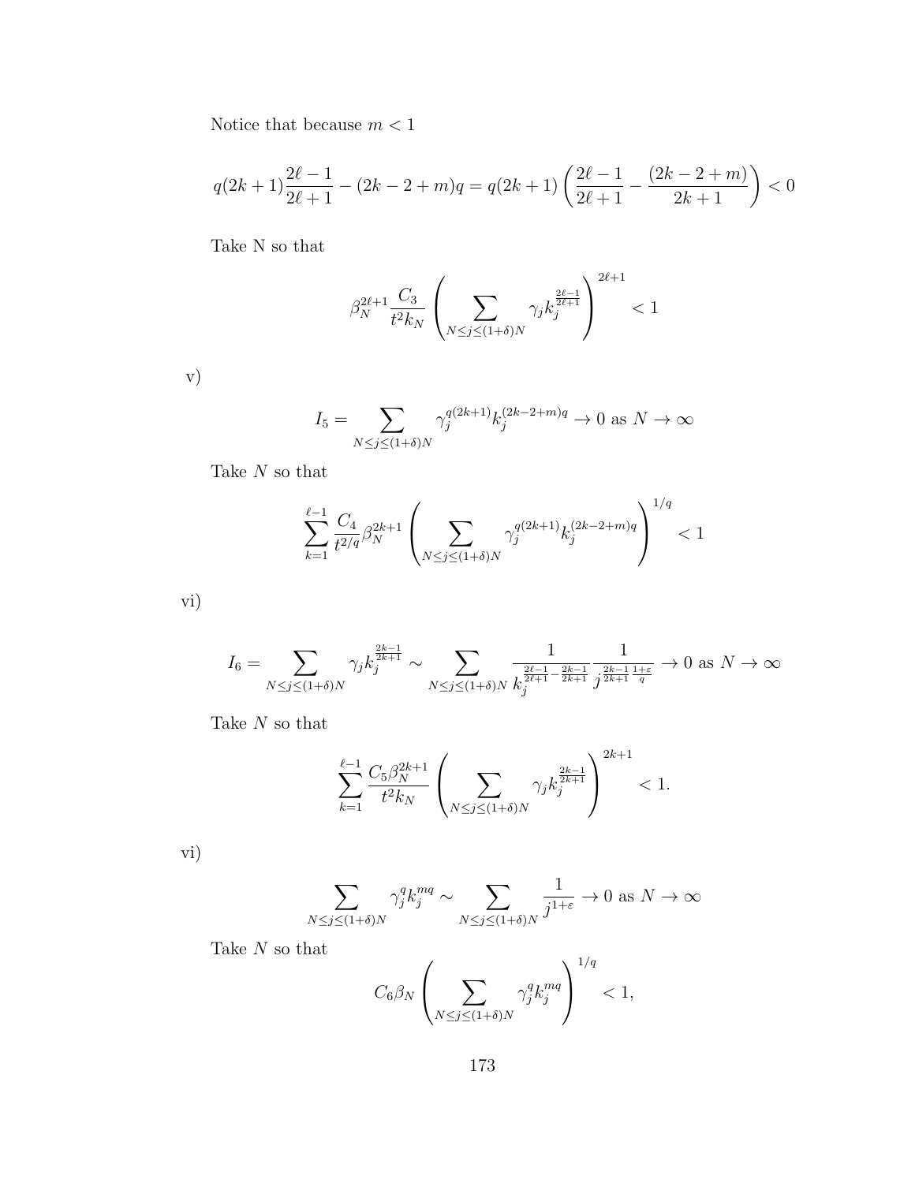Notice that because $m < 1$

$$q(2k+1)\frac{2\ell-1}{2\ell+1} - (2k-2+m)q = q(2k+1)\left(\frac{2\ell-1}{2\ell+1} - \frac{(2k-2+m)}{2k+1}\right) < 0$$

Take N so that

$$\beta_N^{2\ell+1}\frac{C_3}{t^2 k_N}\left(\sum_{N\leq j\leq(1+\delta)N}\gamma_j k_j^{\frac{2\ell-1}{2\ell+1}}\right)^{2\ell+1} < 1$$

v)

$$I_5 = \sum_{N\leq j\leq(1+\delta)N}\gamma_j^{q(2k+1)}k_j^{(2k-2+m)q} \to 0 \text{ as } N\to\infty$$

Take $N$ so that

$$\sum_{k=1}^{\ell-1}\frac{C_4}{t^{2/q}}\beta_N^{2k+1}\left(\sum_{N\leq j\leq(1+\delta)N}\gamma_j^{q(2k+1)}k_j^{(2k-2+m)q}\right)^{1/q} < 1$$

vi)

$$I_6 = \sum_{N\leq j\leq(1+\delta)N}\gamma_j k_j^{\frac{2k-1}{2k+1}} \sim \sum_{N\leq j\leq(1+\delta)N}\frac{1}{k_j^{\frac{2\ell-1}{2\ell+1}-\frac{2k-1}{2k+1}}}\frac{1}{j^{\frac{2k-1}{2k+1}\frac{1+\varepsilon}{q}}} \to 0 \text{ as } N\to\infty$$

Take $N$ so that

$$\sum_{k=1}^{\ell-1}\frac{C_5\beta_N^{2k+1}}{t^2 k_N}\left(\sum_{N\leq j\leq(1+\delta)N}\gamma_j k_j^{\frac{2k-1}{2k+1}}\right)^{2k+1} < 1.$$

vi)

$$\sum_{N\leq j\leq(1+\delta)N}\gamma_j^q k_j^{mq} \sim \sum_{N\leq j\leq(1+\delta)N}\frac{1}{j^{1+\varepsilon}} \to 0 \text{ as } N\to\infty$$

Take $N$ so that

$$C_6\beta_N\left(\sum_{N\leq j\leq(1+\delta)N}\gamma_j^q k_j^{mq}\right)^{1/q} < 1,$$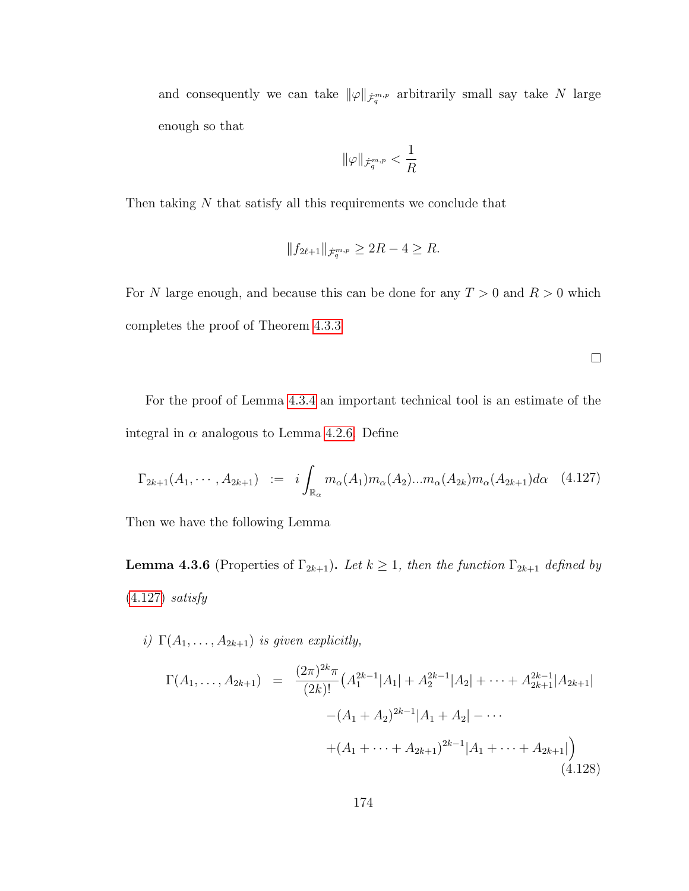and consequently we can take $\|\varphi\|_{\dot{\mathcal{F}}^{m,p}_q}$ arbitrarily small say take $N$ large enough so that

$$\|\varphi\|_{\dot{\mathcal{F}}^{m,p}_q} < \frac{1}{R}$$

Then taking $N$ that satisfy all this requirements we conclude that

$$\|f_{2\ell+1}\|_{\dot{\mathcal{F}}^{m,p}_q} \geq 2R - 4 \geq R.$$

For $N$ large enough, and because this can be done for any $T > 0$ and $R > 0$ which completes the proof of Theorem 4.3.3

□

For the proof of Lemma 4.3.4 an important technical tool is an estimate of the integral in $\alpha$ analogous to Lemma 4.2.6. Define

$$\Gamma_{2k+1}(A_1, \cdots, A_{2k+1}) \;:=\; i\int_{\mathbb{R}_\alpha} m_\alpha(A_1)m_\alpha(A_2)...m_\alpha(A_{2k})m_\alpha(A_{2k+1})d\alpha \quad (4.127)$$

Then we have the following Lemma

**Lemma 4.3.6** (Properties of $\Gamma_{2k+1}$). *Let $k \geq 1$, then the function $\Gamma_{2k+1}$ defined by (4.127) satisfy*

*i)* $\Gamma(A_1, \ldots, A_{2k+1})$ *is given explicitly,*

$$\begin{aligned}\Gamma(A_1, \ldots, A_{2k+1}) \;=\; & \frac{(2\pi)^{2k}\pi}{(2k)!}\big(A_1^{2k-1}|A_1| + A_2^{2k-1}|A_2| + \cdots + A_{2k+1}^{2k-1}|A_{2k+1}| \\ & -(A_1 + A_2)^{2k-1}|A_1 + A_2| - \cdots \\ & +(A_1 + \cdots + A_{2k+1})^{2k-1}|A_1 + \cdots + A_{2k+1}|\Big)\end{aligned} \quad (4.128)$$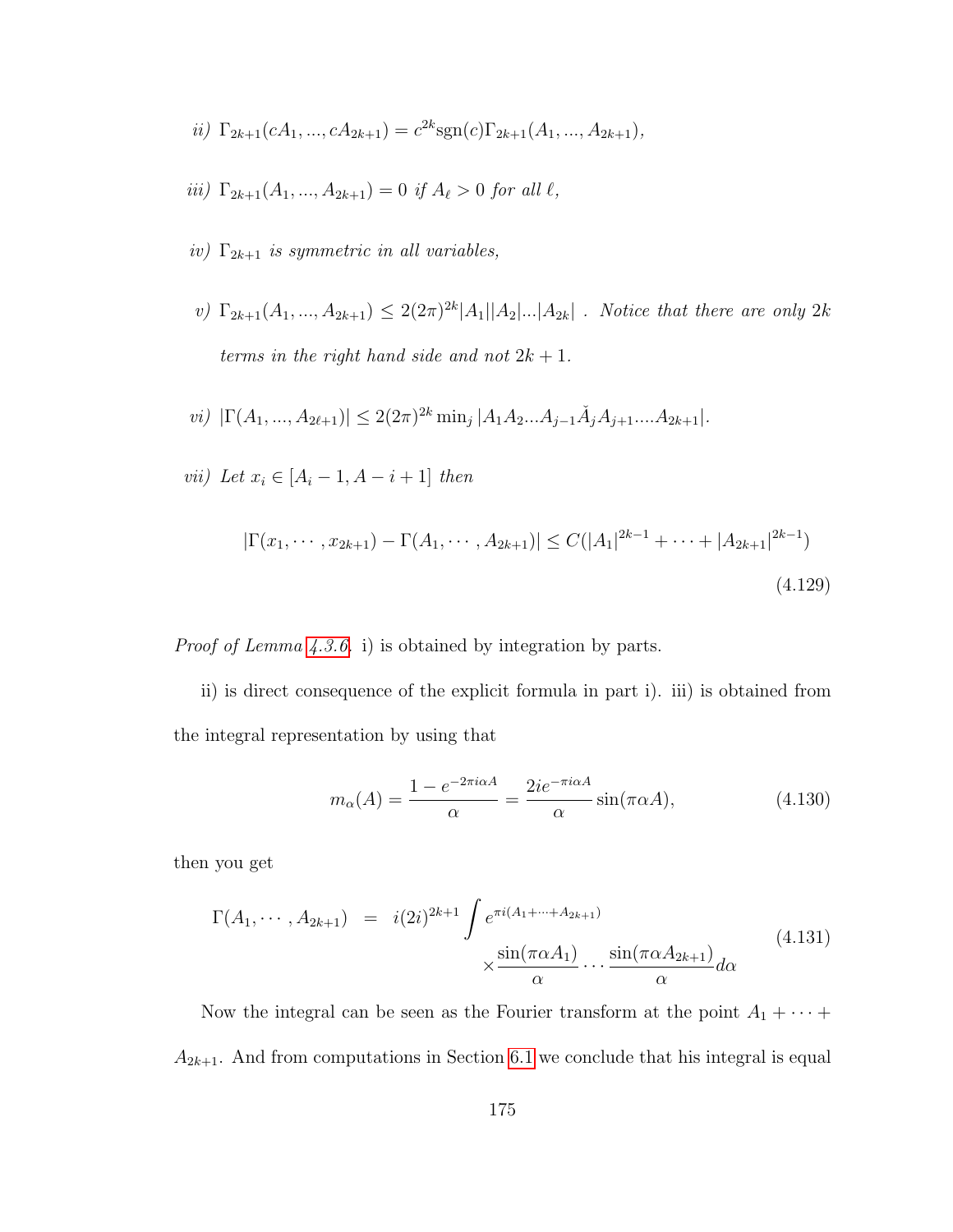*ii)* $\Gamma_{2k+1}(cA_1, ..., cA_{2k+1}) = c^{2k}\text{sgn}(c)\Gamma_{2k+1}(A_1, ..., A_{2k+1})$,

*iii)* $\Gamma_{2k+1}(A_1, ..., A_{2k+1}) = 0$ *if* $A_\ell > 0$ *for all* $\ell$,

*iv)* $\Gamma_{2k+1}$ *is symmetric in all variables,*

*v)* $\Gamma_{2k+1}(A_1, ..., A_{2k+1}) \leq 2(2\pi)^{2k}|A_1||A_2|...|A_{2k}|$ . *Notice that there are only* $2k$ *terms in the right hand side and not* $2k+1$.

*vi)* $|\Gamma(A_1, ..., A_{2\ell+1})| \leq 2(2\pi)^{2k}\min_j |A_1A_2...A_{j-1}\check{A}_jA_{j+1}....A_{2k+1}|$.

*vii) Let* $x_i \in [A_i - 1, A - i + 1]$ *then*

$$|\Gamma(x_1, \cdots, x_{2k+1}) - \Gamma(A_1, \cdots, A_{2k+1})| \leq C(|A_1|^{2k-1} + \cdots + |A_{2k+1}|^{2k-1}) \tag{4.129}$$

*Proof of Lemma 4.3.6.* i) is obtained by integration by parts.

ii) is direct consequence of the explicit formula in part i). iii) is obtained from the integral representation by using that

$$m_\alpha(A) = \frac{1 - e^{-2\pi i\alpha A}}{\alpha} = \frac{2ie^{-\pi i\alpha A}}{\alpha}\sin(\pi\alpha A), \tag{4.130}$$

then you get

$$\Gamma(A_1, \cdots, A_{2k+1}) \;\; = \;\; i(2i)^{2k+1}\int e^{\pi i(A_1+\cdots+A_{2k+1})} \times\frac{\sin(\pi\alpha A_1)}{\alpha}\cdots\frac{\sin(\pi\alpha A_{2k+1})}{\alpha}d\alpha \tag{4.131}$$

Now the integral can be seen as the Fourier transform at the point $A_1 + \cdots + A_{2k+1}$. And from computations in Section 6.1 we conclude that his integral is equal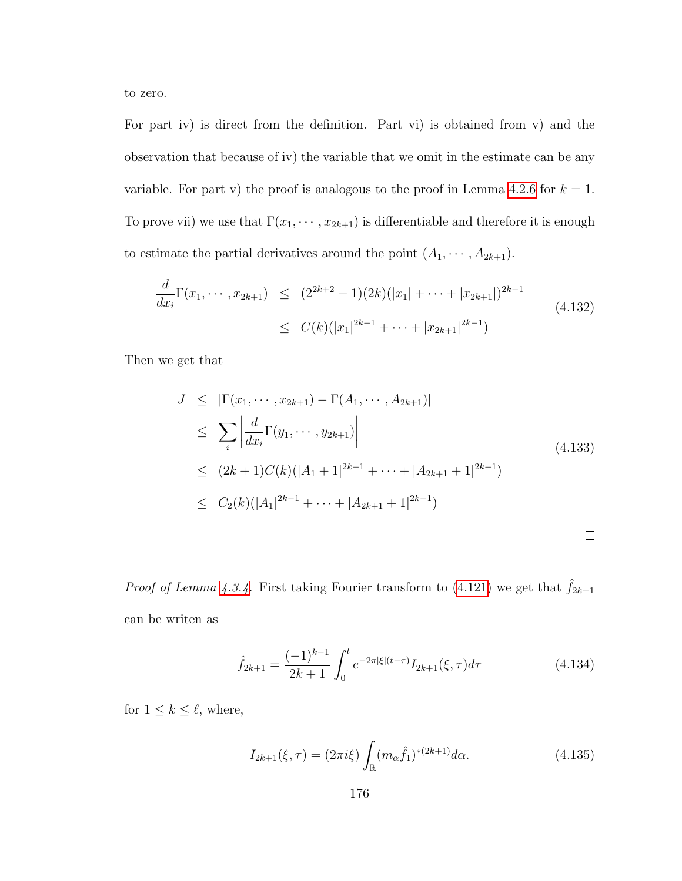to zero.

For part iv) is direct from the definition. Part vi) is obtained from v) and the observation that because of iv) the variable that we omit in the estimate can be any variable. For part v) the proof is analogous to the proof in Lemma 4.2.6 for $k=1$. To prove vii) we use that $\Gamma(x_1,\cdots,x_{2k+1})$ is differentiable and therefore it is enough to estimate the partial derivatives around the point $(A_1,\cdots,A_{2k+1})$.

$$
\begin{aligned}
\frac{d}{dx_i}\Gamma(x_1,\cdots,x_{2k+1}) &\leq (2^{2k+2}-1)(2k)(|x_1|+\cdots+|x_{2k+1}|)^{2k-1} \\
&\leq C(k)(|x_1|^{2k-1}+\cdots+|x_{2k+1}|^{2k-1})
\end{aligned}
\tag{4.132}
$$

Then we get that

$$
\begin{aligned}
J &\leq |\Gamma(x_1,\cdots,x_{2k+1})-\Gamma(A_1,\cdots,A_{2k+1})| \\
&\leq \sum_i \left|\frac{d}{dx_i}\Gamma(y_1,\cdots,y_{2k+1})\right| \\
&\leq (2k+1)C(k)(|A_1+1|^{2k-1}+\cdots+|A_{2k+1}+1|^{2k-1}) \\
&\leq C_2(k)(|A_1|^{2k-1}+\cdots+|A_{2k+1}+1|^{2k-1})
\end{aligned}
\tag{4.133}
$$

□

*Proof of Lemma 4.3.4.* First taking Fourier transform to (4.121) we get that $\hat{f}_{2k+1}$ can be writen as

$$
\hat{f}_{2k+1} = \frac{(-1)^{k-1}}{2k+1}\int_0^t e^{-2\pi|\xi|(t-\tau)} I_{2k+1}(\xi,\tau)d\tau
\tag{4.134}
$$

for $1 \leq k \leq \ell$, where,

$$
I_{2k+1}(\xi,\tau) = (2\pi i\xi)\int_{\mathbb{R}} (m_\alpha \hat{f}_1)^{*(2k+1)} d\alpha.
\tag{4.135}
$$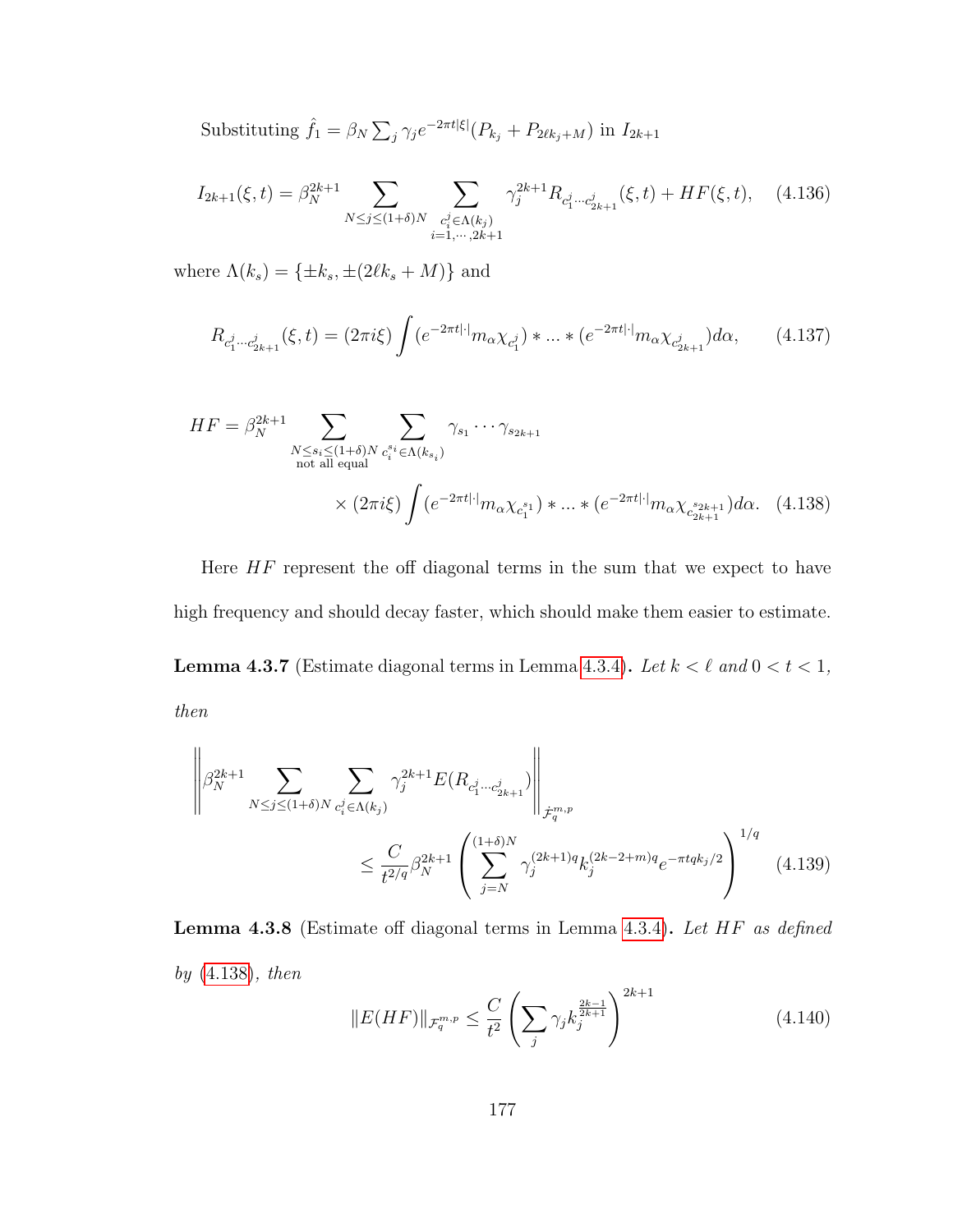Substituting $\hat{f}_1 = \beta_N \sum_j \gamma_j e^{-2\pi t|\xi|}(P_{k_j} + P_{2\ell k_j + M})$ in $I_{2k+1}$

$$I_{2k+1}(\xi,t) = \beta_N^{2k+1} \sum_{N \leq j \leq (1+\delta)N} \sum_{\substack{c_i^j \in \Lambda(k_j) \\ i=1,\cdots,2k+1}} \gamma_j^{2k+1} R_{c_1^j \cdots c_{2k+1}^j}(\xi,t) + HF(\xi,t), \tag{4.136}$$

where $\Lambda(k_s) = \{\pm k_s, \pm(2\ell k_s + M)\}$ and

$$R_{c_1^j \cdots c_{2k+1}^j}(\xi,t) = (2\pi i \xi) \int (e^{-2\pi t|\cdot|} m_\alpha \chi_{c_1^j}) * \ldots * (e^{-2\pi t|\cdot|} m_\alpha \chi_{c_{2k+1}^j}) d\alpha, \tag{4.137}$$

$$HF = \beta_N^{2k+1} \sum_{\substack{N \leq s_i \leq (1+\delta)N \\ \text{not all equal}}} \sum_{c_i^{s_i} \in \Lambda(k_{s_i})} \gamma_{s_1} \cdots \gamma_{s_{2k+1}} \times (2\pi i \xi) \int (e^{-2\pi t|\cdot|} m_\alpha \chi_{c_1^{s_1}}) * \ldots * (e^{-2\pi t|\cdot|} m_\alpha \chi_{c_{2k+1}^{s_{2k+1}}}) d\alpha. \tag{4.138}$$

Here $HF$ represent the off diagonal terms in the sum that we expect to have high frequency and should decay faster, which should make them easier to estimate.

**Lemma 4.3.7** (Estimate diagonal terms in Lemma 4.3.4)**.** *Let $k < \ell$ and $0 < t < 1$, then*

$$\left\| \beta_N^{2k+1} \sum_{N \leq j \leq (1+\delta)N} \sum_{c_i^j \in \Lambda(k_j)} \gamma_j^{2k+1} E(R_{c_1^j \cdots c_{2k+1}^j}) \right\|_{\dot{\mathcal{F}}_q^{m,p}} \leq \frac{C}{t^{2/q}} \beta_N^{2k+1} \left( \sum_{j=N}^{(1+\delta)N} \gamma_j^{(2k+1)q} k_j^{(2k-2+m)q} e^{-\pi t q k_j/2} \right)^{1/q} \tag{4.139}$$

**Lemma 4.3.8** (Estimate off diagonal terms in Lemma 4.3.4)**.** *Let $HF$ as defined by (4.138), then*

$$\|E(HF)\|_{\mathcal{F}_q^{m,p}} \leq \frac{C}{t^2} \left( \sum_j \gamma_j k_j^{\frac{2k-1}{2k+1}} \right)^{2k+1} \tag{4.140}$$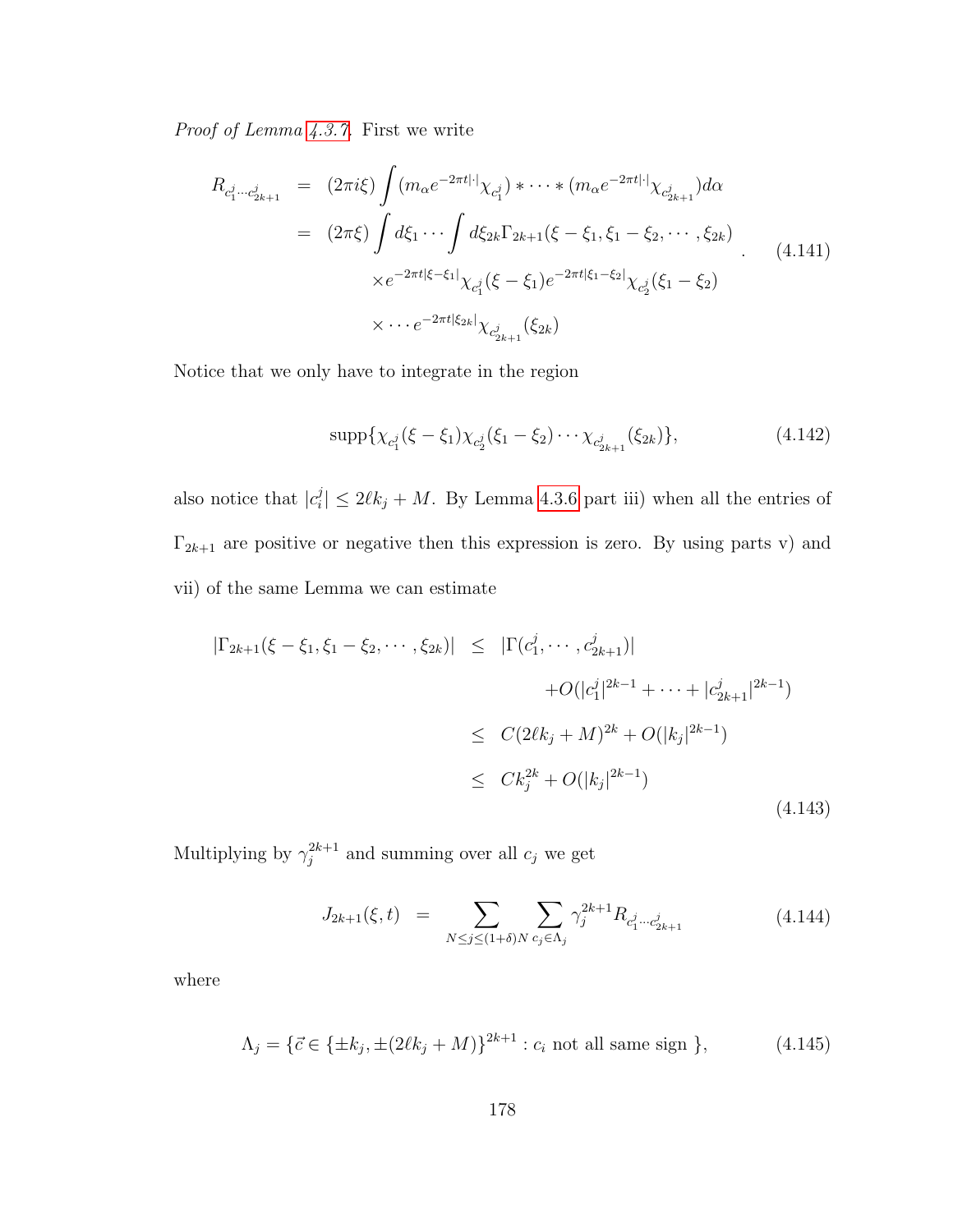*Proof of Lemma 4.3.7.* First we write

$$
\begin{aligned}
R_{c_1^j \cdots c_{2k+1}^j} &= (2\pi i \xi) \int (m_\alpha e^{-2\pi t|\cdot|}\chi_{c_1^j}) * \cdots * (m_\alpha e^{-2\pi t|\cdot|}\chi_{c_{2k+1}^j}) d\alpha \\
&= (2\pi \xi) \int d\xi_1 \cdots \int d\xi_{2k} \Gamma_{2k+1}(\xi - \xi_1, \xi_1 - \xi_2, \cdots, \xi_{2k}) \\
&\quad \times e^{-2\pi t|\xi - \xi_1|}\chi_{c_1^j}(\xi - \xi_1) e^{-2\pi t|\xi_1 - \xi_2|}\chi_{c_2^j}(\xi_1 - \xi_2) \\
&\quad \times \cdots e^{-2\pi t|\xi_{2k}|}\chi_{c_{2k+1}^j}(\xi_{2k})
\end{aligned} \quad . \tag{4.141}
$$

Notice that we only have to integrate in the region

$$
\operatorname{supp}\{\chi_{c_1^j}(\xi - \xi_1)\chi_{c_2^j}(\xi_1 - \xi_2) \cdots \chi_{c_{2k+1}^j}(\xi_{2k})\}, \tag{4.142}
$$

also notice that $|c_i^j| \leq 2\ell k_j + M$. By Lemma 4.3.6 part iii) when all the entries of $\Gamma_{2k+1}$ are positive or negative then this expression is zero. By using parts v) and vii) of the same Lemma we can estimate

$$
\begin{aligned}
|\Gamma_{2k+1}(\xi - \xi_1, \xi_1 - \xi_2, \cdots, \xi_{2k})| &\leq |\Gamma(c_1^j, \cdots, c_{2k+1}^j)| \\
&\quad + O(|c_1^j|^{2k-1} + \cdots + |c_{2k+1}^j|^{2k-1}) \\
&\leq C(2\ell k_j + M)^{2k} + O(|k_j|^{2k-1}) \\
&\leq C k_j^{2k} + O(|k_j|^{2k-1})
\end{aligned} \tag{4.143}
$$

Multiplying by $\gamma_j^{2k+1}$ and summing over all $c_j$ we get

$$
J_{2k+1}(\xi, t) = \sum_{N \leq j \leq (1+\delta)N} \sum_{c_j \in \Lambda_j} \gamma_j^{2k+1} R_{c_1^j \cdots c_{2k+1}^j} \tag{4.144}
$$

where

$$
\Lambda_j = \{\vec{c} \in \{\pm k_j, \pm(2\ell k_j + M)\}^{2k+1} : c_i \text{ not all same sign }\}, \tag{4.145}
$$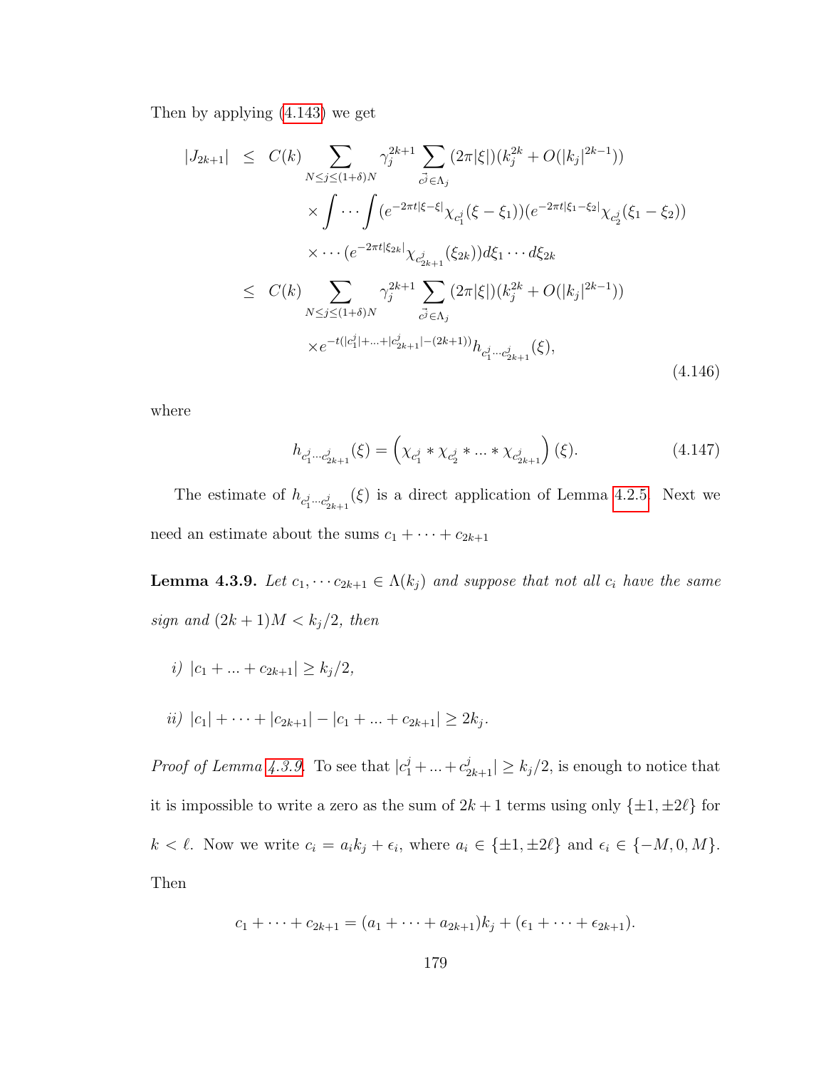Then by applying (4.143) we get

$$
\begin{aligned}
|J_{2k+1}| \;&\leq\; C(k) \sum_{N \leq j \leq (1+\delta)N} \gamma_j^{2k+1} \sum_{\vec{c^j} \in \Lambda_j} (2\pi|\xi|)(k_j^{2k} + O(|k_j|^{2k-1})) \\
&\qquad \times \int \cdots \int (e^{-2\pi t|\xi - \xi|} \chi_{c_1^j}(\xi - \xi_1))(e^{-2\pi t|\xi_1 - \xi_2|} \chi_{c_2^j}(\xi_1 - \xi_2)) \\
&\qquad \times \cdots (e^{-2\pi t|\xi_{2k}|} \chi_{c_{2k+1}^j}(\xi_{2k})) d\xi_1 \cdots d\xi_{2k} \\
&\leq\; C(k) \sum_{N \leq j \leq (1+\delta)N} \gamma_j^{2k+1} \sum_{\vec{c^j} \in \Lambda_j} (2\pi|\xi|)(k_j^{2k} + O(|k_j|^{2k-1})) \\
&\qquad \times e^{-t(|c_1^j| + \ldots + |c_{2k+1}^j| - (2k+1))} h_{c_1^j \cdots c_{2k+1}^j}(\xi),
\end{aligned}
\tag{4.146}
$$

where

$$
h_{c_1^j \cdots c_{2k+1}^j}(\xi) = \left( \chi_{c_1^j} * \chi_{c_2^j} * \ldots * \chi_{c_{2k+1}^j} \right)(\xi). \tag{4.147}
$$

The estimate of $h_{c_1^j \cdots c_{2k+1}^j}(\xi)$ is a direct application of Lemma 4.2.5. Next we need an estimate about the sums $c_1 + \cdots + c_{2k+1}$

**Lemma 4.3.9.** *Let $c_1, \cdots c_{2k+1} \in \Lambda(k_j)$ and suppose that not all $c_i$ have the same sign and $(2k+1)M < k_j/2$, then*

*i) $|c_1 + \ldots + c_{2k+1}| \geq k_j/2$,*

*ii) $|c_1| + \cdots + |c_{2k+1}| - |c_1 + \ldots + c_{2k+1}| \geq 2k_j$.*

*Proof of Lemma 4.3.9.* To see that $|c_1^j + \ldots + c_{2k+1}^j| \geq k_j/2$, is enough to notice that it is impossible to write a zero as the sum of $2k+1$ terms using only $\{\pm 1, \pm 2\ell\}$ for $k < \ell$. Now we write $c_i = a_i k_j + \epsilon_i$, where $a_i \in \{\pm 1, \pm 2\ell\}$ and $\epsilon_i \in \{-M, 0, M\}$. Then

$$
c_1 + \cdots + c_{2k+1} = (a_1 + \cdots + a_{2k+1})k_j + (\epsilon_1 + \cdots + \epsilon_{2k+1}).
$$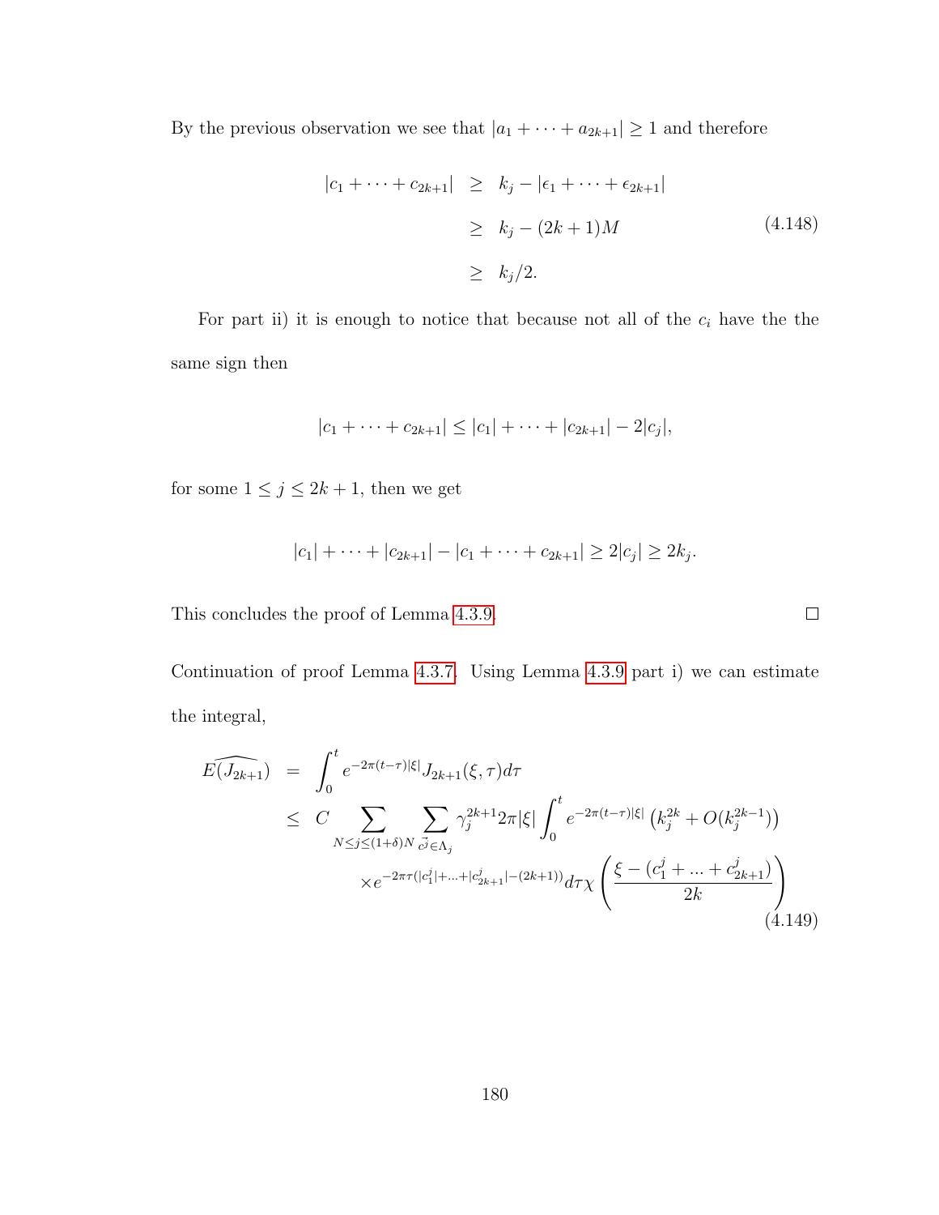By the previous observation we see that $|a_1 + \cdots + a_{2k+1}| \geq 1$ and therefore

$$
\begin{aligned}
|c_1 + \cdots + c_{2k+1}| &\geq k_j - |\epsilon_1 + \cdots + \epsilon_{2k+1}| \\
&\geq k_j - (2k+1)M \\
&\geq k_j/2.
\end{aligned} \tag{4.148}
$$

For part ii) it is enough to notice that because not all of the $c_i$ have the the same sign then

$$
|c_1 + \cdots + c_{2k+1}| \leq |c_1| + \cdots + |c_{2k+1}| - 2|c_j|,
$$

for some $1 \leq j \leq 2k+1$, then we get

$$
|c_1| + \cdots + |c_{2k+1}| - |c_1 + \cdots + c_{2k+1}| \geq 2|c_j| \geq 2k_j.
$$

This concludes the proof of Lemma 4.3.9. $\square$

Continuation of proof Lemma 4.3.7. Using Lemma 4.3.9 part i) we can estimate the integral,

$$
\begin{aligned}
\widehat{E(J_{2k+1})} &= \int_0^t e^{-2\pi(t-\tau)|\xi|} J_{2k+1}(\xi,\tau)d\tau \\
&\leq C \sum_{N \leq j \leq (1+\delta)N} \sum_{\vec{c^j} \in \Lambda_j} \gamma_j^{2k+1} 2\pi|\xi| \int_0^t e^{-2\pi(t-\tau)|\xi|} \left(k_j^{2k} + O(k_j^{2k-1})\right) \\
&\qquad \times e^{-2\pi\tau(|c_1^j| + \ldots + |c_{2k+1}^j| - (2k+1))} d\tau \chi\left(\frac{\xi - (c_1^j + \ldots + c_{2k+1}^j)}{2k}\right)
\end{aligned} \tag{4.149}
$$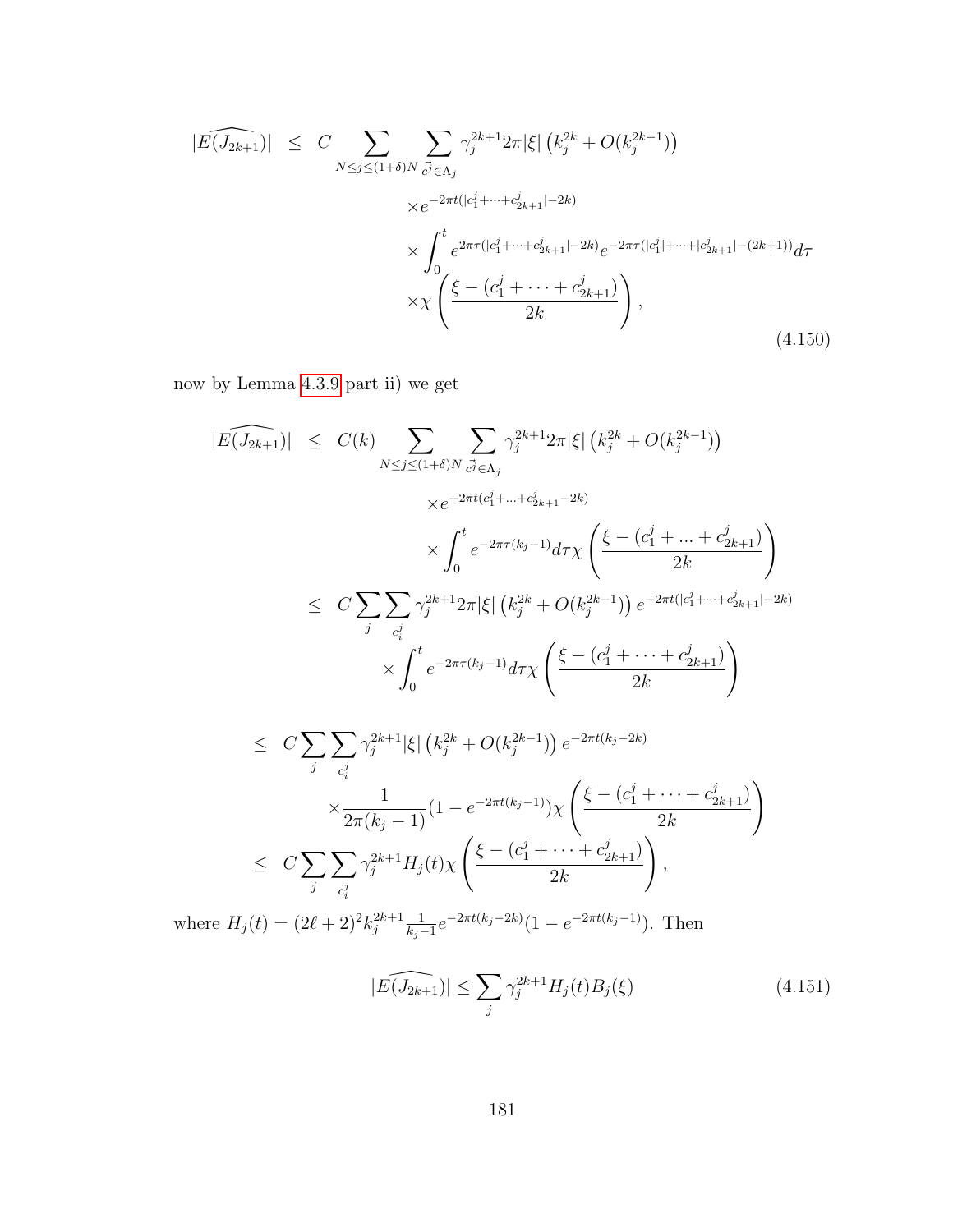$$
\begin{aligned}
|\widehat{E(J_{2k+1})}| \;\le\; & C \sum_{N \le j \le (1+\delta)N} \sum_{\vec{c^j} \in \Lambda_j} \gamma_j^{2k+1} 2\pi |\xi| \left(k_j^{2k} + O(k_j^{2k-1})\right) \\
& \times e^{-2\pi t(|c_1^j + \cdots + c_{2k+1}^j| - 2k)} \\
& \times \int_0^t e^{2\pi\tau(|c_1^j + \cdots + c_{2k+1}^j| - 2k)} e^{-2\pi\tau(|c_1^j| + \cdots + |c_{2k+1}^j| - (2k+1))} d\tau \\
& \times \chi\left(\frac{\xi - (c_1^j + \cdots + c_{2k+1}^j)}{2k}\right),
\end{aligned}
\tag{4.150}
$$

now by Lemma 4.3.9 part ii) we get

$$
\begin{aligned}
|\widehat{E(J_{2k+1})}| \;\le\; & C(k) \sum_{N \le j \le (1+\delta)N} \sum_{\vec{c^j} \in \Lambda_j} \gamma_j^{2k+1} 2\pi |\xi| \left(k_j^{2k} + O(k_j^{2k-1})\right) \\
& \times e^{-2\pi t(c_1^j + \ldots + c_{2k+1}^j - 2k)} \\
& \times \int_0^t e^{-2\pi\tau(k_j - 1)} d\tau \, \chi\left(\frac{\xi - (c_1^j + \ldots + c_{2k+1}^j)}{2k}\right) \\
\le\; & C \sum_j \sum_{c_i^j} \gamma_j^{2k+1} 2\pi |\xi| \left(k_j^{2k} + O(k_j^{2k-1})\right) e^{-2\pi t(|c_1^j + \cdots + c_{2k+1}^j| - 2k)} \\
& \times \int_0^t e^{-2\pi\tau(k_j - 1)} d\tau \, \chi\left(\frac{\xi - (c_1^j + \cdots + c_{2k+1}^j)}{2k}\right) \\
\le\; & C \sum_j \sum_{c_i^j} \gamma_j^{2k+1} |\xi| \left(k_j^{2k} + O(k_j^{2k-1})\right) e^{-2\pi t(k_j - 2k)} \\
& \times \frac{1}{2\pi(k_j - 1)} (1 - e^{-2\pi t(k_j - 1)}) \chi\left(\frac{\xi - (c_1^j + \cdots + c_{2k+1}^j)}{2k}\right) \\
\le\; & C \sum_j \sum_{c_i^j} \gamma_j^{2k+1} H_j(t) \chi\left(\frac{\xi - (c_1^j + \cdots + c_{2k+1}^j)}{2k}\right),
\end{aligned}
$$

where $H_j(t) = (2\ell + 2)^2 k_j^{2k+1} \frac{1}{k_j - 1} e^{-2\pi t(k_j - 2k)} (1 - e^{-2\pi t(k_j - 1)})$. Then

$$
|\widehat{E(J_{2k+1})}| \le \sum_j \gamma_j^{2k+1} H_j(t) B_j(\xi)
\tag{4.151}
$$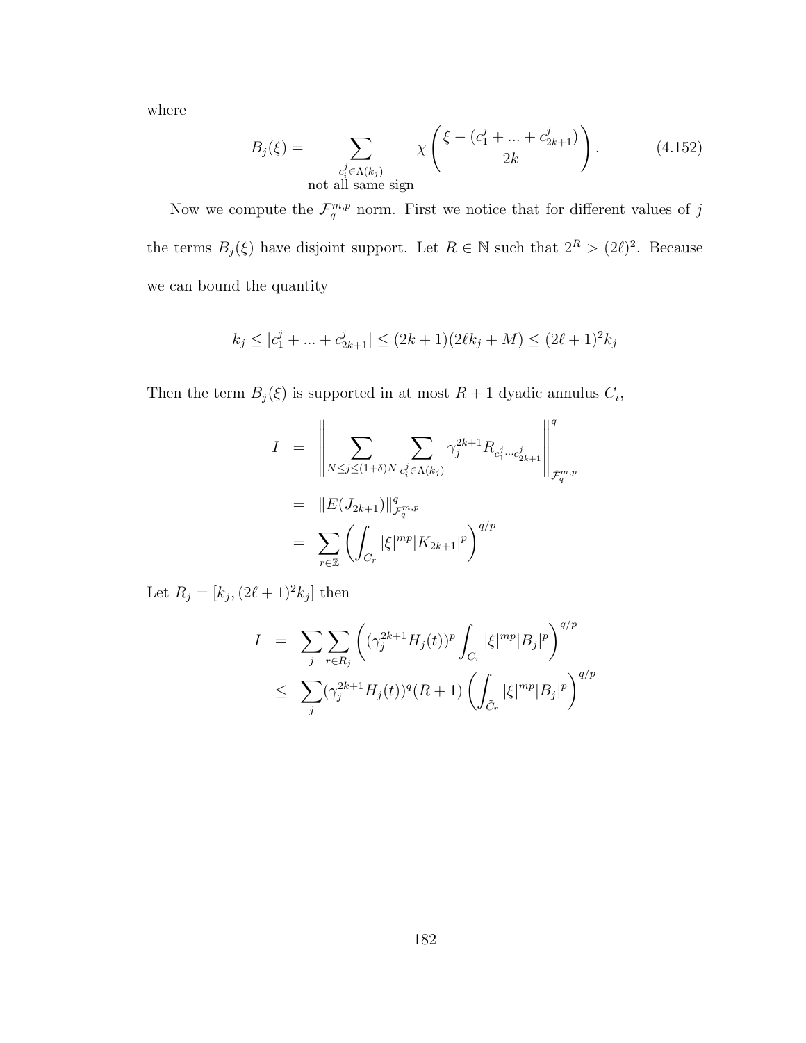where

$$B_j(\xi) = \sum_{\substack{c_i^j \in \Lambda(k_j) \\ \text{not all same sign}}} \chi\left(\frac{\xi - (c_1^j + ... + c_{2k+1}^j)}{2k}\right). \tag{4.152}$$

Now we compute the $\mathcal{F}_q^{m,p}$ norm. First we notice that for different values of $j$ the terms $B_j(\xi)$ have disjoint support. Let $R \in \mathbb{N}$ such that $2^R > (2\ell)^2$. Because we can bound the quantity

$$k_j \leq |c_1^j + ... + c_{2k+1}^j| \leq (2k+1)(2\ell k_j + M) \leq (2\ell+1)^2 k_j$$

Then the term $B_j(\xi)$ is supported in at most $R+1$ dyadic annulus $C_i$,

$$\begin{aligned} I &= \left\| \sum_{N \leq j \leq (1+\delta)N} \sum_{c_i^j \in \Lambda(k_j)} \gamma_j^{2k+1} R_{c_1^j \cdots c_{2k+1}^j} \right\|_{\mathcal{F}_q^{m,p}}^q \\ &= \|E(J_{2k+1})\|_{\mathcal{F}_q^{m,p}}^q \\ &= \sum_{r \in \mathbb{Z}} \left( \int_{C_r} |\xi|^{mp} |K_{2k+1}|^p \right)^{q/p} \end{aligned}$$

Let $R_j = [k_j, (2\ell+1)^2 k_j]$ then

$$\begin{aligned} I &= \sum_j \sum_{r \in R_j} \left( (\gamma_j^{2k+1} H_j(t))^p \int_{C_r} |\xi|^{mp} |B_j|^p \right)^{q/p} \\ &\leq \sum_j (\gamma_j^{2k+1} H_j(t))^q (R+1) \left( \int_{\tilde{C}_r} |\xi|^{mp} |B_j|^p \right)^{q/p} \end{aligned}$$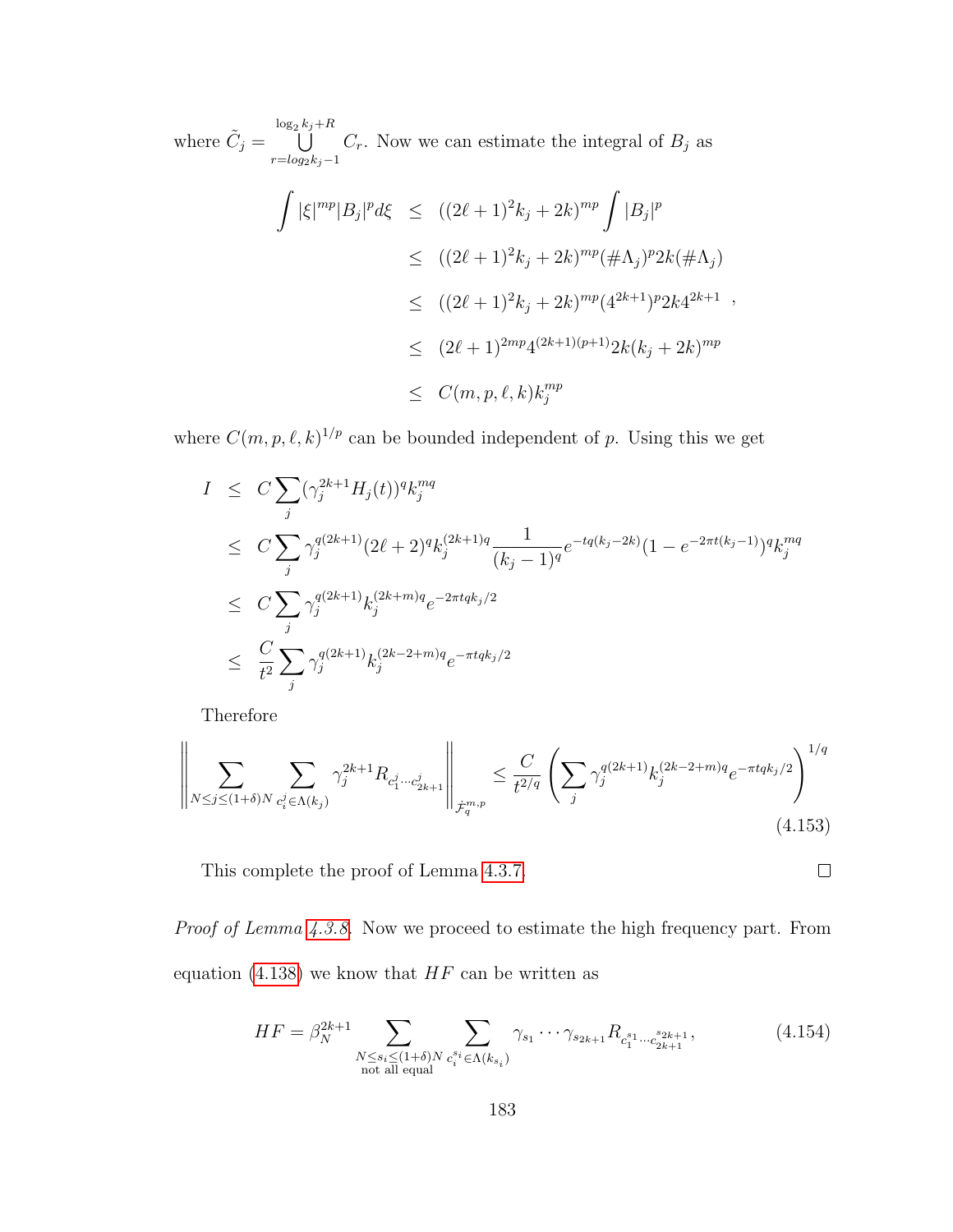where $\tilde{C}_j = \bigcup_{r=log_2 k_j - 1}^{\log_2 k_j + R} C_r$. Now we can estimate the integral of $B_j$ as

$$
\begin{aligned}
\int |\xi|^{mp} |B_j|^p d\xi &\leq ((2\ell+1)^2 k_j + 2k)^{mp} \int |B_j|^p \\
&\leq ((2\ell+1)^2 k_j + 2k)^{mp} (\#\Lambda_j)^p 2k (\#\Lambda_j) \\
&\leq ((2\ell+1)^2 k_j + 2k)^{mp} (4^{2k+1})^p 2k 4^{2k+1} \quad , \\
&\leq (2\ell+1)^{2mp} 4^{(2k+1)(p+1)} 2k (k_j + 2k)^{mp} \\
&\leq C(m,p,\ell,k) k_j^{mp}
\end{aligned}
$$

where $C(m,p,\ell,k)^{1/p}$ can be bounded independent of $p$. Using this we get

$$
\begin{aligned}
I &\leq C \sum_j (\gamma_j^{2k+1} H_j(t))^q k_j^{mq} \\
&\leq C \sum_j \gamma_j^{q(2k+1)} (2\ell+2)^q k_j^{(2k+1)q} \frac{1}{(k_j-1)^q} e^{-tq(k_j-2k)} (1-e^{-2\pi t(k_j-1)})^q k_j^{mq} \\
&\leq C \sum_j \gamma_j^{q(2k+1)} k_j^{(2k+m)q} e^{-2\pi tq k_j/2} \\
&\leq \frac{C}{t^2} \sum_j \gamma_j^{q(2k+1)} k_j^{(2k-2+m)q} e^{-\pi tq k_j/2}
\end{aligned}
$$

Therefore

$$
\left\| \sum_{N \leq j \leq (1+\delta)N} \sum_{c_i^j \in \Lambda(k_j)} \gamma_j^{2k+1} R_{c_1^j \cdots c_{2k+1}^j} \right\|_{\dot{\mathcal{F}}_q^{m,p}} \leq \frac{C}{t^{2/q}} \left( \sum_j \gamma_j^{q(2k+1)} k_j^{(2k-2+m)q} e^{-\pi tq k_j/2} \right)^{1/q} \tag{4.153}
$$

This complete the proof of Lemma 4.3.7. $\square$

*Proof of Lemma 4.3.8.* Now we proceed to estimate the high frequency part. From equation (4.138) we know that $HF$ can be written as

$$
HF = \beta_N^{2k+1} \sum_{\substack{N \leq s_i \leq (1+\delta)N \\ \text{not all equal}}} \sum_{c_i^{s_i} \in \Lambda(k_{s_i})} \gamma_{s_1} \cdots \gamma_{s_{2k+1}} R_{c_1^{s_1} \cdots c_{2k+1}^{s_{2k+1}}}, \tag{4.154}
$$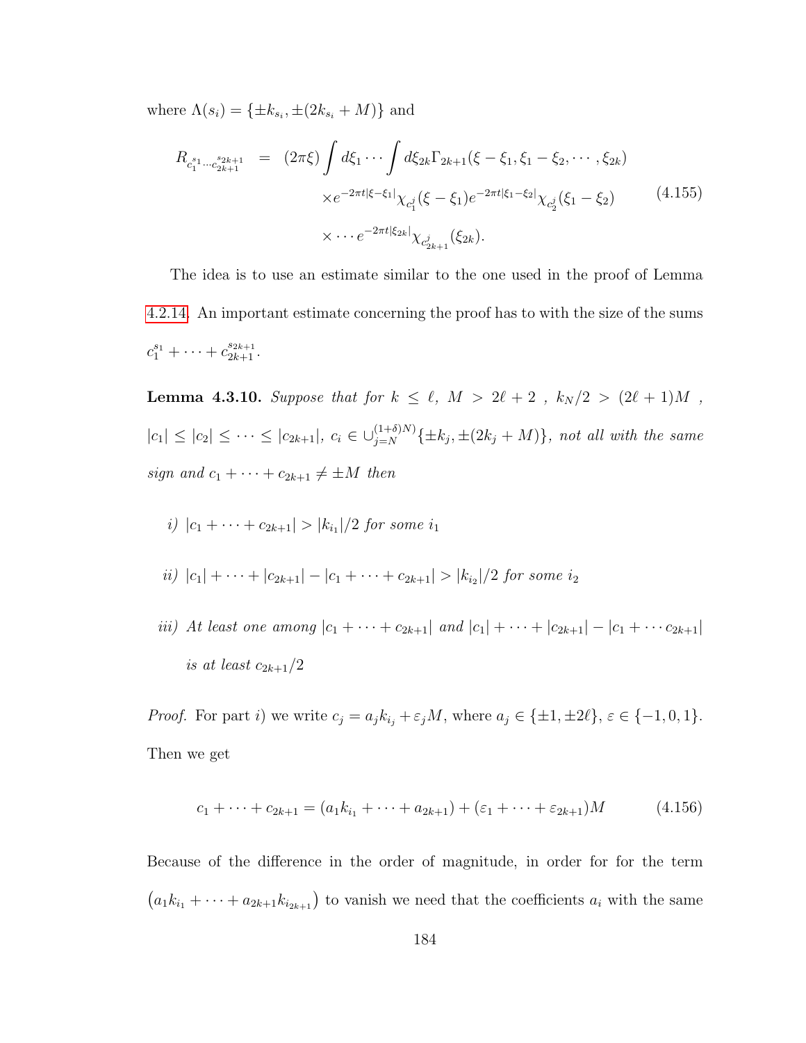where $\Lambda(s_i) = \{\pm k_{s_i}, \pm(2k_{s_i} + M)\}$ and

$$
\begin{aligned}
R_{c_1^{s_1}\cdots c_{2k+1}^{s_{2k+1}}} &= (2\pi\xi)\int d\xi_1 \cdots \int d\xi_{2k}\Gamma_{2k+1}(\xi-\xi_1, \xi_1-\xi_2, \cdots, \xi_{2k}) \\
&\quad \times e^{-2\pi t|\xi-\xi_1|}\chi_{c_1^j}(\xi-\xi_1)e^{-2\pi t|\xi_1-\xi_2|}\chi_{c_2^j}(\xi_1-\xi_2) \\
&\quad \times \cdots e^{-2\pi t|\xi_{2k}|}\chi_{c_{2k+1}^j}(\xi_{2k}).
\end{aligned}
\tag{4.155}
$$

The idea is to use an estimate similar to the one used in the proof of Lemma 4.2.14. An important estimate concerning the proof has to with the size of the sums $c_1^{s_1} + \cdots + c_{2k+1}^{s_{2k+1}}$.

**Lemma 4.3.10.** *Suppose that for $k \leq \ell$, $M > 2\ell + 2$ , $k_N/2 > (2\ell+1)M$ , $|c_1| \leq |c_2| \leq \cdots \leq |c_{2k+1}|$, $c_i \in \cup_{j=N}^{(1+\delta)N)}\{\pm k_j, \pm(2k_j + M)\}$, not all with the same sign and $c_1 + \cdots + c_{2k+1} \neq \pm M$ then*

*i) $|c_1 + \cdots + c_{2k+1}| > |k_{i_1}|/2$ for some $i_1$*

*ii) $|c_1| + \cdots + |c_{2k+1}| - |c_1 + \cdots + c_{2k+1}| > |k_{i_2}|/2$ for some $i_2$*

*iii) At least one among $|c_1 + \cdots + c_{2k+1}|$ and $|c_1| + \cdots + |c_{2k+1}| - |c_1 + \cdots c_{2k+1}|$ is at least $c_{2k+1}/2$*

*Proof.* For part *i)* we write $c_j = a_j k_{i_j} + \varepsilon_j M$, where $a_j \in \{\pm 1, \pm 2\ell\}$, $\varepsilon \in \{-1, 0, 1\}$. Then we get

$$
c_1 + \cdots + c_{2k+1} = (a_1 k_{i_1} + \cdots + a_{2k+1}) + (\varepsilon_1 + \cdots + \varepsilon_{2k+1})M \tag{4.156}
$$

Because of the difference in the order of magnitude, in order for for the term $(a_1 k_{i_1} + \cdots + a_{2k+1}k_{i_{2k+1}})$ to vanish we need that the coefficients $a_i$ with the same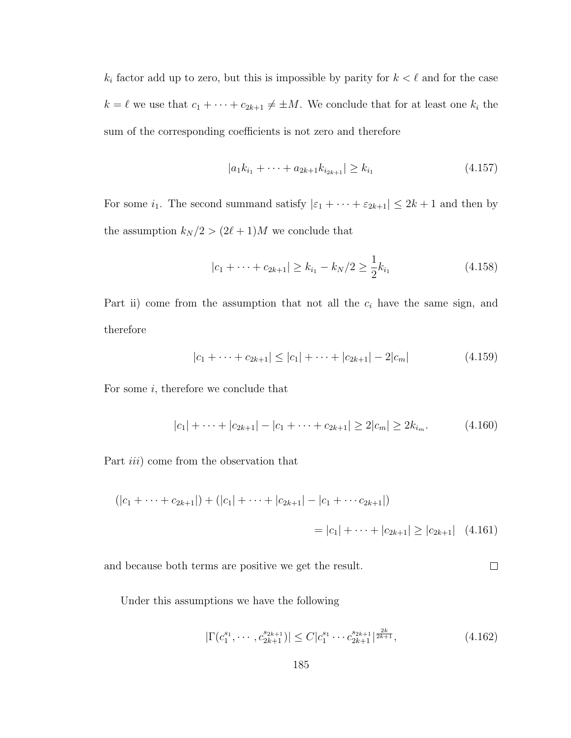$k_i$ factor add up to zero, but this is impossible by parity for $k < \ell$ and for the case $k = \ell$ we use that $c_1 + \cdots + c_{2k+1} \neq \pm M$. We conclude that for at least one $k_i$ the sum of the corresponding coefficients is not zero and therefore

$$|a_1 k_{i_1} + \cdots + a_{2k+1} k_{i_{2k+1}}| \geq k_{i_1} \tag{4.157}$$

For some $i_1$. The second summand satisfy $|\varepsilon_1 + \cdots + \varepsilon_{2k+1}| \leq 2k+1$ and then by the assumption $k_N/2 > (2\ell+1)M$ we conclude that

$$|c_1 + \cdots + c_{2k+1}| \geq k_{i_1} - k_N/2 \geq \frac{1}{2} k_{i_1} \tag{4.158}$$

Part ii) come from the assumption that not all the $c_i$ have the same sign, and therefore

$$|c_1 + \cdots + c_{2k+1}| \leq |c_1| + \cdots + |c_{2k+1}| - 2|c_m| \tag{4.159}$$

For some $i$, therefore we conclude that

$$|c_1| + \cdots + |c_{2k+1}| - |c_1 + \cdots + c_{2k+1}| \geq 2|c_m| \geq 2k_{i_m}. \tag{4.160}$$

Part *iii*) come from the observation that

$$(|c_1 + \cdots + c_{2k+1}|) + (|c_1| + \cdots + |c_{2k+1}| - |c_1 + \cdots c_{2k+1}|)$$
$$= |c_1| + \cdots + |c_{2k+1}| \geq |c_{2k+1}| \tag{4.161}$$

and because both terms are positive we get the result. ∎

Under this assumptions we have the following

$$|\Gamma(c_1^{s_1}, \cdots, c_{2k+1}^{s_{2k+1}})| \leq C |c_1^{s_1} \cdots c_{2k+1}^{s_{2k+1}}|^{\frac{2k}{2k+1}}, \tag{4.162}$$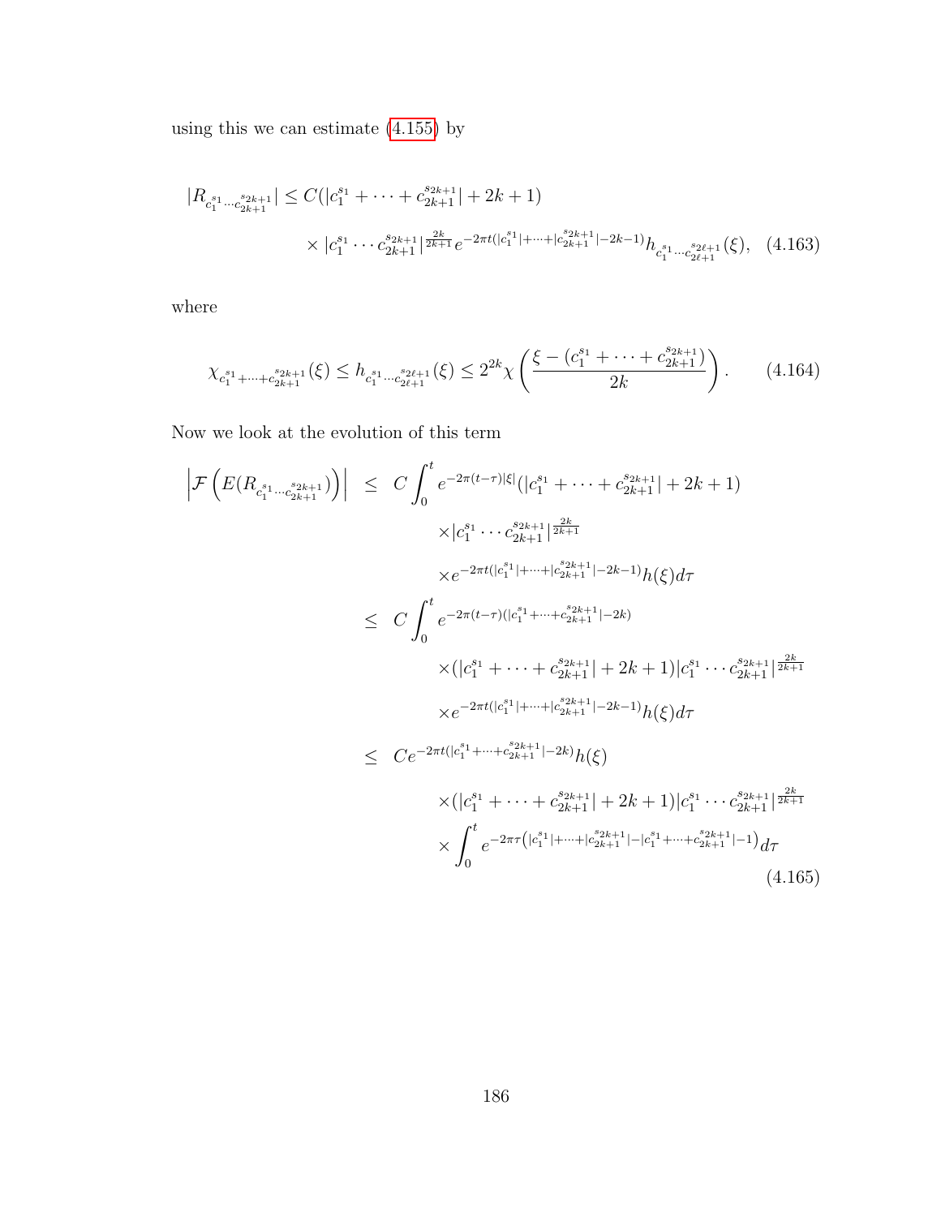using this we can estimate (4.155) by

$$|R_{c_1^{s_1}\cdots c_{2k+1}^{s_{2k+1}}}| \leq C(|c_1^{s_1}+\cdots+c_{2k+1}^{s_{2k+1}}|+2k+1) \\ \times |c_1^{s_1}\cdots c_{2k+1}^{s_{2k+1}}|^{\frac{2k}{2k+1}} e^{-2\pi t(|c_1^{s_1}|+\cdots+|c_{2k+1}^{s_{2k+1}}|-2k-1)} h_{c_1^{s_1}\cdots c_{2\ell+1}^{s_{2\ell+1}}}(\xi), \quad (4.163)$$

where

$$\chi_{c_1^{s_1}+\cdots+c_{2k+1}^{s_{2k+1}}}(\xi) \leq h_{c_1^{s_1}\cdots c_{2\ell+1}^{s_{2\ell+1}}}(\xi) \leq 2^{2k}\chi\left(\frac{\xi-(c_1^{s_1}+\cdots+c_{2k+1}^{s_{2k+1}})}{2k}\right). \quad (4.164)$$

Now we look at the evolution of this term

$$\begin{aligned}
\left|\mathcal{F}\left(E(R_{c_1^{s_1}\cdots c_{2k+1}^{s_{2k+1}}})\right)\right| &\leq C\int_0^t e^{-2\pi(t-\tau)|\xi|}(|c_1^{s_1}+\cdots+c_{2k+1}^{s_{2k+1}}|+2k+1) \\
&\quad \times |c_1^{s_1}\cdots c_{2k+1}^{s_{2k+1}}|^{\frac{2k}{2k+1}} \\
&\quad \times e^{-2\pi t(|c_1^{s_1}|+\cdots+|c_{2k+1}^{s_{2k+1}}|-2k-1)} h(\xi) d\tau \\
&\leq C\int_0^t e^{-2\pi(t-\tau)(|c_1^{s_1}+\cdots+c_{2k+1}^{s_{2k+1}}|-2k)} \\
&\quad \times (|c_1^{s_1}+\cdots+c_{2k+1}^{s_{2k+1}}|+2k+1)|c_1^{s_1}\cdots c_{2k+1}^{s_{2k+1}}|^{\frac{2k}{2k+1}} \\
&\quad \times e^{-2\pi t(|c_1^{s_1}|+\cdots+|c_{2k+1}^{s_{2k+1}}|-2k-1)} h(\xi) d\tau \\
&\leq Ce^{-2\pi t(|c_1^{s_1}+\cdots+c_{2k+1}^{s_{2k+1}}|-2k)} h(\xi) \\
&\quad \times (|c_1^{s_1}+\cdots+c_{2k+1}^{s_{2k+1}}|+2k+1)|c_1^{s_1}\cdots c_{2k+1}^{s_{2k+1}}|^{\frac{2k}{2k+1}} \\
&\quad \times \int_0^t e^{-2\pi\tau\left(|c_1^{s_1}|+\cdots+|c_{2k+1}^{s_{2k+1}}|-|c_1^{s_1}+\cdots+c_{2k+1}^{s_{2k+1}}|-1\right)} d\tau
\end{aligned} \quad (4.165)$$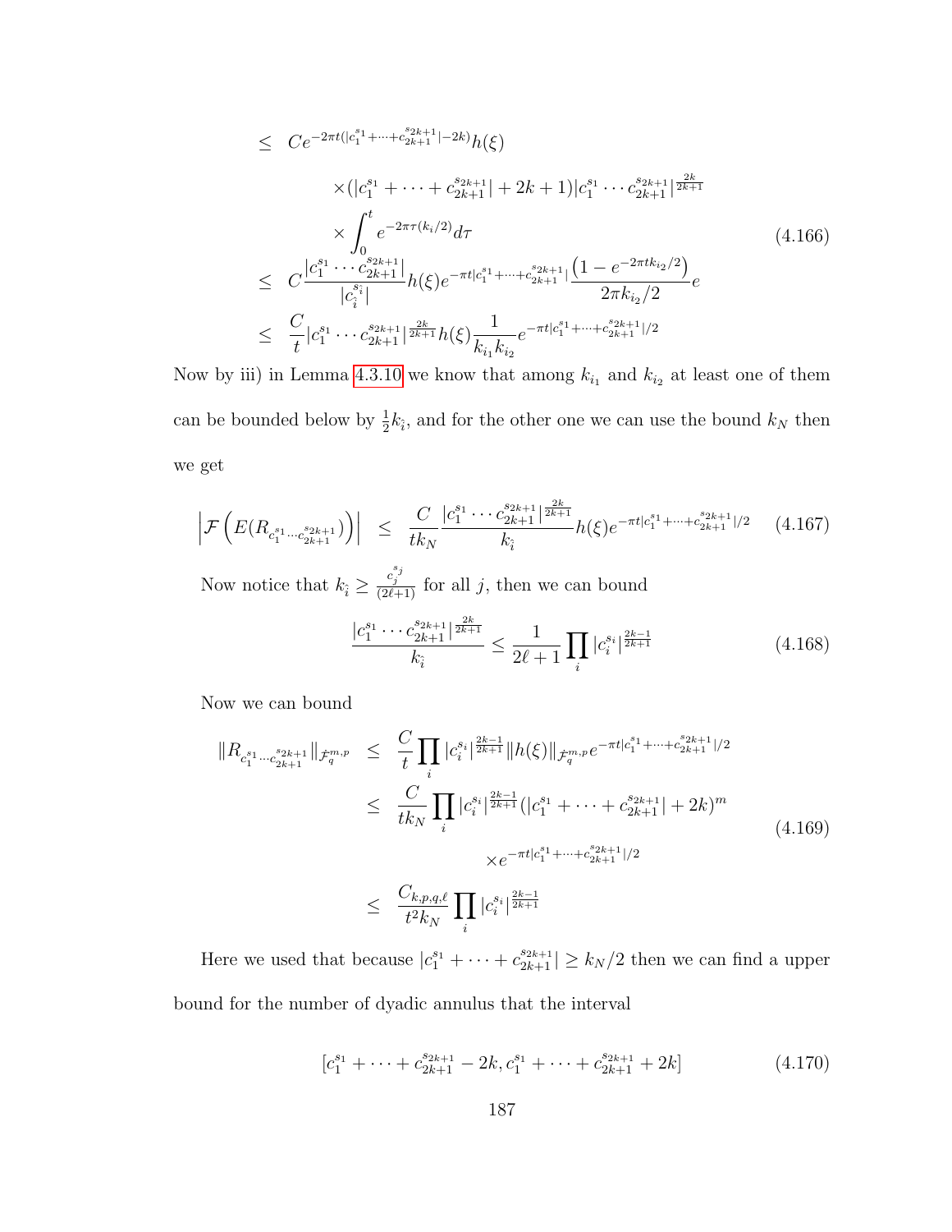$$
\begin{aligned}
&\le C e^{-2\pi t(|c_1^{s_1}+\cdots+c_{2k+1}^{s_{2k+1}}|-2k)} h(\xi) \\
&\qquad \times (|c_1^{s_1}+\cdots+c_{2k+1}^{s_{2k+1}}|+2k+1)|c_1^{s_1}\cdots c_{2k+1}^{s_{2k+1}}|^{\frac{2k}{2k+1}} \\
&\qquad \times \int_0^t e^{-2\pi\tau(k_i/2)} d\tau \\
&\le C\frac{|c_1^{s_1}\cdots c_{2k+1}^{s_{2k+1}}|}{|c_{\hat{i}}^{s_{\hat{i}}}|} h(\xi) e^{-\pi t|c_1^{s_1}+\cdots+c_{2k+1}^{s_{2k+1}}|} \frac{\left(1-e^{-2\pi t k_{i_2}/2}\right)}{2\pi k_{i_2}/2} e \\
&\le \frac{C}{t}|c_1^{s_1}\cdots c_{2k+1}^{s_{2k+1}}|^{\frac{2k}{2k+1}} h(\xi)\frac{1}{k_{i_1}k_{i_2}} e^{-\pi t|c_1^{s_1}+\cdots+c_{2k+1}^{s_{2k+1}}|/2}
\end{aligned}
\tag{4.166}
$$

Now by iii) in Lemma 4.3.10 we know that among $k_{i_1}$ and $k_{i_2}$ at least one of them can be bounded below by $\frac{1}{2}k_{\hat{i}}$, and for the other one we can use the bound $k_N$ then we get

$$
\left|\mathcal{F}\left(E(R_{c_1^{s_1}\cdots c_{2k+1}^{s_{2k+1}}})\right)\right| \le \frac{C}{tk_N}\frac{|c_1^{s_1}\cdots c_{2k+1}^{s_{2k+1}}|^{\frac{2k}{2k+1}}}{k_{\hat{i}}} h(\xi) e^{-\pi t|c_1^{s_1}+\cdots+c_{2k+1}^{s_{2k+1}}|/2} \tag{4.167}
$$

Now notice that $k_{\hat{i}} \ge \frac{c_j^{s_j}}{(2\ell+1)}$ for all $j$, then we can bound

$$
\frac{|c_1^{s_1}\cdots c_{2k+1}^{s_{2k+1}}|^{\frac{2k}{2k+1}}}{k_{\hat{i}}} \le \frac{1}{2\ell+1}\prod_i |c_i^{s_i}|^{\frac{2k-1}{2k+1}} \tag{4.168}
$$

Now we can bound

$$
\begin{aligned}
\|R_{c_1^{s_1}\cdots c_{2k+1}^{s_{2k+1}}}\|_{\dot{\mathcal{F}}_q^{m,p}} &\le \frac{C}{t}\prod_i |c_i^{s_i}|^{\frac{2k-1}{2k+1}} \|h(\xi)\|_{\dot{\mathcal{F}}_q^{m,p}} e^{-\pi t|c_1^{s_1}+\cdots+c_{2k+1}^{s_{2k+1}}|/2} \\
&\le \frac{C}{tk_N}\prod_i |c_i^{s_i}|^{\frac{2k-1}{2k+1}} (|c_1^{s_1}+\cdots+c_{2k+1}^{s_{2k+1}}|+2k)^m \\
&\qquad \times e^{-\pi t|c_1^{s_1}+\cdots+c_{2k+1}^{s_{2k+1}}|/2} \\
&\le \frac{C_{k,p,q,\ell}}{t^2 k_N}\prod_i |c_i^{s_i}|^{\frac{2k-1}{2k+1}}
\end{aligned}
\tag{4.169}
$$

Here we used that because $|c_1^{s_1}+\cdots+c_{2k+1}^{s_{2k+1}}| \ge k_N/2$ then we can find a upper bound for the number of dyadic annulus that the interval

$$
[c_1^{s_1}+\cdots+c_{2k+1}^{s_{2k+1}}-2k, c_1^{s_1}+\cdots+c_{2k+1}^{s_{2k+1}}+2k] \tag{4.170}
$$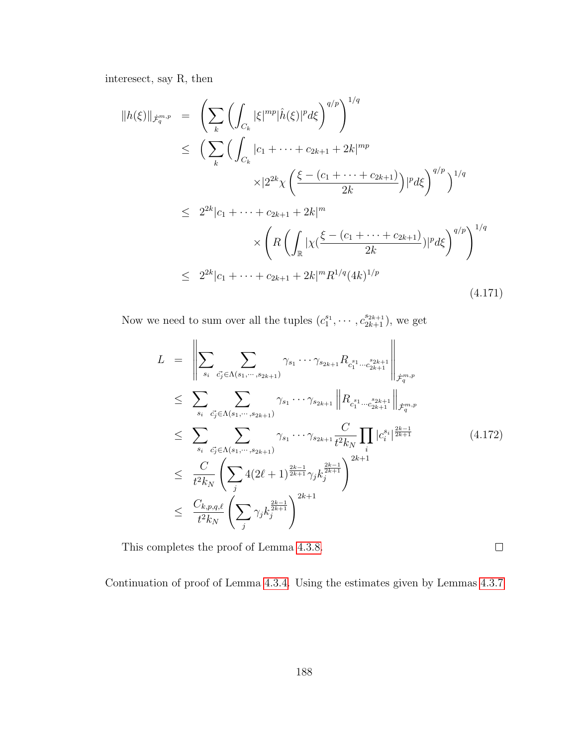interesect, say R, then

$$
\begin{aligned}
\|h(\xi)\|_{\dot{\mathcal{F}}_q^{m,p}} &= \left(\sum_k \left(\int_{C_k} |\xi|^{mp} |\hat{h}(\xi)|^p d\xi\right)^{q/p}\right)^{1/q} \\
&\leq \Big(\sum_k \Big(\int_{C_k} |c_1 + \cdots + c_{2k+1} + 2k|^{mp} \\
&\qquad\qquad \times |2^{2k}\chi\left(\frac{\xi - (c_1 + \cdots + c_{2k+1})}{2k}\right)|^p d\xi\Big)^{q/p}\Big)^{1/q} \\
&\leq 2^{2k}|c_1 + \cdots + c_{2k+1} + 2k|^m \\
&\qquad\qquad \times \left(R\left(\int_{\mathbb{R}} |\chi(\frac{\xi - (c_1 + \cdots + c_{2k+1})}{2k})|^p d\xi\right)^{q/p}\right)^{1/q} \\
&\leq 2^{2k}|c_1 + \cdots + c_{2k+1} + 2k|^m R^{1/q}(4k)^{1/p}
\end{aligned}
\tag{4.171}
$$

Now we need to sum over all the tuples $(c_1^{s_1}, \cdots, c_{2k+1}^{s_{2k+1}})$, we get

$$
\begin{aligned}
L &= \left\| \sum_{s_i} \sum_{\vec{c_j} \in \Lambda(s_1, \cdots, s_{2k+1})} \gamma_{s_1} \cdots \gamma_{s_{2k+1}} R_{c_1^{s_1} \cdots c_{2k+1}^{s_{2k+1}}} \right\|_{\dot{\mathcal{F}}_q^{m,p}} \\
&\leq \sum_{s_i} \sum_{\vec{c_j} \in \Lambda(s_1, \cdots, s_{2k+1})} \gamma_{s_1} \cdots \gamma_{s_{2k+1}} \left\| R_{c_1^{s_1} \cdots c_{2k+1}^{s_{2k+1}}} \right\|_{\dot{\mathcal{F}}_q^{m,p}} \\
&\leq \sum_{s_i} \sum_{\vec{c_j} \in \Lambda(s_1, \cdots, s_{2k+1})} \gamma_{s_1} \cdots \gamma_{s_{2k+1}} \frac{C}{t^2 k_N} \prod_i |c_i^{s_i}|^{\frac{2k-1}{2k+1}} \\
&\leq \frac{C}{t^2 k_N} \left(\sum_j 4(2\ell+1)^{\frac{2k-1}{2k+1}} \gamma_j k_j^{\frac{2k-1}{2k+1}}\right)^{2k+1} \\
&\leq \frac{C_{k,p,q,\ell}}{t^2 k_N} \left(\sum_j \gamma_j k_j^{\frac{2k-1}{2k+1}}\right)^{2k+1}
\end{aligned}
\tag{4.172}
$$

This completes the proof of Lemma 4.3.8. $\square$

Continuation of proof of Lemma 4.3.4. Using the estimates given by Lemmas 4.3.7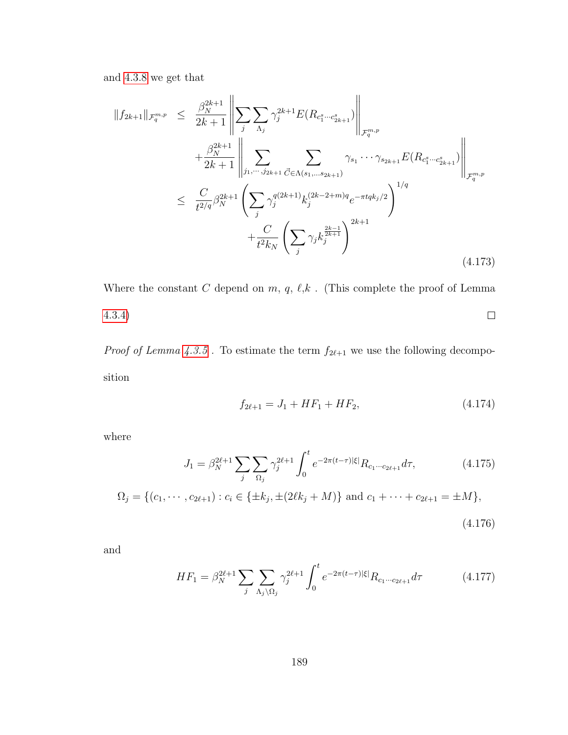and 4.3.8 we get that

$$
\begin{aligned}
\|f_{2k+1}\|_{\mathcal{F}_q^{m,p}} &\leq \frac{\beta_N^{2k+1}}{2k+1}\left\|\sum_j\sum_{\Lambda_j}\gamma_j^{2k+1}E(R_{c_1^s\cdots c_{2k+1}^s})\right\|_{\mathcal{F}_q^{m,p}} \\
&\quad +\frac{\beta_N^{2k+1}}{2k+1}\left\|\sum_{j_1,\cdots,j_{2k+1}}\sum_{\vec{C}\in\Lambda(s_1,\ldots s_{2k+1})}\gamma_{s_1}\cdots\gamma_{s_{2k+1}}E(R_{c_1^s\cdots c_{2k+1}^s})\right\|_{\mathcal{F}_q^{m,p}} \\
&\leq \frac{C}{t^{2/q}}\beta_N^{2k+1}\left(\sum_j\gamma_j^{q(2k+1)}k_j^{(2k-2+m)q}e^{-\pi tqk_j/2}\right)^{1/q} \\
&\quad +\frac{C}{t^2k_N}\left(\sum_j\gamma_jk_j^{\frac{2k-1}{2k+1}}\right)^{2k+1}
\end{aligned}
\tag{4.173}
$$

Where the constant $C$ depend on $m$, $q$, $\ell$,$k$ . (This complete the proof of Lemma 4.3.4) □

*Proof of Lemma 4.3.5* . To estimate the term $f_{2\ell+1}$ we use the following decomposition

$$
f_{2\ell+1} = J_1 + HF_1 + HF_2, \tag{4.174}
$$

where

$$
J_1 = \beta_N^{2\ell+1}\sum_j\sum_{\Omega_j}\gamma_j^{2\ell+1}\int_0^t e^{-2\pi(t-\tau)|\xi|}R_{c_1\cdots c_{2\ell+1}}d\tau, \tag{4.175}
$$

$$
\Omega_j = \{(c_1,\cdots,c_{2\ell+1}) : c_i \in \{\pm k_j, \pm(2\ell k_j+M)\} \text{ and } c_1+\cdots+c_{2\ell+1} = \pm M\}, \tag{4.176}
$$

and

$$
HF_1 = \beta_N^{2\ell+1}\sum_j\sum_{\Lambda_j\setminus\Omega_j}\gamma_j^{2\ell+1}\int_0^t e^{-2\pi(t-\tau)|\xi|}R_{c_1\cdots c_{2\ell+1}}d\tau \tag{4.177}
$$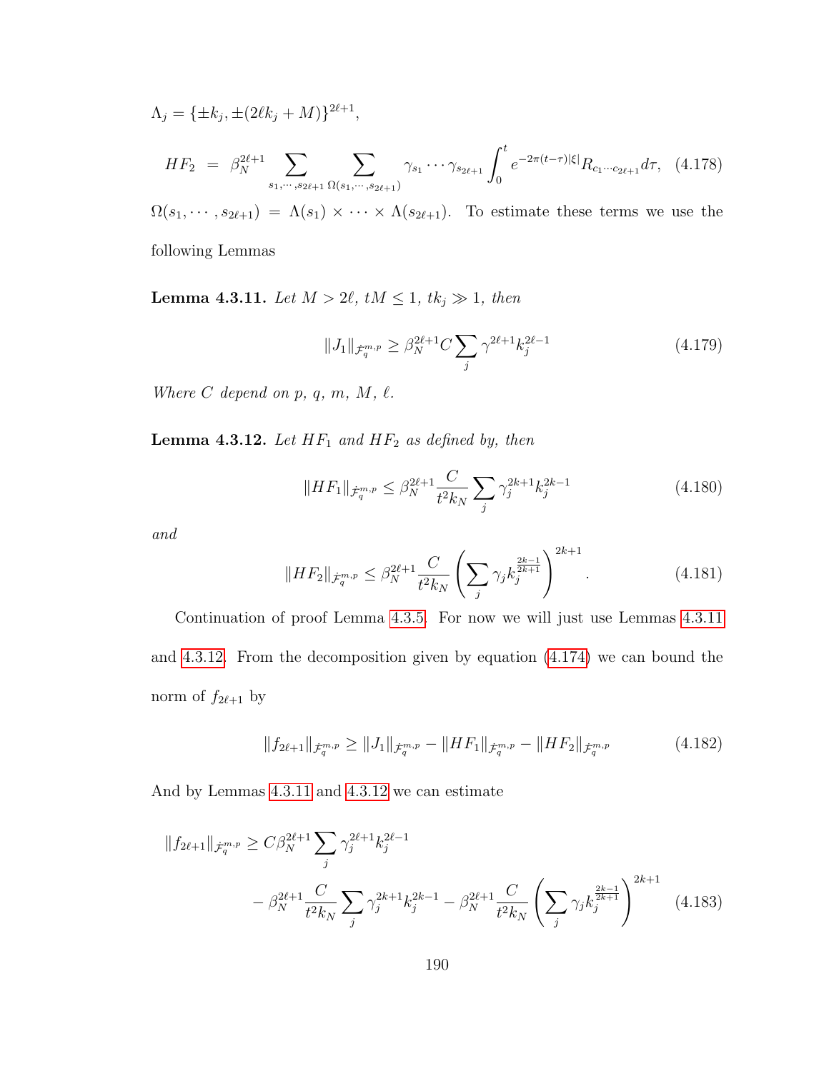$\Lambda_j = \{\pm k_j, \pm(2\ell k_j + M)\}^{2\ell+1}$,

$$HF_2 \;=\; \beta_N^{2\ell+1} \sum_{s_1,\cdots,s_{2\ell+1}} \sum_{\Omega(s_1,\cdots,s_{2\ell+1})} \gamma_{s_1}\cdots\gamma_{s_{2\ell+1}} \int_0^t e^{-2\pi(t-\tau)|\xi|} R_{c_1\cdots c_{2\ell+1}} d\tau, \quad (4.178)$$

$\Omega(s_1,\cdots,s_{2\ell+1}) = \Lambda(s_1)\times\cdots\times\Lambda(s_{2\ell+1})$. To estimate these terms we use the following Lemmas

**Lemma 4.3.11.** *Let $M > 2\ell$, $tM \le 1$, $tk_j \gg 1$, then*

$$\|J_1\|_{\dot{\mathcal{F}}_q^{m,p}} \ge \beta_N^{2\ell+1} C \sum_j \gamma^{2\ell+1} k_j^{2\ell-1} \quad (4.179)$$

*Where $C$ depend on $p$, $q$, $m$, $M$, $\ell$.*

**Lemma 4.3.12.** *Let $HF_1$ and $HF_2$ as defined by, then*

$$\|HF_1\|_{\dot{\mathcal{F}}_q^{m,p}} \le \beta_N^{2\ell+1} \frac{C}{t^2 k_N} \sum_j \gamma_j^{2k+1} k_j^{2k-1} \quad (4.180)$$

*and*

$$\|HF_2\|_{\dot{\mathcal{F}}_q^{m,p}} \le \beta_N^{2\ell+1} \frac{C}{t^2 k_N} \left( \sum_j \gamma_j k_j^{\frac{2k-1}{2k+1}} \right)^{2k+1}. \quad (4.181)$$

Continuation of proof Lemma 4.3.5. For now we will just use Lemmas 4.3.11 and 4.3.12. From the decomposition given by equation (4.174) we can bound the norm of $f_{2\ell+1}$ by

$$\|f_{2\ell+1}\|_{\dot{\mathcal{F}}_q^{m,p}} \ge \|J_1\|_{\dot{\mathcal{F}}_q^{m,p}} - \|HF_1\|_{\dot{\mathcal{F}}_q^{m,p}} - \|HF_2\|_{\dot{\mathcal{F}}_q^{m,p}} \quad (4.182)$$

And by Lemmas 4.3.11 and 4.3.12 we can estimate

$$\begin{aligned} \|f_{2\ell+1}\|_{\dot{\mathcal{F}}_q^{m,p}} \ge{}& C\beta_N^{2\ell+1} \sum_j \gamma_j^{2\ell+1} k_j^{2\ell-1} \\ &- \beta_N^{2\ell+1} \frac{C}{t^2 k_N} \sum_j \gamma_j^{2k+1} k_j^{2k-1} - \beta_N^{2\ell+1} \frac{C}{t^2 k_N} \left( \sum_j \gamma_j k_j^{\frac{2k-1}{2k+1}} \right)^{2k+1} \end{aligned} \quad (4.183)$$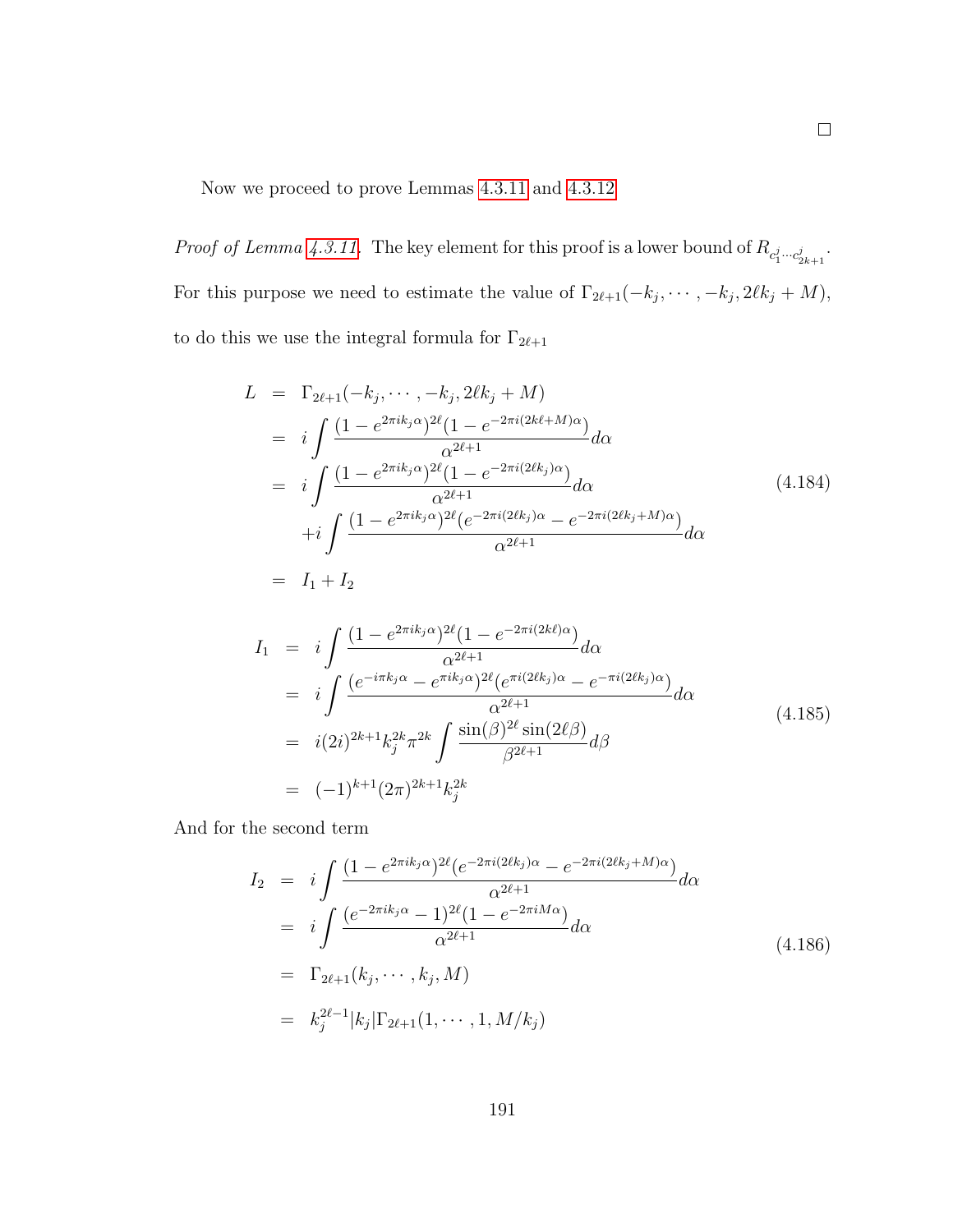□

Now we proceed to prove Lemmas 4.3.11 and 4.3.12.

*Proof of Lemma 4.3.11.* The key element for this proof is a lower bound of $R_{c_1^j \cdots c_{2k+1}^j}$. For this purpose we need to estimate the value of $\Gamma_{2\ell+1}(-k_j, \cdots, -k_j, 2\ell k_j + M)$, to do this we use the integral formula for $\Gamma_{2\ell+1}$

$$
\begin{aligned}
L &= \Gamma_{2\ell+1}(-k_j, \cdots, -k_j, 2\ell k_j + M) \\
&= i \int \frac{(1 - e^{2\pi i k_j \alpha})^{2\ell}(1 - e^{-2\pi i (2k\ell + M)\alpha})}{\alpha^{2\ell+1}} d\alpha \\
&= i \int \frac{(1 - e^{2\pi i k_j \alpha})^{2\ell}(1 - e^{-2\pi i (2\ell k_j)\alpha})}{\alpha^{2\ell+1}} d\alpha \\
&\quad + i \int \frac{(1 - e^{2\pi i k_j \alpha})^{2\ell}(e^{-2\pi i (2\ell k_j)\alpha} - e^{-2\pi i (2\ell k_j + M)\alpha})}{\alpha^{2\ell+1}} d\alpha \\
&= I_1 + I_2
\end{aligned} \tag{4.184}
$$

$$
\begin{aligned}
I_1 &= i \int \frac{(1 - e^{2\pi i k_j \alpha})^{2\ell}(1 - e^{-2\pi i (2k\ell)\alpha})}{\alpha^{2\ell+1}} d\alpha \\
&= i \int \frac{(e^{-i\pi k_j \alpha} - e^{\pi i k_j \alpha})^{2\ell}(e^{\pi i (2\ell k_j)\alpha} - e^{-\pi i (2\ell k_j)\alpha})}{\alpha^{2\ell+1}} d\alpha \\
&= i(2i)^{2k+1} k_j^{2k} \pi^{2k} \int \frac{\sin(\beta)^{2\ell} \sin(2\ell\beta)}{\beta^{2\ell+1}} d\beta \\
&= (-1)^{k+1}(2\pi)^{2k+1} k_j^{2k}
\end{aligned} \tag{4.185}
$$

And for the second term

$$
\begin{aligned}
I_2 &= i \int \frac{(1 - e^{2\pi i k_j \alpha})^{2\ell}(e^{-2\pi i (2\ell k_j)\alpha} - e^{-2\pi i (2\ell k_j + M)\alpha})}{\alpha^{2\ell+1}} d\alpha \\
&= i \int \frac{(e^{-2\pi i k_j \alpha} - 1)^{2\ell}(1 - e^{-2\pi i M\alpha})}{\alpha^{2\ell+1}} d\alpha \\
&= \Gamma_{2\ell+1}(k_j, \cdots, k_j, M) \\
&= k_j^{2\ell-1} |k_j| \Gamma_{2\ell+1}(1, \cdots, 1, M/k_j)
\end{aligned} \tag{4.186}
$$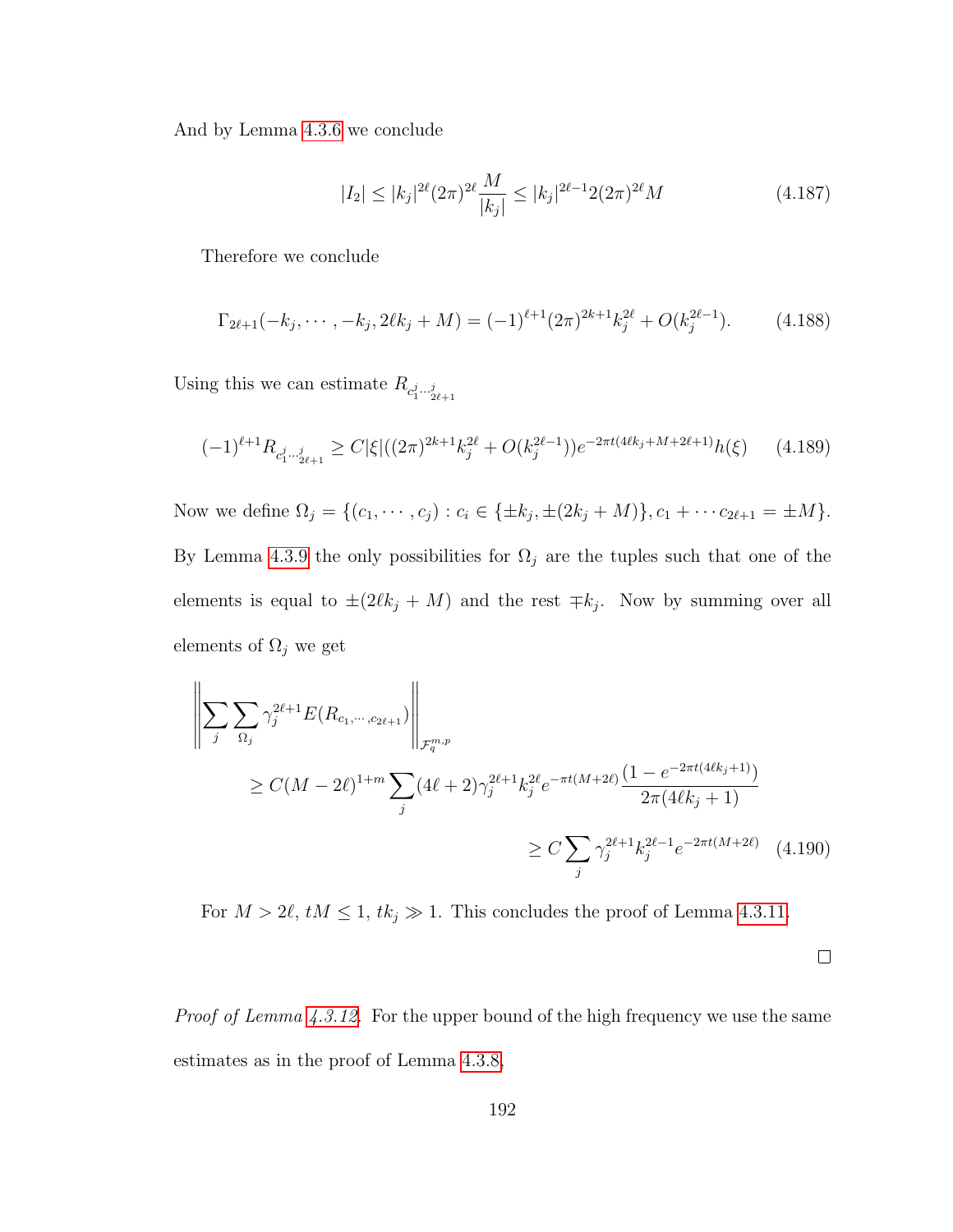And by Lemma 4.3.6 we conclude

$$|I_2| \leq |k_j|^{2\ell}(2\pi)^{2\ell}\frac{M}{|k_j|} \leq |k_j|^{2\ell-1}2(2\pi)^{2\ell}M \tag{4.187}$$

Therefore we conclude

$$\Gamma_{2\ell+1}(-k_j, \cdots, -k_j, 2\ell k_j + M) = (-1)^{\ell+1}(2\pi)^{2k+1}k_j^{2\ell} + O(k_j^{2\ell-1}). \tag{4.188}$$

Using this we can estimate $R_{c_1^j \cdots _{2\ell+1}^j}$

$$(-1)^{\ell+1}R_{c_1^j \cdots _{2\ell+1}^j} \geq C|\xi|((2\pi)^{2k+1}k_j^{2\ell} + O(k_j^{2\ell-1}))e^{-2\pi t(4\ell k_j + M + 2\ell+1)}h(\xi) \tag{4.189}$$

Now we define $\Omega_j = \{(c_1, \cdots, c_j) : c_i \in \{\pm k_j, \pm(2k_j + M)\}, c_1 + \cdots c_{2\ell+1} = \pm M\}$. By Lemma 4.3.9 the only possibilities for $\Omega_j$ are the tuples such that one of the elements is equal to $\pm(2\ell k_j + M)$ and the rest $\mp k_j$. Now by summing over all elements of $\Omega_j$ we get

$$\begin{aligned}
&\left\|\sum_j \sum_{\Omega_j} \gamma_j^{2\ell+1} E(R_{c_1,\cdots,c_{2\ell+1}})\right\|_{\mathcal{F}_q^{m,p}} \\
&\qquad \geq C(M-2\ell)^{1+m}\sum_j (4\ell+2)\gamma_j^{2\ell+1}k_j^{2\ell}e^{-\pi t(M+2\ell)}\frac{(1-e^{-2\pi t(4\ell k_j+1)})}{2\pi(4\ell k_j+1)} \\
&\qquad \geq C\sum_j \gamma_j^{2\ell+1}k_j^{2\ell-1}e^{-2\pi t(M+2\ell)}
\end{aligned} \tag{4.190}$$

For $M > 2\ell$, $tM \leq 1$, $tk_j \gg 1$. This concludes the proof of Lemma 4.3.11.

∎

*Proof of Lemma 4.3.12.* For the upper bound of the high frequency we use the same estimates as in the proof of Lemma 4.3.8.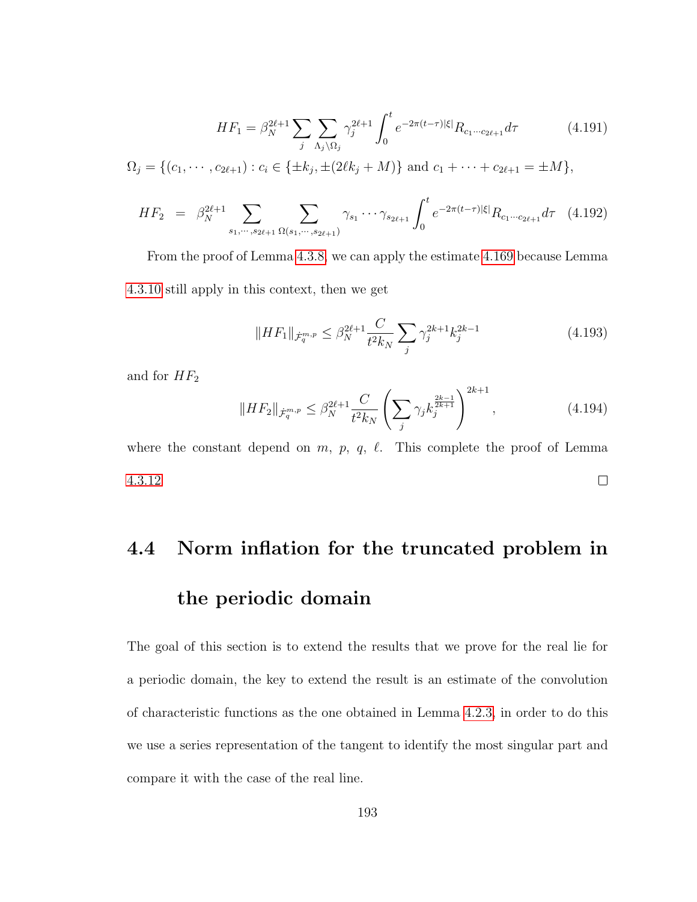$$HF_1 = \beta_N^{2\ell+1} \sum_j \sum_{\Lambda_j \setminus \Omega_j} \gamma_j^{2\ell+1} \int_0^t e^{-2\pi(t-\tau)|\xi|} R_{c_1 \cdots c_{2\ell+1}} d\tau \tag{4.191}$$

$\Omega_j = \{(c_1, \cdots, c_{2\ell+1}) : c_i \in \{\pm k_j, \pm(2\ell k_j + M)\} \text{ and } c_1 + \cdots + c_{2\ell+1} = \pm M\}$,

$$HF_2 = \beta_N^{2\ell+1} \sum_{s_1, \cdots, s_{2\ell+1}} \sum_{\Omega(s_1, \cdots, s_{2\ell+1})} \gamma_{s_1} \cdots \gamma_{s_{2\ell+1}} \int_0^t e^{-2\pi(t-\tau)|\xi|} R_{c_1 \cdots c_{2\ell+1}} d\tau \tag{4.192}$$

From the proof of Lemma 4.3.8, we can apply the estimate 4.169 because Lemma 4.3.10 still apply in this context, then we get

$$\|HF_1\|_{\dot{\mathcal{F}}_q^{m,p}} \leq \beta_N^{2\ell+1} \frac{C}{t^2 k_N} \sum_j \gamma_j^{2k+1} k_j^{2k-1} \tag{4.193}$$

and for $HF_2$

$$\|HF_2\|_{\dot{\mathcal{F}}_q^{m,p}} \leq \beta_N^{2\ell+1} \frac{C}{t^2 k_N} \left( \sum_j \gamma_j k_j^{\frac{2k-1}{2k+1}} \right)^{2k+1}, \tag{4.194}$$

where the constant depend on $m$, $p$, $q$, $\ell$. This complete the proof of Lemma 4.3.12 $\square$

## 4.4 Norm inflation for the truncated problem in the periodic domain

The goal of this section is to extend the results that we prove for the real lie for a periodic domain, the key to extend the result is an estimate of the convolution of characteristic functions as the one obtained in Lemma 4.2.3, in order to do this we use a series representation of the tangent to identify the most singular part and compare it with the case of the real line.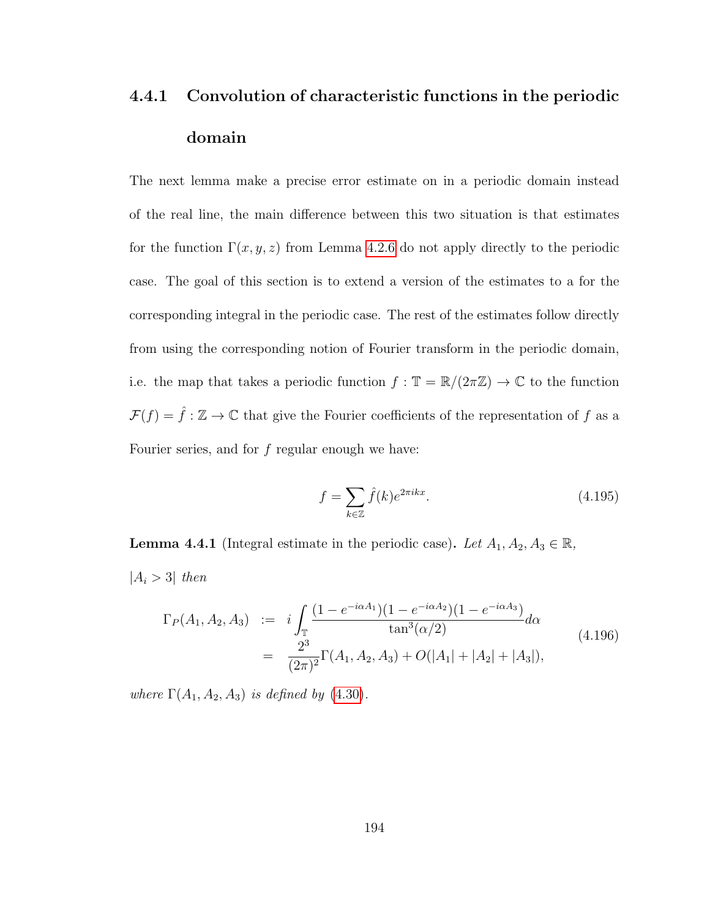### 4.4.1 Convolution of characteristic functions in the periodic domain

The next lemma make a precise error estimate on in a periodic domain instead of the real line, the main difference between this two situation is that estimates for the function $\Gamma(x, y, z)$ from Lemma 4.2.6 do not apply directly to the periodic case. The goal of this section is to extend a version of the estimates to a for the corresponding integral in the periodic case. The rest of the estimates follow directly from using the corresponding notion of Fourier transform in the periodic domain, i.e. the map that takes a periodic function $f : \mathbb{T} = \mathbb{R}/(2\pi\mathbb{Z}) \to \mathbb{C}$ to the function $\mathcal{F}(f) = \hat{f} : \mathbb{Z} \to \mathbb{C}$ that give the Fourier coefficients of the representation of $f$ as a Fourier series, and for $f$ regular enough we have:

$$f = \sum_{k\in\mathbb{Z}} \hat{f}(k) e^{2\pi i k x}. \tag{4.195}$$

**Lemma 4.4.1** (Integral estimate in the periodic case)**.** *Let $A_1, A_2, A_3 \in \mathbb{R}$, $|A_i > 3|$ then*

$$\begin{aligned}
\Gamma_P(A_1, A_2, A_3) &:= i \int_{\mathbb{T}} \frac{(1 - e^{-i\alpha A_1})(1 - e^{-i\alpha A_2})(1 - e^{-i\alpha A_3})}{\tan^3(\alpha/2)} d\alpha \\
&= \frac{2^3}{(2\pi)^2} \Gamma(A_1, A_2, A_3) + O(|A_1| + |A_2| + |A_3|),
\end{aligned} \tag{4.196}$$

*where $\Gamma(A_1, A_2, A_3)$ is defined by* (4.30).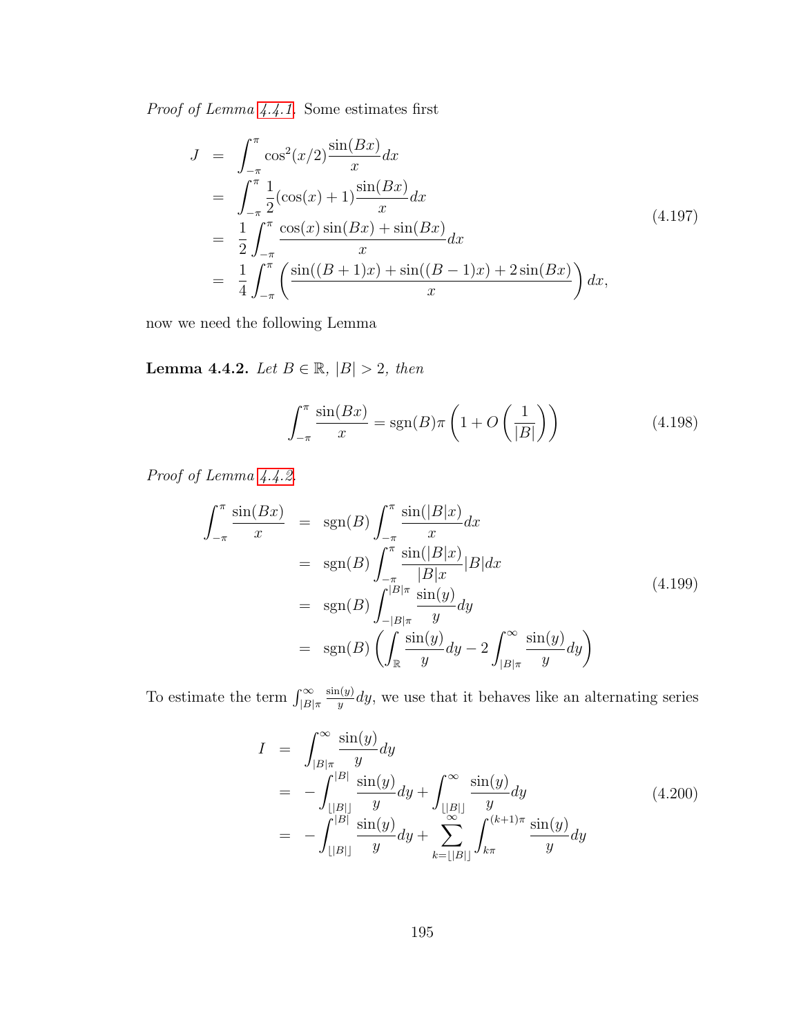*Proof of Lemma 4.4.1.* Some estimates first

$$
\begin{aligned}
J &= \int_{-\pi}^{\pi} \cos^2(x/2) \frac{\sin(Bx)}{x} dx \\
&= \int_{-\pi}^{\pi} \frac{1}{2}(\cos(x) + 1) \frac{\sin(Bx)}{x} dx \\
&= \frac{1}{2} \int_{-\pi}^{\pi} \frac{\cos(x)\sin(Bx) + \sin(Bx)}{x} dx \\
&= \frac{1}{4} \int_{-\pi}^{\pi} \left( \frac{\sin((B+1)x) + \sin((B-1)x) + 2\sin(Bx)}{x} \right) dx,
\end{aligned} \tag{4.197}
$$

now we need the following Lemma

**Lemma 4.4.2.** *Let $B \in \mathbb{R}$, $|B| > 2$, then*

$$
\int_{-\pi}^{\pi} \frac{\sin(Bx)}{x} = \operatorname{sgn}(B)\pi \left( 1 + O\left( \frac{1}{|B|} \right) \right) \tag{4.198}
$$

*Proof of Lemma 4.4.2.*

$$
\begin{aligned}
\int_{-\pi}^{\pi} \frac{\sin(Bx)}{x} &= \operatorname{sgn}(B) \int_{-\pi}^{\pi} \frac{\sin(|B|x)}{x} dx \\
&= \operatorname{sgn}(B) \int_{-\pi}^{\pi} \frac{\sin(|B|x)}{|B|x} |B| dx \\
&= \operatorname{sgn}(B) \int_{-|B|\pi}^{|B|\pi} \frac{\sin(y)}{y} dy \\
&= \operatorname{sgn}(B) \left( \int_{\mathbb{R}} \frac{\sin(y)}{y} dy - 2 \int_{|B|\pi}^{\infty} \frac{\sin(y)}{y} dy \right)
\end{aligned} \tag{4.199}
$$

To estimate the term $\int_{|B|\pi}^{\infty} \frac{\sin(y)}{y} dy$, we use that it behaves like an alternating series

$$
\begin{aligned}
I &= \int_{|B|\pi}^{\infty} \frac{\sin(y)}{y} dy \\
&= -\int_{\lfloor |B| \rfloor}^{|B|} \frac{\sin(y)}{y} dy + \int_{\lfloor |B| \rfloor}^{\infty} \frac{\sin(y)}{y} dy \\
&= -\int_{\lfloor |B| \rfloor}^{|B|} \frac{\sin(y)}{y} dy + \sum_{k=\lfloor |B| \rfloor}^{\infty} \int_{k\pi}^{(k+1)\pi} \frac{\sin(y)}{y} dy
\end{aligned} \tag{4.200}
$$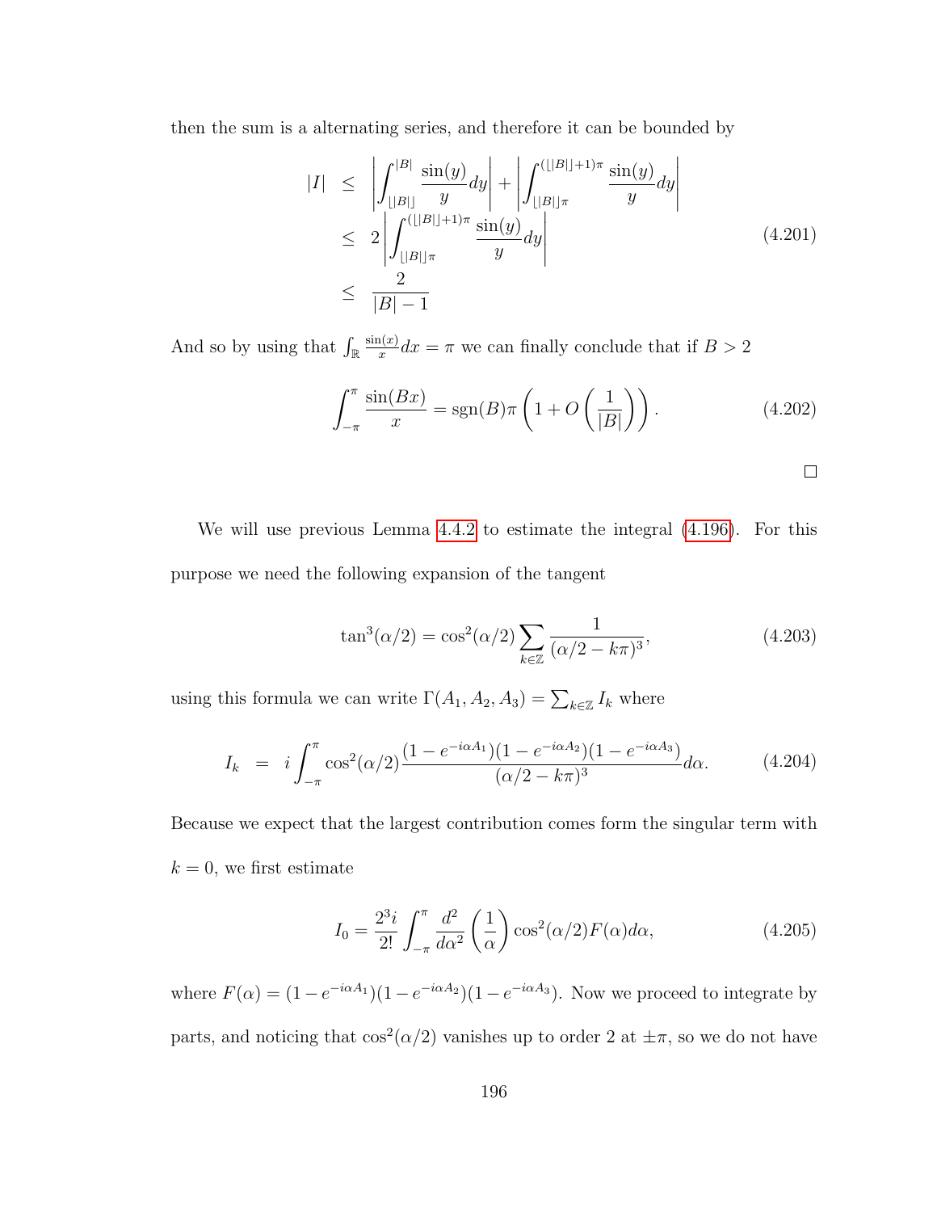then the sum is a alternating series, and therefore it can be bounded by

$$
\begin{aligned}
|I| &\leq \left|\int_{\lfloor |B| \rfloor}^{|B|} \frac{\sin(y)}{y} dy\right| + \left|\int_{\lfloor |B| \rfloor \pi}^{(\lfloor |B| \rfloor+1)\pi} \frac{\sin(y)}{y} dy\right| \\
&\leq 2\left|\int_{\lfloor |B| \rfloor \pi}^{(\lfloor |B| \rfloor+1)\pi} \frac{\sin(y)}{y} dy\right| \\
&\leq \frac{2}{|B|-1}
\end{aligned}
\tag{4.201}
$$

And so by using that $\int_{\mathbb{R}} \frac{\sin(x)}{x} dx = \pi$ we can finally conclude that if $B > 2$

$$
\int_{-\pi}^{\pi} \frac{\sin(Bx)}{x} = \operatorname{sgn}(B)\pi\left(1 + O\left(\frac{1}{|B|}\right)\right). \tag{4.202}
$$

□

We will use previous Lemma 4.4.2 to estimate the integral (4.196). For this purpose we need the following expansion of the tangent

$$
\tan^3(\alpha/2) = \cos^2(\alpha/2) \sum_{k \in \mathbb{Z}} \frac{1}{(\alpha/2 - k\pi)^3}, \tag{4.203}
$$

using this formula we can write $\Gamma(A_1, A_2, A_3) = \sum_{k \in \mathbb{Z}} I_k$ where

$$
I_k = i \int_{-\pi}^{\pi} \cos^2(\alpha/2) \frac{(1 - e^{-i\alpha A_1})(1 - e^{-i\alpha A_2})(1 - e^{-i\alpha A_3})}{(\alpha/2 - k\pi)^3} d\alpha. \tag{4.204}
$$

Because we expect that the largest contribution comes form the singular term with $k = 0$, we first estimate

$$
I_0 = \frac{2^3 i}{2!} \int_{-\pi}^{\pi} \frac{d^2}{d\alpha^2}\left(\frac{1}{\alpha}\right) \cos^2(\alpha/2) F(\alpha) d\alpha, \tag{4.205}
$$

where $F(\alpha) = (1 - e^{-i\alpha A_1})(1 - e^{-i\alpha A_2})(1 - e^{-i\alpha A_3})$. Now we proceed to integrate by parts, and noticing that $\cos^2(\alpha/2)$ vanishes up to order 2 at $\pm\pi$, so we do not have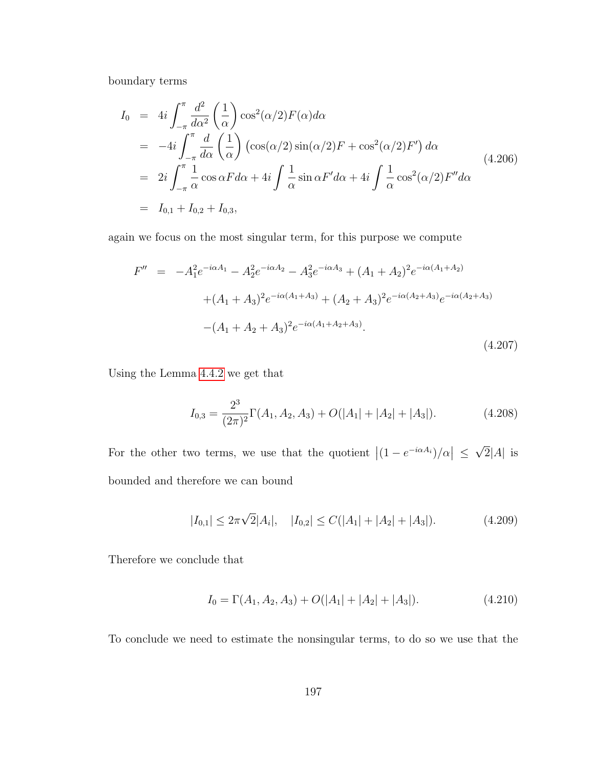boundary terms

$$
\begin{aligned}
I_0 &= 4i \int_{-\pi}^{\pi} \frac{d^2}{d\alpha^2}\left(\frac{1}{\alpha}\right) \cos^2(\alpha/2) F(\alpha) d\alpha \\
&= -4i \int_{-\pi}^{\pi} \frac{d}{d\alpha}\left(\frac{1}{\alpha}\right) \left(\cos(\alpha/2)\sin(\alpha/2) F + \cos^2(\alpha/2) F'\right) d\alpha \\
&= 2i \int_{-\pi}^{\pi} \frac{1}{\alpha} \cos\alpha F d\alpha + 4i \int \frac{1}{\alpha} \sin\alpha F' d\alpha + 4i \int \frac{1}{\alpha} \cos^2(\alpha/2) F'' d\alpha \\
&= I_{0,1} + I_{0,2} + I_{0,3},
\end{aligned}
\tag{4.206}
$$

again we focus on the most singular term, for this purpose we compute

$$
\begin{aligned}
F'' &= -A_1^2 e^{-i\alpha A_1} - A_2^2 e^{-i\alpha A_2} - A_3^2 e^{-i\alpha A_3} + (A_1+A_2)^2 e^{-i\alpha(A_1+A_2)} \\
&\quad + (A_1+A_3)^2 e^{-i\alpha(A_1+A_3)} + (A_2+A_3)^2 e^{-i\alpha(A_2+A_3)} e^{-i\alpha(A_2+A_3)} \\
&\quad - (A_1+A_2+A_3)^2 e^{-i\alpha(A_1+A_2+A_3)}.
\end{aligned}
\tag{4.207}
$$

Using the Lemma 4.4.2 we get that

$$
I_{0,3} = \frac{2^3}{(2\pi)^2} \Gamma(A_1, A_2, A_3) + O(|A_1| + |A_2| + |A_3|). \tag{4.208}
$$

For the other two terms, we use that the quotient $\left|(1 - e^{-i\alpha A_i})/\alpha\right| \leq \sqrt{2}|A|$ is bounded and therefore we can bound

$$
|I_{0,1}| \leq 2\pi\sqrt{2}|A_i|, \quad |I_{0,2}| \leq C(|A_1| + |A_2| + |A_3|). \tag{4.209}
$$

Therefore we conclude that

$$
I_0 = \Gamma(A_1, A_2, A_3) + O(|A_1| + |A_2| + |A_3|). \tag{4.210}
$$

To conclude we need to estimate the nonsingular terms, to do so we use that the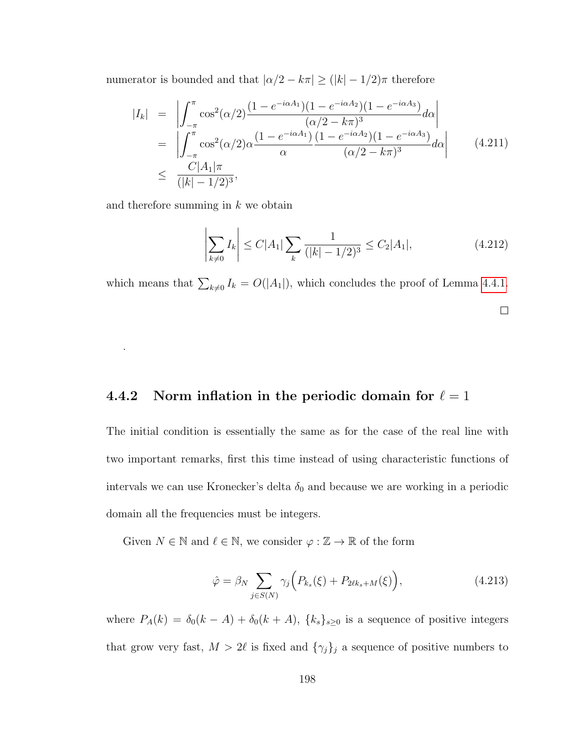numerator is bounded and that $|\alpha/2 - k\pi| \geq (|k| - 1/2)\pi$ therefore

$$
\begin{aligned}
|I_k| &= \left| \int_{-\pi}^{\pi} \cos^2(\alpha/2) \frac{(1-e^{-i\alpha A_1})(1-e^{-i\alpha A_2})(1-e^{-i\alpha A_3})}{(\alpha/2 - k\pi)^3} d\alpha \right| \\
&= \left| \int_{-\pi}^{\pi} \cos^2(\alpha/2) \alpha \frac{(1-e^{-i\alpha A_1})}{\alpha} \frac{(1-e^{-i\alpha A_2})(1-e^{-i\alpha A_3})}{(\alpha/2 - k\pi)^3} d\alpha \right| \\
&\leq \frac{C|A_1|\pi}{(|k|-1/2)^3},
\end{aligned}
\tag{4.211}
$$

and therefore summing in $k$ we obtain

$$
\left| \sum_{k \neq 0} I_k \right| \leq C|A_1| \sum_k \frac{1}{(|k|-1/2)^3} \leq C_2 |A_1|, \tag{4.212}
$$

which means that $\sum_{k\neq 0} I_k = O(|A_1|)$, which concludes the proof of Lemma 4.4.1.

□

.

### 4.4.2 Norm inflation in the periodic domain for $\ell = 1$

The initial condition is essentially the same as for the case of the real line with two important remarks, first this time instead of using characteristic functions of intervals we can use Kronecker's delta $\delta_0$ and because we are working in a periodic domain all the frequencies must be integers.

Given $N \in \mathbb{N}$ and $\ell \in \mathbb{N}$, we consider $\varphi : \mathbb{Z} \to \mathbb{R}$ of the form

$$
\hat{\varphi} = \beta_N \sum_{j \in S(N)} \gamma_j \Big( P_{k_s}(\xi) + P_{2\ell k_s + M}(\xi) \Big), \tag{4.213}
$$

where $P_A(k) = \delta_0(k - A) + \delta_0(k + A)$, $\{k_s\}_{s\geq 0}$ is a sequence of positive integers that grow very fast, $M > 2\ell$ is fixed and $\{\gamma_j\}_j$ a sequence of positive numbers to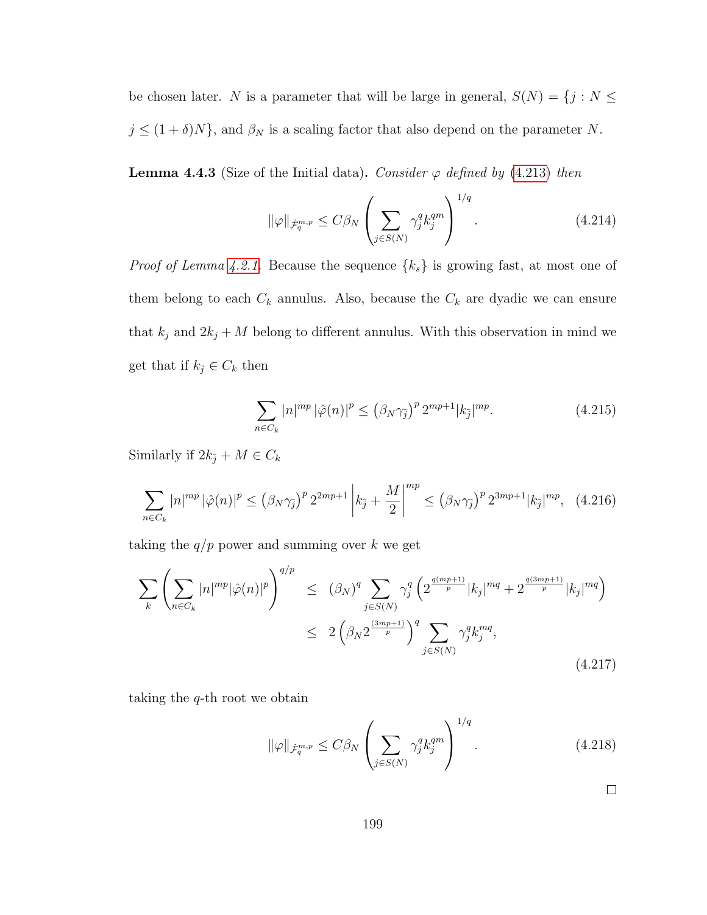be chosen later. $N$ is a parameter that will be large in general, $S(N) = \{j : N \leq j \leq (1+\delta)N\}$, and $\beta_N$ is a scaling factor that also depend on the parameter $N$.

**Lemma 4.4.3** (Size of the Initial data)**.** *Consider $\varphi$ defined by (4.213) then*

$$\|\varphi\|_{\dot{\mathcal{F}}_q^{m,p}} \leq C\beta_N \left(\sum_{j\in S(N)} \gamma_j^q k_j^{qm}\right)^{1/q}. \tag{4.214}$$

*Proof of Lemma 4.2.1.* Because the sequence $\{k_s\}$ is growing fast, at most one of them belong to each $C_k$ annulus. Also, because the $C_k$ are dyadic we can ensure that $k_j$ and $2k_j + M$ belong to different annulus. With this observation in mind we get that if $k_{\bar{j}} \in C_k$ then

$$\sum_{n\in C_k} |n|^{mp} |\hat{\varphi}(n)|^p \leq \left(\beta_N \gamma_{\bar{j}}\right)^p 2^{mp+1} |k_{\bar{j}}|^{mp}. \tag{4.215}$$

Similarly if $2k_{\bar{j}} + M \in C_k$

$$\sum_{n\in C_k} |n|^{mp} |\hat{\varphi}(n)|^p \leq \left(\beta_N \gamma_{\bar{j}}\right)^p 2^{2mp+1} \left|k_{\bar{j}} + \frac{M}{2}\right|^{mp} \leq \left(\beta_N \gamma_{\bar{j}}\right)^p 2^{3mp+1} |k_{\bar{j}}|^{mp}, \tag{4.216}$$

taking the $q/p$ power and summing over $k$ we get

$$\begin{aligned}
\sum_k \left(\sum_{n\in C_k} |n|^{mp} |\hat{\varphi}(n)|^p\right)^{q/p} &\leq (\beta_N)^q \sum_{j\in S(N)} \gamma_j^q \left(2^{\frac{q(mp+1)}{p}} |k_j|^{mq} + 2^{\frac{q(3mp+1)}{p}} |k_j|^{mq}\right) \\
&\leq 2\left(\beta_N 2^{\frac{(3mp+1)}{p}}\right)^q \sum_{j\in S(N)} \gamma_j^q k_j^{mq},
\end{aligned} \tag{4.217}$$

taking the $q$-th root we obtain

$$\|\varphi\|_{\dot{\mathcal{F}}_q^{m,p}} \leq C\beta_N \left(\sum_{j\in S(N)} \gamma_j^q k_j^{qm}\right)^{1/q}. \tag{4.218}$$

□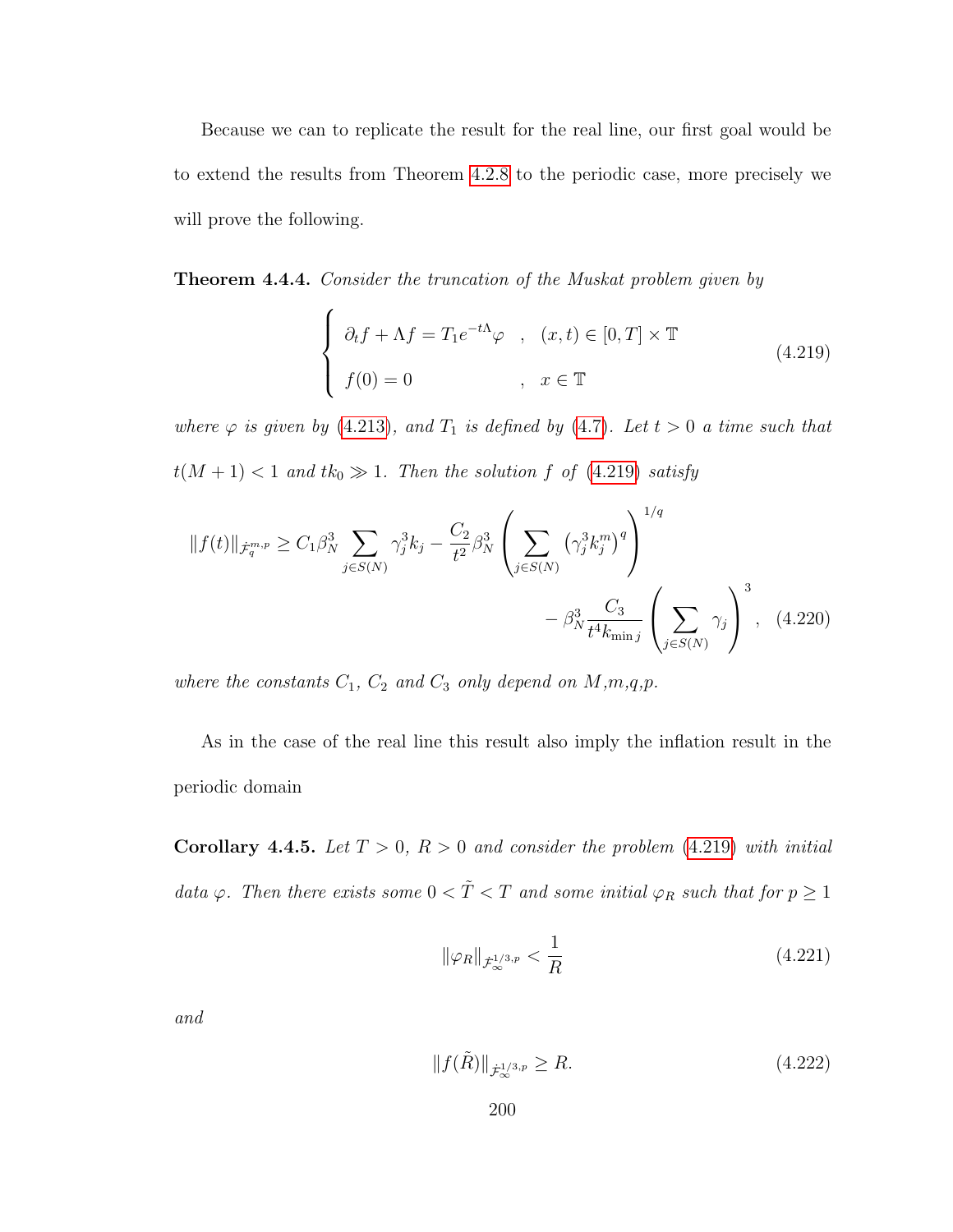Because we can to replicate the result for the real line, our first goal would be to extend the results from Theorem 4.2.8 to the periodic case, more precisely we will prove the following.

**Theorem 4.4.4.** *Consider the truncation of the Muskat problem given by*

$$\begin{cases} \partial_t f + \Lambda f = T_1 e^{-t\Lambda}\varphi \quad , \quad (x,t) \in [0,T] \times \mathbb{T} \\ f(0) = 0 \qquad\qquad\qquad\quad , \quad x \in \mathbb{T} \end{cases} \tag{4.219}$$

*where $\varphi$ is given by (4.213), and $T_1$ is defined by (4.7). Let $t > 0$ a time such that $t(M+1) < 1$ and $tk_0 \gg 1$. Then the solution $f$ of (4.219) satisfy*

$$\|f(t)\|_{\dot{\mathcal{F}}^{m,p}_q} \geq C_1 \beta_N^3 \sum_{j \in S(N)} \gamma_j^3 k_j - \frac{C_2}{t^2} \beta_N^3 \left( \sum_{j \in S(N)} \left(\gamma_j^3 k_j^m\right)^q \right)^{1/q} - \beta_N^3 \frac{C_3}{t^4 k_{\min j}} \left( \sum_{j \in S(N)} \gamma_j \right)^3, \tag{4.220}$$

*where the constants $C_1$, $C_2$ and $C_3$ only depend on $M$,$m$,$q$,$p$.*

As in the case of the real line this result also imply the inflation result in the periodic domain

**Corollary 4.4.5.** *Let $T > 0$, $R > 0$ and consider the problem (4.219) with initial data $\varphi$. Then there exists some $0 < \tilde{T} < T$ and some initial $\varphi_R$ such that for $p \geq 1$*

$$\|\varphi_R\|_{\dot{\mathcal{F}}^{1/3,p}_\infty} < \frac{1}{R} \tag{4.221}$$

*and*

$$\|f(\tilde{R})\|_{\dot{\mathcal{F}}^{1/3,p}_\infty} \geq R. \tag{4.222}$$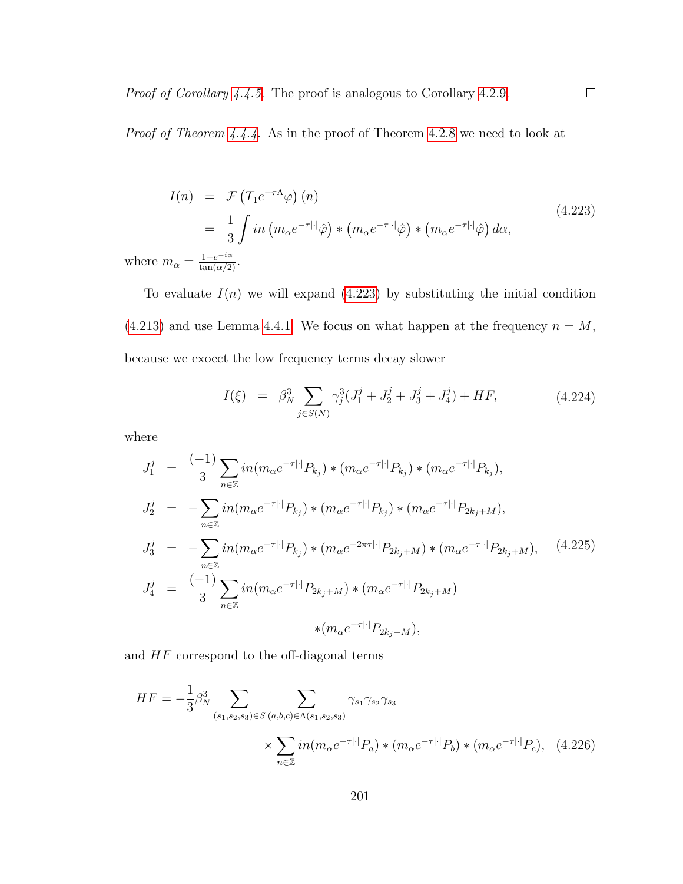*Proof of Corollary 4.4.5.* The proof is analogous to Corollary 4.2.9. □

*Proof of Theorem 4.4.4.* As in the proof of Theorem 4.2.8 we need to look at

$$
\begin{aligned}
I(n) &= \mathcal{F}\left(T_1 e^{-\tau\Lambda}\varphi\right)(n) \\
&= \frac{1}{3}\int in\left(m_\alpha e^{-\tau|\cdot|}\hat{\varphi}\right) * \left(m_\alpha e^{-\tau|\cdot|}\hat{\varphi}\right) * \left(m_\alpha e^{-\tau|\cdot|}\hat{\varphi}\right) d\alpha,
\end{aligned}
\tag{4.223}
$$

where $m_\alpha = \frac{1-e^{-i\alpha}}{\tan(\alpha/2)}$.

To evaluate $I(n)$ we will expand (4.223) by substituting the initial condition (4.213) and use Lemma 4.4.1. We focus on what happen at the frequency $n = M$, because we exoect the low frequency terms decay slower

$$
I(\xi) = \beta_N^3 \sum_{j\in S(N)} \gamma_j^3 (J_1^j + J_2^j + J_3^j + J_4^j) + HF, \tag{4.224}
$$

where

$$
\begin{aligned}
J_1^j &= \frac{(-1)}{3}\sum_{n\in\mathbb{Z}} in(m_\alpha e^{-\tau|\cdot|}P_{k_j}) * (m_\alpha e^{-\tau|\cdot|}P_{k_j}) * (m_\alpha e^{-\tau|\cdot|}P_{k_j}), \\
J_2^j &= -\sum_{n\in\mathbb{Z}} in(m_\alpha e^{-\tau|\cdot|}P_{k_j}) * (m_\alpha e^{-\tau|\cdot|}P_{k_j}) * (m_\alpha e^{-\tau|\cdot|}P_{2k_j+M}), \\
J_3^j &= -\sum_{n\in\mathbb{Z}} in(m_\alpha e^{-\tau|\cdot|}P_{k_j}) * (m_\alpha e^{-2\pi\tau|\cdot|}P_{2k_j+M}) * (m_\alpha e^{-\tau|\cdot|}P_{2k_j+M}), \\
J_4^j &= \frac{(-1)}{3}\sum_{n\in\mathbb{Z}} in(m_\alpha e^{-\tau|\cdot|}P_{2k_j+M}) * (m_\alpha e^{-\tau|\cdot|}P_{2k_j+M}) \\
&\qquad\qquad * (m_\alpha e^{-\tau|\cdot|}P_{2k_j+M}),
\end{aligned}
\tag{4.225}
$$

and $HF$ correspond to the off-diagonal terms

$$
\begin{aligned}
HF = -\frac{1}{3}\beta_N^3 &\sum_{(s_1,s_2,s_3)\in S}\ \sum_{(a,b,c)\in\Lambda(s_1,s_2,s_3)} \gamma_{s_1}\gamma_{s_2}\gamma_{s_3} \\
&\times \sum_{n\in\mathbb{Z}} in(m_\alpha e^{-\tau|\cdot|}P_a) * (m_\alpha e^{-\tau|\cdot|}P_b) * (m_\alpha e^{-\tau|\cdot|}P_c),
\end{aligned}
\tag{4.226}
$$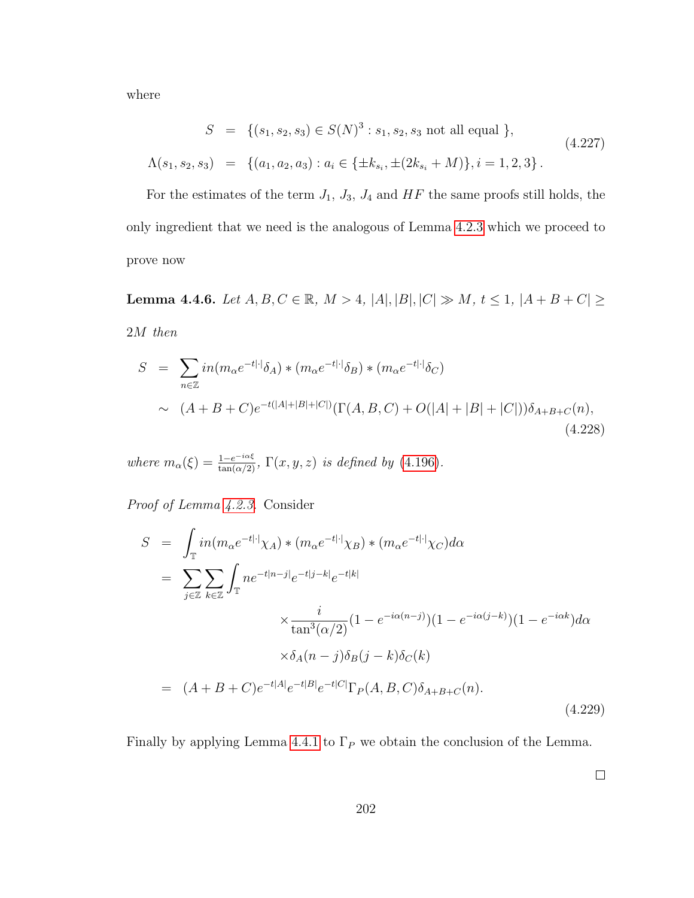where

$$
\begin{aligned}
S &= \{(s_1, s_2, s_3) \in S(N)^3 : s_1, s_2, s_3 \text{ not all equal } \}, \\
\Lambda(s_1, s_2, s_3) &= \{(a_1, a_2, a_3) : a_i \in \{\pm k_{s_i}, \pm(2k_{s_i} + M)\}, i = 1, 2, 3\}.
\end{aligned} \tag{4.227}
$$

For the estimates of the term $J_1$, $J_3$, $J_4$ and $HF$ the same proofs still holds, the only ingredient that we need is the analogous of Lemma 4.2.3 which we proceed to prove now

**Lemma 4.4.6.** *Let $A, B, C \in \mathbb{R}$, $M > 4$, $|A|, |B|, |C| \gg M$, $t \leq 1$, $|A + B + C| \geq 2M$ then*

$$
\begin{aligned}
S &= \sum_{n \in \mathbb{Z}} in(m_\alpha e^{-t|\cdot|}\delta_A) * (m_\alpha e^{-t|\cdot|}\delta_B) * (m_\alpha e^{-t|\cdot|}\delta_C) \\
&\sim (A + B + C)e^{-t(|A|+|B|+|C|)}(\Gamma(A, B, C) + O(|A| + |B| + |C|))\delta_{A+B+C}(n),
\end{aligned} \tag{4.228}
$$

*where $m_\alpha(\xi) = \frac{1 - e^{-i\alpha\xi}}{\tan(\alpha/2)}$, $\Gamma(x, y, z)$ is defined by (4.196).*

*Proof of Lemma 4.2.3.* Consider

$$
\begin{aligned}
S &= \int_{\mathbb{T}} in(m_\alpha e^{-t|\cdot|}\chi_A) * (m_\alpha e^{-t|\cdot|}\chi_B) * (m_\alpha e^{-t|\cdot|}\chi_C) d\alpha \\
&= \sum_{j \in \mathbb{Z}} \sum_{k \in \mathbb{Z}} \int_{\mathbb{T}} n e^{-t|n-j|} e^{-t|j-k|} e^{-t|k|} \\
&\qquad\qquad \times \frac{i}{\tan^3(\alpha/2)}(1 - e^{-i\alpha(n-j)})(1 - e^{-i\alpha(j-k)})(1 - e^{-i\alpha k}) d\alpha \\
&\qquad\qquad \times \delta_A(n - j)\delta_B(j - k)\delta_C(k) \\
&= (A + B + C)e^{-t|A|}e^{-t|B|}e^{-t|C|}\Gamma_P(A, B, C)\delta_{A+B+C}(n).
\end{aligned} \tag{4.229}
$$

Finally by applying Lemma 4.4.1 to $\Gamma_P$ we obtain the conclusion of the Lemma.

∎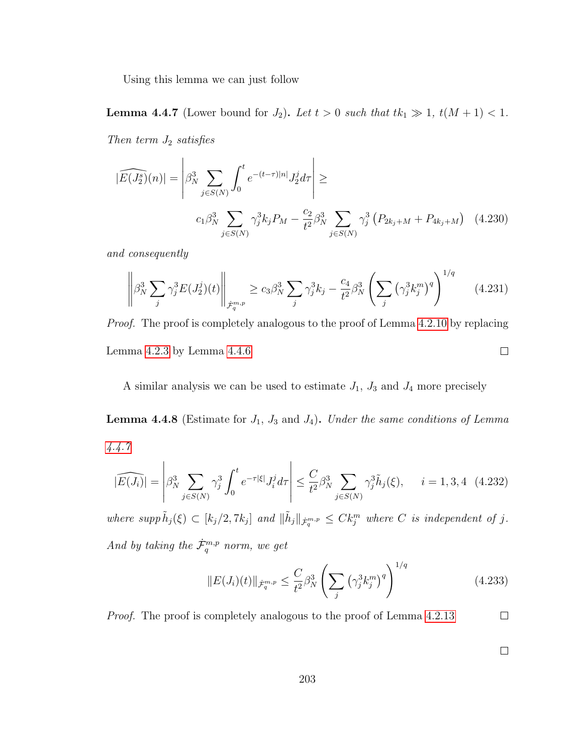Using this lemma we can just follow

**Lemma 4.4.7** (Lower bound for $J_2$)**.** *Let $t > 0$ such that $tk_1 \gg 1$, $t(M+1) < 1$. Then term $J_2$ satisfies*

$$
|\widehat{E(J_2^s)}(n)| = \left| \beta_N^3 \sum_{j \in S(N)} \int_0^t e^{-(t-\tau)|n|} J_2^j d\tau \right| \geq
$$

$$
c_1 \beta_N^3 \sum_{j \in S(N)} \gamma_j^3 k_j P_M - \frac{c_2}{t^2} \beta_N^3 \sum_{j \in S(N)} \gamma_j^3 \left( P_{2k_j+M} + P_{4k_j+M} \right) \quad (4.230)
$$

*and consequently*

$$
\left\| \beta_N^3 \sum_j \gamma_j^3 E(J_2^j)(t) \right\|_{\dot{\mathcal{F}}_q^{m,p}} \geq c_3 \beta_N^3 \sum_j \gamma_j^3 k_j - \frac{c_4}{t^2} \beta_N^3 \left( \sum_j \left( \gamma_j^3 k_j^m \right)^q \right)^{1/q} \quad (4.231)
$$

*Proof.* The proof is completely analogous to the proof of Lemma 4.2.10 by replacing Lemma 4.2.3 by Lemma 4.4.6 $\square$

A similar analysis we can be used to estimate $J_1$, $J_3$ and $J_4$ more precisely

**Lemma 4.4.8** (Estimate for $J_1$, $J_3$ and $J_4$)**.** *Under the same conditions of Lemma 4.4.7*

$$
|\widehat{E(J_i)}| = \left| \beta_N^3 \sum_{j \in S(N)} \gamma_j^3 \int_0^t e^{-\tau|\xi|} J_i^j d\tau \right| \leq \frac{C}{t^2} \beta_N^3 \sum_{j \in S(N)} \gamma_j^3 \tilde{h}_j(\xi), \qquad i = 1, 3, 4 \quad (4.232)
$$

*where $\operatorname{supp} \tilde{h}_j(\xi) \subset [k_j/2, 7k_j]$ and $\|\tilde{h}_j\|_{\dot{\mathcal{F}}_q^{m,p}} \leq C k_j^m$ where $C$ is independent of $j$. And by taking the $\dot{\mathcal{F}}_q^{m,p}$ norm, we get*

$$
\|E(J_i)(t)\|_{\dot{\mathcal{F}}_q^{m,p}} \leq \frac{C}{t^2} \beta_N^3 \left( \sum_j \left( \gamma_j^3 k_j^m \right)^q \right)^{1/q} \quad (4.233)
$$

*Proof.* The proof is completely analogous to the proof of Lemma 4.2.13 $\square$

$\square$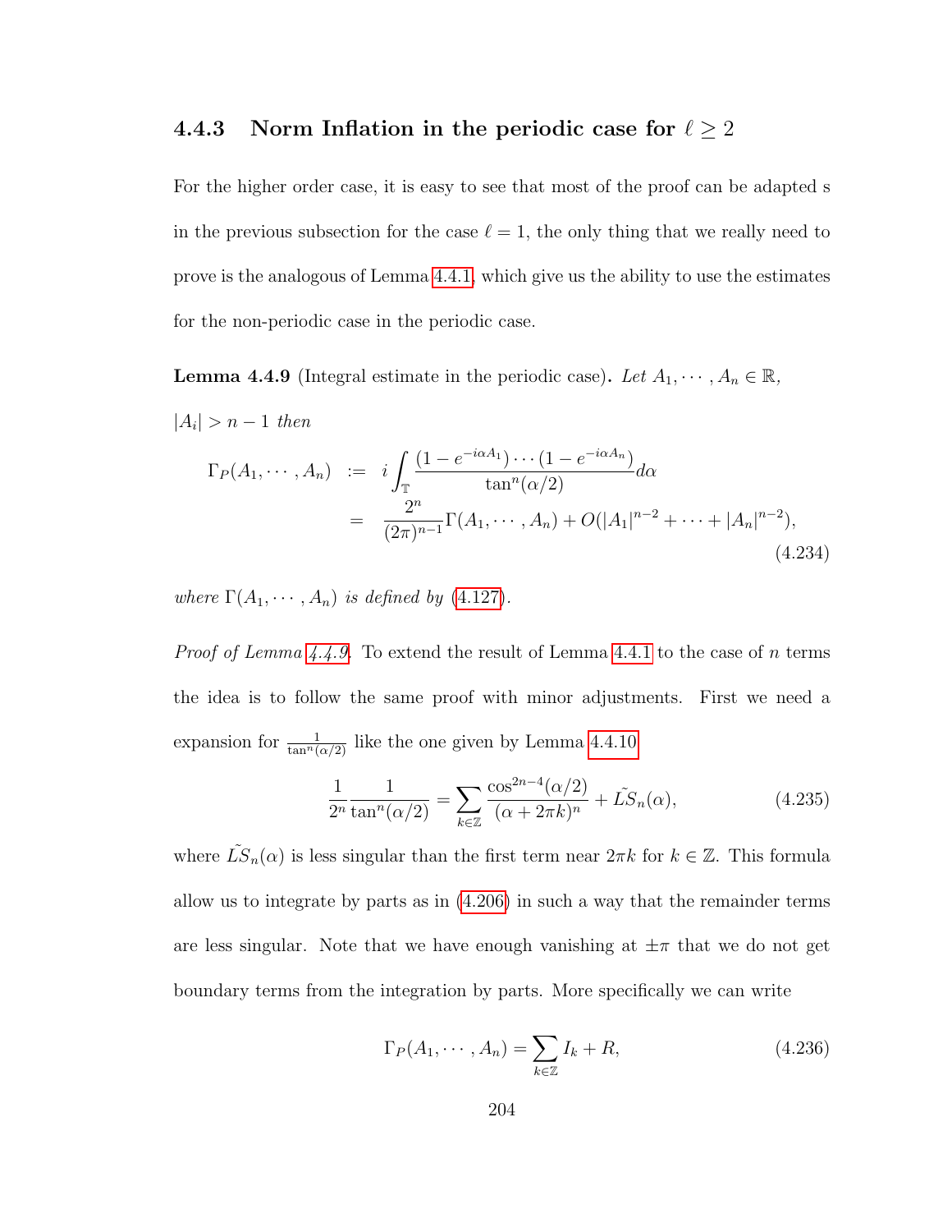### 4.4.3 Norm Inflation in the periodic case for $\ell \geq 2$

For the higher order case, it is easy to see that most of the proof can be adapted s in the previous subsection for the case $\ell = 1$, the only thing that we really need to prove is the analogous of Lemma 4.4.1, which give us the ability to use the estimates for the non-periodic case in the periodic case.

**Lemma 4.4.9** (Integral estimate in the periodic case)**.** *Let $A_1, \cdots, A_n \in \mathbb{R}$, $|A_i| > n-1$ then*

$$
\begin{aligned}
\Gamma_P(A_1, \cdots, A_n) &:= i \int_{\mathbb{T}} \frac{(1 - e^{-i\alpha A_1}) \cdots (1 - e^{-i\alpha A_n})}{\tan^n(\alpha/2)} d\alpha \\
&= \frac{2^n}{(2\pi)^{n-1}} \Gamma(A_1, \cdots, A_n) + O(|A_1|^{n-2} + \cdots + |A_n|^{n-2}),
\end{aligned}
\tag{4.234}
$$

*where $\Gamma(A_1, \cdots, A_n)$ is defined by (4.127).*

*Proof of Lemma 4.4.9.* To extend the result of Lemma 4.4.1 to the case of $n$ terms the idea is to follow the same proof with minor adjustments. First we need a expansion for $\frac{1}{\tan^n(\alpha/2)}$ like the one given by Lemma 4.4.10

$$
\frac{1}{2^n} \frac{1}{\tan^n(\alpha/2)} = \sum_{k \in \mathbb{Z}} \frac{\cos^{2n-4}(\alpha/2)}{(\alpha + 2\pi k)^n} + \tilde{LS}_n(\alpha),
\tag{4.235}
$$

where $\tilde{LS}_n(\alpha)$ is less singular than the first term near $2\pi k$ for $k \in \mathbb{Z}$. This formula allow us to integrate by parts as in (4.206) in such a way that the remainder terms are less singular. Note that we have enough vanishing at $\pm\pi$ that we do not get boundary terms from the integration by parts. More specifically we can write

$$
\Gamma_P(A_1, \cdots, A_n) = \sum_{k \in \mathbb{Z}} I_k + R,
\tag{4.236}
$$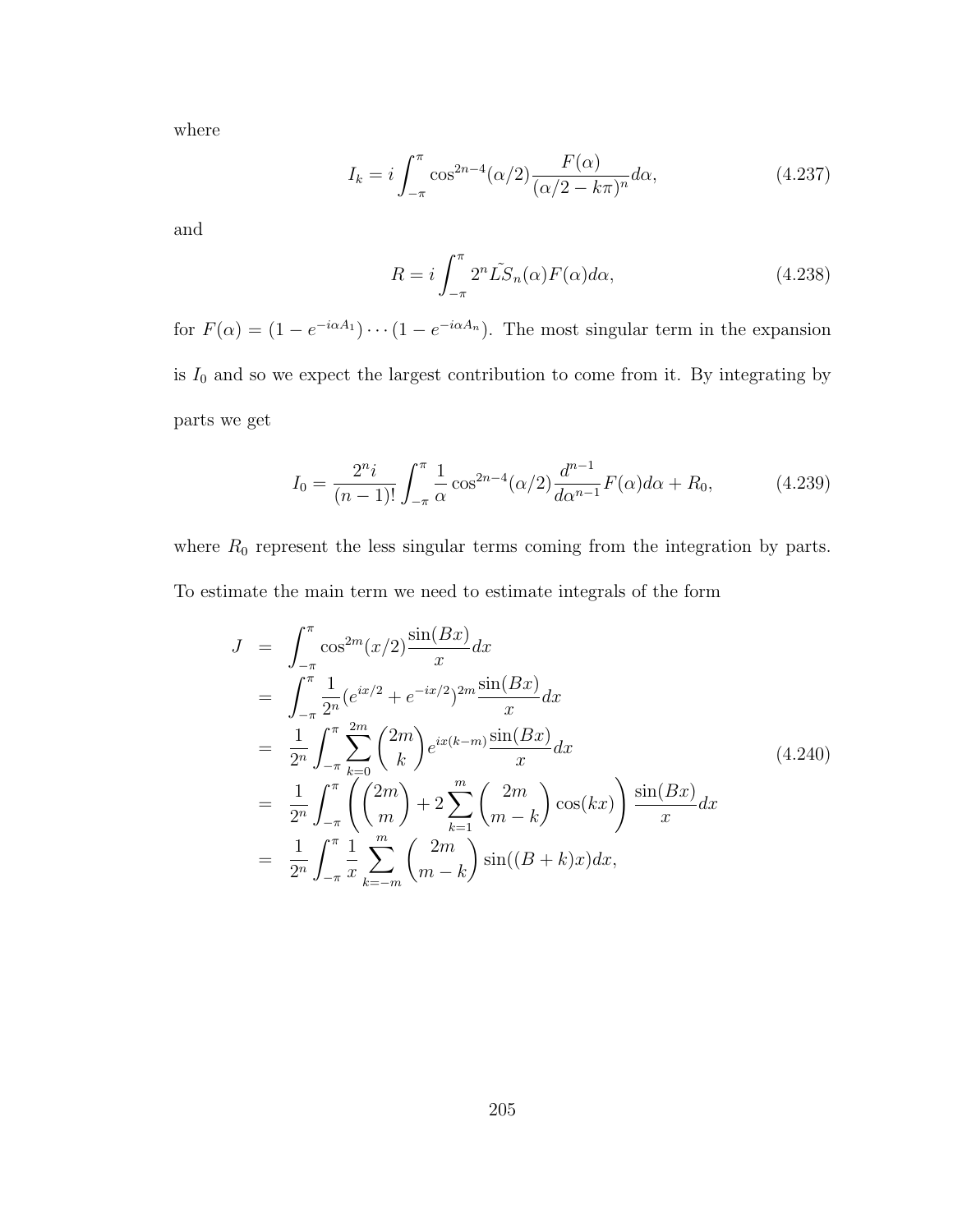where

$$I_k = i\int_{-\pi}^{\pi} \cos^{2n-4}(\alpha/2)\frac{F(\alpha)}{(\alpha/2 - k\pi)^n}d\alpha, \tag{4.237}$$

and

$$R = i\int_{-\pi}^{\pi} 2^n \tilde{LS}_n(\alpha)F(\alpha)d\alpha, \tag{4.238}$$

for $F(\alpha) = (1 - e^{-i\alpha A_1})\cdots(1 - e^{-i\alpha A_n})$. The most singular term in the expansion is $I_0$ and so we expect the largest contribution to come from it. By integrating by parts we get

$$I_0 = \frac{2^n i}{(n-1)!}\int_{-\pi}^{\pi} \frac{1}{\alpha}\cos^{2n-4}(\alpha/2)\frac{d^{n-1}}{d\alpha^{n-1}}F(\alpha)d\alpha + R_0, \tag{4.239}$$

where $R_0$ represent the less singular terms coming from the integration by parts. To estimate the main term we need to estimate integrals of the form

$$\begin{aligned}
J &= \int_{-\pi}^{\pi} \cos^{2m}(x/2)\frac{\sin(Bx)}{x}dx \\
&= \int_{-\pi}^{\pi} \frac{1}{2^n}(e^{ix/2} + e^{-ix/2})^{2m}\frac{\sin(Bx)}{x}dx \\
&= \frac{1}{2^n}\int_{-\pi}^{\pi}\sum_{k=0}^{2m}\binom{2m}{k}e^{ix(k-m)}\frac{\sin(Bx)}{x}dx \\
&= \frac{1}{2^n}\int_{-\pi}^{\pi}\left(\binom{2m}{m} + 2\sum_{k=1}^{m}\binom{2m}{m-k}\cos(kx)\right)\frac{\sin(Bx)}{x}dx \\
&= \frac{1}{2^n}\int_{-\pi}^{\pi}\frac{1}{x}\sum_{k=-m}^{m}\binom{2m}{m-k}\sin((B+k)x)dx,
\end{aligned} \tag{4.240}$$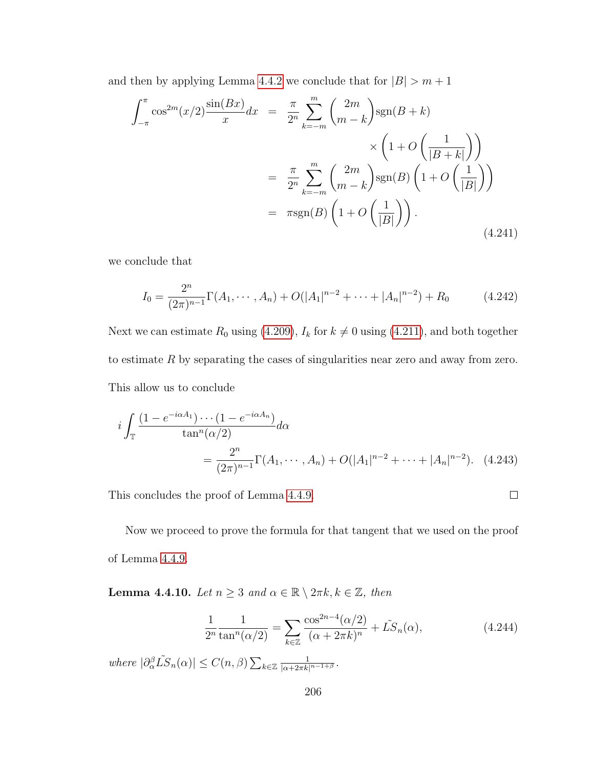and then by applying Lemma 4.4.2 we conclude that for $|B| > m+1$

$$
\begin{aligned}
\int_{-\pi}^{\pi} \cos^{2m}(x/2)\frac{\sin(Bx)}{x}dx &= \frac{\pi}{2^n}\sum_{k=-m}^{m}\binom{2m}{m-k}\operatorname{sgn}(B+k) \\
&\qquad \times \left(1+O\left(\frac{1}{|B+k|}\right)\right) \\
&= \frac{\pi}{2^n}\sum_{k=-m}^{m}\binom{2m}{m-k}\operatorname{sgn}(B)\left(1+O\left(\frac{1}{|B|}\right)\right) \\
&= \pi\operatorname{sgn}(B)\left(1+O\left(\frac{1}{|B|}\right)\right).
\end{aligned} \tag{4.241}
$$

we conclude that

$$
I_0 = \frac{2^n}{(2\pi)^{n-1}}\Gamma(A_1,\cdots,A_n) + O(|A_1|^{n-2}+\cdots+|A_n|^{n-2}) + R_0 \tag{4.242}
$$

Next we can estimate $R_0$ using (4.209), $I_k$ for $k \neq 0$ using (4.211), and both together to estimate $R$ by separating the cases of singularities near zero and away from zero. This allow us to conclude

$$
\begin{aligned}
i\int_{\mathbb{T}} &\frac{(1-e^{-i\alpha A_1})\cdots(1-e^{-i\alpha A_n})}{\tan^n(\alpha/2)}d\alpha \\
&= \frac{2^n}{(2\pi)^{n-1}}\Gamma(A_1,\cdots,A_n) + O(|A_1|^{n-2}+\cdots+|A_n|^{n-2}).
\end{aligned} \tag{4.243}
$$

This concludes the proof of Lemma 4.4.9. $\square$

Now we proceed to prove the formula for that tangent that we used on the proof of Lemma 4.4.9.

**Lemma 4.4.10.** *Let $n \geq 3$ and $\alpha \in \mathbb{R} \setminus 2\pi k, k \in \mathbb{Z}$, then*

$$
\frac{1}{2^n}\frac{1}{\tan^n(\alpha/2)} = \sum_{k\in\mathbb{Z}}\frac{\cos^{2n-4}(\alpha/2)}{(\alpha+2\pi k)^n} + \tilde{LS}_n(\alpha), \tag{4.244}
$$

*where $|\partial_\alpha^\beta \tilde{LS}_n(\alpha)| \leq C(n,\beta)\sum_{k\in\mathbb{Z}}\frac{1}{|\alpha+2\pi k|^{n-1+\beta}}$.*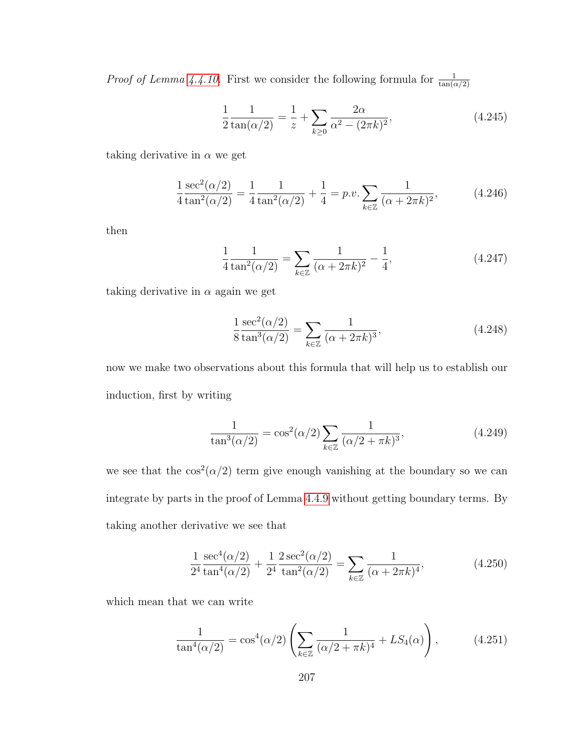*Proof of Lemma 4.4.10.* First we consider the following formula for $\frac{1}{\tan(\alpha/2)}$

$$\frac{1}{2}\frac{1}{\tan(\alpha/2)} = \frac{1}{z} + \sum_{k\geq 0} \frac{2\alpha}{\alpha^2 - (2\pi k)^2}, \tag{4.245}$$

taking derivative in $\alpha$ we get

$$\frac{1}{4}\frac{\sec^2(\alpha/2)}{\tan^2(\alpha/2)} = \frac{1}{4}\frac{1}{\tan^2(\alpha/2)} + \frac{1}{4} = p.v. \sum_{k\in\mathbb{Z}} \frac{1}{(\alpha + 2\pi k)^2}, \tag{4.246}$$

then

$$\frac{1}{4}\frac{1}{\tan^2(\alpha/2)} = \sum_{k\in\mathbb{Z}} \frac{1}{(\alpha + 2\pi k)^2} - \frac{1}{4}, \tag{4.247}$$

taking derivative in $\alpha$ again we get

$$\frac{1}{8}\frac{\sec^2(\alpha/2)}{\tan^3(\alpha/2)} = \sum_{k\in\mathbb{Z}} \frac{1}{(\alpha + 2\pi k)^3}, \tag{4.248}$$

now we make two observations about this formula that will help us to establish our induction, first by writing

$$\frac{1}{\tan^3(\alpha/2)} = \cos^2(\alpha/2) \sum_{k\in\mathbb{Z}} \frac{1}{(\alpha/2 + \pi k)^3}, \tag{4.249}$$

we see that the $\cos^2(\alpha/2)$ term give enough vanishing at the boundary so we can integrate by parts in the proof of Lemma 4.4.9 without getting boundary terms. By taking another derivative we see that

$$\frac{1}{2^4}\frac{\sec^4(\alpha/2)}{\tan^4(\alpha/2)} + \frac{1}{2^4}\frac{2\sec^2(\alpha/2)}{\tan^2(\alpha/2)} = \sum_{k\in\mathbb{Z}} \frac{1}{(\alpha + 2\pi k)^4}, \tag{4.250}$$

which mean that we can write

$$\frac{1}{\tan^4(\alpha/2)} = \cos^4(\alpha/2) \left( \sum_{k\in\mathbb{Z}} \frac{1}{(\alpha/2 + \pi k)^4} + LS_4(\alpha) \right), \tag{4.251}$$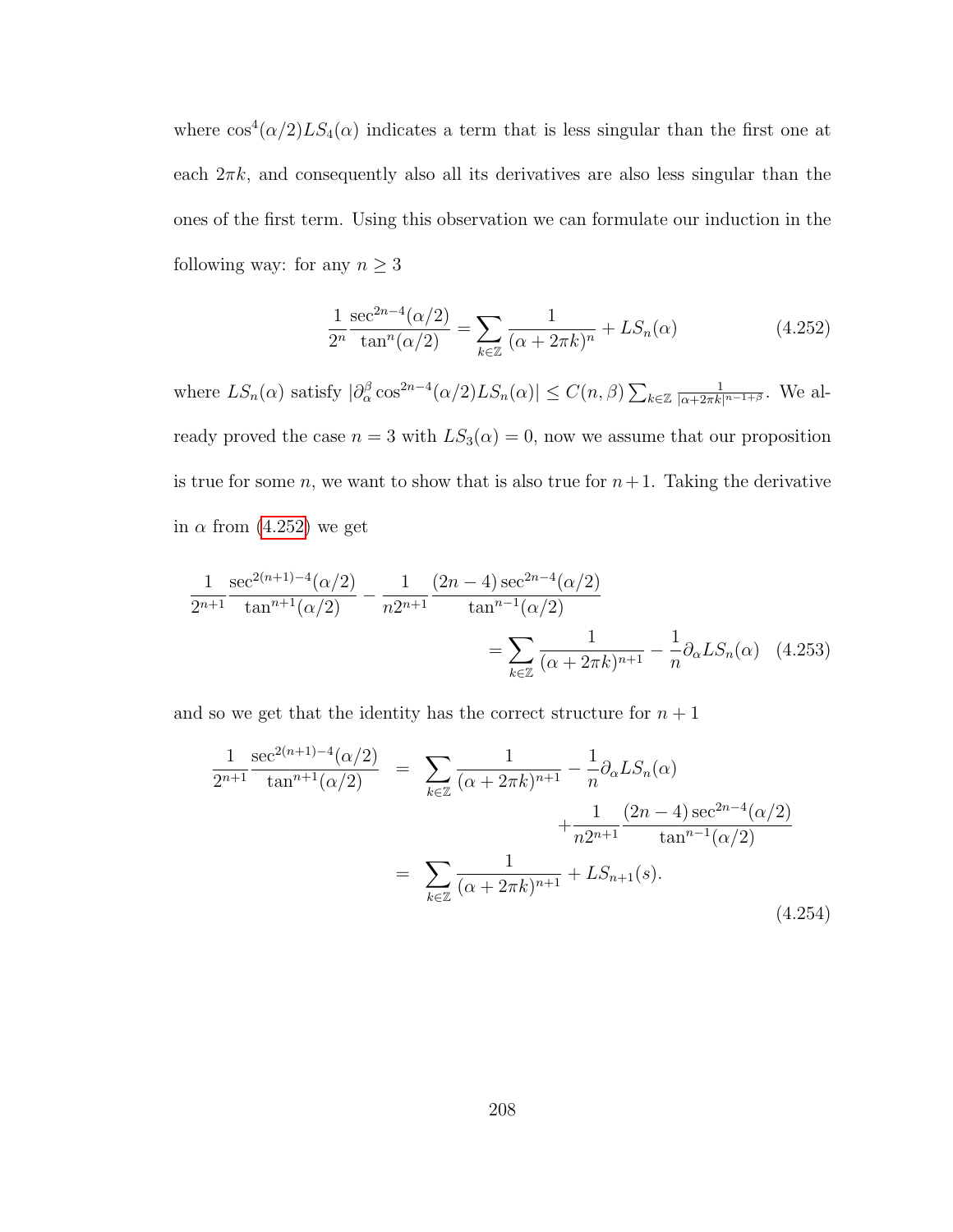where $\cos^4(\alpha/2)LS_4(\alpha)$ indicates a term that is less singular than the first one at each $2\pi k$, and consequently also all its derivatives are also less singular than the ones of the first term. Using this observation we can formulate our induction in the following way: for any $n \geq 3$

$$\frac{1}{2^n}\frac{\sec^{2n-4}(\alpha/2)}{\tan^n(\alpha/2)} = \sum_{k\in\mathbb{Z}} \frac{1}{(\alpha+2\pi k)^n} + LS_n(\alpha) \tag{4.252}$$

where $LS_n(\alpha)$ satisfy $|\partial_\alpha^\beta \cos^{2n-4}(\alpha/2)LS_n(\alpha)| \leq C(n,\beta)\sum_{k\in\mathbb{Z}}\frac{1}{|\alpha+2\pi k|^{n-1+\beta}}$. We already proved the case $n=3$ with $LS_3(\alpha)=0$, now we assume that our proposition is true for some $n$, we want to show that is also true for $n+1$. Taking the derivative in $\alpha$ from (4.252) we get

$$\frac{1}{2^{n+1}}\frac{\sec^{2(n+1)-4}(\alpha/2)}{\tan^{n+1}(\alpha/2)} - \frac{1}{n2^{n+1}}\frac{(2n-4)\sec^{2n-4}(\alpha/2)}{\tan^{n-1}(\alpha/2)} = \sum_{k\in\mathbb{Z}}\frac{1}{(\alpha+2\pi k)^{n+1}} - \frac{1}{n}\partial_\alpha LS_n(\alpha) \tag{4.253}$$

and so we get that the identity has the correct structure for $n+1$

$$\begin{aligned}
\frac{1}{2^{n+1}}\frac{\sec^{2(n+1)-4}(\alpha/2)}{\tan^{n+1}(\alpha/2)} &= \sum_{k\in\mathbb{Z}}\frac{1}{(\alpha+2\pi k)^{n+1}} - \frac{1}{n}\partial_\alpha LS_n(\alpha) \\
&\quad + \frac{1}{n2^{n+1}}\frac{(2n-4)\sec^{2n-4}(\alpha/2)}{\tan^{n-1}(\alpha/2)} \\
&= \sum_{k\in\mathbb{Z}}\frac{1}{(\alpha+2\pi k)^{n+1}} + LS_{n+1}(s).
\end{aligned} \tag{4.254}$$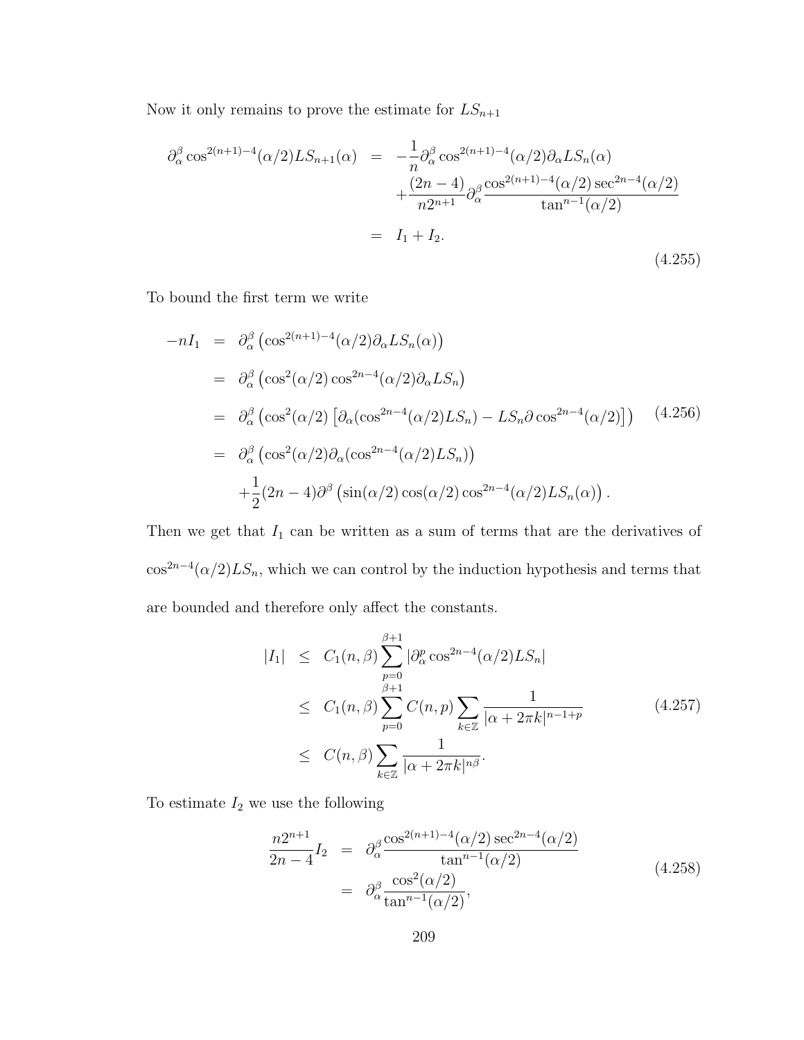Now it only remains to prove the estimate for $LS_{n+1}$

$$
\begin{aligned}
\partial_\alpha^\beta \cos^{2(n+1)-4}(\alpha/2) LS_{n+1}(\alpha) &= -\frac{1}{n}\partial_\alpha^\beta \cos^{2(n+1)-4}(\alpha/2)\partial_\alpha LS_n(\alpha) \\
&\quad + \frac{(2n-4)}{n2^{n+1}}\partial_\alpha^\beta \frac{\cos^{2(n+1)-4}(\alpha/2)\sec^{2n-4}(\alpha/2)}{\tan^{n-1}(\alpha/2)} \\
&= I_1 + I_2.
\end{aligned} \tag{4.255}
$$

To bound the first term we write

$$
\begin{aligned}
-nI_1 &= \partial_\alpha^\beta \left(\cos^{2(n+1)-4}(\alpha/2)\partial_\alpha LS_n(\alpha)\right) \\
&= \partial_\alpha^\beta \left(\cos^2(\alpha/2)\cos^{2n-4}(\alpha/2)\partial_\alpha LS_n\right) \\
&= \partial_\alpha^\beta \left(\cos^2(\alpha/2)\left[\partial_\alpha(\cos^{2n-4}(\alpha/2)LS_n) - LS_n \partial \cos^{2n-4}(\alpha/2)\right]\right) \\
&= \partial_\alpha^\beta \left(\cos^2(\alpha/2)\partial_\alpha(\cos^{2n-4}(\alpha/2)LS_n)\right) \\
&\quad + \frac{1}{2}(2n-4)\partial^\beta \left(\sin(\alpha/2)\cos(\alpha/2)\cos^{2n-4}(\alpha/2)LS_n(\alpha)\right).
\end{aligned} \tag{4.256}
$$

Then we get that $I_1$ can be written as a sum of terms that are the derivatives of $\cos^{2n-4}(\alpha/2)LS_n$, which we can control by the induction hypothesis and terms that are bounded and therefore only affect the constants.

$$
\begin{aligned}
|I_1| &\leq C_1(n,\beta)\sum_{p=0}^{\beta+1} |\partial_\alpha^p \cos^{2n-4}(\alpha/2)LS_n| \\
&\leq C_1(n,\beta)\sum_{p=0}^{\beta+1} C(n,p)\sum_{k\in\mathbb{Z}} \frac{1}{|\alpha+2\pi k|^{n-1+p}} \\
&\leq C(n,\beta)\sum_{k\in\mathbb{Z}} \frac{1}{|\alpha+2\pi k|^{n\beta}}.
\end{aligned} \tag{4.257}
$$

To estimate $I_2$ we use the following

$$
\begin{aligned}
\frac{n2^{n+1}}{2n-4}I_2 &= \partial_\alpha^\beta \frac{\cos^{2(n+1)-4}(\alpha/2)\sec^{2n-4}(\alpha/2)}{\tan^{n-1}(\alpha/2)} \\
&= \partial_\alpha^\beta \frac{\cos^2(\alpha/2)}{\tan^{n-1}(\alpha/2)},
\end{aligned} \tag{4.258}
$$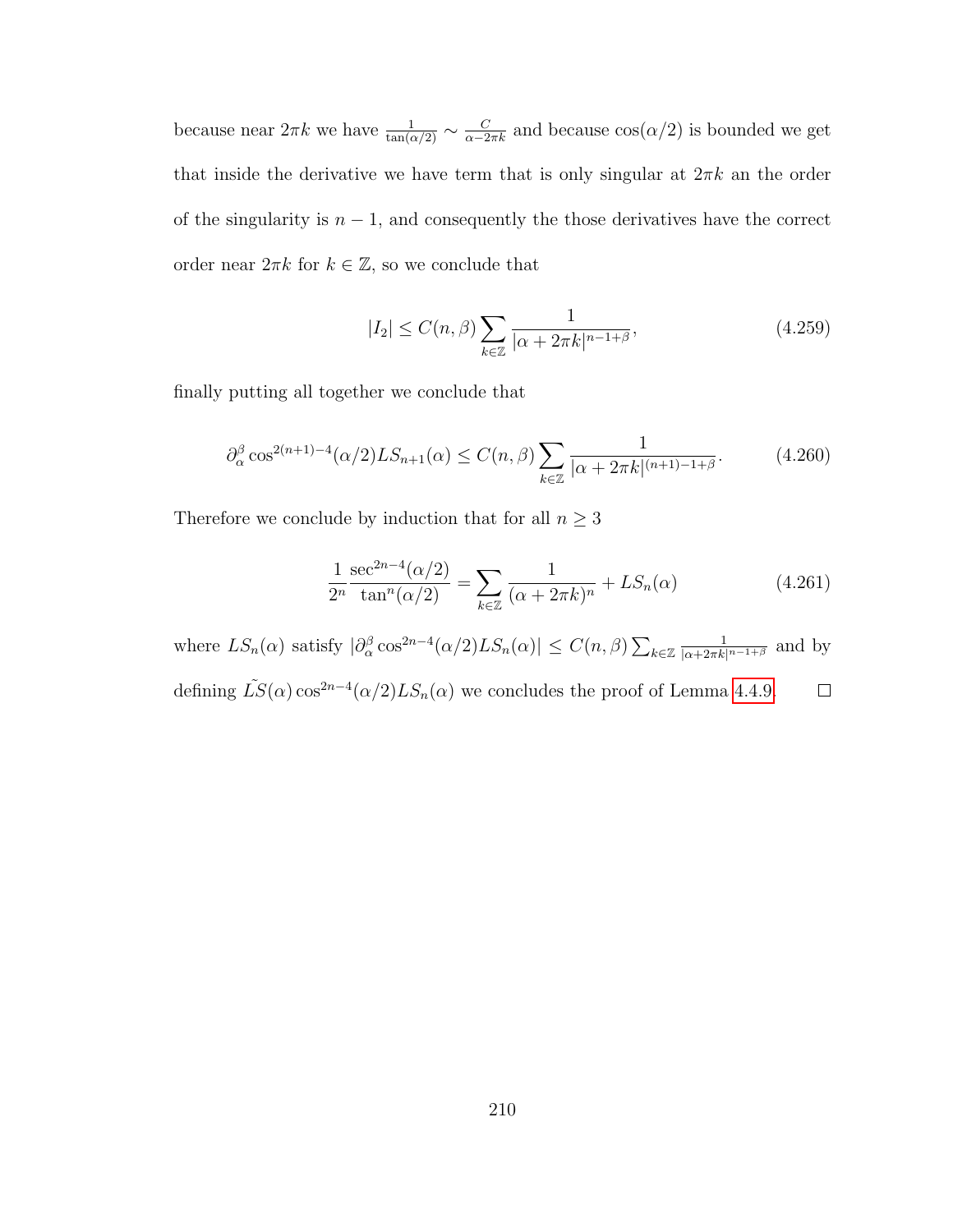because near $2\pi k$ we have $\frac{1}{\tan(\alpha/2)} \sim \frac{C}{\alpha - 2\pi k}$ and because $\cos(\alpha/2)$ is bounded we get that inside the derivative we have term that is only singular at $2\pi k$ an the order of the singularity is $n-1$, and consequently the those derivatives have the correct order near $2\pi k$ for $k \in \mathbb{Z}$, so we conclude that

$$|I_2| \leq C(n,\beta) \sum_{k \in \mathbb{Z}} \frac{1}{|\alpha + 2\pi k|^{n-1+\beta}}, \tag{4.259}$$

finally putting all together we conclude that

$$\partial_\alpha^\beta \cos^{2(n+1)-4}(\alpha/2) LS_{n+1}(\alpha) \leq C(n,\beta) \sum_{k \in \mathbb{Z}} \frac{1}{|\alpha + 2\pi k|^{(n+1)-1+\beta}}. \tag{4.260}$$

Therefore we conclude by induction that for all $n \geq 3$

$$\frac{1}{2^n} \frac{\sec^{2n-4}(\alpha/2)}{\tan^n(\alpha/2)} = \sum_{k \in \mathbb{Z}} \frac{1}{(\alpha + 2\pi k)^n} + LS_n(\alpha) \tag{4.261}$$

where $LS_n(\alpha)$ satisfy $|\partial_\alpha^\beta \cos^{2n-4}(\alpha/2) LS_n(\alpha)| \leq C(n,\beta) \sum_{k \in \mathbb{Z}} \frac{1}{|\alpha + 2\pi k|^{n-1+\beta}}$ and by defining $\tilde{LS}(\alpha) \cos^{2n-4}(\alpha/2) LS_n(\alpha)$ we concludes the proof of Lemma 4.4.9. $\square$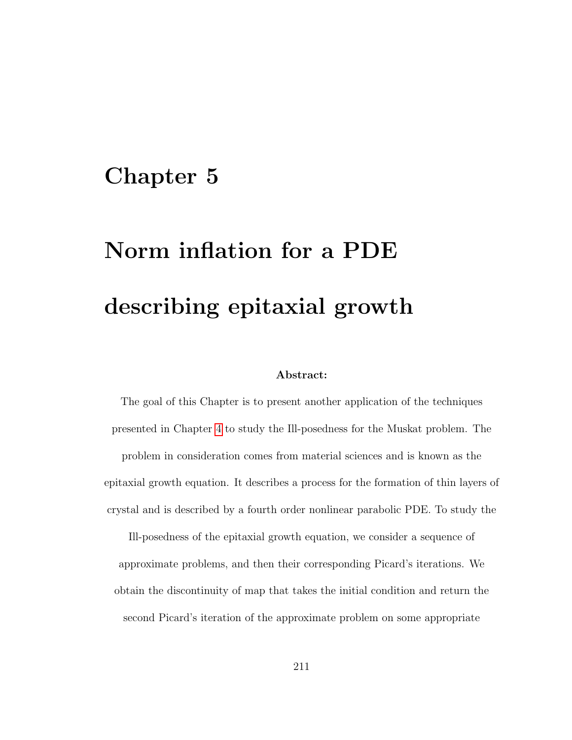# Chapter 5

# Norm inflation for a PDE describing epitaxial growth

**Abstract:**

The goal of this Chapter is to present another application of the techniques presented in Chapter 4 to study the Ill-posedness for the Muskat problem. The problem in consideration comes from material sciences and is known as the epitaxial growth equation. It describes a process for the formation of thin layers of crystal and is described by a fourth order nonlinear parabolic PDE. To study the Ill-posedness of the epitaxial growth equation, we consider a sequence of approximate problems, and then their corresponding Picard's iterations. We obtain the discontinuity of map that takes the initial condition and return the second Picard's iteration of the approximate problem on some appropriate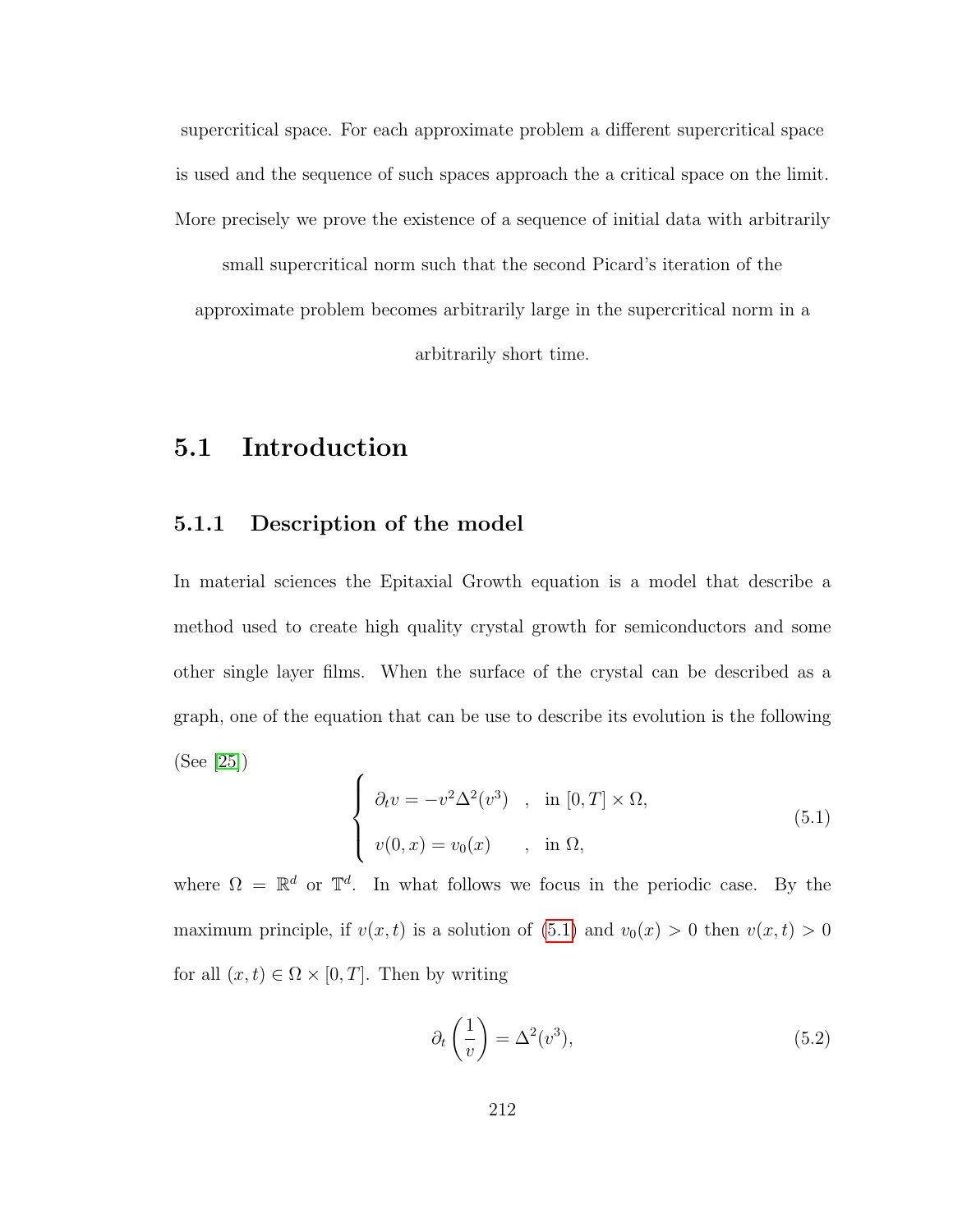supercritical space. For each approximate problem a different supercritical space is used and the sequence of such spaces approach the a critical space on the limit. More precisely we prove the existence of a sequence of initial data with arbitrarily small supercritical norm such that the second Picard's iteration of the approximate problem becomes arbitrarily large in the supercritical norm in a arbitrarily short time.

## 5.1 Introduction

### 5.1.1 Description of the model

In material sciences the Epitaxial Growth equation is a model that describe a method used to create high quality crystal growth for semiconductors and some other single layer films. When the surface of the crystal can be described as a graph, one of the equation that can be use to describe its evolution is the following (See [25])

$$
\begin{cases}
\partial_t v = -v^2 \Delta^2 (v^3) \quad , \quad \text{in } [0,T] \times \Omega, \\
v(0,x) = v_0(x) \qquad , \quad \text{in } \Omega,
\end{cases}
\tag{5.1}
$$

where $\Omega = \mathbb{R}^d$ or $\mathbb{T}^d$. In what follows we focus in the periodic case. By the maximum principle, if $v(x,t)$ is a solution of (5.1) and $v_0(x) > 0$ then $v(x,t) > 0$ for all $(x,t) \in \Omega \times [0,T]$. Then by writing

$$
\partial_t \left( \frac{1}{v} \right) = \Delta^2 (v^3),
\tag{5.2}
$$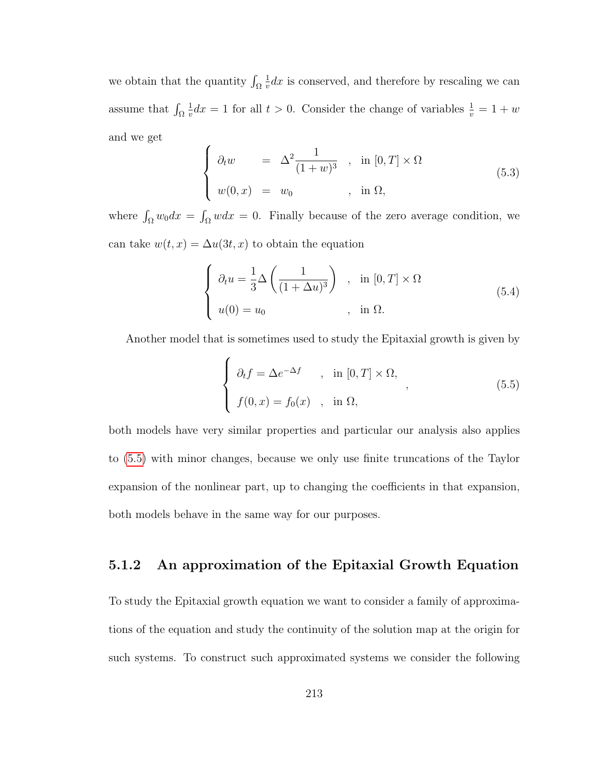we obtain that the quantity $\int_\Omega \frac{1}{v} dx$ is conserved, and therefore by rescaling we can assume that $\int_\Omega \frac{1}{v} dx = 1$ for all $t > 0$. Consider the change of variables $\frac{1}{v} = 1 + w$ and we get

$$
\begin{cases} \partial_t w &= \Delta^2 \dfrac{1}{(1+w)^3} \quad , \ \text{in } [0,T] \times \Omega \\ w(0,x) &= w_0 \qquad\qquad , \ \text{in } \Omega, \end{cases} \tag{5.3}
$$

where $\int_\Omega w_0 dx = \int_\Omega w dx = 0$. Finally because of the zero average condition, we can take $w(t,x) = \Delta u(3t, x)$ to obtain the equation

$$
\begin{cases} \partial_t u = \dfrac{1}{3} \Delta \left( \dfrac{1}{(1+\Delta u)^3} \right) \quad , \ \text{in } [0,T] \times \Omega \\ u(0) = u_0 \qquad\qquad\qquad\quad , \ \text{in } \Omega. \end{cases} \tag{5.4}
$$

Another model that is sometimes used to study the Epitaxial growth is given by

$$
\begin{cases} \partial_t f = \Delta e^{-\Delta f} \quad , \ \text{in } [0,T] \times \Omega, \\ f(0,x) = f_0(x) \quad , \ \text{in } \Omega, \end{cases} , \tag{5.5}
$$

both models have very similar properties and particular our analysis also applies to (5.5) with minor changes, because we only use finite truncations of the Taylor expansion of the nonlinear part, up to changing the coefficients in that expansion, both models behave in the same way for our purposes.

### 5.1.2 An approximation of the Epitaxial Growth Equation

To study the Epitaxial growth equation we want to consider a family of approximations of the equation and study the continuity of the solution map at the origin for such systems. To construct such approximated systems we consider the following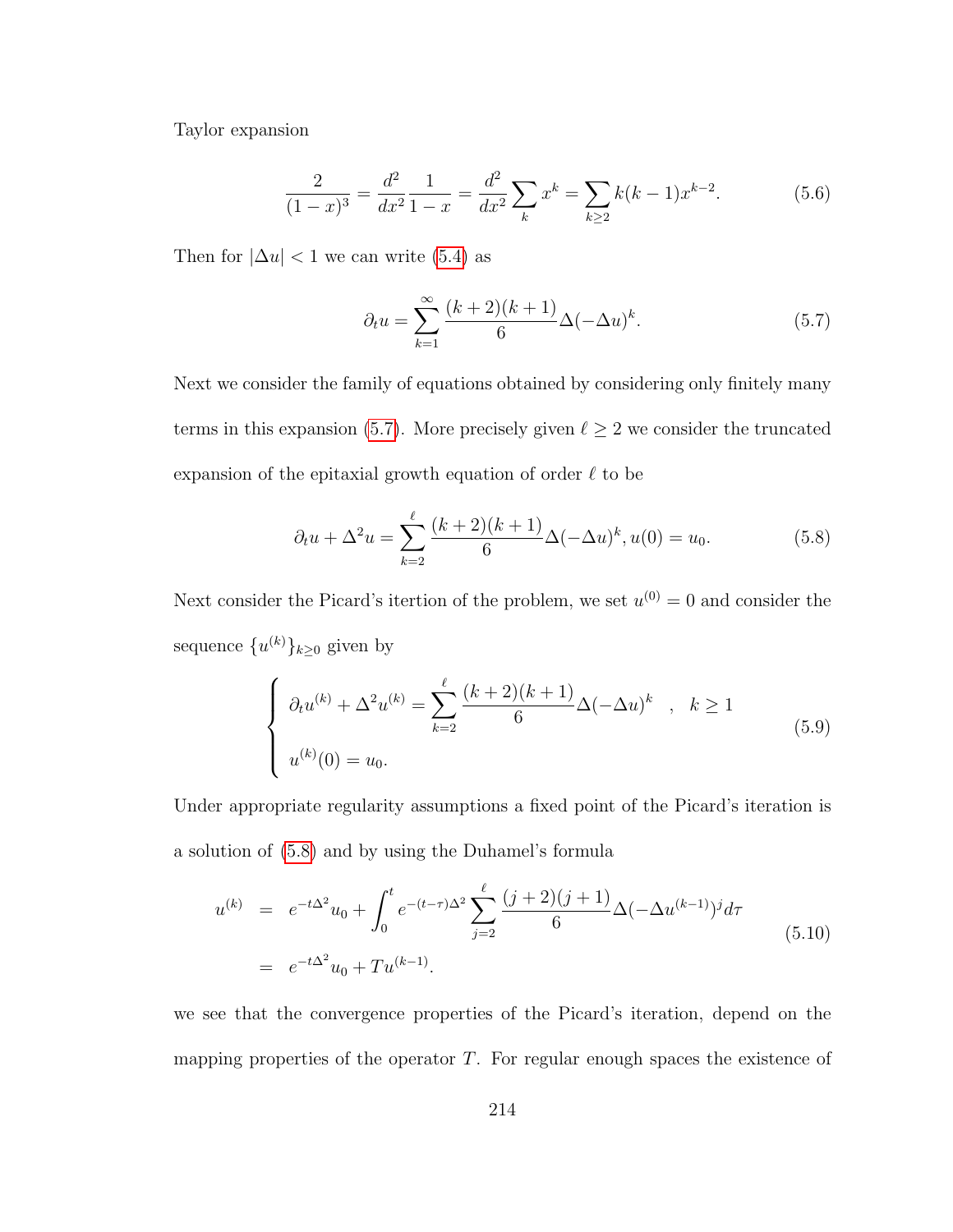Taylor expansion

$$\frac{2}{(1-x)^3} = \frac{d^2}{dx^2}\frac{1}{1-x} = \frac{d^2}{dx^2}\sum_k x^k = \sum_{k\geq 2} k(k-1)x^{k-2}. \tag{5.6}$$

Then for $|\Delta u| < 1$ we can write (5.4) as

$$\partial_t u = \sum_{k=1}^{\infty} \frac{(k+2)(k+1)}{6}\Delta(-\Delta u)^k. \tag{5.7}$$

Next we consider the family of equations obtained by considering only finitely many terms in this expansion (5.7). More precisely given $\ell \geq 2$ we consider the truncated expansion of the epitaxial growth equation of order $\ell$ to be

$$\partial_t u + \Delta^2 u = \sum_{k=2}^{\ell} \frac{(k+2)(k+1)}{6}\Delta(-\Delta u)^k, u(0) = u_0. \tag{5.8}$$

Next consider the Picard's itertion of the problem, we set $u^{(0)} = 0$ and consider the sequence $\{u^{(k)}\}_{k\geq 0}$ given by

$$\begin{cases} \partial_t u^{(k)} + \Delta^2 u^{(k)} = \displaystyle\sum_{k=2}^{\ell} \frac{(k+2)(k+1)}{6}\Delta(-\Delta u)^k \quad , \quad k \geq 1 \\ u^{(k)}(0) = u_0. \end{cases} \tag{5.9}$$

Under appropriate regularity assumptions a fixed point of the Picard's iteration is a solution of (5.8) and by using the Duhamel's formula

$$\begin{aligned} u^{(k)} &= e^{-t\Delta^2}u_0 + \int_0^t e^{-(t-\tau)\Delta^2}\sum_{j=2}^{\ell}\frac{(j+2)(j+1)}{6}\Delta(-\Delta u^{(k-1)})^j d\tau \\ &= e^{-t\Delta^2}u_0 + Tu^{(k-1)}. \end{aligned} \tag{5.10}$$

we see that the convergence properties of the Picard's iteration, depend on the mapping properties of the operator $T$. For regular enough spaces the existence of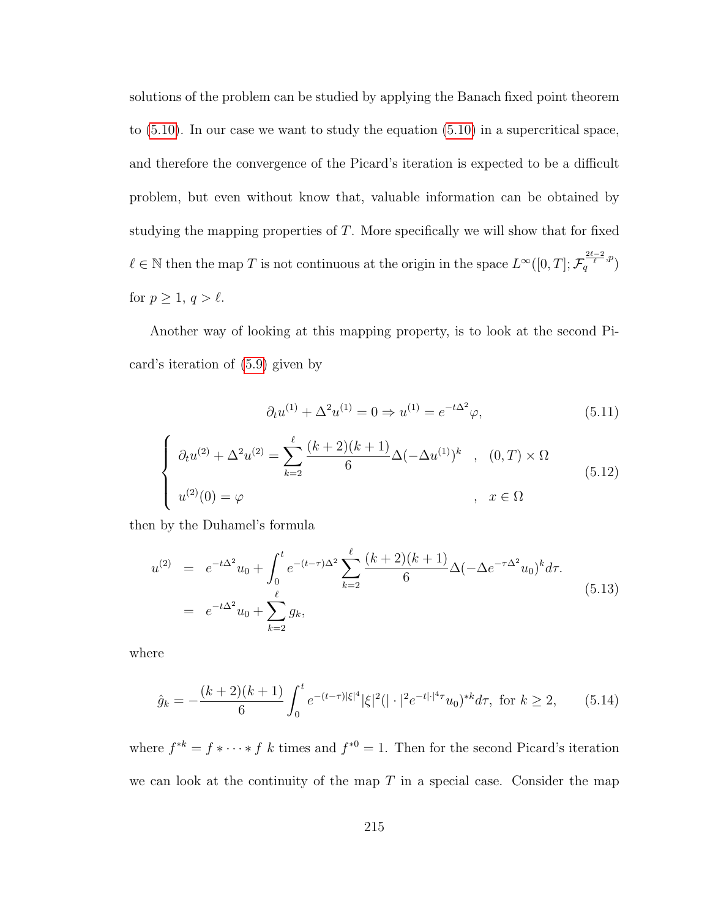solutions of the problem can be studied by applying the Banach fixed point theorem to (5.10). In our case we want to study the equation (5.10) in a supercritical space, and therefore the convergence of the Picard's iteration is expected to be a difficult problem, but even without know that, valuable information can be obtained by studying the mapping properties of $T$. More specifically we will show that for fixed $\ell \in \mathbb{N}$ then the map $T$ is not continuous at the origin in the space $L^\infty([0,T];\mathcal{F}_q^{\frac{2\ell-2}{\ell},p})$ for $p \geq 1$, $q > \ell$.

Another way of looking at this mapping property, is to look at the second Picard's iteration of (5.9) given by

$$\partial_t u^{(1)} + \Delta^2 u^{(1)} = 0 \Rightarrow u^{(1)} = e^{-t\Delta^2}\varphi, \tag{5.11}$$

$$\begin{cases} \partial_t u^{(2)} + \Delta^2 u^{(2)} = \displaystyle\sum_{k=2}^{\ell} \frac{(k+2)(k+1)}{6} \Delta(-\Delta u^{(1)})^k & , \quad (0,T) \times \Omega \\ u^{(2)}(0) = \varphi & , \quad x \in \Omega \end{cases} \tag{5.12}$$

then by the Duhamel's formula

$$\begin{aligned} u^{(2)} &= e^{-t\Delta^2}u_0 + \int_0^t e^{-(t-\tau)\Delta^2} \sum_{k=2}^{\ell} \frac{(k+2)(k+1)}{6} \Delta(-\Delta e^{-\tau\Delta^2}u_0)^k d\tau. \\ &= e^{-t\Delta^2}u_0 + \sum_{k=2}^{\ell} g_k, \end{aligned} \tag{5.13}$$

where

$$\hat{g}_k = -\frac{(k+2)(k+1)}{6} \int_0^t e^{-(t-\tau)|\xi|^4} |\xi|^2 (|\cdot|^2 e^{-t|\cdot|^4\tau} u_0)^{*k} d\tau, \text{ for } k \geq 2, \tag{5.14}$$

where $f^{*k} = f * \cdots * f$ $k$ times and $f^{*0} = 1$. Then for the second Picard's iteration we can look at the continuity of the map $T$ in a special case. Consider the map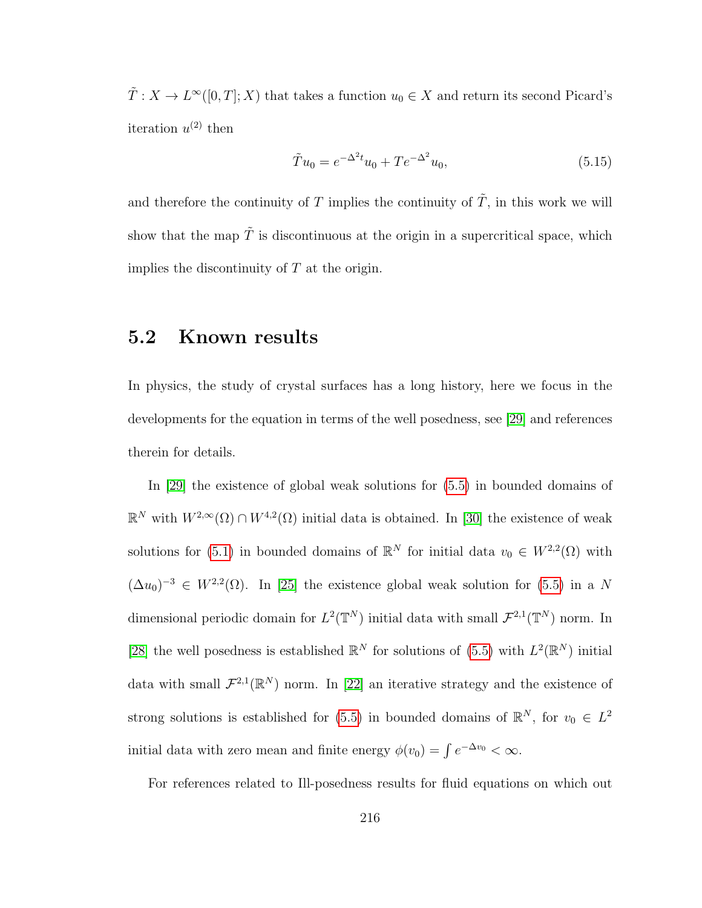$\tilde{T} : X \to L^\infty([0,T]; X)$ that takes a function $u_0 \in X$ and return its second Picard's iteration $u^{(2)}$ then

$$\tilde{T} u_0 = e^{-\Delta^2 t} u_0 + T e^{-\Delta^2} u_0, \tag{5.15}$$

and therefore the continuity of $T$ implies the continuity of $\tilde{T}$, in this work we will show that the map $\tilde{T}$ is discontinuous at the origin in a supercritical space, which implies the discontinuity of $T$ at the origin.

## 5.2 Known results

In physics, the study of crystal surfaces has a long history, here we focus in the developments for the equation in terms of the well posedness, see [29] and references therein for details.

In [29] the existence of global weak solutions for (5.5) in bounded domains of $\mathbb{R}^N$ with $W^{2,\infty}(\Omega) \cap W^{4,2}(\Omega)$ initial data is obtained. In [30] the existence of weak solutions for (5.1) in bounded domains of $\mathbb{R}^N$ for initial data $v_0 \in W^{2,2}(\Omega)$ with $(\Delta u_0)^{-3} \in W^{2,2}(\Omega)$. In [25] the existence global weak solution for (5.5) in a $N$ dimensional periodic domain for $L^2(\mathbb{T}^N)$ initial data with small $\mathcal{F}^{2,1}(\mathbb{T}^N)$ norm. In [28] the well posedness is established $\mathbb{R}^N$ for solutions of (5.5) with $L^2(\mathbb{R}^N)$ initial data with small $\mathcal{F}^{2,1}(\mathbb{R}^N)$ norm. In [22] an iterative strategy and the existence of strong solutions is established for (5.5) in bounded domains of $\mathbb{R}^N$, for $v_0 \in L^2$ initial data with zero mean and finite energy $\phi(v_0) = \int e^{-\Delta v_0} < \infty$.

For references related to Ill-posedness results for fluid equations on which out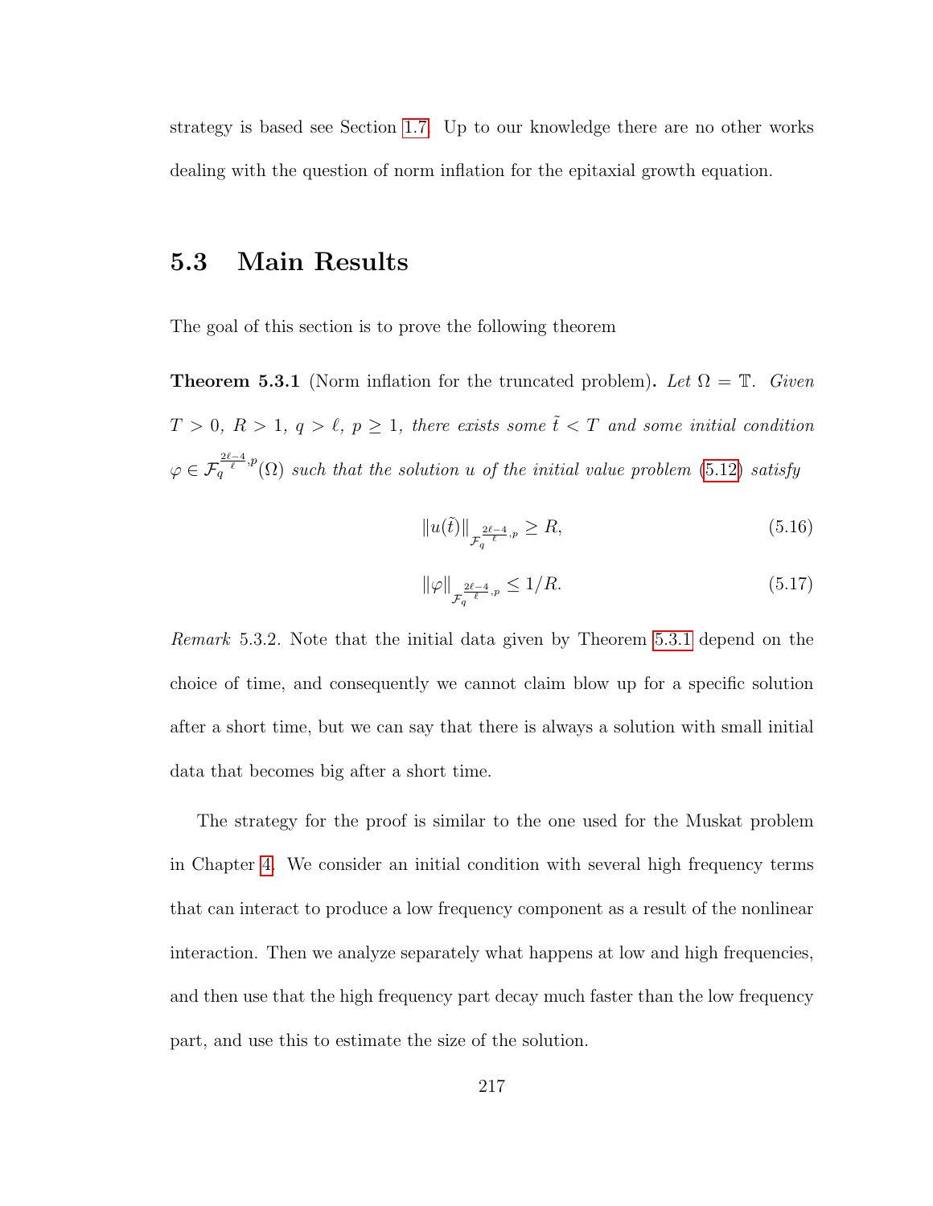strategy is based see Section 1.7. Up to our knowledge there are no other works dealing with the question of norm inflation for the epitaxial growth equation.

## 5.3 Main Results

The goal of this section is to prove the following theorem

**Theorem 5.3.1** (Norm inflation for the truncated problem)**.** *Let $\Omega = \mathbb{T}$. Given $T > 0$, $R > 1$, $q > \ell$, $p \geq 1$, there exists some $\tilde{t} < T$ and some initial condition $\varphi \in \mathcal{F}_q^{\frac{2\ell-4}{\ell},p}(\Omega)$ such that the solution $u$ of the initial value problem (5.12) satisfy*

$$\|u(\tilde{t})\|_{\mathcal{F}_q^{\frac{2\ell-4}{\ell},p}} \geq R, \tag{5.16}$$

$$\|\varphi\|_{\mathcal{F}_q^{\frac{2\ell-4}{\ell},p}} \leq 1/R. \tag{5.17}$$

*Remark* 5.3.2. Note that the initial data given by Theorem 5.3.1 depend on the choice of time, and consequently we cannot claim blow up for a specific solution after a short time, but we can say that there is always a solution with small initial data that becomes big after a short time.

The strategy for the proof is similar to the one used for the Muskat problem in Chapter 4. We consider an initial condition with several high frequency terms that can interact to produce a low frequency component as a result of the nonlinear interaction. Then we analyze separately what happens at low and high frequencies, and then use that the high frequency part decay much faster than the low frequency part, and use this to estimate the size of the solution.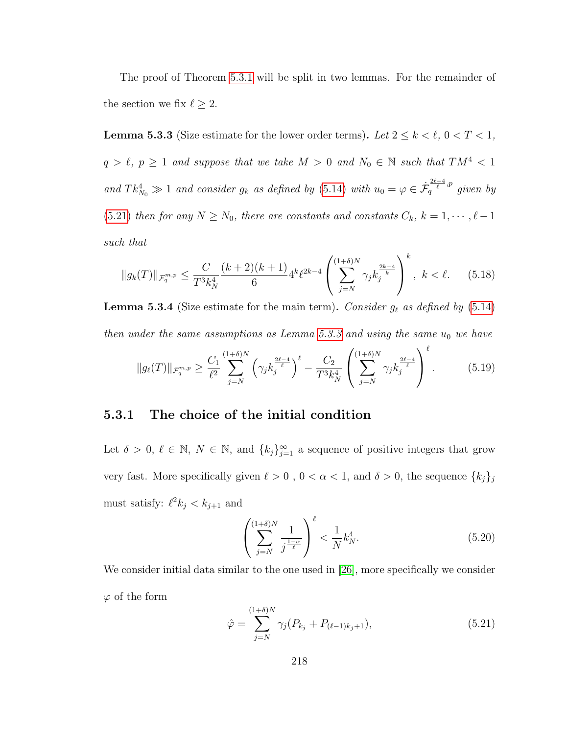The proof of Theorem 5.3.1 will be split in two lemmas. For the remainder of the section we fix $\ell \geq 2$.

**Lemma 5.3.3** (Size estimate for the lower order terms). *Let $2 \leq k < \ell$, $0 < T < 1$, $q > \ell$, $p \geq 1$ and suppose that we take $M > 0$ and $N_0 \in \mathbb{N}$ such that $TM^4 < 1$ and $Tk_{N_0}^4 \gg 1$ and consider $g_k$ as defined by (5.14) with $u_0 = \varphi \in \dot{\mathcal{F}}_q^{\frac{2\ell-4}{\ell},p}$ given by (5.21) then for any $N \geq N_0$, there are constants and constants $C_k$, $k = 1, \cdots, \ell-1$ such that*

$$
\|g_k(T)\|_{\mathcal{F}_q^{m,p}} \leq \frac{C}{T^3 k_N^4} \frac{(k+2)(k+1)}{6} 4^k \ell^{2k-4} \left( \sum_{j=N}^{(1+\delta)N} \gamma_j k_j^{\frac{2k-4}{k}} \right)^k, \ k < \ell. \tag{5.18}
$$

**Lemma 5.3.4** (Size estimate for the main term). *Consider $g_\ell$ as defined by (5.14) then under the same assumptions as Lemma 5.3.3 and using the same $u_0$ we have*

$$
\|g_\ell(T)\|_{\mathcal{F}_q^{m,p}} \geq \frac{C_1}{\ell^2} \sum_{j=N}^{(1+\delta)N} \left( \gamma_j k_j^{\frac{2\ell-4}{\ell}} \right)^\ell - \frac{C_2}{T^3 k_N^4} \left( \sum_{j=N}^{(1+\delta)N} \gamma_j k_j^{\frac{2\ell-4}{\ell}} \right)^\ell. \tag{5.19}
$$

### 5.3.1 The choice of the initial condition

Let $\delta > 0$, $\ell \in \mathbb{N}$, $N \in \mathbb{N}$, and $\{k_j\}_{j=1}^\infty$ a sequence of positive integers that grow very fast. More specifically given $\ell > 0$ , $0 < \alpha < 1$, and $\delta > 0$, the sequence $\{k_j\}_j$ must satisfy: $\ell^2 k_j < k_{j+1}$ and

$$
\left( \sum_{j=N}^{(1+\delta)N} \frac{1}{j^{\frac{1-\alpha}{\ell}}} \right)^\ell < \frac{1}{N} k_N^4. \tag{5.20}
$$

We consider initial data similar to the one used in [26], more specifically we consider $\varphi$ of the form

$$
\hat{\varphi} = \sum_{j=N}^{(1+\delta)N} \gamma_j (P_{k_j} + P_{(\ell-1)k_j+1}), \tag{5.21}
$$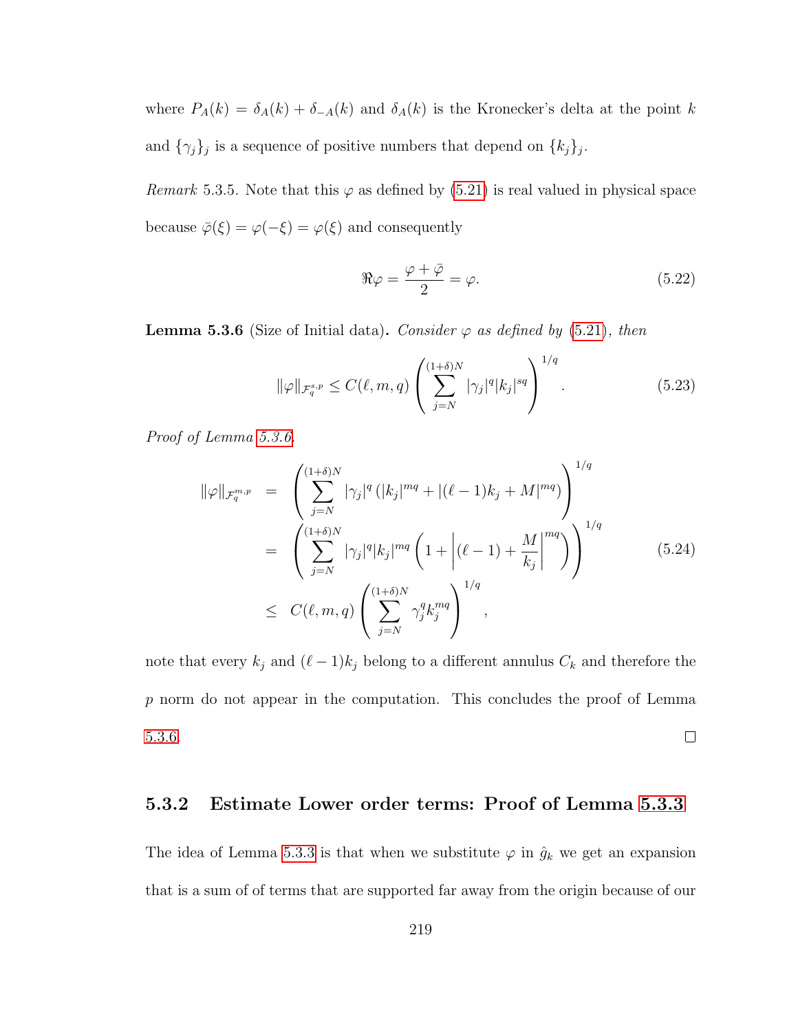where $P_A(k) = \delta_A(k) + \delta_{-A}(k)$ and $\delta_A(k)$ is the Kronecker's delta at the point $k$ and $\{\gamma_j\}_j$ is a sequence of positive numbers that depend on $\{k_j\}_j$.

*Remark* 5.3.5. Note that this $\varphi$ as defined by (5.21) is real valued in physical space because $\bar{\varphi}(\xi) = \varphi(-\xi) = \varphi(\xi)$ and consequently

$$\Re\varphi = \frac{\varphi + \bar{\varphi}}{2} = \varphi. \tag{5.22}$$

**Lemma 5.3.6** (Size of Initial data)**.** *Consider $\varphi$ as defined by (5.21), then*

$$\|\varphi\|_{\mathcal{F}_q^{s,p}} \leq C(\ell, m, q) \left( \sum_{j=N}^{(1+\delta)N} |\gamma_j|^q |k_j|^{sq} \right)^{1/q}. \tag{5.23}$$

*Proof of Lemma 5.3.6.*

$$\begin{aligned}
\|\varphi\|_{\mathcal{F}_q^{m,p}} &= \left( \sum_{j=N}^{(1+\delta)N} |\gamma_j|^q \left( |k_j|^{mq} + |(\ell-1)k_j + M|^{mq} \right) \right)^{1/q} \\
&= \left( \sum_{j=N}^{(1+\delta)N} |\gamma_j|^q |k_j|^{mq} \left( 1 + \left| (\ell - 1) + \frac{M}{k_j} \right|^{mq} \right) \right)^{1/q} \\
&\leq C(\ell, m, q) \left( \sum_{j=N}^{(1+\delta)N} \gamma_j^q k_j^{mq} \right)^{1/q},
\end{aligned} \tag{5.24}$$

note that every $k_j$ and $(\ell - 1)k_j$ belong to a different annulus $C_k$ and therefore the $p$ norm do not appear in the computation. This concludes the proof of Lemma 5.3.6. ∎

### 5.3.2 Estimate Lower order terms: Proof of Lemma 5.3.3

The idea of Lemma 5.3.3 is that when we substitute $\varphi$ in $\hat{g}_k$ we get an expansion that is a sum of of terms that are supported far away from the origin because of our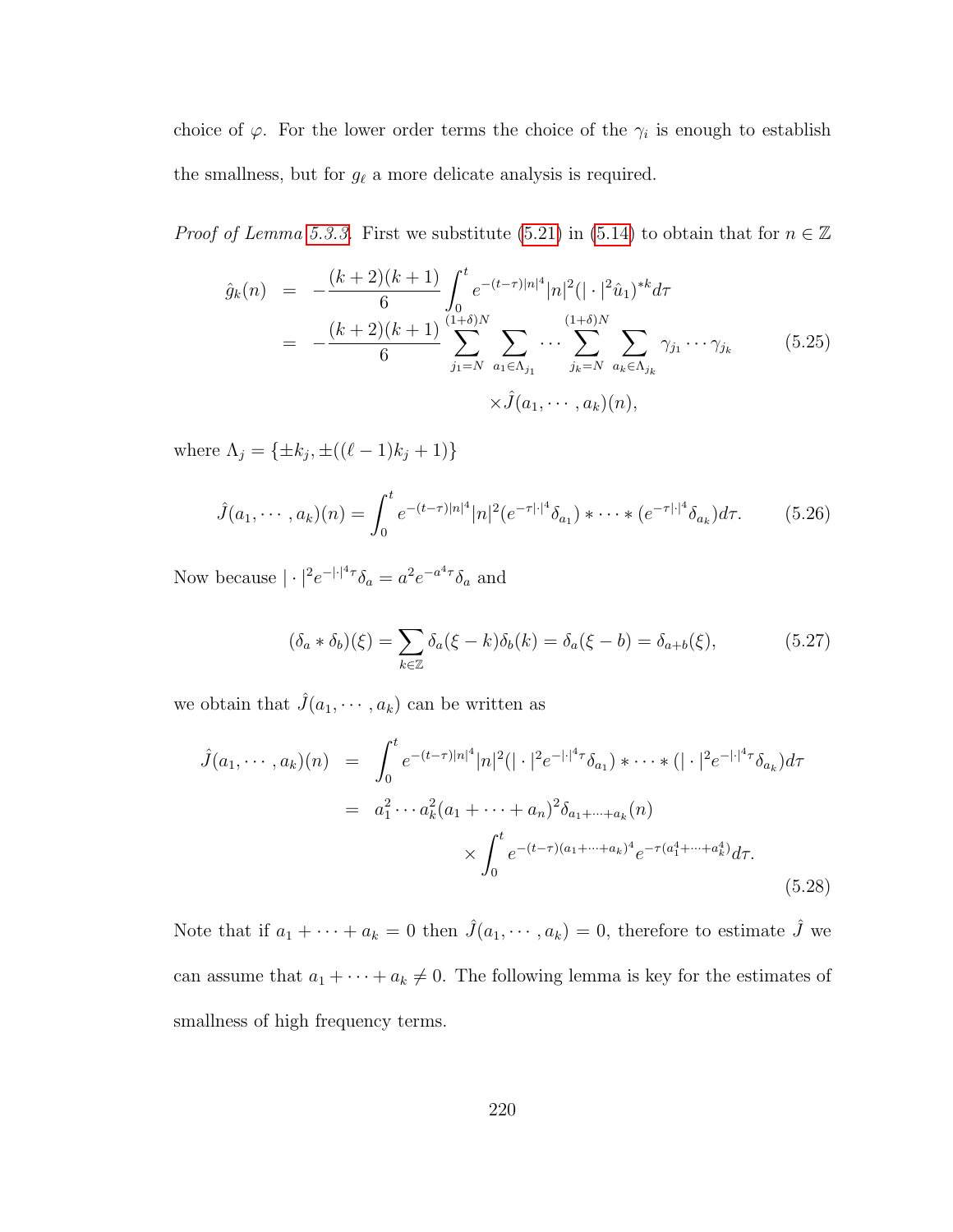choice of $\varphi$. For the lower order terms the choice of the $\gamma_i$ is enough to establish the smallness, but for $g_\ell$ a more delicate analysis is required.

*Proof of Lemma 5.3.3.* First we substitute (5.21) in (5.14) to obtain that for $n \in \mathbb{Z}$

$$
\begin{aligned}
\hat{g}_k(n) &= -\frac{(k+2)(k+1)}{6} \int_0^t e^{-(t-\tau)|n|^4} |n|^2 (|\cdot|^2 \hat{u}_1)^{*k} d\tau \\
&= -\frac{(k+2)(k+1)}{6} \sum_{j_1=N}^{(1+\delta)N} \sum_{a_1 \in \Lambda_{j_1}} \cdots \sum_{j_k=N}^{(1+\delta)N} \sum_{a_k \in \Lambda_{j_k}} \gamma_{j_1} \cdots \gamma_{j_k} \qquad (5.25) \\
&\qquad\qquad \times \hat{J}(a_1, \cdots, a_k)(n),
\end{aligned}
$$

where $\Lambda_j = \{\pm k_j, \pm((\ell-1)k_j + 1)\}$

$$
\hat{J}(a_1, \cdots, a_k)(n) = \int_0^t e^{-(t-\tau)|n|^4} |n|^2 (e^{-\tau|\cdot|^4} \delta_{a_1}) * \cdots * (e^{-\tau|\cdot|^4} \delta_{a_k}) d\tau. \qquad (5.26)
$$

Now because $|\cdot|^2 e^{-|\cdot|^4 \tau} \delta_a = a^2 e^{-a^4 \tau} \delta_a$ and

$$
(\delta_a * \delta_b)(\xi) = \sum_{k \in \mathbb{Z}} \delta_a(\xi - k) \delta_b(k) = \delta_a(\xi - b) = \delta_{a+b}(\xi), \qquad (5.27)
$$

we obtain that $\hat{J}(a_1, \cdots, a_k)$ can be written as

$$
\begin{aligned}
\hat{J}(a_1, \cdots, a_k)(n) &= \int_0^t e^{-(t-\tau)|n|^4} |n|^2 (|\cdot|^2 e^{-|\cdot|^4 \tau} \delta_{a_1}) * \cdots * (|\cdot|^2 e^{-|\cdot|^4 \tau} \delta_{a_k}) d\tau \\
&= a_1^2 \cdots a_k^2 (a_1 + \cdots + a_n)^2 \delta_{a_1 + \cdots + a_k}(n) \\
&\qquad \times \int_0^t e^{-(t-\tau)(a_1 + \cdots + a_k)^4} e^{-\tau(a_1^4 + \cdots + a_k^4)} d\tau. \qquad (5.28)
\end{aligned}
$$

Note that if $a_1 + \cdots + a_k = 0$ then $\hat{J}(a_1, \cdots, a_k) = 0$, therefore to estimate $\hat{J}$ we can assume that $a_1 + \cdots + a_k \neq 0$. The following lemma is key for the estimates of smallness of high frequency terms.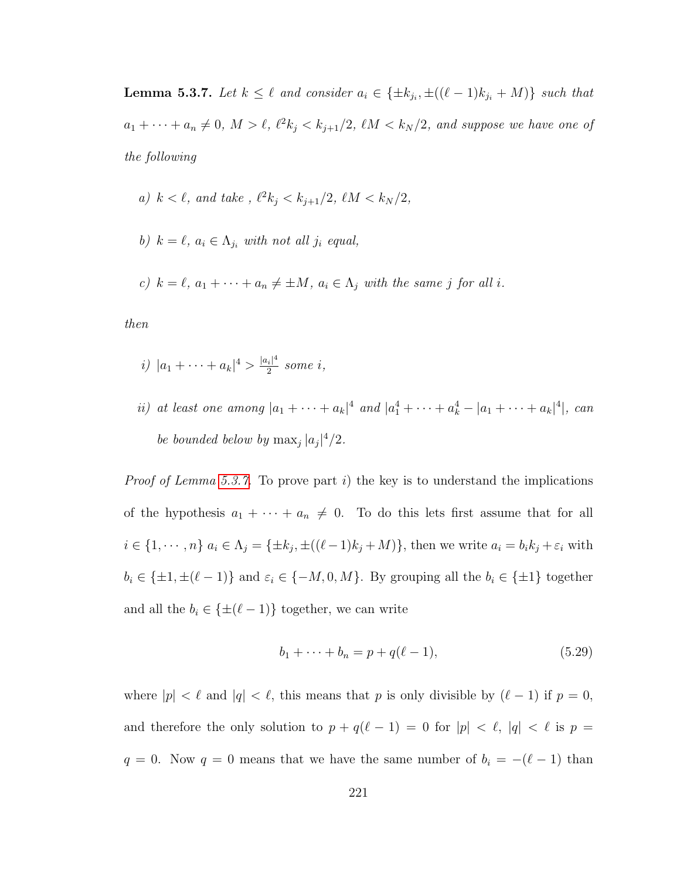**Lemma 5.3.7.** *Let $k \leq \ell$ and consider $a_i \in \{\pm k_{j_i}, \pm((\ell-1)k_{j_i} + M)\}$ such that $a_1 + \cdots + a_n \neq 0$, $M > \ell$, $\ell^2 k_j < k_{j+1}/2$, $\ell M < k_N/2$, and suppose we have one of the following*

*a) $k < \ell$, and take , $\ell^2 k_j < k_{j+1}/2$, $\ell M < k_N/2$,*

*b) $k = \ell$, $a_i \in \Lambda_{j_i}$ with not all $j_i$ equal,*

*c) $k = \ell$, $a_1 + \cdots + a_n \neq \pm M$, $a_i \in \Lambda_j$ with the same $j$ for all $i$.*

*then*

*i) $|a_1 + \cdots + a_k|^4 > \frac{|a_i|^4}{2}$ some $i$,*

*ii) at least one among $|a_1 + \cdots + a_k|^4$ and $|a_1^4 + \cdots + a_k^4 - |a_1 + \cdots + a_k|^4|$, can be bounded below by $\max_j |a_j|^4/2$.*

*Proof of Lemma 5.3.7.* To prove part *i)* the key is to understand the implications of the hypothesis $a_1 + \cdots + a_n \neq 0$. To do this lets first assume that for all $i \in \{1, \cdots, n\}$ $a_i \in \Lambda_j = \{\pm k_j, \pm((\ell-1)k_j + M)\}$, then we write $a_i = b_i k_j + \varepsilon_i$ with $b_i \in \{\pm 1, \pm(\ell-1)\}$ and $\varepsilon_i \in \{-M, 0, M\}$. By grouping all the $b_i \in \{\pm 1\}$ together and all the $b_i \in \{\pm(\ell-1)\}$ together, we can write

$$b_1 + \cdots + b_n = p + q(\ell - 1), \tag{5.29}$$

where $|p| < \ell$ and $|q| < \ell$, this means that $p$ is only divisible by $(\ell - 1)$ if $p = 0$, and therefore the only solution to $p + q(\ell-1) = 0$ for $|p| < \ell$, $|q| < \ell$ is $p = q = 0$. Now $q = 0$ means that we have the same number of $b_i = -(\ell - 1)$ than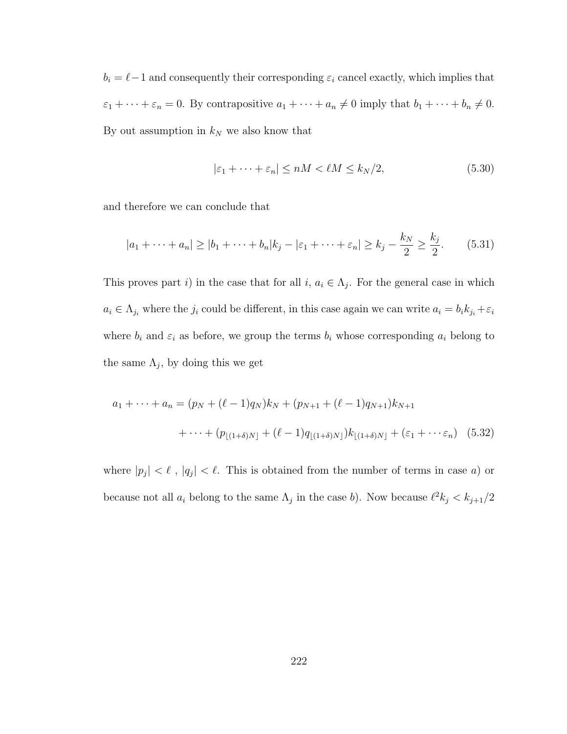$b_i = \ell - 1$ and consequently their corresponding $\varepsilon_i$ cancel exactly, which implies that $\varepsilon_1 + \cdots + \varepsilon_n = 0$. By contrapositive $a_1 + \cdots + a_n \neq 0$ imply that $b_1 + \cdots + b_n \neq 0$. By out assumption in $k_N$ we also know that

$$|\varepsilon_1 + \cdots + \varepsilon_n| \leq nM < \ell M \leq k_N/2, \tag{5.30}$$

and therefore we can conclude that

$$|a_1 + \cdots + a_n| \geq |b_1 + \cdots + b_n| k_j - |\varepsilon_1 + \cdots + \varepsilon_n| \geq k_j - \frac{k_N}{2} \geq \frac{k_j}{2}. \tag{5.31}$$

This proves part *i)* in the case that for all $i$, $a_i \in \Lambda_j$. For the general case in which $a_i \in \Lambda_{j_i}$ where the $j_i$ could be different, in this case again we can write $a_i = b_i k_{j_i} + \varepsilon_i$ where $b_i$ and $\varepsilon_i$ as before, we group the terms $b_i$ whose corresponding $a_i$ belong to the same $\Lambda_j$, by doing this we get

$$\begin{aligned} a_1 + \cdots + a_n = (p_N + (\ell-1)q_N)k_N + (p_{N+1} + (\ell-1)q_{N+1})k_{N+1} \\ + \cdots + (p_{\lfloor (1+\delta)N \rfloor} + (\ell-1)q_{\lfloor (1+\delta)N \rfloor})k_{\lfloor (1+\delta)N \rfloor} + (\varepsilon_1 + \cdots \varepsilon_n) \end{aligned} \tag{5.32}$$

where $|p_j| < \ell$ , $|q_j| < \ell$. This is obtained from the number of terms in case *a)* or because not all $a_i$ belong to the same $\Lambda_j$ in the case *b)*. Now because $\ell^2 k_j < k_{j+1}/2$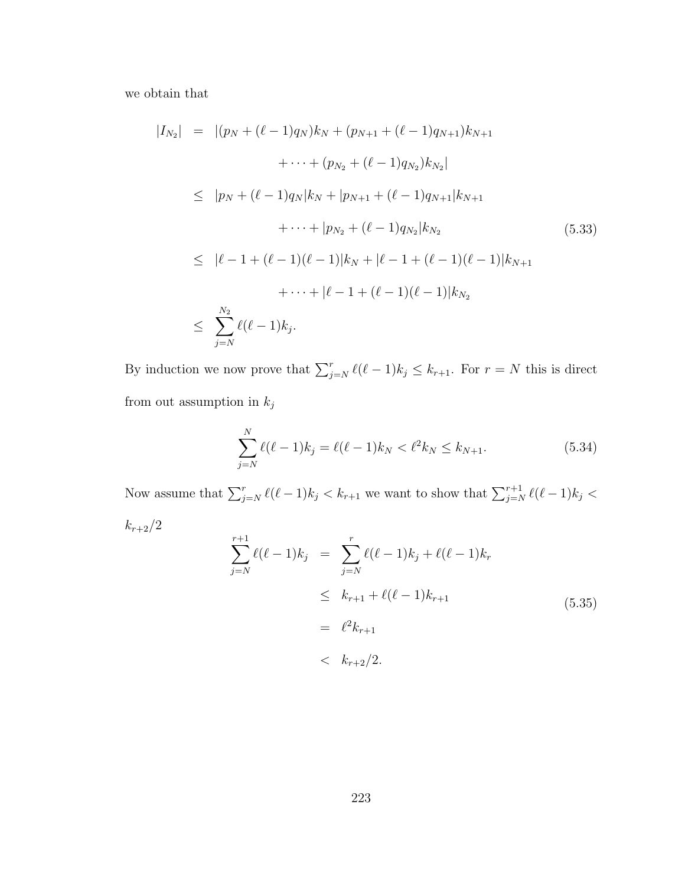we obtain that

$$
\begin{aligned}
|I_{N_2}| &= |(p_N + (\ell-1)q_N)k_N + (p_{N+1} + (\ell-1)q_{N+1})k_{N+1} \\
&\qquad + \cdots + (p_{N_2} + (\ell-1)q_{N_2})k_{N_2}| \\
&\leq |p_N + (\ell-1)q_N|k_N + |p_{N+1} + (\ell-1)q_{N+1}|k_{N+1} \\
&\qquad + \cdots + |p_{N_2} + (\ell-1)q_{N_2}|k_{N_2} \\
&\leq |\ell - 1 + (\ell-1)(\ell-1)|k_N + |\ell - 1 + (\ell-1)(\ell-1)|k_{N+1} \\
&\qquad + \cdots + |\ell - 1 + (\ell-1)(\ell-1)|k_{N_2} \\
&\leq \sum_{j=N}^{N_2} \ell(\ell-1)k_j.
\end{aligned}
\tag{5.33}
$$

By induction we now prove that $\sum_{j=N}^{r} \ell(\ell-1)k_j \leq k_{r+1}$. For $r = N$ this is direct from out assumption in $k_j$

$$
\sum_{j=N}^{N} \ell(\ell-1)k_j = \ell(\ell-1)k_N < \ell^2 k_N \leq k_{N+1}. \tag{5.34}
$$

Now assume that $\sum_{j=N}^{r} \ell(\ell-1)k_j < k_{r+1}$ we want to show that $\sum_{j=N}^{r+1} \ell(\ell-1)k_j < k_{r+2}/2$

$$
\begin{aligned}
\sum_{j=N}^{r+1} \ell(\ell-1)k_j &= \sum_{j=N}^{r} \ell(\ell-1)k_j + \ell(\ell-1)k_r \\
&\leq k_{r+1} + \ell(\ell-1)k_{r+1} \\
&= \ell^2 k_{r+1} \\
&< k_{r+2}/2.
\end{aligned}
\tag{5.35}
$$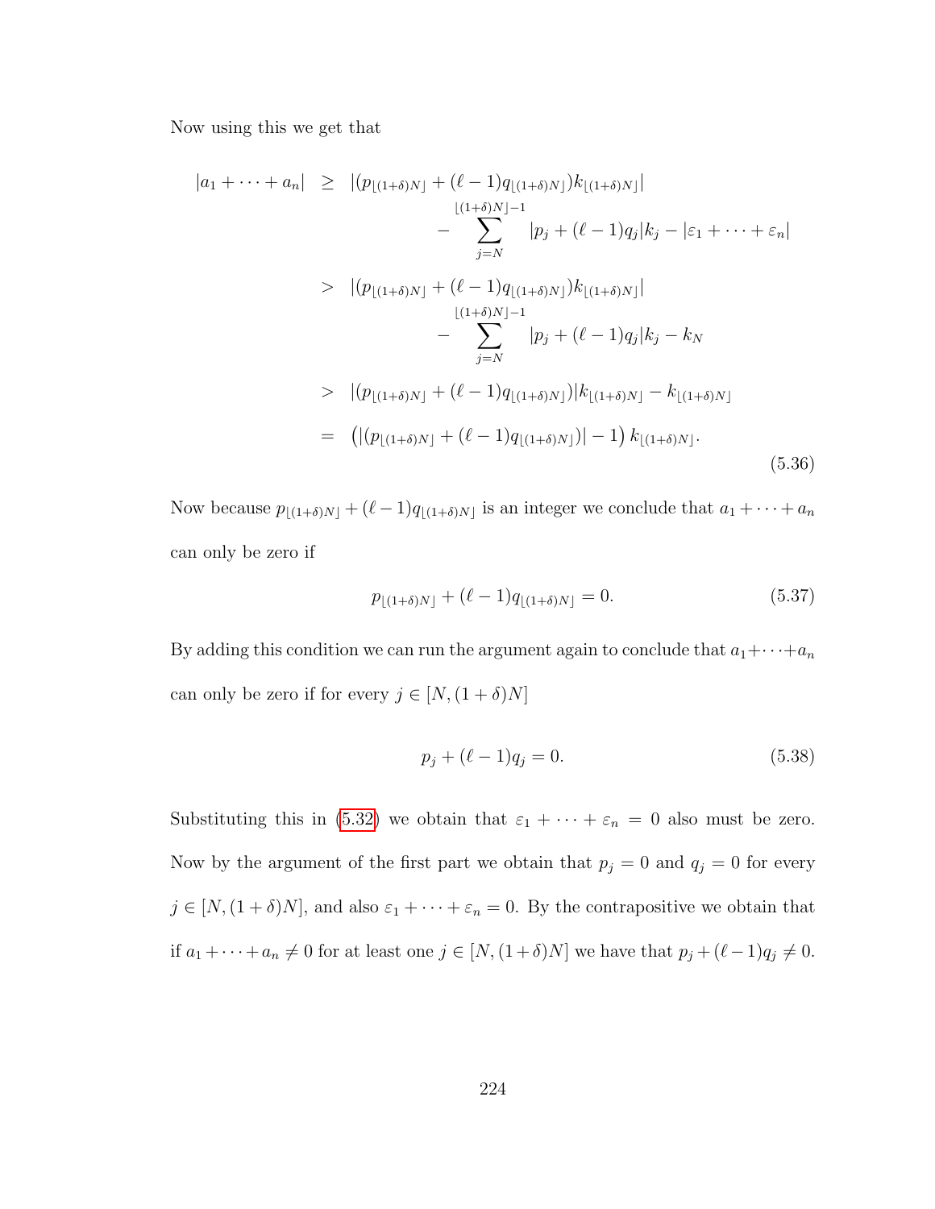Now using this we get that

$$
\begin{aligned}
|a_1 + \cdots + a_n| &\geq |(p_{\lfloor(1+\delta)N\rfloor} + (\ell-1)q_{\lfloor(1+\delta)N\rfloor})k_{\lfloor(1+\delta)N\rfloor}| \\
&\qquad - \sum_{j=N}^{\lfloor(1+\delta)N\rfloor-1} |p_j + (\ell-1)q_j|k_j - |\varepsilon_1 + \cdots + \varepsilon_n| \\
&> |(p_{\lfloor(1+\delta)N\rfloor} + (\ell-1)q_{\lfloor(1+\delta)N\rfloor})k_{\lfloor(1+\delta)N\rfloor}| \\
&\qquad - \sum_{j=N}^{\lfloor(1+\delta)N\rfloor-1} |p_j + (\ell-1)q_j|k_j - k_N \\
&> |(p_{\lfloor(1+\delta)N\rfloor} + (\ell-1)q_{\lfloor(1+\delta)N\rfloor})|k_{\lfloor(1+\delta)N\rfloor} - k_{\lfloor(1+\delta)N\rfloor} \\
&= \left(|(p_{\lfloor(1+\delta)N\rfloor} + (\ell-1)q_{\lfloor(1+\delta)N\rfloor})| - 1\right) k_{\lfloor(1+\delta)N\rfloor}.
\end{aligned}
\tag{5.36}
$$

Now because $p_{\lfloor(1+\delta)N\rfloor} + (\ell-1)q_{\lfloor(1+\delta)N\rfloor}$ is an integer we conclude that $a_1 + \cdots + a_n$ can only be zero if

$$
p_{\lfloor(1+\delta)N\rfloor} + (\ell-1)q_{\lfloor(1+\delta)N\rfloor} = 0. \tag{5.37}
$$

By adding this condition we can run the argument again to conclude that $a_1+\cdots+a_n$ can only be zero if for every $j \in [N, (1+\delta)N]$

$$
p_j + (\ell-1)q_j = 0. \tag{5.38}
$$

Substituting this in (5.32) we obtain that $\varepsilon_1 + \cdots + \varepsilon_n = 0$ also must be zero. Now by the argument of the first part we obtain that $p_j = 0$ and $q_j = 0$ for every $j \in [N, (1+\delta)N]$, and also $\varepsilon_1 + \cdots + \varepsilon_n = 0$. By the contrapositive we obtain that if $a_1 + \cdots + a_n \neq 0$ for at least one $j \in [N, (1+\delta)N]$ we have that $p_j + (\ell-1)q_j \neq 0$.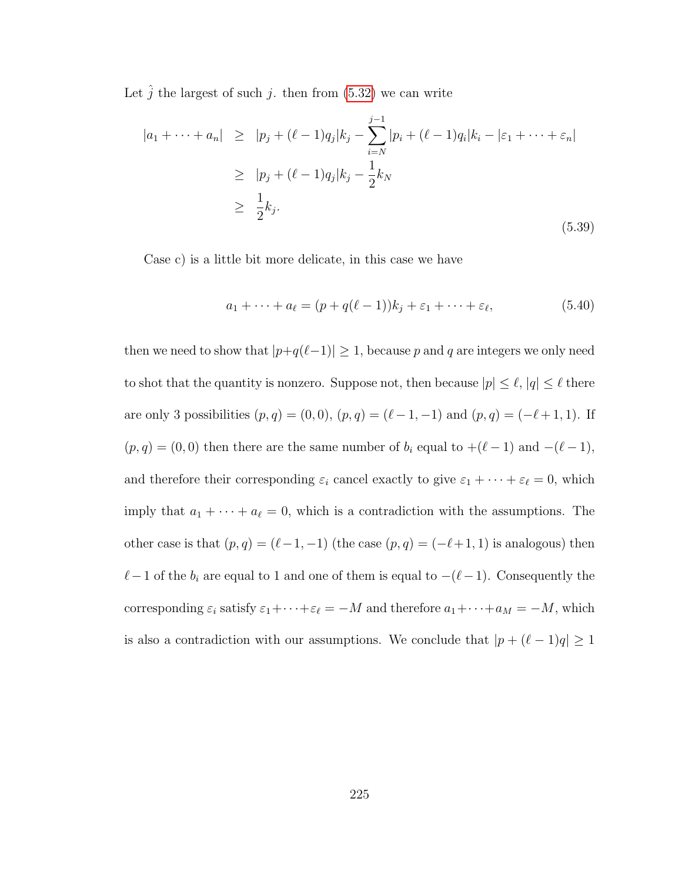Let $\hat{j}$ the largest of such $j$. then from (5.32) we can write

$$
\begin{aligned}
|a_1 + \cdots + a_n| &\geq |p_j + (\ell-1)q_j|k_j - \sum_{i=N}^{j-1} |p_i + (\ell-1)q_i|k_i - |\varepsilon_1 + \cdots + \varepsilon_n| \\
&\geq |p_j + (\ell-1)q_j|k_j - \frac{1}{2}k_N \\
&\geq \frac{1}{2}k_j.
\end{aligned}
\tag{5.39}
$$

Case c) is a little bit more delicate, in this case we have

$$
a_1 + \cdots + a_\ell = (p + q(\ell-1))k_j + \varepsilon_1 + \cdots + \varepsilon_\ell, \tag{5.40}
$$

then we need to show that $|p+q(\ell-1)| \geq 1$, because $p$ and $q$ are integers we only need to shot that the quantity is nonzero. Suppose not, then because $|p| \leq \ell$, $|q| \leq \ell$ there are only 3 possibilities $(p,q) = (0,0)$, $(p,q) = (\ell-1,-1)$ and $(p,q) = (-\ell+1,1)$. If $(p,q) = (0,0)$ then there are the same number of $b_i$ equal to $+(\ell-1)$ and $-(\ell-1)$, and therefore their corresponding $\varepsilon_i$ cancel exactly to give $\varepsilon_1 + \cdots + \varepsilon_\ell = 0$, which imply that $a_1 + \cdots + a_\ell = 0$, which is a contradiction with the assumptions. The other case is that $(p,q) = (\ell-1,-1)$ (the case $(p,q) = (-\ell+1,1)$ is analogous) then $\ell-1$ of the $b_i$ are equal to 1 and one of them is equal to $-(\ell-1)$. Consequently the corresponding $\varepsilon_i$ satisfy $\varepsilon_1 + \cdots + \varepsilon_\ell = -M$ and therefore $a_1 + \cdots + a_M = -M$, which is also a contradiction with our assumptions. We conclude that $|p + (\ell-1)q| \geq 1$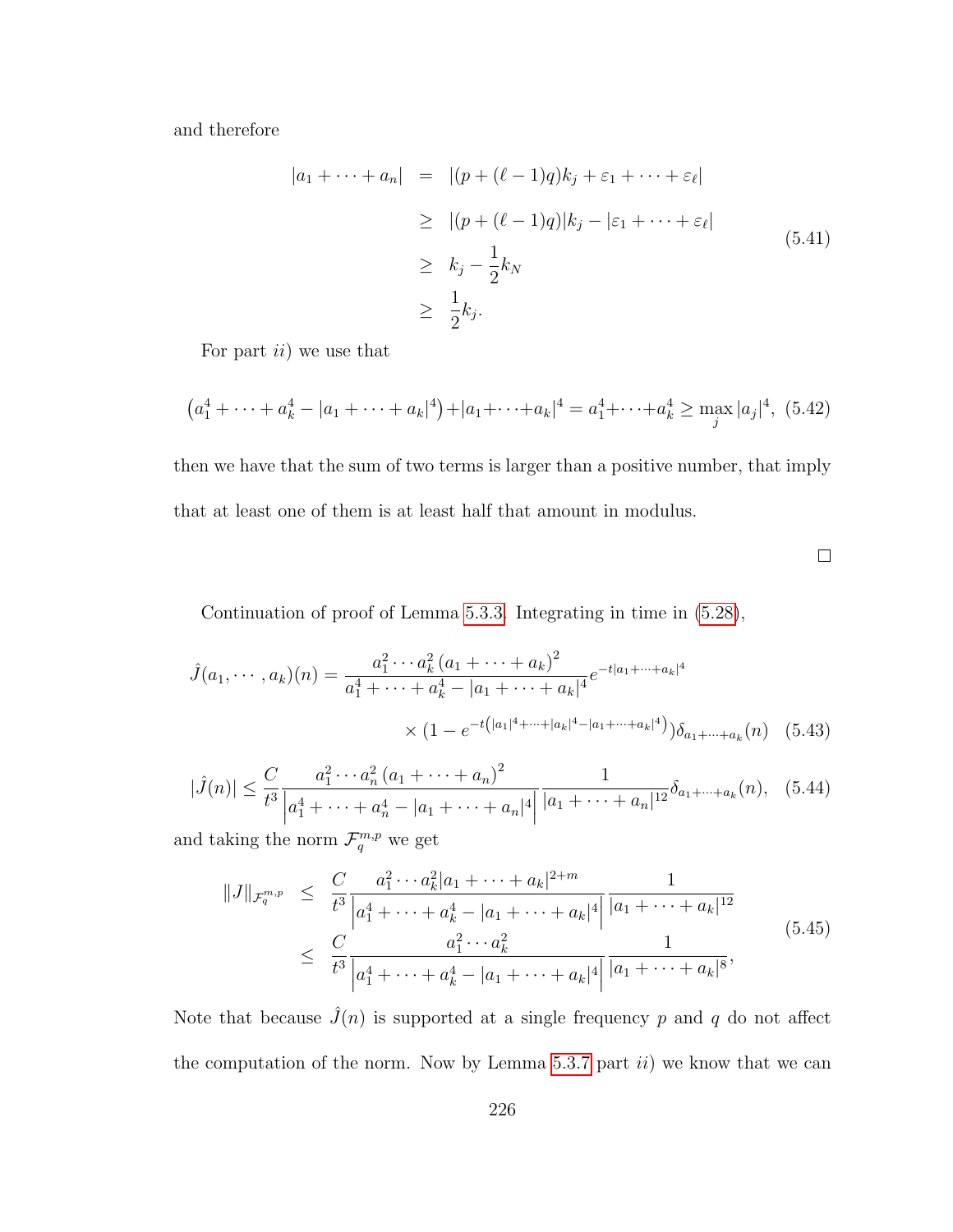and therefore

$$
\begin{aligned}
|a_1 + \cdots + a_n| &= |(p + (\ell - 1)q)k_j + \varepsilon_1 + \cdots + \varepsilon_\ell| \\
&\geq |(p + (\ell - 1)q)|k_j - |\varepsilon_1 + \cdots + \varepsilon_\ell| \\
&\geq k_j - \frac{1}{2}k_N \\
&\geq \frac{1}{2}k_j.
\end{aligned}
\tag{5.41}
$$

For part *ii*) we use that

$$
\left(a_1^4 + \cdots + a_k^4 - |a_1 + \cdots + a_k|^4\right) + |a_1 + \cdots + a_k|^4 = a_1^4 + \cdots + a_k^4 \geq \max_j |a_j|^4, \tag{5.42}
$$

then we have that the sum of two terms is larger than a positive number, that imply that at least one of them is at least half that amount in modulus.

□

Continuation of proof of Lemma 5.3.3. Integrating in time in (5.28),

$$
\hat{J}(a_1, \cdots, a_k)(n) = \frac{a_1^2 \cdots a_k^2 \left(a_1 + \cdots + a_k\right)^2}{a_1^4 + \cdots + a_k^4 - |a_1 + \cdots + a_k|^4} e^{-t|a_1 + \cdots + a_k|^4} \\
\times \left(1 - e^{-t\left(|a_1|^4 + \cdots + |a_k|^4 - |a_1 + \cdots + a_k|^4\right)}\right)\delta_{a_1 + \cdots + a_k}(n) \tag{5.43}
$$

$$
|\hat{J}(n)| \leq \frac{C}{t^3} \frac{a_1^2 \cdots a_n^2 \left(a_1 + \cdots + a_n\right)^2}{\left|a_1^4 + \cdots + a_n^4 - |a_1 + \cdots + a_n|^4\right|} \frac{1}{|a_1 + \cdots + a_n|^{12}} \delta_{a_1 + \cdots + a_k}(n), \tag{5.44}
$$

and taking the norm $\mathcal{F}_q^{m,p}$ we get

$$
\begin{aligned}
\|J\|_{\mathcal{F}_q^{m,p}} &\leq \frac{C}{t^3} \frac{a_1^2 \cdots a_k^2 |a_1 + \cdots + a_k|^{2+m}}{\left|a_1^4 + \cdots + a_k^4 - |a_1 + \cdots + a_k|^4\right|} \frac{1}{|a_1 + \cdots + a_k|^{12}} \\
&\leq \frac{C}{t^3} \frac{a_1^2 \cdots a_k^2}{\left|a_1^4 + \cdots + a_k^4 - |a_1 + \cdots + a_k|^4\right|} \frac{1}{|a_1 + \cdots + a_k|^{8}},
\end{aligned}
\tag{5.45}
$$

Note that because $\hat{J}(n)$ is supported at a single frequency $p$ and $q$ do not affect the computation of the norm. Now by Lemma 5.3.7 part *ii*) we know that we can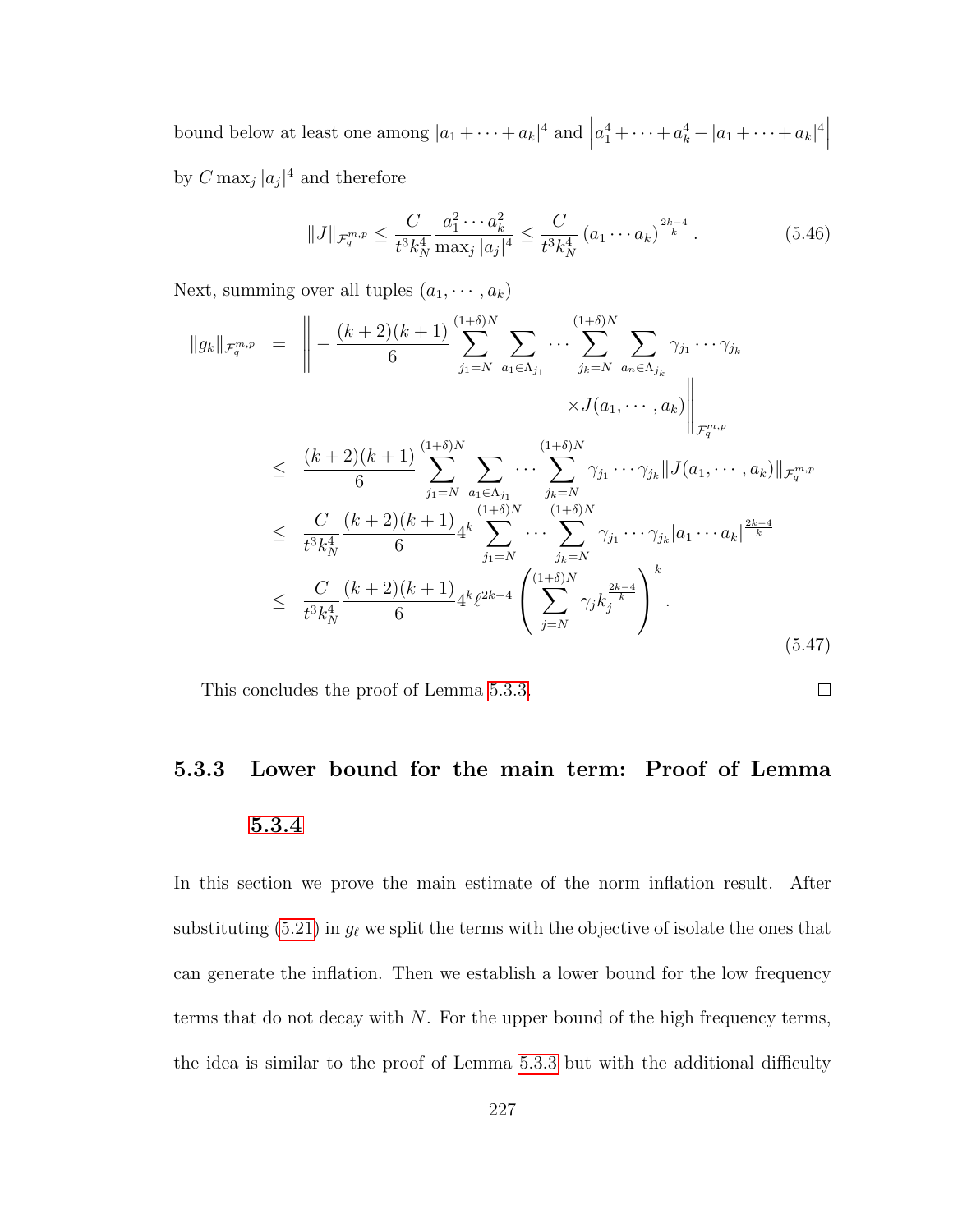bound below at least one among $|a_1 + \cdots + a_k|^4$ and $\left| a_1^4 + \cdots + a_k^4 - |a_1 + \cdots + a_k|^4 \right|$ by $C \max_j |a_j|^4$ and therefore

$$\|J\|_{\mathcal{F}_q^{m,p}} \leq \frac{C}{t^3 k_N^4} \frac{a_1^2 \cdots a_k^2}{\max_j |a_j|^4} \leq \frac{C}{t^3 k_N^4} \left(a_1 \cdots a_k\right)^{\frac{2k-4}{k}}. \tag{5.46}$$

Next, summing over all tuples $(a_1, \cdots, a_k)$

$$\begin{aligned}
\|g_k\|_{\mathcal{F}_q^{m,p}} &= \Bigg\| -\frac{(k+2)(k+1)}{6} \sum_{j_1=N}^{(1+\delta)N} \sum_{a_1 \in \Lambda_{j_1}} \cdots \sum_{j_k=N}^{(1+\delta)N} \sum_{a_n \in \Lambda_{j_k}} \gamma_{j_1} \cdots \gamma_{j_k} \\
&\qquad\qquad \times J(a_1, \cdots, a_k) \Bigg\|_{\mathcal{F}_q^{m,p}} \\
&\leq \frac{(k+2)(k+1)}{6} \sum_{j_1=N}^{(1+\delta)N} \sum_{a_1 \in \Lambda_{j_1}} \cdots \sum_{j_k=N}^{(1+\delta)N} \gamma_{j_1} \cdots \gamma_{j_k} \|J(a_1, \cdots, a_k)\|_{\mathcal{F}_q^{m,p}} \\
&\leq \frac{C}{t^3 k_N^4} \frac{(k+2)(k+1)}{6} 4^k \sum_{j_1=N}^{(1+\delta)N} \cdots \sum_{j_k=N}^{(1+\delta)N} \gamma_{j_1} \cdots \gamma_{j_k} |a_1 \cdots a_k|^{\frac{2k-4}{k}} \\
&\leq \frac{C}{t^3 k_N^4} \frac{(k+2)(k+1)}{6} 4^k \ell^{2k-4} \left( \sum_{j=N}^{(1+\delta)N} \gamma_j k_j^{\frac{2k-4}{k}} \right)^k.
\end{aligned} \tag{5.47}$$

This concludes the proof of Lemma 5.3.3. $\square$

### 5.3.3 Lower bound for the main term: Proof of Lemma 5.3.4

In this section we prove the main estimate of the norm inflation result. After substituting (5.21) in $g_\ell$ we split the terms with the objective of isolate the ones that can generate the inflation. Then we establish a lower bound for the low frequency terms that do not decay with $N$. For the upper bound of the high frequency terms, the idea is similar to the proof of Lemma 5.3.3 but with the additional difficulty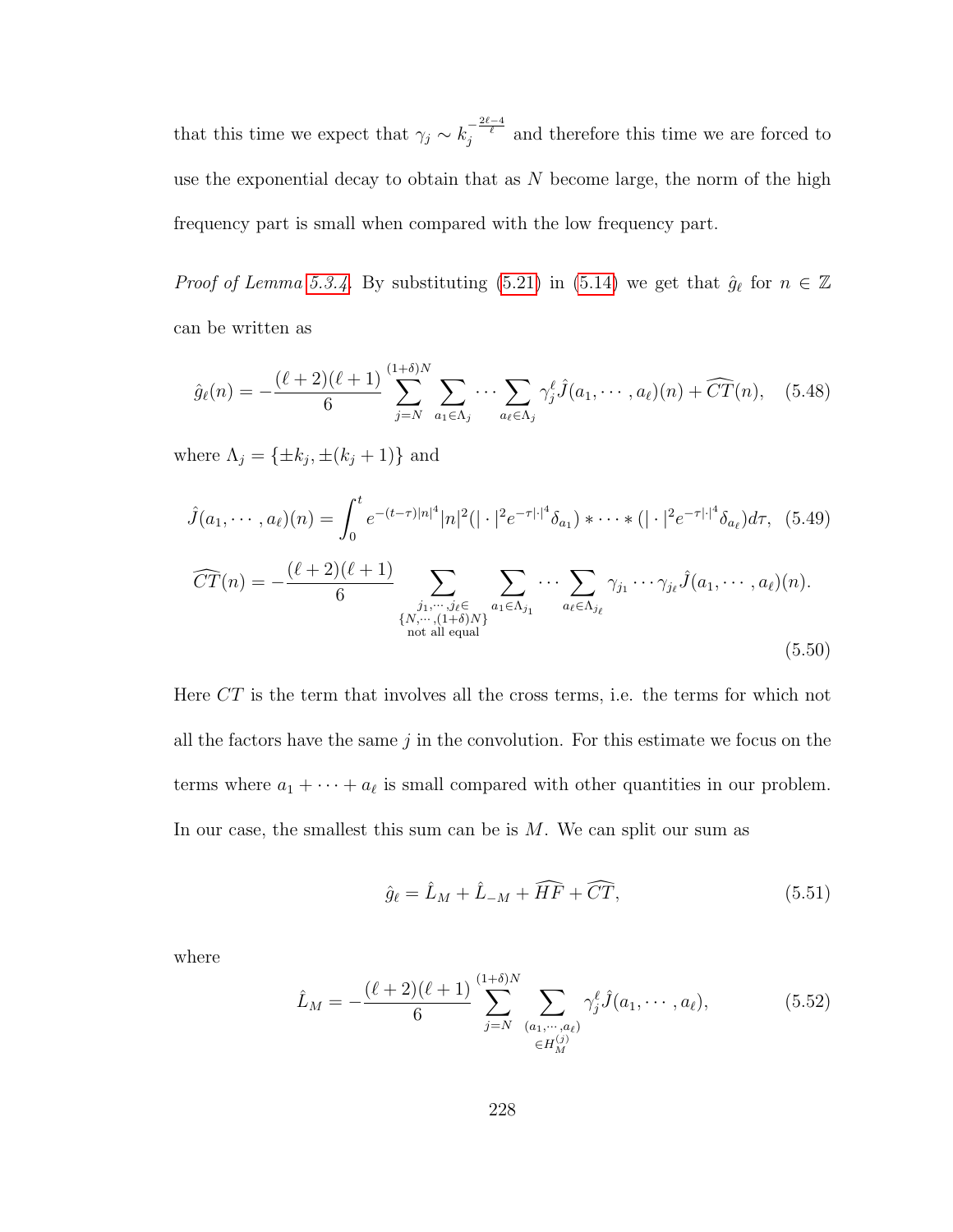that this time we expect that $\gamma_j \sim k_j^{-\frac{2\ell-4}{\ell}}$ and therefore this time we are forced to use the exponential decay to obtain that as $N$ become large, the norm of the high frequency part is small when compared with the low frequency part.

*Proof of Lemma 5.3.4.* By substituting (5.21) in (5.14) we get that $\hat{g}_\ell$ for $n \in \mathbb{Z}$ can be written as

$$\hat{g}_\ell(n) = -\frac{(\ell+2)(\ell+1)}{6} \sum_{j=N}^{(1+\delta)N} \sum_{a_1 \in \Lambda_j} \cdots \sum_{a_\ell \in \Lambda_j} \gamma_j^\ell \hat{J}(a_1, \cdots, a_\ell)(n) + \widehat{CT}(n), \quad (5.48)$$

where $\Lambda_j = \{\pm k_j, \pm(k_j+1)\}$ and

$$\hat{J}(a_1, \cdots, a_\ell)(n) = \int_0^t e^{-(t-\tau)|n|^4} |n|^2 (|\cdot|^2 e^{-\tau|\cdot|^4}\delta_{a_1}) * \cdots * (|\cdot|^2 e^{-\tau|\cdot|^4}\delta_{a_\ell}) d\tau, \quad (5.49)$$

$$\widehat{CT}(n) = -\frac{(\ell+2)(\ell+1)}{6} \sum_{\substack{j_1,\cdots,j_\ell \in \\ \{N,\cdots,(1+\delta)N\} \\ \text{not all equal}}} \sum_{a_1 \in \Lambda_{j_1}} \cdots \sum_{a_\ell \in \Lambda_{j_\ell}} \gamma_{j_1} \cdots \gamma_{j_\ell} \hat{J}(a_1, \cdots, a_\ell)(n). \quad (5.50)$$

Here $CT$ is the term that involves all the cross terms, i.e. the terms for which not all the factors have the same $j$ in the convolution. For this estimate we focus on the terms where $a_1 + \cdots + a_\ell$ is small compared with other quantities in our problem. In our case, the smallest this sum can be is $M$. We can split our sum as

$$\hat{g}_\ell = \hat{L}_M + \hat{L}_{-M} + \widehat{HF} + \widehat{CT}, \quad (5.51)$$

where

$$\hat{L}_M = -\frac{(\ell+2)(\ell+1)}{6} \sum_{j=N}^{(1+\delta)N} \sum_{\substack{(a_1,\cdots,a_\ell) \\ \in H_M^{(j)}}} \gamma_j^\ell \hat{J}(a_1, \cdots, a_\ell), \quad (5.52)$$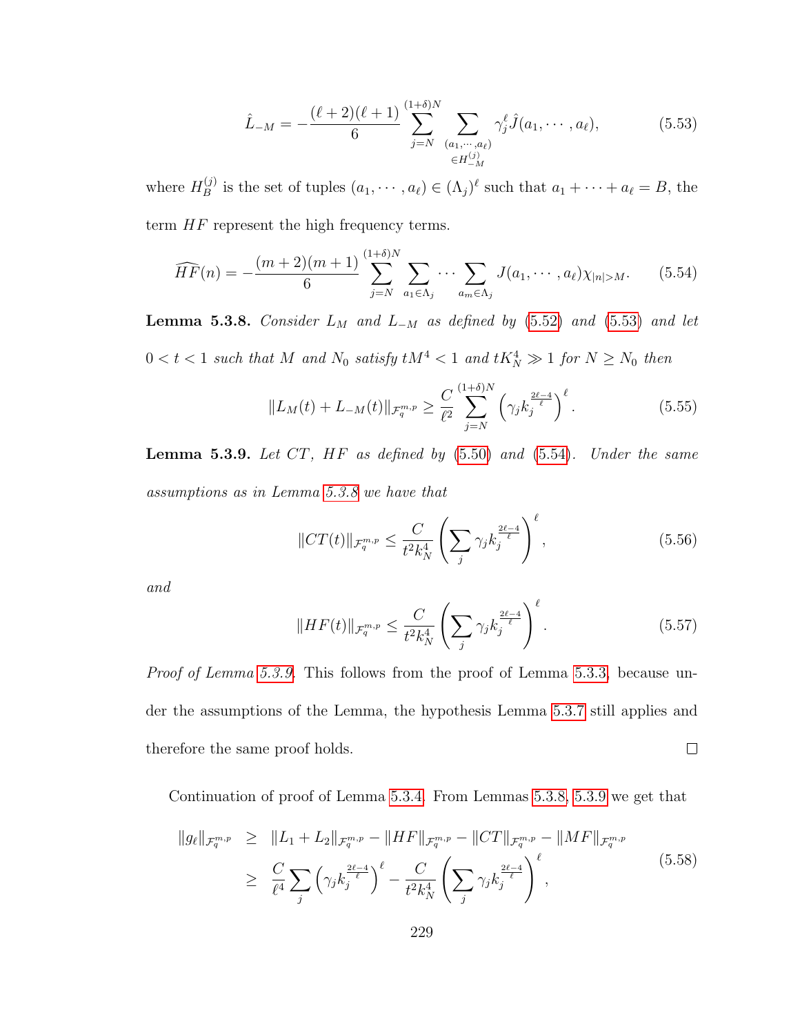$$\hat{L}_{-M} = -\frac{(\ell+2)(\ell+1)}{6} \sum_{j=N}^{(1+\delta)N} \sum_{\substack{(a_1,\cdots,a_\ell) \\ \in H_{-M}^{(j)}}} \gamma_j^\ell \hat{J}(a_1,\cdots,a_\ell), \tag{5.53}$$

where $H_B^{(j)}$ is the set of tuples $(a_1,\cdots,a_\ell) \in (\Lambda_j)^\ell$ such that $a_1+\cdots+a_\ell = B$, the term $HF$ represent the high frequency terms.

$$\widehat{HF}(n) = -\frac{(m+2)(m+1)}{6} \sum_{j=N}^{(1+\delta)N} \sum_{a_1\in\Lambda_j} \cdots \sum_{a_m\in\Lambda_j} J(a_1,\cdots,a_\ell)\chi_{|n|>M}. \tag{5.54}$$

**Lemma 5.3.8.** *Consider $L_M$ and $L_{-M}$ as defined by (5.52) and (5.53) and let $0<t<1$ such that $M$ and $N_0$ satisfy $tM^4<1$ and $tK_N^4 \gg 1$ for $N \geq N_0$ then*

$$\|L_M(t)+L_{-M}(t)\|_{\mathcal{F}_q^{m,p}} \geq \frac{C}{\ell^2} \sum_{j=N}^{(1+\delta)N} \left(\gamma_j k_j^{\frac{2\ell-4}{\ell}}\right)^\ell. \tag{5.55}$$

**Lemma 5.3.9.** *Let $CT$, $HF$ as defined by (5.50) and (5.54). Under the same assumptions as in Lemma 5.3.8 we have that*

$$\|CT(t)\|_{\mathcal{F}_q^{m,p}} \leq \frac{C}{t^2k_N^4}\left(\sum_j \gamma_j k_j^{\frac{2\ell-4}{\ell}}\right)^\ell, \tag{5.56}$$

*and*

$$\|HF(t)\|_{\mathcal{F}_q^{m,p}} \leq \frac{C}{t^2k_N^4}\left(\sum_j \gamma_j k_j^{\frac{2\ell-4}{\ell}}\right)^\ell. \tag{5.57}$$

*Proof of Lemma 5.3.9.* This follows from the proof of Lemma 5.3.3, because under the assumptions of the Lemma, the hypothesis Lemma 5.3.7 still applies and therefore the same proof holds. ∎

Continuation of proof of Lemma 5.3.4. From Lemmas 5.3.8, 5.3.9 we get that

$$\begin{aligned}
\|g_\ell\|_{\mathcal{F}_q^{m,p}} &\geq \|L_1+L_2\|_{\mathcal{F}_q^{m,p}} - \|HF\|_{\mathcal{F}_q^{m,p}} - \|CT\|_{\mathcal{F}_q^{m,p}} - \|MF\|_{\mathcal{F}_q^{m,p}} \\
&\geq \frac{C}{\ell^4}\sum_j \left(\gamma_j k_j^{\frac{2\ell-4}{\ell}}\right)^\ell - \frac{C}{t^2k_N^4}\left(\sum_j \gamma_j k_j^{\frac{2\ell-4}{\ell}}\right)^\ell,
\end{aligned} \tag{5.58}$$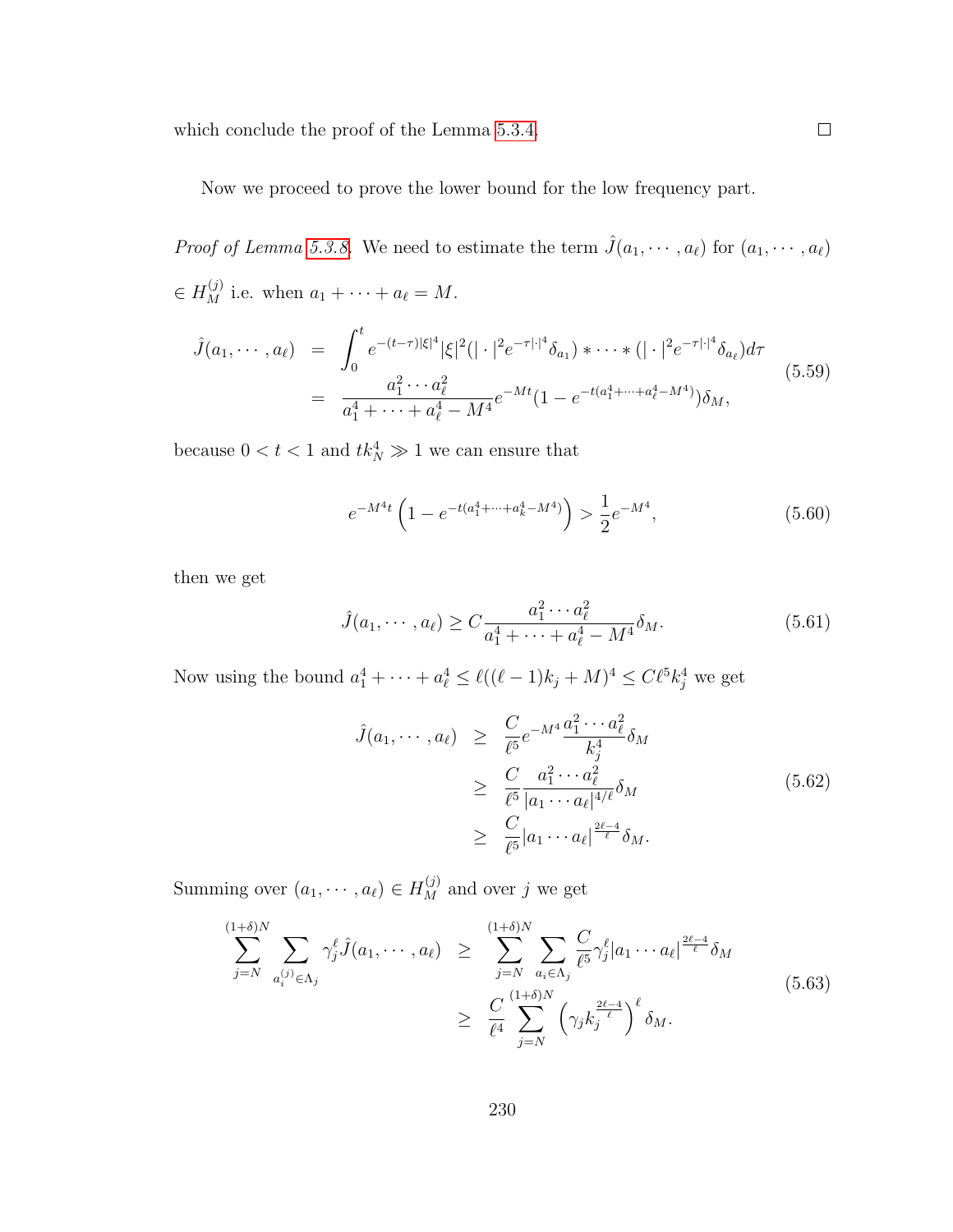which conclude the proof of the Lemma 5.3.4. □

Now we proceed to prove the lower bound for the low frequency part.

*Proof of Lemma 5.3.8.* We need to estimate the term $\hat{J}(a_1, \cdots, a_\ell)$ for $(a_1, \cdots, a_\ell)$ $\in H_M^{(j)}$ i.e. when $a_1 + \cdots + a_\ell = M$.

$$
\begin{aligned}
\hat{J}(a_1, \cdots, a_\ell) &= \int_0^t e^{-(t-\tau)|\xi|^4} |\xi|^2 (|\cdot|^2 e^{-\tau|\cdot|^4} \delta_{a_1}) * \cdots * (|\cdot|^2 e^{-\tau|\cdot|^4} \delta_{a_\ell}) d\tau \\
&= \frac{a_1^2 \cdots a_\ell^2}{a_1^4 + \cdots + a_\ell^4 - M^4} e^{-Mt} (1 - e^{-t(a_1^4 + \cdots + a_\ell^4 - M^4)}) \delta_M,
\end{aligned}
\tag{5.59}
$$

because $0 < t < 1$ and $t k_N^4 \gg 1$ we can ensure that

$$
e^{-M^4 t} \left( 1 - e^{-t(a_1^4 + \cdots + a_k^4 - M^4)} \right) > \frac{1}{2} e^{-M^4}, \tag{5.60}
$$

then we get

$$
\hat{J}(a_1, \cdots, a_\ell) \geq C \frac{a_1^2 \cdots a_\ell^2}{a_1^4 + \cdots + a_\ell^4 - M^4} \delta_M. \tag{5.61}
$$

Now using the bound $a_1^4 + \cdots + a_\ell^4 \leq \ell((\ell - 1)k_j + M)^4 \leq C\ell^5 k_j^4$ we get

$$
\begin{aligned}
\hat{J}(a_1, \cdots, a_\ell) &\geq \frac{C}{\ell^5} e^{-M^4} \frac{a_1^2 \cdots a_\ell^2}{k_j^4} \delta_M \\
&\geq \frac{C}{\ell^5} \frac{a_1^2 \cdots a_\ell^2}{|a_1 \cdots a_\ell|^{4/\ell}} \delta_M \\
&\geq \frac{C}{\ell^5} |a_1 \cdots a_\ell|^{\frac{2\ell - 4}{\ell}} \delta_M.
\end{aligned}
\tag{5.62}
$$

Summing over $(a_1, \cdots, a_\ell) \in H_M^{(j)}$ and over $j$ we get

$$
\begin{aligned}
\sum_{j=N}^{(1+\delta)N} \sum_{a_i^{(j)} \in \Lambda_j} \gamma_j^\ell \hat{J}(a_1, \cdots, a_\ell) &\geq \sum_{j=N}^{(1+\delta)N} \sum_{a_i \in \Lambda_j} \frac{C}{\ell^5} \gamma_j^\ell |a_1 \cdots a_\ell|^{\frac{2\ell - 4}{\ell}} \delta_M \\
&\geq \frac{C}{\ell^4} \sum_{j=N}^{(1+\delta)N} \left( \gamma_j k_j^{\frac{2\ell - 4}{\ell}} \right)^\ell \delta_M.
\end{aligned}
\tag{5.63}
$$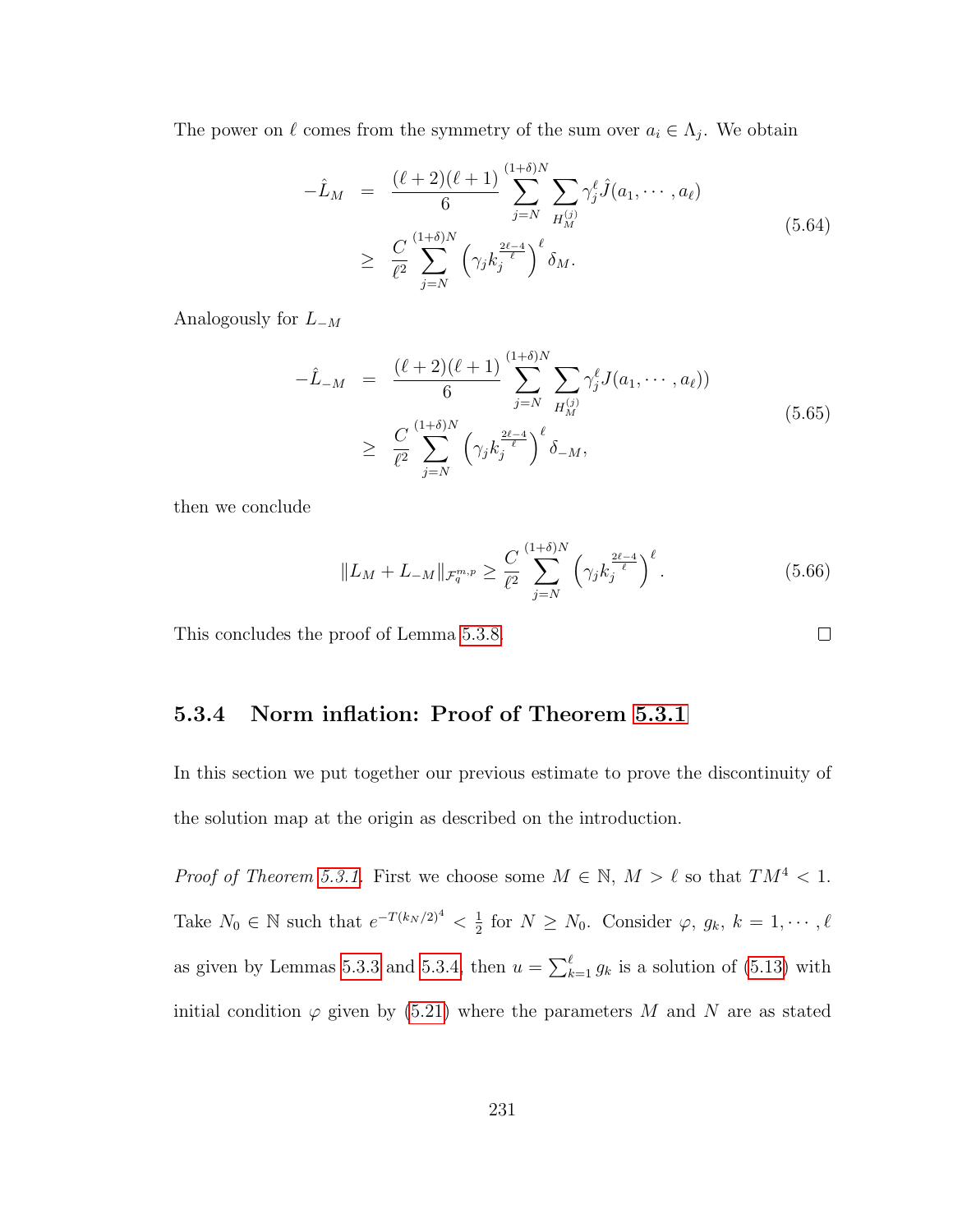The power on $\ell$ comes from the symmetry of the sum over $a_i \in \Lambda_j$. We obtain

$$
\begin{aligned}
-\hat{L}_M &= \frac{(\ell+2)(\ell+1)}{6} \sum_{j=N}^{(1+\delta)N} \sum_{H_M^{(j)}} \gamma_j^\ell \hat{J}(a_1, \cdots, a_\ell) \\
&\geq \frac{C}{\ell^2} \sum_{j=N}^{(1+\delta)N} \left( \gamma_j k_j^{\frac{2\ell-4}{\ell}} \right)^\ell \delta_M.
\end{aligned}
\tag{5.64}
$$

Analogously for $L_{-M}$

$$
\begin{aligned}
-\hat{L}_{-M} &= \frac{(\ell+2)(\ell+1)}{6} \sum_{j=N}^{(1+\delta)N} \sum_{H_M^{(j)}} \gamma_j^\ell J(a_1, \cdots, a_\ell)) \\
&\geq \frac{C}{\ell^2} \sum_{j=N}^{(1+\delta)N} \left( \gamma_j k_j^{\frac{2\ell-4}{\ell}} \right)^\ell \delta_{-M},
\end{aligned}
\tag{5.65}
$$

then we conclude

$$
\|L_M + L_{-M}\|_{\mathcal{F}_q^{m,p}} \geq \frac{C}{\ell^2} \sum_{j=N}^{(1+\delta)N} \left( \gamma_j k_j^{\frac{2\ell-4}{\ell}} \right)^\ell. \tag{5.66}
$$

This concludes the proof of Lemma 5.3.8. □

### 5.3.4 Norm inflation: Proof of Theorem 5.3.1

In this section we put together our previous estimate to prove the discontinuity of the solution map at the origin as described on the introduction.

*Proof of Theorem 5.3.1.* First we choose some $M \in \mathbb{N}$, $M > \ell$ so that $TM^4 < 1$. Take $N_0 \in \mathbb{N}$ such that $e^{-T(k_N/2)^4} < \frac{1}{2}$ for $N \geq N_0$. Consider $\varphi$, $g_k$, $k = 1, \cdots, \ell$ as given by Lemmas 5.3.3 and 5.3.4, then $u = \sum_{k=1}^{\ell} g_k$ is a solution of (5.13) with initial condition $\varphi$ given by (5.21) where the parameters $M$ and $N$ are as stated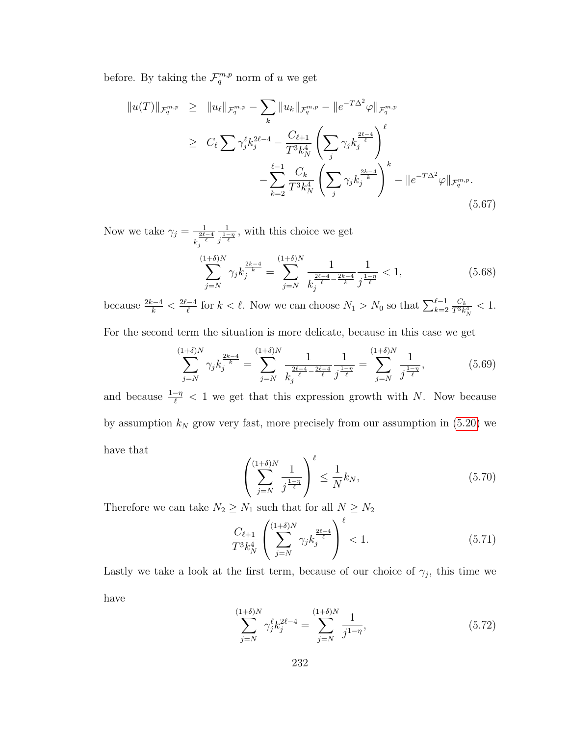before. By taking the $\mathcal{F}_q^{m,p}$ norm of $u$ we get

$$
\begin{aligned}
\|u(T)\|_{\mathcal{F}_q^{m,p}} &\geq \|u_\ell\|_{\mathcal{F}_q^{m,p}} - \sum_k \|u_k\|_{\mathcal{F}_q^{m,p}} - \|e^{-T\Delta^2}\varphi\|_{\mathcal{F}_q^{m,p}} \\
&\geq C_\ell \sum \gamma_j^\ell k_j^{2\ell-4} - \frac{C_{\ell+1}}{T^3 k_N^4}\left(\sum_j \gamma_j k_j^{\frac{2\ell-4}{\ell}}\right)^\ell \\
&\qquad - \sum_{k=2}^{\ell-1} \frac{C_k}{T^3 k_N^4}\left(\sum_j \gamma_j k_j^{\frac{2k-4}{k}}\right)^k - \|e^{-T\Delta^2}\varphi\|_{\mathcal{F}_q^{m,p}}.
\end{aligned}
\tag{5.67}
$$

Now we take $\gamma_j = \frac{1}{k_j^{\frac{2\ell-4}{\ell}}}\frac{1}{j^{\frac{1-\eta}{\ell}}}$, with this choice we get

$$
\sum_{j=N}^{(1+\delta)N} \gamma_j k_j^{\frac{2k-4}{k}} = \sum_{j=N}^{(1+\delta)N} \frac{1}{k_j^{\frac{2\ell-4}{\ell}-\frac{2k-4}{k}}}\frac{1}{j^{\frac{1-\eta}{\ell}}} < 1, \tag{5.68}
$$

because $\frac{2k-4}{k} < \frac{2\ell-4}{\ell}$ for $k < \ell$. Now we can choose $N_1 > N_0$ so that $\sum_{k=2}^{\ell-1} \frac{C_k}{T^3 k_N^4} < 1$.

For the second term the situation is more delicate, because in this case we get

$$
\sum_{j=N}^{(1+\delta)N} \gamma_j k_j^{\frac{2k-4}{k}} = \sum_{j=N}^{(1+\delta)N} \frac{1}{k_j^{\frac{2\ell-4}{\ell}-\frac{2\ell-4}{\ell}}}\frac{1}{j^{\frac{1-\eta}{\ell}}} = \sum_{j=N}^{(1+\delta)N} \frac{1}{j^{\frac{1-\eta}{\ell}}}, \tag{5.69}
$$

and because $\frac{1-\eta}{\ell} < 1$ we get that this expression growth with $N$. Now because by assumption $k_N$ grow very fast, more precisely from our assumption in (5.20) we have that

$$
\left(\sum_{j=N}^{(1+\delta)N} \frac{1}{j^{\frac{1-\eta}{\ell}}}\right)^\ell \leq \frac{1}{N} k_N, \tag{5.70}
$$

Therefore we can take $N_2 \geq N_1$ such that for all $N \geq N_2$

$$
\frac{C_{\ell+1}}{T^3 k_N^4}\left(\sum_{j=N}^{(1+\delta)N} \gamma_j k_j^{\frac{2\ell-4}{\ell}}\right)^\ell < 1. \tag{5.71}
$$

Lastly we take a look at the first term, because of our choice of $\gamma_j$, this time we have

$$
\sum_{j=N}^{(1+\delta)N} \gamma_j^\ell k_j^{2\ell-4} = \sum_{j=N}^{(1+\delta)N} \frac{1}{j^{1-\eta}}, \tag{5.72}
$$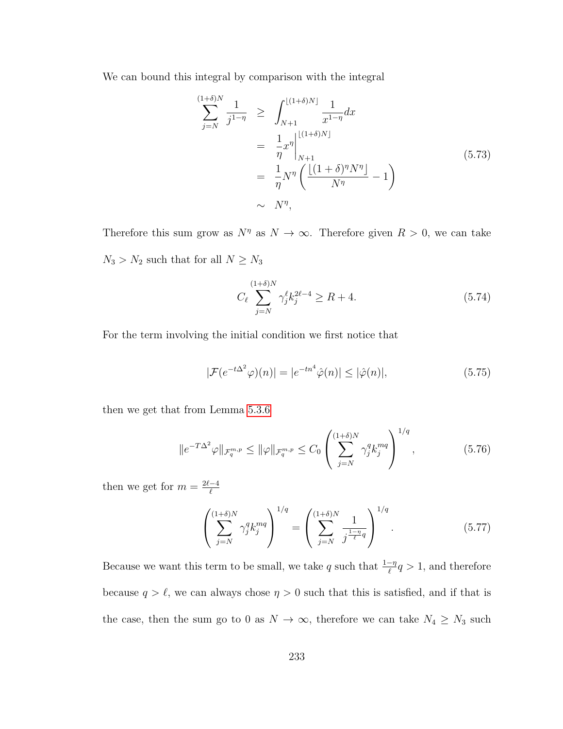We can bound this integral by comparison with the integral

$$
\begin{aligned}
\sum_{j=N}^{(1+\delta)N} \frac{1}{j^{1-\eta}} &\geq \int_{N+1}^{\lfloor (1+\delta)N \rfloor} \frac{1}{x^{1-\eta}} dx \\
&= \frac{1}{\eta} x^{\eta} \Big|_{N+1}^{\lfloor (1+\delta)N \rfloor} \\
&= \frac{1}{\eta} N^{\eta} \left( \frac{\lfloor (1+\delta)^{\eta} N^{\eta} \rfloor}{N^{\eta}} - 1 \right) \\
&\sim N^{\eta},
\end{aligned}
\tag{5.73}
$$

Therefore this sum grow as $N^{\eta}$ as $N \to \infty$. Therefore given $R > 0$, we can take $N_3 > N_2$ such that for all $N \geq N_3$

$$
C_{\ell} \sum_{j=N}^{(1+\delta)N} \gamma_j^{\ell} k_j^{2\ell-4} \geq R + 4. \tag{5.74}
$$

For the term involving the initial condition we first notice that

$$
|\mathcal{F}(e^{-t\Delta^2}\varphi)(n)| = |e^{-tn^4}\hat{\varphi}(n)| \leq |\hat{\varphi}(n)|, \tag{5.75}
$$

then we get that from Lemma 5.3.6

$$
\|e^{-T\Delta^2}\varphi\|_{\mathcal{F}_q^{m,p}} \leq \|\varphi\|_{\mathcal{F}_q^{m,p}} \leq C_0 \left( \sum_{j=N}^{(1+\delta)N} \gamma_j^q k_j^{mq} \right)^{1/q}, \tag{5.76}
$$

then we get for $m = \frac{2\ell-4}{\ell}$

$$
\left( \sum_{j=N}^{(1+\delta)N} \gamma_j^q k_j^{mq} \right)^{1/q} = \left( \sum_{j=N}^{(1+\delta)N} \frac{1}{j^{\frac{1-\eta}{\ell}q}} \right)^{1/q}. \tag{5.77}
$$

Because we want this term to be small, we take $q$ such that $\frac{1-\eta}{\ell}q > 1$, and therefore because $q > \ell$, we can always chose $\eta > 0$ such that this is satisfied, and if that is the case, then the sum go to 0 as $N \to \infty$, therefore we can take $N_4 \geq N_3$ such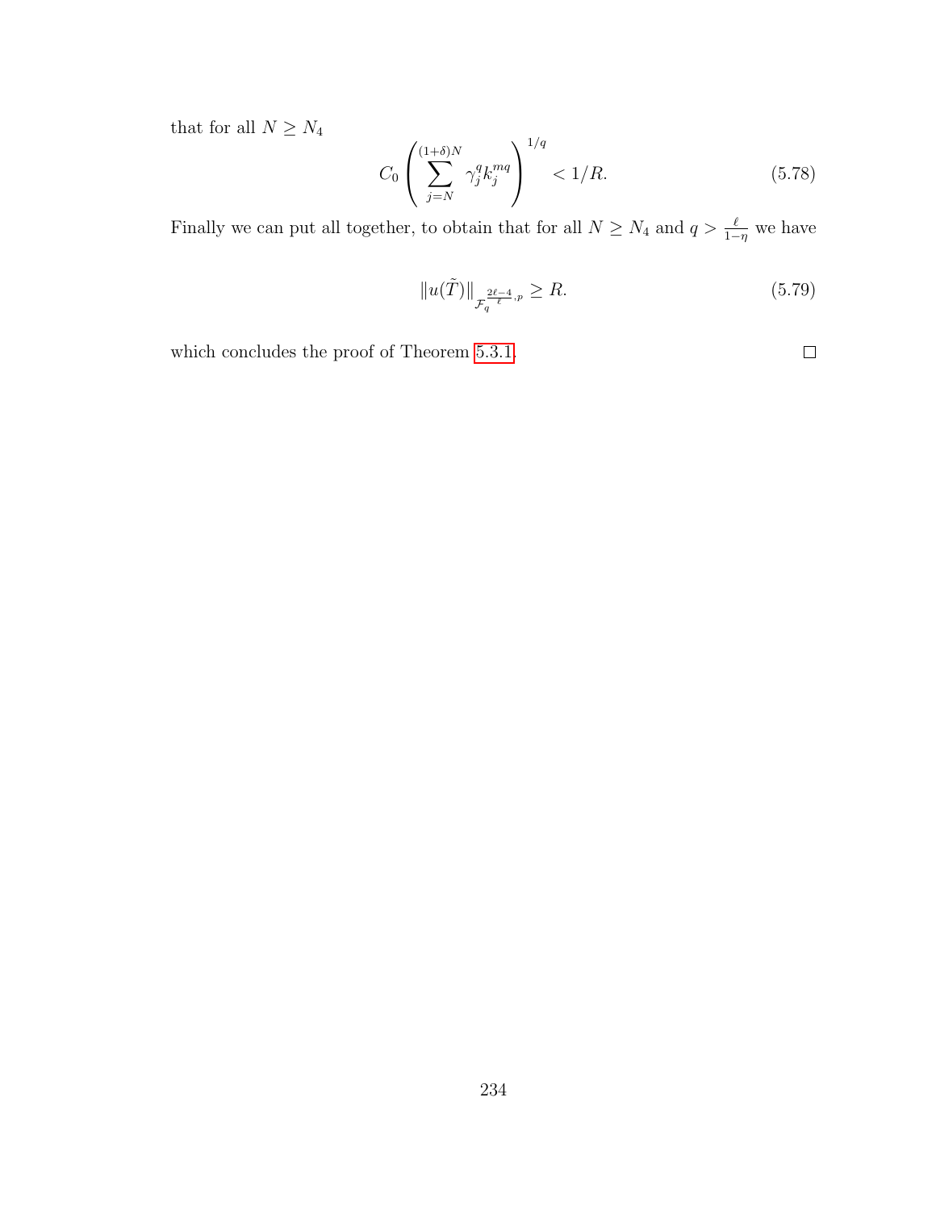that for all $N \geq N_4$

$$C_0 \left( \sum_{j=N}^{(1+\delta)N} \gamma_j^q k_j^{mq} \right)^{1/q} < 1/R. \tag{5.78}$$

Finally we can put all together, to obtain that for all $N \geq N_4$ and $q > \frac{\ell}{1-\eta}$ we have

$$\|u(\tilde{T})\|_{\mathcal{F}_q^{\frac{2\ell-4}{\ell},p}} \geq R. \tag{5.79}$$

which concludes the proof of Theorem 5.3.1. □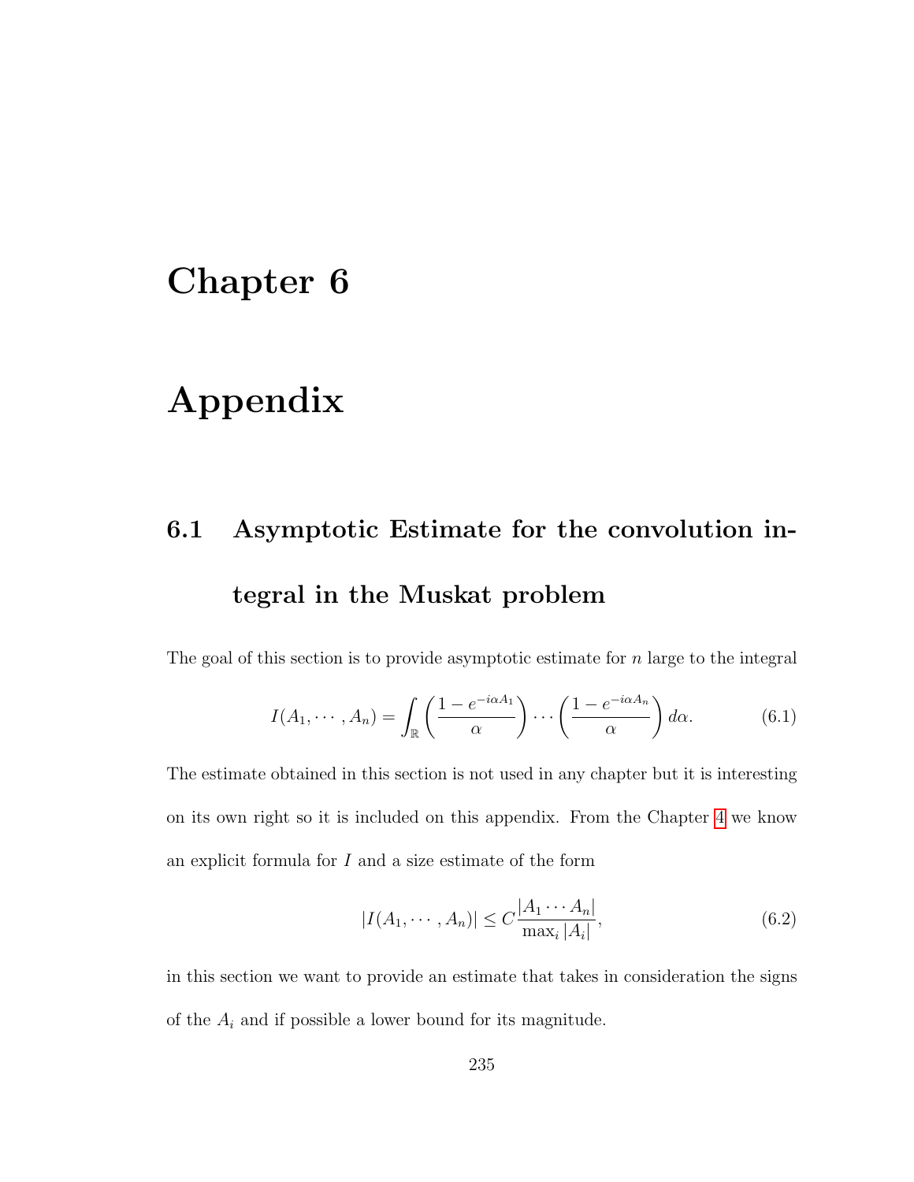# Chapter 6

# Appendix

## 6.1 Asymptotic Estimate for the convolution integral in the Muskat problem

The goal of this section is to provide asymptotic estimate for $n$ large to the integral

$$I(A_1, \cdots, A_n) = \int_{\mathbb{R}} \left( \frac{1 - e^{-i\alpha A_1}}{\alpha} \right) \cdots \left( \frac{1 - e^{-i\alpha A_n}}{\alpha} \right) d\alpha. \tag{6.1}$$

The estimate obtained in this section is not used in any chapter but it is interesting on its own right so it is included on this appendix. From the Chapter 4 we know an explicit formula for $I$ and a size estimate of the form

$$|I(A_1, \cdots, A_n)| \leq C \frac{|A_1 \cdots A_n|}{\max_i |A_i|}, \tag{6.2}$$

in this section we want to provide an estimate that takes in consideration the signs of the $A_i$ and if possible a lower bound for its magnitude.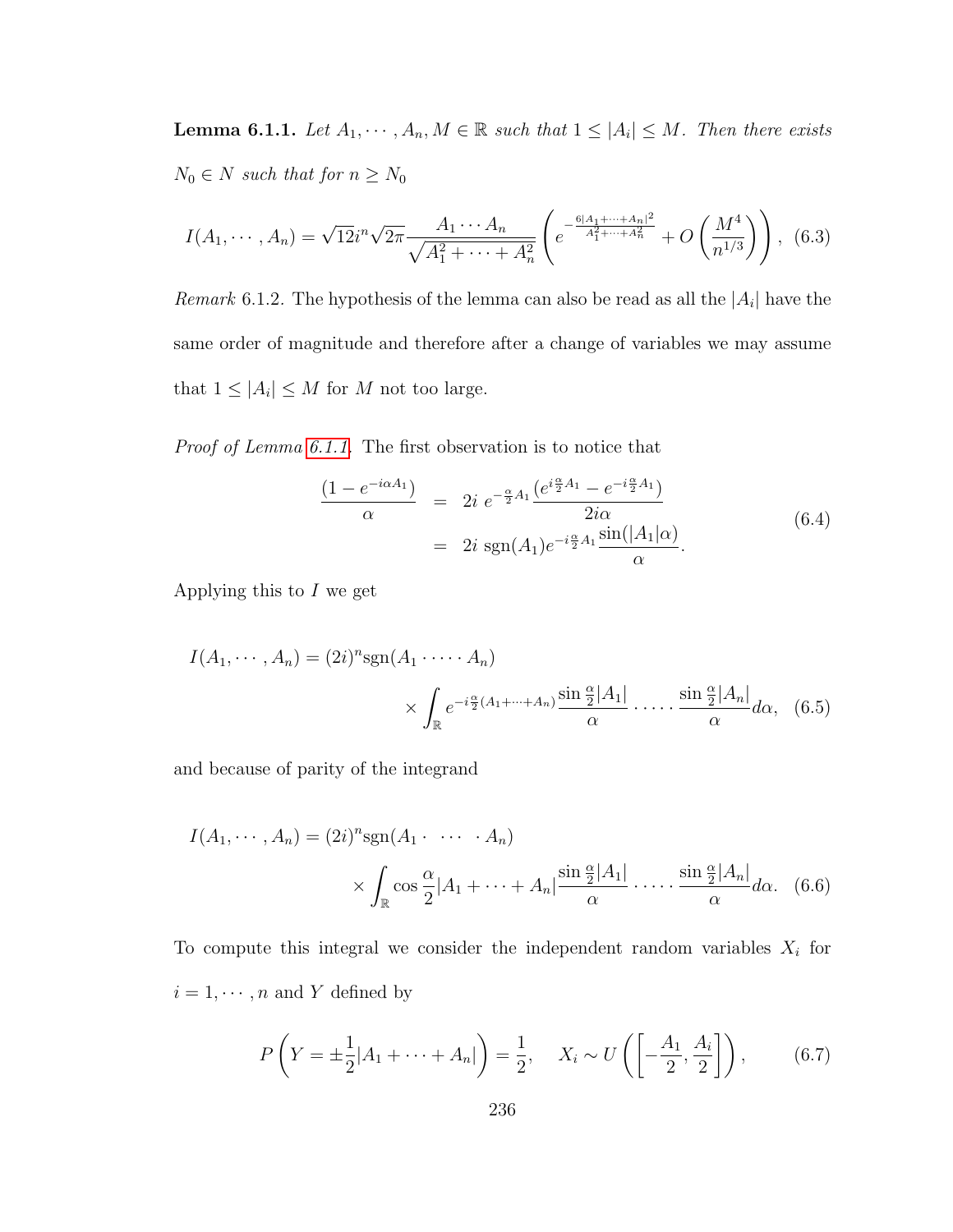**Lemma 6.1.1.** *Let $A_1, \cdots, A_n, M \in \mathbb{R}$ such that $1 \leq |A_i| \leq M$. Then there exists $N_0 \in N$ such that for $n \geq N_0$*

$$I(A_1, \cdots, A_n) = \sqrt{12} i^n \sqrt{2\pi} \frac{A_1 \cdots A_n}{\sqrt{A_1^2 + \cdots + A_n^2}} \left( e^{-\frac{6|A_1 + \cdots + A_n|^2}{A_1^2 + \cdots + A_n^2}} + O\left(\frac{M^4}{n^{1/3}}\right) \right), \quad (6.3)$$

*Remark* 6.1.2. The hypothesis of the lemma can also be read as all the $|A_i|$ have the same order of magnitude and therefore after a change of variables we may assume that $1 \leq |A_i| \leq M$ for $M$ not too large.

*Proof of Lemma 6.1.1.* The first observation is to notice that

$$\begin{aligned} \frac{(1 - e^{-i\alpha A_1})}{\alpha} &= 2i \; e^{-\frac{\alpha}{2} A_1} \frac{(e^{i\frac{\alpha}{2} A_1} - e^{-i\frac{\alpha}{2} A_1})}{2i\alpha} \\ &= 2i \; \mathrm{sgn}(A_1) e^{-i\frac{\alpha}{2} A_1} \frac{\sin(|A_1| \alpha)}{\alpha}. \end{aligned} \quad (6.4)$$

Applying this to $I$ we get

$$I(A_1, \cdots, A_n) = (2i)^n \mathrm{sgn}(A_1 \cdot \cdots \cdot A_n) \times \int_{\mathbb{R}} e^{-i\frac{\alpha}{2}(A_1 + \cdots + A_n)} \frac{\sin \frac{\alpha}{2}|A_1|}{\alpha} \cdot \cdots \cdot \frac{\sin \frac{\alpha}{2}|A_n|}{\alpha} d\alpha, \quad (6.5)$$

and because of parity of the integrand

$$I(A_1, \cdots, A_n) = (2i)^n \mathrm{sgn}(A_1 \cdot \;\cdots\; \cdot A_n) \times \int_{\mathbb{R}} \cos \frac{\alpha}{2} |A_1 + \cdots + A_n| \frac{\sin \frac{\alpha}{2}|A_1|}{\alpha} \cdot \cdots \cdot \frac{\sin \frac{\alpha}{2}|A_n|}{\alpha} d\alpha. \quad (6.6)$$

To compute this integral we consider the independent random variables $X_i$ for $i = 1, \cdots, n$ and $Y$ defined by

$$P\left(Y = \pm \frac{1}{2}|A_1 + \cdots + A_n|\right) = \frac{1}{2}, \qquad X_i \sim U\left(\left[-\frac{A_1}{2}, \frac{A_i}{2}\right]\right), \quad (6.7)$$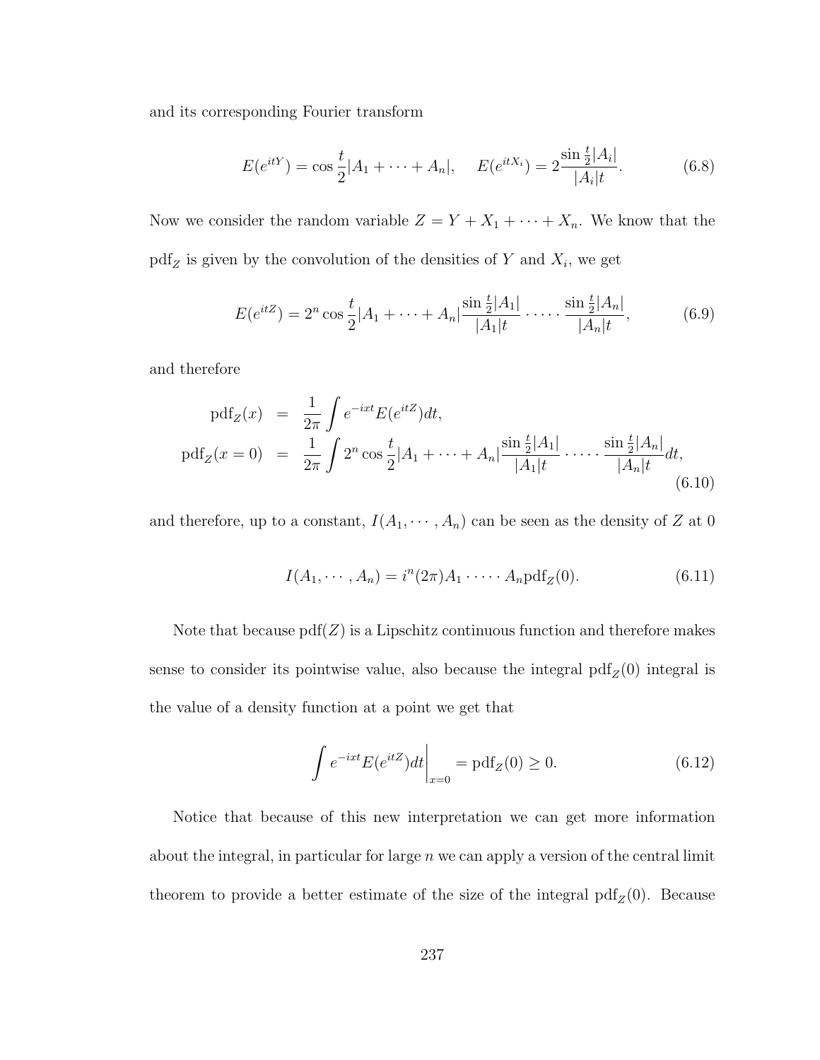and its corresponding Fourier transform

$$
E(e^{itY}) = \cos\frac{t}{2}|A_1 + \cdots + A_n|, \quad E(e^{itX_i}) = 2\frac{\sin\frac{t}{2}|A_i|}{|A_i|t}. \tag{6.8}
$$

Now we consider the random variable $Z = Y + X_1 + \cdots + X_n$. We know that the $\mathrm{pdf}_Z$ is given by the convolution of the densities of $Y$ and $X_i$, we get

$$
E(e^{itZ}) = 2^n \cos\frac{t}{2}|A_1 + \cdots + A_n|\frac{\sin\frac{t}{2}|A_1|}{|A_1|t} \cdot \cdots \cdot \frac{\sin\frac{t}{2}|A_n|}{|A_n|t}, \tag{6.9}
$$

and therefore

$$
\begin{aligned}
\mathrm{pdf}_Z(x) &= \frac{1}{2\pi}\int e^{-ixt}E(e^{itZ})dt, \\
\mathrm{pdf}_Z(x=0) &= \frac{1}{2\pi}\int 2^n \cos\frac{t}{2}|A_1 + \cdots + A_n|\frac{\sin\frac{t}{2}|A_1|}{|A_1|t} \cdot \cdots \cdot \frac{\sin\frac{t}{2}|A_n|}{|A_n|t}dt,
\end{aligned} \tag{6.10}
$$

and therefore, up to a constant, $I(A_1, \cdots, A_n)$ can be seen as the density of $Z$ at 0

$$
I(A_1, \cdots, A_n) = i^n(2\pi)A_1 \cdot \cdots \cdot A_n \mathrm{pdf}_Z(0). \tag{6.11}
$$

Note that because $\mathrm{pdf}(Z)$ is a Lipschitz continuous function and therefore makes sense to consider its pointwise value, also because the integral $\mathrm{pdf}_Z(0)$ integral is the value of a density function at a point we get that

$$
\int e^{-ixt}E(e^{itZ})dt\bigg|_{x=0} = \mathrm{pdf}_Z(0) \geq 0. \tag{6.12}
$$

Notice that because of this new interpretation we can get more information about the integral, in particular for large $n$ we can apply a version of the central limit theorem to provide a better estimate of the size of the integral $\mathrm{pdf}_Z(0)$. Because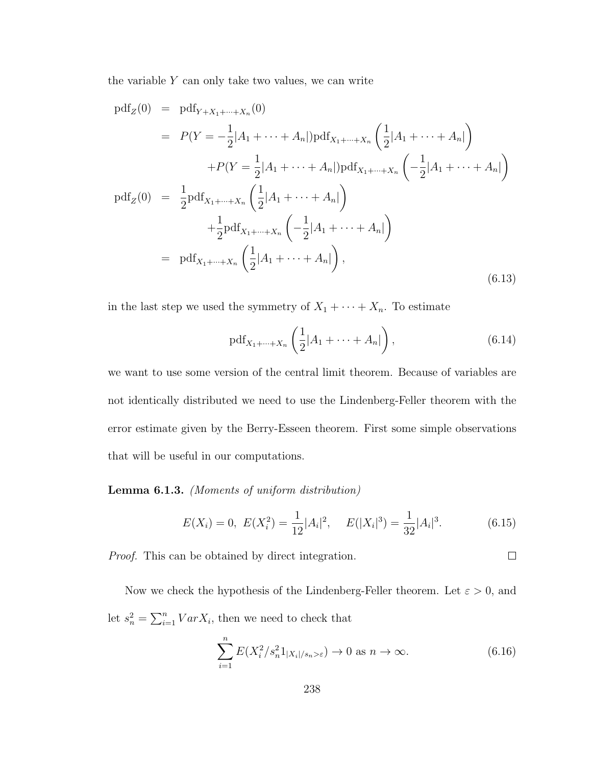the variable $Y$ can only take two values, we can write

$$
\begin{aligned}
\mathrm{pdf}_Z(0) &= \mathrm{pdf}_{Y+X_1+\cdots+X_n}(0) \\
&= P(Y = -\frac{1}{2}|A_1 + \cdots + A_n|)\mathrm{pdf}_{X_1+\cdots+X_n}\left(\frac{1}{2}|A_1 + \cdots + A_n|\right) \\
&\qquad + P(Y = \frac{1}{2}|A_1 + \cdots + A_n|)\mathrm{pdf}_{X_1+\cdots+X_n}\left(-\frac{1}{2}|A_1 + \cdots + A_n|\right) \\
\mathrm{pdf}_Z(0) &= \frac{1}{2}\mathrm{pdf}_{X_1+\cdots+X_n}\left(\frac{1}{2}|A_1 + \cdots + A_n|\right) \\
&\qquad + \frac{1}{2}\mathrm{pdf}_{X_1+\cdots+X_n}\left(-\frac{1}{2}|A_1 + \cdots + A_n|\right) \\
&= \mathrm{pdf}_{X_1+\cdots+X_n}\left(\frac{1}{2}|A_1 + \cdots + A_n|\right),
\end{aligned}
\tag{6.13}
$$

in the last step we used the symmetry of $X_1 + \cdots + X_n$. To estimate

$$
\mathrm{pdf}_{X_1+\cdots+X_n}\left(\frac{1}{2}|A_1 + \cdots + A_n|\right), \tag{6.14}
$$

we want to use some version of the central limit theorem. Because of variables are not identically distributed we need to use the Lindenberg-Feller theorem with the error estimate given by the Berry-Esseen theorem. First some simple observations that will be useful in our computations.

**Lemma 6.1.3.** *(Moments of uniform distribution)*

$$
E(X_i) = 0, \; E(X_i^2) = \frac{1}{12}|A_i|^2, \quad E(|X_i|^3) = \frac{1}{32}|A_i|^3. \tag{6.15}
$$

*Proof.* This can be obtained by direct integration. □

Now we check the hypothesis of the Lindenberg-Feller theorem. Let $\varepsilon > 0$, and let $s_n^2 = \sum_{i=1}^n VarX_i$, then we need to check that

$$
\sum_{i=1}^n E(X_i^2/s_n^2 1_{|X_i|/s_n > \varepsilon}) \to 0 \text{ as } n \to \infty. \tag{6.16}
$$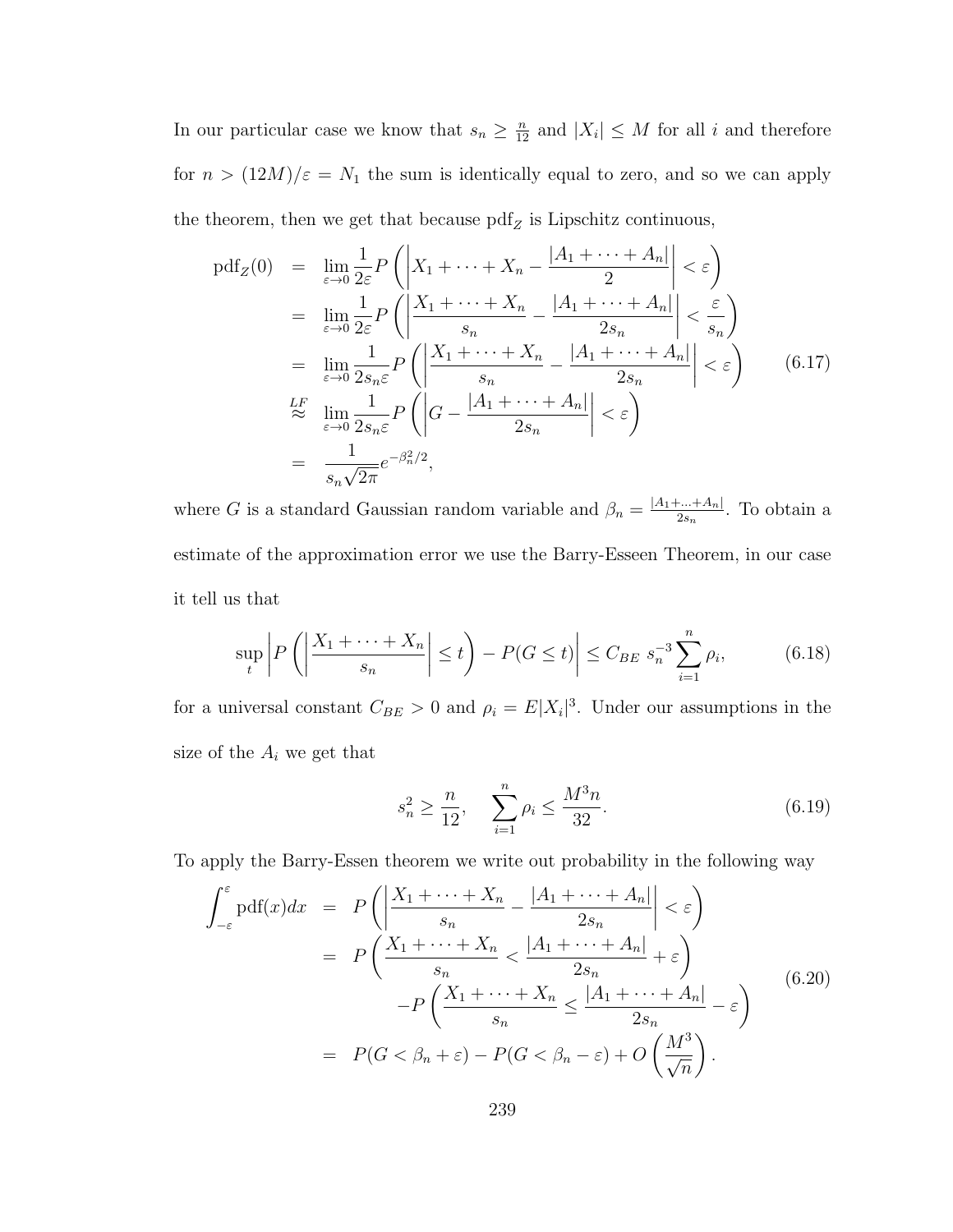In our particular case we know that $s_n \geq \frac{n}{12}$ and $|X_i| \leq M$ for all $i$ and therefore for $n > (12M)/\varepsilon = N_1$ the sum is identically equal to zero, and so we can apply the theorem, then we get that because $\text{pdf}_Z$ is Lipschitz continuous,

$$
\begin{aligned}
\text{pdf}_Z(0) &= \lim_{\varepsilon \to 0} \frac{1}{2\varepsilon} P\left( \left| X_1 + \cdots + X_n - \frac{|A_1 + \cdots + A_n|}{2} \right| < \varepsilon \right) \\
&= \lim_{\varepsilon \to 0} \frac{1}{2\varepsilon} P\left( \left| \frac{X_1 + \cdots + X_n}{s_n} - \frac{|A_1 + \cdots + A_n|}{2s_n} \right| < \frac{\varepsilon}{s_n} \right) \\
&= \lim_{\varepsilon \to 0} \frac{1}{2s_n\varepsilon} P\left( \left| \frac{X_1 + \cdots + X_n}{s_n} - \frac{|A_1 + \cdots + A_n|}{2s_n} \right| < \varepsilon \right) \\
&\overset{LF}{\approx} \lim_{\varepsilon \to 0} \frac{1}{2s_n\varepsilon} P\left( \left| G - \frac{|A_1 + \cdots + A_n|}{2s_n} \right| < \varepsilon \right) \\
&= \frac{1}{s_n\sqrt{2\pi}} e^{-\beta_n^2/2},
\end{aligned}
\tag{6.17}
$$

where $G$ is a standard Gaussian random variable and $\beta_n = \frac{|A_1 + \ldots + A_n|}{2s_n}$. To obtain a estimate of the approximation error we use the Barry-Esseen Theorem, in our case it tell us that

$$
\sup_t \left| P\left( \left| \frac{X_1 + \cdots + X_n}{s_n} \right| \leq t \right) - P(G \leq t) \right| \leq C_{BE}\ s_n^{-3} \sum_{i=1}^{n} \rho_i,
\tag{6.18}
$$

for a universal constant $C_{BE} > 0$ and $\rho_i = E|X_i|^3$. Under our assumptions in the size of the $A_i$ we get that

$$
s_n^2 \geq \frac{n}{12}, \quad \sum_{i=1}^{n} \rho_i \leq \frac{M^3 n}{32}.
\tag{6.19}
$$

To apply the Barry-Essen theorem we write out probability in the following way

$$
\begin{aligned}
\int_{-\varepsilon}^{\varepsilon} \text{pdf}(x)dx &= P\left( \left| \frac{X_1 + \cdots + X_n}{s_n} - \frac{|A_1 + \cdots + A_n|}{2s_n} \right| < \varepsilon \right) \\
&= P\left( \frac{X_1 + \cdots + X_n}{s_n} < \frac{|A_1 + \cdots + A_n|}{2s_n} + \varepsilon \right) \\
&\quad - P\left( \frac{X_1 + \cdots + X_n}{s_n} \leq \frac{|A_1 + \cdots + A_n|}{2s_n} - \varepsilon \right) \\
&= P(G < \beta_n + \varepsilon) - P(G < \beta_n - \varepsilon) + O\left( \frac{M^3}{\sqrt{n}} \right).
\end{aligned}
\tag{6.20}
$$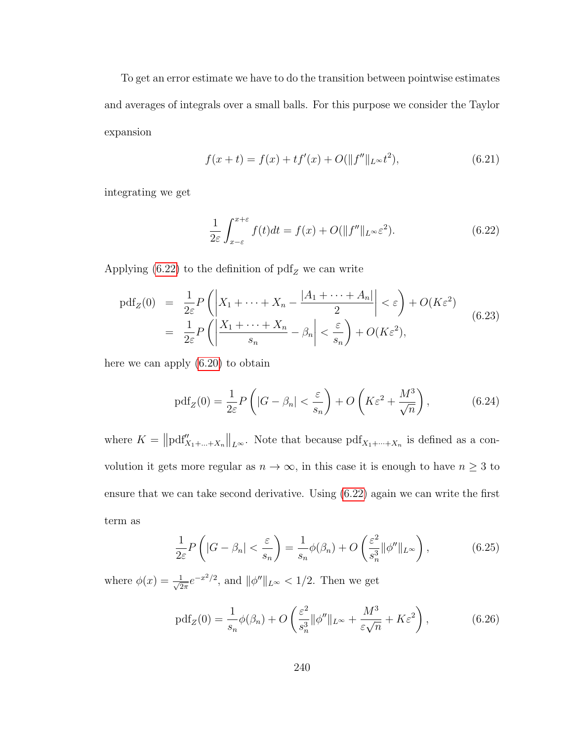To get an error estimate we have to do the transition between pointwise estimates and averages of integrals over a small balls. For this purpose we consider the Taylor expansion

$$f(x+t) = f(x) + tf'(x) + O(\|f''\|_{L^\infty} t^2), \tag{6.21}$$

integrating we get

$$\frac{1}{2\varepsilon}\int_{x-\varepsilon}^{x+\varepsilon} f(t)dt = f(x) + O(\|f''\|_{L^\infty}\varepsilon^2). \tag{6.22}$$

Applying (6.22) to the definition of $\text{pdf}_Z$ we can write

$$\begin{aligned}
\text{pdf}_Z(0) &= \frac{1}{2\varepsilon}P\left(\left|X_1 + \cdots + X_n - \frac{|A_1 + \cdots + A_n|}{2}\right| < \varepsilon\right) + O(K\varepsilon^2) \\
&= \frac{1}{2\varepsilon}P\left(\left|\frac{X_1 + \cdots + X_n}{s_n} - \beta_n\right| < \frac{\varepsilon}{s_n}\right) + O(K\varepsilon^2),
\end{aligned} \tag{6.23}$$

here we can apply (6.20) to obtain

$$\text{pdf}_Z(0) = \frac{1}{2\varepsilon}P\left(|G - \beta_n| < \frac{\varepsilon}{s_n}\right) + O\left(K\varepsilon^2 + \frac{M^3}{\sqrt{n}}\right), \tag{6.24}$$

where $K = \left\|\text{pdf}''_{X_1+\ldots+X_n}\right\|_{L^\infty}$. Note that because $\text{pdf}_{X_1+\cdots+X_n}$ is defined as a convolution it gets more regular as $n \to \infty$, in this case it is enough to have $n \geq 3$ to ensure that we can take second derivative. Using (6.22) again we can write the first term as

$$\frac{1}{2\varepsilon}P\left(|G - \beta_n| < \frac{\varepsilon}{s_n}\right) = \frac{1}{s_n}\phi(\beta_n) + O\left(\frac{\varepsilon^2}{s_n^3}\|\phi''\|_{L^\infty}\right), \tag{6.25}$$

where $\phi(x) = \frac{1}{\sqrt{2\pi}}e^{-x^2/2}$, and $\|\phi''\|_{L^\infty} < 1/2$. Then we get

$$\text{pdf}_Z(0) = \frac{1}{s_n}\phi(\beta_n) + O\left(\frac{\varepsilon^2}{s_n^3}\|\phi''\|_{L^\infty} + \frac{M^3}{\varepsilon\sqrt{n}} + K\varepsilon^2\right), \tag{6.26}$$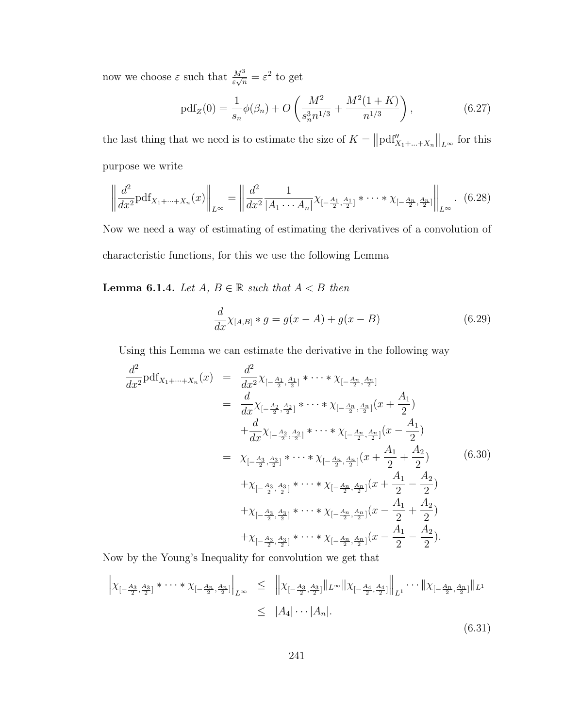now we choose $\varepsilon$ such that $\frac{M^3}{\varepsilon\sqrt{n}} = \varepsilon^2$ to get

$$\text{pdf}_Z(0) = \frac{1}{s_n}\phi(\beta_n) + O\left(\frac{M^2}{s_n^3 n^{1/3}} + \frac{M^2(1+K)}{n^{1/3}}\right), \tag{6.27}$$

the last thing that we need is to estimate the size of $K = \left\|\text{pdf}''_{X_1+\ldots+X_n}\right\|_{L^\infty}$ for this purpose we write

$$\left\|\frac{d^2}{dx^2}\text{pdf}_{X_1+\cdots+X_n}(x)\right\|_{L^\infty} = \left\|\frac{d^2}{dx^2}\frac{1}{|A_1\cdots A_n|}\chi_{[-\frac{A_1}{2},\frac{A_1}{2}]} * \cdots * \chi_{[-\frac{A_n}{2},\frac{A_n}{2}]}\right\|_{L^\infty}. \tag{6.28}$$

Now we need a way of estimating of estimating the derivatives of a convolution of characteristic functions, for this we use the following Lemma

**Lemma 6.1.4.** *Let $A$, $B \in \mathbb{R}$ such that $A < B$ then*

$$\frac{d}{dx}\chi_{[A,B]} * g = g(x-A) + g(x-B) \tag{6.29}$$

Using this Lemma we can estimate the derivative in the following way

$$\begin{aligned}
\frac{d^2}{dx^2}\text{pdf}_{X_1+\cdots+X_n}(x) &= \frac{d^2}{dx^2}\chi_{[-\frac{A_1}{2},\frac{A_1}{2}]} * \cdots * \chi_{[-\frac{A_n}{2},\frac{A_n}{2}]} \\
&= \frac{d}{dx}\chi_{[-\frac{A_2}{2},\frac{A_2}{2}]} * \cdots * \chi_{[-\frac{A_n}{2},\frac{A_n}{2}]}(x + \frac{A_1}{2}) \\
&\quad + \frac{d}{dx}\chi_{[-\frac{A_2}{2},\frac{A_2}{2}]} * \cdots * \chi_{[-\frac{A_n}{2},\frac{A_n}{2}]}(x - \frac{A_1}{2}) \\
&= \chi_{[-\frac{A_3}{2},\frac{A_3}{2}]} * \cdots * \chi_{[-\frac{A_n}{2},\frac{A_n}{2}]}(x + \frac{A_1}{2} + \frac{A_2}{2}) \\
&\quad + \chi_{[-\frac{A_3}{2},\frac{A_3}{2}]} * \cdots * \chi_{[-\frac{A_n}{2},\frac{A_n}{2}]}(x + \frac{A_1}{2} - \frac{A_2}{2}) \\
&\quad + \chi_{[-\frac{A_3}{2},\frac{A_3}{2}]} * \cdots * \chi_{[-\frac{A_n}{2},\frac{A_n}{2}]}(x - \frac{A_1}{2} + \frac{A_2}{2}) \\
&\quad + \chi_{[-\frac{A_3}{2},\frac{A_3}{2}]} * \cdots * \chi_{[-\frac{A_n}{2},\frac{A_n}{2}]}(x - \frac{A_1}{2} - \frac{A_2}{2}).
\end{aligned} \tag{6.30}$$

Now by the Young's Inequality for convolution we get that

$$\begin{aligned}
\left|\chi_{[-\frac{A_3}{2},\frac{A_3}{2}]} * \cdots * \chi_{[-\frac{A_n}{2},\frac{A_n}{2}]}\right|_{L^\infty} &\leq \left\|\chi_{[-\frac{A_3}{2},\frac{A_3}{2}]}\|_{L^\infty}\|\chi_{[-\frac{A_4}{2},\frac{A_4}{2}]}\right\|_{L^1} \cdots \|\chi_{[-\frac{A_n}{2},\frac{A_n}{2}]}\|_{L^1} \\
&\leq |A_4|\cdots|A_n|.
\end{aligned} \tag{6.31}$$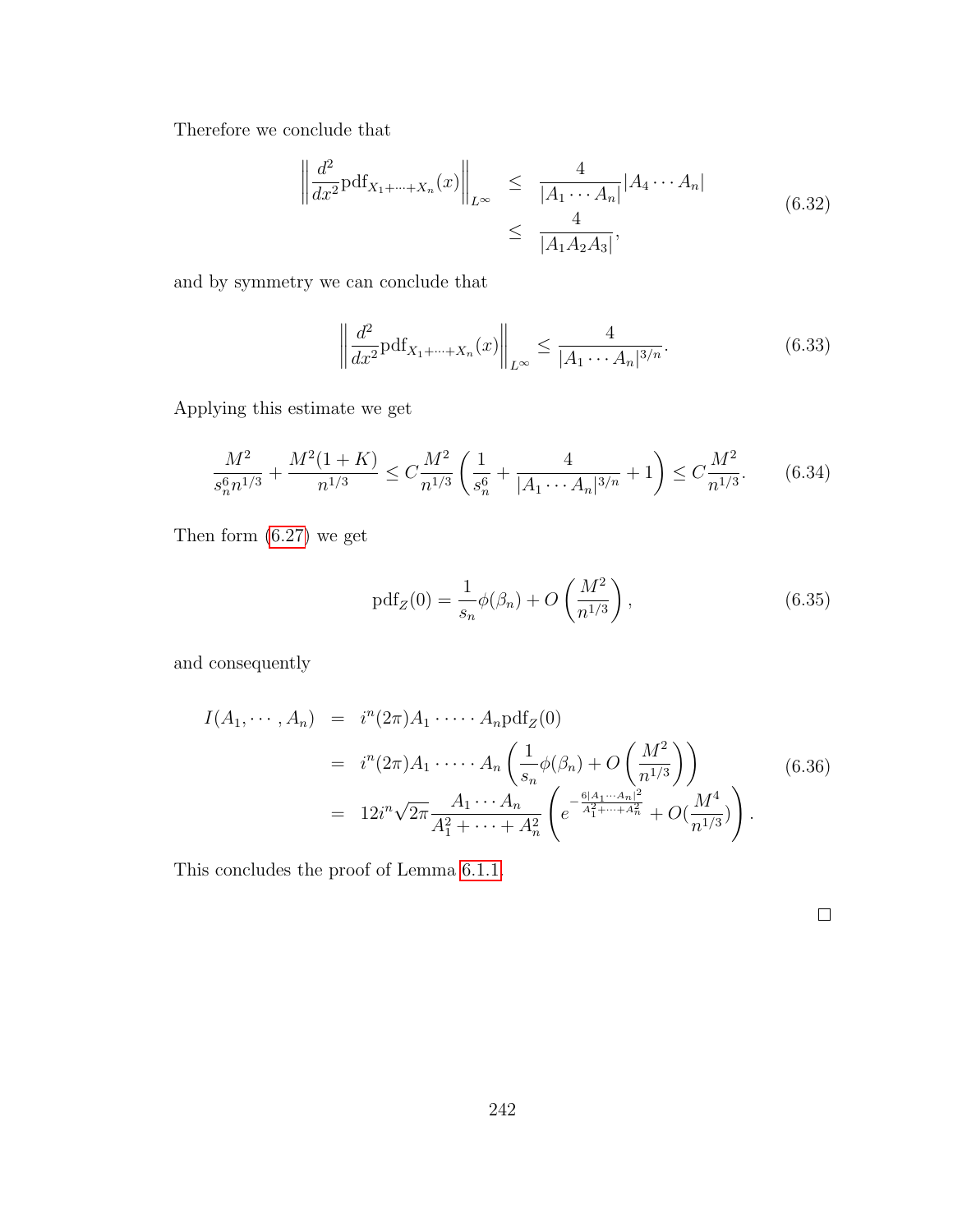Therefore we conclude that

$$
\begin{aligned}
\left\| \frac{d^2}{dx^2} \mathrm{pdf}_{X_1+\cdots+X_n}(x) \right\|_{L^\infty} &\leq \frac{4}{|A_1 \cdots A_n|} |A_4 \cdots A_n| \\
&\leq \frac{4}{|A_1 A_2 A_3|},
\end{aligned}
\tag{6.32}
$$

and by symmetry we can conclude that

$$
\left\| \frac{d^2}{dx^2} \mathrm{pdf}_{X_1+\cdots+X_n}(x) \right\|_{L^\infty} \leq \frac{4}{|A_1 \cdots A_n|^{3/n}}. \tag{6.33}
$$

Applying this estimate we get

$$
\frac{M^2}{s_n^6 n^{1/3}} + \frac{M^2(1+K)}{n^{1/3}} \leq C \frac{M^2}{n^{1/3}} \left( \frac{1}{s_n^6} + \frac{4}{|A_1 \cdots A_n|^{3/n}} + 1 \right) \leq C \frac{M^2}{n^{1/3}}. \tag{6.34}
$$

Then form (6.27) we get

$$
\mathrm{pdf}_Z(0) = \frac{1}{s_n} \phi(\beta_n) + O\left( \frac{M^2}{n^{1/3}} \right), \tag{6.35}
$$

and consequently

$$
\begin{aligned}
I(A_1, \cdots, A_n) &= i^n (2\pi) A_1 \cdot \cdots \cdot A_n \mathrm{pdf}_Z(0) \\
&= i^n (2\pi) A_1 \cdot \cdots \cdot A_n \left( \frac{1}{s_n} \phi(\beta_n) + O\left( \frac{M^2}{n^{1/3}} \right) \right) \\
&= 12 i^n \sqrt{2\pi} \frac{A_1 \cdots A_n}{A_1^2 + \cdots + A_n^2} \left( e^{-\frac{6|A_1 \cdots A_n|^2}{A_1^2 + \cdots + A_n^2}} + O(\frac{M^4}{n^{1/3}}) \right).
\end{aligned}
\tag{6.36}
$$

This concludes the proof of Lemma 6.1.1.

$\square$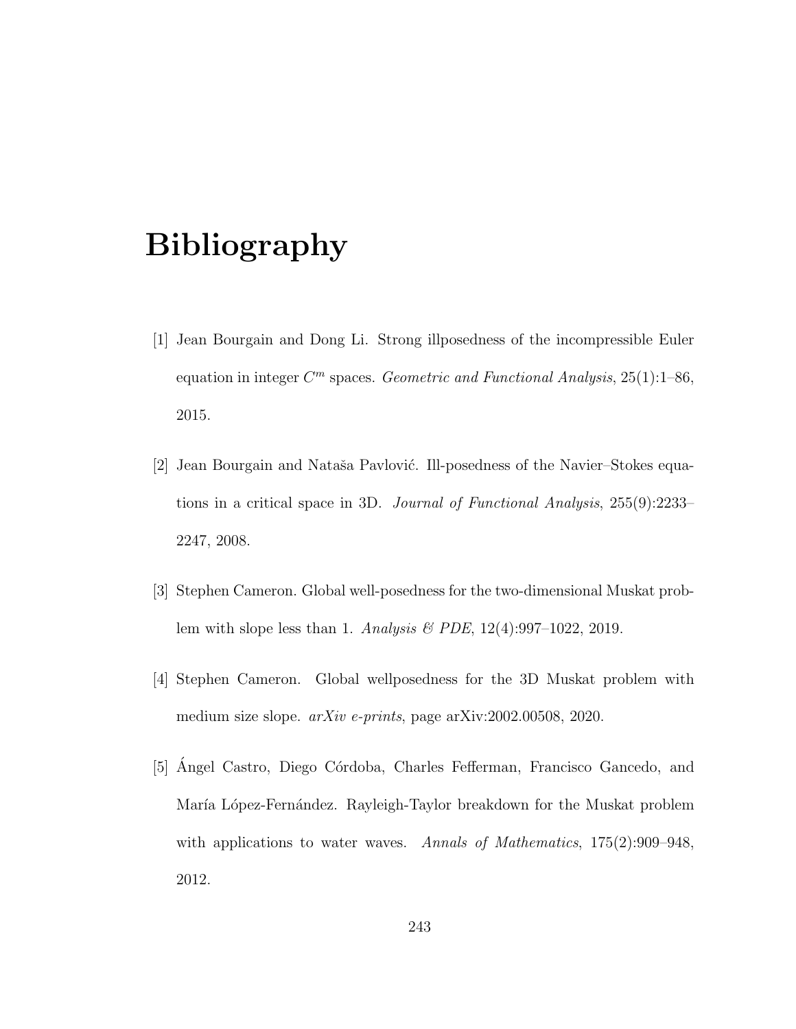# Bibliography

[1] Jean Bourgain and Dong Li. Strong illposedness of the incompressible Euler equation in integer $C^m$ spaces. *Geometric and Functional Analysis*, 25(1):1–86, 2015.

[2] Jean Bourgain and Nataša Pavlović. Ill-posedness of the Navier–Stokes equations in a critical space in 3D. *Journal of Functional Analysis*, 255(9):2233–2247, 2008.

[3] Stephen Cameron. Global well-posedness for the two-dimensional Muskat problem with slope less than 1. *Analysis & PDE*, 12(4):997–1022, 2019.

[4] Stephen Cameron. Global wellposedness for the 3D Muskat problem with medium size slope. *arXiv e-prints*, page arXiv:2002.00508, 2020.

[5] Ángel Castro, Diego Córdoba, Charles Fefferman, Francisco Gancedo, and María López-Fernández. Rayleigh-Taylor breakdown for the Muskat problem with applications to water waves. *Annals of Mathematics*, 175(2):909–948, 2012.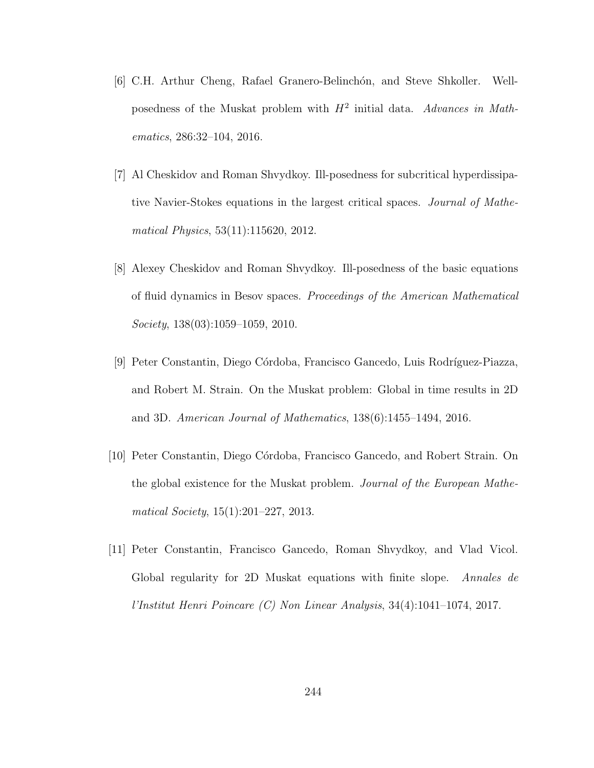[6] C.H. Arthur Cheng, Rafael Granero-Belinchón, and Steve Shkoller. Well-posedness of the Muskat problem with $H^2$ initial data. *Advances in Mathematics*, 286:32–104, 2016.

[7] Al Cheskidov and Roman Shvydkoy. Ill-posedness for subcritical hyperdissipative Navier-Stokes equations in the largest critical spaces. *Journal of Mathematical Physics*, 53(11):115620, 2012.

[8] Alexey Cheskidov and Roman Shvydkoy. Ill-posedness of the basic equations of fluid dynamics in Besov spaces. *Proceedings of the American Mathematical Society*, 138(03):1059–1059, 2010.

[9] Peter Constantin, Diego Córdoba, Francisco Gancedo, Luis Rodríguez-Piazza, and Robert M. Strain. On the Muskat problem: Global in time results in 2D and 3D. *American Journal of Mathematics*, 138(6):1455–1494, 2016.

[10] Peter Constantin, Diego Córdoba, Francisco Gancedo, and Robert Strain. On the global existence for the Muskat problem. *Journal of the European Mathematical Society*, 15(1):201–227, 2013.

[11] Peter Constantin, Francisco Gancedo, Roman Shvydkoy, and Vlad Vicol. Global regularity for 2D Muskat equations with finite slope. *Annales de l'Institut Henri Poincare (C) Non Linear Analysis*, 34(4):1041–1074, 2017.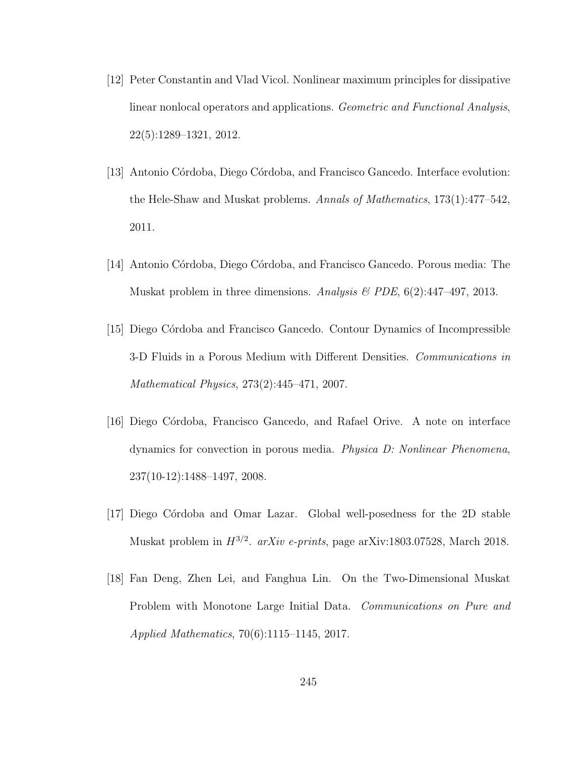[12] Peter Constantin and Vlad Vicol. Nonlinear maximum principles for dissipative linear nonlocal operators and applications. *Geometric and Functional Analysis*, 22(5):1289–1321, 2012.

[13] Antonio Córdoba, Diego Córdoba, and Francisco Gancedo. Interface evolution: the Hele-Shaw and Muskat problems. *Annals of Mathematics*, 173(1):477–542, 2011.

[14] Antonio Córdoba, Diego Córdoba, and Francisco Gancedo. Porous media: The Muskat problem in three dimensions. *Analysis & PDE*, 6(2):447–497, 2013.

[15] Diego Córdoba and Francisco Gancedo. Contour Dynamics of Incompressible 3-D Fluids in a Porous Medium with Different Densities. *Communications in Mathematical Physics*, 273(2):445–471, 2007.

[16] Diego Córdoba, Francisco Gancedo, and Rafael Orive. A note on interface dynamics for convection in porous media. *Physica D: Nonlinear Phenomena*, 237(10-12):1488–1497, 2008.

[17] Diego Córdoba and Omar Lazar. Global well-posedness for the 2D stable Muskat problem in $H^{3/2}$. *arXiv e-prints*, page arXiv:1803.07528, March 2018.

[18] Fan Deng, Zhen Lei, and Fanghua Lin. On the Two-Dimensional Muskat Problem with Monotone Large Initial Data. *Communications on Pure and Applied Mathematics*, 70(6):1115–1145, 2017.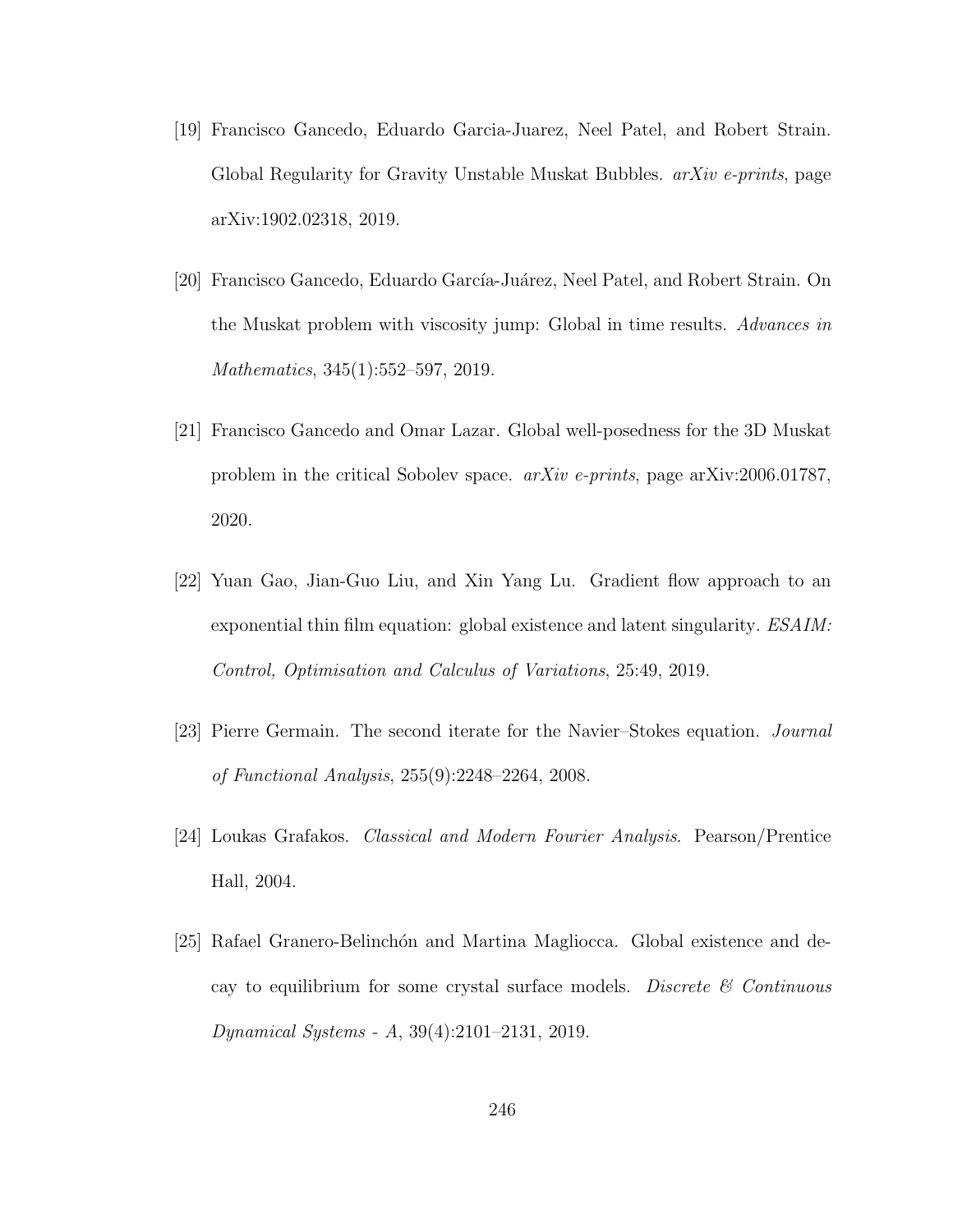[19] Francisco Gancedo, Eduardo Garcia-Juarez, Neel Patel, and Robert Strain. Global Regularity for Gravity Unstable Muskat Bubbles. *arXiv e-prints*, page arXiv:1902.02318, 2019.

[20] Francisco Gancedo, Eduardo García-Juárez, Neel Patel, and Robert Strain. On the Muskat problem with viscosity jump: Global in time results. *Advances in Mathematics*, 345(1):552–597, 2019.

[21] Francisco Gancedo and Omar Lazar. Global well-posedness for the 3D Muskat problem in the critical Sobolev space. *arXiv e-prints*, page arXiv:2006.01787, 2020.

[22] Yuan Gao, Jian-Guo Liu, and Xin Yang Lu. Gradient flow approach to an exponential thin film equation: global existence and latent singularity. *ESAIM: Control, Optimisation and Calculus of Variations*, 25:49, 2019.

[23] Pierre Germain. The second iterate for the Navier–Stokes equation. *Journal of Functional Analysis*, 255(9):2248–2264, 2008.

[24] Loukas Grafakos. *Classical and Modern Fourier Analysis*. Pearson/Prentice Hall, 2004.

[25] Rafael Granero-Belinchón and Martina Magliocca. Global existence and decay to equilibrium for some crystal surface models. *Discrete & Continuous Dynamical Systems - A*, 39(4):2101–2131, 2019.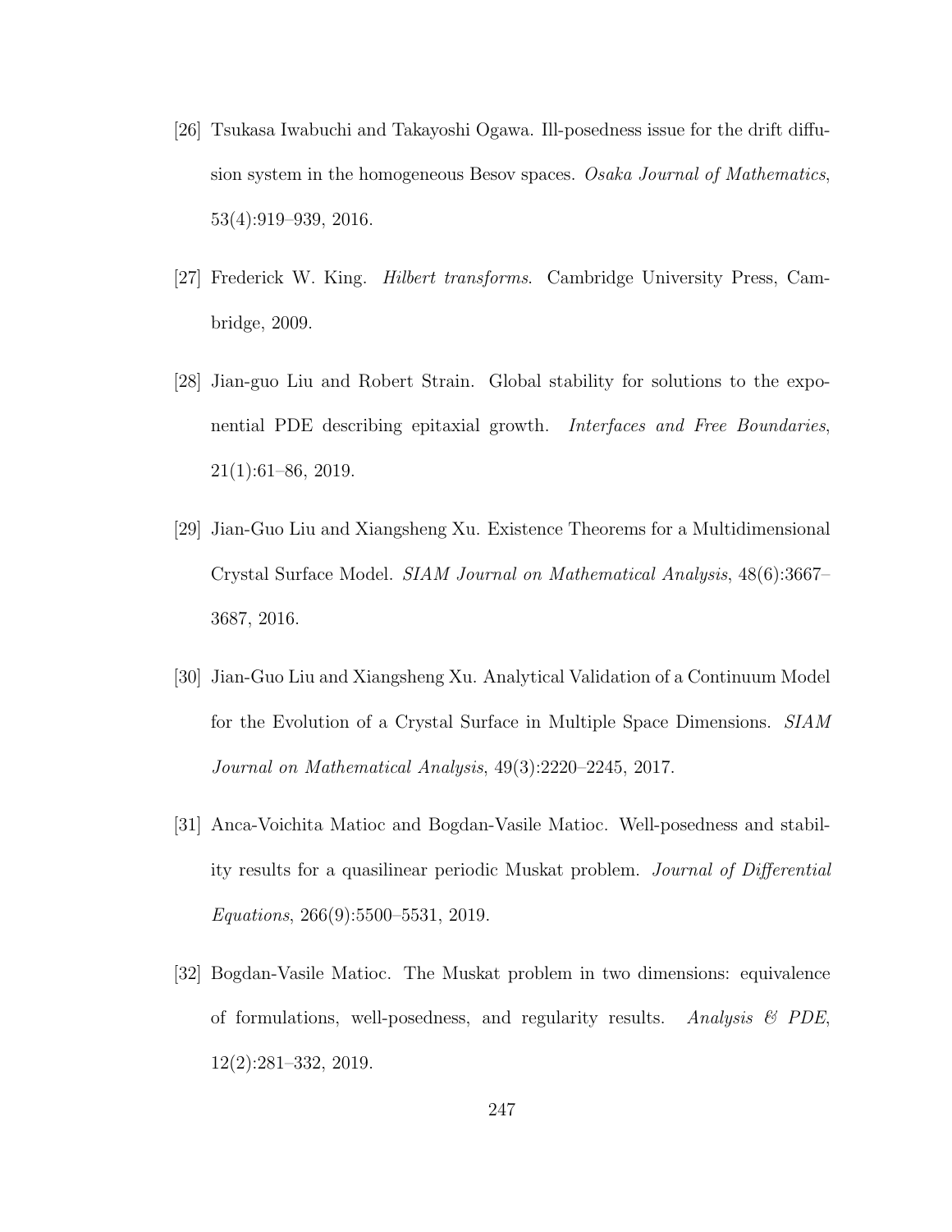[26] Tsukasa Iwabuchi and Takayoshi Ogawa. Ill-posedness issue for the drift diffusion system in the homogeneous Besov spaces. *Osaka Journal of Mathematics*, 53(4):919–939, 2016.

[27] Frederick W. King. *Hilbert transforms*. Cambridge University Press, Cambridge, 2009.

[28] Jian-guo Liu and Robert Strain. Global stability for solutions to the exponential PDE describing epitaxial growth. *Interfaces and Free Boundaries*, 21(1):61–86, 2019.

[29] Jian-Guo Liu and Xiangsheng Xu. Existence Theorems for a Multidimensional Crystal Surface Model. *SIAM Journal on Mathematical Analysis*, 48(6):3667–3687, 2016.

[30] Jian-Guo Liu and Xiangsheng Xu. Analytical Validation of a Continuum Model for the Evolution of a Crystal Surface in Multiple Space Dimensions. *SIAM Journal on Mathematical Analysis*, 49(3):2220–2245, 2017.

[31] Anca-Voichita Matioc and Bogdan-Vasile Matioc. Well-posedness and stability results for a quasilinear periodic Muskat problem. *Journal of Differential Equations*, 266(9):5500–5531, 2019.

[32] Bogdan-Vasile Matioc. The Muskat problem in two dimensions: equivalence of formulations, well-posedness, and regularity results. *Analysis & PDE*, 12(2):281–332, 2019.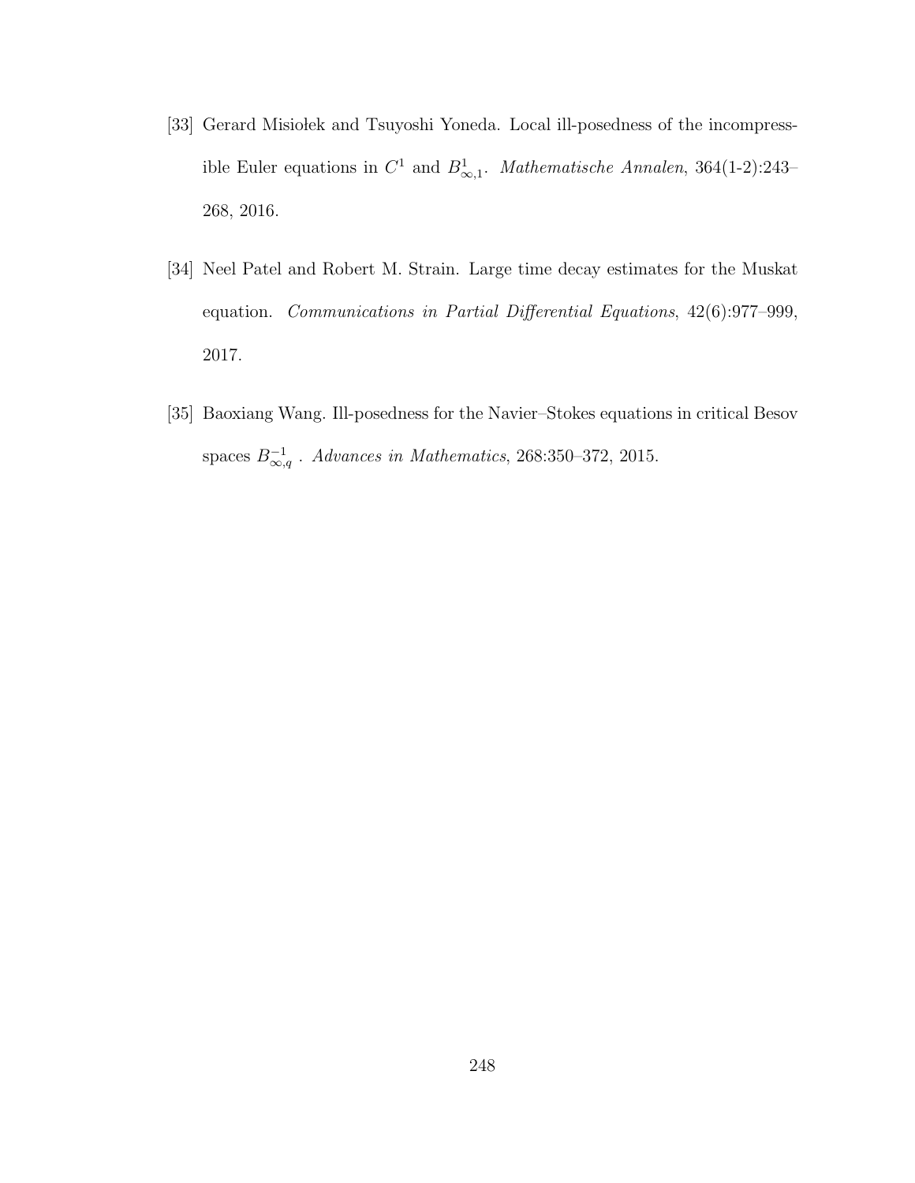[33] Gerard Misiołek and Tsuyoshi Yoneda. Local ill-posedness of the incompressible Euler equations in $C^1$ and $B^1_{\infty,1}$. *Mathematische Annalen*, 364(1-2):243–268, 2016.

[34] Neel Patel and Robert M. Strain. Large time decay estimates for the Muskat equation. *Communications in Partial Differential Equations*, 42(6):977–999, 2017.

[35] Baoxiang Wang. Ill-posedness for the Navier–Stokes equations in critical Besov spaces $B^{-1}_{\infty,q}$ . *Advances in Mathematics*, 268:350–372, 2015.